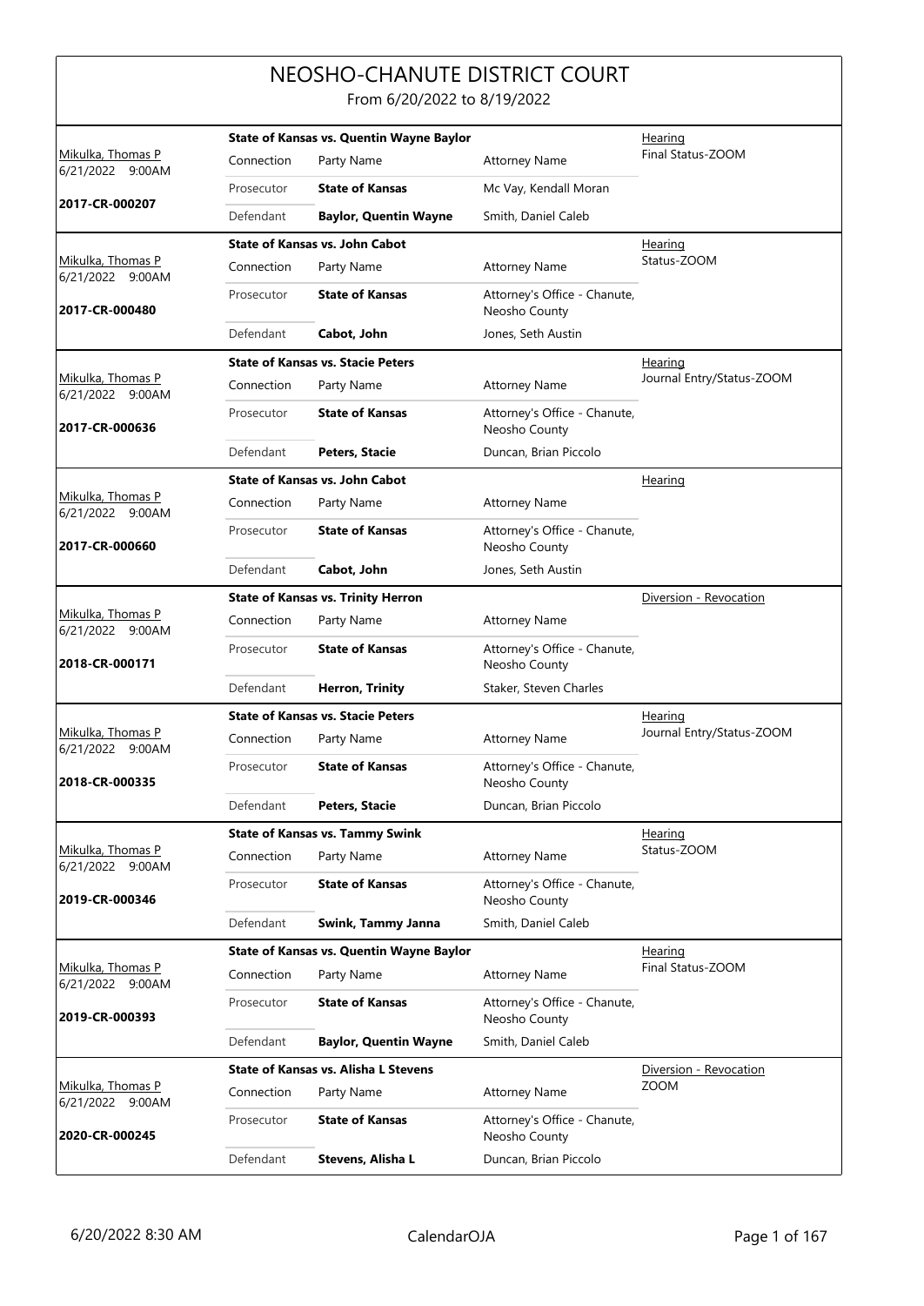# NEOSHO-CHANUTE DISTRICT COURT

From 6/20/2022 to 8/19/2022

| Judge / Date / Case | Case Title | | | Type / Description |
|---|---|---|---|---|
| Mikulka, Thomas P<br>6/21/2022 9:00AM<br>**2017-CR-000207** | **State of Kansas vs. Quentin Wayne Baylor** | | | Hearing<br>Final Status-ZOOM |
| | Connection | Party Name | Attorney Name | |
| | Prosecutor | **State of Kansas** | Mc Vay, Kendall Moran | |
| | Defendant | **Baylor, Quentin Wayne** | Smith, Daniel Caleb | |
| Mikulka, Thomas P<br>6/21/2022 9:00AM<br>**2017-CR-000480** | **State of Kansas vs. John Cabot** | | | Hearing<br>Status-ZOOM |
| | Connection | Party Name | Attorney Name | |
| | Prosecutor | **State of Kansas** | Attorney's Office - Chanute, Neosho County | |
| | Defendant | **Cabot, John** | Jones, Seth Austin | |
| Mikulka, Thomas P<br>6/21/2022 9:00AM<br>**2017-CR-000636** | **State of Kansas vs. Stacie Peters** | | | Hearing<br>Journal Entry/Status-ZOOM |
| | Connection | Party Name | Attorney Name | |
| | Prosecutor | **State of Kansas** | Attorney's Office - Chanute, Neosho County | |
| | Defendant | **Peters, Stacie** | Duncan, Brian Piccolo | |
| Mikulka, Thomas P<br>6/21/2022 9:00AM<br>**2017-CR-000660** | **State of Kansas vs. John Cabot** | | | Hearing |
| | Connection | Party Name | Attorney Name | |
| | Prosecutor | **State of Kansas** | Attorney's Office - Chanute, Neosho County | |
| | Defendant | **Cabot, John** | Jones, Seth Austin | |
| Mikulka, Thomas P<br>6/21/2022 9:00AM<br>**2018-CR-000171** | **State of Kansas vs. Trinity Herron** | | | Diversion - Revocation |
| | Connection | Party Name | Attorney Name | |
| | Prosecutor | **State of Kansas** | Attorney's Office - Chanute, Neosho County | |
| | Defendant | **Herron, Trinity** | Staker, Steven Charles | |
| Mikulka, Thomas P<br>6/21/2022 9:00AM<br>**2018-CR-000335** | **State of Kansas vs. Stacie Peters** | | | Hearing<br>Journal Entry/Status-ZOOM |
| | Connection | Party Name | Attorney Name | |
| | Prosecutor | **State of Kansas** | Attorney's Office - Chanute, Neosho County | |
| | Defendant | **Peters, Stacie** | Duncan, Brian Piccolo | |
| Mikulka, Thomas P<br>6/21/2022 9:00AM<br>**2019-CR-000346** | **State of Kansas vs. Tammy Swink** | | | Hearing<br>Status-ZOOM |
| | Connection | Party Name | Attorney Name | |
| | Prosecutor | **State of Kansas** | Attorney's Office - Chanute, Neosho County | |
| | Defendant | **Swink, Tammy Janna** | Smith, Daniel Caleb | |
| Mikulka, Thomas P<br>6/21/2022 9:00AM<br>**2019-CR-000393** | **State of Kansas vs. Quentin Wayne Baylor** | | | Hearing<br>Final Status-ZOOM |
| | Connection | Party Name | Attorney Name | |
| | Prosecutor | **State of Kansas** | Attorney's Office - Chanute, Neosho County | |
| | Defendant | **Baylor, Quentin Wayne** | Smith, Daniel Caleb | |
| Mikulka, Thomas P<br>6/21/2022 9:00AM<br>**2020-CR-000245** | **State of Kansas vs. Alisha L Stevens** | | | Diversion - Revocation<br>ZOOM |
| | Connection | Party Name | Attorney Name | |
| | Prosecutor | **State of Kansas** | Attorney's Office - Chanute, Neosho County | |
| | Defendant | **Stevens, Alisha L** | Duncan, Brian Piccolo | |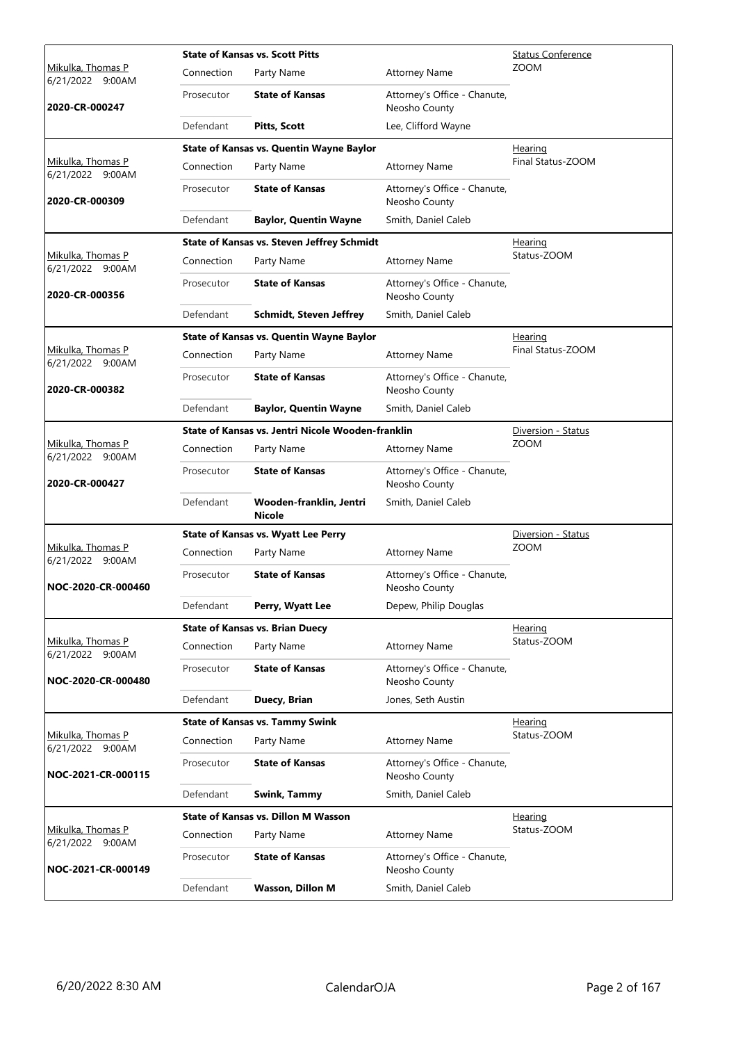| Judge / Date / Case | Case Title | | | Hearing Type |
|---|---|---|---|---|
| Mikulka, Thomas P 6/21/2022 9:00AM **2020-CR-000247** | **State of Kansas vs. Scott Pitts** | | | Status Conference ZOOM |
| | Connection | Party Name | Attorney Name | |
| | Prosecutor | **State of Kansas** | Attorney's Office - Chanute, Neosho County | |
| | Defendant | **Pitts, Scott** | Lee, Clifford Wayne | |
| Mikulka, Thomas P 6/21/2022 9:00AM **2020-CR-000309** | **State of Kansas vs. Quentin Wayne Baylor** | | | Hearing Final Status-ZOOM |
| | Connection | Party Name | Attorney Name | |
| | Prosecutor | **State of Kansas** | Attorney's Office - Chanute, Neosho County | |
| | Defendant | **Baylor, Quentin Wayne** | Smith, Daniel Caleb | |
| Mikulka, Thomas P 6/21/2022 9:00AM **2020-CR-000356** | **State of Kansas vs. Steven Jeffrey Schmidt** | | | Hearing Status-ZOOM |
| | Connection | Party Name | Attorney Name | |
| | Prosecutor | **State of Kansas** | Attorney's Office - Chanute, Neosho County | |
| | Defendant | **Schmidt, Steven Jeffrey** | Smith, Daniel Caleb | |
| Mikulka, Thomas P 6/21/2022 9:00AM **2020-CR-000382** | **State of Kansas vs. Quentin Wayne Baylor** | | | Hearing Final Status-ZOOM |
| | Connection | Party Name | Attorney Name | |
| | Prosecutor | **State of Kansas** | Attorney's Office - Chanute, Neosho County | |
| | Defendant | **Baylor, Quentin Wayne** | Smith, Daniel Caleb | |
| Mikulka, Thomas P 6/21/2022 9:00AM **2020-CR-000427** | **State of Kansas vs. Jentri Nicole Wooden-franklin** | | | Diversion - Status ZOOM |
| | Connection | Party Name | Attorney Name | |
| | Prosecutor | **State of Kansas** | Attorney's Office - Chanute, Neosho County | |
| | Defendant | **Wooden-franklin, Jentri Nicole** | Smith, Daniel Caleb | |
| Mikulka, Thomas P 6/21/2022 9:00AM **NOC-2020-CR-000460** | **State of Kansas vs. Wyatt Lee Perry** | | | Diversion - Status ZOOM |
| | Connection | Party Name | Attorney Name | |
| | Prosecutor | **State of Kansas** | Attorney's Office - Chanute, Neosho County | |
| | Defendant | **Perry, Wyatt Lee** | Depew, Philip Douglas | |
| Mikulka, Thomas P 6/21/2022 9:00AM **NOC-2020-CR-000480** | **State of Kansas vs. Brian Duecy** | | | Hearing Status-ZOOM |
| | Connection | Party Name | Attorney Name | |
| | Prosecutor | **State of Kansas** | Attorney's Office - Chanute, Neosho County | |
| | Defendant | **Duecy, Brian** | Jones, Seth Austin | |
| Mikulka, Thomas P 6/21/2022 9:00AM **NOC-2021-CR-000115** | **State of Kansas vs. Tammy Swink** | | | Hearing Status-ZOOM |
| | Connection | Party Name | Attorney Name | |
| | Prosecutor | **State of Kansas** | Attorney's Office - Chanute, Neosho County | |
| | Defendant | **Swink, Tammy** | Smith, Daniel Caleb | |
| Mikulka, Thomas P 6/21/2022 9:00AM **NOC-2021-CR-000149** | **State of Kansas vs. Dillon M Wasson** | | | Hearing Status-ZOOM |
| | Connection | Party Name | Attorney Name | |
| | Prosecutor | **State of Kansas** | Attorney's Office - Chanute, Neosho County | |
| | Defendant | **Wasson, Dillon M** | Smith, Daniel Caleb | |

6/20/2022 8:30 AM CalendarOJA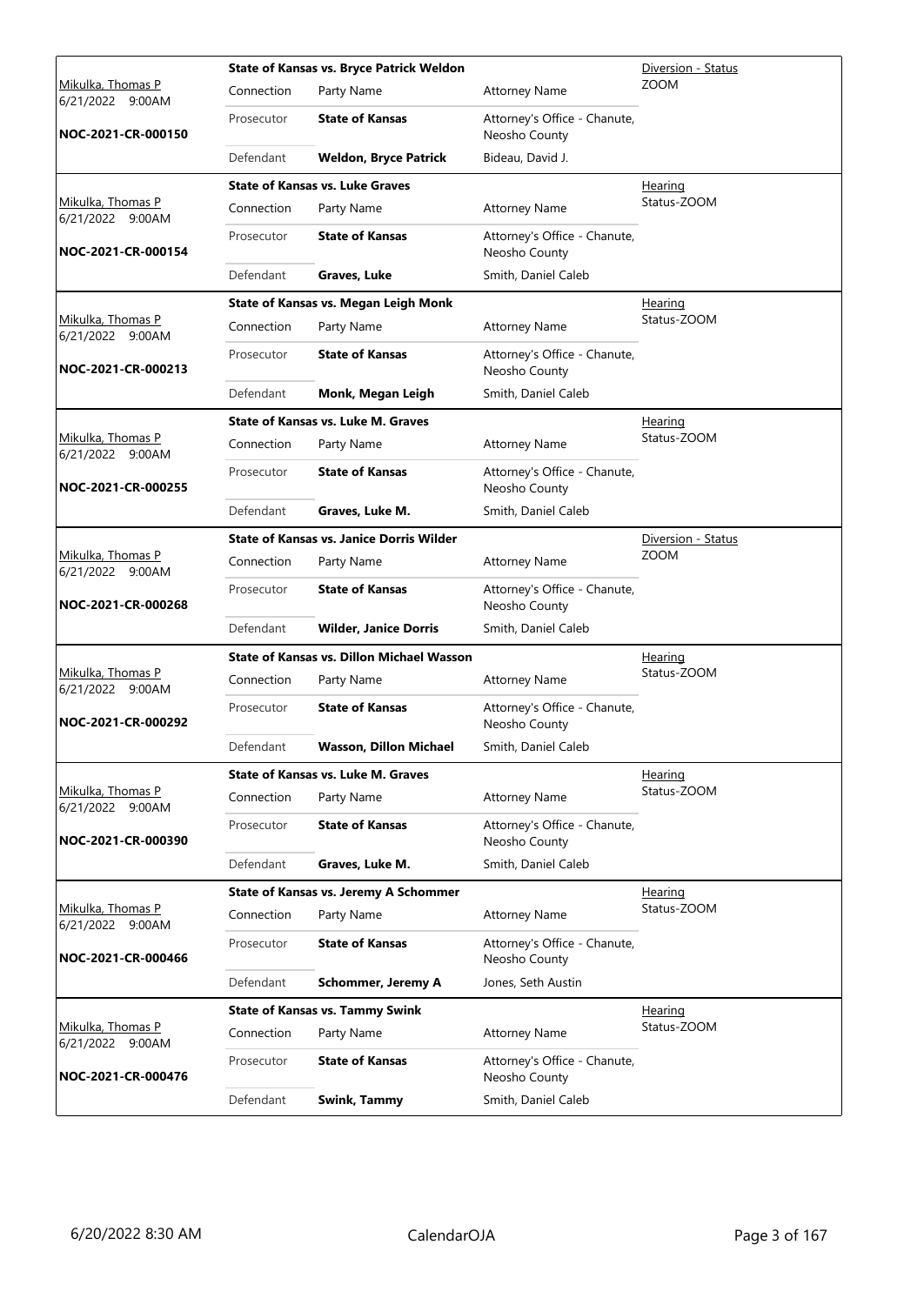| Judge / Date / Case | | | | Event |
|---|---|---|---|---|
| Mikulka, Thomas P 6/21/2022 9:00AM NOC-2021-CR-000150 | **State of Kansas vs. Bryce Patrick Weldon** | | | Diversion - Status ZOOM |
| | Connection | Party Name | Attorney Name | |
| | Prosecutor | **State of Kansas** | Attorney's Office - Chanute, Neosho County | |
| | Defendant | **Weldon, Bryce Patrick** | Bideau, David J. | |
| Mikulka, Thomas P 6/21/2022 9:00AM NOC-2021-CR-000154 | **State of Kansas vs. Luke Graves** | | | Hearing Status-ZOOM |
| | Connection | Party Name | Attorney Name | |
| | Prosecutor | **State of Kansas** | Attorney's Office - Chanute, Neosho County | |
| | Defendant | **Graves, Luke** | Smith, Daniel Caleb | |
| Mikulka, Thomas P 6/21/2022 9:00AM NOC-2021-CR-000213 | **State of Kansas vs. Megan Leigh Monk** | | | Hearing Status-ZOOM |
| | Connection | Party Name | Attorney Name | |
| | Prosecutor | **State of Kansas** | Attorney's Office - Chanute, Neosho County | |
| | Defendant | **Monk, Megan Leigh** | Smith, Daniel Caleb | |
| Mikulka, Thomas P 6/21/2022 9:00AM NOC-2021-CR-000255 | **State of Kansas vs. Luke M. Graves** | | | Hearing Status-ZOOM |
| | Connection | Party Name | Attorney Name | |
| | Prosecutor | **State of Kansas** | Attorney's Office - Chanute, Neosho County | |
| | Defendant | **Graves, Luke M.** | Smith, Daniel Caleb | |
| Mikulka, Thomas P 6/21/2022 9:00AM NOC-2021-CR-000268 | **State of Kansas vs. Janice Dorris Wilder** | | | Diversion - Status ZOOM |
| | Connection | Party Name | Attorney Name | |
| | Prosecutor | **State of Kansas** | Attorney's Office - Chanute, Neosho County | |
| | Defendant | **Wilder, Janice Dorris** | Smith, Daniel Caleb | |
| Mikulka, Thomas P 6/21/2022 9:00AM NOC-2021-CR-000292 | **State of Kansas vs. Dillon Michael Wasson** | | | Hearing Status-ZOOM |
| | Connection | Party Name | Attorney Name | |
| | Prosecutor | **State of Kansas** | Attorney's Office - Chanute, Neosho County | |
| | Defendant | **Wasson, Dillon Michael** | Smith, Daniel Caleb | |
| Mikulka, Thomas P 6/21/2022 9:00AM NOC-2021-CR-000390 | **State of Kansas vs. Luke M. Graves** | | | Hearing Status-ZOOM |
| | Connection | Party Name | Attorney Name | |
| | Prosecutor | **State of Kansas** | Attorney's Office - Chanute, Neosho County | |
| | Defendant | **Graves, Luke M.** | Smith, Daniel Caleb | |
| Mikulka, Thomas P 6/21/2022 9:00AM NOC-2021-CR-000466 | **State of Kansas vs. Jeremy A Schommer** | | | Hearing Status-ZOOM |
| | Connection | Party Name | Attorney Name | |
| | Prosecutor | **State of Kansas** | Attorney's Office - Chanute, Neosho County | |
| | Defendant | **Schommer, Jeremy A** | Jones, Seth Austin | |
| Mikulka, Thomas P 6/21/2022 9:00AM NOC-2021-CR-000476 | **State of Kansas vs. Tammy Swink** | | | Hearing Status-ZOOM |
| | Connection | Party Name | Attorney Name | |
| | Prosecutor | **State of Kansas** | Attorney's Office - Chanute, Neosho County | |
| | Defendant | **Swink, Tammy** | Smith, Daniel Caleb | |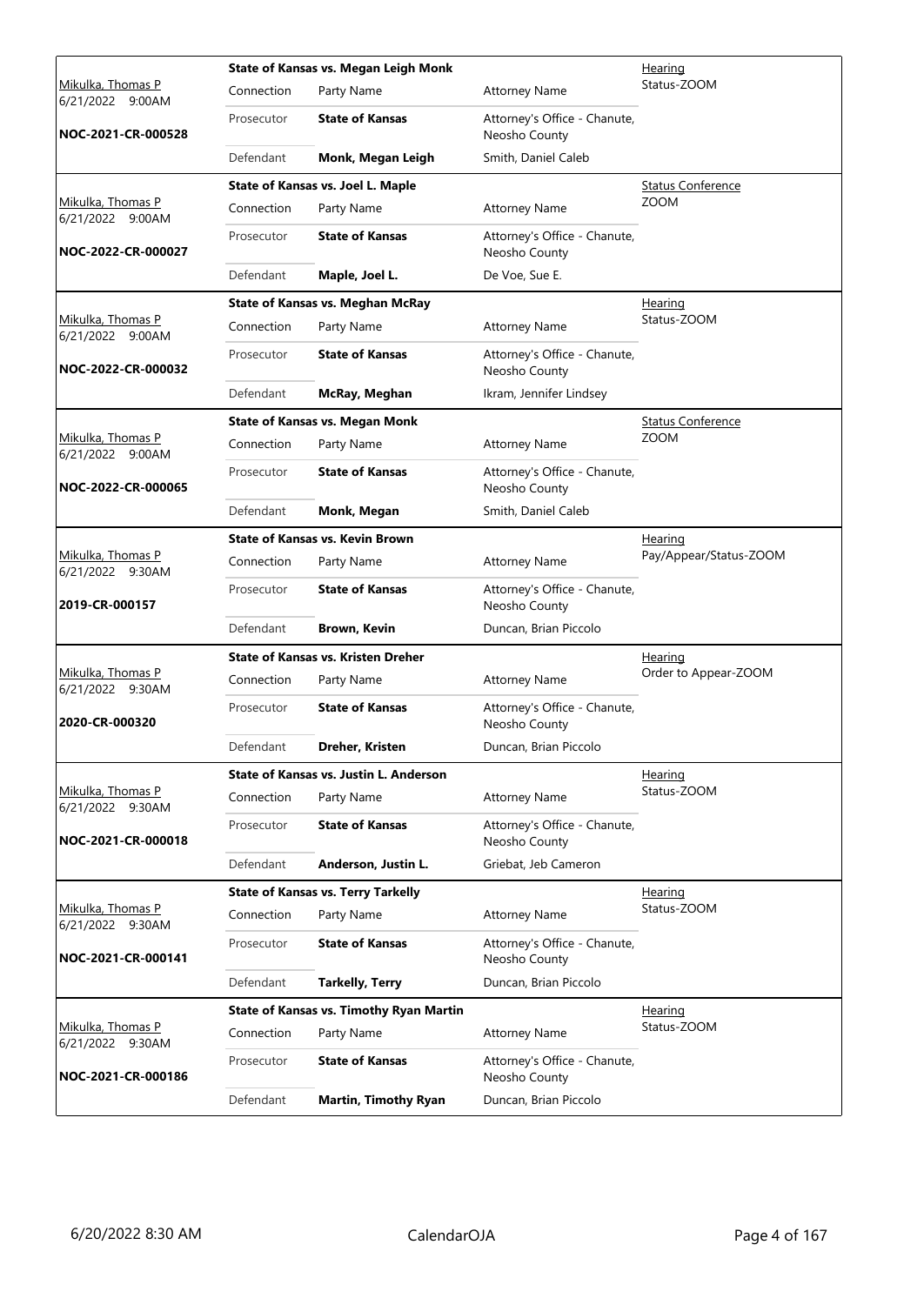| Judge / Date / Case | Case Title / Connection | Party Name | Attorney Name | Hearing |
|---|---|---|---|---|
| Mikulka, Thomas P 6/21/2022 9:00AM | **State of Kansas vs. Megan Leigh Monk** | | | Hearing Status-ZOOM |
| | Connection | Party Name | Attorney Name | |
| NOC-2021-CR-000528 | Prosecutor | **State of Kansas** | Attorney's Office - Chanute, Neosho County | |
| | Defendant | **Monk, Megan Leigh** | Smith, Daniel Caleb | |
| Mikulka, Thomas P 6/21/2022 9:00AM | **State of Kansas vs. Joel L. Maple** | | | Status Conference ZOOM |
| | Connection | Party Name | Attorney Name | |
| NOC-2022-CR-000027 | Prosecutor | **State of Kansas** | Attorney's Office - Chanute, Neosho County | |
| | Defendant | **Maple, Joel L.** | De Voe, Sue E. | |
| Mikulka, Thomas P 6/21/2022 9:00AM | **State of Kansas vs. Meghan McRay** | | | Hearing Status-ZOOM |
| | Connection | Party Name | Attorney Name | |
| NOC-2022-CR-000032 | Prosecutor | **State of Kansas** | Attorney's Office - Chanute, Neosho County | |
| | Defendant | **McRay, Meghan** | Ikram, Jennifer Lindsey | |
| Mikulka, Thomas P 6/21/2022 9:00AM | **State of Kansas vs. Megan Monk** | | | Status Conference ZOOM |
| | Connection | Party Name | Attorney Name | |
| NOC-2022-CR-000065 | Prosecutor | **State of Kansas** | Attorney's Office - Chanute, Neosho County | |
| | Defendant | **Monk, Megan** | Smith, Daniel Caleb | |
| Mikulka, Thomas P 6/21/2022 9:30AM | **State of Kansas vs. Kevin Brown** | | | Hearing Pay/Appear/Status-ZOOM |
| | Connection | Party Name | Attorney Name | |
| 2019-CR-000157 | Prosecutor | **State of Kansas** | Attorney's Office - Chanute, Neosho County | |
| | Defendant | **Brown, Kevin** | Duncan, Brian Piccolo | |
| Mikulka, Thomas P 6/21/2022 9:30AM | **State of Kansas vs. Kristen Dreher** | | | Hearing Order to Appear-ZOOM |
| | Connection | Party Name | Attorney Name | |
| 2020-CR-000320 | Prosecutor | **State of Kansas** | Attorney's Office - Chanute, Neosho County | |
| | Defendant | **Dreher, Kristen** | Duncan, Brian Piccolo | |
| Mikulka, Thomas P 6/21/2022 9:30AM | **State of Kansas vs. Justin L. Anderson** | | | Hearing Status-ZOOM |
| | Connection | Party Name | Attorney Name | |
| NOC-2021-CR-000018 | Prosecutor | **State of Kansas** | Attorney's Office - Chanute, Neosho County | |
| | Defendant | **Anderson, Justin L.** | Griebat, Jeb Cameron | |
| Mikulka, Thomas P 6/21/2022 9:30AM | **State of Kansas vs. Terry Tarkelly** | | | Hearing Status-ZOOM |
| | Connection | Party Name | Attorney Name | |
| NOC-2021-CR-000141 | Prosecutor | **State of Kansas** | Attorney's Office - Chanute, Neosho County | |
| | Defendant | **Tarkelly, Terry** | Duncan, Brian Piccolo | |
| Mikulka, Thomas P 6/21/2022 9:30AM | **State of Kansas vs. Timothy Ryan Martin** | | | Hearing Status-ZOOM |
| | Connection | Party Name | Attorney Name | |
| NOC-2021-CR-000186 | Prosecutor | **State of Kansas** | Attorney's Office - Chanute, Neosho County | |
| | Defendant | **Martin, Timothy Ryan** | Duncan, Brian Piccolo | |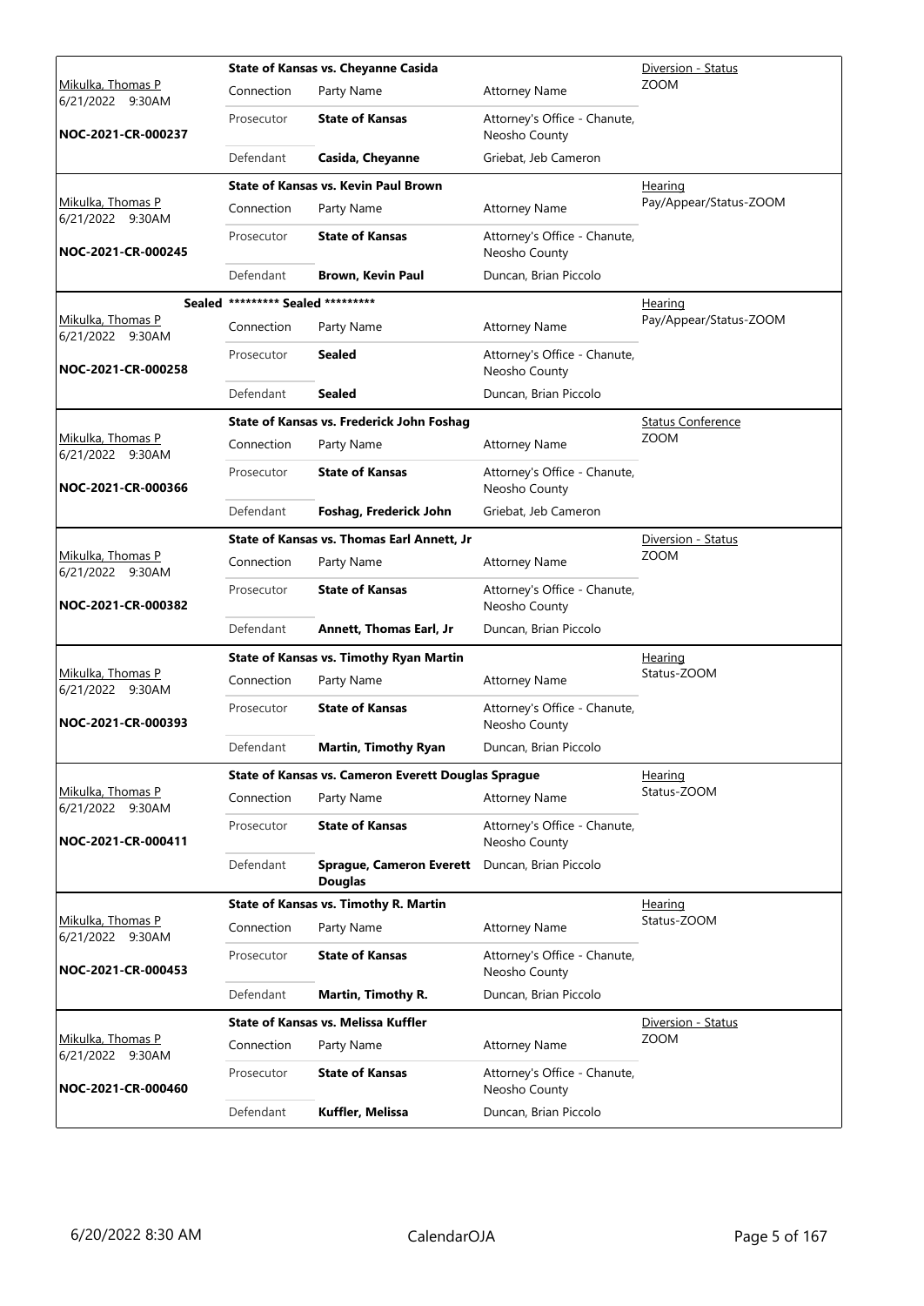| Judge / Date / Case | Connection | Party Name | Attorney Name | Hearing |
|---|---|---|---|---|
| Mikulka, Thomas P<br>6/21/2022 9:30AM<br>**NOC-2021-CR-000237** | **State of Kansas vs. Cheyanne Casida** | | | Diversion - Status<br>ZOOM |
| | Prosecutor | **State of Kansas** | Attorney's Office - Chanute, Neosho County | |
| | Defendant | **Casida, Cheyanne** | Griebat, Jeb Cameron | |
| Mikulka, Thomas P<br>6/21/2022 9:30AM<br>**NOC-2021-CR-000245** | **State of Kansas vs. Kevin Paul Brown** | | | Hearing<br>Pay/Appear/Status-ZOOM |
| | Prosecutor | **State of Kansas** | Attorney's Office - Chanute, Neosho County | |
| | Defendant | **Brown, Kevin Paul** | Duncan, Brian Piccolo | |
| Mikulka, Thomas P<br>6/21/2022 9:30AM<br>**NOC-2021-CR-000258** | **Sealed \*\*\*\*\*\*\*\*\* Sealed \*\*\*\*\*\*\*\*\*** | | | Hearing<br>Pay/Appear/Status-ZOOM |
| | Prosecutor | **Sealed** | Attorney's Office - Chanute, Neosho County | |
| | Defendant | **Sealed** | Duncan, Brian Piccolo | |
| Mikulka, Thomas P<br>6/21/2022 9:30AM<br>**NOC-2021-CR-000366** | **State of Kansas vs. Frederick John Foshag** | | | Status Conference<br>ZOOM |
| | Prosecutor | **State of Kansas** | Attorney's Office - Chanute, Neosho County | |
| | Defendant | **Foshag, Frederick John** | Griebat, Jeb Cameron | |
| Mikulka, Thomas P<br>6/21/2022 9:30AM<br>**NOC-2021-CR-000382** | **State of Kansas vs. Thomas Earl Annett, Jr** | | | Diversion - Status<br>ZOOM |
| | Prosecutor | **State of Kansas** | Attorney's Office - Chanute, Neosho County | |
| | Defendant | **Annett, Thomas Earl, Jr** | Duncan, Brian Piccolo | |
| Mikulka, Thomas P<br>6/21/2022 9:30AM<br>**NOC-2021-CR-000393** | **State of Kansas vs. Timothy Ryan Martin** | | | Hearing<br>Status-ZOOM |
| | Prosecutor | **State of Kansas** | Attorney's Office - Chanute, Neosho County | |
| | Defendant | **Martin, Timothy Ryan** | Duncan, Brian Piccolo | |
| Mikulka, Thomas P<br>6/21/2022 9:30AM<br>**NOC-2021-CR-000411** | **State of Kansas vs. Cameron Everett Douglas Sprague** | | | Hearing<br>Status-ZOOM |
| | Prosecutor | **State of Kansas** | Attorney's Office - Chanute, Neosho County | |
| | Defendant | **Sprague, Cameron Everett Douglas** | Duncan, Brian Piccolo | |
| Mikulka, Thomas P<br>6/21/2022 9:30AM<br>**NOC-2021-CR-000453** | **State of Kansas vs. Timothy R. Martin** | | | Hearing<br>Status-ZOOM |
| | Prosecutor | **State of Kansas** | Attorney's Office - Chanute, Neosho County | |
| | Defendant | **Martin, Timothy R.** | Duncan, Brian Piccolo | |
| Mikulka, Thomas P<br>6/21/2022 9:30AM<br>**NOC-2021-CR-000460** | **State of Kansas vs. Melissa Kuffler** | | | Diversion - Status<br>ZOOM |
| | Prosecutor | **State of Kansas** | Attorney's Office - Chanute, Neosho County | |
| | Defendant | **Kuffler, Melissa** | Duncan, Brian Piccolo | |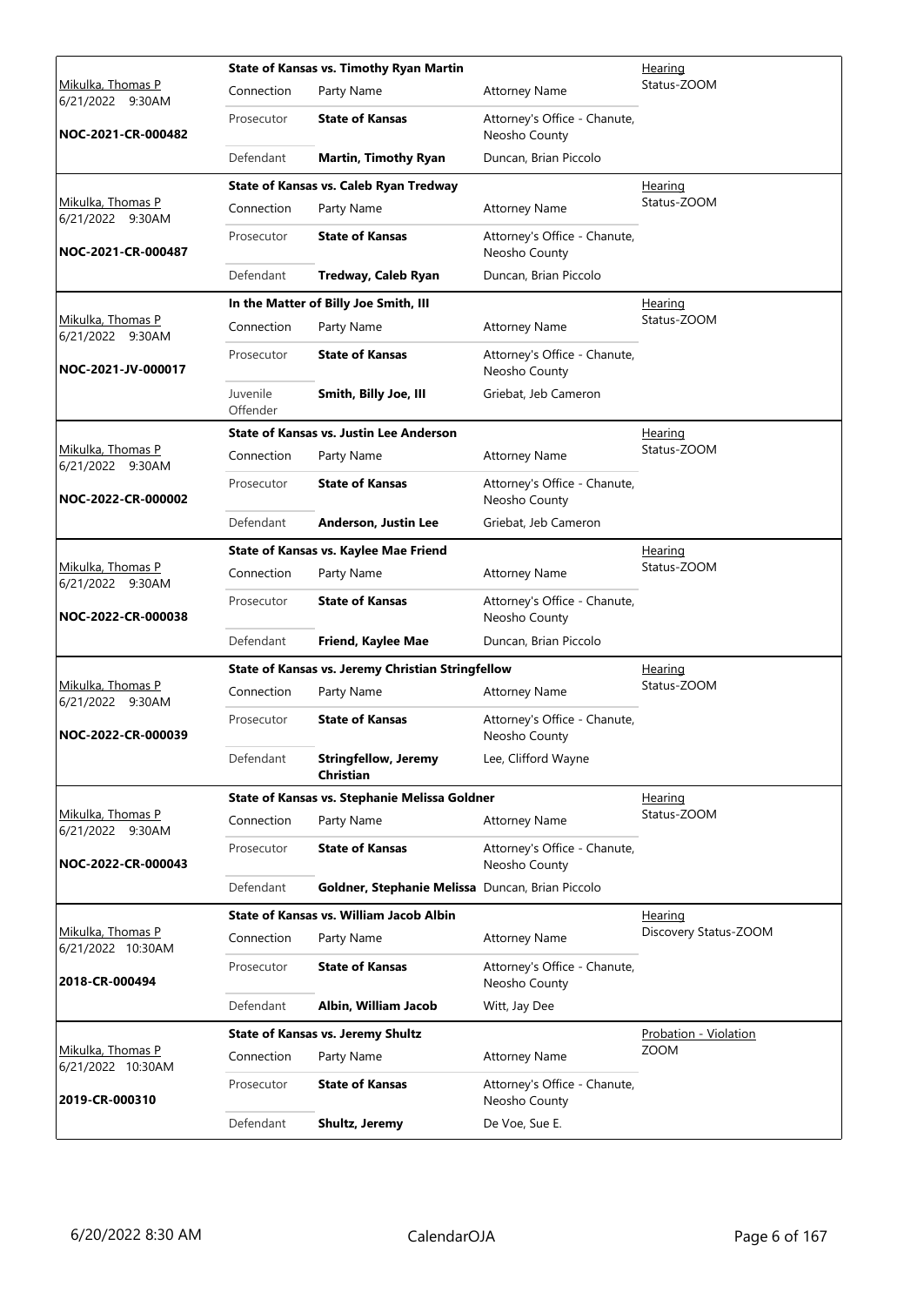| Judge / Date / Case | Case Title / Connection | Party Name | Attorney Name | Hearing Type |
|---|---|---|---|---|
| Mikulka, Thomas P<br>6/21/2022 9:30AM<br>**NOC-2021-CR-000482** | **State of Kansas vs. Timothy Ryan Martin** | | | Hearing<br>Status-ZOOM |
| | Connection | Party Name | Attorney Name | |
| | Prosecutor | **State of Kansas** | Attorney's Office - Chanute, Neosho County | |
| | Defendant | **Martin, Timothy Ryan** | Duncan, Brian Piccolo | |
| Mikulka, Thomas P<br>6/21/2022 9:30AM<br>**NOC-2021-CR-000487** | **State of Kansas vs. Caleb Ryan Tredway** | | | Hearing<br>Status-ZOOM |
| | Connection | Party Name | Attorney Name | |
| | Prosecutor | **State of Kansas** | Attorney's Office - Chanute, Neosho County | |
| | Defendant | **Tredway, Caleb Ryan** | Duncan, Brian Piccolo | |
| Mikulka, Thomas P<br>6/21/2022 9:30AM<br>**NOC-2021-JV-000017** | **In the Matter of Billy Joe Smith, III** | | | Hearing<br>Status-ZOOM |
| | Connection | Party Name | Attorney Name | |
| | Prosecutor | **State of Kansas** | Attorney's Office - Chanute, Neosho County | |
| | Juvenile Offender | **Smith, Billy Joe, III** | Griebat, Jeb Cameron | |
| Mikulka, Thomas P<br>6/21/2022 9:30AM<br>**NOC-2022-CR-000002** | **State of Kansas vs. Justin Lee Anderson** | | | Hearing<br>Status-ZOOM |
| | Connection | Party Name | Attorney Name | |
| | Prosecutor | **State of Kansas** | Attorney's Office - Chanute, Neosho County | |
| | Defendant | **Anderson, Justin Lee** | Griebat, Jeb Cameron | |
| Mikulka, Thomas P<br>6/21/2022 9:30AM<br>**NOC-2022-CR-000038** | **State of Kansas vs. Kaylee Mae Friend** | | | Hearing<br>Status-ZOOM |
| | Connection | Party Name | Attorney Name | |
| | Prosecutor | **State of Kansas** | Attorney's Office - Chanute, Neosho County | |
| | Defendant | **Friend, Kaylee Mae** | Duncan, Brian Piccolo | |
| Mikulka, Thomas P<br>6/21/2022 9:30AM<br>**NOC-2022-CR-000039** | **State of Kansas vs. Jeremy Christian Stringfellow** | | | Hearing<br>Status-ZOOM |
| | Connection | Party Name | Attorney Name | |
| | Prosecutor | **State of Kansas** | Attorney's Office - Chanute, Neosho County | |
| | Defendant | **Stringfellow, Jeremy Christian** | Lee, Clifford Wayne | |
| Mikulka, Thomas P<br>6/21/2022 9:30AM<br>**NOC-2022-CR-000043** | **State of Kansas vs. Stephanie Melissa Goldner** | | | Hearing<br>Status-ZOOM |
| | Connection | Party Name | Attorney Name | |
| | Prosecutor | **State of Kansas** | Attorney's Office - Chanute, Neosho County | |
| | Defendant | **Goldner, Stephanie Melissa** | Duncan, Brian Piccolo | |
| Mikulka, Thomas P<br>6/21/2022 10:30AM<br>**2018-CR-000494** | **State of Kansas vs. William Jacob Albin** | | | Hearing<br>Discovery Status-ZOOM |
| | Connection | Party Name | Attorney Name | |
| | Prosecutor | **State of Kansas** | Attorney's Office - Chanute, Neosho County | |
| | Defendant | **Albin, William Jacob** | Witt, Jay Dee | |
| Mikulka, Thomas P<br>6/21/2022 10:30AM<br>**2019-CR-000310** | **State of Kansas vs. Jeremy Shultz** | | | Probation - Violation<br>ZOOM |
| | Connection | Party Name | Attorney Name | |
| | Prosecutor | **State of Kansas** | Attorney's Office - Chanute, Neosho County | |
| | Defendant | **Shultz, Jeremy** | De Voe, Sue E. | |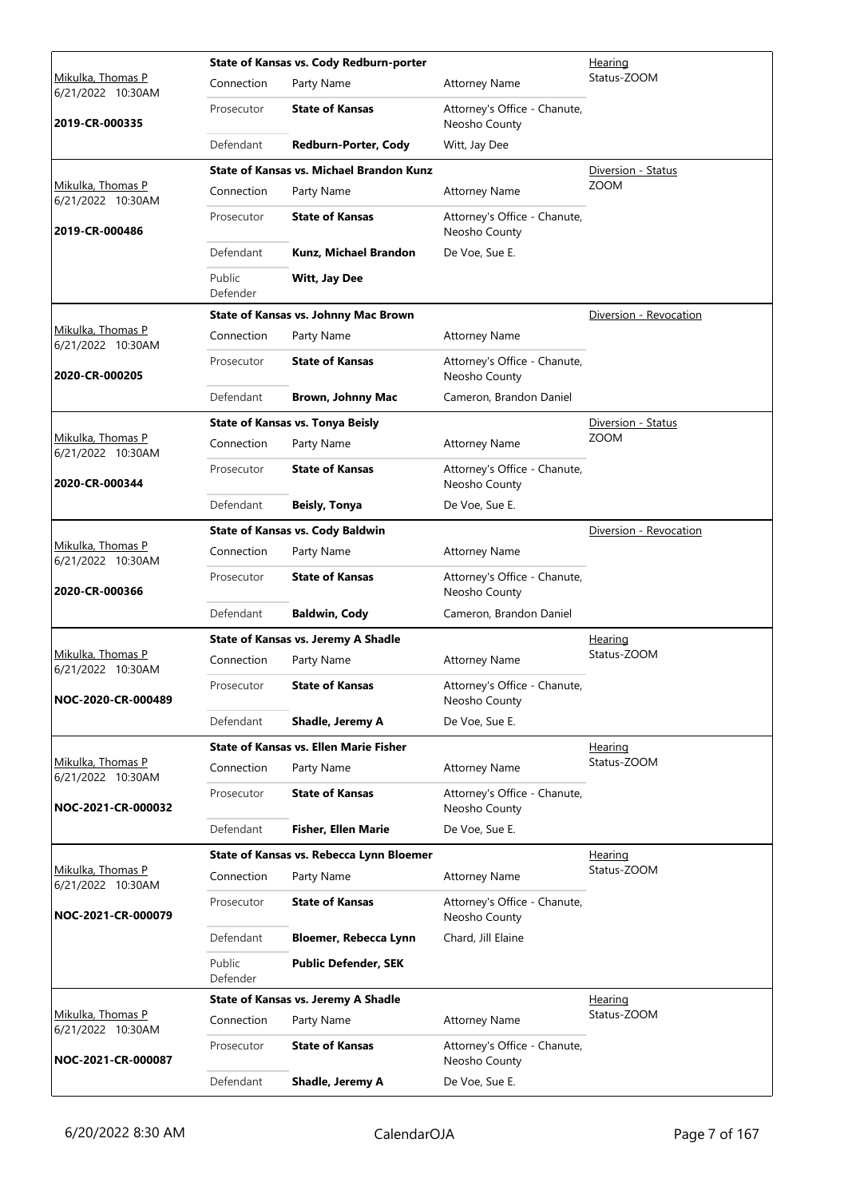| Judge / Date / Case | Case Title | | | Hearing Type |
|---|---|---|---|---|
| Mikulka, Thomas P 6/21/2022 10:30AM **2019-CR-000335** | **State of Kansas vs. Cody Redburn-porter** | | | Hearing Status-ZOOM |
| | Connection | Party Name | Attorney Name | |
| | Prosecutor | **State of Kansas** | Attorney's Office - Chanute, Neosho County | |
| | Defendant | **Redburn-Porter, Cody** | Witt, Jay Dee | |
| Mikulka, Thomas P 6/21/2022 10:30AM **2019-CR-000486** | **State of Kansas vs. Michael Brandon Kunz** | | | Diversion - Status ZOOM |
| | Connection | Party Name | Attorney Name | |
| | Prosecutor | **State of Kansas** | Attorney's Office - Chanute, Neosho County | |
| | Defendant | **Kunz, Michael Brandon** | De Voe, Sue E. | |
| | Public Defender | **Witt, Jay Dee** | | |
| Mikulka, Thomas P 6/21/2022 10:30AM **2020-CR-000205** | **State of Kansas vs. Johnny Mac Brown** | | | Diversion - Revocation |
| | Connection | Party Name | Attorney Name | |
| | Prosecutor | **State of Kansas** | Attorney's Office - Chanute, Neosho County | |
| | Defendant | **Brown, Johnny Mac** | Cameron, Brandon Daniel | |
| Mikulka, Thomas P 6/21/2022 10:30AM **2020-CR-000344** | **State of Kansas vs. Tonya Beisly** | | | Diversion - Status ZOOM |
| | Connection | Party Name | Attorney Name | |
| | Prosecutor | **State of Kansas** | Attorney's Office - Chanute, Neosho County | |
| | Defendant | **Beisly, Tonya** | De Voe, Sue E. | |
| Mikulka, Thomas P 6/21/2022 10:30AM **2020-CR-000366** | **State of Kansas vs. Cody Baldwin** | | | Diversion - Revocation |
| | Connection | Party Name | Attorney Name | |
| | Prosecutor | **State of Kansas** | Attorney's Office - Chanute, Neosho County | |
| | Defendant | **Baldwin, Cody** | Cameron, Brandon Daniel | |
| Mikulka, Thomas P 6/21/2022 10:30AM **NOC-2020-CR-000489** | **State of Kansas vs. Jeremy A Shadle** | | | Hearing Status-ZOOM |
| | Connection | Party Name | Attorney Name | |
| | Prosecutor | **State of Kansas** | Attorney's Office - Chanute, Neosho County | |
| | Defendant | **Shadle, Jeremy A** | De Voe, Sue E. | |
| Mikulka, Thomas P 6/21/2022 10:30AM **NOC-2021-CR-000032** | **State of Kansas vs. Ellen Marie Fisher** | | | Hearing Status-ZOOM |
| | Connection | Party Name | Attorney Name | |
| | Prosecutor | **State of Kansas** | Attorney's Office - Chanute, Neosho County | |
| | Defendant | **Fisher, Ellen Marie** | De Voe, Sue E. | |
| Mikulka, Thomas P 6/21/2022 10:30AM **NOC-2021-CR-000079** | **State of Kansas vs. Rebecca Lynn Bloemer** | | | Hearing Status-ZOOM |
| | Connection | Party Name | Attorney Name | |
| | Prosecutor | **State of Kansas** | Attorney's Office - Chanute, Neosho County | |
| | Defendant | **Bloemer, Rebecca Lynn** | Chard, Jill Elaine | |
| | Public Defender | **Public Defender, SEK** | | |
| Mikulka, Thomas P 6/21/2022 10:30AM **NOC-2021-CR-000087** | **State of Kansas vs. Jeremy A Shadle** | | | Hearing Status-ZOOM |
| | Connection | Party Name | Attorney Name | |
| | Prosecutor | **State of Kansas** | Attorney's Office - Chanute, Neosho County | |
| | Defendant | **Shadle, Jeremy A** | De Voe, Sue E. | |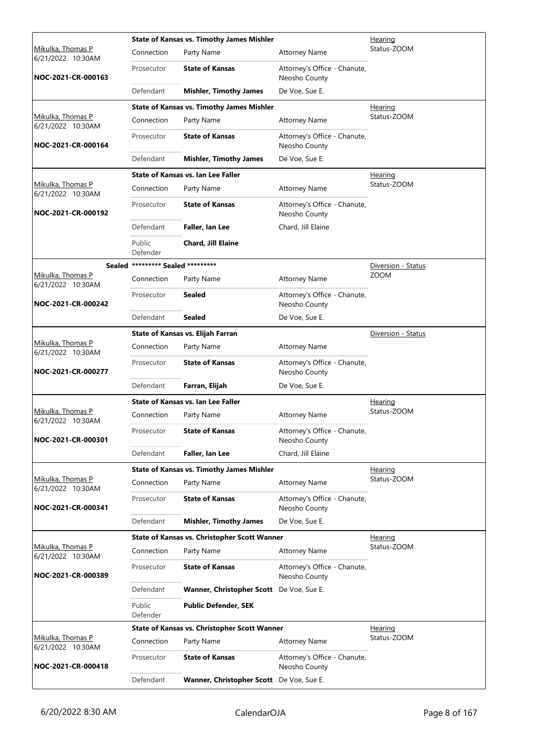| Judge / Date / Case | Case Title | | | Hearing Type |
|---|---|---|---|---|
| Mikulka, Thomas P<br>6/21/2022 10:30AM<br>**NOC-2021-CR-000163** | **State of Kansas vs. Timothy James Mishler** | | | Hearing<br>Status-ZOOM |
| | Connection | Party Name | Attorney Name | |
| | Prosecutor | **State of Kansas** | Attorney's Office - Chanute, Neosho County | |
| | Defendant | **Mishler, Timothy James** | De Voe, Sue E. | |
| Mikulka, Thomas P<br>6/21/2022 10:30AM<br>**NOC-2021-CR-000164** | **State of Kansas vs. Timothy James Mishler** | | | Hearing<br>Status-ZOOM |
| | Connection | Party Name | Attorney Name | |
| | Prosecutor | **State of Kansas** | Attorney's Office - Chanute, Neosho County | |
| | Defendant | **Mishler, Timothy James** | De Voe, Sue E. | |
| Mikulka, Thomas P<br>6/21/2022 10:30AM<br>**NOC-2021-CR-000192** | **State of Kansas vs. Ian Lee Faller** | | | Hearing<br>Status-ZOOM |
| | Connection | Party Name | Attorney Name | |
| | Prosecutor | **State of Kansas** | Attorney's Office - Chanute, Neosho County | |
| | Defendant | **Faller, Ian Lee** | Chard, Jill Elaine | |
| | Public Defender | **Chard, Jill Elaine** | | |
| Mikulka, Thomas P<br>6/21/2022 10:30AM<br>**NOC-2021-CR-000242** | **Sealed** ********* Sealed ********* | | | Diversion - Status<br>ZOOM |
| | Connection | Party Name | Attorney Name | |
| | Prosecutor | **Sealed** | Attorney's Office - Chanute, Neosho County | |
| | Defendant | **Sealed** | De Voe, Sue E. | |
| Mikulka, Thomas P<br>6/21/2022 10:30AM<br>**NOC-2021-CR-000277** | **State of Kansas vs. Elijah Farran** | | | Diversion - Status |
| | Connection | Party Name | Attorney Name | |
| | Prosecutor | **State of Kansas** | Attorney's Office - Chanute, Neosho County | |
| | Defendant | **Farran, Elijah** | De Voe, Sue E. | |
| Mikulka, Thomas P<br>6/21/2022 10:30AM<br>**NOC-2021-CR-000301** | **State of Kansas vs. Ian Lee Faller** | | | Hearing<br>Status-ZOOM |
| | Connection | Party Name | Attorney Name | |
| | Prosecutor | **State of Kansas** | Attorney's Office - Chanute, Neosho County | |
| | Defendant | **Faller, Ian Lee** | Chard, Jill Elaine | |
| Mikulka, Thomas P<br>6/21/2022 10:30AM<br>**NOC-2021-CR-000341** | **State of Kansas vs. Timothy James Mishler** | | | Hearing<br>Status-ZOOM |
| | Connection | Party Name | Attorney Name | |
| | Prosecutor | **State of Kansas** | Attorney's Office - Chanute, Neosho County | |
| | Defendant | **Mishler, Timothy James** | De Voe, Sue E. | |
| Mikulka, Thomas P<br>6/21/2022 10:30AM<br>**NOC-2021-CR-000389** | **State of Kansas vs. Christopher Scott Wanner** | | | Hearing<br>Status-ZOOM |
| | Connection | Party Name | Attorney Name | |
| | Prosecutor | **State of Kansas** | Attorney's Office - Chanute, Neosho County | |
| | Defendant | **Wanner, Christopher Scott** | De Voe, Sue E. | |
| | Public Defender | **Public Defender, SEK** | | |
| Mikulka, Thomas P<br>6/21/2022 10:30AM<br>**NOC-2021-CR-000418** | **State of Kansas vs. Christopher Scott Wanner** | | | Hearing<br>Status-ZOOM |
| | Connection | Party Name | Attorney Name | |
| | Prosecutor | **State of Kansas** | Attorney's Office - Chanute, Neosho County | |
| | Defendant | **Wanner, Christopher Scott** | De Voe, Sue E. | |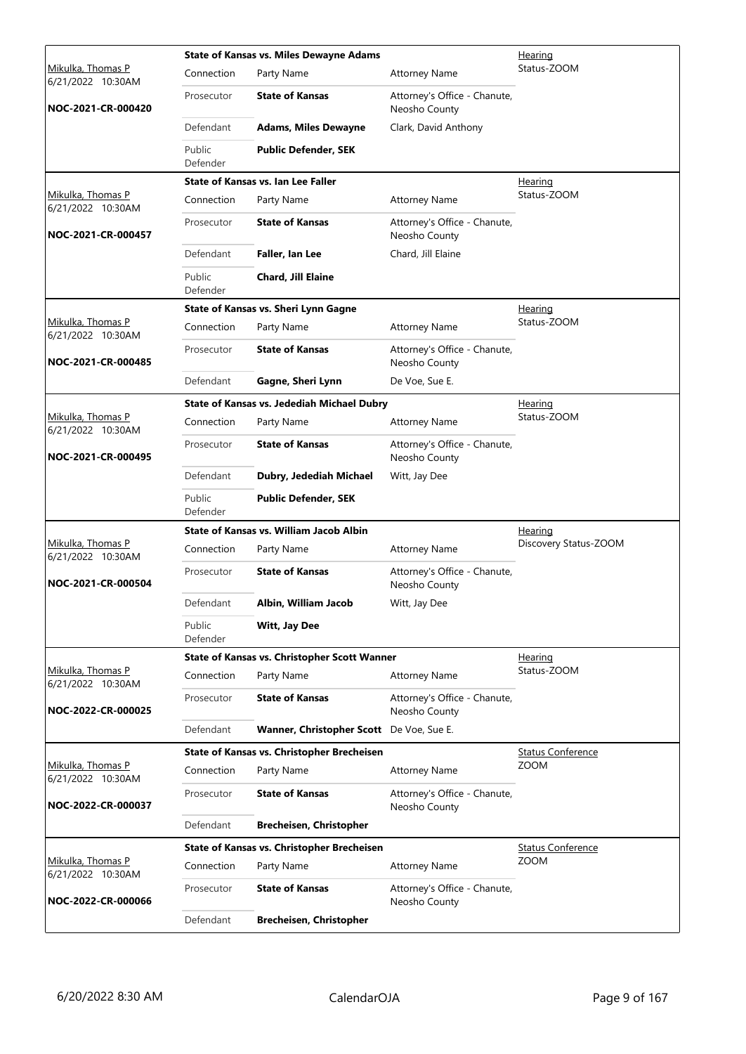| Judge / Date / Case | Connection | Party Name | Attorney Name | Hearing |
|---|---|---|---|---|
| Mikulka, Thomas P 6/21/2022 10:30AM | **State of Kansas vs. Miles Dewayne Adams** | | | Hearing Status-ZOOM |
| **NOC-2021-CR-000420** | Connection | Party Name | Attorney Name | |
| | Prosecutor | **State of Kansas** | Attorney's Office - Chanute, Neosho County | |
| | Defendant | **Adams, Miles Dewayne** | Clark, David Anthony | |
| | Public Defender | **Public Defender, SEK** | | |
| Mikulka, Thomas P 6/21/2022 10:30AM | **State of Kansas vs. Ian Lee Faller** | | | Hearing Status-ZOOM |
| **NOC-2021-CR-000457** | Connection | Party Name | Attorney Name | |
| | Prosecutor | **State of Kansas** | Attorney's Office - Chanute, Neosho County | |
| | Defendant | **Faller, Ian Lee** | Chard, Jill Elaine | |
| | Public Defender | **Chard, Jill Elaine** | | |
| Mikulka, Thomas P 6/21/2022 10:30AM | **State of Kansas vs. Sheri Lynn Gagne** | | | Hearing Status-ZOOM |
| **NOC-2021-CR-000485** | Connection | Party Name | Attorney Name | |
| | Prosecutor | **State of Kansas** | Attorney's Office - Chanute, Neosho County | |
| | Defendant | **Gagne, Sheri Lynn** | De Voe, Sue E. | |
| Mikulka, Thomas P 6/21/2022 10:30AM | **State of Kansas vs. Jedediah Michael Dubry** | | | Hearing Status-ZOOM |
| **NOC-2021-CR-000495** | Connection | Party Name | Attorney Name | |
| | Prosecutor | **State of Kansas** | Attorney's Office - Chanute, Neosho County | |
| | Defendant | **Dubry, Jedediah Michael** | Witt, Jay Dee | |
| | Public Defender | **Public Defender, SEK** | | |
| Mikulka, Thomas P 6/21/2022 10:30AM | **State of Kansas vs. William Jacob Albin** | | | Hearing Discovery Status-ZOOM |
| **NOC-2021-CR-000504** | Connection | Party Name | Attorney Name | |
| | Prosecutor | **State of Kansas** | Attorney's Office - Chanute, Neosho County | |
| | Defendant | **Albin, William Jacob** | Witt, Jay Dee | |
| | Public Defender | **Witt, Jay Dee** | | |
| Mikulka, Thomas P 6/21/2022 10:30AM | **State of Kansas vs. Christopher Scott Wanner** | | | Hearing Status-ZOOM |
| **NOC-2022-CR-000025** | Connection | Party Name | Attorney Name | |
| | Prosecutor | **State of Kansas** | Attorney's Office - Chanute, Neosho County | |
| | Defendant | **Wanner, Christopher Scott** | De Voe, Sue E. | |
| Mikulka, Thomas P 6/21/2022 10:30AM | **State of Kansas vs. Christopher Brecheisen** | | | Status Conference ZOOM |
| **NOC-2022-CR-000037** | Connection | Party Name | Attorney Name | |
| | Prosecutor | **State of Kansas** | Attorney's Office - Chanute, Neosho County | |
| | Defendant | **Brecheisen, Christopher** | | |
| Mikulka, Thomas P 6/21/2022 10:30AM | **State of Kansas vs. Christopher Brecheisen** | | | Status Conference ZOOM |
| **NOC-2022-CR-000066** | Connection | Party Name | Attorney Name | |
| | Prosecutor | **State of Kansas** | Attorney's Office - Chanute, Neosho County | |
| | Defendant | **Brecheisen, Christopher** | | |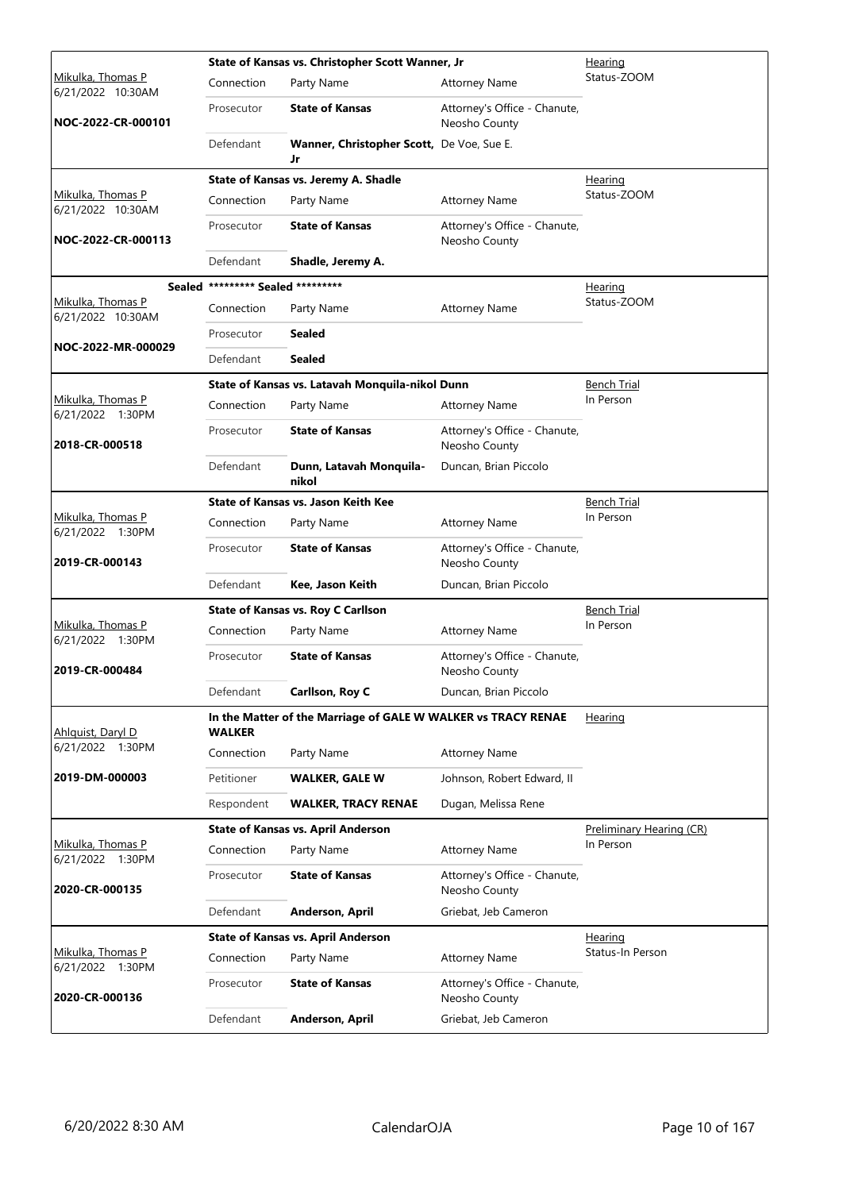| Judge / Date / Case | Case Title / Connection | Party Name | Attorney Name | Hearing Type |
|---|---|---|---|---|
| Mikulka, Thomas P<br>6/21/2022 10:30AM<br>**NOC-2022-CR-000101** | **State of Kansas vs. Christopher Scott Wanner, Jr** | | | Hearing<br>Status-ZOOM |
| | Connection | Party Name | Attorney Name | |
| | Prosecutor | **State of Kansas** | Attorney's Office - Chanute, Neosho County | |
| | Defendant | **Wanner, Christopher Scott, Jr** | De Voe, Sue E. | |
| Mikulka, Thomas P<br>6/21/2022 10:30AM<br>**NOC-2022-CR-000113** | **State of Kansas vs. Jeremy A. Shadle** | | | Hearing<br>Status-ZOOM |
| | Connection | Party Name | Attorney Name | |
| | Prosecutor | **State of Kansas** | Attorney's Office - Chanute, Neosho County | |
| | Defendant | **Shadle, Jeremy A.** | | |
| **Sealed**<br>Mikulka, Thomas P<br>6/21/2022 10:30AM<br>**NOC-2022-MR-000029** | **********  Sealed ********** | | | Hearing<br>Status-ZOOM |
| | Connection | Party Name | Attorney Name | |
| | Prosecutor | **Sealed** | | |
| | Defendant | **Sealed** | | |
| Mikulka, Thomas P<br>6/21/2022 1:30PM<br>**2018-CR-000518** | **State of Kansas vs. Latavah Monquila-nikol Dunn** | | | Bench Trial<br>In Person |
| | Connection | Party Name | Attorney Name | |
| | Prosecutor | **State of Kansas** | Attorney's Office - Chanute, Neosho County | |
| | Defendant | **Dunn, Latavah Monquila-nikol** | Duncan, Brian Piccolo | |
| Mikulka, Thomas P<br>6/21/2022 1:30PM<br>**2019-CR-000143** | **State of Kansas vs. Jason Keith Kee** | | | Bench Trial<br>In Person |
| | Connection | Party Name | Attorney Name | |
| | Prosecutor | **State of Kansas** | Attorney's Office - Chanute, Neosho County | |
| | Defendant | **Kee, Jason Keith** | Duncan, Brian Piccolo | |
| Mikulka, Thomas P<br>6/21/2022 1:30PM<br>**2019-CR-000484** | **State of Kansas vs. Roy C Carllson** | | | Bench Trial<br>In Person |
| | Connection | Party Name | Attorney Name | |
| | Prosecutor | **State of Kansas** | Attorney's Office - Chanute, Neosho County | |
| | Defendant | **Carllson, Roy C** | Duncan, Brian Piccolo | |
| Ahlquist, Daryl D<br>6/21/2022 1:30PM<br>**2019-DM-000003** | **In the Matter of the Marriage of GALE W WALKER vs TRACY RENAE WALKER** | | | Hearing |
| | Connection | Party Name | Attorney Name | |
| | Petitioner | **WALKER, GALE W** | Johnson, Robert Edward, II | |
| | Respondent | **WALKER, TRACY RENAE** | Dugan, Melissa Rene | |
| Mikulka, Thomas P<br>6/21/2022 1:30PM<br>**2020-CR-000135** | **State of Kansas vs. April Anderson** | | | Preliminary Hearing (CR)<br>In Person |
| | Connection | Party Name | Attorney Name | |
| | Prosecutor | **State of Kansas** | Attorney's Office - Chanute, Neosho County | |
| | Defendant | **Anderson, April** | Griebat, Jeb Cameron | |
| Mikulka, Thomas P<br>6/21/2022 1:30PM<br>**2020-CR-000136** | **State of Kansas vs. April Anderson** | | | Hearing<br>Status-In Person |
| | Connection | Party Name | Attorney Name | |
| | Prosecutor | **State of Kansas** | Attorney's Office - Chanute, Neosho County | |
| | Defendant | **Anderson, April** | Griebat, Jeb Cameron | |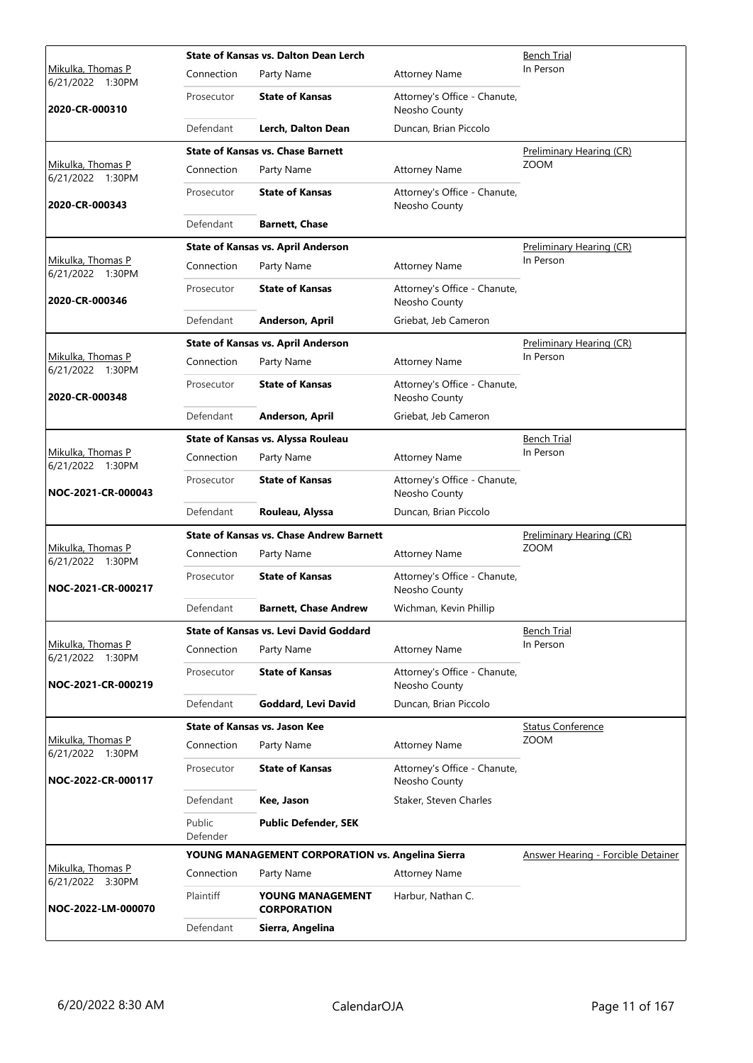| Judge / Date / Case | Connection | Party Name | Attorney Name | Hearing Type / Location |
|---|---|---|---|---|
| Mikulka, Thomas P<br>6/21/2022 1:30PM<br>**2020-CR-000310** | **State of Kansas vs. Dalton Dean Lerch** | | | Bench Trial<br>In Person |
| | Connection | Party Name | Attorney Name | |
| | Prosecutor | **State of Kansas** | Attorney's Office - Chanute, Neosho County | |
| | Defendant | **Lerch, Dalton Dean** | Duncan, Brian Piccolo | |
| Mikulka, Thomas P<br>6/21/2022 1:30PM<br>**2020-CR-000343** | **State of Kansas vs. Chase Barnett** | | | Preliminary Hearing (CR)<br>ZOOM |
| | Connection | Party Name | Attorney Name | |
| | Prosecutor | **State of Kansas** | Attorney's Office - Chanute, Neosho County | |
| | Defendant | **Barnett, Chase** | | |
| Mikulka, Thomas P<br>6/21/2022 1:30PM<br>**2020-CR-000346** | **State of Kansas vs. April Anderson** | | | Preliminary Hearing (CR)<br>In Person |
| | Connection | Party Name | Attorney Name | |
| | Prosecutor | **State of Kansas** | Attorney's Office - Chanute, Neosho County | |
| | Defendant | **Anderson, April** | Griebat, Jeb Cameron | |
| Mikulka, Thomas P<br>6/21/2022 1:30PM<br>**2020-CR-000348** | **State of Kansas vs. April Anderson** | | | Preliminary Hearing (CR)<br>In Person |
| | Connection | Party Name | Attorney Name | |
| | Prosecutor | **State of Kansas** | Attorney's Office - Chanute, Neosho County | |
| | Defendant | **Anderson, April** | Griebat, Jeb Cameron | |
| Mikulka, Thomas P<br>6/21/2022 1:30PM<br>**NOC-2021-CR-000043** | **State of Kansas vs. Alyssa Rouleau** | | | Bench Trial<br>In Person |
| | Connection | Party Name | Attorney Name | |
| | Prosecutor | **State of Kansas** | Attorney's Office - Chanute, Neosho County | |
| | Defendant | **Rouleau, Alyssa** | Duncan, Brian Piccolo | |
| Mikulka, Thomas P<br>6/21/2022 1:30PM<br>**NOC-2021-CR-000217** | **State of Kansas vs. Chase Andrew Barnett** | | | Preliminary Hearing (CR)<br>ZOOM |
| | Connection | Party Name | Attorney Name | |
| | Prosecutor | **State of Kansas** | Attorney's Office - Chanute, Neosho County | |
| | Defendant | **Barnett, Chase Andrew** | Wichman, Kevin Phillip | |
| Mikulka, Thomas P<br>6/21/2022 1:30PM<br>**NOC-2021-CR-000219** | **State of Kansas vs. Levi David Goddard** | | | Bench Trial<br>In Person |
| | Connection | Party Name | Attorney Name | |
| | Prosecutor | **State of Kansas** | Attorney's Office - Chanute, Neosho County | |
| | Defendant | **Goddard, Levi David** | Duncan, Brian Piccolo | |
| Mikulka, Thomas P<br>6/21/2022 1:30PM<br>**NOC-2022-CR-000117** | **State of Kansas vs. Jason Kee** | | | Status Conference<br>ZOOM |
| | Connection | Party Name | Attorney Name | |
| | Prosecutor | **State of Kansas** | Attorney's Office - Chanute, Neosho County | |
| | Defendant | **Kee, Jason** | Staker, Steven Charles | |
| | Public Defender | **Public Defender, SEK** | | |
| Mikulka, Thomas P<br>6/21/2022 3:30PM<br>**NOC-2022-LM-000070** | **YOUNG MANAGEMENT CORPORATION vs. Angelina Sierra** | | | Answer Hearing - Forcible Detainer |
| | Connection | Party Name | Attorney Name | |
| | Plaintiff | **YOUNG MANAGEMENT CORPORATION** | Harbur, Nathan C. | |
| | Defendant | **Sierra, Angelina** | | |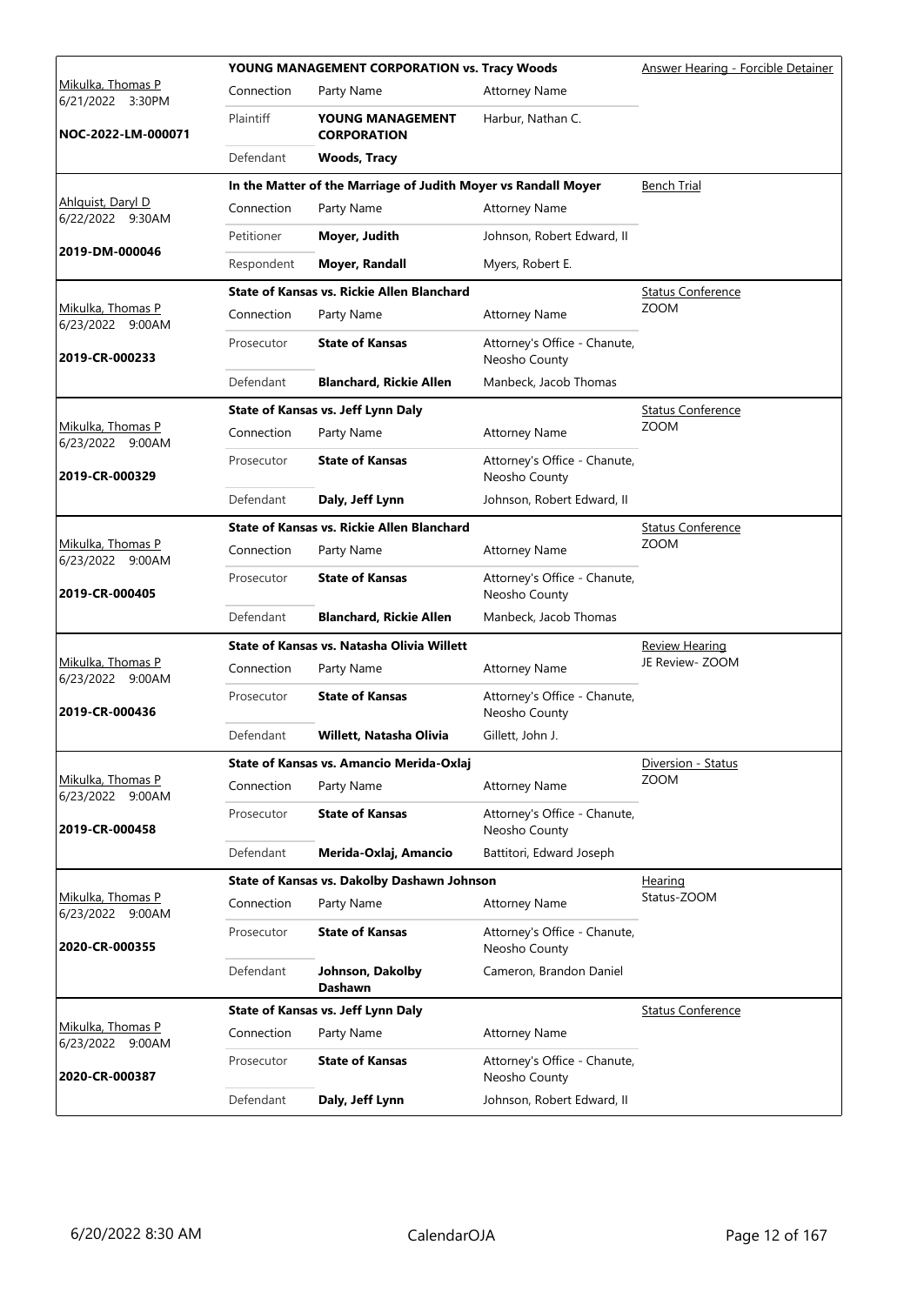| Judge / Date / Case | Connection | Party Name | Attorney Name | Hearing Type |
|---|---|---|---|---|
| | | **YOUNG MANAGEMENT CORPORATION vs. Tracy Woods** | | Answer Hearing - Forcible Detainer |
| Mikulka, Thomas P 6/21/2022 3:30PM | Connection | Party Name | Attorney Name | |
| **NOC-2022-LM-000071** | Plaintiff | **YOUNG MANAGEMENT CORPORATION** | Harbur, Nathan C. | |
| | Defendant | **Woods, Tracy** | | |
| | | **In the Matter of the Marriage of Judith Moyer vs Randall Moyer** | | Bench Trial |
| Ahlquist, Daryl D 6/22/2022 9:30AM | Connection | Party Name | Attorney Name | |
| **2019-DM-000046** | Petitioner | **Moyer, Judith** | Johnson, Robert Edward, II | |
| | Respondent | **Moyer, Randall** | Myers, Robert E. | |
| | | **State of Kansas vs. Rickie Allen Blanchard** | | Status Conference ZOOM |
| Mikulka, Thomas P 6/23/2022 9:00AM | Connection | Party Name | Attorney Name | |
| **2019-CR-000233** | Prosecutor | **State of Kansas** | Attorney's Office - Chanute, Neosho County | |
| | Defendant | **Blanchard, Rickie Allen** | Manbeck, Jacob Thomas | |
| | | **State of Kansas vs. Jeff Lynn Daly** | | Status Conference ZOOM |
| Mikulka, Thomas P 6/23/2022 9:00AM | Connection | Party Name | Attorney Name | |
| **2019-CR-000329** | Prosecutor | **State of Kansas** | Attorney's Office - Chanute, Neosho County | |
| | Defendant | **Daly, Jeff Lynn** | Johnson, Robert Edward, II | |
| | | **State of Kansas vs. Rickie Allen Blanchard** | | Status Conference ZOOM |
| Mikulka, Thomas P 6/23/2022 9:00AM | Connection | Party Name | Attorney Name | |
| **2019-CR-000405** | Prosecutor | **State of Kansas** | Attorney's Office - Chanute, Neosho County | |
| | Defendant | **Blanchard, Rickie Allen** | Manbeck, Jacob Thomas | |
| | | **State of Kansas vs. Natasha Olivia Willett** | | Review Hearing JE Review- ZOOM |
| Mikulka, Thomas P 6/23/2022 9:00AM | Connection | Party Name | Attorney Name | |
| **2019-CR-000436** | Prosecutor | **State of Kansas** | Attorney's Office - Chanute, Neosho County | |
| | Defendant | **Willett, Natasha Olivia** | Gillett, John J. | |
| | | **State of Kansas vs. Amancio Merida-Oxlaj** | | Diversion - Status ZOOM |
| Mikulka, Thomas P 6/23/2022 9:00AM | Connection | Party Name | Attorney Name | |
| **2019-CR-000458** | Prosecutor | **State of Kansas** | Attorney's Office - Chanute, Neosho County | |
| | Defendant | **Merida-Oxlaj, Amancio** | Battitori, Edward Joseph | |
| | | **State of Kansas vs. Dakolby Dashawn Johnson** | | Hearing Status-ZOOM |
| Mikulka, Thomas P 6/23/2022 9:00AM | Connection | Party Name | Attorney Name | |
| **2020-CR-000355** | Prosecutor | **State of Kansas** | Attorney's Office - Chanute, Neosho County | |
| | Defendant | **Johnson, Dakolby Dashawn** | Cameron, Brandon Daniel | |
| | | **State of Kansas vs. Jeff Lynn Daly** | | Status Conference |
| Mikulka, Thomas P 6/23/2022 9:00AM | Connection | Party Name | Attorney Name | |
| **2020-CR-000387** | Prosecutor | **State of Kansas** | Attorney's Office - Chanute, Neosho County | |
| | Defendant | **Daly, Jeff Lynn** | Johnson, Robert Edward, II | |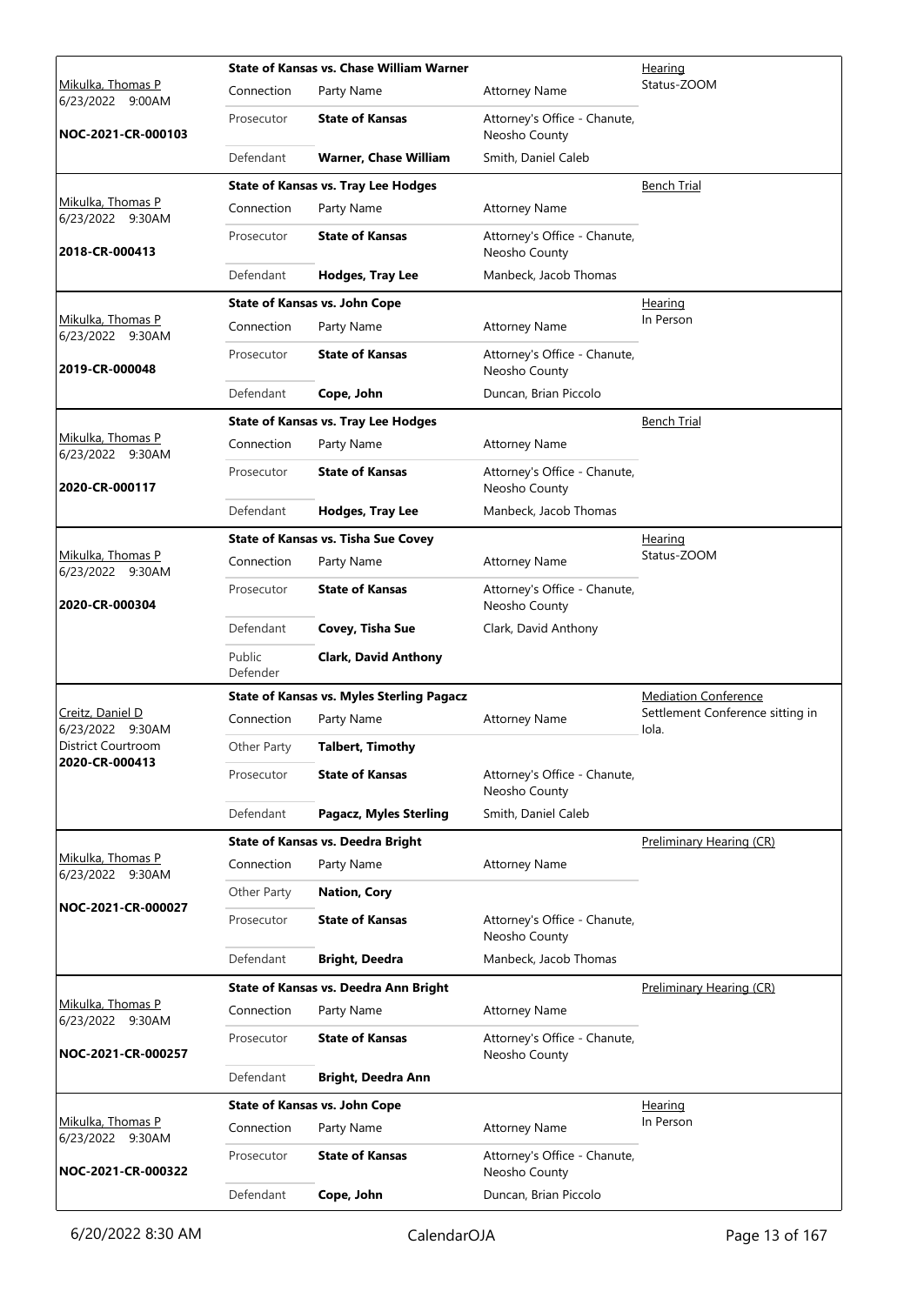| Judge / Date / Case | Connection | Party Name | Attorney Name | Event |
|---|---|---|---|---|
| Mikulka, Thomas P<br>6/23/2022 9:00AM<br>**NOC-2021-CR-000103** | **State of Kansas vs. Chase William Warner** | | | Hearing<br>Status-ZOOM |
| | Prosecutor | **State of Kansas** | Attorney's Office - Chanute, Neosho County | |
| | Defendant | **Warner, Chase William** | Smith, Daniel Caleb | |
| Mikulka, Thomas P<br>6/23/2022 9:30AM<br>**2018-CR-000413** | **State of Kansas vs. Tray Lee Hodges** | | | Bench Trial |
| | Prosecutor | **State of Kansas** | Attorney's Office - Chanute, Neosho County | |
| | Defendant | **Hodges, Tray Lee** | Manbeck, Jacob Thomas | |
| Mikulka, Thomas P<br>6/23/2022 9:30AM<br>**2019-CR-000048** | **State of Kansas vs. John Cope** | | | Hearing<br>In Person |
| | Prosecutor | **State of Kansas** | Attorney's Office - Chanute, Neosho County | |
| | Defendant | **Cope, John** | Duncan, Brian Piccolo | |
| Mikulka, Thomas P<br>6/23/2022 9:30AM<br>**2020-CR-000117** | **State of Kansas vs. Tray Lee Hodges** | | | Bench Trial |
| | Prosecutor | **State of Kansas** | Attorney's Office - Chanute, Neosho County | |
| | Defendant | **Hodges, Tray Lee** | Manbeck, Jacob Thomas | |
| Mikulka, Thomas P<br>6/23/2022 9:30AM<br>**2020-CR-000304** | **State of Kansas vs. Tisha Sue Covey** | | | Hearing<br>Status-ZOOM |
| | Prosecutor | **State of Kansas** | Attorney's Office - Chanute, Neosho County | |
| | Defendant | **Covey, Tisha Sue** | Clark, David Anthony | |
| | Public Defender | **Clark, David Anthony** | | |
| Creitz, Daniel D<br>6/23/2022 9:30AM<br>District Courtroom<br>**2020-CR-000413** | **State of Kansas vs. Myles Sterling Pagacz** | | | Mediation Conference<br>Settlement Conference sitting in Iola. |
| | Other Party | **Talbert, Timothy** | | |
| | Prosecutor | **State of Kansas** | Attorney's Office - Chanute, Neosho County | |
| | Defendant | **Pagacz, Myles Sterling** | Smith, Daniel Caleb | |
| Mikulka, Thomas P<br>6/23/2022 9:30AM<br>**NOC-2021-CR-000027** | **State of Kansas vs. Deedra Bright** | | | Preliminary Hearing (CR) |
| | Other Party | **Nation, Cory** | | |
| | Prosecutor | **State of Kansas** | Attorney's Office - Chanute, Neosho County | |
| | Defendant | **Bright, Deedra** | Manbeck, Jacob Thomas | |
| Mikulka, Thomas P<br>6/23/2022 9:30AM<br>**NOC-2021-CR-000257** | **State of Kansas vs. Deedra Ann Bright** | | | Preliminary Hearing (CR) |
| | Prosecutor | **State of Kansas** | Attorney's Office - Chanute, Neosho County | |
| | Defendant | **Bright, Deedra Ann** | | |
| Mikulka, Thomas P<br>6/23/2022 9:30AM<br>**NOC-2021-CR-000322** | **State of Kansas vs. John Cope** | | | Hearing<br>In Person |
| | Prosecutor | **State of Kansas** | Attorney's Office - Chanute, Neosho County | |
| | Defendant | **Cope, John** | Duncan, Brian Piccolo | |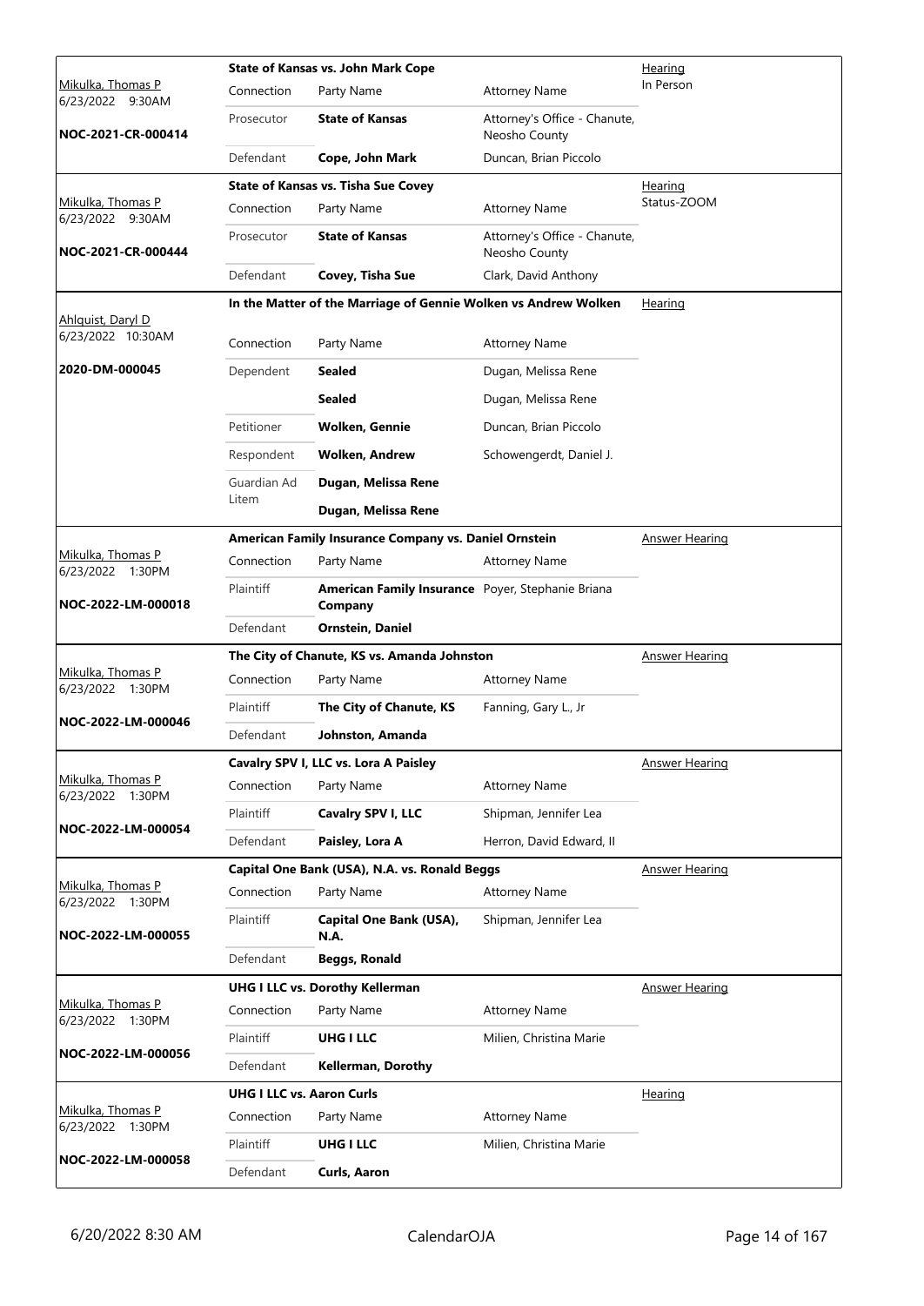| Judge / Date / Case | Case Title | | | Hearing Type |
|---|---|---|---|---|
| Mikulka, Thomas P<br>6/23/2022 9:30AM<br>**NOC-2021-CR-000414** | **State of Kansas vs. John Mark Cope** | | | Hearing<br>In Person |
| | Connection | Party Name | Attorney Name | |
| | Prosecutor | **State of Kansas** | Attorney's Office - Chanute, Neosho County | |
| | Defendant | **Cope, John Mark** | Duncan, Brian Piccolo | |
| Mikulka, Thomas P<br>6/23/2022 9:30AM<br>**NOC-2021-CR-000444** | **State of Kansas vs. Tisha Sue Covey** | | | Hearing<br>Status-ZOOM |
| | Connection | Party Name | Attorney Name | |
| | Prosecutor | **State of Kansas** | Attorney's Office - Chanute, Neosho County | |
| | Defendant | **Covey, Tisha Sue** | Clark, David Anthony | |
| Ahlquist, Daryl D<br>6/23/2022 10:30AM<br>**2020-DM-000045** | **In the Matter of the Marriage of Gennie Wolken vs Andrew Wolken** | | | Hearing |
| | Connection | Party Name | Attorney Name | |
| | Dependent | **Sealed** | Dugan, Melissa Rene | |
| | | **Sealed** | Dugan, Melissa Rene | |
| | Petitioner | **Wolken, Gennie** | Duncan, Brian Piccolo | |
| | Respondent | **Wolken, Andrew** | Schowengerdt, Daniel J. | |
| | Guardian Ad Litem | **Dugan, Melissa Rene** | | |
| | | **Dugan, Melissa Rene** | | |
| Mikulka, Thomas P<br>6/23/2022 1:30PM<br>**NOC-2022-LM-000018** | **American Family Insurance Company vs. Daniel Ornstein** | | | Answer Hearing |
| | Connection | Party Name | Attorney Name | |
| | Plaintiff | **American Family Insurance Company** | Poyer, Stephanie Briana | |
| | Defendant | **Ornstein, Daniel** | | |
| Mikulka, Thomas P<br>6/23/2022 1:30PM<br>**NOC-2022-LM-000046** | **The City of Chanute, KS vs. Amanda Johnston** | | | Answer Hearing |
| | Connection | Party Name | Attorney Name | |
| | Plaintiff | **The City of Chanute, KS** | Fanning, Gary L., Jr | |
| | Defendant | **Johnston, Amanda** | | |
| Mikulka, Thomas P<br>6/23/2022 1:30PM<br>**NOC-2022-LM-000054** | **Cavalry SPV I, LLC vs. Lora A Paisley** | | | Answer Hearing |
| | Connection | Party Name | Attorney Name | |
| | Plaintiff | **Cavalry SPV I, LLC** | Shipman, Jennifer Lea | |
| | Defendant | **Paisley, Lora A** | Herron, David Edward, II | |
| Mikulka, Thomas P<br>6/23/2022 1:30PM<br>**NOC-2022-LM-000055** | **Capital One Bank (USA), N.A. vs. Ronald Beggs** | | | Answer Hearing |
| | Connection | Party Name | Attorney Name | |
| | Plaintiff | **Capital One Bank (USA), N.A.** | Shipman, Jennifer Lea | |
| | Defendant | **Beggs, Ronald** | | |
| Mikulka, Thomas P<br>6/23/2022 1:30PM<br>**NOC-2022-LM-000056** | **UHG I LLC vs. Dorothy Kellerman** | | | Answer Hearing |
| | Connection | Party Name | Attorney Name | |
| | Plaintiff | **UHG I LLC** | Milien, Christina Marie | |
| | Defendant | **Kellerman, Dorothy** | | |
| Mikulka, Thomas P<br>6/23/2022 1:30PM<br>**NOC-2022-LM-000058** | **UHG I LLC vs. Aaron Curls** | | | Hearing |
| | Connection | Party Name | Attorney Name | |
| | Plaintiff | **UHG I LLC** | Milien, Christina Marie | |
| | Defendant | **Curls, Aaron** | | |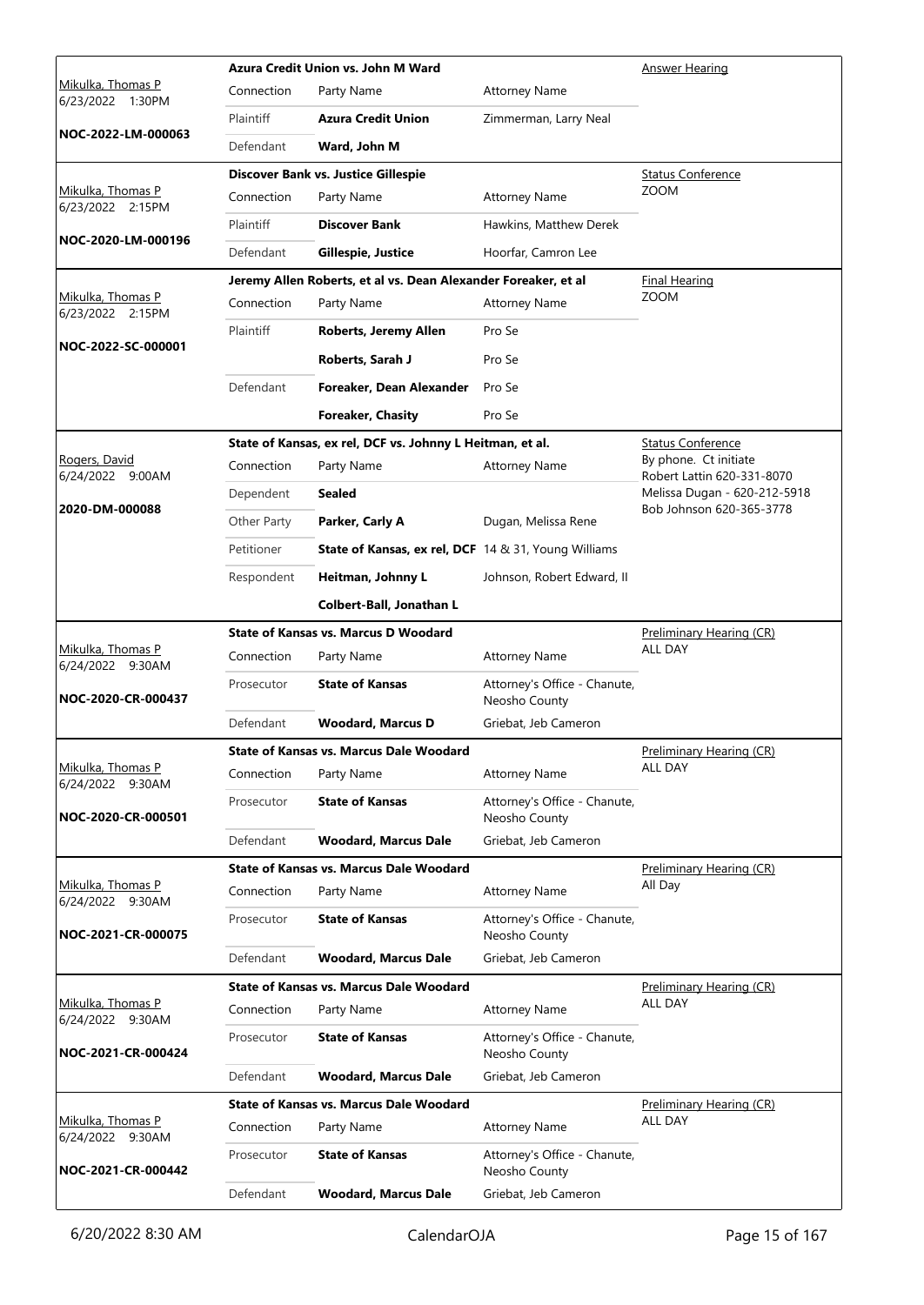| Judge / Date / Case | Case Title | Connection | Party Name | Attorney Name | Hearing |
|---|---|---|---|---|---|
| Mikulka, Thomas P<br>6/23/2022 1:30PM<br>**NOC-2022-LM-000063** | **Azura Credit Union vs. John M Ward** | Plaintiff | **Azura Credit Union** | Zimmerman, Larry Neal | Answer Hearing |
| | | Defendant | **Ward, John M** | | |
| Mikulka, Thomas P<br>6/23/2022 2:15PM<br>**NOC-2020-LM-000196** | **Discover Bank vs. Justice Gillespie** | Plaintiff | **Discover Bank** | Hawkins, Matthew Derek | Status Conference<br>ZOOM |
| | | Defendant | **Gillespie, Justice** | Hoorfar, Camron Lee | |
| Mikulka, Thomas P<br>6/23/2022 2:15PM<br>**NOC-2022-SC-000001** | **Jeremy Allen Roberts, et al vs. Dean Alexander Foreaker, et al** | Plaintiff | **Roberts, Jeremy Allen** | Pro Se | Final Hearing<br>ZOOM |
| | | | **Roberts, Sarah J** | Pro Se | |
| | | Defendant | **Foreaker, Dean Alexander** | Pro Se | |
| | | | **Foreaker, Chasity** | Pro Se | |
| Rogers, David<br>6/24/2022 9:00AM<br>**2020-DM-000088** | **State of Kansas, ex rel, DCF vs. Johnny L Heitman, et al.** | Dependent | **Sealed** | | Status Conference<br>By phone. Ct initiate Robert Lattin 620-331-8070 Melissa Dugan - 620-212-5918 Bob Johnson 620-365-3778 |
| | | Other Party | **Parker, Carly A** | Dugan, Melissa Rene | |
| | | Petitioner | **State of Kansas, ex rel, DCF** | 14 & 31, Young Williams | |
| | | Respondent | **Heitman, Johnny L** | Johnson, Robert Edward, II | |
| | | | **Colbert-Ball, Jonathan L** | | |
| Mikulka, Thomas P<br>6/24/2022 9:30AM<br>**NOC-2020-CR-000437** | **State of Kansas vs. Marcus D Woodard** | Prosecutor | **State of Kansas** | Attorney's Office - Chanute, Neosho County | Preliminary Hearing (CR)<br>ALL DAY |
| | | Defendant | **Woodard, Marcus D** | Griebat, Jeb Cameron | |
| Mikulka, Thomas P<br>6/24/2022 9:30AM<br>**NOC-2020-CR-000501** | **State of Kansas vs. Marcus Dale Woodard** | Prosecutor | **State of Kansas** | Attorney's Office - Chanute, Neosho County | Preliminary Hearing (CR)<br>ALL DAY |
| | | Defendant | **Woodard, Marcus Dale** | Griebat, Jeb Cameron | |
| Mikulka, Thomas P<br>6/24/2022 9:30AM<br>**NOC-2021-CR-000075** | **State of Kansas vs. Marcus Dale Woodard** | Prosecutor | **State of Kansas** | Attorney's Office - Chanute, Neosho County | Preliminary Hearing (CR)<br>All Day |
| | | Defendant | **Woodard, Marcus Dale** | Griebat, Jeb Cameron | |
| Mikulka, Thomas P<br>6/24/2022 9:30AM<br>**NOC-2021-CR-000424** | **State of Kansas vs. Marcus Dale Woodard** | Prosecutor | **State of Kansas** | Attorney's Office - Chanute, Neosho County | Preliminary Hearing (CR)<br>ALL DAY |
| | | Defendant | **Woodard, Marcus Dale** | Griebat, Jeb Cameron | |
| Mikulka, Thomas P<br>6/24/2022 9:30AM<br>**NOC-2021-CR-000442** | **State of Kansas vs. Marcus Dale Woodard** | Prosecutor | **State of Kansas** | Attorney's Office - Chanute, Neosho County | Preliminary Hearing (CR)<br>ALL DAY |
| | | Defendant | **Woodard, Marcus Dale** | Griebat, Jeb Cameron | |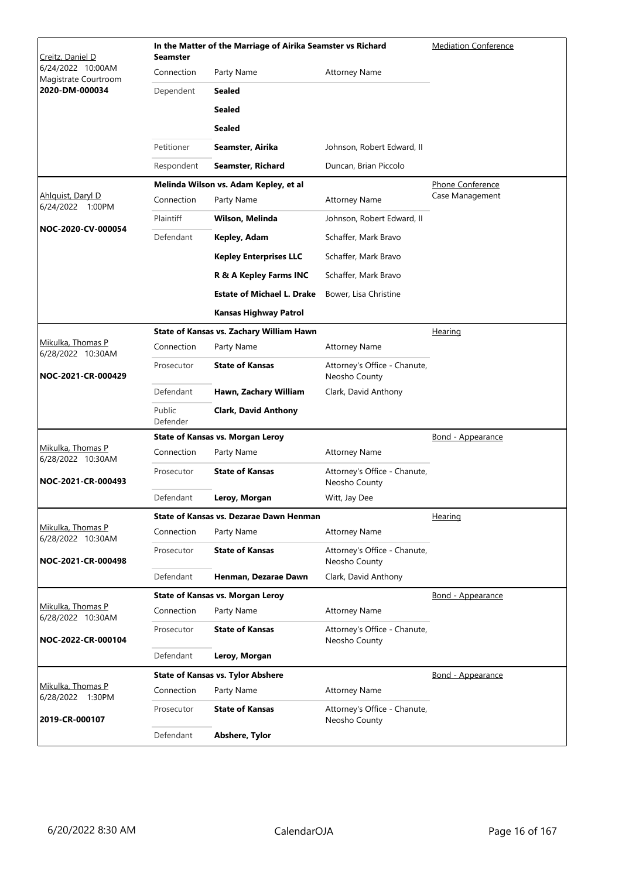| Judge / Date / Case | Case Title / Connection | Party Name | Attorney Name | Event |
|---|---|---|---|---|
| Creitz, Daniel D<br>6/24/2022 10:00AM<br>Magistrate Courtroom<br>**2020-DM-000034** | **In the Matter of the Marriage of Airika Seamster vs Richard Seamster** | | | Mediation Conference |
| | Connection | Party Name | Attorney Name | |
| | Dependent | **Sealed** | | |
| | | **Sealed** | | |
| | | **Sealed** | | |
| | Petitioner | **Seamster, Airika** | Johnson, Robert Edward, II | |
| | Respondent | **Seamster, Richard** | Duncan, Brian Piccolo | |
| Ahlquist, Daryl D<br>6/24/2022 1:00PM<br>**NOC-2020-CV-000054** | **Melinda Wilson vs. Adam Kepley, et al** | | | Phone Conference<br>Case Management |
| | Connection | Party Name | Attorney Name | |
| | Plaintiff | **Wilson, Melinda** | Johnson, Robert Edward, II | |
| | Defendant | **Kepley, Adam** | Schaffer, Mark Bravo | |
| | | **Kepley Enterprises LLC** | Schaffer, Mark Bravo | |
| | | **R & A Kepley Farms INC** | Schaffer, Mark Bravo | |
| | | **Estate of Michael L. Drake** | Bower, Lisa Christine | |
| | | **Kansas Highway Patrol** | | |
| Mikulka, Thomas P<br>6/28/2022 10:30AM<br>**NOC-2021-CR-000429** | **State of Kansas vs. Zachary William Hawn** | | | Hearing |
| | Connection | Party Name | Attorney Name | |
| | Prosecutor | **State of Kansas** | Attorney's Office - Chanute, Neosho County | |
| | Defendant | **Hawn, Zachary William** | Clark, David Anthony | |
| | Public Defender | **Clark, David Anthony** | | |
| Mikulka, Thomas P<br>6/28/2022 10:30AM<br>**NOC-2021-CR-000493** | **State of Kansas vs. Morgan Leroy** | | | Bond - Appearance |
| | Connection | Party Name | Attorney Name | |
| | Prosecutor | **State of Kansas** | Attorney's Office - Chanute, Neosho County | |
| | Defendant | **Leroy, Morgan** | Witt, Jay Dee | |
| Mikulka, Thomas P<br>6/28/2022 10:30AM<br>**NOC-2021-CR-000498** | **State of Kansas vs. Dezarae Dawn Henman** | | | Hearing |
| | Connection | Party Name | Attorney Name | |
| | Prosecutor | **State of Kansas** | Attorney's Office - Chanute, Neosho County | |
| | Defendant | **Henman, Dezarae Dawn** | Clark, David Anthony | |
| Mikulka, Thomas P<br>6/28/2022 10:30AM<br>**NOC-2022-CR-000104** | **State of Kansas vs. Morgan Leroy** | | | Bond - Appearance |
| | Connection | Party Name | Attorney Name | |
| | Prosecutor | **State of Kansas** | Attorney's Office - Chanute, Neosho County | |
| | Defendant | **Leroy, Morgan** | | |
| Mikulka, Thomas P<br>6/28/2022 1:30PM<br>**2019-CR-000107** | **State of Kansas vs. Tylor Abshere** | | | Bond - Appearance |
| | Connection | Party Name | Attorney Name | |
| | Prosecutor | **State of Kansas** | Attorney's Office - Chanute, Neosho County | |
| | Defendant | **Abshere, Tylor** | | |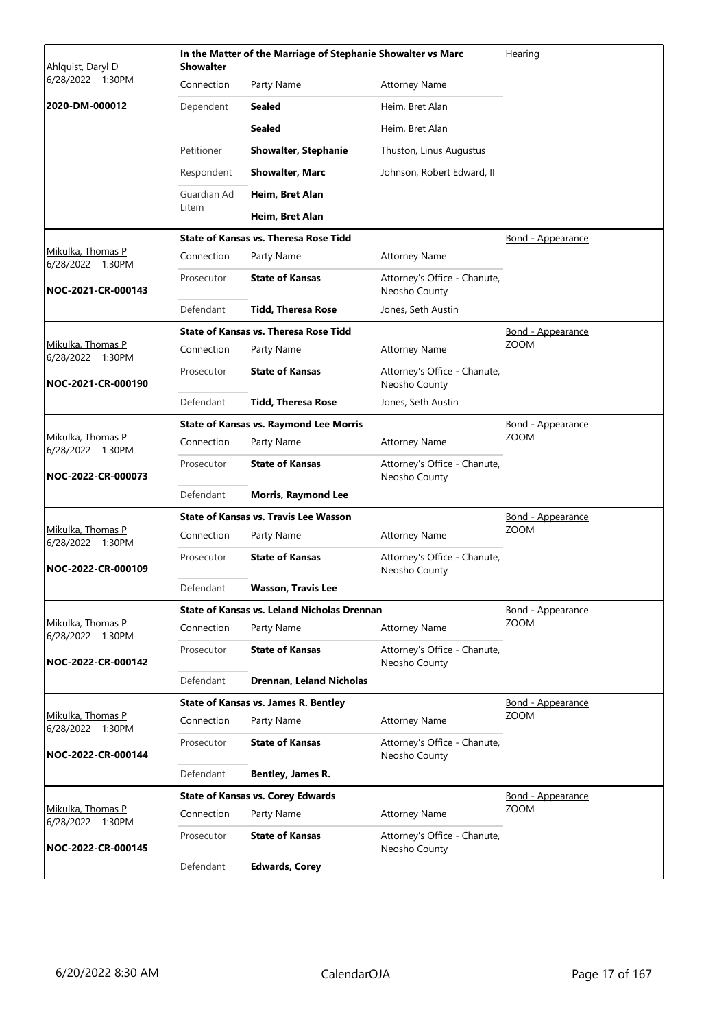| Judge / Date / Case | Case Title / Connection | Party Name | Attorney Name | Hearing Type |
|---|---|---|---|---|
| Ahlquist, Daryl D<br>6/28/2022 1:30PM<br>**2020-DM-000012** | **In the Matter of the Marriage of Stephanie Showalter vs Marc Showalter** | | | Hearing |
| | Connection | Party Name | Attorney Name | |
| | Dependent | **Sealed** | Heim, Bret Alan | |
| | | **Sealed** | Heim, Bret Alan | |
| | Petitioner | **Showalter, Stephanie** | Thuston, Linus Augustus | |
| | Respondent | **Showalter, Marc** | Johnson, Robert Edward, II | |
| | Guardian Ad Litem | **Heim, Bret Alan** | | |
| | | **Heim, Bret Alan** | | |
| Mikulka, Thomas P<br>6/28/2022 1:30PM<br>**NOC-2021-CR-000143** | **State of Kansas vs. Theresa Rose Tidd** | | | Bond - Appearance |
| | Connection | Party Name | Attorney Name | |
| | Prosecutor | **State of Kansas** | Attorney's Office - Chanute, Neosho County | |
| | Defendant | **Tidd, Theresa Rose** | Jones, Seth Austin | |
| Mikulka, Thomas P<br>6/28/2022 1:30PM<br>**NOC-2021-CR-000190** | **State of Kansas vs. Theresa Rose Tidd** | | | Bond - Appearance<br>ZOOM |
| | Connection | Party Name | Attorney Name | |
| | Prosecutor | **State of Kansas** | Attorney's Office - Chanute, Neosho County | |
| | Defendant | **Tidd, Theresa Rose** | Jones, Seth Austin | |
| Mikulka, Thomas P<br>6/28/2022 1:30PM<br>**NOC-2022-CR-000073** | **State of Kansas vs. Raymond Lee Morris** | | | Bond - Appearance<br>ZOOM |
| | Connection | Party Name | Attorney Name | |
| | Prosecutor | **State of Kansas** | Attorney's Office - Chanute, Neosho County | |
| | Defendant | **Morris, Raymond Lee** | | |
| Mikulka, Thomas P<br>6/28/2022 1:30PM<br>**NOC-2022-CR-000109** | **State of Kansas vs. Travis Lee Wasson** | | | Bond - Appearance<br>ZOOM |
| | Connection | Party Name | Attorney Name | |
| | Prosecutor | **State of Kansas** | Attorney's Office - Chanute, Neosho County | |
| | Defendant | **Wasson, Travis Lee** | | |
| Mikulka, Thomas P<br>6/28/2022 1:30PM<br>**NOC-2022-CR-000142** | **State of Kansas vs. Leland Nicholas Drennan** | | | Bond - Appearance<br>ZOOM |
| | Connection | Party Name | Attorney Name | |
| | Prosecutor | **State of Kansas** | Attorney's Office - Chanute, Neosho County | |
| | Defendant | **Drennan, Leland Nicholas** | | |
| Mikulka, Thomas P<br>6/28/2022 1:30PM<br>**NOC-2022-CR-000144** | **State of Kansas vs. James R. Bentley** | | | Bond - Appearance<br>ZOOM |
| | Connection | Party Name | Attorney Name | |
| | Prosecutor | **State of Kansas** | Attorney's Office - Chanute, Neosho County | |
| | Defendant | **Bentley, James R.** | | |
| Mikulka, Thomas P<br>6/28/2022 1:30PM<br>**NOC-2022-CR-000145** | **State of Kansas vs. Corey Edwards** | | | Bond - Appearance<br>ZOOM |
| | Connection | Party Name | Attorney Name | |
| | Prosecutor | **State of Kansas** | Attorney's Office - Chanute, Neosho County | |
| | Defendant | **Edwards, Corey** | | |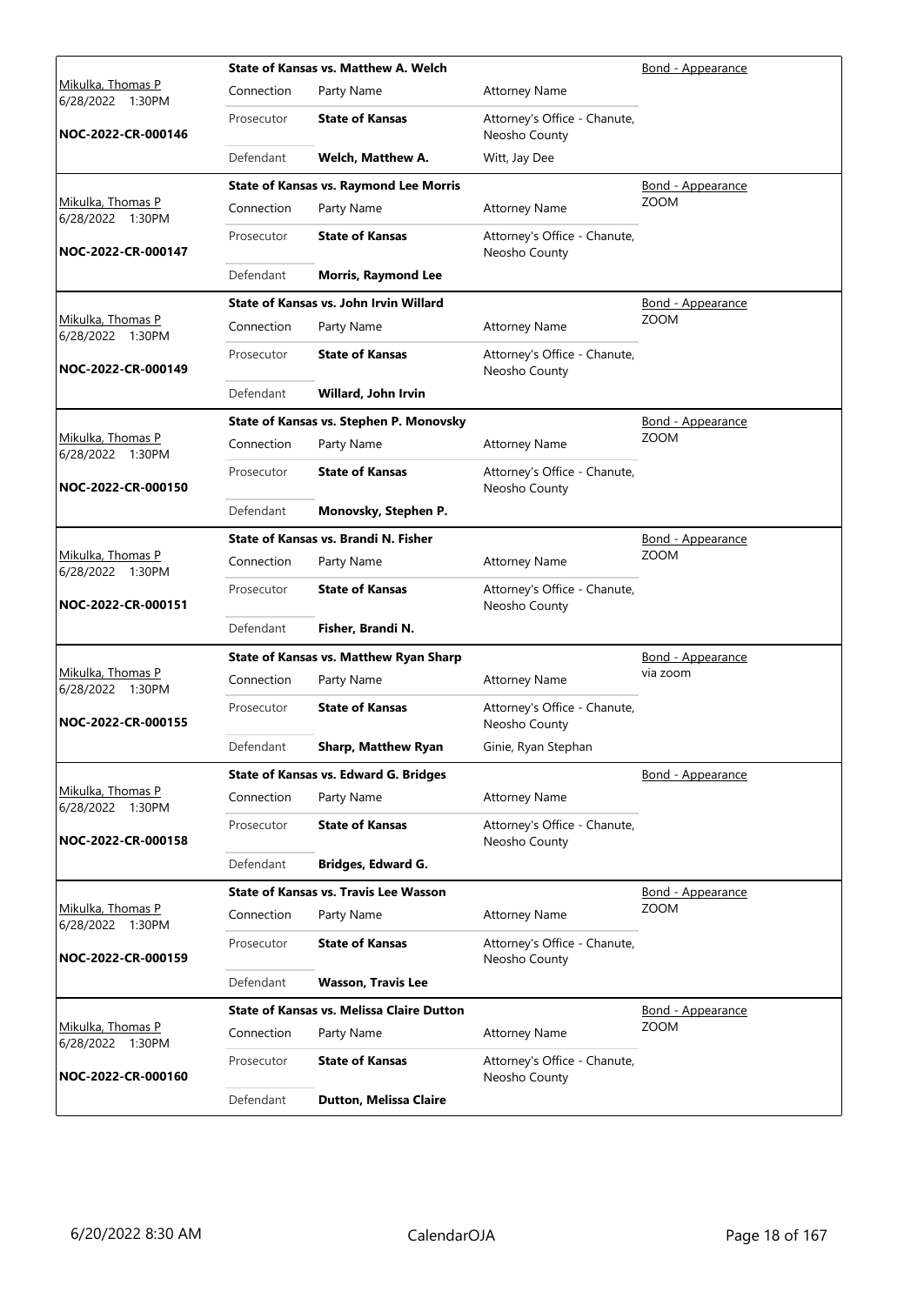| Judge / Date / Case | Connection | Party Name | Attorney Name | Hearing |
|---|---|---|---|---|
| Mikulka, Thomas P 6/28/2022 1:30PM NOC-2022-CR-000146 | **State of Kansas vs. Matthew A. Welch** | | | Bond - Appearance |
| | Connection | Party Name | Attorney Name | |
| | Prosecutor | **State of Kansas** | Attorney's Office - Chanute, Neosho County | |
| | Defendant | **Welch, Matthew A.** | Witt, Jay Dee | |
| Mikulka, Thomas P 6/28/2022 1:30PM NOC-2022-CR-000147 | **State of Kansas vs. Raymond Lee Morris** | | | Bond - Appearance ZOOM |
| | Connection | Party Name | Attorney Name | |
| | Prosecutor | **State of Kansas** | Attorney's Office - Chanute, Neosho County | |
| | Defendant | **Morris, Raymond Lee** | | |
| Mikulka, Thomas P 6/28/2022 1:30PM NOC-2022-CR-000149 | **State of Kansas vs. John Irvin Willard** | | | Bond - Appearance ZOOM |
| | Connection | Party Name | Attorney Name | |
| | Prosecutor | **State of Kansas** | Attorney's Office - Chanute, Neosho County | |
| | Defendant | **Willard, John Irvin** | | |
| Mikulka, Thomas P 6/28/2022 1:30PM NOC-2022-CR-000150 | **State of Kansas vs. Stephen P. Monovsky** | | | Bond - Appearance ZOOM |
| | Connection | Party Name | Attorney Name | |
| | Prosecutor | **State of Kansas** | Attorney's Office - Chanute, Neosho County | |
| | Defendant | **Monovsky, Stephen P.** | | |
| Mikulka, Thomas P 6/28/2022 1:30PM NOC-2022-CR-000151 | **State of Kansas vs. Brandi N. Fisher** | | | Bond - Appearance ZOOM |
| | Connection | Party Name | Attorney Name | |
| | Prosecutor | **State of Kansas** | Attorney's Office - Chanute, Neosho County | |
| | Defendant | **Fisher, Brandi N.** | | |
| Mikulka, Thomas P 6/28/2022 1:30PM NOC-2022-CR-000155 | **State of Kansas vs. Matthew Ryan Sharp** | | | Bond - Appearance via zoom |
| | Connection | Party Name | Attorney Name | |
| | Prosecutor | **State of Kansas** | Attorney's Office - Chanute, Neosho County | |
| | Defendant | **Sharp, Matthew Ryan** | Ginie, Ryan Stephan | |
| Mikulka, Thomas P 6/28/2022 1:30PM NOC-2022-CR-000158 | **State of Kansas vs. Edward G. Bridges** | | | Bond - Appearance |
| | Connection | Party Name | Attorney Name | |
| | Prosecutor | **State of Kansas** | Attorney's Office - Chanute, Neosho County | |
| | Defendant | **Bridges, Edward G.** | | |
| Mikulka, Thomas P 6/28/2022 1:30PM NOC-2022-CR-000159 | **State of Kansas vs. Travis Lee Wasson** | | | Bond - Appearance ZOOM |
| | Connection | Party Name | Attorney Name | |
| | Prosecutor | **State of Kansas** | Attorney's Office - Chanute, Neosho County | |
| | Defendant | **Wasson, Travis Lee** | | |
| Mikulka, Thomas P 6/28/2022 1:30PM NOC-2022-CR-000160 | **State of Kansas vs. Melissa Claire Dutton** | | | Bond - Appearance ZOOM |
| | Connection | Party Name | Attorney Name | |
| | Prosecutor | **State of Kansas** | Attorney's Office - Chanute, Neosho County | |
| | Defendant | **Dutton, Melissa Claire** | | |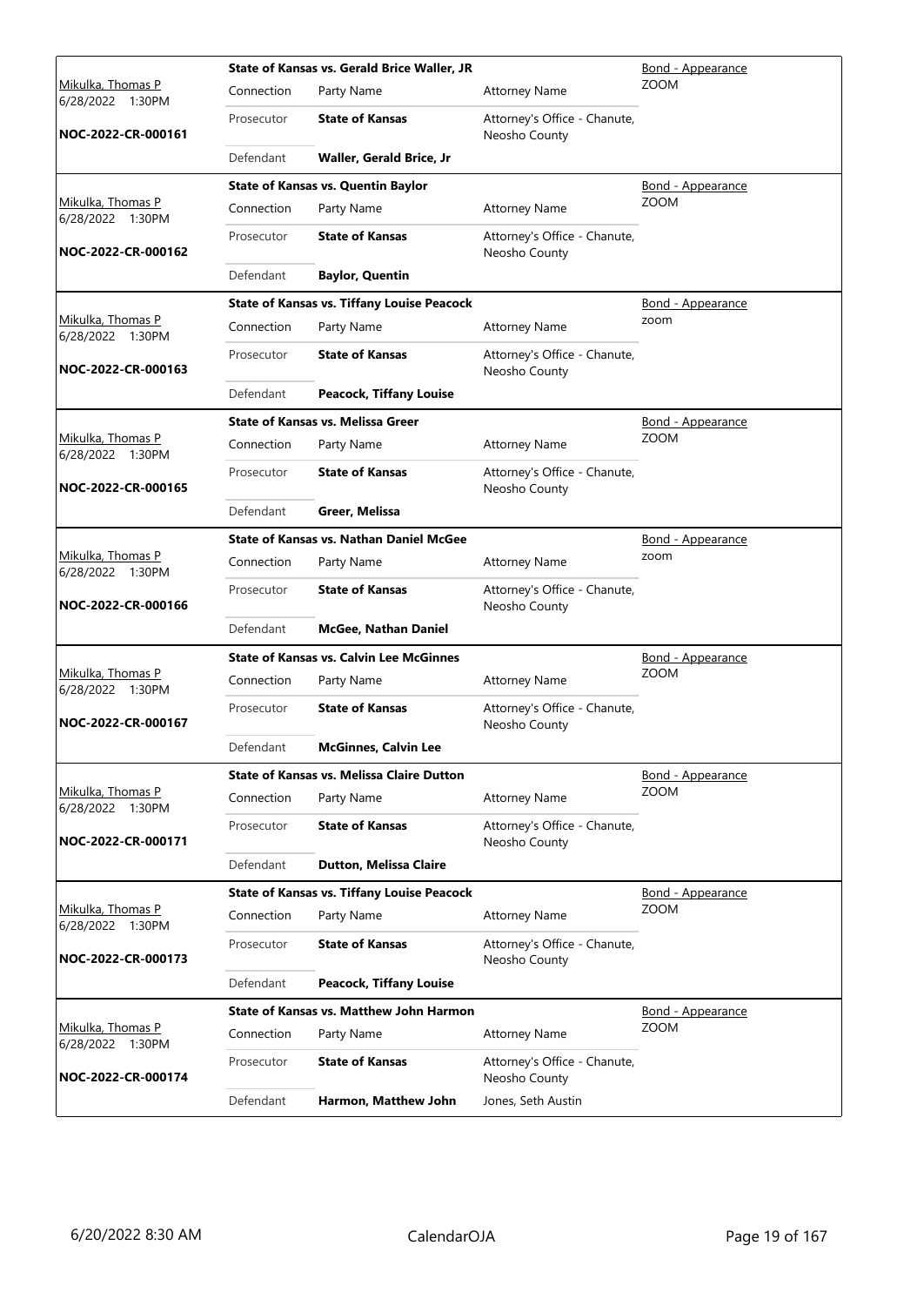| Judge / Date / Case | Case Title / Connection | Party Name | Attorney Name | Hearing Type / Location |
|---|---|---|---|---|
| Mikulka, Thomas P 6/28/2022 1:30PM | **State of Kansas vs. Gerald Brice Waller, JR** | | | Bond - Appearance |
| | Connection | Party Name | Attorney Name | ZOOM |
| **NOC-2022-CR-000161** | Prosecutor | **State of Kansas** | Attorney's Office - Chanute, Neosho County | |
| | Defendant | **Waller, Gerald Brice, Jr** | | |
| Mikulka, Thomas P 6/28/2022 1:30PM | **State of Kansas vs. Quentin Baylor** | | | Bond - Appearance |
| | Connection | Party Name | Attorney Name | ZOOM |
| **NOC-2022-CR-000162** | Prosecutor | **State of Kansas** | Attorney's Office - Chanute, Neosho County | |
| | Defendant | **Baylor, Quentin** | | |
| Mikulka, Thomas P 6/28/2022 1:30PM | **State of Kansas vs. Tiffany Louise Peacock** | | | Bond - Appearance |
| | Connection | Party Name | Attorney Name | zoom |
| **NOC-2022-CR-000163** | Prosecutor | **State of Kansas** | Attorney's Office - Chanute, Neosho County | |
| | Defendant | **Peacock, Tiffany Louise** | | |
| Mikulka, Thomas P 6/28/2022 1:30PM | **State of Kansas vs. Melissa Greer** | | | Bond - Appearance |
| | Connection | Party Name | Attorney Name | ZOOM |
| **NOC-2022-CR-000165** | Prosecutor | **State of Kansas** | Attorney's Office - Chanute, Neosho County | |
| | Defendant | **Greer, Melissa** | | |
| Mikulka, Thomas P 6/28/2022 1:30PM | **State of Kansas vs. Nathan Daniel McGee** | | | Bond - Appearance |
| | Connection | Party Name | Attorney Name | zoom |
| **NOC-2022-CR-000166** | Prosecutor | **State of Kansas** | Attorney's Office - Chanute, Neosho County | |
| | Defendant | **McGee, Nathan Daniel** | | |
| Mikulka, Thomas P 6/28/2022 1:30PM | **State of Kansas vs. Calvin Lee McGinnes** | | | Bond - Appearance |
| | Connection | Party Name | Attorney Name | ZOOM |
| **NOC-2022-CR-000167** | Prosecutor | **State of Kansas** | Attorney's Office - Chanute, Neosho County | |
| | Defendant | **McGinnes, Calvin Lee** | | |
| Mikulka, Thomas P 6/28/2022 1:30PM | **State of Kansas vs. Melissa Claire Dutton** | | | Bond - Appearance |
| | Connection | Party Name | Attorney Name | ZOOM |
| **NOC-2022-CR-000171** | Prosecutor | **State of Kansas** | Attorney's Office - Chanute, Neosho County | |
| | Defendant | **Dutton, Melissa Claire** | | |
| Mikulka, Thomas P 6/28/2022 1:30PM | **State of Kansas vs. Tiffany Louise Peacock** | | | Bond - Appearance |
| | Connection | Party Name | Attorney Name | ZOOM |
| **NOC-2022-CR-000173** | Prosecutor | **State of Kansas** | Attorney's Office - Chanute, Neosho County | |
| | Defendant | **Peacock, Tiffany Louise** | | |
| Mikulka, Thomas P 6/28/2022 1:30PM | **State of Kansas vs. Matthew John Harmon** | | | Bond - Appearance |
| | Connection | Party Name | Attorney Name | ZOOM |
| **NOC-2022-CR-000174** | Prosecutor | **State of Kansas** | Attorney's Office - Chanute, Neosho County | |
| | Defendant | **Harmon, Matthew John** | Jones, Seth Austin | |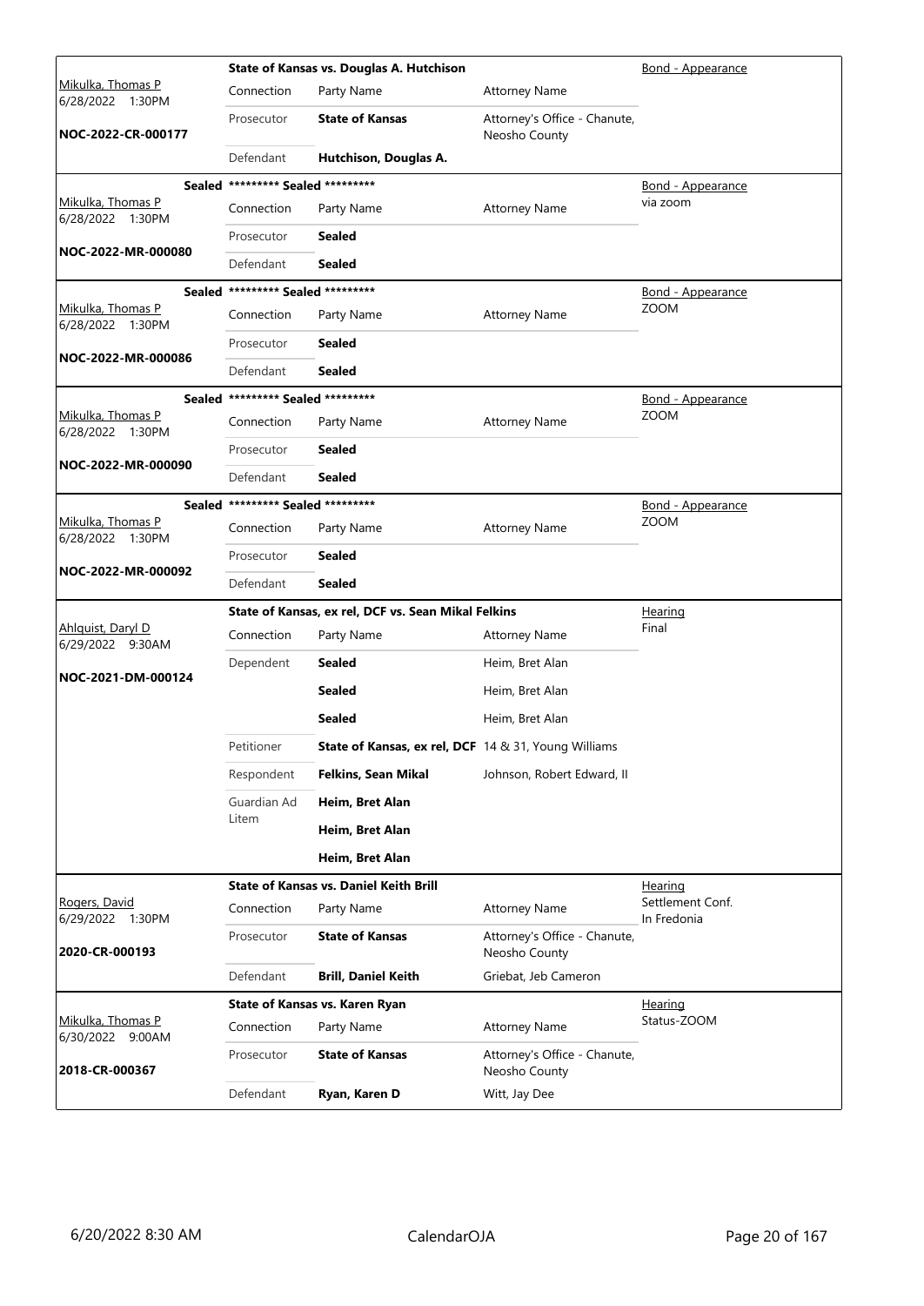| Judge / Date / Case | Case Title | | | Hearing Type |
|---|---|---|---|---|
| Mikulka, Thomas P<br>6/28/2022 1:30PM<br>**NOC-2022-CR-000177** | **State of Kansas vs. Douglas A. Hutchison** | | | Bond - Appearance |
| | Connection | Party Name | Attorney Name | |
| | Prosecutor | **State of Kansas** | Attorney's Office - Chanute, Neosho County | |
| | Defendant | **Hutchison, Douglas A.** | | |
| Mikulka, Thomas P<br>6/28/2022 1:30PM<br>**NOC-2022-MR-000080** | **Sealed ********* Sealed ********* | | | Bond - Appearance<br>via zoom |
| | Connection | Party Name | Attorney Name | |
| | Prosecutor | **Sealed** | | |
| | Defendant | **Sealed** | | |
| Mikulka, Thomas P<br>6/28/2022 1:30PM<br>**NOC-2022-MR-000086** | **Sealed ********* Sealed ********* | | | Bond - Appearance<br>ZOOM |
| | Connection | Party Name | Attorney Name | |
| | Prosecutor | **Sealed** | | |
| | Defendant | **Sealed** | | |
| Mikulka, Thomas P<br>6/28/2022 1:30PM<br>**NOC-2022-MR-000090** | **Sealed ********* Sealed ********* | | | Bond - Appearance<br>ZOOM |
| | Connection | Party Name | Attorney Name | |
| | Prosecutor | **Sealed** | | |
| | Defendant | **Sealed** | | |
| Mikulka, Thomas P<br>6/28/2022 1:30PM<br>**NOC-2022-MR-000092** | **Sealed ********* Sealed ********* | | | Bond - Appearance<br>ZOOM |
| | Connection | Party Name | Attorney Name | |
| | Prosecutor | **Sealed** | | |
| | Defendant | **Sealed** | | |
| Ahlquist, Daryl D<br>6/29/2022 9:30AM<br>**NOC-2021-DM-000124** | **State of Kansas, ex rel, DCF vs. Sean Mikal Felkins** | | | Hearing<br>Final |
| | Connection | Party Name | Attorney Name | |
| | Dependent | **Sealed** | Heim, Bret Alan | |
| | | **Sealed** | Heim, Bret Alan | |
| | | **Sealed** | Heim, Bret Alan | |
| | Petitioner | **State of Kansas, ex rel, DCF** | 14 & 31, Young Williams | |
| | Respondent | **Felkins, Sean Mikal** | Johnson, Robert Edward, II | |
| | Guardian Ad Litem | **Heim, Bret Alan** | | |
| | | **Heim, Bret Alan** | | |
| | | **Heim, Bret Alan** | | |
| Rogers, David<br>6/29/2022 1:30PM<br>**2020-CR-000193** | **State of Kansas vs. Daniel Keith Brill** | | | Hearing<br>Settlement Conf. In Fredonia |
| | Connection | Party Name | Attorney Name | |
| | Prosecutor | **State of Kansas** | Attorney's Office - Chanute, Neosho County | |
| | Defendant | **Brill, Daniel Keith** | Griebat, Jeb Cameron | |
| Mikulka, Thomas P<br>6/30/2022 9:00AM<br>**2018-CR-000367** | **State of Kansas vs. Karen Ryan** | | | Hearing<br>Status-ZOOM |
| | Connection | Party Name | Attorney Name | |
| | Prosecutor | **State of Kansas** | Attorney's Office - Chanute, Neosho County | |
| | Defendant | **Ryan, Karen D** | Witt, Jay Dee | |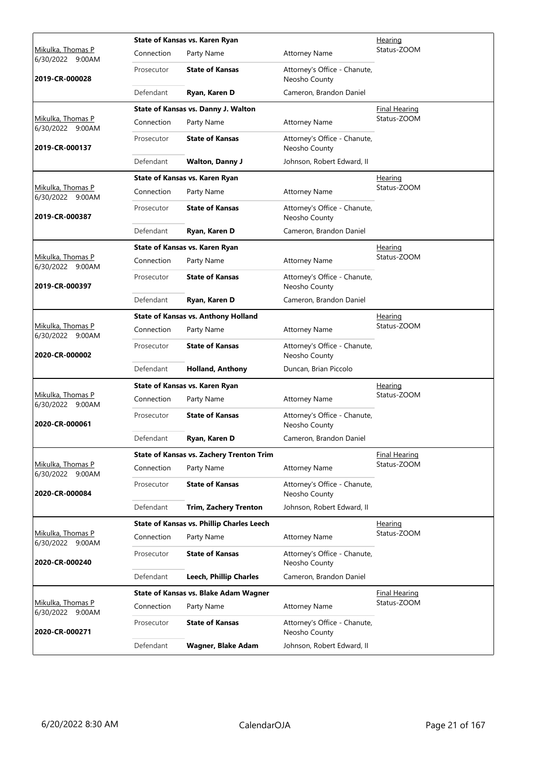| Judge / Date / Case | Case Title | | | Hearing Type / Status |
|---|---|---|---|---|
| Mikulka, Thomas P<br>6/30/2022 9:00AM<br>**2019-CR-000028** | **State of Kansas vs. Karen Ryan** | | | Hearing<br>Status-ZOOM |
| | Connection | Party Name | Attorney Name | |
| | Prosecutor | **State of Kansas** | Attorney's Office - Chanute, Neosho County | |
| | Defendant | **Ryan, Karen D** | Cameron, Brandon Daniel | |
| Mikulka, Thomas P<br>6/30/2022 9:00AM<br>**2019-CR-000137** | **State of Kansas vs. Danny J. Walton** | | | Final Hearing<br>Status-ZOOM |
| | Connection | Party Name | Attorney Name | |
| | Prosecutor | **State of Kansas** | Attorney's Office - Chanute, Neosho County | |
| | Defendant | **Walton, Danny J** | Johnson, Robert Edward, II | |
| Mikulka, Thomas P<br>6/30/2022 9:00AM<br>**2019-CR-000387** | **State of Kansas vs. Karen Ryan** | | | Hearing<br>Status-ZOOM |
| | Connection | Party Name | Attorney Name | |
| | Prosecutor | **State of Kansas** | Attorney's Office - Chanute, Neosho County | |
| | Defendant | **Ryan, Karen D** | Cameron, Brandon Daniel | |
| Mikulka, Thomas P<br>6/30/2022 9:00AM<br>**2019-CR-000397** | **State of Kansas vs. Karen Ryan** | | | Hearing<br>Status-ZOOM |
| | Connection | Party Name | Attorney Name | |
| | Prosecutor | **State of Kansas** | Attorney's Office - Chanute, Neosho County | |
| | Defendant | **Ryan, Karen D** | Cameron, Brandon Daniel | |
| Mikulka, Thomas P<br>6/30/2022 9:00AM<br>**2020-CR-000002** | **State of Kansas vs. Anthony Holland** | | | Hearing<br>Status-ZOOM |
| | Connection | Party Name | Attorney Name | |
| | Prosecutor | **State of Kansas** | Attorney's Office - Chanute, Neosho County | |
| | Defendant | **Holland, Anthony** | Duncan, Brian Piccolo | |
| Mikulka, Thomas P<br>6/30/2022 9:00AM<br>**2020-CR-000061** | **State of Kansas vs. Karen Ryan** | | | Hearing<br>Status-ZOOM |
| | Connection | Party Name | Attorney Name | |
| | Prosecutor | **State of Kansas** | Attorney's Office - Chanute, Neosho County | |
| | Defendant | **Ryan, Karen D** | Cameron, Brandon Daniel | |
| Mikulka, Thomas P<br>6/30/2022 9:00AM<br>**2020-CR-000084** | **State of Kansas vs. Zachery Trenton Trim** | | | Final Hearing<br>Status-ZOOM |
| | Connection | Party Name | Attorney Name | |
| | Prosecutor | **State of Kansas** | Attorney's Office - Chanute, Neosho County | |
| | Defendant | **Trim, Zachery Trenton** | Johnson, Robert Edward, II | |
| Mikulka, Thomas P<br>6/30/2022 9:00AM<br>**2020-CR-000240** | **State of Kansas vs. Phillip Charles Leech** | | | Hearing<br>Status-ZOOM |
| | Connection | Party Name | Attorney Name | |
| | Prosecutor | **State of Kansas** | Attorney's Office - Chanute, Neosho County | |
| | Defendant | **Leech, Phillip Charles** | Cameron, Brandon Daniel | |
| Mikulka, Thomas P<br>6/30/2022 9:00AM<br>**2020-CR-000271** | **State of Kansas vs. Blake Adam Wagner** | | | Final Hearing<br>Status-ZOOM |
| | Connection | Party Name | Attorney Name | |
| | Prosecutor | **State of Kansas** | Attorney's Office - Chanute, Neosho County | |
| | Defendant | **Wagner, Blake Adam** | Johnson, Robert Edward, II | |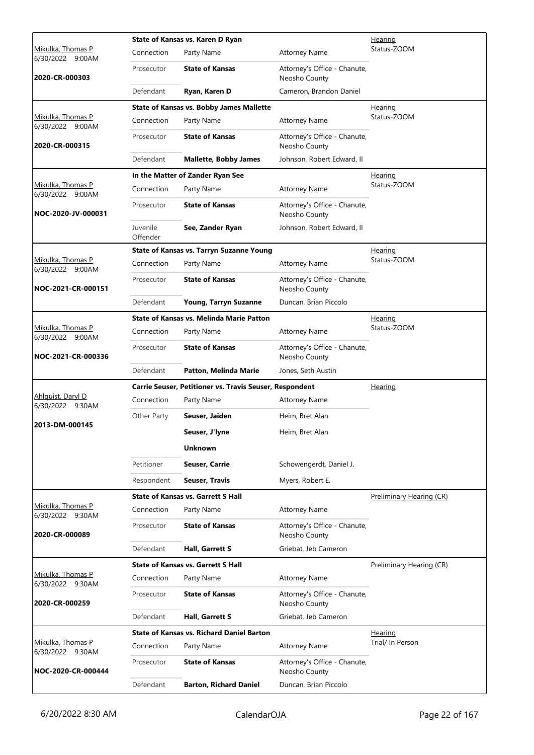| Judge / Date / Case | Case Title | | | Hearing |
|---|---|---|---|---|
| Mikulka, Thomas P<br>6/30/2022 9:00AM<br>**2020-CR-000303** | **State of Kansas vs. Karen D Ryan** | | | Hearing<br>Status-ZOOM |
| | Connection | Party Name | Attorney Name | |
| | Prosecutor | **State of Kansas** | Attorney's Office - Chanute, Neosho County | |
| | Defendant | **Ryan, Karen D** | Cameron, Brandon Daniel | |
| Mikulka, Thomas P<br>6/30/2022 9:00AM<br>**2020-CR-000315** | **State of Kansas vs. Bobby James Mallette** | | | Hearing<br>Status-ZOOM |
| | Connection | Party Name | Attorney Name | |
| | Prosecutor | **State of Kansas** | Attorney's Office - Chanute, Neosho County | |
| | Defendant | **Mallette, Bobby James** | Johnson, Robert Edward, II | |
| Mikulka, Thomas P<br>6/30/2022 9:00AM<br>**NOC-2020-JV-000031** | **In the Matter of Zander Ryan See** | | | Hearing<br>Status-ZOOM |
| | Connection | Party Name | Attorney Name | |
| | Prosecutor | **State of Kansas** | Attorney's Office - Chanute, Neosho County | |
| | Juvenile Offender | **See, Zander Ryan** | Johnson, Robert Edward, II | |
| Mikulka, Thomas P<br>6/30/2022 9:00AM<br>**NOC-2021-CR-000151** | **State of Kansas vs. Tarryn Suzanne Young** | | | Hearing<br>Status-ZOOM |
| | Connection | Party Name | Attorney Name | |
| | Prosecutor | **State of Kansas** | Attorney's Office - Chanute, Neosho County | |
| | Defendant | **Young, Tarryn Suzanne** | Duncan, Brian Piccolo | |
| Mikulka, Thomas P<br>6/30/2022 9:00AM<br>**NOC-2021-CR-000336** | **State of Kansas vs. Melinda Marie Patton** | | | Hearing<br>Status-ZOOM |
| | Connection | Party Name | Attorney Name | |
| | Prosecutor | **State of Kansas** | Attorney's Office - Chanute, Neosho County | |
| | Defendant | **Patton, Melinda Marie** | Jones, Seth Austin | |
| Ahlquist, Daryl D<br>6/30/2022 9:30AM<br>**2013-DM-000145** | **Carrie Seuser, Petitioner vs. Travis Seuser, Respondent** | | | Hearing |
| | Connection | Party Name | Attorney Name | |
| | Other Party | **Seuser, Jaiden** | Heim, Bret Alan | |
| | | **Seuser, J'lyne** | Heim, Bret Alan | |
| | | **Unknown** | | |
| | Petitioner | **Seuser, Carrie** | Schowengerdt, Daniel J. | |
| | Respondent | **Seuser, Travis** | Myers, Robert E. | |
| Mikulka, Thomas P<br>6/30/2022 9:30AM<br>**2020-CR-000089** | **State of Kansas vs. Garrett S Hall** | | | Preliminary Hearing (CR) |
| | Connection | Party Name | Attorney Name | |
| | Prosecutor | **State of Kansas** | Attorney's Office - Chanute, Neosho County | |
| | Defendant | **Hall, Garrett S** | Griebat, Jeb Cameron | |
| Mikulka, Thomas P<br>6/30/2022 9:30AM<br>**2020-CR-000259** | **State of Kansas vs. Garrett S Hall** | | | Preliminary Hearing (CR) |
| | Connection | Party Name | Attorney Name | |
| | Prosecutor | **State of Kansas** | Attorney's Office - Chanute, Neosho County | |
| | Defendant | **Hall, Garrett S** | Griebat, Jeb Cameron | |
| Mikulka, Thomas P<br>6/30/2022 9:30AM<br>**NOC-2020-CR-000444** | **State of Kansas vs. Richard Daniel Barton** | | | Hearing<br>Trial/ In Person |
| | Connection | Party Name | Attorney Name | |
| | Prosecutor | **State of Kansas** | Attorney's Office - Chanute, Neosho County | |
| | Defendant | **Barton, Richard Daniel** | Duncan, Brian Piccolo | |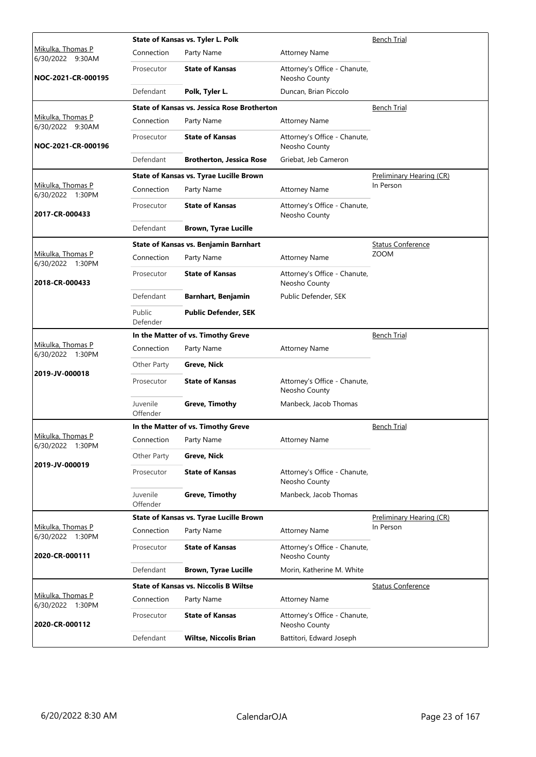| Judge / Date / Case | Connection | Party Name | Attorney Name | Hearing Type |
|---|---|---|---|---|
| Mikulka, Thomas P<br>6/30/2022 9:30AM<br>**NOC-2021-CR-000195** | **State of Kansas vs. Tyler L. Polk** | | | Bench Trial |
| | Prosecutor | **State of Kansas** | Attorney's Office - Chanute, Neosho County | |
| | Defendant | **Polk, Tyler L.** | Duncan, Brian Piccolo | |
| Mikulka, Thomas P<br>6/30/2022 9:30AM<br>**NOC-2021-CR-000196** | **State of Kansas vs. Jessica Rose Brotherton** | | | Bench Trial |
| | Prosecutor | **State of Kansas** | Attorney's Office - Chanute, Neosho County | |
| | Defendant | **Brotherton, Jessica Rose** | Griebat, Jeb Cameron | |
| Mikulka, Thomas P<br>6/30/2022 1:30PM<br>**2017-CR-000433** | **State of Kansas vs. Tyrae Lucille Brown** | | | Preliminary Hearing (CR)<br>In Person |
| | Prosecutor | **State of Kansas** | Attorney's Office - Chanute, Neosho County | |
| | Defendant | **Brown, Tyrae Lucille** | | |
| Mikulka, Thomas P<br>6/30/2022 1:30PM<br>**2018-CR-000433** | **State of Kansas vs. Benjamin Barnhart** | | | Status Conference<br>ZOOM |
| | Prosecutor | **State of Kansas** | Attorney's Office - Chanute, Neosho County | |
| | Defendant | **Barnhart, Benjamin** | Public Defender, SEK | |
| | Public Defender | **Public Defender, SEK** | | |
| Mikulka, Thomas P<br>6/30/2022 1:30PM<br>**2019-JV-000018** | **In the Matter of vs. Timothy Greve** | | | Bench Trial |
| | Other Party | **Greve, Nick** | | |
| | Prosecutor | **State of Kansas** | Attorney's Office - Chanute, Neosho County | |
| | Juvenile Offender | **Greve, Timothy** | Manbeck, Jacob Thomas | |
| Mikulka, Thomas P<br>6/30/2022 1:30PM<br>**2019-JV-000019** | **In the Matter of vs. Timothy Greve** | | | Bench Trial |
| | Other Party | **Greve, Nick** | | |
| | Prosecutor | **State of Kansas** | Attorney's Office - Chanute, Neosho County | |
| | Juvenile Offender | **Greve, Timothy** | Manbeck, Jacob Thomas | |
| Mikulka, Thomas P<br>6/30/2022 1:30PM<br>**2020-CR-000111** | **State of Kansas vs. Tyrae Lucille Brown** | | | Preliminary Hearing (CR)<br>In Person |
| | Prosecutor | **State of Kansas** | Attorney's Office - Chanute, Neosho County | |
| | Defendant | **Brown, Tyrae Lucille** | Morin, Katherine M. White | |
| Mikulka, Thomas P<br>6/30/2022 1:30PM<br>**2020-CR-000112** | **State of Kansas vs. Niccolis B Wiltse** | | | Status Conference |
| | Prosecutor | **State of Kansas** | Attorney's Office - Chanute, Neosho County | |
| | Defendant | **Wiltse, Niccolis Brian** | Battitori, Edward Joseph | |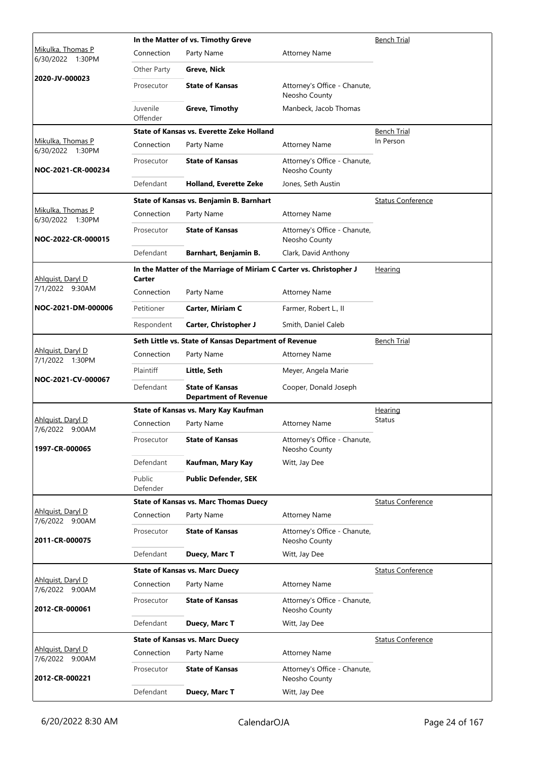| Judge / Date / Case | Case Title / Connection | Party Name | Attorney Name | Hearing Type |
|---|---|---|---|---|
| Mikulka, Thomas P<br>6/30/2022 1:30PM<br>**2020-JV-000023** | **In the Matter of vs. Timothy Greve** | | | Bench Trial |
| | Connection | Party Name | Attorney Name | |
| | Other Party | **Greve, Nick** | | |
| | Prosecutor | **State of Kansas** | Attorney's Office - Chanute, Neosho County | |
| | Juvenile Offender | **Greve, Timothy** | Manbeck, Jacob Thomas | |
| Mikulka, Thomas P<br>6/30/2022 1:30PM<br>**NOC-2021-CR-000234** | **State of Kansas vs. Everette Zeke Holland** | | | Bench Trial<br>In Person |
| | Connection | Party Name | Attorney Name | |
| | Prosecutor | **State of Kansas** | Attorney's Office - Chanute, Neosho County | |
| | Defendant | **Holland, Everette Zeke** | Jones, Seth Austin | |
| Mikulka, Thomas P<br>6/30/2022 1:30PM<br>**NOC-2022-CR-000015** | **State of Kansas vs. Benjamin B. Barnhart** | | | Status Conference |
| | Connection | Party Name | Attorney Name | |
| | Prosecutor | **State of Kansas** | Attorney's Office - Chanute, Neosho County | |
| | Defendant | **Barnhart, Benjamin B.** | Clark, David Anthony | |
| Ahlquist, Daryl D<br>7/1/2022 9:30AM<br>**NOC-2021-DM-000006** | **In the Matter of the Marriage of Miriam C Carter vs. Christopher J Carter** | | | Hearing |
| | Connection | Party Name | Attorney Name | |
| | Petitioner | **Carter, Miriam C** | Farmer, Robert L., II | |
| | Respondent | **Carter, Christopher J** | Smith, Daniel Caleb | |
| Ahlquist, Daryl D<br>7/1/2022 1:30PM<br>**NOC-2021-CV-000067** | **Seth Little vs. State of Kansas Department of Revenue** | | | Bench Trial |
| | Connection | Party Name | Attorney Name | |
| | Plaintiff | **Little, Seth** | Meyer, Angela Marie | |
| | Defendant | **State of Kansas Department of Revenue** | Cooper, Donald Joseph | |
| Ahlquist, Daryl D<br>7/6/2022 9:00AM<br>**1997-CR-000065** | **State of Kansas vs. Mary Kay Kaufman** | | | Hearing<br>Status |
| | Connection | Party Name | Attorney Name | |
| | Prosecutor | **State of Kansas** | Attorney's Office - Chanute, Neosho County | |
| | Defendant | **Kaufman, Mary Kay** | Witt, Jay Dee | |
| | Public Defender | **Public Defender, SEK** | | |
| Ahlquist, Daryl D<br>7/6/2022 9:00AM<br>**2011-CR-000075** | **State of Kansas vs. Marc Thomas Duecy** | | | Status Conference |
| | Connection | Party Name | Attorney Name | |
| | Prosecutor | **State of Kansas** | Attorney's Office - Chanute, Neosho County | |
| | Defendant | **Duecy, Marc T** | Witt, Jay Dee | |
| Ahlquist, Daryl D<br>7/6/2022 9:00AM<br>**2012-CR-000061** | **State of Kansas vs. Marc Duecy** | | | Status Conference |
| | Connection | Party Name | Attorney Name | |
| | Prosecutor | **State of Kansas** | Attorney's Office - Chanute, Neosho County | |
| | Defendant | **Duecy, Marc T** | Witt, Jay Dee | |
| Ahlquist, Daryl D<br>7/6/2022 9:00AM<br>**2012-CR-000221** | **State of Kansas vs. Marc Duecy** | | | Status Conference |
| | Connection | Party Name | Attorney Name | |
| | Prosecutor | **State of Kansas** | Attorney's Office - Chanute, Neosho County | |
| | Defendant | **Duecy, Marc T** | Witt, Jay Dee | |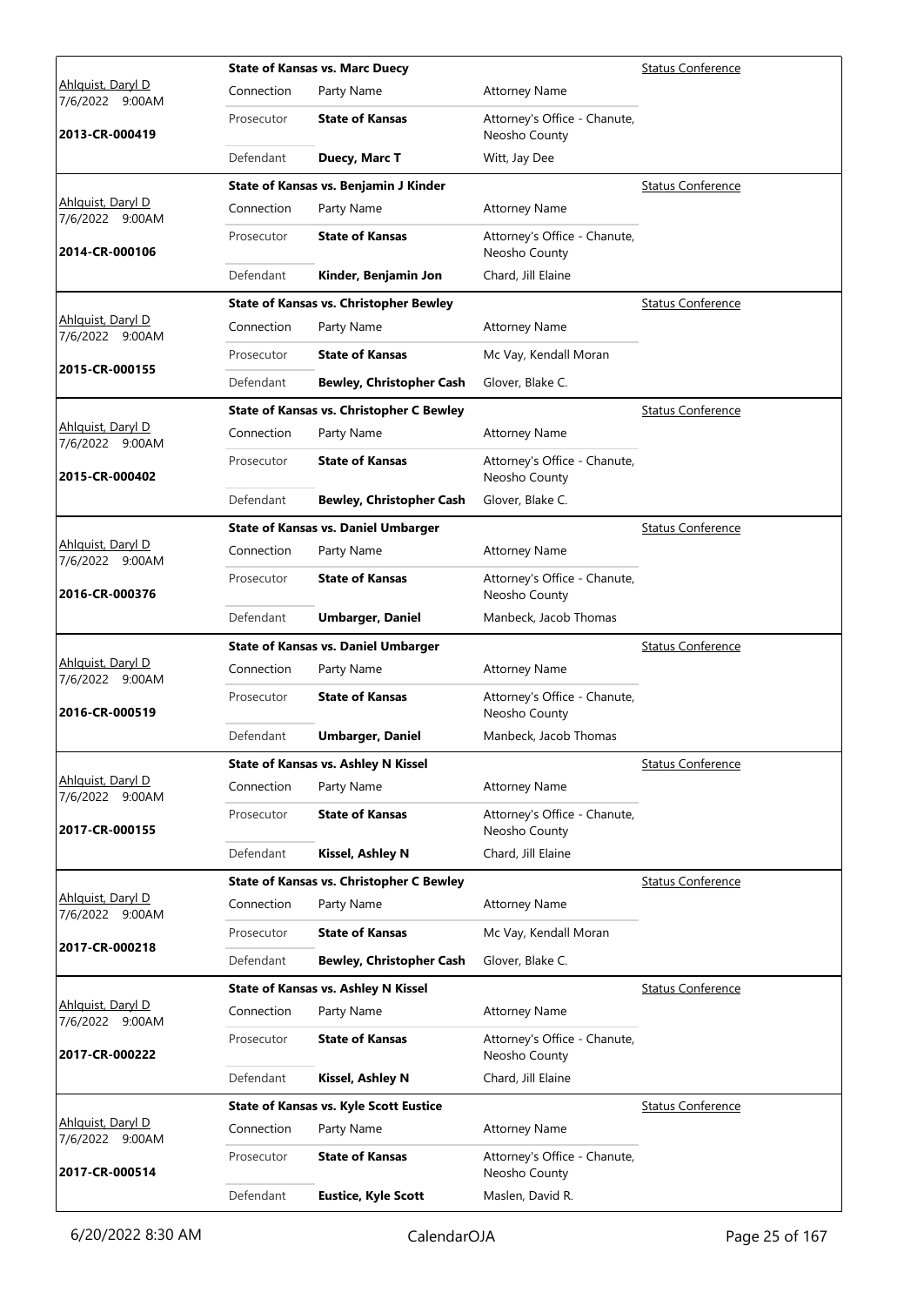| Judge / Date / Case | Case Title | Connection | Party Name | Attorney Name | Hearing Type |
|---|---|---|---|---|---|
| Ahlquist, Daryl D 7/6/2022 9:00AM 2013-CR-000419 | State of Kansas vs. Marc Duecy | Prosecutor | **State of Kansas** | Attorney's Office - Chanute, Neosho County | Status Conference |
| | | Defendant | **Duecy, Marc T** | Witt, Jay Dee | |
| Ahlquist, Daryl D 7/6/2022 9:00AM 2014-CR-000106 | State of Kansas vs. Benjamin J Kinder | Prosecutor | **State of Kansas** | Attorney's Office - Chanute, Neosho County | Status Conference |
| | | Defendant | **Kinder, Benjamin Jon** | Chard, Jill Elaine | |
| Ahlquist, Daryl D 7/6/2022 9:00AM 2015-CR-000155 | State of Kansas vs. Christopher Bewley | Prosecutor | **State of Kansas** | Mc Vay, Kendall Moran | Status Conference |
| | | Defendant | **Bewley, Christopher Cash** | Glover, Blake C. | |
| Ahlquist, Daryl D 7/6/2022 9:00AM 2015-CR-000402 | State of Kansas vs. Christopher C Bewley | Prosecutor | **State of Kansas** | Attorney's Office - Chanute, Neosho County | Status Conference |
| | | Defendant | **Bewley, Christopher Cash** | Glover, Blake C. | |
| Ahlquist, Daryl D 7/6/2022 9:00AM 2016-CR-000376 | State of Kansas vs. Daniel Umbarger | Prosecutor | **State of Kansas** | Attorney's Office - Chanute, Neosho County | Status Conference |
| | | Defendant | **Umbarger, Daniel** | Manbeck, Jacob Thomas | |
| Ahlquist, Daryl D 7/6/2022 9:00AM 2016-CR-000519 | State of Kansas vs. Daniel Umbarger | Prosecutor | **State of Kansas** | Attorney's Office - Chanute, Neosho County | Status Conference |
| | | Defendant | **Umbarger, Daniel** | Manbeck, Jacob Thomas | |
| Ahlquist, Daryl D 7/6/2022 9:00AM 2017-CR-000155 | State of Kansas vs. Ashley N Kissel | Prosecutor | **State of Kansas** | Attorney's Office - Chanute, Neosho County | Status Conference |
| | | Defendant | **Kissel, Ashley N** | Chard, Jill Elaine | |
| Ahlquist, Daryl D 7/6/2022 9:00AM 2017-CR-000218 | State of Kansas vs. Christopher C Bewley | Prosecutor | **State of Kansas** | Mc Vay, Kendall Moran | Status Conference |
| | | Defendant | **Bewley, Christopher Cash** | Glover, Blake C. | |
| Ahlquist, Daryl D 7/6/2022 9:00AM 2017-CR-000222 | State of Kansas vs. Ashley N Kissel | Prosecutor | **State of Kansas** | Attorney's Office - Chanute, Neosho County | Status Conference |
| | | Defendant | **Kissel, Ashley N** | Chard, Jill Elaine | |
| Ahlquist, Daryl D 7/6/2022 9:00AM 2017-CR-000514 | State of Kansas vs. Kyle Scott Eustice | Prosecutor | **State of Kansas** | Attorney's Office - Chanute, Neosho County | Status Conference |
| | | Defendant | **Eustice, Kyle Scott** | Maslen, David R. | |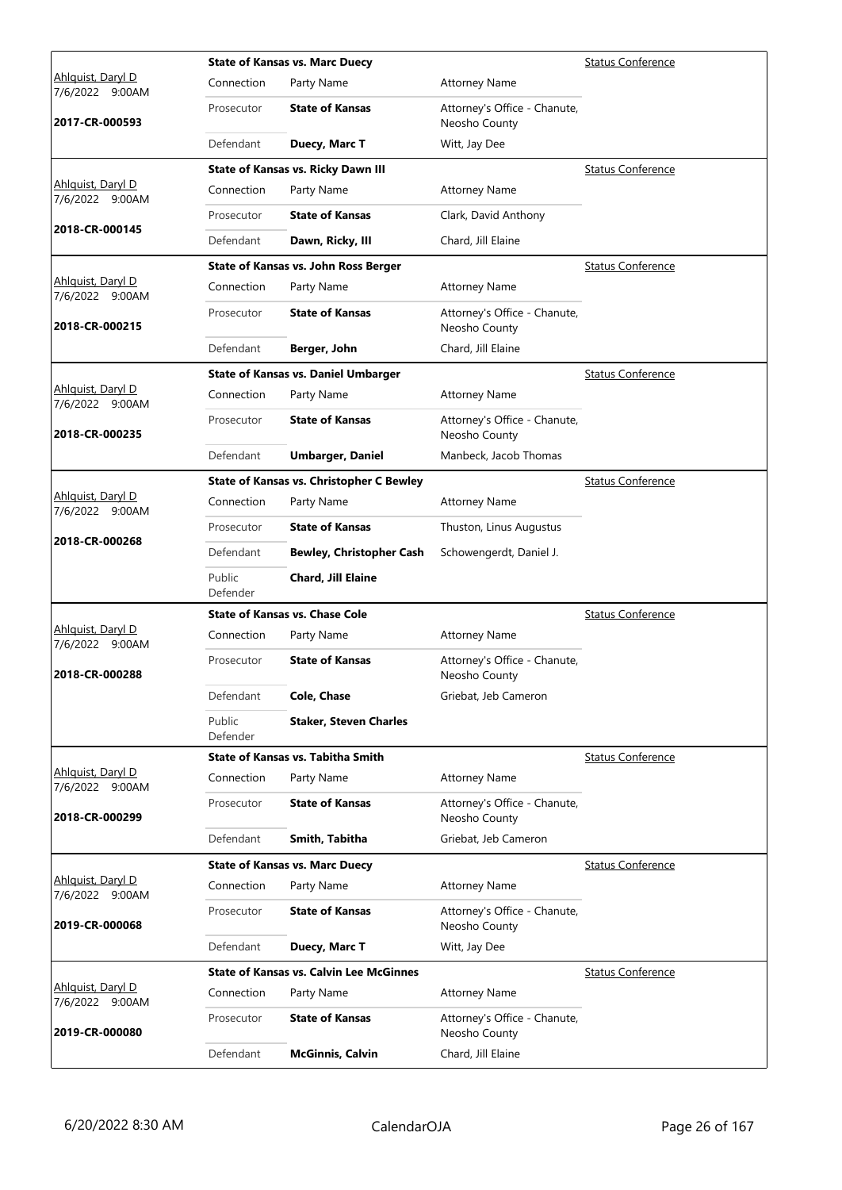| Judge / Date / Case | Case Title / Connection | Party Name | Attorney Name | Hearing Type |
|---|---|---|---|---|
| Ahlquist, Daryl D 7/6/2022 9:00AM | **State of Kansas vs. Marc Duecy** | | | Status Conference |
| **2017-CR-000593** | Connection | Party Name | Attorney Name | |
| | Prosecutor | **State of Kansas** | Attorney's Office - Chanute, Neosho County | |
| | Defendant | **Duecy, Marc T** | Witt, Jay Dee | |
| Ahlquist, Daryl D 7/6/2022 9:00AM | **State of Kansas vs. Ricky Dawn III** | | | Status Conference |
| **2018-CR-000145** | Connection | Party Name | Attorney Name | |
| | Prosecutor | **State of Kansas** | Clark, David Anthony | |
| | Defendant | **Dawn, Ricky, III** | Chard, Jill Elaine | |
| Ahlquist, Daryl D 7/6/2022 9:00AM | **State of Kansas vs. John Ross Berger** | | | Status Conference |
| **2018-CR-000215** | Connection | Party Name | Attorney Name | |
| | Prosecutor | **State of Kansas** | Attorney's Office - Chanute, Neosho County | |
| | Defendant | **Berger, John** | Chard, Jill Elaine | |
| Ahlquist, Daryl D 7/6/2022 9:00AM | **State of Kansas vs. Daniel Umbarger** | | | Status Conference |
| **2018-CR-000235** | Connection | Party Name | Attorney Name | |
| | Prosecutor | **State of Kansas** | Attorney's Office - Chanute, Neosho County | |
| | Defendant | **Umbarger, Daniel** | Manbeck, Jacob Thomas | |
| Ahlquist, Daryl D 7/6/2022 9:00AM | **State of Kansas vs. Christopher C Bewley** | | | Status Conference |
| **2018-CR-000268** | Connection | Party Name | Attorney Name | |
| | Prosecutor | **State of Kansas** | Thuston, Linus Augustus | |
| | Defendant | **Bewley, Christopher Cash** | Schowengerdt, Daniel J. | |
| | Public Defender | **Chard, Jill Elaine** | | |
| Ahlquist, Daryl D 7/6/2022 9:00AM | **State of Kansas vs. Chase Cole** | | | Status Conference |
| **2018-CR-000288** | Connection | Party Name | Attorney Name | |
| | Prosecutor | **State of Kansas** | Attorney's Office - Chanute, Neosho County | |
| | Defendant | **Cole, Chase** | Griebat, Jeb Cameron | |
| | Public Defender | **Staker, Steven Charles** | | |
| Ahlquist, Daryl D 7/6/2022 9:00AM | **State of Kansas vs. Tabitha Smith** | | | Status Conference |
| **2018-CR-000299** | Connection | Party Name | Attorney Name | |
| | Prosecutor | **State of Kansas** | Attorney's Office - Chanute, Neosho County | |
| | Defendant | **Smith, Tabitha** | Griebat, Jeb Cameron | |
| Ahlquist, Daryl D 7/6/2022 9:00AM | **State of Kansas vs. Marc Duecy** | | | Status Conference |
| **2019-CR-000068** | Connection | Party Name | Attorney Name | |
| | Prosecutor | **State of Kansas** | Attorney's Office - Chanute, Neosho County | |
| | Defendant | **Duecy, Marc T** | Witt, Jay Dee | |
| Ahlquist, Daryl D 7/6/2022 9:00AM | **State of Kansas vs. Calvin Lee McGinnes** | | | Status Conference |
| **2019-CR-000080** | Connection | Party Name | Attorney Name | |
| | Prosecutor | **State of Kansas** | Attorney's Office - Chanute, Neosho County | |
| | Defendant | **McGinnis, Calvin** | Chard, Jill Elaine | |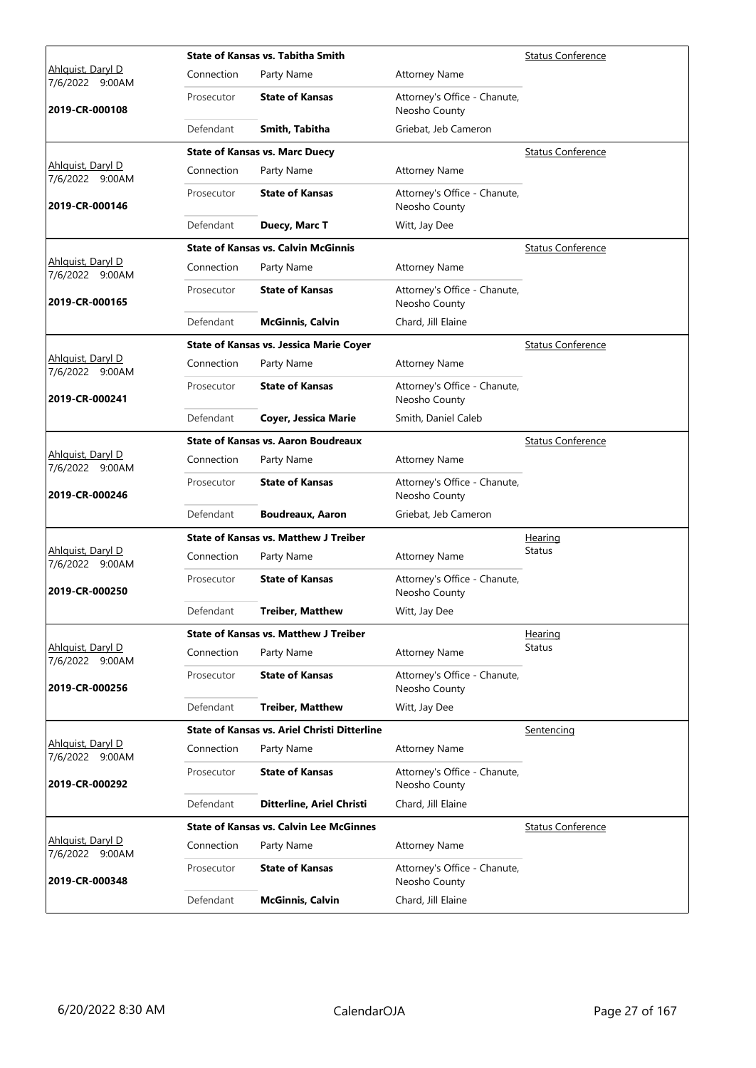| Judge / Date / Case | Connection | Party Name | Attorney Name | Hearing Type |
|---|---|---|---|---|
| | **State of Kansas vs. Tabitha Smith** | | | Status Conference |
| Ahlquist, Daryl D 7/6/2022 9:00AM | Connection | Party Name | Attorney Name | |
| **2019-CR-000108** | Prosecutor | **State of Kansas** | Attorney's Office - Chanute, Neosho County | |
| | Defendant | **Smith, Tabitha** | Griebat, Jeb Cameron | |
| | **State of Kansas vs. Marc Duecy** | | | Status Conference |
| Ahlquist, Daryl D 7/6/2022 9:00AM | Connection | Party Name | Attorney Name | |
| **2019-CR-000146** | Prosecutor | **State of Kansas** | Attorney's Office - Chanute, Neosho County | |
| | Defendant | **Duecy, Marc T** | Witt, Jay Dee | |
| | **State of Kansas vs. Calvin McGinnis** | | | Status Conference |
| Ahlquist, Daryl D 7/6/2022 9:00AM | Connection | Party Name | Attorney Name | |
| **2019-CR-000165** | Prosecutor | **State of Kansas** | Attorney's Office - Chanute, Neosho County | |
| | Defendant | **McGinnis, Calvin** | Chard, Jill Elaine | |
| | **State of Kansas vs. Jessica Marie Coyer** | | | Status Conference |
| Ahlquist, Daryl D 7/6/2022 9:00AM | Connection | Party Name | Attorney Name | |
| **2019-CR-000241** | Prosecutor | **State of Kansas** | Attorney's Office - Chanute, Neosho County | |
| | Defendant | **Coyer, Jessica Marie** | Smith, Daniel Caleb | |
| | **State of Kansas vs. Aaron Boudreaux** | | | Status Conference |
| Ahlquist, Daryl D 7/6/2022 9:00AM | Connection | Party Name | Attorney Name | |
| **2019-CR-000246** | Prosecutor | **State of Kansas** | Attorney's Office - Chanute, Neosho County | |
| | Defendant | **Boudreaux, Aaron** | Griebat, Jeb Cameron | |
| | **State of Kansas vs. Matthew J Treiber** | | | Hearing Status |
| Ahlquist, Daryl D 7/6/2022 9:00AM | Connection | Party Name | Attorney Name | |
| **2019-CR-000250** | Prosecutor | **State of Kansas** | Attorney's Office - Chanute, Neosho County | |
| | Defendant | **Treiber, Matthew** | Witt, Jay Dee | |
| | **State of Kansas vs. Matthew J Treiber** | | | Hearing Status |
| Ahlquist, Daryl D 7/6/2022 9:00AM | Connection | Party Name | Attorney Name | |
| **2019-CR-000256** | Prosecutor | **State of Kansas** | Attorney's Office - Chanute, Neosho County | |
| | Defendant | **Treiber, Matthew** | Witt, Jay Dee | |
| | **State of Kansas vs. Ariel Christi Ditterline** | | | Sentencing |
| Ahlquist, Daryl D 7/6/2022 9:00AM | Connection | Party Name | Attorney Name | |
| **2019-CR-000292** | Prosecutor | **State of Kansas** | Attorney's Office - Chanute, Neosho County | |
| | Defendant | **Ditterline, Ariel Christi** | Chard, Jill Elaine | |
| | **State of Kansas vs. Calvin Lee McGinnes** | | | Status Conference |
| Ahlquist, Daryl D 7/6/2022 9:00AM | Connection | Party Name | Attorney Name | |
| **2019-CR-000348** | Prosecutor | **State of Kansas** | Attorney's Office - Chanute, Neosho County | |
| | Defendant | **McGinnis, Calvin** | Chard, Jill Elaine | |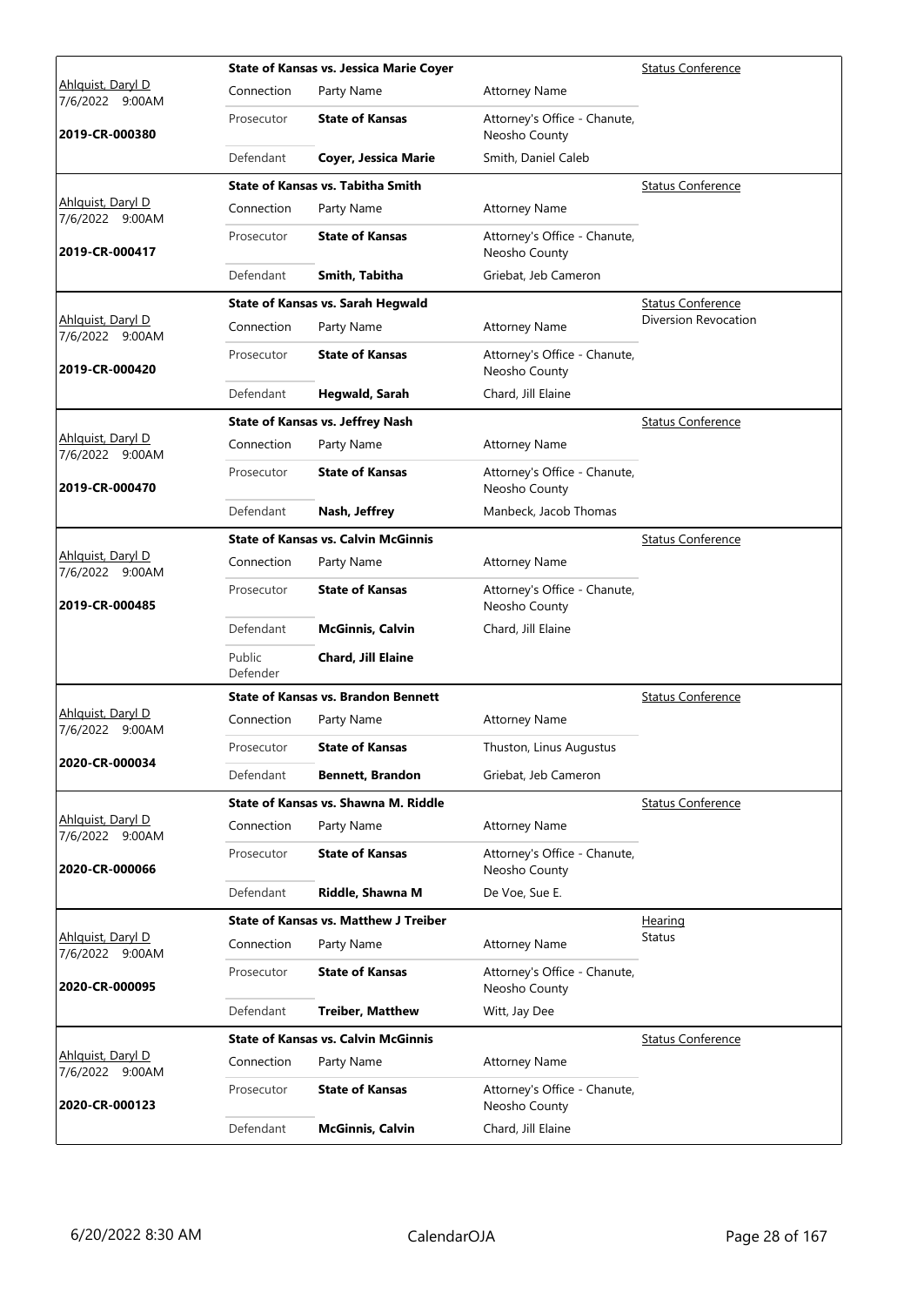| Judge / Date / Case | Connection | Party Name | Attorney Name | Hearing Type |
|---|---|---|---|---|
| Ahlquist, Daryl D<br>7/6/2022 9:00AM<br>**2019-CR-000380** | **State of Kansas vs. Jessica Marie Coyer** | | | Status Conference |
| | Prosecutor | **State of Kansas** | Attorney's Office - Chanute, Neosho County | |
| | Defendant | **Coyer, Jessica Marie** | Smith, Daniel Caleb | |
| Ahlquist, Daryl D<br>7/6/2022 9:00AM<br>**2019-CR-000417** | **State of Kansas vs. Tabitha Smith** | | | Status Conference |
| | Prosecutor | **State of Kansas** | Attorney's Office - Chanute, Neosho County | |
| | Defendant | **Smith, Tabitha** | Griebat, Jeb Cameron | |
| Ahlquist, Daryl D<br>7/6/2022 9:00AM<br>**2019-CR-000420** | **State of Kansas vs. Sarah Hegwald** | | | Status Conference<br>Diversion Revocation |
| | Prosecutor | **State of Kansas** | Attorney's Office - Chanute, Neosho County | |
| | Defendant | **Hegwald, Sarah** | Chard, Jill Elaine | |
| Ahlquist, Daryl D<br>7/6/2022 9:00AM<br>**2019-CR-000470** | **State of Kansas vs. Jeffrey Nash** | | | Status Conference |
| | Prosecutor | **State of Kansas** | Attorney's Office - Chanute, Neosho County | |
| | Defendant | **Nash, Jeffrey** | Manbeck, Jacob Thomas | |
| Ahlquist, Daryl D<br>7/6/2022 9:00AM<br>**2019-CR-000485** | **State of Kansas vs. Calvin McGinnis** | | | Status Conference |
| | Prosecutor | **State of Kansas** | Attorney's Office - Chanute, Neosho County | |
| | Defendant | **McGinnis, Calvin** | Chard, Jill Elaine | |
| | Public Defender | **Chard, Jill Elaine** | | |
| Ahlquist, Daryl D<br>7/6/2022 9:00AM<br>**2020-CR-000034** | **State of Kansas vs. Brandon Bennett** | | | Status Conference |
| | Prosecutor | **State of Kansas** | Thuston, Linus Augustus | |
| | Defendant | **Bennett, Brandon** | Griebat, Jeb Cameron | |
| Ahlquist, Daryl D<br>7/6/2022 9:00AM<br>**2020-CR-000066** | **State of Kansas vs. Shawna M. Riddle** | | | Status Conference |
| | Prosecutor | **State of Kansas** | Attorney's Office - Chanute, Neosho County | |
| | Defendant | **Riddle, Shawna M** | De Voe, Sue E. | |
| Ahlquist, Daryl D<br>7/6/2022 9:00AM<br>**2020-CR-000095** | **State of Kansas vs. Matthew J Treiber** | | | Hearing<br>Status |
| | Prosecutor | **State of Kansas** | Attorney's Office - Chanute, Neosho County | |
| | Defendant | **Treiber, Matthew** | Witt, Jay Dee | |
| Ahlquist, Daryl D<br>7/6/2022 9:00AM<br>**2020-CR-000123** | **State of Kansas vs. Calvin McGinnis** | | | Status Conference |
| | Prosecutor | **State of Kansas** | Attorney's Office - Chanute, Neosho County | |
| | Defendant | **McGinnis, Calvin** | Chard, Jill Elaine | |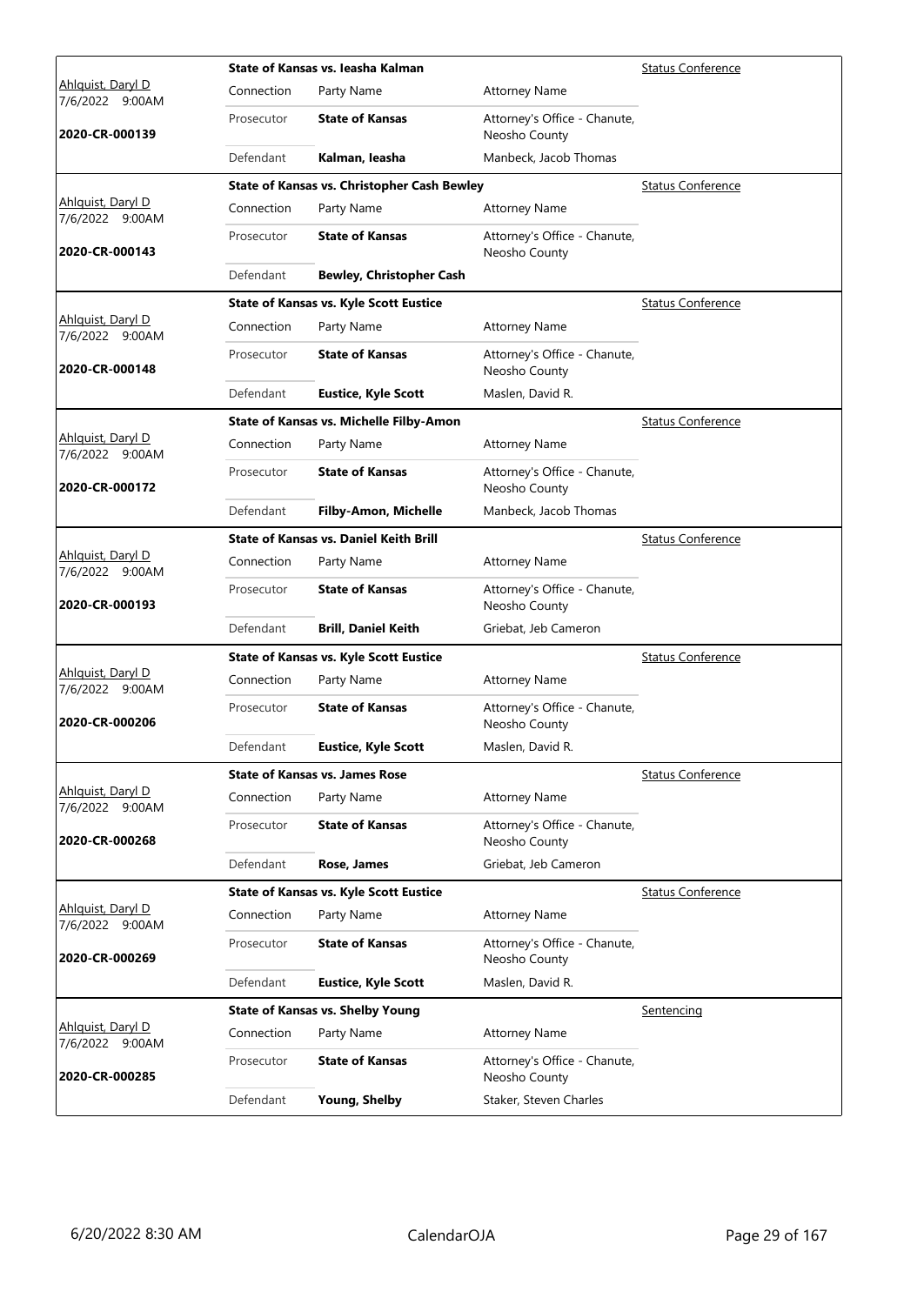| Judge / Date / Case | Case Title | | | Hearing Type |
|---|---|---|---|---|
| Ahlquist, Daryl D 7/6/2022 9:00AM **2020-CR-000139** | **State of Kansas vs. Ieasha Kalman** | | | Status Conference |
| | Connection | Party Name | Attorney Name | |
| | Prosecutor | **State of Kansas** | Attorney's Office - Chanute, Neosho County | |
| | Defendant | **Kalman, Ieasha** | Manbeck, Jacob Thomas | |
| Ahlquist, Daryl D 7/6/2022 9:00AM **2020-CR-000143** | **State of Kansas vs. Christopher Cash Bewley** | | | Status Conference |
| | Connection | Party Name | Attorney Name | |
| | Prosecutor | **State of Kansas** | Attorney's Office - Chanute, Neosho County | |
| | Defendant | **Bewley, Christopher Cash** | | |
| Ahlquist, Daryl D 7/6/2022 9:00AM **2020-CR-000148** | **State of Kansas vs. Kyle Scott Eustice** | | | Status Conference |
| | Connection | Party Name | Attorney Name | |
| | Prosecutor | **State of Kansas** | Attorney's Office - Chanute, Neosho County | |
| | Defendant | **Eustice, Kyle Scott** | Maslen, David R. | |
| Ahlquist, Daryl D 7/6/2022 9:00AM **2020-CR-000172** | **State of Kansas vs. Michelle Filby-Amon** | | | Status Conference |
| | Connection | Party Name | Attorney Name | |
| | Prosecutor | **State of Kansas** | Attorney's Office - Chanute, Neosho County | |
| | Defendant | **Filby-Amon, Michelle** | Manbeck, Jacob Thomas | |
| Ahlquist, Daryl D 7/6/2022 9:00AM **2020-CR-000193** | **State of Kansas vs. Daniel Keith Brill** | | | Status Conference |
| | Connection | Party Name | Attorney Name | |
| | Prosecutor | **State of Kansas** | Attorney's Office - Chanute, Neosho County | |
| | Defendant | **Brill, Daniel Keith** | Griebat, Jeb Cameron | |
| Ahlquist, Daryl D 7/6/2022 9:00AM **2020-CR-000206** | **State of Kansas vs. Kyle Scott Eustice** | | | Status Conference |
| | Connection | Party Name | Attorney Name | |
| | Prosecutor | **State of Kansas** | Attorney's Office - Chanute, Neosho County | |
| | Defendant | **Eustice, Kyle Scott** | Maslen, David R. | |
| Ahlquist, Daryl D 7/6/2022 9:00AM **2020-CR-000268** | **State of Kansas vs. James Rose** | | | Status Conference |
| | Connection | Party Name | Attorney Name | |
| | Prosecutor | **State of Kansas** | Attorney's Office - Chanute, Neosho County | |
| | Defendant | **Rose, James** | Griebat, Jeb Cameron | |
| Ahlquist, Daryl D 7/6/2022 9:00AM **2020-CR-000269** | **State of Kansas vs. Kyle Scott Eustice** | | | Status Conference |
| | Connection | Party Name | Attorney Name | |
| | Prosecutor | **State of Kansas** | Attorney's Office - Chanute, Neosho County | |
| | Defendant | **Eustice, Kyle Scott** | Maslen, David R. | |
| Ahlquist, Daryl D 7/6/2022 9:00AM **2020-CR-000285** | **State of Kansas vs. Shelby Young** | | | Sentencing |
| | Connection | Party Name | Attorney Name | |
| | Prosecutor | **State of Kansas** | Attorney's Office - Chanute, Neosho County | |
| | Defendant | **Young, Shelby** | Staker, Steven Charles | |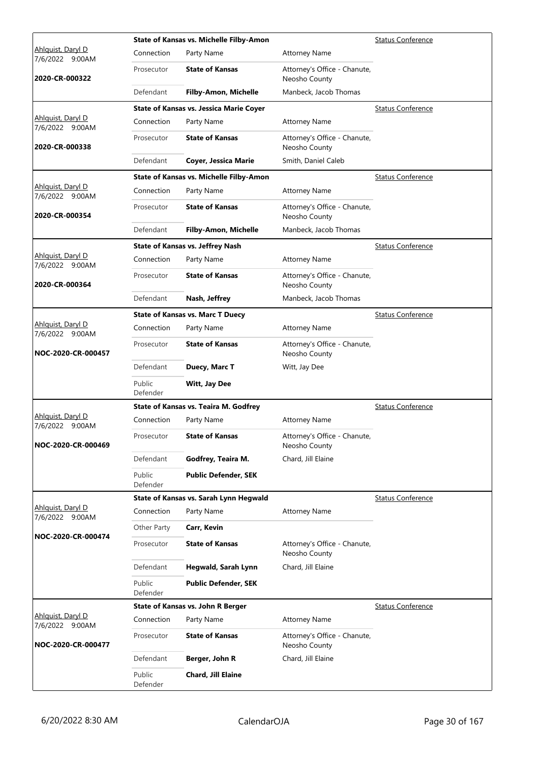| Judge / Date / Case | | | | |
|---|---|---|---|---|
| Ahlquist, Daryl D 7/6/2022 9:00AM | **State of Kansas vs. Michelle Filby-Amon** | | | Status Conference |
| **2020-CR-000322** | Connection | Party Name | Attorney Name | |
| | Prosecutor | **State of Kansas** | Attorney's Office - Chanute, Neosho County | |
| | Defendant | **Filby-Amon, Michelle** | Manbeck, Jacob Thomas | |
| Ahlquist, Daryl D 7/6/2022 9:00AM | **State of Kansas vs. Jessica Marie Coyer** | | | Status Conference |
| **2020-CR-000338** | Connection | Party Name | Attorney Name | |
| | Prosecutor | **State of Kansas** | Attorney's Office - Chanute, Neosho County | |
| | Defendant | **Coyer, Jessica Marie** | Smith, Daniel Caleb | |
| Ahlquist, Daryl D 7/6/2022 9:00AM | **State of Kansas vs. Michelle Filby-Amon** | | | Status Conference |
| **2020-CR-000354** | Connection | Party Name | Attorney Name | |
| | Prosecutor | **State of Kansas** | Attorney's Office - Chanute, Neosho County | |
| | Defendant | **Filby-Amon, Michelle** | Manbeck, Jacob Thomas | |
| Ahlquist, Daryl D 7/6/2022 9:00AM | **State of Kansas vs. Jeffrey Nash** | | | Status Conference |
| **2020-CR-000364** | Connection | Party Name | Attorney Name | |
| | Prosecutor | **State of Kansas** | Attorney's Office - Chanute, Neosho County | |
| | Defendant | **Nash, Jeffrey** | Manbeck, Jacob Thomas | |
| Ahlquist, Daryl D 7/6/2022 9:00AM | **State of Kansas vs. Marc T Duecy** | | | Status Conference |
| **NOC-2020-CR-000457** | Connection | Party Name | Attorney Name | |
| | Prosecutor | **State of Kansas** | Attorney's Office - Chanute, Neosho County | |
| | Defendant | **Duecy, Marc T** | Witt, Jay Dee | |
| | Public Defender | **Witt, Jay Dee** | | |
| Ahlquist, Daryl D 7/6/2022 9:00AM | **State of Kansas vs. Teaira M. Godfrey** | | | Status Conference |
| **NOC-2020-CR-000469** | Connection | Party Name | Attorney Name | |
| | Prosecutor | **State of Kansas** | Attorney's Office - Chanute, Neosho County | |
| | Defendant | **Godfrey, Teaira M.** | Chard, Jill Elaine | |
| | Public Defender | **Public Defender, SEK** | | |
| Ahlquist, Daryl D 7/6/2022 9:00AM | **State of Kansas vs. Sarah Lynn Hegwald** | | | Status Conference |
| **NOC-2020-CR-000474** | Connection | Party Name | Attorney Name | |
| | Other Party | **Carr, Kevin** | | |
| | Prosecutor | **State of Kansas** | Attorney's Office - Chanute, Neosho County | |
| | Defendant | **Hegwald, Sarah Lynn** | Chard, Jill Elaine | |
| | Public Defender | **Public Defender, SEK** | | |
| Ahlquist, Daryl D 7/6/2022 9:00AM | **State of Kansas vs. John R Berger** | | | Status Conference |
| **NOC-2020-CR-000477** | Connection | Party Name | Attorney Name | |
| | Prosecutor | **State of Kansas** | Attorney's Office - Chanute, Neosho County | |
| | Defendant | **Berger, John R** | Chard, Jill Elaine | |
| | Public Defender | **Chard, Jill Elaine** | | |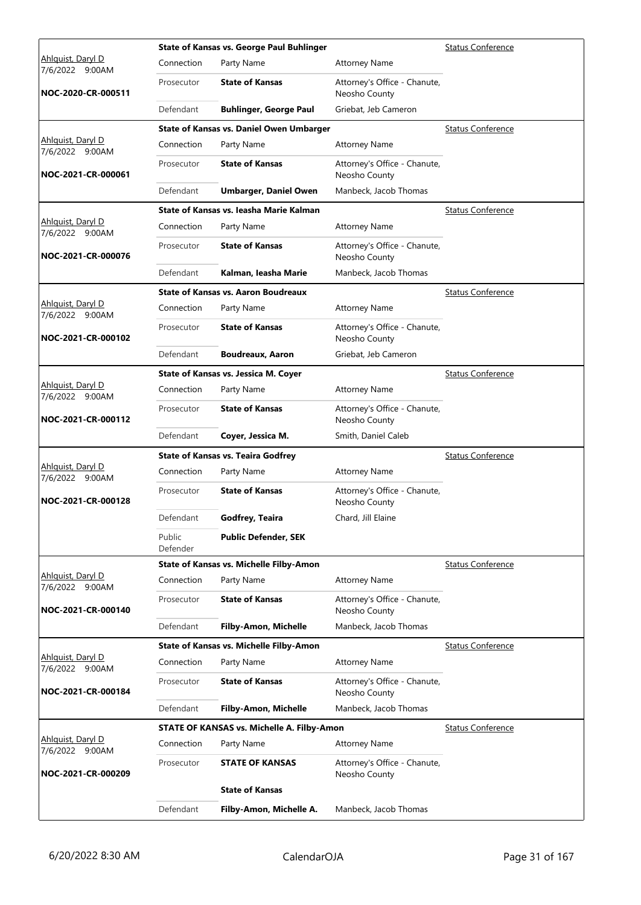| Judge / Date / Case | | Case Title | | Hearing Type |
|---|---|---|---|---|
| Ahlquist, Daryl D<br>7/6/2022 9:00AM<br>**NOC-2020-CR-000511** | | **State of Kansas vs. George Paul Buhlinger** | | Status Conference |
| | Connection | Party Name | Attorney Name | |
| | Prosecutor | **State of Kansas** | Attorney's Office - Chanute, Neosho County | |
| | Defendant | **Buhlinger, George Paul** | Griebat, Jeb Cameron | |
| Ahlquist, Daryl D<br>7/6/2022 9:00AM<br>**NOC-2021-CR-000061** | | **State of Kansas vs. Daniel Owen Umbarger** | | Status Conference |
| | Connection | Party Name | Attorney Name | |
| | Prosecutor | **State of Kansas** | Attorney's Office - Chanute, Neosho County | |
| | Defendant | **Umbarger, Daniel Owen** | Manbeck, Jacob Thomas | |
| Ahlquist, Daryl D<br>7/6/2022 9:00AM<br>**NOC-2021-CR-000076** | | **State of Kansas vs. Ieasha Marie Kalman** | | Status Conference |
| | Connection | Party Name | Attorney Name | |
| | Prosecutor | **State of Kansas** | Attorney's Office - Chanute, Neosho County | |
| | Defendant | **Kalman, Ieasha Marie** | Manbeck, Jacob Thomas | |
| Ahlquist, Daryl D<br>7/6/2022 9:00AM<br>**NOC-2021-CR-000102** | | **State of Kansas vs. Aaron Boudreaux** | | Status Conference |
| | Connection | Party Name | Attorney Name | |
| | Prosecutor | **State of Kansas** | Attorney's Office - Chanute, Neosho County | |
| | Defendant | **Boudreaux, Aaron** | Griebat, Jeb Cameron | |
| Ahlquist, Daryl D<br>7/6/2022 9:00AM<br>**NOC-2021-CR-000112** | | **State of Kansas vs. Jessica M. Coyer** | | Status Conference |
| | Connection | Party Name | Attorney Name | |
| | Prosecutor | **State of Kansas** | Attorney's Office - Chanute, Neosho County | |
| | Defendant | **Coyer, Jessica M.** | Smith, Daniel Caleb | |
| Ahlquist, Daryl D<br>7/6/2022 9:00AM<br>**NOC-2021-CR-000128** | | **State of Kansas vs. Teaira Godfrey** | | Status Conference |
| | Connection | Party Name | Attorney Name | |
| | Prosecutor | **State of Kansas** | Attorney's Office - Chanute, Neosho County | |
| | Defendant | **Godfrey, Teaira** | Chard, Jill Elaine | |
| | Public Defender | **Public Defender, SEK** | | |
| Ahlquist, Daryl D<br>7/6/2022 9:00AM<br>**NOC-2021-CR-000140** | | **State of Kansas vs. Michelle Filby-Amon** | | Status Conference |
| | Connection | Party Name | Attorney Name | |
| | Prosecutor | **State of Kansas** | Attorney's Office - Chanute, Neosho County | |
| | Defendant | **Filby-Amon, Michelle** | Manbeck, Jacob Thomas | |
| Ahlquist, Daryl D<br>7/6/2022 9:00AM<br>**NOC-2021-CR-000184** | | **State of Kansas vs. Michelle Filby-Amon** | | Status Conference |
| | Connection | Party Name | Attorney Name | |
| | Prosecutor | **State of Kansas** | Attorney's Office - Chanute, Neosho County | |
| | Defendant | **Filby-Amon, Michelle** | Manbeck, Jacob Thomas | |
| Ahlquist, Daryl D<br>7/6/2022 9:00AM<br>**NOC-2021-CR-000209** | | **STATE OF KANSAS vs. Michelle A. Filby-Amon** | | Status Conference |
| | Connection | Party Name | Attorney Name | |
| | Prosecutor | **STATE OF KANSAS** | Attorney's Office - Chanute, Neosho County | |
| | | **State of Kansas** | | |
| | Defendant | **Filby-Amon, Michelle A.** | Manbeck, Jacob Thomas | |

6/20/2022 8:30 AM CalendarOJA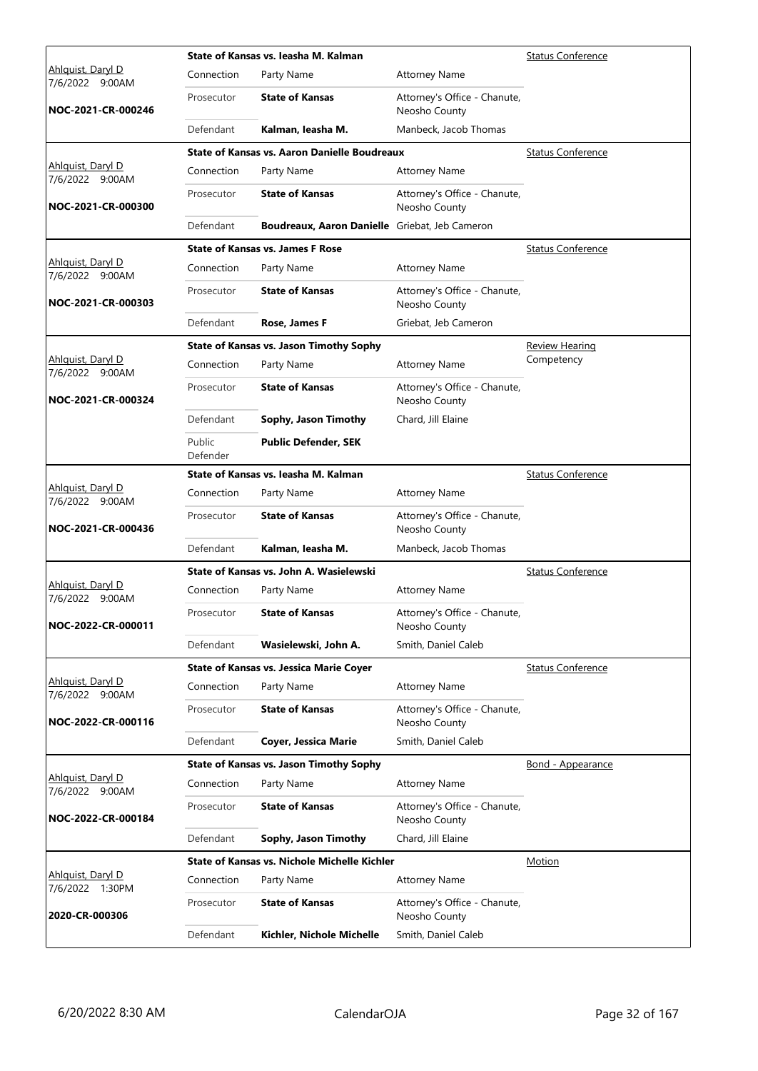| Judge / Date / Case | Case Title | | | Hearing Type |
|---|---|---|---|---|
| Ahlquist, Daryl D 7/6/2022 9:00AM **NOC-2021-CR-000246** | **State of Kansas vs. Ieasha M. Kalman** | | | Status Conference |
| | Connection | Party Name | Attorney Name | |
| | Prosecutor | **State of Kansas** | Attorney's Office - Chanute, Neosho County | |
| | Defendant | **Kalman, Ieasha M.** | Manbeck, Jacob Thomas | |
| Ahlquist, Daryl D 7/6/2022 9:00AM **NOC-2021-CR-000300** | **State of Kansas vs. Aaron Danielle Boudreaux** | | | Status Conference |
| | Connection | Party Name | Attorney Name | |
| | Prosecutor | **State of Kansas** | Attorney's Office - Chanute, Neosho County | |
| | Defendant | **Boudreaux, Aaron Danielle** | Griebat, Jeb Cameron | |
| Ahlquist, Daryl D 7/6/2022 9:00AM **NOC-2021-CR-000303** | **State of Kansas vs. James F Rose** | | | Status Conference |
| | Connection | Party Name | Attorney Name | |
| | Prosecutor | **State of Kansas** | Attorney's Office - Chanute, Neosho County | |
| | Defendant | **Rose, James F** | Griebat, Jeb Cameron | |
| Ahlquist, Daryl D 7/6/2022 9:00AM **NOC-2021-CR-000324** | **State of Kansas vs. Jason Timothy Sophy** | | | Review Hearing Competency |
| | Connection | Party Name | Attorney Name | |
| | Prosecutor | **State of Kansas** | Attorney's Office - Chanute, Neosho County | |
| | Defendant | **Sophy, Jason Timothy** | Chard, Jill Elaine | |
| | Public Defender | **Public Defender, SEK** | | |
| Ahlquist, Daryl D 7/6/2022 9:00AM **NOC-2021-CR-000436** | **State of Kansas vs. Ieasha M. Kalman** | | | Status Conference |
| | Connection | Party Name | Attorney Name | |
| | Prosecutor | **State of Kansas** | Attorney's Office - Chanute, Neosho County | |
| | Defendant | **Kalman, Ieasha M.** | Manbeck, Jacob Thomas | |
| Ahlquist, Daryl D 7/6/2022 9:00AM **NOC-2022-CR-000011** | **State of Kansas vs. John A. Wasielewski** | | | Status Conference |
| | Connection | Party Name | Attorney Name | |
| | Prosecutor | **State of Kansas** | Attorney's Office - Chanute, Neosho County | |
| | Defendant | **Wasielewski, John A.** | Smith, Daniel Caleb | |
| Ahlquist, Daryl D 7/6/2022 9:00AM **NOC-2022-CR-000116** | **State of Kansas vs. Jessica Marie Coyer** | | | Status Conference |
| | Connection | Party Name | Attorney Name | |
| | Prosecutor | **State of Kansas** | Attorney's Office - Chanute, Neosho County | |
| | Defendant | **Coyer, Jessica Marie** | Smith, Daniel Caleb | |
| Ahlquist, Daryl D 7/6/2022 9:00AM **NOC-2022-CR-000184** | **State of Kansas vs. Jason Timothy Sophy** | | | Bond - Appearance |
| | Connection | Party Name | Attorney Name | |
| | Prosecutor | **State of Kansas** | Attorney's Office - Chanute, Neosho County | |
| | Defendant | **Sophy, Jason Timothy** | Chard, Jill Elaine | |
| Ahlquist, Daryl D 7/6/2022 1:30PM **2020-CR-000306** | **State of Kansas vs. Nichole Michelle Kichler** | | | Motion |
| | Connection | Party Name | Attorney Name | |
| | Prosecutor | **State of Kansas** | Attorney's Office - Chanute, Neosho County | |
| | Defendant | **Kichler, Nichole Michelle** | Smith, Daniel Caleb | |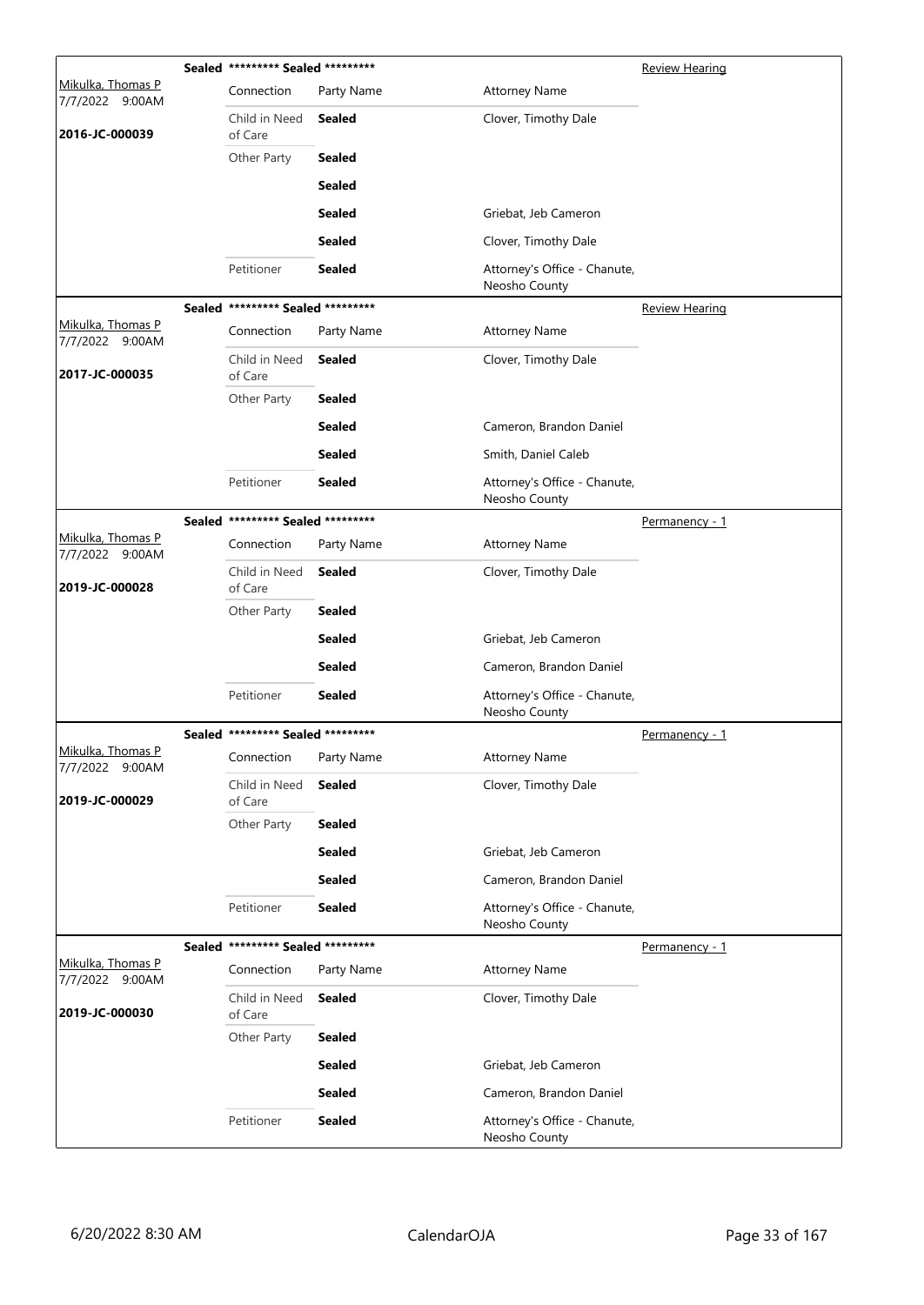| | Sealed ********* Sealed ********* | | | Review Hearing |
|---|---|---|---|---|
| Mikulka, Thomas P<br>7/7/2022 9:00AM<br><br>**2016-JC-000039** | Connection | Party Name | Attorney Name | |
| | Child in Need of Care | **Sealed** | Clover, Timothy Dale | |
| | Other Party | **Sealed** | | |
| | | **Sealed** | | |
| | | **Sealed** | Griebat, Jeb Cameron | |
| | | **Sealed** | Clover, Timothy Dale | |
| | Petitioner | **Sealed** | Attorney's Office - Chanute, Neosho County | |

| | Sealed ********* Sealed ********* | | | Review Hearing |
|---|---|---|---|---|
| Mikulka, Thomas P<br>7/7/2022 9:00AM<br><br>**2017-JC-000035** | Connection | Party Name | Attorney Name | |
| | Child in Need of Care | **Sealed** | Clover, Timothy Dale | |
| | Other Party | **Sealed** | | |
| | | **Sealed** | Cameron, Brandon Daniel | |
| | | **Sealed** | Smith, Daniel Caleb | |
| | Petitioner | **Sealed** | Attorney's Office - Chanute, Neosho County | |

| | Sealed ********* Sealed ********* | | | Permanency - 1 |
|---|---|---|---|---|
| Mikulka, Thomas P<br>7/7/2022 9:00AM<br><br>**2019-JC-000028** | Connection | Party Name | Attorney Name | |
| | Child in Need of Care | **Sealed** | Clover, Timothy Dale | |
| | Other Party | **Sealed** | | |
| | | **Sealed** | Griebat, Jeb Cameron | |
| | | **Sealed** | Cameron, Brandon Daniel | |
| | Petitioner | **Sealed** | Attorney's Office - Chanute, Neosho County | |

| | Sealed ********* Sealed ********* | | | Permanency - 1 |
|---|---|---|---|---|
| Mikulka, Thomas P<br>7/7/2022 9:00AM<br><br>**2019-JC-000029** | Connection | Party Name | Attorney Name | |
| | Child in Need of Care | **Sealed** | Clover, Timothy Dale | |
| | Other Party | **Sealed** | | |
| | | **Sealed** | Griebat, Jeb Cameron | |
| | | **Sealed** | Cameron, Brandon Daniel | |
| | Petitioner | **Sealed** | Attorney's Office - Chanute, Neosho County | |

| | Sealed ********* Sealed ********* | | | Permanency - 1 |
|---|---|---|---|---|
| Mikulka, Thomas P<br>7/7/2022 9:00AM<br><br>**2019-JC-000030** | Connection | Party Name | Attorney Name | |
| | Child in Need of Care | **Sealed** | Clover, Timothy Dale | |
| | Other Party | **Sealed** | | |
| | | **Sealed** | Griebat, Jeb Cameron | |
| | | **Sealed** | Cameron, Brandon Daniel | |
| | Petitioner | **Sealed** | Attorney's Office - Chanute, Neosho County | |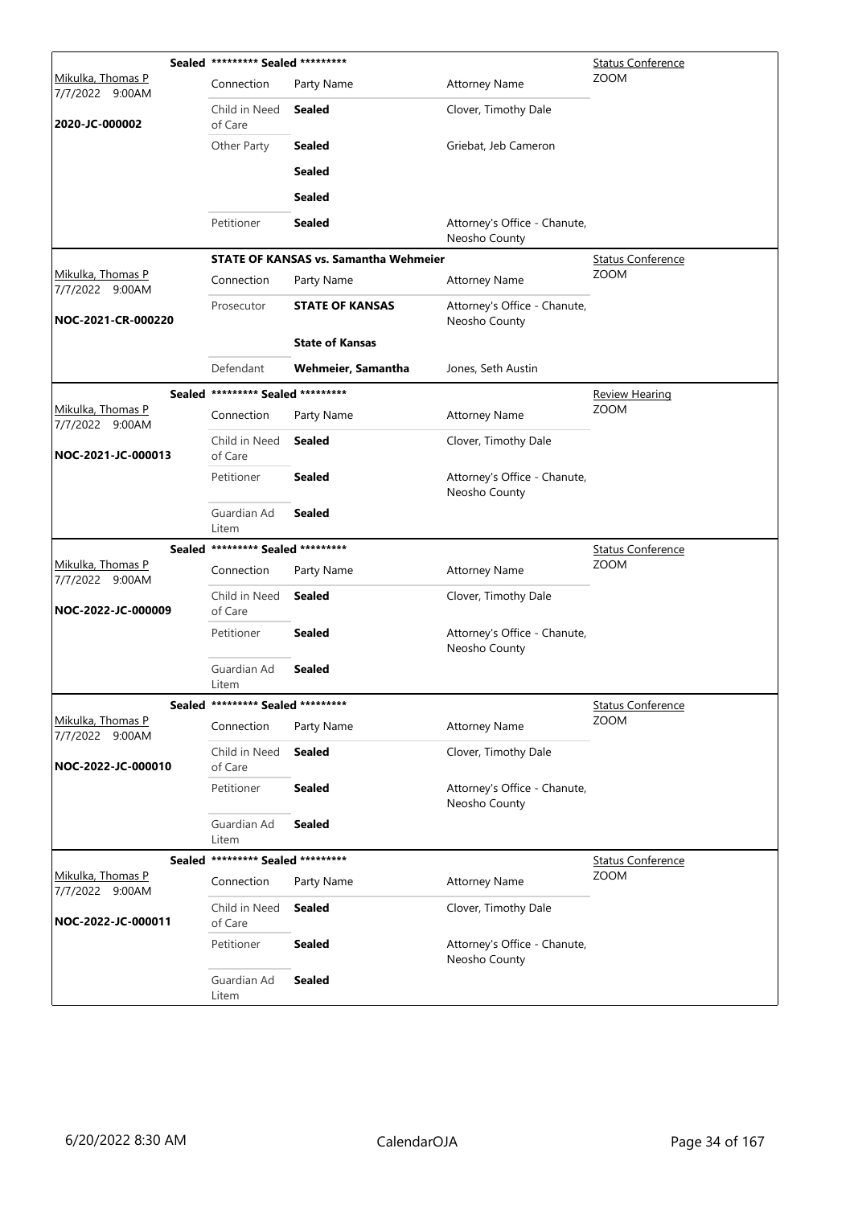| Judge / Date / Case | Connection | Party Name | Attorney Name | Hearing Type / Location |
|---|---|---|---|---|
| | **Sealed** | ********* Sealed ********* | | Status Conference |
| Mikulka, Thomas P<br>7/7/2022 9:00AM | Connection | Party Name | Attorney Name | ZOOM |
| **2020-JC-000002** | Child in Need of Care | **Sealed** | Clover, Timothy Dale | |
| | Other Party | **Sealed** | Griebat, Jeb Cameron | |
| | | **Sealed** | | |
| | | **Sealed** | | |
| | Petitioner | **Sealed** | Attorney's Office - Chanute, Neosho County | |
| | | **STATE OF KANSAS vs. Samantha Wehmeier** | | Status Conference |
| Mikulka, Thomas P<br>7/7/2022 9:00AM | Connection | Party Name | Attorney Name | ZOOM |
| **NOC-2021-CR-000220** | Prosecutor | **STATE OF KANSAS** | Attorney's Office - Chanute, Neosho County | |
| | | **State of Kansas** | | |
| | Defendant | **Wehmeier, Samantha** | Jones, Seth Austin | |
| | **Sealed** | ********* Sealed ********* | | Review Hearing |
| Mikulka, Thomas P<br>7/7/2022 9:00AM | Connection | Party Name | Attorney Name | ZOOM |
| **NOC-2021-JC-000013** | Child in Need of Care | **Sealed** | Clover, Timothy Dale | |
| | Petitioner | **Sealed** | Attorney's Office - Chanute, Neosho County | |
| | Guardian Ad Litem | **Sealed** | | |
| | **Sealed** | ********* Sealed ********* | | Status Conference |
| Mikulka, Thomas P<br>7/7/2022 9:00AM | Connection | Party Name | Attorney Name | ZOOM |
| **NOC-2022-JC-000009** | Child in Need of Care | **Sealed** | Clover, Timothy Dale | |
| | Petitioner | **Sealed** | Attorney's Office - Chanute, Neosho County | |
| | Guardian Ad Litem | **Sealed** | | |
| | **Sealed** | ********* Sealed ********* | | Status Conference |
| Mikulka, Thomas P<br>7/7/2022 9:00AM | Connection | Party Name | Attorney Name | ZOOM |
| **NOC-2022-JC-000010** | Child in Need of Care | **Sealed** | Clover, Timothy Dale | |
| | Petitioner | **Sealed** | Attorney's Office - Chanute, Neosho County | |
| | Guardian Ad Litem | **Sealed** | | |
| | **Sealed** | ********* Sealed ********* | | Status Conference |
| Mikulka, Thomas P<br>7/7/2022 9:00AM | Connection | Party Name | Attorney Name | ZOOM |
| **NOC-2022-JC-000011** | Child in Need of Care | **Sealed** | Clover, Timothy Dale | |
| | Petitioner | **Sealed** | Attorney's Office - Chanute, Neosho County | |
| | Guardian Ad Litem | **Sealed** | | |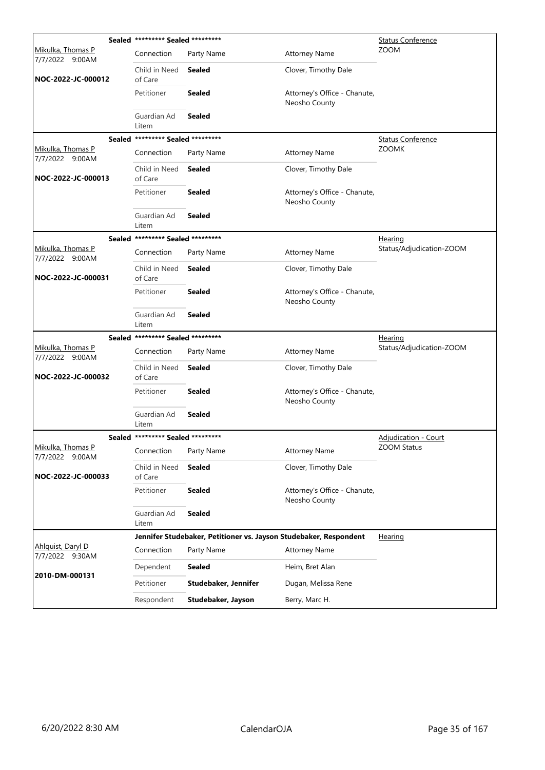| | Sealed ********* Sealed ********* | | | Status Conference |
|---|---|---|---|---|
| Mikulka, Thomas P 7/7/2022 9:00AM | Connection | Party Name | Attorney Name | ZOOM |
| NOC-2022-JC-000012 | Child in Need of Care | **Sealed** | Clover, Timothy Dale | |
| | Petitioner | **Sealed** | Attorney's Office - Chanute, Neosho County | |
| | Guardian Ad Litem | **Sealed** | | |

| | Sealed ********* Sealed ********* | | | Status Conference |
|---|---|---|---|---|
| Mikulka, Thomas P 7/7/2022 9:00AM | Connection | Party Name | Attorney Name | ZOOMK |
| NOC-2022-JC-000013 | Child in Need of Care | **Sealed** | Clover, Timothy Dale | |
| | Petitioner | **Sealed** | Attorney's Office - Chanute, Neosho County | |
| | Guardian Ad Litem | **Sealed** | | |

| | Sealed ********* Sealed ********* | | | Hearing |
|---|---|---|---|---|
| Mikulka, Thomas P 7/7/2022 9:00AM | Connection | Party Name | Attorney Name | Status/Adjudication-ZOOM |
| NOC-2022-JC-000031 | Child in Need of Care | **Sealed** | Clover, Timothy Dale | |
| | Petitioner | **Sealed** | Attorney's Office - Chanute, Neosho County | |
| | Guardian Ad Litem | **Sealed** | | |

| | Sealed ********* Sealed ********* | | | Hearing |
|---|---|---|---|---|
| Mikulka, Thomas P 7/7/2022 9:00AM | Connection | Party Name | Attorney Name | Status/Adjudication-ZOOM |
| NOC-2022-JC-000032 | Child in Need of Care | **Sealed** | Clover, Timothy Dale | |
| | Petitioner | **Sealed** | Attorney's Office - Chanute, Neosho County | |
| | Guardian Ad Litem | **Sealed** | | |

| | Sealed ********* Sealed ********* | | | Adjudication - Court |
|---|---|---|---|---|
| Mikulka, Thomas P 7/7/2022 9:00AM | Connection | Party Name | Attorney Name | ZOOM Status |
| NOC-2022-JC-000033 | Child in Need of Care | **Sealed** | Clover, Timothy Dale | |
| | Petitioner | **Sealed** | Attorney's Office - Chanute, Neosho County | |
| | Guardian Ad Litem | **Sealed** | | |

| | Jennifer Studebaker, Petitioner vs. Jayson Studebaker, Respondent | | | Hearing |
|---|---|---|---|---|
| Ahlquist, Daryl D 7/7/2022 9:30AM | Connection | Party Name | Attorney Name | |
| 2010-DM-000131 | Dependent | **Sealed** | Heim, Bret Alan | |
| | Petitioner | **Studebaker, Jennifer** | Dugan, Melissa Rene | |
| | Respondent | **Studebaker, Jayson** | Berry, Marc H. | |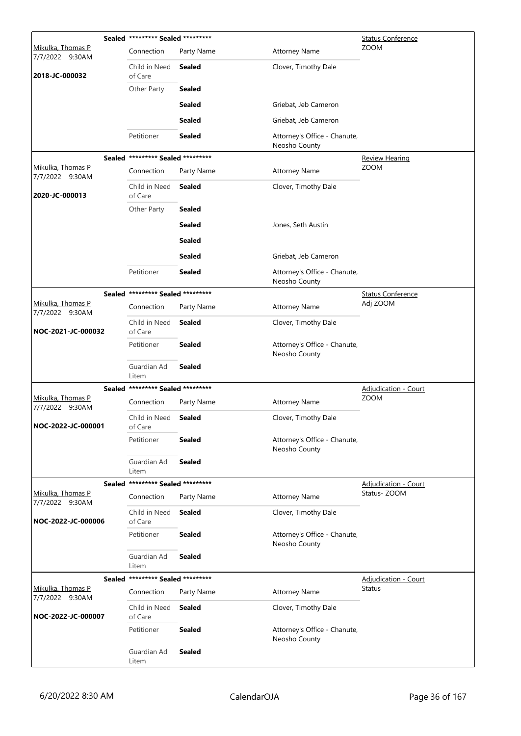| Judge / Date / Case | Sealed | Connection | Party Name | Attorney Name | Hearing Type |
|---|---|---|---|---|---|
| Mikulka, Thomas P<br>7/7/2022 9:30AM<br>**2018-JC-000032** | **Sealed** ********* **Sealed** ********* | | | | Status Conference<br>ZOOM |
| | | Connection | Party Name | Attorney Name | |
| | | Child in Need of Care | **Sealed** | Clover, Timothy Dale | |
| | | Other Party | **Sealed** | | |
| | | | **Sealed** | Griebat, Jeb Cameron | |
| | | | **Sealed** | Griebat, Jeb Cameron | |
| | | Petitioner | **Sealed** | Attorney's Office - Chanute, Neosho County | |
| Mikulka, Thomas P<br>7/7/2022 9:30AM<br>**2020-JC-000013** | **Sealed** ********* **Sealed** ********* | | | | Review Hearing<br>ZOOM |
| | | Connection | Party Name | Attorney Name | |
| | | Child in Need of Care | **Sealed** | Clover, Timothy Dale | |
| | | Other Party | **Sealed** | | |
| | | | **Sealed** | Jones, Seth Austin | |
| | | | **Sealed** | | |
| | | | **Sealed** | Griebat, Jeb Cameron | |
| | | Petitioner | **Sealed** | Attorney's Office - Chanute, Neosho County | |
| Mikulka, Thomas P<br>7/7/2022 9:30AM<br>**NOC-2021-JC-000032** | **Sealed** ********* **Sealed** ********* | | | | Status Conference<br>Adj ZOOM |
| | | Connection | Party Name | Attorney Name | |
| | | Child in Need of Care | **Sealed** | Clover, Timothy Dale | |
| | | Petitioner | **Sealed** | Attorney's Office - Chanute, Neosho County | |
| | | Guardian Ad Litem | **Sealed** | | |
| Mikulka, Thomas P<br>7/7/2022 9:30AM<br>**NOC-2022-JC-000001** | **Sealed** ********* **Sealed** ********* | | | | Adjudication - Court<br>ZOOM |
| | | Connection | Party Name | Attorney Name | |
| | | Child in Need of Care | **Sealed** | Clover, Timothy Dale | |
| | | Petitioner | **Sealed** | Attorney's Office - Chanute, Neosho County | |
| | | Guardian Ad Litem | **Sealed** | | |
| Mikulka, Thomas P<br>7/7/2022 9:30AM<br>**NOC-2022-JC-000006** | **Sealed** ********* **Sealed** ********* | | | | Adjudication - Court<br>Status- ZOOM |
| | | Connection | Party Name | Attorney Name | |
| | | Child in Need of Care | **Sealed** | Clover, Timothy Dale | |
| | | Petitioner | **Sealed** | Attorney's Office - Chanute, Neosho County | |
| | | Guardian Ad Litem | **Sealed** | | |
| Mikulka, Thomas P<br>7/7/2022 9:30AM<br>**NOC-2022-JC-000007** | **Sealed** ********* **Sealed** ********* | | | | Adjudication - Court<br>Status |
| | | Connection | Party Name | Attorney Name | |
| | | Child in Need of Care | **Sealed** | Clover, Timothy Dale | |
| | | Petitioner | **Sealed** | Attorney's Office - Chanute, Neosho County | |
| | | Guardian Ad Litem | **Sealed** | | |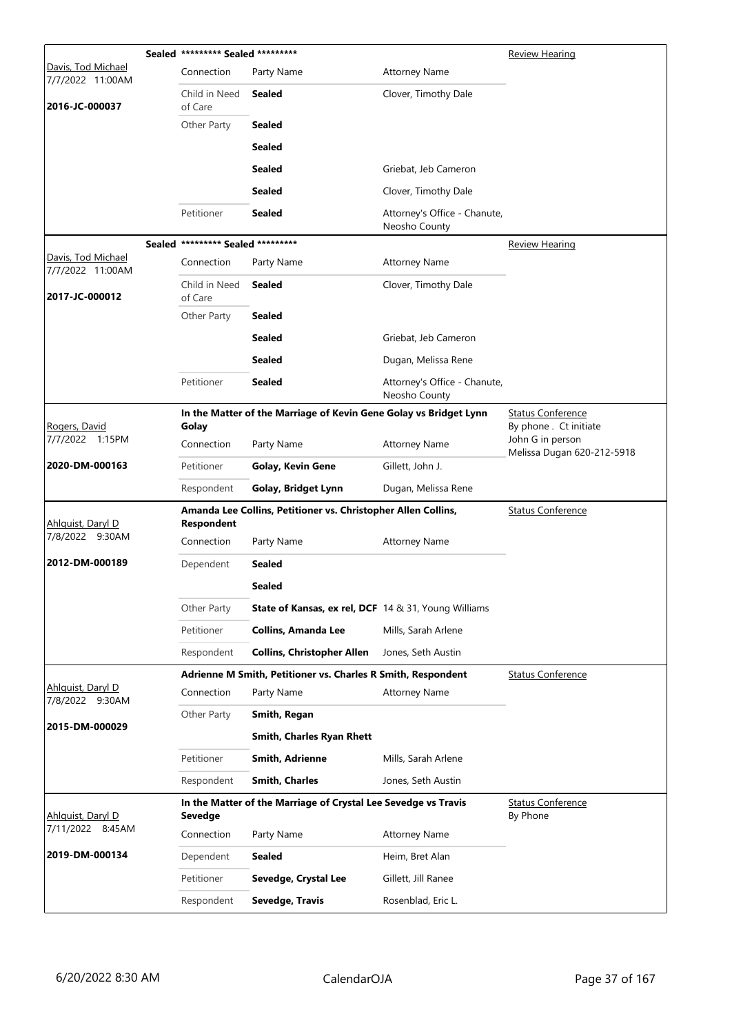| Judge / Date / Case | Case Title | | | Hearing Type / Notes |
|---|---|---|---|---|
| **Sealed** | ********* Sealed ********* | | | Review Hearing |
| Davis, Tod Michael<br>7/7/2022 11:00AM | Connection | Party Name | Attorney Name | |
| **2016-JC-000037** | Child in Need of Care | **Sealed** | Clover, Timothy Dale | |
| | Other Party | **Sealed** | | |
| | | **Sealed** | | |
| | | **Sealed** | Griebat, Jeb Cameron | |
| | | **Sealed** | Clover, Timothy Dale | |
| | Petitioner | **Sealed** | Attorney's Office - Chanute, Neosho County | |
| **Sealed** | ********* Sealed ********* | | | Review Hearing |
| Davis, Tod Michael<br>7/7/2022 11:00AM | Connection | Party Name | Attorney Name | |
| **2017-JC-000012** | Child in Need of Care | **Sealed** | Clover, Timothy Dale | |
| | Other Party | **Sealed** | | |
| | | **Sealed** | Griebat, Jeb Cameron | |
| | | **Sealed** | Dugan, Melissa Rene | |
| | Petitioner | **Sealed** | Attorney's Office - Chanute, Neosho County | |
| | **In the Matter of the Marriage of Kevin Gene Golay vs Bridget Lynn Golay** | | | Status Conference<br>By phone . Ct initiate<br>John G in person<br>Melissa Dugan 620-212-5918 |
| Rogers, David<br>7/7/2022 1:15PM | Connection | Party Name | Attorney Name | |
| **2020-DM-000163** | Petitioner | **Golay, Kevin Gene** | Gillett, John J. | |
| | Respondent | **Golay, Bridget Lynn** | Dugan, Melissa Rene | |
| | **Amanda Lee Collins, Petitioner vs. Christopher Allen Collins, Respondent** | | | Status Conference |
| Ahlquist, Daryl D<br>7/8/2022 9:30AM | Connection | Party Name | Attorney Name | |
| **2012-DM-000189** | Dependent | **Sealed** | | |
| | | **Sealed** | | |
| | Other Party | **State of Kansas, ex rel, DCF** | 14 & 31, Young Williams | |
| | Petitioner | **Collins, Amanda Lee** | Mills, Sarah Arlene | |
| | Respondent | **Collins, Christopher Allen** | Jones, Seth Austin | |
| | **Adrienne M Smith, Petitioner vs. Charles R Smith, Respondent** | | | Status Conference |
| Ahlquist, Daryl D<br>7/8/2022 9:30AM | Connection | Party Name | Attorney Name | |
| **2015-DM-000029** | Other Party | **Smith, Regan** | | |
| | | **Smith, Charles Ryan Rhett** | | |
| | Petitioner | **Smith, Adrienne** | Mills, Sarah Arlene | |
| | Respondent | **Smith, Charles** | Jones, Seth Austin | |
| | **In the Matter of the Marriage of Crystal Lee Sevedge vs Travis Sevedge** | | | Status Conference<br>By Phone |
| Ahlquist, Daryl D<br>7/11/2022 8:45AM | Connection | Party Name | Attorney Name | |
| **2019-DM-000134** | Dependent | **Sealed** | Heim, Bret Alan | |
| | Petitioner | **Sevedge, Crystal Lee** | Gillett, Jill Ranee | |
| | Respondent | **Sevedge, Travis** | Rosenblad, Eric L. | |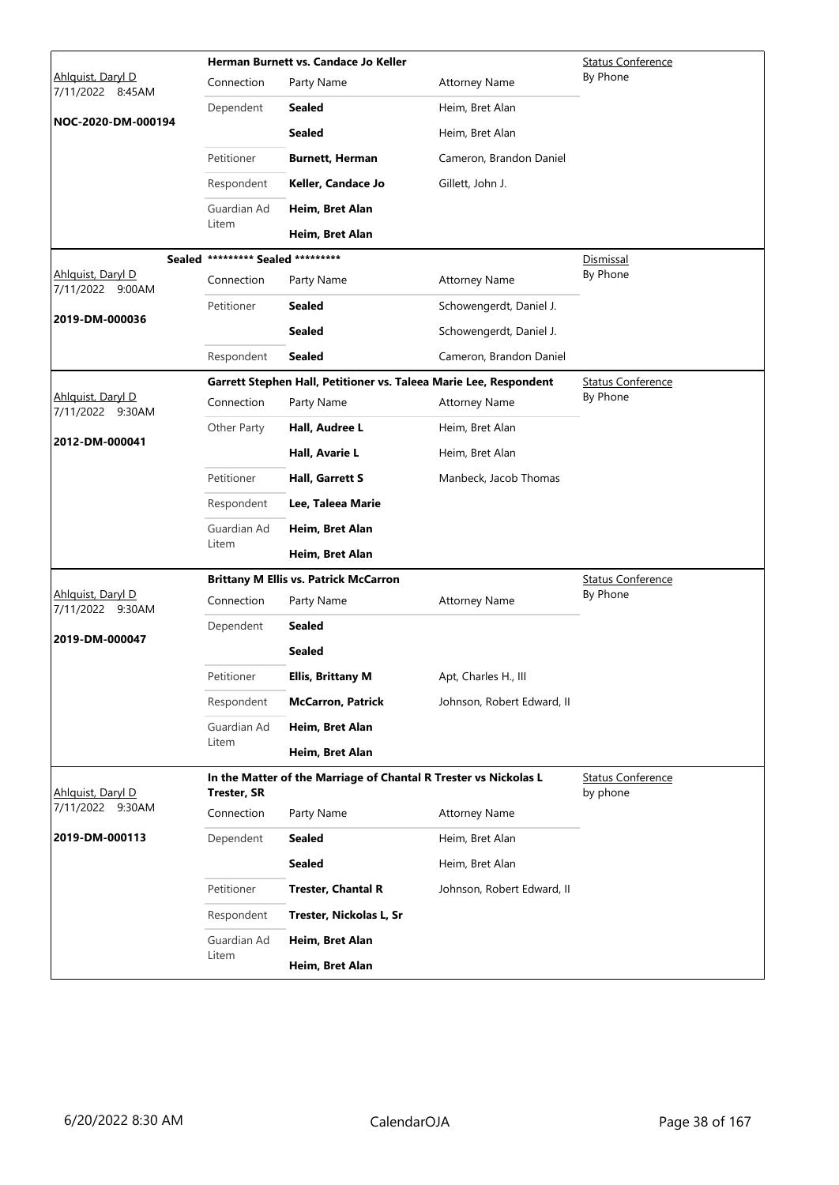| Judge / Date / Case | Case Title | | | Hearing |
|---|---|---|---|---|
| Ahlquist, Daryl D<br>7/11/2022 8:45AM<br>**NOC-2020-DM-000194** | **Herman Burnett vs. Candace Jo Keller** | | | Status Conference<br>By Phone |
| | Connection | Party Name | Attorney Name | |
| | Dependent | **Sealed** | Heim, Bret Alan | |
| | | **Sealed** | Heim, Bret Alan | |
| | Petitioner | **Burnett, Herman** | Cameron, Brandon Daniel | |
| | Respondent | **Keller, Candace Jo** | Gillett, John J. | |
| | Guardian Ad Litem | **Heim, Bret Alan** | | |
| | | **Heim, Bret Alan** | | |

| Judge / Date / Case | Case Title | | | Hearing |
|---|---|---|---|---|
| Ahlquist, Daryl D<br>7/11/2022 9:00AM<br>**2019-DM-000036** | **Sealed ********* Sealed ********* ** | | | Dismissal<br>By Phone |
| | Connection | Party Name | Attorney Name | |
| | Petitioner | **Sealed** | Schowengerdt, Daniel J. | |
| | | **Sealed** | Schowengerdt, Daniel J. | |
| | Respondent | **Sealed** | Cameron, Brandon Daniel | |

| Judge / Date / Case | Case Title | | | Hearing |
|---|---|---|---|---|
| Ahlquist, Daryl D<br>7/11/2022 9:30AM<br>**2012-DM-000041** | **Garrett Stephen Hall, Petitioner vs. Taleea Marie Lee, Respondent** | | | Status Conference<br>By Phone |
| | Connection | Party Name | Attorney Name | |
| | Other Party | **Hall, Audree L** | Heim, Bret Alan | |
| | | **Hall, Avarie L** | Heim, Bret Alan | |
| | Petitioner | **Hall, Garrett S** | Manbeck, Jacob Thomas | |
| | Respondent | **Lee, Taleea Marie** | | |
| | Guardian Ad Litem | **Heim, Bret Alan** | | |
| | | **Heim, Bret Alan** | | |

| Judge / Date / Case | Case Title | | | Hearing |
|---|---|---|---|---|
| Ahlquist, Daryl D<br>7/11/2022 9:30AM<br>**2019-DM-000047** | **Brittany M Ellis vs. Patrick McCarron** | | | Status Conference<br>By Phone |
| | Connection | Party Name | Attorney Name | |
| | Dependent | **Sealed** | | |
| | | **Sealed** | | |
| | Petitioner | **Ellis, Brittany M** | Apt, Charles H., III | |
| | Respondent | **McCarron, Patrick** | Johnson, Robert Edward, II | |
| | Guardian Ad Litem | **Heim, Bret Alan** | | |
| | | **Heim, Bret Alan** | | |

| Judge / Date / Case | Case Title | | | Hearing |
|---|---|---|---|---|
| Ahlquist, Daryl D<br>7/11/2022 9:30AM<br>**2019-DM-000113** | **In the Matter of the Marriage of Chantal R Trester vs Nickolas L Trester, SR** | | | Status Conference<br>by phone |
| | Connection | Party Name | Attorney Name | |
| | Dependent | **Sealed** | Heim, Bret Alan | |
| | | **Sealed** | Heim, Bret Alan | |
| | Petitioner | **Trester, Chantal R** | Johnson, Robert Edward, II | |
| | Respondent | **Trester, Nickolas L, Sr** | | |
| | Guardian Ad Litem | **Heim, Bret Alan** | | |
| | | **Heim, Bret Alan** | | |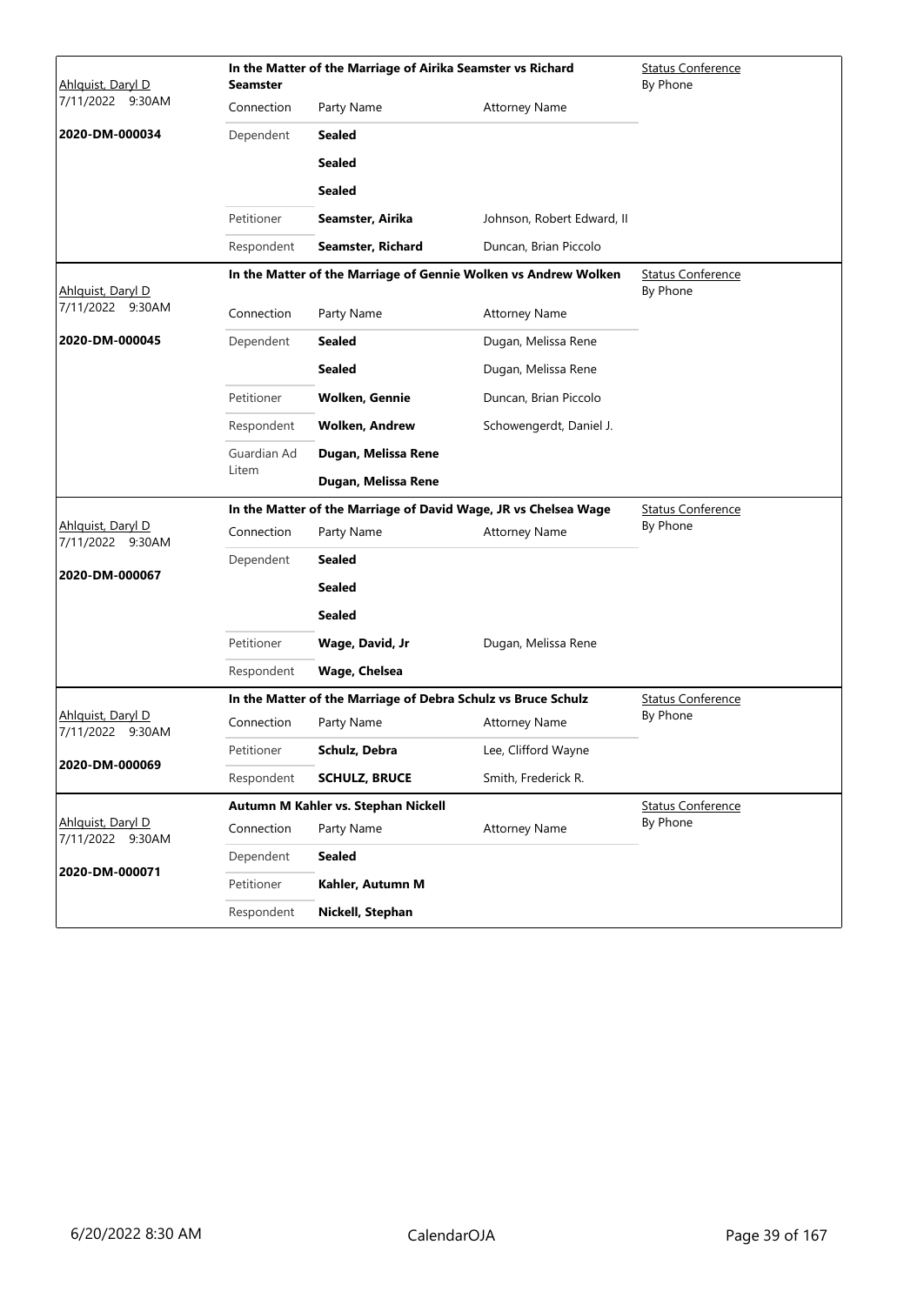| Judge / Date / Case | Case Title | | | Hearing |
|---|---|---|---|---|
| Ahlquist, Daryl D<br>7/11/2022 9:30AM<br>**2020-DM-000034** | **In the Matter of the Marriage of Airika Seamster vs Richard Seamster** | | | Status Conference<br>By Phone |
| | Connection | Party Name | Attorney Name | |
| | Dependent | **Sealed** | | |
| | | **Sealed** | | |
| | | **Sealed** | | |
| | Petitioner | **Seamster, Airika** | Johnson, Robert Edward, II | |
| | Respondent | **Seamster, Richard** | Duncan, Brian Piccolo | |

| Judge / Date / Case | Case Title | | | Hearing |
|---|---|---|---|---|
| Ahlquist, Daryl D<br>7/11/2022 9:30AM<br>**2020-DM-000045** | **In the Matter of the Marriage of Gennie Wolken vs Andrew Wolken** | | | Status Conference<br>By Phone |
| | Connection | Party Name | Attorney Name | |
| | Dependent | **Sealed** | Dugan, Melissa Rene | |
| | | **Sealed** | Dugan, Melissa Rene | |
| | Petitioner | **Wolken, Gennie** | Duncan, Brian Piccolo | |
| | Respondent | **Wolken, Andrew** | Schowengerdt, Daniel J. | |
| | Guardian Ad Litem | **Dugan, Melissa Rene** | | |
| | | **Dugan, Melissa Rene** | | |

| Judge / Date / Case | Case Title | | | Hearing |
|---|---|---|---|---|
| Ahlquist, Daryl D<br>7/11/2022 9:30AM<br>**2020-DM-000067** | **In the Matter of the Marriage of David Wage, JR vs Chelsea Wage** | | | Status Conference<br>By Phone |
| | Connection | Party Name | Attorney Name | |
| | Dependent | **Sealed** | | |
| | | **Sealed** | | |
| | | **Sealed** | | |
| | Petitioner | **Wage, David, Jr** | Dugan, Melissa Rene | |
| | Respondent | **Wage, Chelsea** | | |

| Judge / Date / Case | Case Title | | | Hearing |
|---|---|---|---|---|
| Ahlquist, Daryl D<br>7/11/2022 9:30AM<br>**2020-DM-000069** | **In the Matter of the Marriage of Debra Schulz vs Bruce Schulz** | | | Status Conference<br>By Phone |
| | Connection | Party Name | Attorney Name | |
| | Petitioner | **Schulz, Debra** | Lee, Clifford Wayne | |
| | Respondent | **SCHULZ, BRUCE** | Smith, Frederick R. | |

| Judge / Date / Case | Case Title | | | Hearing |
|---|---|---|---|---|
| Ahlquist, Daryl D<br>7/11/2022 9:30AM<br>**2020-DM-000071** | **Autumn M Kahler vs. Stephan Nickell** | | | Status Conference<br>By Phone |
| | Connection | Party Name | Attorney Name | |
| | Dependent | **Sealed** | | |
| | Petitioner | **Kahler, Autumn M** | | |
| | Respondent | **Nickell, Stephan** | | |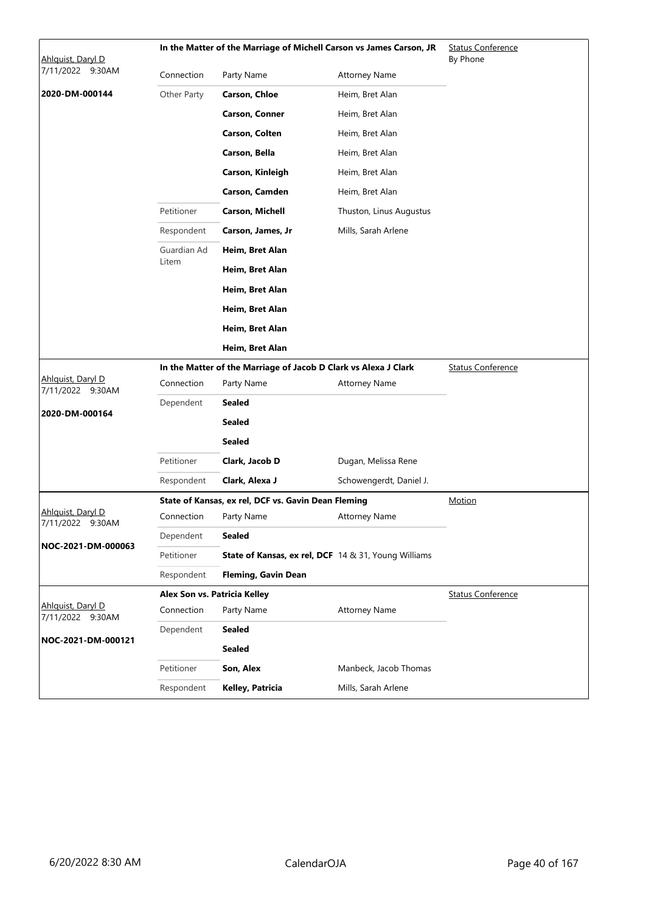| Judge / Date / Case | Connection | Party Name | Attorney Name | Hearing |
| --- | --- | --- | --- | --- |
| Ahlquist, Daryl D 7/11/2022 9:30AM **2020-DM-000144** | **In the Matter of the Marriage of Michell Carson vs James Carson, JR** | | | Status Conference By Phone |
| | Other Party | **Carson, Chloe** | Heim, Bret Alan | |
| | | **Carson, Conner** | Heim, Bret Alan | |
| | | **Carson, Colten** | Heim, Bret Alan | |
| | | **Carson, Bella** | Heim, Bret Alan | |
| | | **Carson, Kinleigh** | Heim, Bret Alan | |
| | | **Carson, Camden** | Heim, Bret Alan | |
| | Petitioner | **Carson, Michell** | Thuston, Linus Augustus | |
| | Respondent | **Carson, James, Jr** | Mills, Sarah Arlene | |
| | Guardian Ad Litem | **Heim, Bret Alan** | | |
| | | **Heim, Bret Alan** | | |
| | | **Heim, Bret Alan** | | |
| | | **Heim, Bret Alan** | | |
| | | **Heim, Bret Alan** | | |
| | | **Heim, Bret Alan** | | |
| Ahlquist, Daryl D 7/11/2022 9:30AM **2020-DM-000164** | **In the Matter of the Marriage of Jacob D Clark vs Alexa J Clark** | | | Status Conference |
| | Dependent | **Sealed** | | |
| | | **Sealed** | | |
| | | **Sealed** | | |
| | Petitioner | **Clark, Jacob D** | Dugan, Melissa Rene | |
| | Respondent | **Clark, Alexa J** | Schowengerdt, Daniel J. | |
| Ahlquist, Daryl D 7/11/2022 9:30AM **NOC-2021-DM-000063** | **State of Kansas, ex rel, DCF vs. Gavin Dean Fleming** | | | Motion |
| | Dependent | **Sealed** | | |
| | Petitioner | **State of Kansas, ex rel, DCF** | 14 & 31, Young Williams | |
| | Respondent | **Fleming, Gavin Dean** | | |
| Ahlquist, Daryl D 7/11/2022 9:30AM **NOC-2021-DM-000121** | **Alex Son vs. Patricia Kelley** | | | Status Conference |
| | Dependent | **Sealed** | | |
| | | **Sealed** | | |
| | Petitioner | **Son, Alex** | Manbeck, Jacob Thomas | |
| | Respondent | **Kelley, Patricia** | Mills, Sarah Arlene | |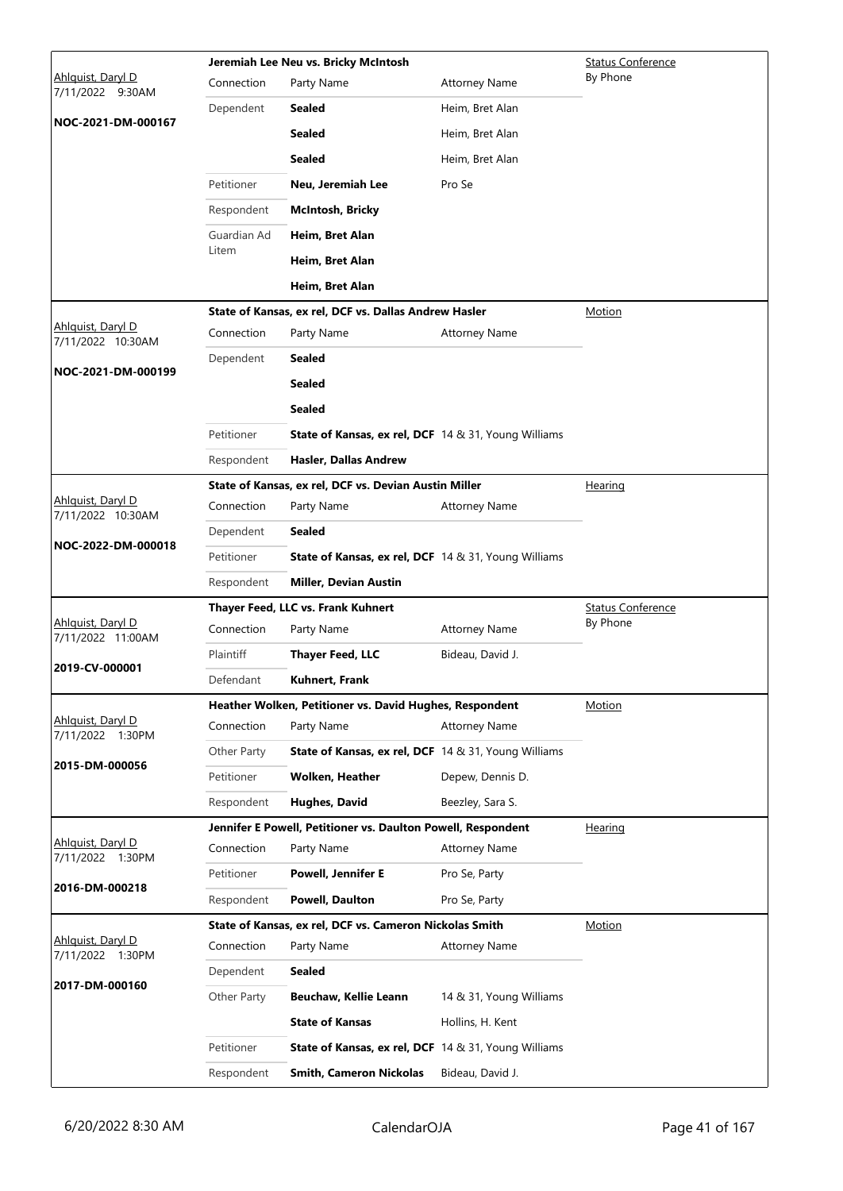| Judge / Date / Case | Case Title | | | Type |
|---|---|---|---|---|
| Ahlquist, Daryl D 7/11/2022 9:30AM | **Jeremiah Lee Neu vs. Bricky McIntosh** | | | Status Conference By Phone |
| **NOC-2021-DM-000167** | Connection | Party Name | Attorney Name | |
| | Dependent | **Sealed** | Heim, Bret Alan | |
| | | **Sealed** | Heim, Bret Alan | |
| | | **Sealed** | Heim, Bret Alan | |
| | Petitioner | **Neu, Jeremiah Lee** | Pro Se | |
| | Respondent | **McIntosh, Bricky** | | |
| | Guardian Ad Litem | **Heim, Bret Alan** | | |
| | | **Heim, Bret Alan** | | |
| | | **Heim, Bret Alan** | | |

| Judge / Date / Case | Case Title | | | Type |
|---|---|---|---|---|
| Ahlquist, Daryl D 7/11/2022 10:30AM | **State of Kansas, ex rel, DCF vs. Dallas Andrew Hasler** | | | Motion |
| **NOC-2021-DM-000199** | Connection | Party Name | Attorney Name | |
| | Dependent | **Sealed** | | |
| | | **Sealed** | | |
| | | **Sealed** | | |
| | Petitioner | **State of Kansas, ex rel, DCF** | 14 & 31, Young Williams | |
| | Respondent | **Hasler, Dallas Andrew** | | |

| Judge / Date / Case | Case Title | | | Type |
|---|---|---|---|---|
| Ahlquist, Daryl D 7/11/2022 10:30AM | **State of Kansas, ex rel, DCF vs. Devian Austin Miller** | | | Hearing |
| **NOC-2022-DM-000018** | Connection | Party Name | Attorney Name | |
| | Dependent | **Sealed** | | |
| | Petitioner | **State of Kansas, ex rel, DCF** | 14 & 31, Young Williams | |
| | Respondent | **Miller, Devian Austin** | | |

| Judge / Date / Case | Case Title | | | Type |
|---|---|---|---|---|
| Ahlquist, Daryl D 7/11/2022 11:00AM | **Thayer Feed, LLC vs. Frank Kuhnert** | | | Status Conference By Phone |
| **2019-CV-000001** | Connection | Party Name | Attorney Name | |
| | Plaintiff | **Thayer Feed, LLC** | Bideau, David J. | |
| | Defendant | **Kuhnert, Frank** | | |

| Judge / Date / Case | Case Title | | | Type |
|---|---|---|---|---|
| Ahlquist, Daryl D 7/11/2022 1:30PM | **Heather Wolken, Petitioner vs. David Hughes, Respondent** | | | Motion |
| **2015-DM-000056** | Connection | Party Name | Attorney Name | |
| | Other Party | **State of Kansas, ex rel, DCF** | 14 & 31, Young Williams | |
| | Petitioner | **Wolken, Heather** | Depew, Dennis D. | |
| | Respondent | **Hughes, David** | Beezley, Sara S. | |

| Judge / Date / Case | Case Title | | | Type |
|---|---|---|---|---|
| Ahlquist, Daryl D 7/11/2022 1:30PM | **Jennifer E Powell, Petitioner vs. Daulton Powell, Respondent** | | | Hearing |
| **2016-DM-000218** | Connection | Party Name | Attorney Name | |
| | Petitioner | **Powell, Jennifer E** | Pro Se, Party | |
| | Respondent | **Powell, Daulton** | Pro Se, Party | |

| Judge / Date / Case | Case Title | | | Type |
|---|---|---|---|---|
| Ahlquist, Daryl D 7/11/2022 1:30PM | **State of Kansas, ex rel, DCF vs. Cameron Nickolas Smith** | | | Motion |
| **2017-DM-000160** | Connection | Party Name | Attorney Name | |
| | Dependent | **Sealed** | | |
| | Other Party | **Beuchaw, Kellie Leann** | 14 & 31, Young Williams | |
| | | **State of Kansas** | Hollins, H. Kent | |
| | Petitioner | **State of Kansas, ex rel, DCF** | 14 & 31, Young Williams | |
| | Respondent | **Smith, Cameron Nickolas** | Bideau, David J. | |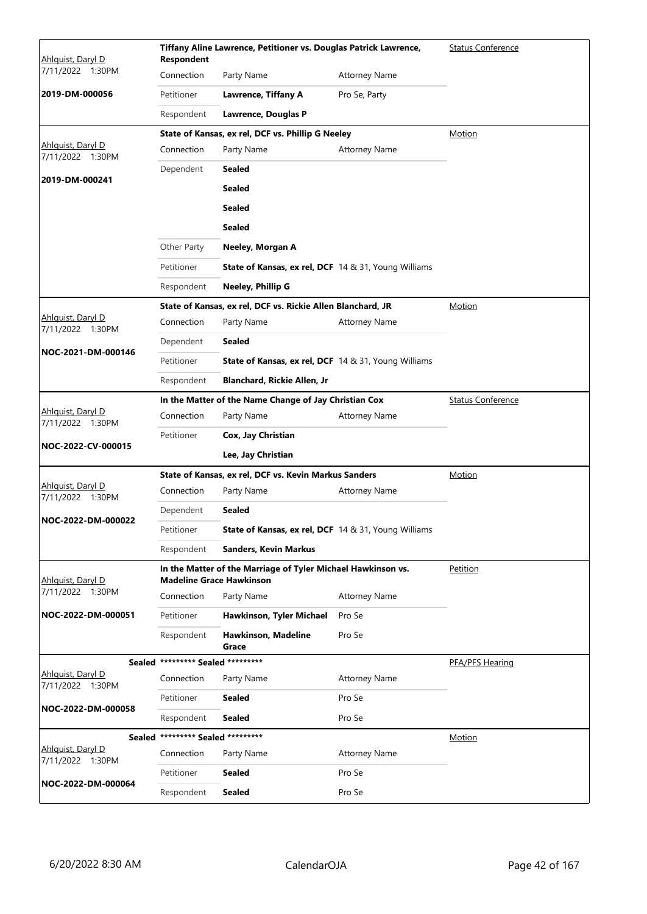| Judge / Date / Case | Case Title | | | Hearing Type |
|---|---|---|---|---|
| Ahlquist, Daryl D<br>7/11/2022 1:30PM<br>**2019-DM-000056** | **Tiffany Aline Lawrence, Petitioner vs. Douglas Patrick Lawrence, Respondent** | | | Status Conference |
| | Connection | Party Name | Attorney Name | |
| | Petitioner | **Lawrence, Tiffany A** | Pro Se, Party | |
| | Respondent | **Lawrence, Douglas P** | | |
| Ahlquist, Daryl D<br>7/11/2022 1:30PM<br>**2019-DM-000241** | **State of Kansas, ex rel, DCF vs. Phillip G Neeley** | | | Motion |
| | Connection | Party Name | Attorney Name | |
| | Dependent | **Sealed** | | |
| | | **Sealed** | | |
| | | **Sealed** | | |
| | | **Sealed** | | |
| | Other Party | **Neeley, Morgan A** | | |
| | Petitioner | **State of Kansas, ex rel, DCF** | 14 & 31, Young Williams | |
| | Respondent | **Neeley, Phillip G** | | |
| Ahlquist, Daryl D<br>7/11/2022 1:30PM<br>**NOC-2021-DM-000146** | **State of Kansas, ex rel, DCF vs. Rickie Allen Blanchard, JR** | | | Motion |
| | Connection | Party Name | Attorney Name | |
| | Dependent | **Sealed** | | |
| | Petitioner | **State of Kansas, ex rel, DCF** | 14 & 31, Young Williams | |
| | Respondent | **Blanchard, Rickie Allen, Jr** | | |
| Ahlquist, Daryl D<br>7/11/2022 1:30PM<br>**NOC-2022-CV-000015** | **In the Matter of the Name Change of Jay Christian Cox** | | | Status Conference |
| | Connection | Party Name | Attorney Name | |
| | Petitioner | **Cox, Jay Christian** | | |
| | | **Lee, Jay Christian** | | |
| Ahlquist, Daryl D<br>7/11/2022 1:30PM<br>**NOC-2022-DM-000022** | **State of Kansas, ex rel, DCF vs. Kevin Markus Sanders** | | | Motion |
| | Connection | Party Name | Attorney Name | |
| | Dependent | **Sealed** | | |
| | Petitioner | **State of Kansas, ex rel, DCF** | 14 & 31, Young Williams | |
| | Respondent | **Sanders, Kevin Markus** | | |
| Ahlquist, Daryl D<br>7/11/2022 1:30PM<br>**NOC-2022-DM-000051** | **In the Matter of the Marriage of Tyler Michael Hawkinson vs. Madeline Grace Hawkinson** | | | Petition |
| | Connection | Party Name | Attorney Name | |
| | Petitioner | **Hawkinson, Tyler Michael** | Pro Se | |
| | Respondent | **Hawkinson, Madeline Grace** | Pro Se | |
| Sealed<br>Ahlquist, Daryl D<br>7/11/2022 1:30PM<br>**NOC-2022-DM-000058** | **********\* Sealed **********\* | | | PFA/PFS Hearing |
| | Connection | Party Name | Attorney Name | |
| | Petitioner | **Sealed** | Pro Se | |
| | Respondent | **Sealed** | Pro Se | |
| Sealed<br>Ahlquist, Daryl D<br>7/11/2022 1:30PM<br>**NOC-2022-DM-000064** | **********\* Sealed **********\* | | | Motion |
| | Connection | Party Name | Attorney Name | |
| | Petitioner | **Sealed** | Pro Se | |
| | Respondent | **Sealed** | Pro Se | |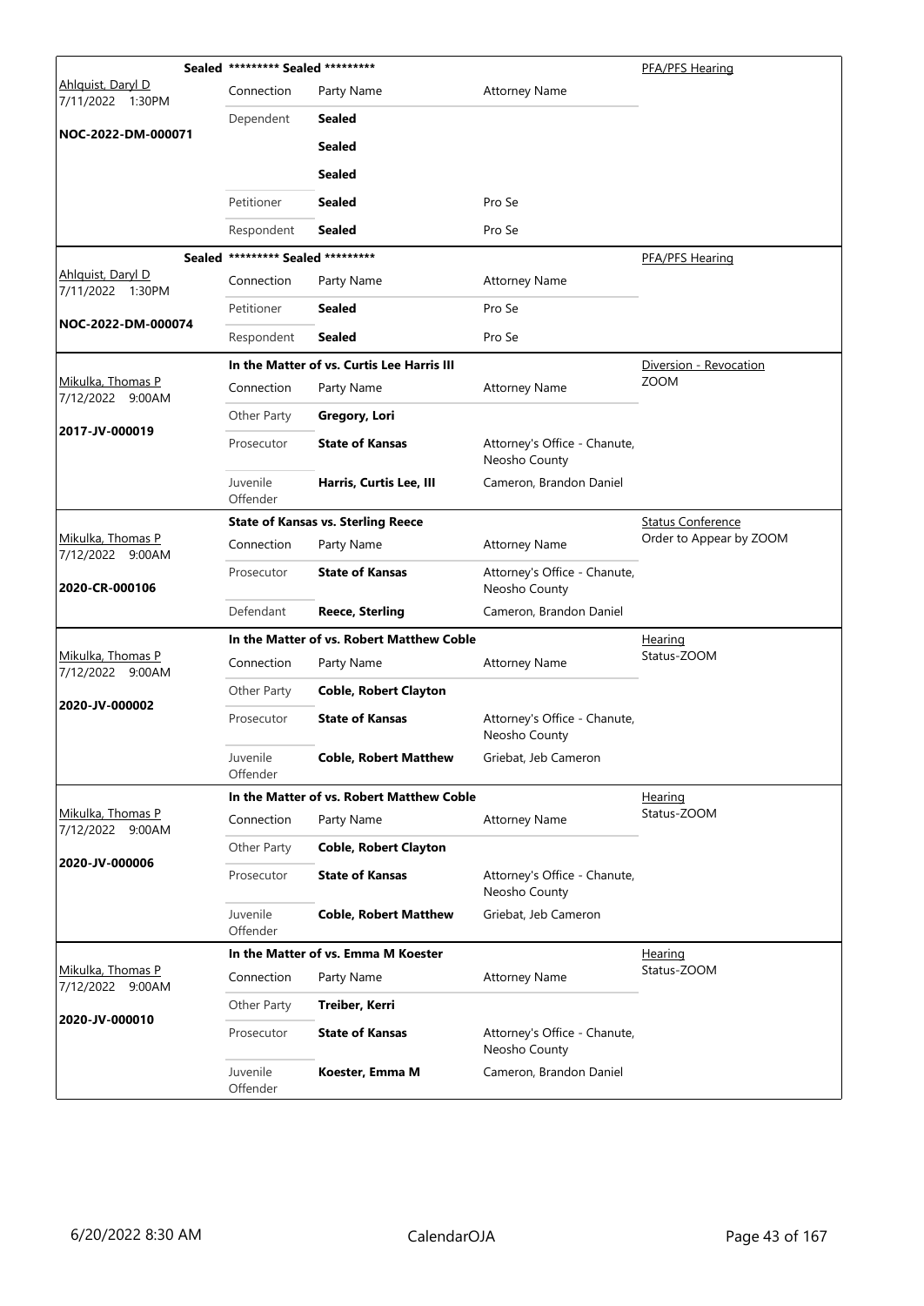| Judge / Date / Case | Connection | Party Name | Attorney Name | Hearing Type |
|---|---|---|---|---|
| **Sealed** | ********* Sealed ********* | | | PFA/PFS Hearing |
| Ahlquist, Daryl D 7/11/2022 1:30PM | Connection | Party Name | Attorney Name | |
| NOC-2022-DM-000071 | Dependent | **Sealed** | | |
| | | **Sealed** | | |
| | | **Sealed** | | |
| | Petitioner | **Sealed** | Pro Se | |
| | Respondent | **Sealed** | Pro Se | |
| **Sealed** | ********* Sealed ********* | | | PFA/PFS Hearing |
| Ahlquist, Daryl D 7/11/2022 1:30PM | Connection | Party Name | Attorney Name | |
| NOC-2022-DM-000074 | Petitioner | **Sealed** | Pro Se | |
| | Respondent | **Sealed** | Pro Se | |
| | **In the Matter of vs. Curtis Lee Harris III** | | | Diversion - Revocation ZOOM |
| Mikulka, Thomas P 7/12/2022 9:00AM | Connection | Party Name | Attorney Name | |
| 2017-JV-000019 | Other Party | **Gregory, Lori** | | |
| | Prosecutor | **State of Kansas** | Attorney's Office - Chanute, Neosho County | |
| | Juvenile Offender | **Harris, Curtis Lee, III** | Cameron, Brandon Daniel | |
| | **State of Kansas vs. Sterling Reece** | | | Status Conference Order to Appear by ZOOM |
| Mikulka, Thomas P 7/12/2022 9:00AM | Connection | Party Name | Attorney Name | |
| 2020-CR-000106 | Prosecutor | **State of Kansas** | Attorney's Office - Chanute, Neosho County | |
| | Defendant | **Reece, Sterling** | Cameron, Brandon Daniel | |
| | **In the Matter of vs. Robert Matthew Coble** | | | Hearing Status-ZOOM |
| Mikulka, Thomas P 7/12/2022 9:00AM | Connection | Party Name | Attorney Name | |
| 2020-JV-000002 | Other Party | **Coble, Robert Clayton** | | |
| | Prosecutor | **State of Kansas** | Attorney's Office - Chanute, Neosho County | |
| | Juvenile Offender | **Coble, Robert Matthew** | Griebat, Jeb Cameron | |
| | **In the Matter of vs. Robert Matthew Coble** | | | Hearing Status-ZOOM |
| Mikulka, Thomas P 7/12/2022 9:00AM | Connection | Party Name | Attorney Name | |
| 2020-JV-000006 | Other Party | **Coble, Robert Clayton** | | |
| | Prosecutor | **State of Kansas** | Attorney's Office - Chanute, Neosho County | |
| | Juvenile Offender | **Coble, Robert Matthew** | Griebat, Jeb Cameron | |
| | **In the Matter of vs. Emma M Koester** | | | Hearing Status-ZOOM |
| Mikulka, Thomas P 7/12/2022 9:00AM | Connection | Party Name | Attorney Name | |
| 2020-JV-000010 | Other Party | **Treiber, Kerri** | | |
| | Prosecutor | **State of Kansas** | Attorney's Office - Chanute, Neosho County | |
| | Juvenile Offender | **Koester, Emma M** | Cameron, Brandon Daniel | |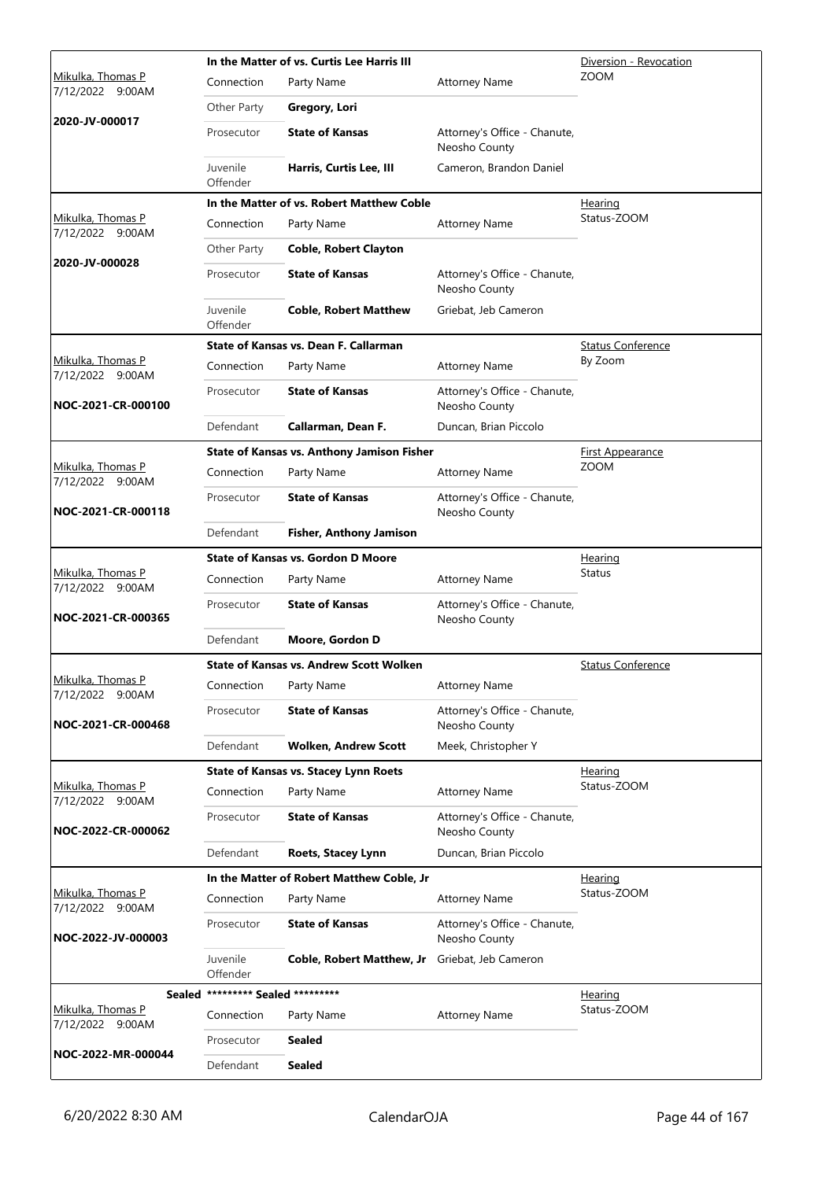| Judge / Date / Case | Case Title | | | Hearing Type |
|---|---|---|---|---|
| Mikulka, Thomas P 7/12/2022 9:00AM **2020-JV-000017** | **In the Matter of vs. Curtis Lee Harris III** | | | Diversion - Revocation ZOOM |
| | Connection | Party Name | Attorney Name | |
| | Other Party | **Gregory, Lori** | | |
| | Prosecutor | **State of Kansas** | Attorney's Office - Chanute, Neosho County | |
| | Juvenile Offender | **Harris, Curtis Lee, III** | Cameron, Brandon Daniel | |
| Mikulka, Thomas P 7/12/2022 9:00AM **2020-JV-000028** | **In the Matter of vs. Robert Matthew Coble** | | | Hearing Status-ZOOM |
| | Connection | Party Name | Attorney Name | |
| | Other Party | **Coble, Robert Clayton** | | |
| | Prosecutor | **State of Kansas** | Attorney's Office - Chanute, Neosho County | |
| | Juvenile Offender | **Coble, Robert Matthew** | Griebat, Jeb Cameron | |
| Mikulka, Thomas P 7/12/2022 9:00AM **NOC-2021-CR-000100** | **State of Kansas vs. Dean F. Callarman** | | | Status Conference By Zoom |
| | Connection | Party Name | Attorney Name | |
| | Prosecutor | **State of Kansas** | Attorney's Office - Chanute, Neosho County | |
| | Defendant | **Callarman, Dean F.** | Duncan, Brian Piccolo | |
| Mikulka, Thomas P 7/12/2022 9:00AM **NOC-2021-CR-000118** | **State of Kansas vs. Anthony Jamison Fisher** | | | First Appearance ZOOM |
| | Connection | Party Name | Attorney Name | |
| | Prosecutor | **State of Kansas** | Attorney's Office - Chanute, Neosho County | |
| | Defendant | **Fisher, Anthony Jamison** | | |
| Mikulka, Thomas P 7/12/2022 9:00AM **NOC-2021-CR-000365** | **State of Kansas vs. Gordon D Moore** | | | Hearing Status |
| | Connection | Party Name | Attorney Name | |
| | Prosecutor | **State of Kansas** | Attorney's Office - Chanute, Neosho County | |
| | Defendant | **Moore, Gordon D** | | |
| Mikulka, Thomas P 7/12/2022 9:00AM **NOC-2021-CR-000468** | **State of Kansas vs. Andrew Scott Wolken** | | | Status Conference |
| | Connection | Party Name | Attorney Name | |
| | Prosecutor | **State of Kansas** | Attorney's Office - Chanute, Neosho County | |
| | Defendant | **Wolken, Andrew Scott** | Meek, Christopher Y | |
| Mikulka, Thomas P 7/12/2022 9:00AM **NOC-2022-CR-000062** | **State of Kansas vs. Stacey Lynn Roets** | | | Hearing Status-ZOOM |
| | Connection | Party Name | Attorney Name | |
| | Prosecutor | **State of Kansas** | Attorney's Office - Chanute, Neosho County | |
| | Defendant | **Roets, Stacey Lynn** | Duncan, Brian Piccolo | |
| Mikulka, Thomas P 7/12/2022 9:00AM **NOC-2022-JV-000003** | **In the Matter of Robert Matthew Coble, Jr** | | | Hearing Status-ZOOM |
| | Connection | Party Name | Attorney Name | |
| | Prosecutor | **State of Kansas** | Attorney's Office - Chanute, Neosho County | |
| | Juvenile Offender | **Coble, Robert Matthew, Jr** | Griebat, Jeb Cameron | |
| **Sealed** Mikulka, Thomas P 7/12/2022 9:00AM **NOC-2022-MR-000044** | **\*\*\*\*\*\*\*\*\* Sealed \*\*\*\*\*\*\*\*\*** | | | Hearing Status-ZOOM |
| | Connection | Party Name | Attorney Name | |
| | Prosecutor | **Sealed** | | |
| | Defendant | **Sealed** | | |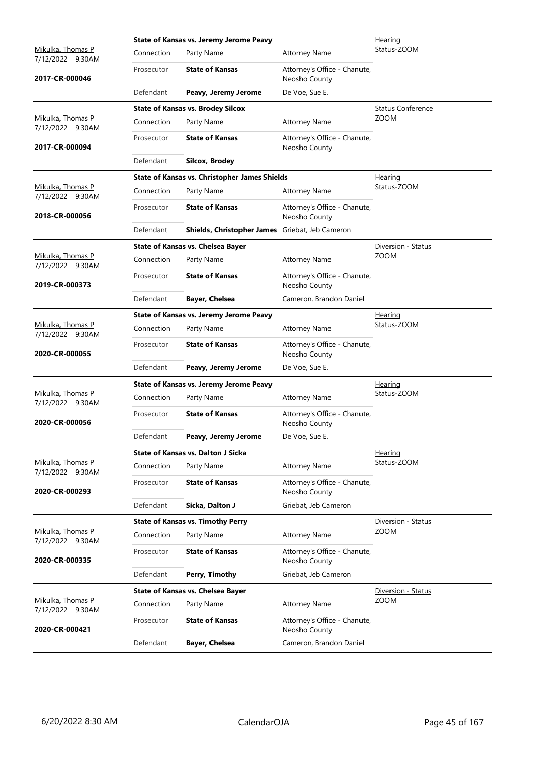| Judge / Date / Case | Case Title | | | Hearing Type |
|---|---|---|---|---|
| Mikulka, Thomas P 7/12/2022 9:30AM **2017-CR-000046** | **State of Kansas vs. Jeremy Jerome Peavy** | | | Hearing Status-ZOOM |
| | Connection | Party Name | Attorney Name | |
| | Prosecutor | **State of Kansas** | Attorney's Office - Chanute, Neosho County | |
| | Defendant | **Peavy, Jeremy Jerome** | De Voe, Sue E. | |
| Mikulka, Thomas P 7/12/2022 9:30AM **2017-CR-000094** | **State of Kansas vs. Brodey Silcox** | | | Status Conference ZOOM |
| | Connection | Party Name | Attorney Name | |
| | Prosecutor | **State of Kansas** | Attorney's Office - Chanute, Neosho County | |
| | Defendant | **Silcox, Brodey** | | |
| Mikulka, Thomas P 7/12/2022 9:30AM **2018-CR-000056** | **State of Kansas vs. Christopher James Shields** | | | Hearing Status-ZOOM |
| | Connection | Party Name | Attorney Name | |
| | Prosecutor | **State of Kansas** | Attorney's Office - Chanute, Neosho County | |
| | Defendant | **Shields, Christopher James** | Griebat, Jeb Cameron | |
| Mikulka, Thomas P 7/12/2022 9:30AM **2019-CR-000373** | **State of Kansas vs. Chelsea Bayer** | | | Diversion - Status ZOOM |
| | Connection | Party Name | Attorney Name | |
| | Prosecutor | **State of Kansas** | Attorney's Office - Chanute, Neosho County | |
| | Defendant | **Bayer, Chelsea** | Cameron, Brandon Daniel | |
| Mikulka, Thomas P 7/12/2022 9:30AM **2020-CR-000055** | **State of Kansas vs. Jeremy Jerome Peavy** | | | Hearing Status-ZOOM |
| | Connection | Party Name | Attorney Name | |
| | Prosecutor | **State of Kansas** | Attorney's Office - Chanute, Neosho County | |
| | Defendant | **Peavy, Jeremy Jerome** | De Voe, Sue E. | |
| Mikulka, Thomas P 7/12/2022 9:30AM **2020-CR-000056** | **State of Kansas vs. Jeremy Jerome Peavy** | | | Hearing Status-ZOOM |
| | Connection | Party Name | Attorney Name | |
| | Prosecutor | **State of Kansas** | Attorney's Office - Chanute, Neosho County | |
| | Defendant | **Peavy, Jeremy Jerome** | De Voe, Sue E. | |
| Mikulka, Thomas P 7/12/2022 9:30AM **2020-CR-000293** | **State of Kansas vs. Dalton J Sicka** | | | Hearing Status-ZOOM |
| | Connection | Party Name | Attorney Name | |
| | Prosecutor | **State of Kansas** | Attorney's Office - Chanute, Neosho County | |
| | Defendant | **Sicka, Dalton J** | Griebat, Jeb Cameron | |
| Mikulka, Thomas P 7/12/2022 9:30AM **2020-CR-000335** | **State of Kansas vs. Timothy Perry** | | | Diversion - Status ZOOM |
| | Connection | Party Name | Attorney Name | |
| | Prosecutor | **State of Kansas** | Attorney's Office - Chanute, Neosho County | |
| | Defendant | **Perry, Timothy** | Griebat, Jeb Cameron | |
| Mikulka, Thomas P 7/12/2022 9:30AM **2020-CR-000421** | **State of Kansas vs. Chelsea Bayer** | | | Diversion - Status ZOOM |
| | Connection | Party Name | Attorney Name | |
| | Prosecutor | **State of Kansas** | Attorney's Office - Chanute, Neosho County | |
| | Defendant | **Bayer, Chelsea** | Cameron, Brandon Daniel | |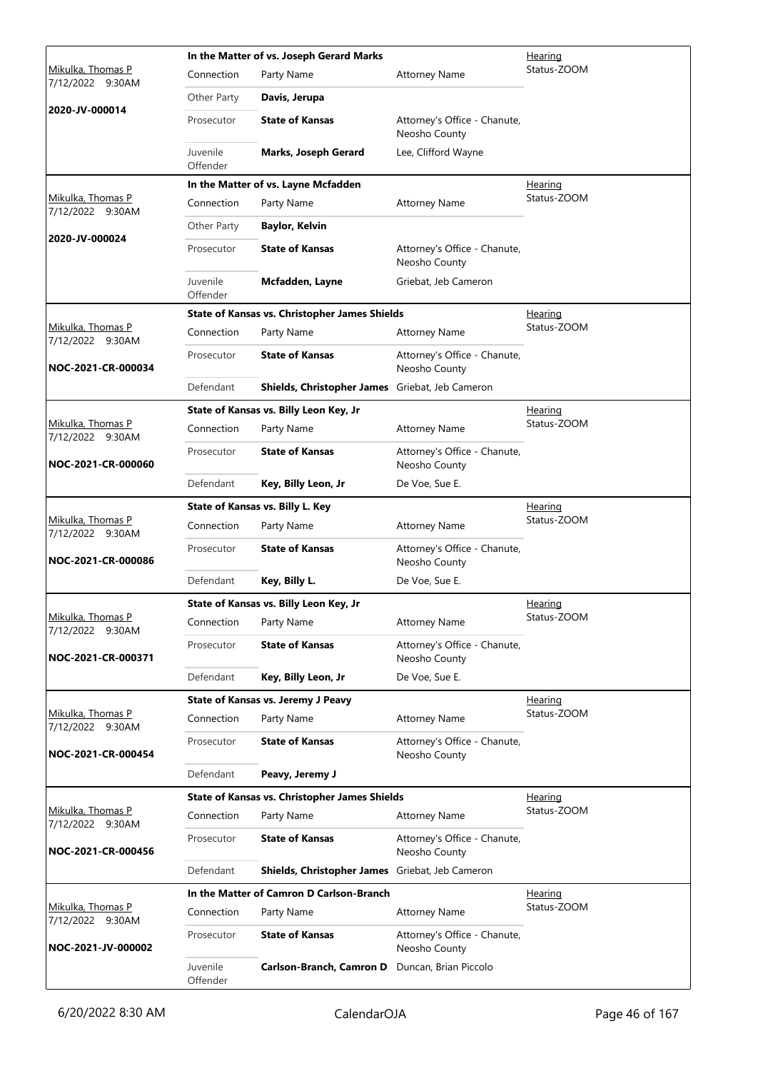| Judge / Date / Case | Case Title | Connection | Party Name | Attorney Name | Type |
|---|---|---|---|---|---|
| Mikulka, Thomas P 7/12/2022 9:30AM **2020-JV-000014** | **In the Matter of vs. Joseph Gerard Marks** | Other Party | **Davis, Jerupa** | | Hearing Status-ZOOM |
| | | Prosecutor | **State of Kansas** | Attorney's Office - Chanute, Neosho County | |
| | | Juvenile Offender | **Marks, Joseph Gerard** | Lee, Clifford Wayne | |
| Mikulka, Thomas P 7/12/2022 9:30AM **2020-JV-000024** | **In the Matter of vs. Layne Mcfadden** | Other Party | **Baylor, Kelvin** | | Hearing Status-ZOOM |
| | | Prosecutor | **State of Kansas** | Attorney's Office - Chanute, Neosho County | |
| | | Juvenile Offender | **Mcfadden, Layne** | Griebat, Jeb Cameron | |
| Mikulka, Thomas P 7/12/2022 9:30AM **NOC-2021-CR-000034** | **State of Kansas vs. Christopher James Shields** | Prosecutor | **State of Kansas** | Attorney's Office - Chanute, Neosho County | Hearing Status-ZOOM |
| | | Defendant | **Shields, Christopher James** | Griebat, Jeb Cameron | |
| Mikulka, Thomas P 7/12/2022 9:30AM **NOC-2021-CR-000060** | **State of Kansas vs. Billy Leon Key, Jr** | Prosecutor | **State of Kansas** | Attorney's Office - Chanute, Neosho County | Hearing Status-ZOOM |
| | | Defendant | **Key, Billy Leon, Jr** | De Voe, Sue E. | |
| Mikulka, Thomas P 7/12/2022 9:30AM **NOC-2021-CR-000086** | **State of Kansas vs. Billy L. Key** | Prosecutor | **State of Kansas** | Attorney's Office - Chanute, Neosho County | Hearing Status-ZOOM |
| | | Defendant | **Key, Billy L.** | De Voe, Sue E. | |
| Mikulka, Thomas P 7/12/2022 9:30AM **NOC-2021-CR-000371** | **State of Kansas vs. Billy Leon Key, Jr** | Prosecutor | **State of Kansas** | Attorney's Office - Chanute, Neosho County | Hearing Status-ZOOM |
| | | Defendant | **Key, Billy Leon, Jr** | De Voe, Sue E. | |
| Mikulka, Thomas P 7/12/2022 9:30AM **NOC-2021-CR-000454** | **State of Kansas vs. Jeremy J Peavy** | Prosecutor | **State of Kansas** | Attorney's Office - Chanute, Neosho County | Hearing Status-ZOOM |
| | | Defendant | **Peavy, Jeremy J** | | |
| Mikulka, Thomas P 7/12/2022 9:30AM **NOC-2021-CR-000456** | **State of Kansas vs. Christopher James Shields** | Prosecutor | **State of Kansas** | Attorney's Office - Chanute, Neosho County | Hearing Status-ZOOM |
| | | Defendant | **Shields, Christopher James** | Griebat, Jeb Cameron | |
| Mikulka, Thomas P 7/12/2022 9:30AM **NOC-2021-JV-000002** | **In the Matter of Camron D Carlson-Branch** | Prosecutor | **State of Kansas** | Attorney's Office - Chanute, Neosho County | Hearing Status-ZOOM |
| | | Juvenile Offender | **Carlson-Branch, Camron D** | Duncan, Brian Piccolo | |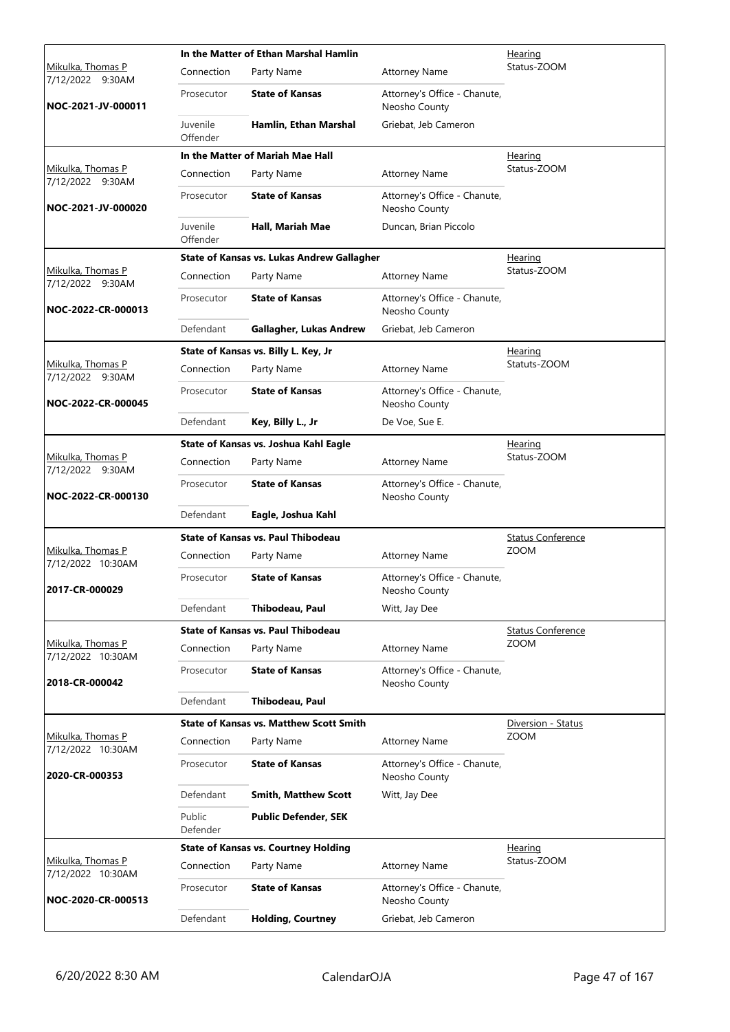| Judge / Date / Case | Connection | Party Name | Attorney Name | Hearing Type |
|---|---|---|---|---|
| **In the Matter of Ethan Marshal Hamlin** | | | | |
| Mikulka, Thomas P 7/12/2022 9:30AM | Connection | Party Name | Attorney Name | Hearing Status-ZOOM |
| **NOC-2021-JV-000011** | Prosecutor | **State of Kansas** | Attorney's Office - Chanute, Neosho County | |
| | Juvenile Offender | **Hamlin, Ethan Marshal** | Griebat, Jeb Cameron | |
| **In the Matter of Mariah Mae Hall** | | | | |
| Mikulka, Thomas P 7/12/2022 9:30AM | Connection | Party Name | Attorney Name | Hearing Status-ZOOM |
| **NOC-2021-JV-000020** | Prosecutor | **State of Kansas** | Attorney's Office - Chanute, Neosho County | |
| | Juvenile Offender | **Hall, Mariah Mae** | Duncan, Brian Piccolo | |
| **State of Kansas vs. Lukas Andrew Gallagher** | | | | |
| Mikulka, Thomas P 7/12/2022 9:30AM | Connection | Party Name | Attorney Name | Hearing Status-ZOOM |
| **NOC-2022-CR-000013** | Prosecutor | **State of Kansas** | Attorney's Office - Chanute, Neosho County | |
| | Defendant | **Gallagher, Lukas Andrew** | Griebat, Jeb Cameron | |
| **State of Kansas vs. Billy L. Key, Jr** | | | | |
| Mikulka, Thomas P 7/12/2022 9:30AM | Connection | Party Name | Attorney Name | Hearing Statuts-ZOOM |
| **NOC-2022-CR-000045** | Prosecutor | **State of Kansas** | Attorney's Office - Chanute, Neosho County | |
| | Defendant | **Key, Billy L., Jr** | De Voe, Sue E. | |
| **State of Kansas vs. Joshua Kahl Eagle** | | | | |
| Mikulka, Thomas P 7/12/2022 9:30AM | Connection | Party Name | Attorney Name | Hearing Status-ZOOM |
| **NOC-2022-CR-000130** | Prosecutor | **State of Kansas** | Attorney's Office - Chanute, Neosho County | |
| | Defendant | **Eagle, Joshua Kahl** | | |
| **State of Kansas vs. Paul Thibodeau** | | | | |
| Mikulka, Thomas P 7/12/2022 10:30AM | Connection | Party Name | Attorney Name | Status Conference ZOOM |
| **2017-CR-000029** | Prosecutor | **State of Kansas** | Attorney's Office - Chanute, Neosho County | |
| | Defendant | **Thibodeau, Paul** | Witt, Jay Dee | |
| **State of Kansas vs. Paul Thibodeau** | | | | |
| Mikulka, Thomas P 7/12/2022 10:30AM | Connection | Party Name | Attorney Name | Status Conference ZOOM |
| **2018-CR-000042** | Prosecutor | **State of Kansas** | Attorney's Office - Chanute, Neosho County | |
| | Defendant | **Thibodeau, Paul** | | |
| **State of Kansas vs. Matthew Scott Smith** | | | | |
| Mikulka, Thomas P 7/12/2022 10:30AM | Connection | Party Name | Attorney Name | Diversion - Status ZOOM |
| **2020-CR-000353** | Prosecutor | **State of Kansas** | Attorney's Office - Chanute, Neosho County | |
| | Defendant | **Smith, Matthew Scott** | Witt, Jay Dee | |
| | Public Defender | **Public Defender, SEK** | | |
| **State of Kansas vs. Courtney Holding** | | | | |
| Mikulka, Thomas P 7/12/2022 10:30AM | Connection | Party Name | Attorney Name | Hearing Status-ZOOM |
| **NOC-2020-CR-000513** | Prosecutor | **State of Kansas** | Attorney's Office - Chanute, Neosho County | |
| | Defendant | **Holding, Courtney** | Griebat, Jeb Cameron | |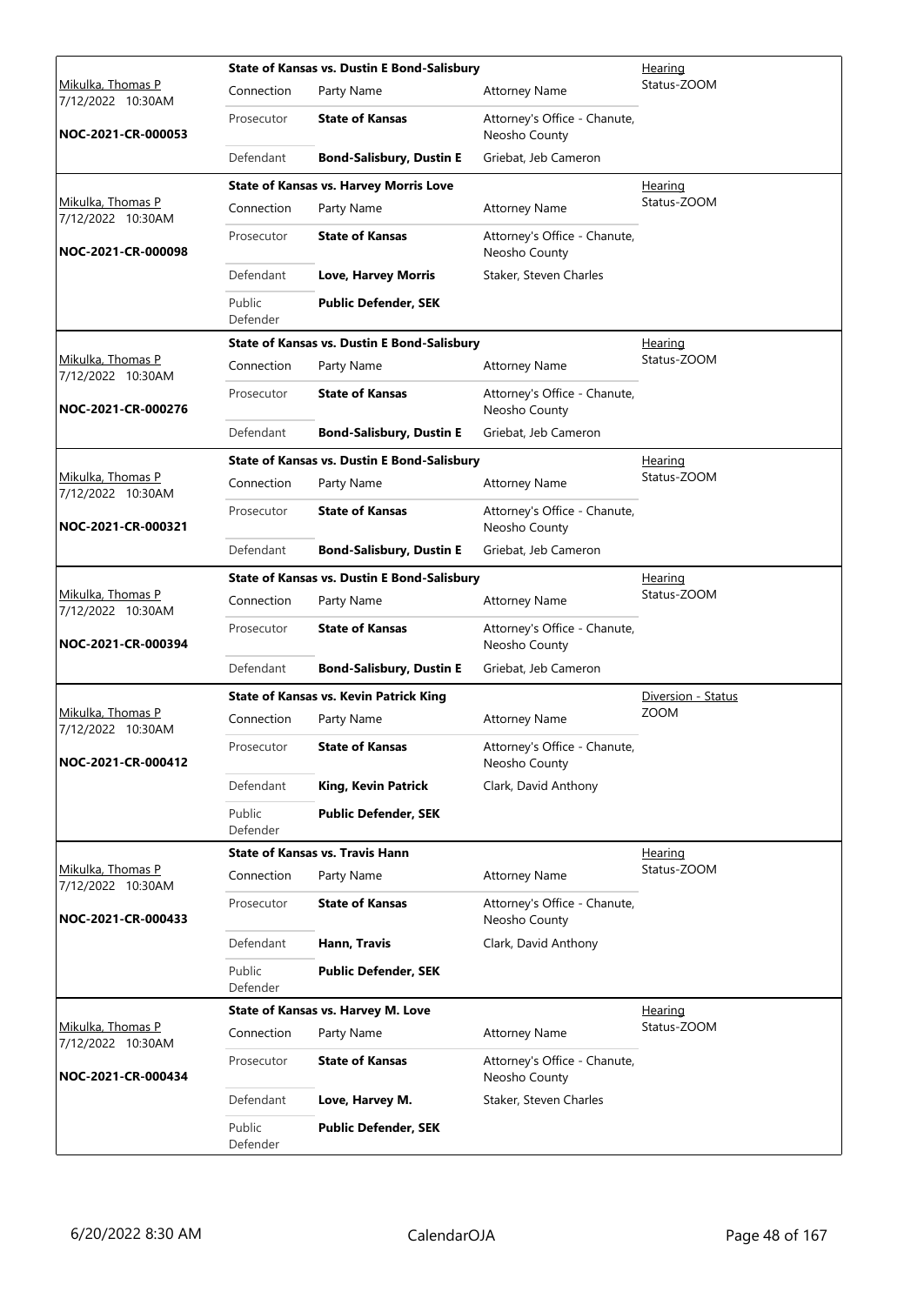| Judge / Date / Case | Connection | Party Name | Attorney Name | Hearing Type |
|---|---|---|---|---|
| Mikulka, Thomas P 7/12/2022 10:30AM **NOC-2021-CR-000053** | | **State of Kansas vs. Dustin E Bond-Salisbury** | | Hearing Status-ZOOM |
| | Connection | Party Name | Attorney Name | |
| | Prosecutor | **State of Kansas** | Attorney's Office - Chanute, Neosho County | |
| | Defendant | **Bond-Salisbury, Dustin E** | Griebat, Jeb Cameron | |
| Mikulka, Thomas P 7/12/2022 10:30AM **NOC-2021-CR-000098** | | **State of Kansas vs. Harvey Morris Love** | | Hearing Status-ZOOM |
| | Connection | Party Name | Attorney Name | |
| | Prosecutor | **State of Kansas** | Attorney's Office - Chanute, Neosho County | |
| | Defendant | **Love, Harvey Morris** | Staker, Steven Charles | |
| | Public Defender | **Public Defender, SEK** | | |
| Mikulka, Thomas P 7/12/2022 10:30AM **NOC-2021-CR-000276** | | **State of Kansas vs. Dustin E Bond-Salisbury** | | Hearing Status-ZOOM |
| | Connection | Party Name | Attorney Name | |
| | Prosecutor | **State of Kansas** | Attorney's Office - Chanute, Neosho County | |
| | Defendant | **Bond-Salisbury, Dustin E** | Griebat, Jeb Cameron | |
| Mikulka, Thomas P 7/12/2022 10:30AM **NOC-2021-CR-000321** | | **State of Kansas vs. Dustin E Bond-Salisbury** | | Hearing Status-ZOOM |
| | Connection | Party Name | Attorney Name | |
| | Prosecutor | **State of Kansas** | Attorney's Office - Chanute, Neosho County | |
| | Defendant | **Bond-Salisbury, Dustin E** | Griebat, Jeb Cameron | |
| Mikulka, Thomas P 7/12/2022 10:30AM **NOC-2021-CR-000394** | | **State of Kansas vs. Dustin E Bond-Salisbury** | | Hearing Status-ZOOM |
| | Connection | Party Name | Attorney Name | |
| | Prosecutor | **State of Kansas** | Attorney's Office - Chanute, Neosho County | |
| | Defendant | **Bond-Salisbury, Dustin E** | Griebat, Jeb Cameron | |
| Mikulka, Thomas P 7/12/2022 10:30AM **NOC-2021-CR-000412** | | **State of Kansas vs. Kevin Patrick King** | | Diversion - Status ZOOM |
| | Connection | Party Name | Attorney Name | |
| | Prosecutor | **State of Kansas** | Attorney's Office - Chanute, Neosho County | |
| | Defendant | **King, Kevin Patrick** | Clark, David Anthony | |
| | Public Defender | **Public Defender, SEK** | | |
| Mikulka, Thomas P 7/12/2022 10:30AM **NOC-2021-CR-000433** | | **State of Kansas vs. Travis Hann** | | Hearing Status-ZOOM |
| | Connection | Party Name | Attorney Name | |
| | Prosecutor | **State of Kansas** | Attorney's Office - Chanute, Neosho County | |
| | Defendant | **Hann, Travis** | Clark, David Anthony | |
| | Public Defender | **Public Defender, SEK** | | |
| Mikulka, Thomas P 7/12/2022 10:30AM **NOC-2021-CR-000434** | | **State of Kansas vs. Harvey M. Love** | | Hearing Status-ZOOM |
| | Connection | Party Name | Attorney Name | |
| | Prosecutor | **State of Kansas** | Attorney's Office - Chanute, Neosho County | |
| | Defendant | **Love, Harvey M.** | Staker, Steven Charles | |
| | Public Defender | **Public Defender, SEK** | | |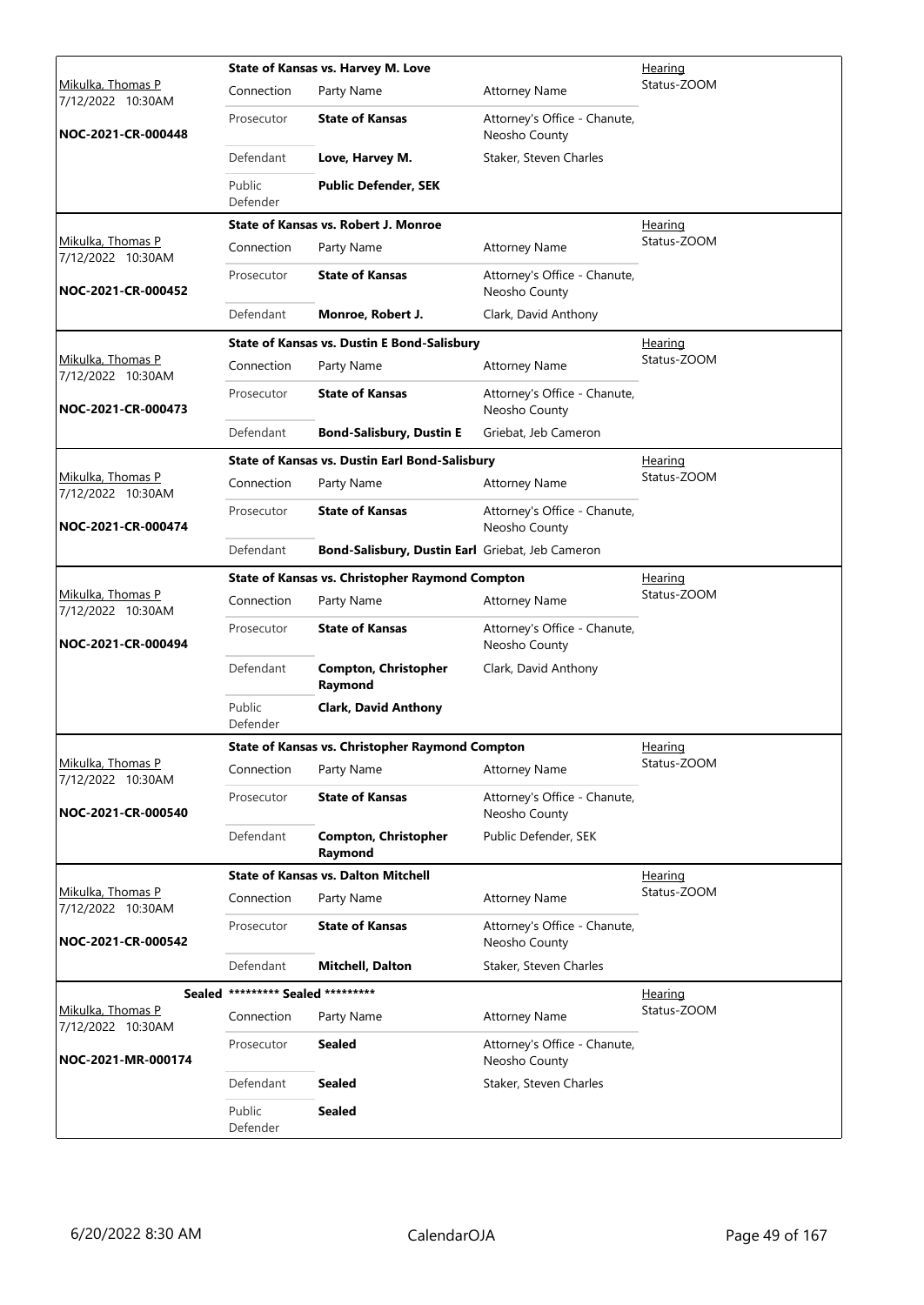| | State of Kansas vs. Harvey M. Love | | | Hearing |
|---|---|---|---|---|
| Mikulka, Thomas P 7/12/2022 10:30AM | Connection | Party Name | Attorney Name | Status-ZOOM |
| NOC-2021-CR-000448 | Prosecutor | **State of Kansas** | Attorney's Office - Chanute, Neosho County | |
| | Defendant | **Love, Harvey M.** | Staker, Steven Charles | |
| | Public Defender | **Public Defender, SEK** | | |

| | State of Kansas vs. Robert J. Monroe | | | Hearing |
|---|---|---|---|---|
| Mikulka, Thomas P 7/12/2022 10:30AM | Connection | Party Name | Attorney Name | Status-ZOOM |
| NOC-2021-CR-000452 | Prosecutor | **State of Kansas** | Attorney's Office - Chanute, Neosho County | |
| | Defendant | **Monroe, Robert J.** | Clark, David Anthony | |

| | State of Kansas vs. Dustin E Bond-Salisbury | | | Hearing |
|---|---|---|---|---|
| Mikulka, Thomas P 7/12/2022 10:30AM | Connection | Party Name | Attorney Name | Status-ZOOM |
| NOC-2021-CR-000473 | Prosecutor | **State of Kansas** | Attorney's Office - Chanute, Neosho County | |
| | Defendant | **Bond-Salisbury, Dustin E** | Griebat, Jeb Cameron | |

| | State of Kansas vs. Dustin Earl Bond-Salisbury | | | Hearing |
|---|---|---|---|---|
| Mikulka, Thomas P 7/12/2022 10:30AM | Connection | Party Name | Attorney Name | Status-ZOOM |
| NOC-2021-CR-000474 | Prosecutor | **State of Kansas** | Attorney's Office - Chanute, Neosho County | |
| | Defendant | **Bond-Salisbury, Dustin Earl** | Griebat, Jeb Cameron | |

| | State of Kansas vs. Christopher Raymond Compton | | | Hearing |
|---|---|---|---|---|
| Mikulka, Thomas P 7/12/2022 10:30AM | Connection | Party Name | Attorney Name | Status-ZOOM |
| NOC-2021-CR-000494 | Prosecutor | **State of Kansas** | Attorney's Office - Chanute, Neosho County | |
| | Defendant | **Compton, Christopher Raymond** | Clark, David Anthony | |
| | Public Defender | **Clark, David Anthony** | | |

| | State of Kansas vs. Christopher Raymond Compton | | | Hearing |
|---|---|---|---|---|
| Mikulka, Thomas P 7/12/2022 10:30AM | Connection | Party Name | Attorney Name | Status-ZOOM |
| NOC-2021-CR-000540 | Prosecutor | **State of Kansas** | Attorney's Office - Chanute, Neosho County | |
| | Defendant | **Compton, Christopher Raymond** | Public Defender, SEK | |

| | State of Kansas vs. Dalton Mitchell | | | Hearing |
|---|---|---|---|---|
| Mikulka, Thomas P 7/12/2022 10:30AM | Connection | Party Name | Attorney Name | Status-ZOOM |
| NOC-2021-CR-000542 | Prosecutor | **State of Kansas** | Attorney's Office - Chanute, Neosho County | |
| | Defendant | **Mitchell, Dalton** | Staker, Steven Charles | |

| Sealed | ********* Sealed ********* | | | Hearing |
|---|---|---|---|---|
| Mikulka, Thomas P 7/12/2022 10:30AM | Connection | Party Name | Attorney Name | Status-ZOOM |
| NOC-2021-MR-000174 | Prosecutor | **Sealed** | Attorney's Office - Chanute, Neosho County | |
| | Defendant | **Sealed** | Staker, Steven Charles | |
| | Public Defender | **Sealed** | | |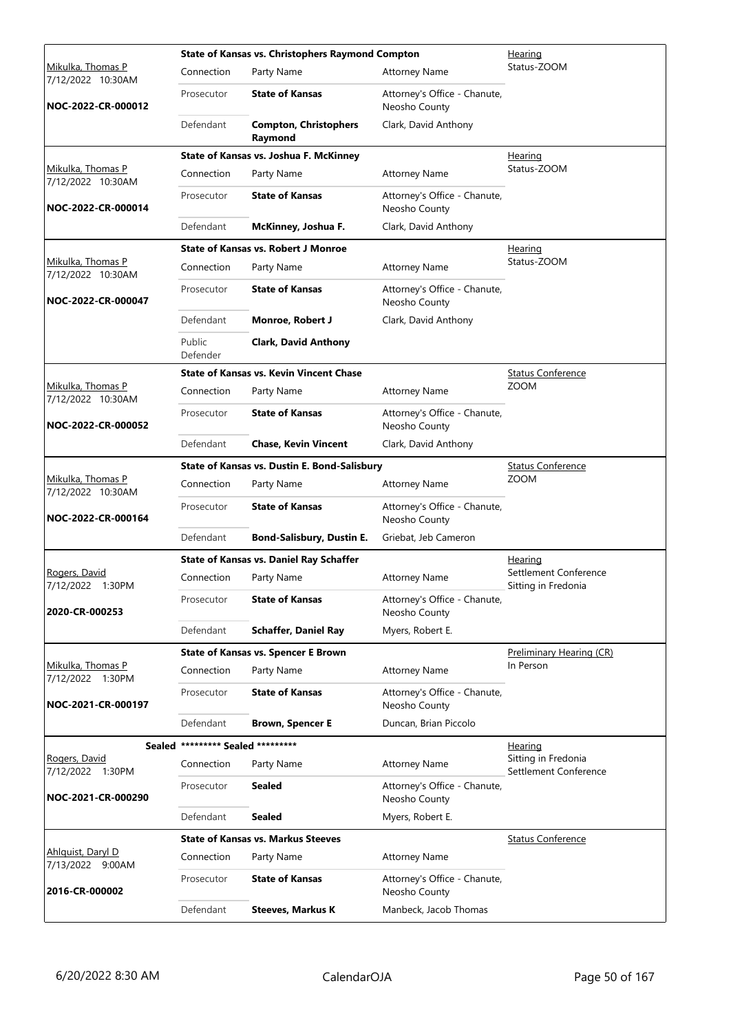| Judge / Date / Case | Connection | Party Name | Attorney Name | Hearing Type |
|---|---|---|---|---|
| | **State of Kansas vs. Christophers Raymond Compton** | | | Hearing |
| Mikulka, Thomas P 7/12/2022 10:30AM | Connection | Party Name | Attorney Name | Status-ZOOM |
| **NOC-2022-CR-000012** | Prosecutor | **State of Kansas** | Attorney's Office - Chanute, Neosho County | |
| | Defendant | **Compton, Christophers Raymond** | Clark, David Anthony | |
| | **State of Kansas vs. Joshua F. McKinney** | | | Hearing |
| Mikulka, Thomas P 7/12/2022 10:30AM | Connection | Party Name | Attorney Name | Status-ZOOM |
| **NOC-2022-CR-000014** | Prosecutor | **State of Kansas** | Attorney's Office - Chanute, Neosho County | |
| | Defendant | **McKinney, Joshua F.** | Clark, David Anthony | |
| | **State of Kansas vs. Robert J Monroe** | | | Hearing |
| Mikulka, Thomas P 7/12/2022 10:30AM | Connection | Party Name | Attorney Name | Status-ZOOM |
| **NOC-2022-CR-000047** | Prosecutor | **State of Kansas** | Attorney's Office - Chanute, Neosho County | |
| | Defendant | **Monroe, Robert J** | Clark, David Anthony | |
| | Public Defender | **Clark, David Anthony** | | |
| | **State of Kansas vs. Kevin Vincent Chase** | | | Status Conference |
| Mikulka, Thomas P 7/12/2022 10:30AM | Connection | Party Name | Attorney Name | ZOOM |
| **NOC-2022-CR-000052** | Prosecutor | **State of Kansas** | Attorney's Office - Chanute, Neosho County | |
| | Defendant | **Chase, Kevin Vincent** | Clark, David Anthony | |
| | **State of Kansas vs. Dustin E. Bond-Salisbury** | | | Status Conference |
| Mikulka, Thomas P 7/12/2022 10:30AM | Connection | Party Name | Attorney Name | ZOOM |
| **NOC-2022-CR-000164** | Prosecutor | **State of Kansas** | Attorney's Office - Chanute, Neosho County | |
| | Defendant | **Bond-Salisbury, Dustin E.** | Griebat, Jeb Cameron | |
| | **State of Kansas vs. Daniel Ray Schaffer** | | | Hearing |
| Rogers, David 7/12/2022 1:30PM | Connection | Party Name | Attorney Name | Settlement Conference Sitting in Fredonia |
| **2020-CR-000253** | Prosecutor | **State of Kansas** | Attorney's Office - Chanute, Neosho County | |
| | Defendant | **Schaffer, Daniel Ray** | Myers, Robert E. | |
| | **State of Kansas vs. Spencer E Brown** | | | Preliminary Hearing (CR) |
| Mikulka, Thomas P 7/12/2022 1:30PM | Connection | Party Name | Attorney Name | In Person |
| **NOC-2021-CR-000197** | Prosecutor | **State of Kansas** | Attorney's Office - Chanute, Neosho County | |
| | Defendant | **Brown, Spencer E** | Duncan, Brian Piccolo | |
| Sealed | ********* Sealed ********* | | | Hearing |
| Rogers, David 7/12/2022 1:30PM | Connection | Party Name | Attorney Name | Sitting in Fredonia Settlement Conference |
| **NOC-2021-CR-000290** | Prosecutor | **Sealed** | Attorney's Office - Chanute, Neosho County | |
| | Defendant | **Sealed** | Myers, Robert E. | |
| | **State of Kansas vs. Markus Steeves** | | | Status Conference |
| Ahlquist, Daryl D 7/13/2022 9:00AM | Connection | Party Name | Attorney Name | |
| **2016-CR-000002** | Prosecutor | **State of Kansas** | Attorney's Office - Chanute, Neosho County | |
| | Defendant | **Steeves, Markus K** | Manbeck, Jacob Thomas | |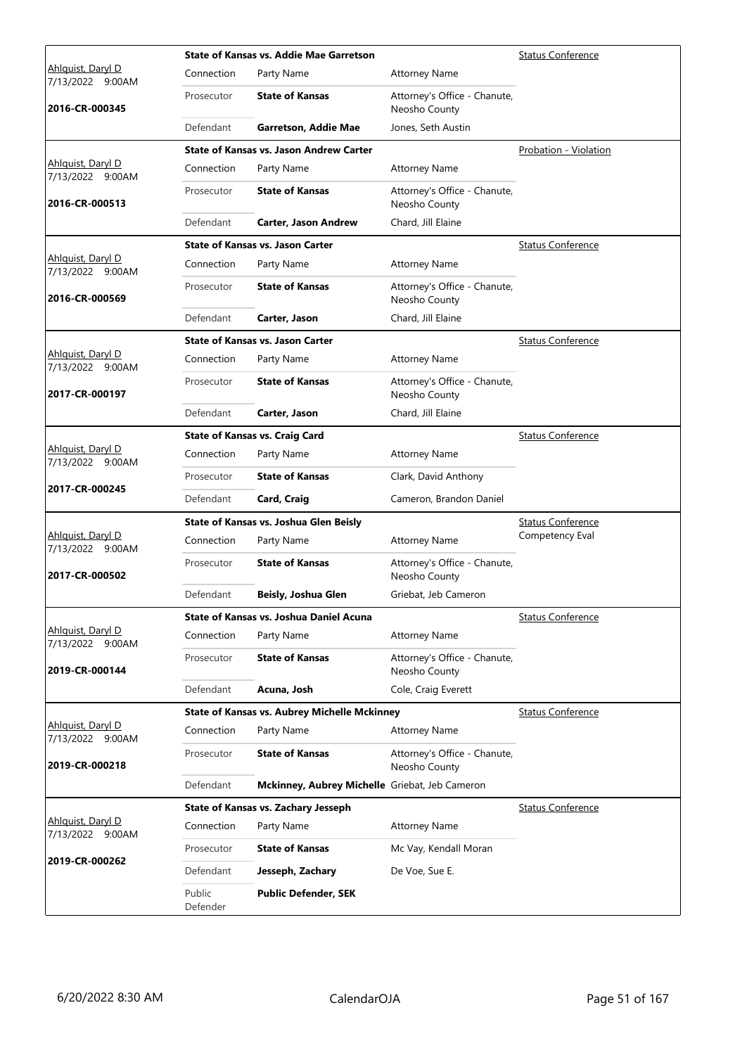| Judge / Date / Case | Case Title / Connection | Party Name | Attorney Name | Hearing Type |
|---|---|---|---|---|
| Ahlquist, Daryl D 7/13/2022 9:00AM 2016-CR-000345 | **State of Kansas vs. Addie Mae Garretson** | | | Status Conference |
| | Connection | Party Name | Attorney Name | |
| | Prosecutor | **State of Kansas** | Attorney's Office - Chanute, Neosho County | |
| | Defendant | **Garretson, Addie Mae** | Jones, Seth Austin | |
| Ahlquist, Daryl D 7/13/2022 9:00AM 2016-CR-000513 | **State of Kansas vs. Jason Andrew Carter** | | | Probation - Violation |
| | Connection | Party Name | Attorney Name | |
| | Prosecutor | **State of Kansas** | Attorney's Office - Chanute, Neosho County | |
| | Defendant | **Carter, Jason Andrew** | Chard, Jill Elaine | |
| Ahlquist, Daryl D 7/13/2022 9:00AM 2016-CR-000569 | **State of Kansas vs. Jason Carter** | | | Status Conference |
| | Connection | Party Name | Attorney Name | |
| | Prosecutor | **State of Kansas** | Attorney's Office - Chanute, Neosho County | |
| | Defendant | **Carter, Jason** | Chard, Jill Elaine | |
| Ahlquist, Daryl D 7/13/2022 9:00AM 2017-CR-000197 | **State of Kansas vs. Jason Carter** | | | Status Conference |
| | Connection | Party Name | Attorney Name | |
| | Prosecutor | **State of Kansas** | Attorney's Office - Chanute, Neosho County | |
| | Defendant | **Carter, Jason** | Chard, Jill Elaine | |
| Ahlquist, Daryl D 7/13/2022 9:00AM 2017-CR-000245 | **State of Kansas vs. Craig Card** | | | Status Conference |
| | Connection | Party Name | Attorney Name | |
| | Prosecutor | **State of Kansas** | Clark, David Anthony | |
| | Defendant | **Card, Craig** | Cameron, Brandon Daniel | |
| Ahlquist, Daryl D 7/13/2022 9:00AM 2017-CR-000502 | **State of Kansas vs. Joshua Glen Beisly** | | | Status Conference Competency Eval |
| | Connection | Party Name | Attorney Name | |
| | Prosecutor | **State of Kansas** | Attorney's Office - Chanute, Neosho County | |
| | Defendant | **Beisly, Joshua Glen** | Griebat, Jeb Cameron | |
| Ahlquist, Daryl D 7/13/2022 9:00AM 2019-CR-000144 | **State of Kansas vs. Joshua Daniel Acuna** | | | Status Conference |
| | Connection | Party Name | Attorney Name | |
| | Prosecutor | **State of Kansas** | Attorney's Office - Chanute, Neosho County | |
| | Defendant | **Acuna, Josh** | Cole, Craig Everett | |
| Ahlquist, Daryl D 7/13/2022 9:00AM 2019-CR-000218 | **State of Kansas vs. Aubrey Michelle Mckinney** | | | Status Conference |
| | Connection | Party Name | Attorney Name | |
| | Prosecutor | **State of Kansas** | Attorney's Office - Chanute, Neosho County | |
| | Defendant | **Mckinney, Aubrey Michelle** | Griebat, Jeb Cameron | |
| Ahlquist, Daryl D 7/13/2022 9:00AM 2019-CR-000262 | **State of Kansas vs. Zachary Jesseph** | | | Status Conference |
| | Connection | Party Name | Attorney Name | |
| | Prosecutor | **State of Kansas** | Mc Vay, Kendall Moran | |
| | Defendant | **Jesseph, Zachary** | De Voe, Sue E. | |
| | Public Defender | **Public Defender, SEK** | | |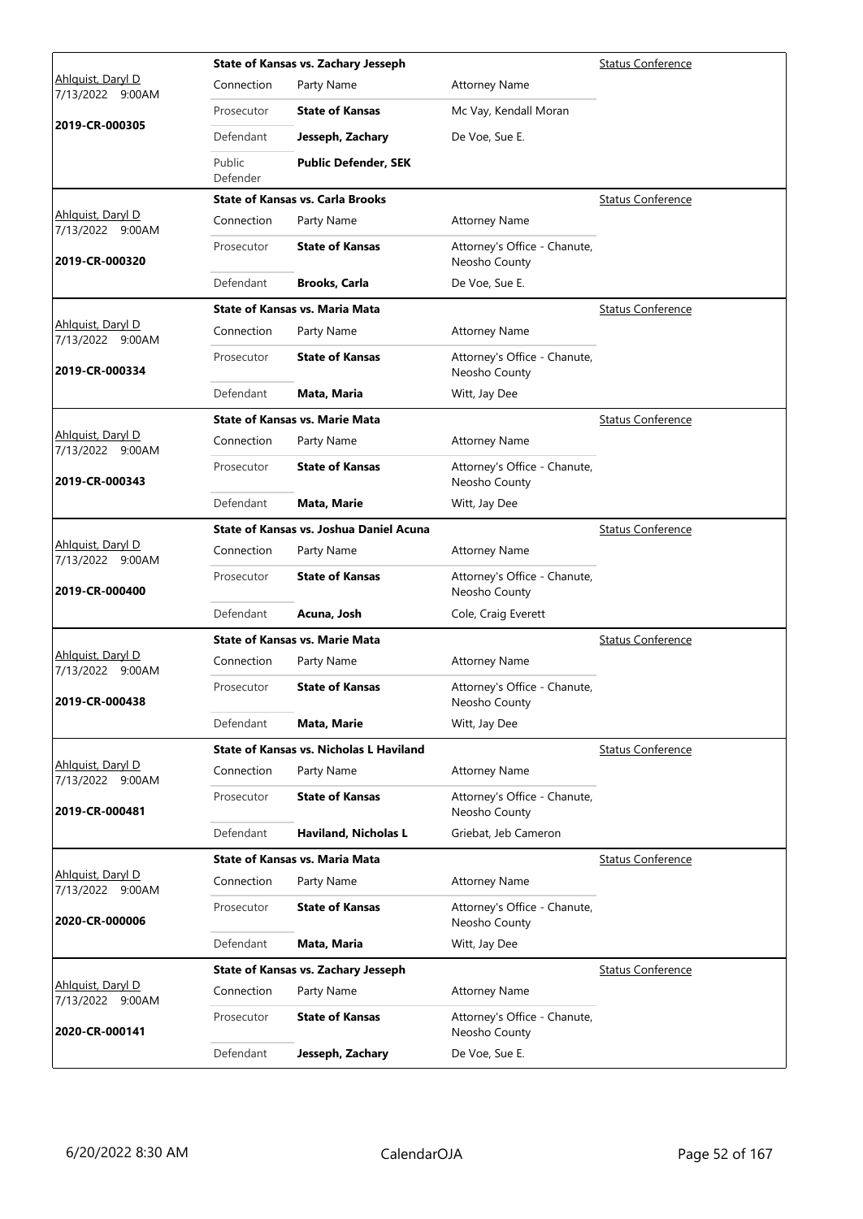| Judge / Date / Case | Connection | Party Name | Attorney Name | Hearing Type |
|---|---|---|---|---|
| Ahlquist, Daryl D 7/13/2022 9:00AM **2019-CR-000305** | **State of Kansas vs. Zachary Jesseph** | | | Status Conference |
| | Prosecutor | **State of Kansas** | Mc Vay, Kendall Moran | |
| | Defendant | **Jesseph, Zachary** | De Voe, Sue E. | |
| | Public Defender | **Public Defender, SEK** | | |
| Ahlquist, Daryl D 7/13/2022 9:00AM **2019-CR-000320** | **State of Kansas vs. Carla Brooks** | | | Status Conference |
| | Prosecutor | **State of Kansas** | Attorney's Office - Chanute, Neosho County | |
| | Defendant | **Brooks, Carla** | De Voe, Sue E. | |
| Ahlquist, Daryl D 7/13/2022 9:00AM **2019-CR-000334** | **State of Kansas vs. Maria Mata** | | | Status Conference |
| | Prosecutor | **State of Kansas** | Attorney's Office - Chanute, Neosho County | |
| | Defendant | **Mata, Maria** | Witt, Jay Dee | |
| Ahlquist, Daryl D 7/13/2022 9:00AM **2019-CR-000343** | **State of Kansas vs. Marie Mata** | | | Status Conference |
| | Prosecutor | **State of Kansas** | Attorney's Office - Chanute, Neosho County | |
| | Defendant | **Mata, Marie** | Witt, Jay Dee | |
| Ahlquist, Daryl D 7/13/2022 9:00AM **2019-CR-000400** | **State of Kansas vs. Joshua Daniel Acuna** | | | Status Conference |
| | Prosecutor | **State of Kansas** | Attorney's Office - Chanute, Neosho County | |
| | Defendant | **Acuna, Josh** | Cole, Craig Everett | |
| Ahlquist, Daryl D 7/13/2022 9:00AM **2019-CR-000438** | **State of Kansas vs. Marie Mata** | | | Status Conference |
| | Prosecutor | **State of Kansas** | Attorney's Office - Chanute, Neosho County | |
| | Defendant | **Mata, Marie** | Witt, Jay Dee | |
| Ahlquist, Daryl D 7/13/2022 9:00AM **2019-CR-000481** | **State of Kansas vs. Nicholas L Haviland** | | | Status Conference |
| | Prosecutor | **State of Kansas** | Attorney's Office - Chanute, Neosho County | |
| | Defendant | **Haviland, Nicholas L** | Griebat, Jeb Cameron | |
| Ahlquist, Daryl D 7/13/2022 9:00AM **2020-CR-000006** | **State of Kansas vs. Maria Mata** | | | Status Conference |
| | Prosecutor | **State of Kansas** | Attorney's Office - Chanute, Neosho County | |
| | Defendant | **Mata, Maria** | Witt, Jay Dee | |
| Ahlquist, Daryl D 7/13/2022 9:00AM **2020-CR-000141** | **State of Kansas vs. Zachary Jesseph** | | | Status Conference |
| | Prosecutor | **State of Kansas** | Attorney's Office - Chanute, Neosho County | |
| | Defendant | **Jesseph, Zachary** | De Voe, Sue E. | |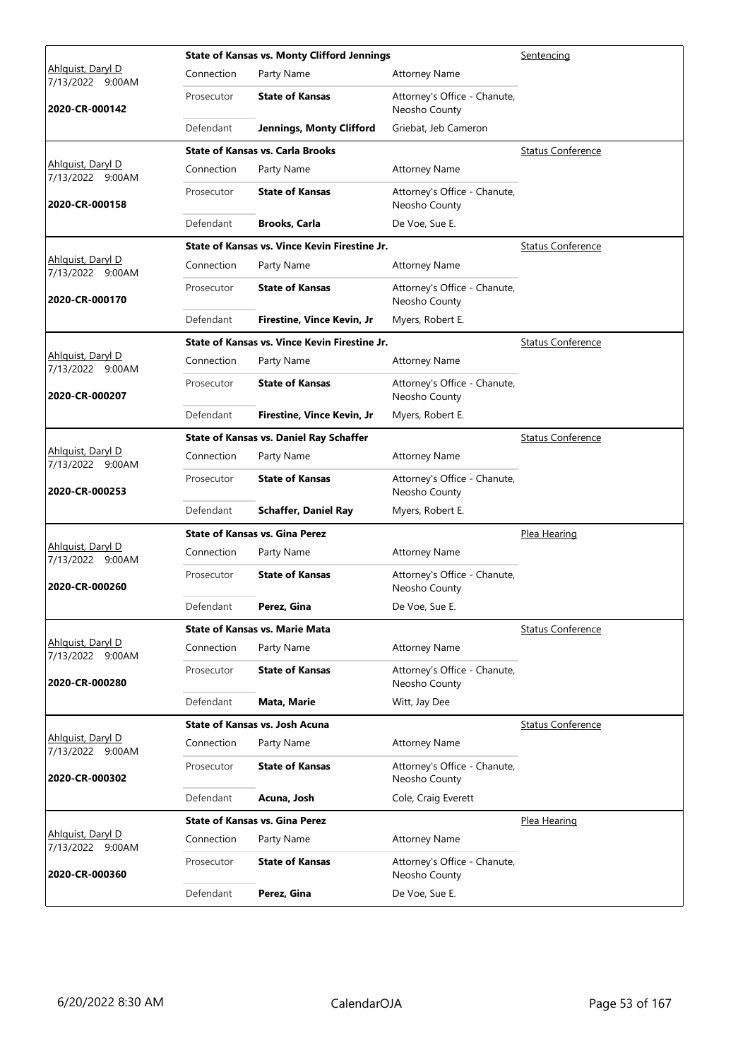| Judge / Date / Case | Connection | Party Name | Attorney Name | Hearing Type |
|---|---|---|---|---|
| Ahlquist, Daryl D | | **State of Kansas vs. Monty Clifford Jennings** | | Sentencing |
| 7/13/2022 9:00AM | Connection | Party Name | Attorney Name | |
| **2020-CR-000142** | Prosecutor | **State of Kansas** | Attorney's Office - Chanute, Neosho County | |
| | Defendant | **Jennings, Monty Clifford** | Griebat, Jeb Cameron | |
| Ahlquist, Daryl D | | **State of Kansas vs. Carla Brooks** | | Status Conference |
| 7/13/2022 9:00AM | Connection | Party Name | Attorney Name | |
| **2020-CR-000158** | Prosecutor | **State of Kansas** | Attorney's Office - Chanute, Neosho County | |
| | Defendant | **Brooks, Carla** | De Voe, Sue E. | |
| Ahlquist, Daryl D | | **State of Kansas vs. Vince Kevin Firestine Jr.** | | Status Conference |
| 7/13/2022 9:00AM | Connection | Party Name | Attorney Name | |
| **2020-CR-000170** | Prosecutor | **State of Kansas** | Attorney's Office - Chanute, Neosho County | |
| | Defendant | **Firestine, Vince Kevin, Jr** | Myers, Robert E. | |
| Ahlquist, Daryl D | | **State of Kansas vs. Vince Kevin Firestine Jr.** | | Status Conference |
| 7/13/2022 9:00AM | Connection | Party Name | Attorney Name | |
| **2020-CR-000207** | Prosecutor | **State of Kansas** | Attorney's Office - Chanute, Neosho County | |
| | Defendant | **Firestine, Vince Kevin, Jr** | Myers, Robert E. | |
| Ahlquist, Daryl D | | **State of Kansas vs. Daniel Ray Schaffer** | | Status Conference |
| 7/13/2022 9:00AM | Connection | Party Name | Attorney Name | |
| **2020-CR-000253** | Prosecutor | **State of Kansas** | Attorney's Office - Chanute, Neosho County | |
| | Defendant | **Schaffer, Daniel Ray** | Myers, Robert E. | |
| Ahlquist, Daryl D | | **State of Kansas vs. Gina Perez** | | Plea Hearing |
| 7/13/2022 9:00AM | Connection | Party Name | Attorney Name | |
| **2020-CR-000260** | Prosecutor | **State of Kansas** | Attorney's Office - Chanute, Neosho County | |
| | Defendant | **Perez, Gina** | De Voe, Sue E. | |
| Ahlquist, Daryl D | | **State of Kansas vs. Marie Mata** | | Status Conference |
| 7/13/2022 9:00AM | Connection | Party Name | Attorney Name | |
| **2020-CR-000280** | Prosecutor | **State of Kansas** | Attorney's Office - Chanute, Neosho County | |
| | Defendant | **Mata, Marie** | Witt, Jay Dee | |
| Ahlquist, Daryl D | | **State of Kansas vs. Josh Acuna** | | Status Conference |
| 7/13/2022 9:00AM | Connection | Party Name | Attorney Name | |
| **2020-CR-000302** | Prosecutor | **State of Kansas** | Attorney's Office - Chanute, Neosho County | |
| | Defendant | **Acuna, Josh** | Cole, Craig Everett | |
| Ahlquist, Daryl D | | **State of Kansas vs. Gina Perez** | | Plea Hearing |
| 7/13/2022 9:00AM | Connection | Party Name | Attorney Name | |
| **2020-CR-000360** | Prosecutor | **State of Kansas** | Attorney's Office - Chanute, Neosho County | |
| | Defendant | **Perez, Gina** | De Voe, Sue E. | |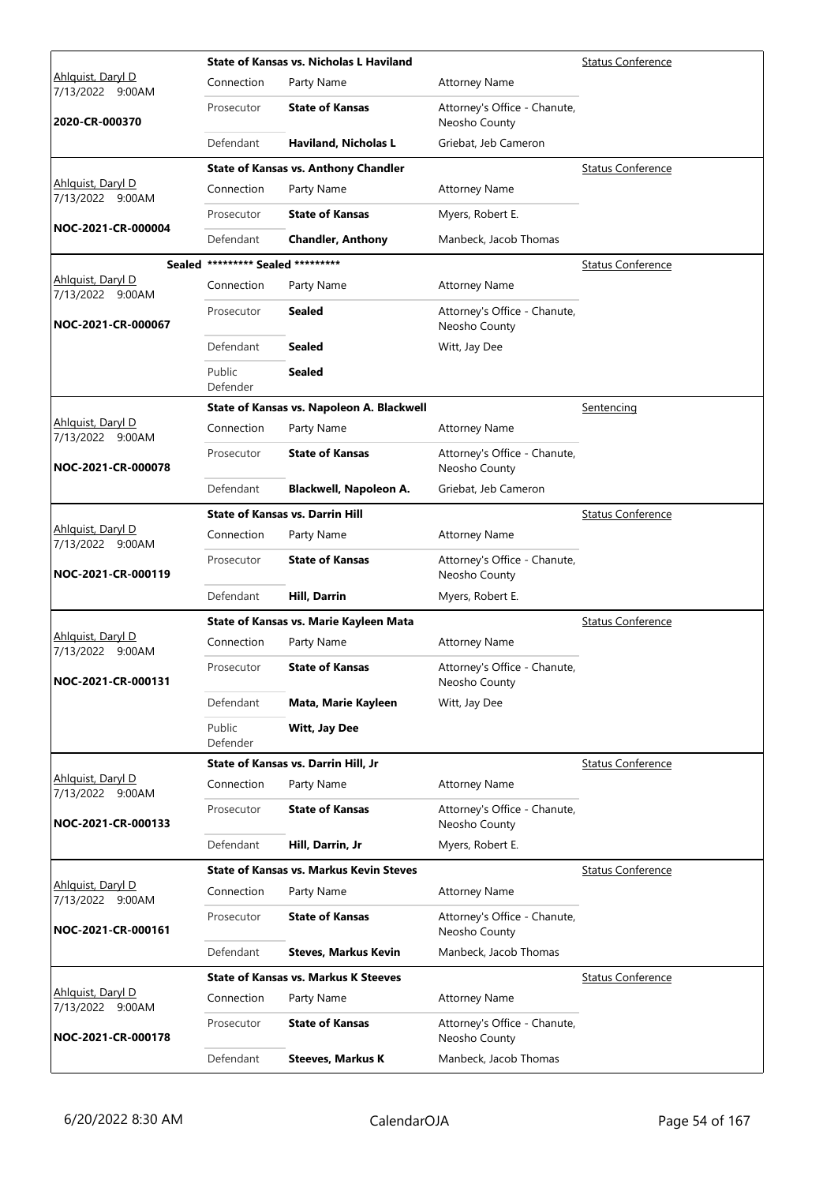| Judge / Date / Case | Case Title | | | Hearing Type |
|---|---|---|---|---|
| Ahlquist, Daryl D<br>7/13/2022 9:00AM<br>**2020-CR-000370** | **State of Kansas vs. Nicholas L Haviland** | | | Status Conference |
| | Connection | Party Name | Attorney Name | |
| | Prosecutor | **State of Kansas** | Attorney's Office - Chanute, Neosho County | |
| | Defendant | **Haviland, Nicholas L** | Griebat, Jeb Cameron | |
| Ahlquist, Daryl D<br>7/13/2022 9:00AM<br>**NOC-2021-CR-000004** | **State of Kansas vs. Anthony Chandler** | | | Status Conference |
| | Connection | Party Name | Attorney Name | |
| | Prosecutor | **State of Kansas** | Myers, Robert E. | |
| | Defendant | **Chandler, Anthony** | Manbeck, Jacob Thomas | |
| **Sealed**<br>Ahlquist, Daryl D<br>7/13/2022 9:00AM<br>**NOC-2021-CR-000067** | **\*\*\*\*\*\*\*\*\* Sealed \*\*\*\*\*\*\*\*\*** | | | Status Conference |
| | Connection | Party Name | Attorney Name | |
| | Prosecutor | **Sealed** | Attorney's Office - Chanute, Neosho County | |
| | Defendant | **Sealed** | Witt, Jay Dee | |
| | Public Defender | **Sealed** | | |
| Ahlquist, Daryl D<br>7/13/2022 9:00AM<br>**NOC-2021-CR-000078** | **State of Kansas vs. Napoleon A. Blackwell** | | | Sentencing |
| | Connection | Party Name | Attorney Name | |
| | Prosecutor | **State of Kansas** | Attorney's Office - Chanute, Neosho County | |
| | Defendant | **Blackwell, Napoleon A.** | Griebat, Jeb Cameron | |
| Ahlquist, Daryl D<br>7/13/2022 9:00AM<br>**NOC-2021-CR-000119** | **State of Kansas vs. Darrin Hill** | | | Status Conference |
| | Connection | Party Name | Attorney Name | |
| | Prosecutor | **State of Kansas** | Attorney's Office - Chanute, Neosho County | |
| | Defendant | **Hill, Darrin** | Myers, Robert E. | |
| Ahlquist, Daryl D<br>7/13/2022 9:00AM<br>**NOC-2021-CR-000131** | **State of Kansas vs. Marie Kayleen Mata** | | | Status Conference |
| | Connection | Party Name | Attorney Name | |
| | Prosecutor | **State of Kansas** | Attorney's Office - Chanute, Neosho County | |
| | Defendant | **Mata, Marie Kayleen** | Witt, Jay Dee | |
| | Public Defender | **Witt, Jay Dee** | | |
| Ahlquist, Daryl D<br>7/13/2022 9:00AM<br>**NOC-2021-CR-000133** | **State of Kansas vs. Darrin Hill, Jr** | | | Status Conference |
| | Connection | Party Name | Attorney Name | |
| | Prosecutor | **State of Kansas** | Attorney's Office - Chanute, Neosho County | |
| | Defendant | **Hill, Darrin, Jr** | Myers, Robert E. | |
| Ahlquist, Daryl D<br>7/13/2022 9:00AM<br>**NOC-2021-CR-000161** | **State of Kansas vs. Markus Kevin Steves** | | | Status Conference |
| | Connection | Party Name | Attorney Name | |
| | Prosecutor | **State of Kansas** | Attorney's Office - Chanute, Neosho County | |
| | Defendant | **Steves, Markus Kevin** | Manbeck, Jacob Thomas | |
| Ahlquist, Daryl D<br>7/13/2022 9:00AM<br>**NOC-2021-CR-000178** | **State of Kansas vs. Markus K Steeves** | | | Status Conference |
| | Connection | Party Name | Attorney Name | |
| | Prosecutor | **State of Kansas** | Attorney's Office - Chanute, Neosho County | |
| | Defendant | **Steeves, Markus K** | Manbeck, Jacob Thomas | |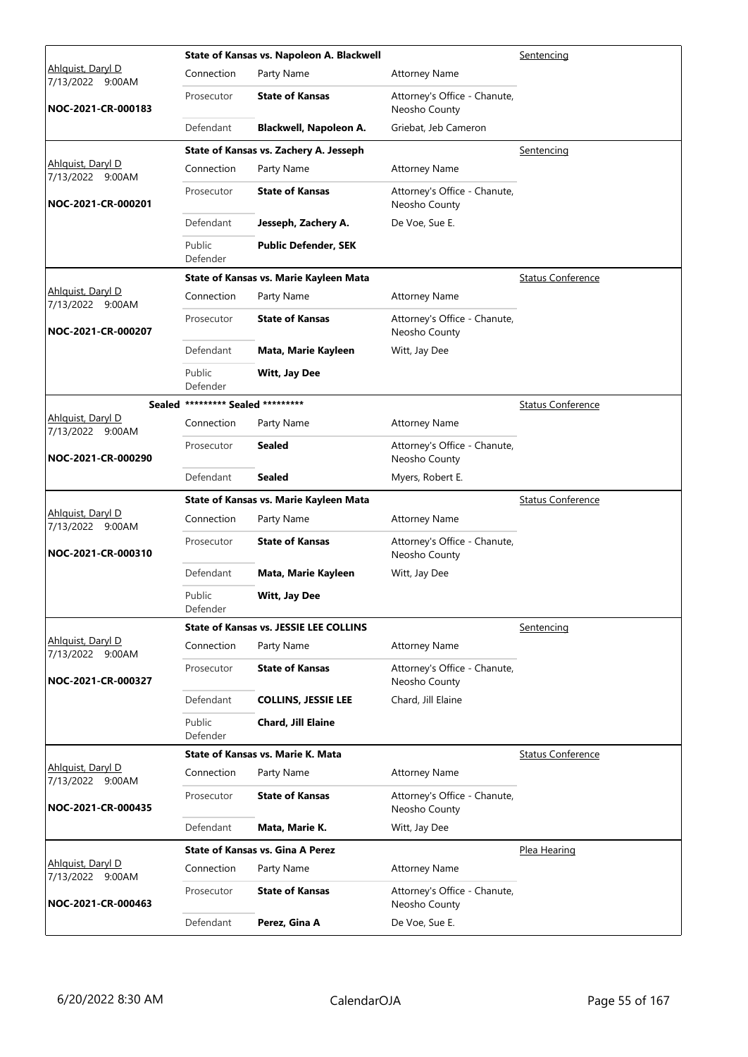| Judge / Date / Case | Connection | Party Name | Attorney Name | Hearing Type |
|---|---|---|---|---|
| Ahlquist, Daryl D 7/13/2022 9:00AM | **State of Kansas vs. Napoleon A. Blackwell** | | | Sentencing |
| | Connection | Party Name | Attorney Name | |
| **NOC-2021-CR-000183** | Prosecutor | **State of Kansas** | Attorney's Office - Chanute, Neosho County | |
| | Defendant | **Blackwell, Napoleon A.** | Griebat, Jeb Cameron | |
| Ahlquist, Daryl D 7/13/2022 9:00AM | **State of Kansas vs. Zachery A. Jesseph** | | | Sentencing |
| | Connection | Party Name | Attorney Name | |
| **NOC-2021-CR-000201** | Prosecutor | **State of Kansas** | Attorney's Office - Chanute, Neosho County | |
| | Defendant | **Jesseph, Zachery A.** | De Voe, Sue E. | |
| | Public Defender | **Public Defender, SEK** | | |
| Ahlquist, Daryl D 7/13/2022 9:00AM | **State of Kansas vs. Marie Kayleen Mata** | | | Status Conference |
| | Connection | Party Name | Attorney Name | |
| **NOC-2021-CR-000207** | Prosecutor | **State of Kansas** | Attorney's Office - Chanute, Neosho County | |
| | Defendant | **Mata, Marie Kayleen** | Witt, Jay Dee | |
| | Public Defender | **Witt, Jay Dee** | | |
| Ahlquist, Daryl D 7/13/2022 9:00AM | **Sealed ********* Sealed ********** | | | Status Conference |
| | Connection | Party Name | Attorney Name | |
| **NOC-2021-CR-000290** | Prosecutor | **Sealed** | Attorney's Office - Chanute, Neosho County | |
| | Defendant | **Sealed** | Myers, Robert E. | |
| Ahlquist, Daryl D 7/13/2022 9:00AM | **State of Kansas vs. Marie Kayleen Mata** | | | Status Conference |
| | Connection | Party Name | Attorney Name | |
| **NOC-2021-CR-000310** | Prosecutor | **State of Kansas** | Attorney's Office - Chanute, Neosho County | |
| | Defendant | **Mata, Marie Kayleen** | Witt, Jay Dee | |
| | Public Defender | **Witt, Jay Dee** | | |
| Ahlquist, Daryl D 7/13/2022 9:00AM | **State of Kansas vs. JESSIE LEE COLLINS** | | | Sentencing |
| | Connection | Party Name | Attorney Name | |
| **NOC-2021-CR-000327** | Prosecutor | **State of Kansas** | Attorney's Office - Chanute, Neosho County | |
| | Defendant | **COLLINS, JESSIE LEE** | Chard, Jill Elaine | |
| | Public Defender | **Chard, Jill Elaine** | | |
| Ahlquist, Daryl D 7/13/2022 9:00AM | **State of Kansas vs. Marie K. Mata** | | | Status Conference |
| | Connection | Party Name | Attorney Name | |
| **NOC-2021-CR-000435** | Prosecutor | **State of Kansas** | Attorney's Office - Chanute, Neosho County | |
| | Defendant | **Mata, Marie K.** | Witt, Jay Dee | |
| Ahlquist, Daryl D 7/13/2022 9:00AM | **State of Kansas vs. Gina A Perez** | | | Plea Hearing |
| | Connection | Party Name | Attorney Name | |
| **NOC-2021-CR-000463** | Prosecutor | **State of Kansas** | Attorney's Office - Chanute, Neosho County | |
| | Defendant | **Perez, Gina A** | De Voe, Sue E. | |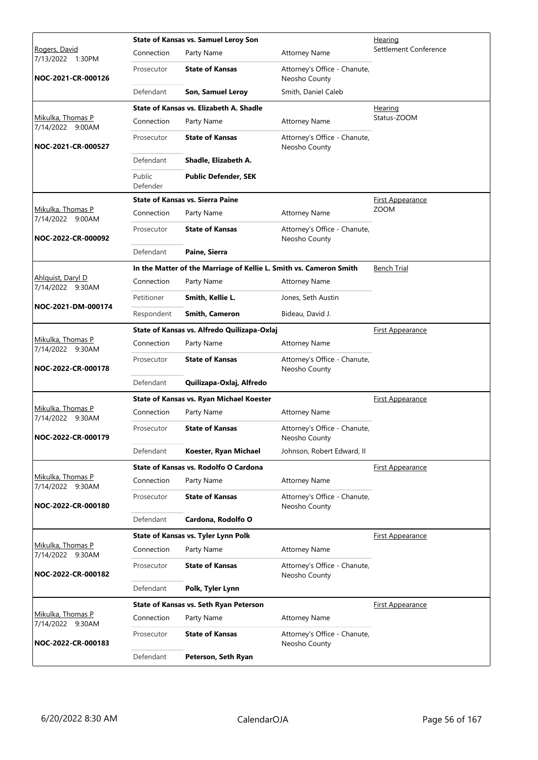| Judge / Date / Case | Connection | Party Name | Attorney Name | Hearing |
|---|---|---|---|---|
| Rogers, David<br>7/13/2022 1:30PM<br>**NOC-2021-CR-000126** | **State of Kansas vs. Samuel Leroy Son** | | | Hearing<br>Settlement Conference |
| | Connection | Party Name | Attorney Name | |
| | Prosecutor | **State of Kansas** | Attorney's Office - Chanute, Neosho County | |
| | Defendant | **Son, Samuel Leroy** | Smith, Daniel Caleb | |
| Mikulka, Thomas P<br>7/14/2022 9:00AM<br>**NOC-2021-CR-000527** | **State of Kansas vs. Elizabeth A. Shadle** | | | Hearing<br>Status-ZOOM |
| | Connection | Party Name | Attorney Name | |
| | Prosecutor | **State of Kansas** | Attorney's Office - Chanute, Neosho County | |
| | Defendant | **Shadle, Elizabeth A.** | | |
| | Public Defender | **Public Defender, SEK** | | |
| Mikulka, Thomas P<br>7/14/2022 9:00AM<br>**NOC-2022-CR-000092** | **State of Kansas vs. Sierra Paine** | | | First Appearance<br>ZOOM |
| | Connection | Party Name | Attorney Name | |
| | Prosecutor | **State of Kansas** | Attorney's Office - Chanute, Neosho County | |
| | Defendant | **Paine, Sierra** | | |
| Ahlquist, Daryl D<br>7/14/2022 9:30AM<br>**NOC-2021-DM-000174** | **In the Matter of the Marriage of Kellie L. Smith vs. Cameron Smith** | | | Bench Trial |
| | Connection | Party Name | Attorney Name | |
| | Petitioner | **Smith, Kellie L.** | Jones, Seth Austin | |
| | Respondent | **Smith, Cameron** | Bideau, David J. | |
| Mikulka, Thomas P<br>7/14/2022 9:30AM<br>**NOC-2022-CR-000178** | **State of Kansas vs. Alfredo Quilizapa-Oxlaj** | | | First Appearance |
| | Connection | Party Name | Attorney Name | |
| | Prosecutor | **State of Kansas** | Attorney's Office - Chanute, Neosho County | |
| | Defendant | **Quilizapa-Oxlaj, Alfredo** | | |
| Mikulka, Thomas P<br>7/14/2022 9:30AM<br>**NOC-2022-CR-000179** | **State of Kansas vs. Ryan Michael Koester** | | | First Appearance |
| | Connection | Party Name | Attorney Name | |
| | Prosecutor | **State of Kansas** | Attorney's Office - Chanute, Neosho County | |
| | Defendant | **Koester, Ryan Michael** | Johnson, Robert Edward, II | |
| Mikulka, Thomas P<br>7/14/2022 9:30AM<br>**NOC-2022-CR-000180** | **State of Kansas vs. Rodolfo O Cardona** | | | First Appearance |
| | Connection | Party Name | Attorney Name | |
| | Prosecutor | **State of Kansas** | Attorney's Office - Chanute, Neosho County | |
| | Defendant | **Cardona, Rodolfo O** | | |
| Mikulka, Thomas P<br>7/14/2022 9:30AM<br>**NOC-2022-CR-000182** | **State of Kansas vs. Tyler Lynn Polk** | | | First Appearance |
| | Connection | Party Name | Attorney Name | |
| | Prosecutor | **State of Kansas** | Attorney's Office - Chanute, Neosho County | |
| | Defendant | **Polk, Tyler Lynn** | | |
| Mikulka, Thomas P<br>7/14/2022 9:30AM<br>**NOC-2022-CR-000183** | **State of Kansas vs. Seth Ryan Peterson** | | | First Appearance |
| | Connection | Party Name | Attorney Name | |
| | Prosecutor | **State of Kansas** | Attorney's Office - Chanute, Neosho County | |
| | Defendant | **Peterson, Seth Ryan** | | |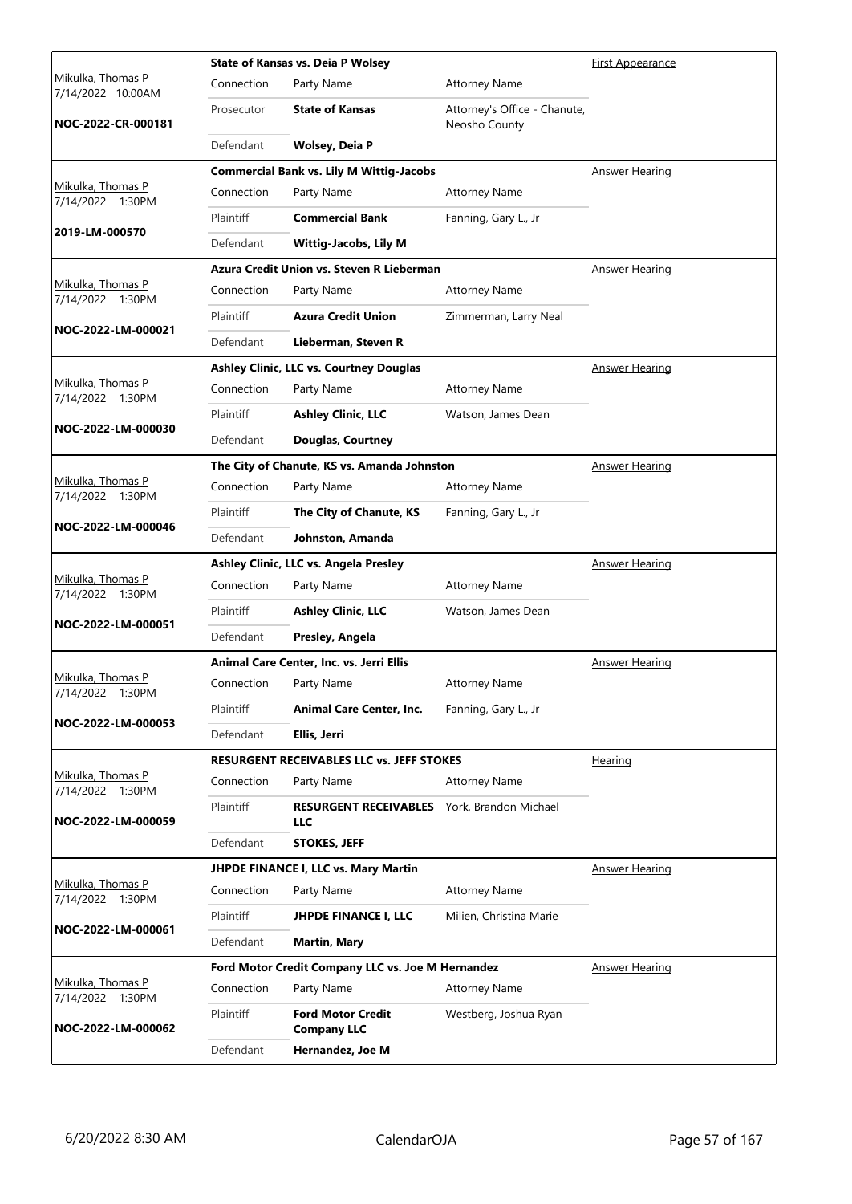| Judge / Date / Case | Connection | Party Name | Attorney Name | Hearing Type |
|---|---|---|---|---|
| Mikulka, Thomas P 7/14/2022 10:00AM **NOC-2022-CR-000181** | **State of Kansas vs. Deia P Wolsey** | | | First Appearance |
| | Prosecutor | **State of Kansas** | Attorney's Office - Chanute, Neosho County | |
| | Defendant | **Wolsey, Deia P** | | |
| Mikulka, Thomas P 7/14/2022 1:30PM **2019-LM-000570** | **Commercial Bank vs. Lily M Wittig-Jacobs** | | | Answer Hearing |
| | Plaintiff | **Commercial Bank** | Fanning, Gary L., Jr | |
| | Defendant | **Wittig-Jacobs, Lily M** | | |
| Mikulka, Thomas P 7/14/2022 1:30PM **NOC-2022-LM-000021** | **Azura Credit Union vs. Steven R Lieberman** | | | Answer Hearing |
| | Plaintiff | **Azura Credit Union** | Zimmerman, Larry Neal | |
| | Defendant | **Lieberman, Steven R** | | |
| Mikulka, Thomas P 7/14/2022 1:30PM **NOC-2022-LM-000030** | **Ashley Clinic, LLC vs. Courtney Douglas** | | | Answer Hearing |
| | Plaintiff | **Ashley Clinic, LLC** | Watson, James Dean | |
| | Defendant | **Douglas, Courtney** | | |
| Mikulka, Thomas P 7/14/2022 1:30PM **NOC-2022-LM-000046** | **The City of Chanute, KS vs. Amanda Johnston** | | | Answer Hearing |
| | Plaintiff | **The City of Chanute, KS** | Fanning, Gary L., Jr | |
| | Defendant | **Johnston, Amanda** | | |
| Mikulka, Thomas P 7/14/2022 1:30PM **NOC-2022-LM-000051** | **Ashley Clinic, LLC vs. Angela Presley** | | | Answer Hearing |
| | Plaintiff | **Ashley Clinic, LLC** | Watson, James Dean | |
| | Defendant | **Presley, Angela** | | |
| Mikulka, Thomas P 7/14/2022 1:30PM **NOC-2022-LM-000053** | **Animal Care Center, Inc. vs. Jerri Ellis** | | | Answer Hearing |
| | Plaintiff | **Animal Care Center, Inc.** | Fanning, Gary L., Jr | |
| | Defendant | **Ellis, Jerri** | | |
| Mikulka, Thomas P 7/14/2022 1:30PM **NOC-2022-LM-000059** | **RESURGENT RECEIVABLES LLC vs. JEFF STOKES** | | | Hearing |
| | Plaintiff | **RESURGENT RECEIVABLES LLC** | York, Brandon Michael | |
| | Defendant | **STOKES, JEFF** | | |
| Mikulka, Thomas P 7/14/2022 1:30PM **NOC-2022-LM-000061** | **JHPDE FINANCE I, LLC vs. Mary Martin** | | | Answer Hearing |
| | Plaintiff | **JHPDE FINANCE I, LLC** | Milien, Christina Marie | |
| | Defendant | **Martin, Mary** | | |
| Mikulka, Thomas P 7/14/2022 1:30PM **NOC-2022-LM-000062** | **Ford Motor Credit Company LLC vs. Joe M Hernandez** | | | Answer Hearing |
| | Plaintiff | **Ford Motor Credit Company LLC** | Westberg, Joshua Ryan | |
| | Defendant | **Hernandez, Joe M** | | |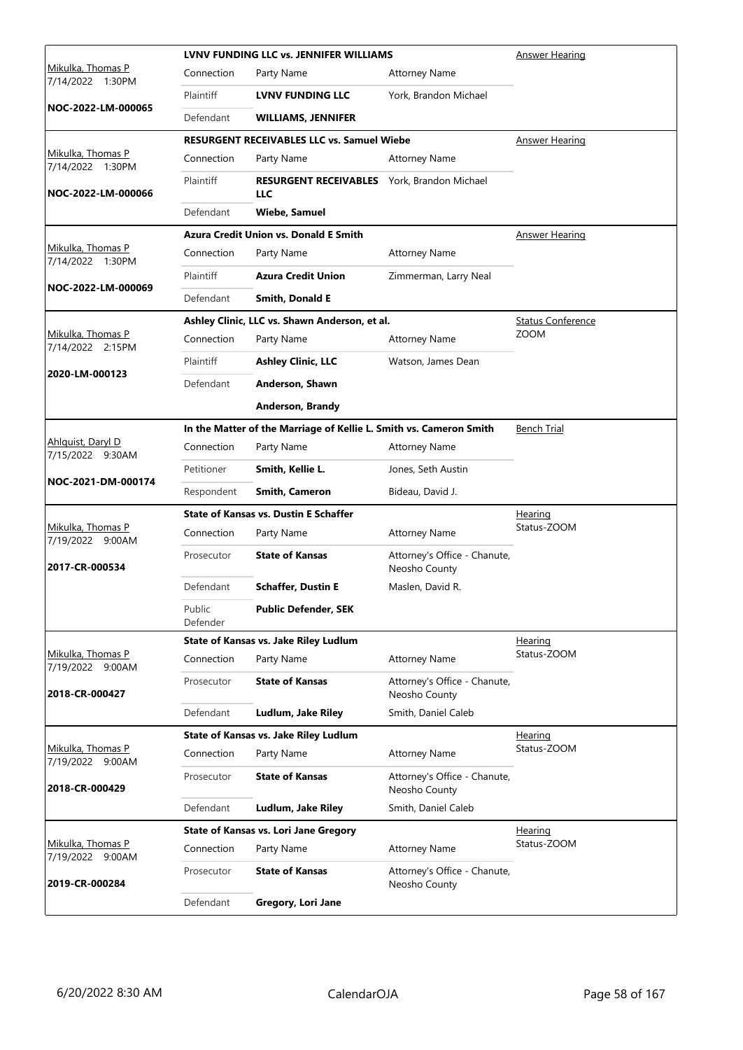| Judge / Date / Case | Connection | Party Name | Attorney Name | Hearing Type |
|---|---|---|---|---|
| Mikulka, Thomas P 7/14/2022 1:30PM | **LVNV FUNDING LLC vs. JENNIFER WILLIAMS** | | | Answer Hearing |
| **NOC-2022-LM-000065** | Plaintiff | **LVNV FUNDING LLC** | York, Brandon Michael | |
| | Defendant | **WILLIAMS, JENNIFER** | | |
| Mikulka, Thomas P 7/14/2022 1:30PM | **RESURGENT RECEIVABLES LLC vs. Samuel Wiebe** | | | Answer Hearing |
| **NOC-2022-LM-000066** | Plaintiff | **RESURGENT RECEIVABLES LLC** | York, Brandon Michael | |
| | Defendant | **Wiebe, Samuel** | | |
| Mikulka, Thomas P 7/14/2022 1:30PM | **Azura Credit Union vs. Donald E Smith** | | | Answer Hearing |
| **NOC-2022-LM-000069** | Plaintiff | **Azura Credit Union** | Zimmerman, Larry Neal | |
| | Defendant | **Smith, Donald E** | | |
| Mikulka, Thomas P 7/14/2022 2:15PM | **Ashley Clinic, LLC vs. Shawn Anderson, et al.** | | | Status Conference ZOOM |
| **2020-LM-000123** | Plaintiff | **Ashley Clinic, LLC** | Watson, James Dean | |
| | Defendant | **Anderson, Shawn** | | |
| | | **Anderson, Brandy** | | |
| Ahlquist, Daryl D 7/15/2022 9:30AM | **In the Matter of the Marriage of Kellie L. Smith vs. Cameron Smith** | | | Bench Trial |
| **NOC-2021-DM-000174** | Petitioner | **Smith, Kellie L.** | Jones, Seth Austin | |
| | Respondent | **Smith, Cameron** | Bideau, David J. | |
| Mikulka, Thomas P 7/19/2022 9:00AM | **State of Kansas vs. Dustin E Schaffer** | | | Hearing Status-ZOOM |
| **2017-CR-000534** | Prosecutor | **State of Kansas** | Attorney's Office - Chanute, Neosho County | |
| | Defendant | **Schaffer, Dustin E** | Maslen, David R. | |
| | Public Defender | **Public Defender, SEK** | | |
| Mikulka, Thomas P 7/19/2022 9:00AM | **State of Kansas vs. Jake Riley Ludlum** | | | Hearing Status-ZOOM |
| **2018-CR-000427** | Prosecutor | **State of Kansas** | Attorney's Office - Chanute, Neosho County | |
| | Defendant | **Ludlum, Jake Riley** | Smith, Daniel Caleb | |
| Mikulka, Thomas P 7/19/2022 9:00AM | **State of Kansas vs. Jake Riley Ludlum** | | | Hearing Status-ZOOM |
| **2018-CR-000429** | Prosecutor | **State of Kansas** | Attorney's Office - Chanute, Neosho County | |
| | Defendant | **Ludlum, Jake Riley** | Smith, Daniel Caleb | |
| Mikulka, Thomas P 7/19/2022 9:00AM | **State of Kansas vs. Lori Jane Gregory** | | | Hearing Status-ZOOM |
| **2019-CR-000284** | Prosecutor | **State of Kansas** | Attorney's Office - Chanute, Neosho County | |
| | Defendant | **Gregory, Lori Jane** | | |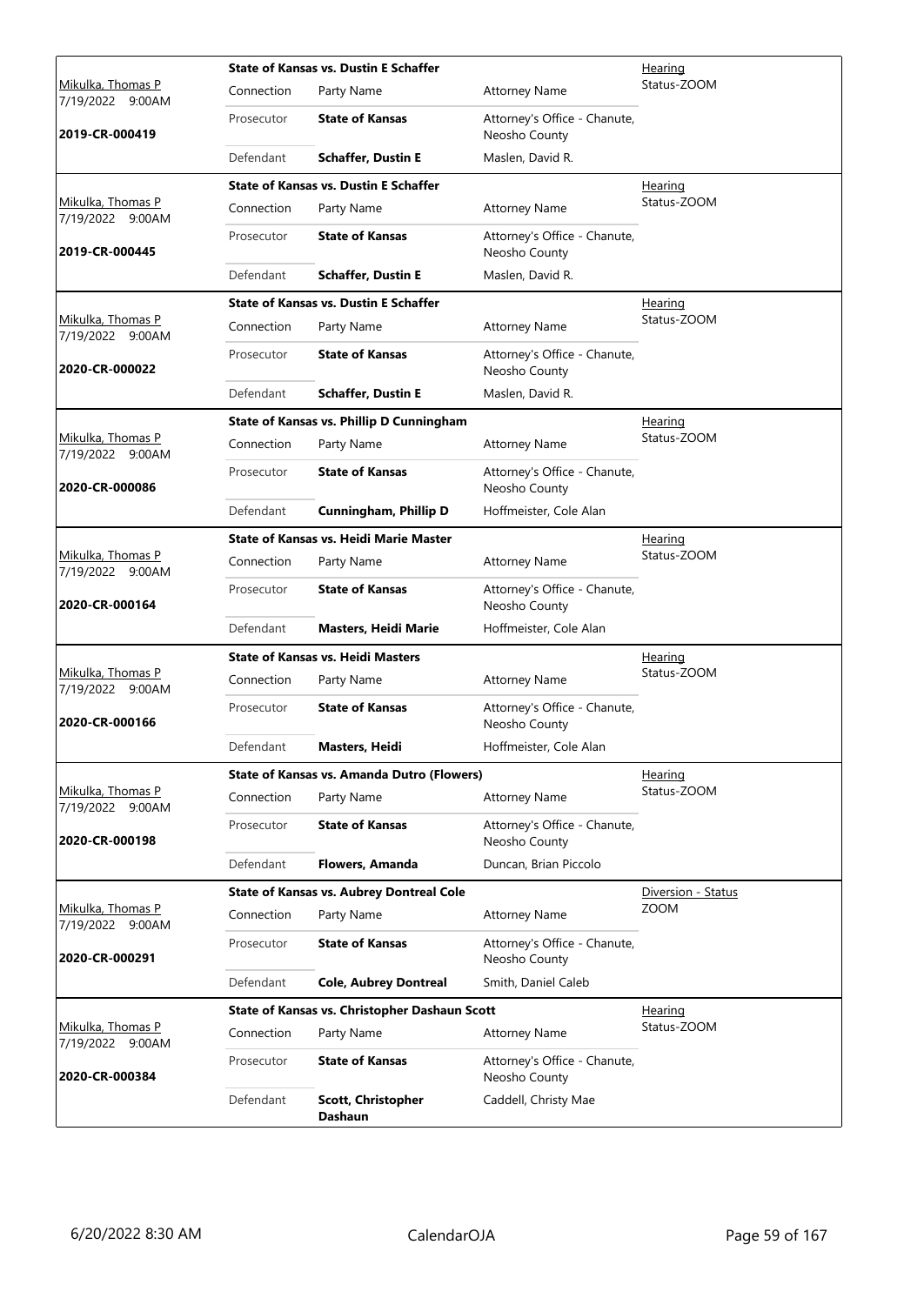| Judge / Date / Case | Case Title | | | Hearing Type |
|---|---|---|---|---|
| Mikulka, Thomas P 7/19/2022 9:00AM **2019-CR-000419** | **State of Kansas vs. Dustin E Schaffer** | | | Hearing Status-ZOOM |
| | Connection | Party Name | Attorney Name | |
| | Prosecutor | **State of Kansas** | Attorney's Office - Chanute, Neosho County | |
| | Defendant | **Schaffer, Dustin E** | Maslen, David R. | |
| Mikulka, Thomas P 7/19/2022 9:00AM **2019-CR-000445** | **State of Kansas vs. Dustin E Schaffer** | | | Hearing Status-ZOOM |
| | Connection | Party Name | Attorney Name | |
| | Prosecutor | **State of Kansas** | Attorney's Office - Chanute, Neosho County | |
| | Defendant | **Schaffer, Dustin E** | Maslen, David R. | |
| Mikulka, Thomas P 7/19/2022 9:00AM **2020-CR-000022** | **State of Kansas vs. Dustin E Schaffer** | | | Hearing Status-ZOOM |
| | Connection | Party Name | Attorney Name | |
| | Prosecutor | **State of Kansas** | Attorney's Office - Chanute, Neosho County | |
| | Defendant | **Schaffer, Dustin E** | Maslen, David R. | |
| Mikulka, Thomas P 7/19/2022 9:00AM **2020-CR-000086** | **State of Kansas vs. Phillip D Cunningham** | | | Hearing Status-ZOOM |
| | Connection | Party Name | Attorney Name | |
| | Prosecutor | **State of Kansas** | Attorney's Office - Chanute, Neosho County | |
| | Defendant | **Cunningham, Phillip D** | Hoffmeister, Cole Alan | |
| Mikulka, Thomas P 7/19/2022 9:00AM **2020-CR-000164** | **State of Kansas vs. Heidi Marie Master** | | | Hearing Status-ZOOM |
| | Connection | Party Name | Attorney Name | |
| | Prosecutor | **State of Kansas** | Attorney's Office - Chanute, Neosho County | |
| | Defendant | **Masters, Heidi Marie** | Hoffmeister, Cole Alan | |
| Mikulka, Thomas P 7/19/2022 9:00AM **2020-CR-000166** | **State of Kansas vs. Heidi Masters** | | | Hearing Status-ZOOM |
| | Connection | Party Name | Attorney Name | |
| | Prosecutor | **State of Kansas** | Attorney's Office - Chanute, Neosho County | |
| | Defendant | **Masters, Heidi** | Hoffmeister, Cole Alan | |
| Mikulka, Thomas P 7/19/2022 9:00AM **2020-CR-000198** | **State of Kansas vs. Amanda Dutro (Flowers)** | | | Hearing Status-ZOOM |
| | Connection | Party Name | Attorney Name | |
| | Prosecutor | **State of Kansas** | Attorney's Office - Chanute, Neosho County | |
| | Defendant | **Flowers, Amanda** | Duncan, Brian Piccolo | |
| Mikulka, Thomas P 7/19/2022 9:00AM **2020-CR-000291** | **State of Kansas vs. Aubrey Dontreal Cole** | | | Diversion - Status ZOOM |
| | Connection | Party Name | Attorney Name | |
| | Prosecutor | **State of Kansas** | Attorney's Office - Chanute, Neosho County | |
| | Defendant | **Cole, Aubrey Dontreal** | Smith, Daniel Caleb | |
| Mikulka, Thomas P 7/19/2022 9:00AM **2020-CR-000384** | **State of Kansas vs. Christopher Dashaun Scott** | | | Hearing Status-ZOOM |
| | Connection | Party Name | Attorney Name | |
| | Prosecutor | **State of Kansas** | Attorney's Office - Chanute, Neosho County | |
| | Defendant | **Scott, Christopher Dashaun** | Caddell, Christy Mae | |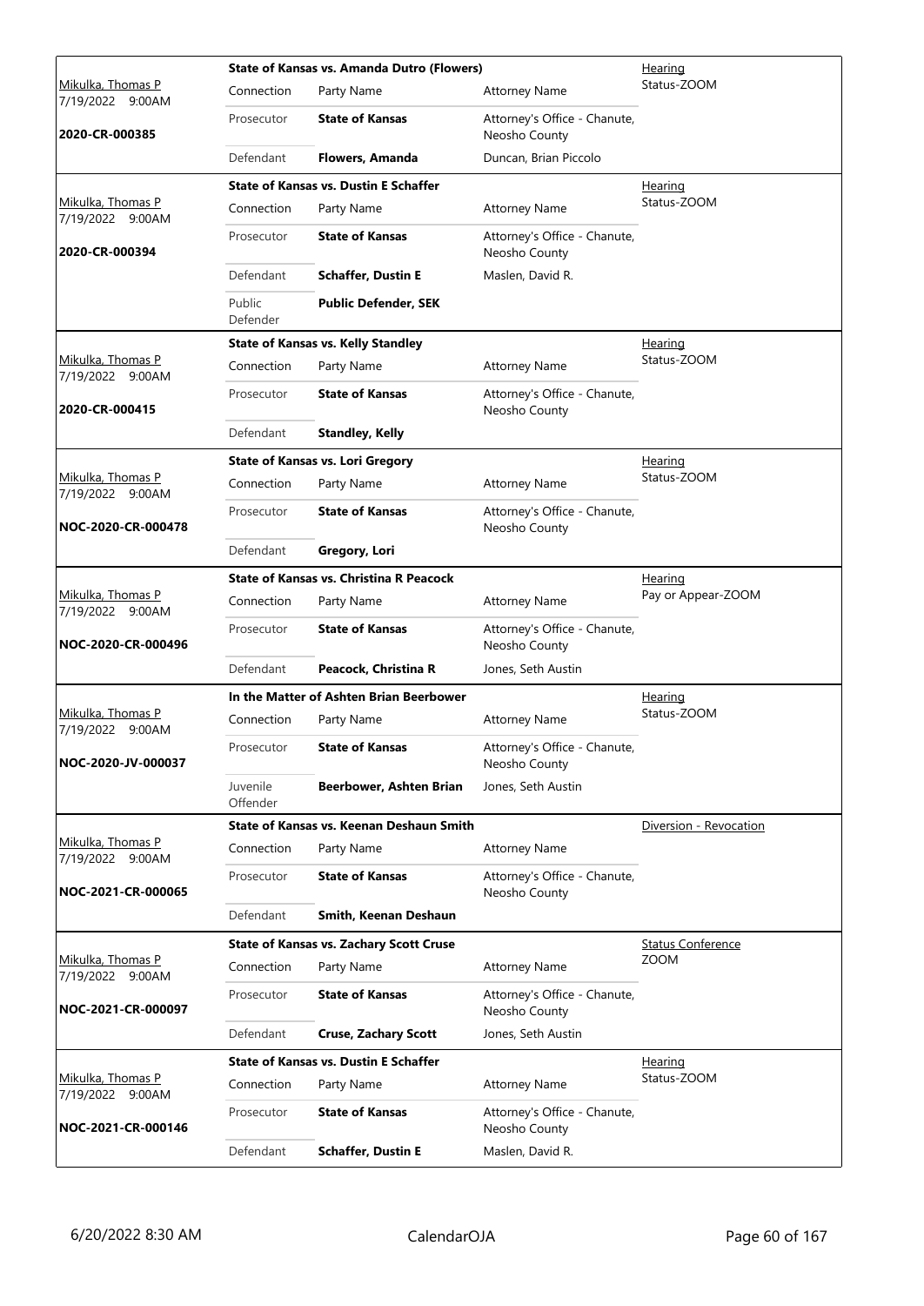| Judge / Date / Case | Case Title | Connection | Party Name | Attorney Name | Hearing |
|---|---|---|---|---|---|
| Mikulka, Thomas P 7/19/2022 9:00AM **2020-CR-000385** | **State of Kansas vs. Amanda Dutro (Flowers)** | Prosecutor | **State of Kansas** | Attorney's Office - Chanute, Neosho County | Hearing Status-ZOOM |
| | | Defendant | **Flowers, Amanda** | Duncan, Brian Piccolo | |
| Mikulka, Thomas P 7/19/2022 9:00AM **2020-CR-000394** | **State of Kansas vs. Dustin E Schaffer** | Prosecutor | **State of Kansas** | Attorney's Office - Chanute, Neosho County | Hearing Status-ZOOM |
| | | Defendant | **Schaffer, Dustin E** | Maslen, David R. | |
| | | Public Defender | **Public Defender, SEK** | | |
| Mikulka, Thomas P 7/19/2022 9:00AM **2020-CR-000415** | **State of Kansas vs. Kelly Standley** | Prosecutor | **State of Kansas** | Attorney's Office - Chanute, Neosho County | Hearing Status-ZOOM |
| | | Defendant | **Standley, Kelly** | | |
| Mikulka, Thomas P 7/19/2022 9:00AM **NOC-2020-CR-000478** | **State of Kansas vs. Lori Gregory** | Prosecutor | **State of Kansas** | Attorney's Office - Chanute, Neosho County | Hearing Status-ZOOM |
| | | Defendant | **Gregory, Lori** | | |
| Mikulka, Thomas P 7/19/2022 9:00AM **NOC-2020-CR-000496** | **State of Kansas vs. Christina R Peacock** | Prosecutor | **State of Kansas** | Attorney's Office - Chanute, Neosho County | Hearing Pay or Appear-ZOOM |
| | | Defendant | **Peacock, Christina R** | Jones, Seth Austin | |
| Mikulka, Thomas P 7/19/2022 9:00AM **NOC-2020-JV-000037** | **In the Matter of Ashten Brian Beerbower** | Prosecutor | **State of Kansas** | Attorney's Office - Chanute, Neosho County | Hearing Status-ZOOM |
| | | Juvenile Offender | **Beerbower, Ashten Brian** | Jones, Seth Austin | |
| Mikulka, Thomas P 7/19/2022 9:00AM **NOC-2021-CR-000065** | **State of Kansas vs. Keenan Deshaun Smith** | Prosecutor | **State of Kansas** | Attorney's Office - Chanute, Neosho County | Diversion - Revocation |
| | | Defendant | **Smith, Keenan Deshaun** | | |
| Mikulka, Thomas P 7/19/2022 9:00AM **NOC-2021-CR-000097** | **State of Kansas vs. Zachary Scott Cruse** | Prosecutor | **State of Kansas** | Attorney's Office - Chanute, Neosho County | Status Conference ZOOM |
| | | Defendant | **Cruse, Zachary Scott** | Jones, Seth Austin | |
| Mikulka, Thomas P 7/19/2022 9:00AM **NOC-2021-CR-000146** | **State of Kansas vs. Dustin E Schaffer** | Prosecutor | **State of Kansas** | Attorney's Office - Chanute, Neosho County | Hearing Status-ZOOM |
| | | Defendant | **Schaffer, Dustin E** | Maslen, David R. | |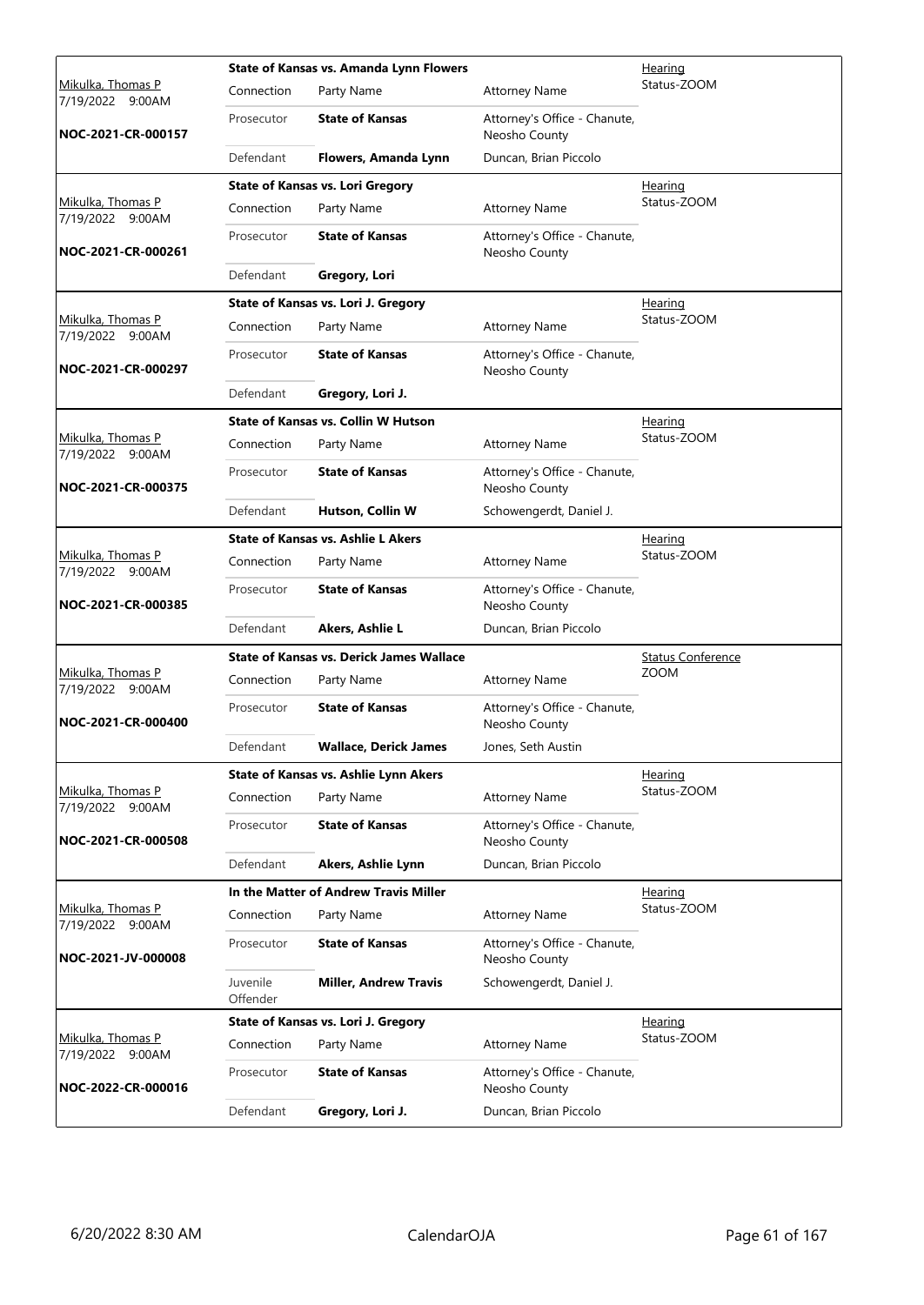| Judge / Date / Case | Case Title | | | Hearing Type |
|---|---|---|---|---|
| Mikulka, Thomas P<br>7/19/2022 9:00AM<br>**NOC-2021-CR-000157** | **State of Kansas vs. Amanda Lynn Flowers** | | | Hearing<br>Status-ZOOM |
| | Connection | Party Name | Attorney Name | |
| | Prosecutor | **State of Kansas** | Attorney's Office - Chanute, Neosho County | |
| | Defendant | **Flowers, Amanda Lynn** | Duncan, Brian Piccolo | |
| Mikulka, Thomas P<br>7/19/2022 9:00AM<br>**NOC-2021-CR-000261** | **State of Kansas vs. Lori Gregory** | | | Hearing<br>Status-ZOOM |
| | Connection | Party Name | Attorney Name | |
| | Prosecutor | **State of Kansas** | Attorney's Office - Chanute, Neosho County | |
| | Defendant | **Gregory, Lori** | | |
| Mikulka, Thomas P<br>7/19/2022 9:00AM<br>**NOC-2021-CR-000297** | **State of Kansas vs. Lori J. Gregory** | | | Hearing<br>Status-ZOOM |
| | Connection | Party Name | Attorney Name | |
| | Prosecutor | **State of Kansas** | Attorney's Office - Chanute, Neosho County | |
| | Defendant | **Gregory, Lori J.** | | |
| Mikulka, Thomas P<br>7/19/2022 9:00AM<br>**NOC-2021-CR-000375** | **State of Kansas vs. Collin W Hutson** | | | Hearing<br>Status-ZOOM |
| | Connection | Party Name | Attorney Name | |
| | Prosecutor | **State of Kansas** | Attorney's Office - Chanute, Neosho County | |
| | Defendant | **Hutson, Collin W** | Schowengerdt, Daniel J. | |
| Mikulka, Thomas P<br>7/19/2022 9:00AM<br>**NOC-2021-CR-000385** | **State of Kansas vs. Ashlie L Akers** | | | Hearing<br>Status-ZOOM |
| | Connection | Party Name | Attorney Name | |
| | Prosecutor | **State of Kansas** | Attorney's Office - Chanute, Neosho County | |
| | Defendant | **Akers, Ashlie L** | Duncan, Brian Piccolo | |
| Mikulka, Thomas P<br>7/19/2022 9:00AM<br>**NOC-2021-CR-000400** | **State of Kansas vs. Derick James Wallace** | | | Status Conference<br>ZOOM |
| | Connection | Party Name | Attorney Name | |
| | Prosecutor | **State of Kansas** | Attorney's Office - Chanute, Neosho County | |
| | Defendant | **Wallace, Derick James** | Jones, Seth Austin | |
| Mikulka, Thomas P<br>7/19/2022 9:00AM<br>**NOC-2021-CR-000508** | **State of Kansas vs. Ashlie Lynn Akers** | | | Hearing<br>Status-ZOOM |
| | Connection | Party Name | Attorney Name | |
| | Prosecutor | **State of Kansas** | Attorney's Office - Chanute, Neosho County | |
| | Defendant | **Akers, Ashlie Lynn** | Duncan, Brian Piccolo | |
| Mikulka, Thomas P<br>7/19/2022 9:00AM<br>**NOC-2021-JV-000008** | **In the Matter of Andrew Travis Miller** | | | Hearing<br>Status-ZOOM |
| | Connection | Party Name | Attorney Name | |
| | Prosecutor | **State of Kansas** | Attorney's Office - Chanute, Neosho County | |
| | Juvenile Offender | **Miller, Andrew Travis** | Schowengerdt, Daniel J. | |
| Mikulka, Thomas P<br>7/19/2022 9:00AM<br>**NOC-2022-CR-000016** | **State of Kansas vs. Lori J. Gregory** | | | Hearing<br>Status-ZOOM |
| | Connection | Party Name | Attorney Name | |
| | Prosecutor | **State of Kansas** | Attorney's Office - Chanute, Neosho County | |
| | Defendant | **Gregory, Lori J.** | Duncan, Brian Piccolo | |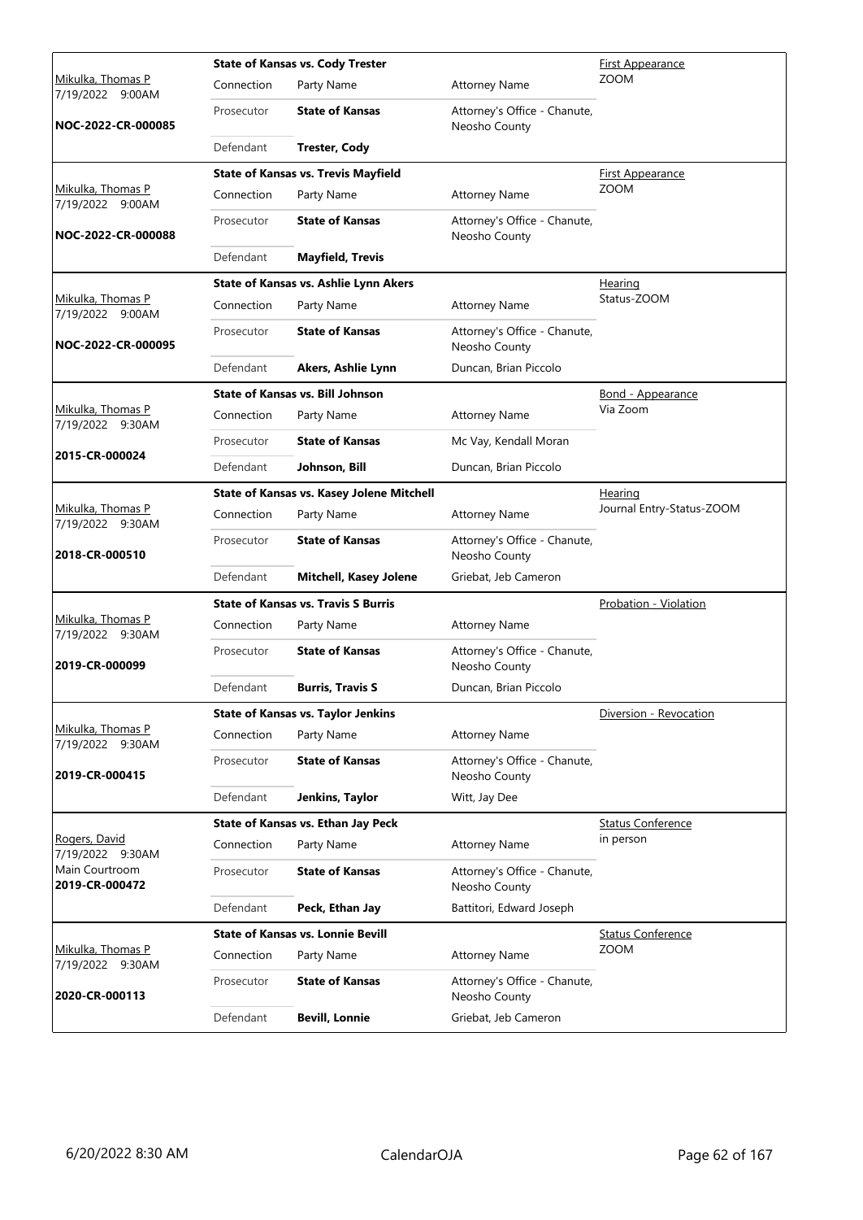| Judge / Date / Case | Case Title | Connection | Party Name | Attorney Name | Hearing Type |
|---|---|---|---|---|---|
| Mikulka, Thomas P<br>7/19/2022 9:00AM<br>**NOC-2022-CR-000085** | **State of Kansas vs. Cody Trester** | Prosecutor | **State of Kansas** | Attorney's Office - Chanute, Neosho County | First Appearance<br>ZOOM |
| | | Defendant | **Trester, Cody** | | |
| Mikulka, Thomas P<br>7/19/2022 9:00AM<br>**NOC-2022-CR-000088** | **State of Kansas vs. Trevis Mayfield** | Prosecutor | **State of Kansas** | Attorney's Office - Chanute, Neosho County | First Appearance<br>ZOOM |
| | | Defendant | **Mayfield, Trevis** | | |
| Mikulka, Thomas P<br>7/19/2022 9:00AM<br>**NOC-2022-CR-000095** | **State of Kansas vs. Ashlie Lynn Akers** | Prosecutor | **State of Kansas** | Attorney's Office - Chanute, Neosho County | Hearing<br>Status-ZOOM |
| | | Defendant | **Akers, Ashlie Lynn** | Duncan, Brian Piccolo | |
| Mikulka, Thomas P<br>7/19/2022 9:30AM<br>**2015-CR-000024** | **State of Kansas vs. Bill Johnson** | Prosecutor | **State of Kansas** | Mc Vay, Kendall Moran | Bond - Appearance<br>Via Zoom |
| | | Defendant | **Johnson, Bill** | Duncan, Brian Piccolo | |
| Mikulka, Thomas P<br>7/19/2022 9:30AM<br>**2018-CR-000510** | **State of Kansas vs. Kasey Jolene Mitchell** | Prosecutor | **State of Kansas** | Attorney's Office - Chanute, Neosho County | Hearing<br>Journal Entry-Status-ZOOM |
| | | Defendant | **Mitchell, Kasey Jolene** | Griebat, Jeb Cameron | |
| Mikulka, Thomas P<br>7/19/2022 9:30AM<br>**2019-CR-000099** | **State of Kansas vs. Travis S Burris** | Prosecutor | **State of Kansas** | Attorney's Office - Chanute, Neosho County | Probation - Violation |
| | | Defendant | **Burris, Travis S** | Duncan, Brian Piccolo | |
| Mikulka, Thomas P<br>7/19/2022 9:30AM<br>**2019-CR-000415** | **State of Kansas vs. Taylor Jenkins** | Prosecutor | **State of Kansas** | Attorney's Office - Chanute, Neosho County | Diversion - Revocation |
| | | Defendant | **Jenkins, Taylor** | Witt, Jay Dee | |
| Rogers, David<br>7/19/2022 9:30AM<br>Main Courtroom<br>**2019-CR-000472** | **State of Kansas vs. Ethan Jay Peck** | Prosecutor | **State of Kansas** | Attorney's Office - Chanute, Neosho County | Status Conference<br>in person |
| | | Defendant | **Peck, Ethan Jay** | Battitori, Edward Joseph | |
| Mikulka, Thomas P<br>7/19/2022 9:30AM<br>**2020-CR-000113** | **State of Kansas vs. Lonnie Bevill** | Prosecutor | **State of Kansas** | Attorney's Office - Chanute, Neosho County | Status Conference<br>ZOOM |
| | | Defendant | **Bevill, Lonnie** | Griebat, Jeb Cameron | |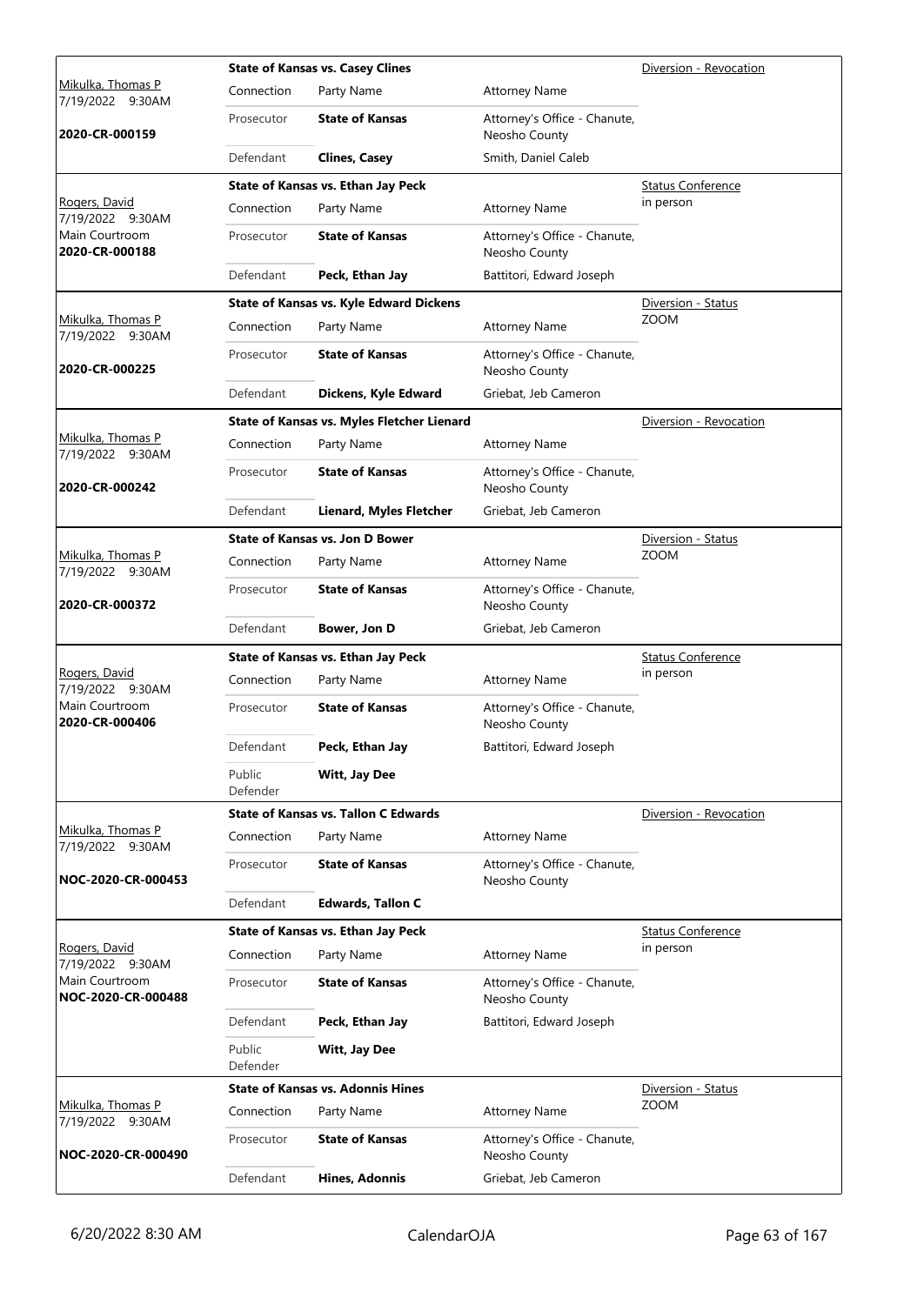| Judge / Date / Location / Case | Case Title | Connection | Party Name | Attorney Name | Hearing Type |
|---|---|---|---|---|---|
| Mikulka, Thomas P<br>7/19/2022 9:30AM<br>**2020-CR-000159** | **State of Kansas vs. Casey Clines** | Prosecutor | **State of Kansas** | Attorney's Office - Chanute, Neosho County | Diversion - Revocation |
| | | Defendant | **Clines, Casey** | Smith, Daniel Caleb | |
| Rogers, David<br>7/19/2022 9:30AM<br>Main Courtroom<br>**2020-CR-000188** | **State of Kansas vs. Ethan Jay Peck** | Prosecutor | **State of Kansas** | Attorney's Office - Chanute, Neosho County | Status Conference<br>in person |
| | | Defendant | **Peck, Ethan Jay** | Battitori, Edward Joseph | |
| Mikulka, Thomas P<br>7/19/2022 9:30AM<br>**2020-CR-000225** | **State of Kansas vs. Kyle Edward Dickens** | Prosecutor | **State of Kansas** | Attorney's Office - Chanute, Neosho County | Diversion - Status<br>ZOOM |
| | | Defendant | **Dickens, Kyle Edward** | Griebat, Jeb Cameron | |
| Mikulka, Thomas P<br>7/19/2022 9:30AM<br>**2020-CR-000242** | **State of Kansas vs. Myles Fletcher Lienard** | Prosecutor | **State of Kansas** | Attorney's Office - Chanute, Neosho County | Diversion - Revocation |
| | | Defendant | **Lienard, Myles Fletcher** | Griebat, Jeb Cameron | |
| Mikulka, Thomas P<br>7/19/2022 9:30AM<br>**2020-CR-000372** | **State of Kansas vs. Jon D Bower** | Prosecutor | **State of Kansas** | Attorney's Office - Chanute, Neosho County | Diversion - Status<br>ZOOM |
| | | Defendant | **Bower, Jon D** | Griebat, Jeb Cameron | |
| Rogers, David<br>7/19/2022 9:30AM<br>Main Courtroom<br>**2020-CR-000406** | **State of Kansas vs. Ethan Jay Peck** | Prosecutor | **State of Kansas** | Attorney's Office - Chanute, Neosho County | Status Conference<br>in person |
| | | Defendant | **Peck, Ethan Jay** | Battitori, Edward Joseph | |
| | | Public Defender | **Witt, Jay Dee** | | |
| Mikulka, Thomas P<br>7/19/2022 9:30AM<br>**NOC-2020-CR-000453** | **State of Kansas vs. Tallon C Edwards** | Prosecutor | **State of Kansas** | Attorney's Office - Chanute, Neosho County | Diversion - Revocation |
| | | Defendant | **Edwards, Tallon C** | | |
| Rogers, David<br>7/19/2022 9:30AM<br>Main Courtroom<br>**NOC-2020-CR-000488** | **State of Kansas vs. Ethan Jay Peck** | Prosecutor | **State of Kansas** | Attorney's Office - Chanute, Neosho County | Status Conference<br>in person |
| | | Defendant | **Peck, Ethan Jay** | Battitori, Edward Joseph | |
| | | Public Defender | **Witt, Jay Dee** | | |
| Mikulka, Thomas P<br>7/19/2022 9:30AM<br>**NOC-2020-CR-000490** | **State of Kansas vs. Adonnis Hines** | Prosecutor | **State of Kansas** | Attorney's Office - Chanute, Neosho County | Diversion - Status<br>ZOOM |
| | | Defendant | **Hines, Adonnis** | Griebat, Jeb Cameron | |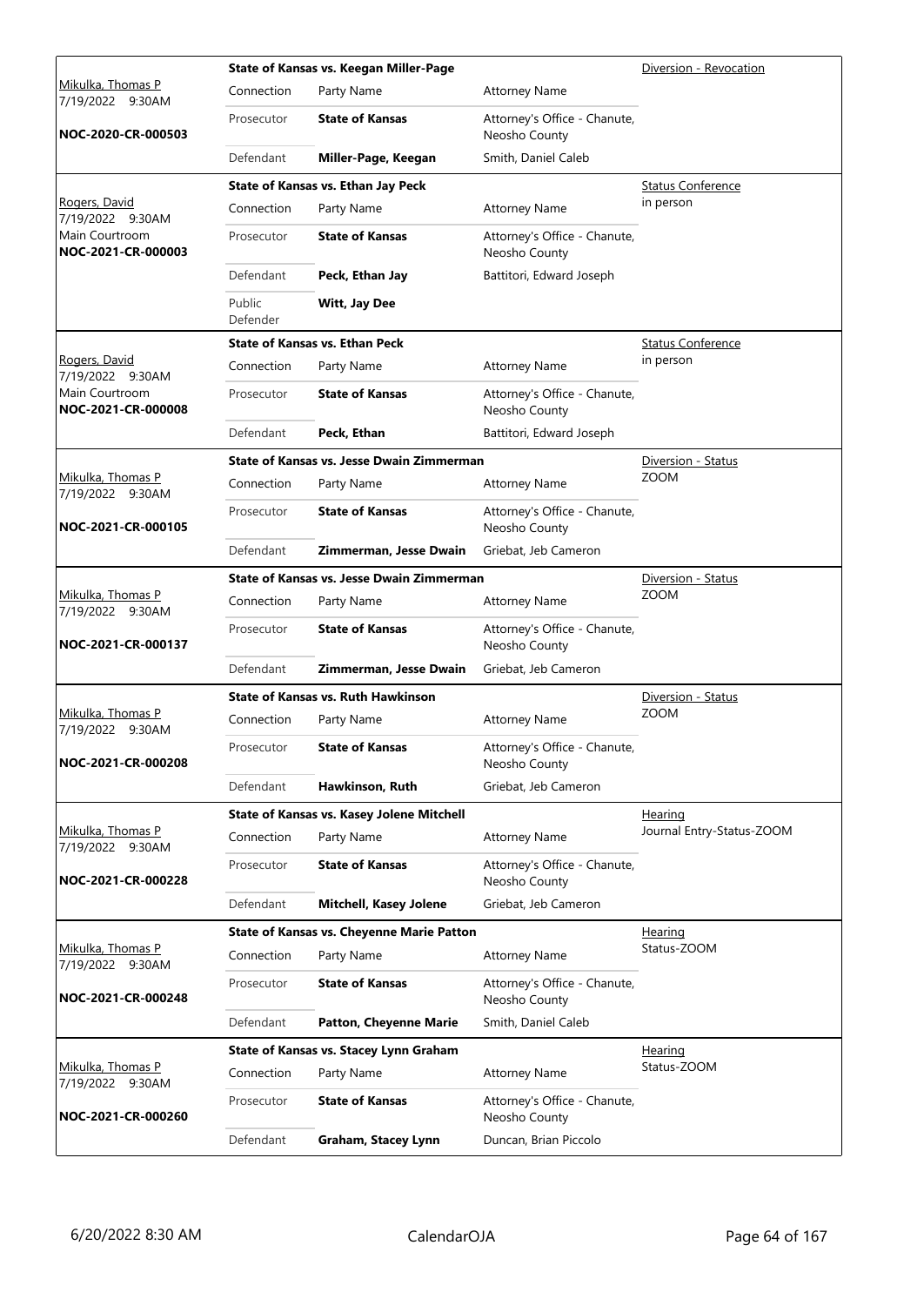| Judge / Date / Location / Case | Case Title | | | Hearing Type |
|---|---|---|---|---|
| Mikulka, Thomas P<br>7/19/2022 9:30AM<br><br>**NOC-2020-CR-000503** | **State of Kansas vs. Keegan Miller-Page** | | | Diversion - Revocation |
| | Connection | Party Name | Attorney Name | |
| | Prosecutor | **State of Kansas** | Attorney's Office - Chanute, Neosho County | |
| | Defendant | **Miller-Page, Keegan** | Smith, Daniel Caleb | |
| Rogers, David<br>7/19/2022 9:30AM<br>Main Courtroom<br>**NOC-2021-CR-000003** | **State of Kansas vs. Ethan Jay Peck** | | | Status Conference<br>in person |
| | Connection | Party Name | Attorney Name | |
| | Prosecutor | **State of Kansas** | Attorney's Office - Chanute, Neosho County | |
| | Defendant | **Peck, Ethan Jay** | Battitori, Edward Joseph | |
| | Public Defender | **Witt, Jay Dee** | | |
| Rogers, David<br>7/19/2022 9:30AM<br>Main Courtroom<br>**NOC-2021-CR-000008** | **State of Kansas vs. Ethan Peck** | | | Status Conference<br>in person |
| | Connection | Party Name | Attorney Name | |
| | Prosecutor | **State of Kansas** | Attorney's Office - Chanute, Neosho County | |
| | Defendant | **Peck, Ethan** | Battitori, Edward Joseph | |
| Mikulka, Thomas P<br>7/19/2022 9:30AM<br><br>**NOC-2021-CR-000105** | **State of Kansas vs. Jesse Dwain Zimmerman** | | | Diversion - Status<br>ZOOM |
| | Connection | Party Name | Attorney Name | |
| | Prosecutor | **State of Kansas** | Attorney's Office - Chanute, Neosho County | |
| | Defendant | **Zimmerman, Jesse Dwain** | Griebat, Jeb Cameron | |
| Mikulka, Thomas P<br>7/19/2022 9:30AM<br><br>**NOC-2021-CR-000137** | **State of Kansas vs. Jesse Dwain Zimmerman** | | | Diversion - Status<br>ZOOM |
| | Connection | Party Name | Attorney Name | |
| | Prosecutor | **State of Kansas** | Attorney's Office - Chanute, Neosho County | |
| | Defendant | **Zimmerman, Jesse Dwain** | Griebat, Jeb Cameron | |
| Mikulka, Thomas P<br>7/19/2022 9:30AM<br><br>**NOC-2021-CR-000208** | **State of Kansas vs. Ruth Hawkinson** | | | Diversion - Status<br>ZOOM |
| | Connection | Party Name | Attorney Name | |
| | Prosecutor | **State of Kansas** | Attorney's Office - Chanute, Neosho County | |
| | Defendant | **Hawkinson, Ruth** | Griebat, Jeb Cameron | |
| Mikulka, Thomas P<br>7/19/2022 9:30AM<br><br>**NOC-2021-CR-000228** | **State of Kansas vs. Kasey Jolene Mitchell** | | | Hearing<br>Journal Entry-Status-ZOOM |
| | Connection | Party Name | Attorney Name | |
| | Prosecutor | **State of Kansas** | Attorney's Office - Chanute, Neosho County | |
| | Defendant | **Mitchell, Kasey Jolene** | Griebat, Jeb Cameron | |
| Mikulka, Thomas P<br>7/19/2022 9:30AM<br><br>**NOC-2021-CR-000248** | **State of Kansas vs. Cheyenne Marie Patton** | | | Hearing<br>Status-ZOOM |
| | Connection | Party Name | Attorney Name | |
| | Prosecutor | **State of Kansas** | Attorney's Office - Chanute, Neosho County | |
| | Defendant | **Patton, Cheyenne Marie** | Smith, Daniel Caleb | |
| Mikulka, Thomas P<br>7/19/2022 9:30AM<br><br>**NOC-2021-CR-000260** | **State of Kansas vs. Stacey Lynn Graham** | | | Hearing<br>Status-ZOOM |
| | Connection | Party Name | Attorney Name | |
| | Prosecutor | **State of Kansas** | Attorney's Office - Chanute, Neosho County | |
| | Defendant | **Graham, Stacey Lynn** | Duncan, Brian Piccolo | |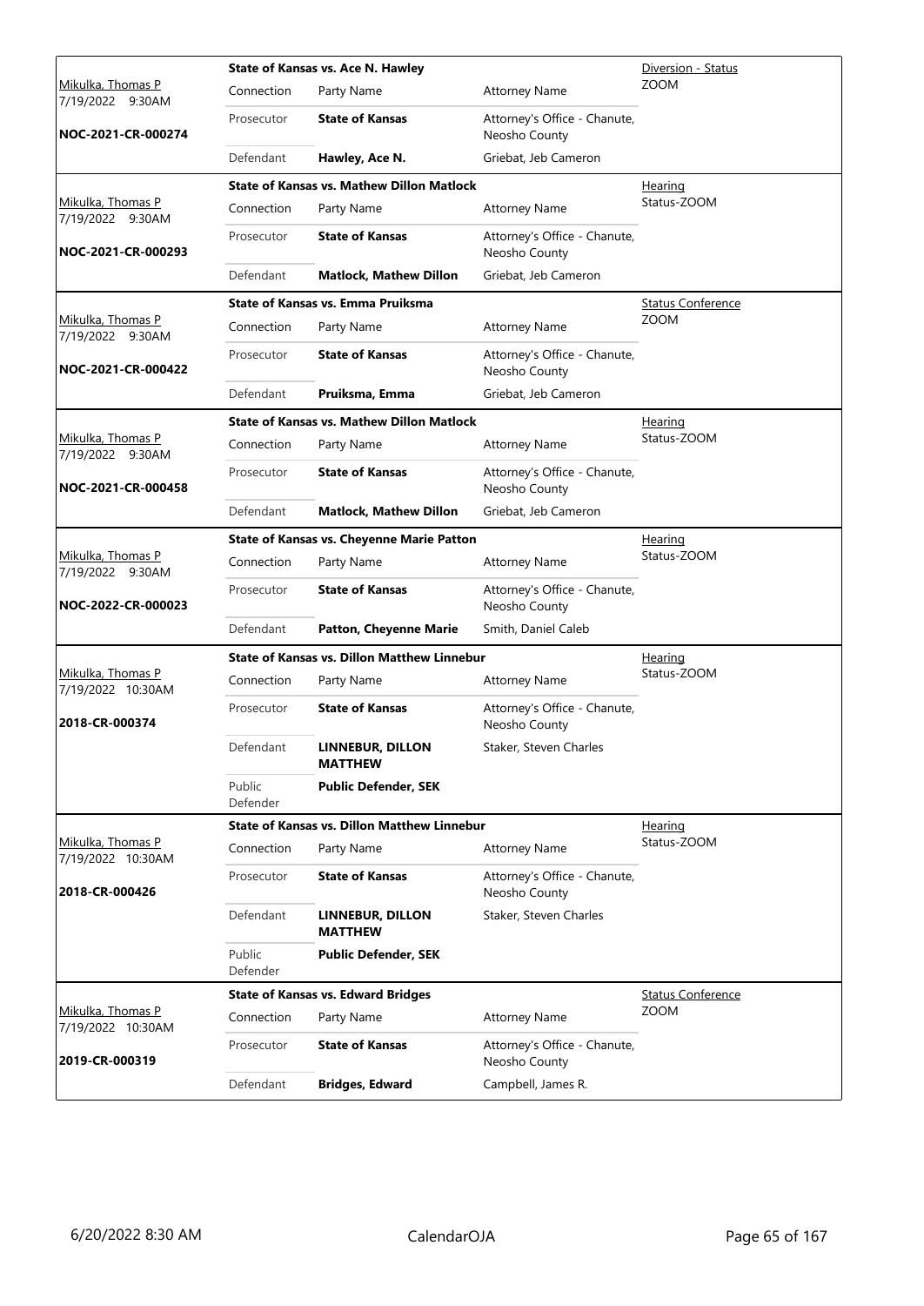| Judge / Date / Case | Connection | Party Name | Attorney Name | Hearing Type |
|---|---|---|---|---|
| Mikulka, Thomas P 7/19/2022 9:30AM **NOC-2021-CR-000274** | | **State of Kansas vs. Ace N. Hawley** | | Diversion - Status ZOOM |
| | Connection | Party Name | Attorney Name | |
| | Prosecutor | **State of Kansas** | Attorney's Office - Chanute, Neosho County | |
| | Defendant | **Hawley, Ace N.** | Griebat, Jeb Cameron | |
| Mikulka, Thomas P 7/19/2022 9:30AM **NOC-2021-CR-000293** | | **State of Kansas vs. Mathew Dillon Matlock** | | Hearing Status-ZOOM |
| | Connection | Party Name | Attorney Name | |
| | Prosecutor | **State of Kansas** | Attorney's Office - Chanute, Neosho County | |
| | Defendant | **Matlock, Mathew Dillon** | Griebat, Jeb Cameron | |
| Mikulka, Thomas P 7/19/2022 9:30AM **NOC-2021-CR-000422** | | **State of Kansas vs. Emma Pruiksma** | | Status Conference ZOOM |
| | Connection | Party Name | Attorney Name | |
| | Prosecutor | **State of Kansas** | Attorney's Office - Chanute, Neosho County | |
| | Defendant | **Pruiksma, Emma** | Griebat, Jeb Cameron | |
| Mikulka, Thomas P 7/19/2022 9:30AM **NOC-2021-CR-000458** | | **State of Kansas vs. Mathew Dillon Matlock** | | Hearing Status-ZOOM |
| | Connection | Party Name | Attorney Name | |
| | Prosecutor | **State of Kansas** | Attorney's Office - Chanute, Neosho County | |
| | Defendant | **Matlock, Mathew Dillon** | Griebat, Jeb Cameron | |
| Mikulka, Thomas P 7/19/2022 9:30AM **NOC-2022-CR-000023** | | **State of Kansas vs. Cheyenne Marie Patton** | | Hearing Status-ZOOM |
| | Connection | Party Name | Attorney Name | |
| | Prosecutor | **State of Kansas** | Attorney's Office - Chanute, Neosho County | |
| | Defendant | **Patton, Cheyenne Marie** | Smith, Daniel Caleb | |
| Mikulka, Thomas P 7/19/2022 10:30AM **2018-CR-000374** | | **State of Kansas vs. Dillon Matthew Linnebur** | | Hearing Status-ZOOM |
| | Connection | Party Name | Attorney Name | |
| | Prosecutor | **State of Kansas** | Attorney's Office - Chanute, Neosho County | |
| | Defendant | **LINNEBUR, DILLON MATTHEW** | Staker, Steven Charles | |
| | Public Defender | **Public Defender, SEK** | | |
| Mikulka, Thomas P 7/19/2022 10:30AM **2018-CR-000426** | | **State of Kansas vs. Dillon Matthew Linnebur** | | Hearing Status-ZOOM |
| | Connection | Party Name | Attorney Name | |
| | Prosecutor | **State of Kansas** | Attorney's Office - Chanute, Neosho County | |
| | Defendant | **LINNEBUR, DILLON MATTHEW** | Staker, Steven Charles | |
| | Public Defender | **Public Defender, SEK** | | |
| Mikulka, Thomas P 7/19/2022 10:30AM **2019-CR-000319** | | **State of Kansas vs. Edward Bridges** | | Status Conference ZOOM |
| | Connection | Party Name | Attorney Name | |
| | Prosecutor | **State of Kansas** | Attorney's Office - Chanute, Neosho County | |
| | Defendant | **Bridges, Edward** | Campbell, James R. | |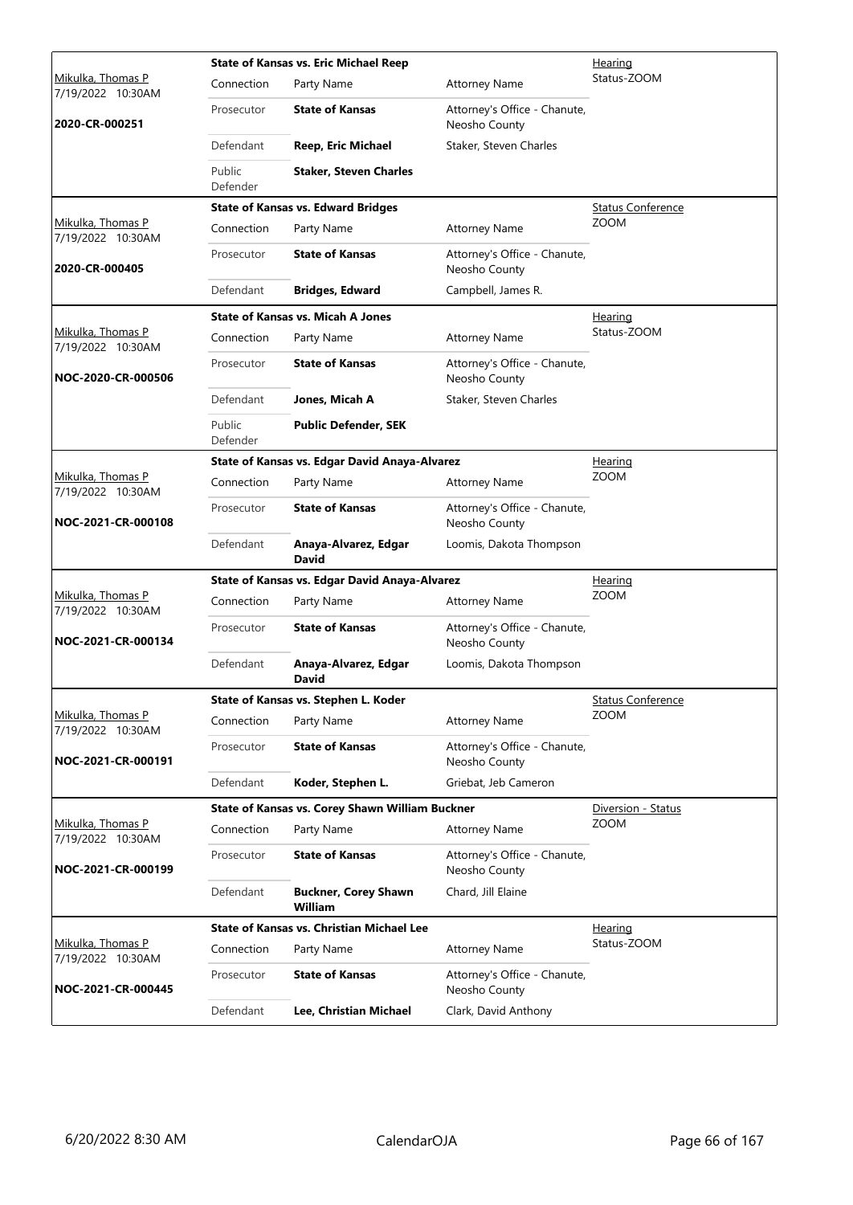| Judge / Date / Case | Case Title | | | Hearing |
|---|---|---|---|---|
| Mikulka, Thomas P 7/19/2022 10:30AM **2020-CR-000251** | **State of Kansas vs. Eric Michael Reep** | | | Hearing Status-ZOOM |
| | Connection | Party Name | Attorney Name | |
| | Prosecutor | **State of Kansas** | Attorney's Office - Chanute, Neosho County | |
| | Defendant | **Reep, Eric Michael** | Staker, Steven Charles | |
| | Public Defender | **Staker, Steven Charles** | | |
| Mikulka, Thomas P 7/19/2022 10:30AM **2020-CR-000405** | **State of Kansas vs. Edward Bridges** | | | Status Conference ZOOM |
| | Connection | Party Name | Attorney Name | |
| | Prosecutor | **State of Kansas** | Attorney's Office - Chanute, Neosho County | |
| | Defendant | **Bridges, Edward** | Campbell, James R. | |
| Mikulka, Thomas P 7/19/2022 10:30AM **NOC-2020-CR-000506** | **State of Kansas vs. Micah A Jones** | | | Hearing Status-ZOOM |
| | Connection | Party Name | Attorney Name | |
| | Prosecutor | **State of Kansas** | Attorney's Office - Chanute, Neosho County | |
| | Defendant | **Jones, Micah A** | Staker, Steven Charles | |
| | Public Defender | **Public Defender, SEK** | | |
| Mikulka, Thomas P 7/19/2022 10:30AM **NOC-2021-CR-000108** | **State of Kansas vs. Edgar David Anaya-Alvarez** | | | Hearing ZOOM |
| | Connection | Party Name | Attorney Name | |
| | Prosecutor | **State of Kansas** | Attorney's Office - Chanute, Neosho County | |
| | Defendant | **Anaya-Alvarez, Edgar David** | Loomis, Dakota Thompson | |
| Mikulka, Thomas P 7/19/2022 10:30AM **NOC-2021-CR-000134** | **State of Kansas vs. Edgar David Anaya-Alvarez** | | | Hearing ZOOM |
| | Connection | Party Name | Attorney Name | |
| | Prosecutor | **State of Kansas** | Attorney's Office - Chanute, Neosho County | |
| | Defendant | **Anaya-Alvarez, Edgar David** | Loomis, Dakota Thompson | |
| Mikulka, Thomas P 7/19/2022 10:30AM **NOC-2021-CR-000191** | **State of Kansas vs. Stephen L. Koder** | | | Status Conference ZOOM |
| | Connection | Party Name | Attorney Name | |
| | Prosecutor | **State of Kansas** | Attorney's Office - Chanute, Neosho County | |
| | Defendant | **Koder, Stephen L.** | Griebat, Jeb Cameron | |
| Mikulka, Thomas P 7/19/2022 10:30AM **NOC-2021-CR-000199** | **State of Kansas vs. Corey Shawn William Buckner** | | | Diversion - Status ZOOM |
| | Connection | Party Name | Attorney Name | |
| | Prosecutor | **State of Kansas** | Attorney's Office - Chanute, Neosho County | |
| | Defendant | **Buckner, Corey Shawn William** | Chard, Jill Elaine | |
| Mikulka, Thomas P 7/19/2022 10:30AM **NOC-2021-CR-000445** | **State of Kansas vs. Christian Michael Lee** | | | Hearing Status-ZOOM |
| | Connection | Party Name | Attorney Name | |
| | Prosecutor | **State of Kansas** | Attorney's Office - Chanute, Neosho County | |
| | Defendant | **Lee, Christian Michael** | Clark, David Anthony | |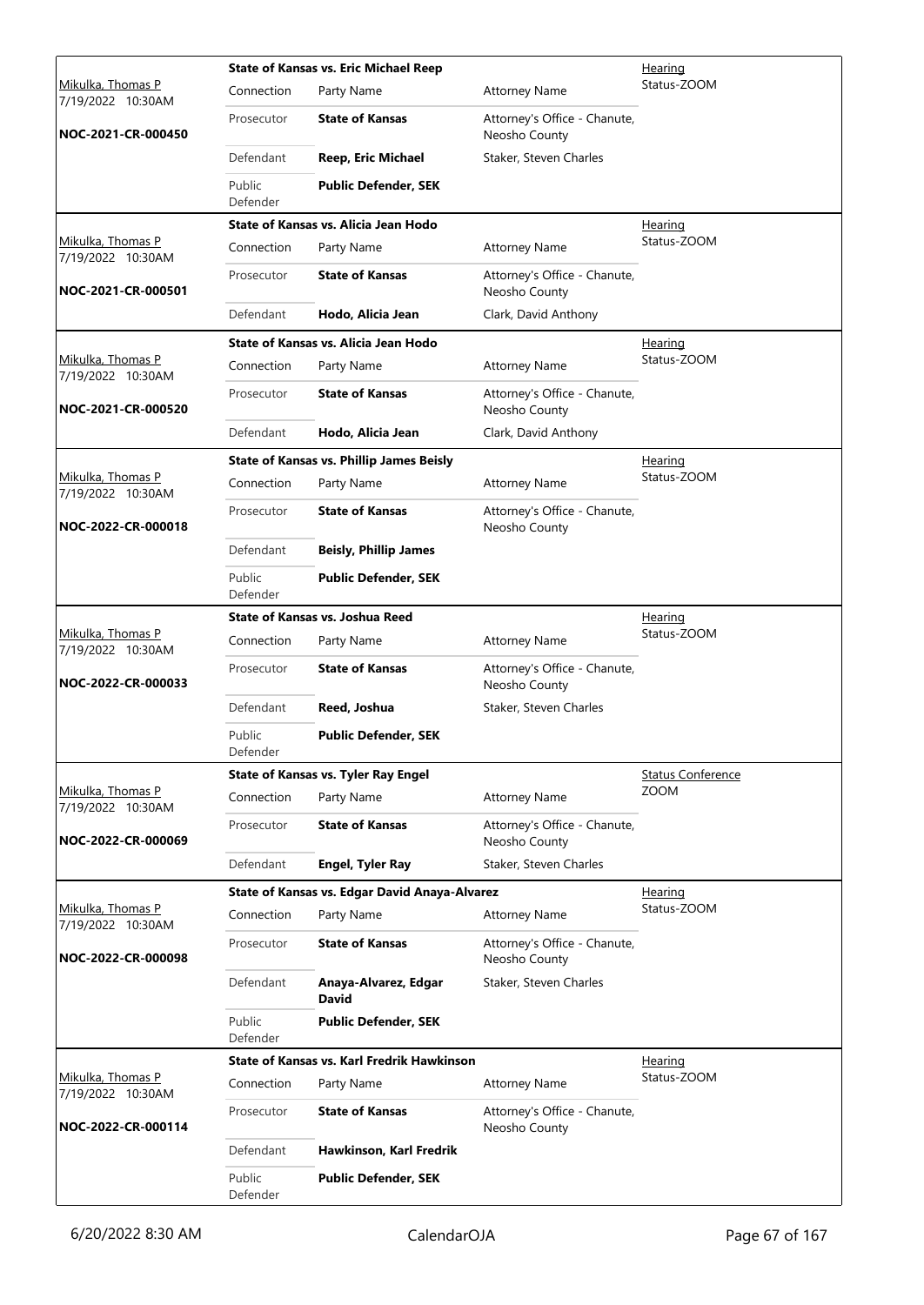| Judge / Date / Case | Case Title / Connection | Party Name | Attorney Name | Hearing |
|---|---|---|---|---|
| Mikulka, Thomas P 7/19/2022 10:30AM **NOC-2021-CR-000450** | **State of Kansas vs. Eric Michael Reep** | | | Hearing Status-ZOOM |
| | Connection | Party Name | Attorney Name | |
| | Prosecutor | **State of Kansas** | Attorney's Office - Chanute, Neosho County | |
| | Defendant | **Reep, Eric Michael** | Staker, Steven Charles | |
| | Public Defender | **Public Defender, SEK** | | |
| Mikulka, Thomas P 7/19/2022 10:30AM **NOC-2021-CR-000501** | **State of Kansas vs. Alicia Jean Hodo** | | | Hearing Status-ZOOM |
| | Connection | Party Name | Attorney Name | |
| | Prosecutor | **State of Kansas** | Attorney's Office - Chanute, Neosho County | |
| | Defendant | **Hodo, Alicia Jean** | Clark, David Anthony | |
| Mikulka, Thomas P 7/19/2022 10:30AM **NOC-2021-CR-000520** | **State of Kansas vs. Alicia Jean Hodo** | | | Hearing Status-ZOOM |
| | Connection | Party Name | Attorney Name | |
| | Prosecutor | **State of Kansas** | Attorney's Office - Chanute, Neosho County | |
| | Defendant | **Hodo, Alicia Jean** | Clark, David Anthony | |
| Mikulka, Thomas P 7/19/2022 10:30AM **NOC-2022-CR-000018** | **State of Kansas vs. Phillip James Beisly** | | | Hearing Status-ZOOM |
| | Connection | Party Name | Attorney Name | |
| | Prosecutor | **State of Kansas** | Attorney's Office - Chanute, Neosho County | |
| | Defendant | **Beisly, Phillip James** | | |
| | Public Defender | **Public Defender, SEK** | | |
| Mikulka, Thomas P 7/19/2022 10:30AM **NOC-2022-CR-000033** | **State of Kansas vs. Joshua Reed** | | | Hearing Status-ZOOM |
| | Connection | Party Name | Attorney Name | |
| | Prosecutor | **State of Kansas** | Attorney's Office - Chanute, Neosho County | |
| | Defendant | **Reed, Joshua** | Staker, Steven Charles | |
| | Public Defender | **Public Defender, SEK** | | |
| Mikulka, Thomas P 7/19/2022 10:30AM **NOC-2022-CR-000069** | **State of Kansas vs. Tyler Ray Engel** | | | Status Conference ZOOM |
| | Connection | Party Name | Attorney Name | |
| | Prosecutor | **State of Kansas** | Attorney's Office - Chanute, Neosho County | |
| | Defendant | **Engel, Tyler Ray** | Staker, Steven Charles | |
| Mikulka, Thomas P 7/19/2022 10:30AM **NOC-2022-CR-000098** | **State of Kansas vs. Edgar David Anaya-Alvarez** | | | Hearing Status-ZOOM |
| | Connection | Party Name | Attorney Name | |
| | Prosecutor | **State of Kansas** | Attorney's Office - Chanute, Neosho County | |
| | Defendant | **Anaya-Alvarez, Edgar David** | Staker, Steven Charles | |
| | Public Defender | **Public Defender, SEK** | | |
| Mikulka, Thomas P 7/19/2022 10:30AM **NOC-2022-CR-000114** | **State of Kansas vs. Karl Fredrik Hawkinson** | | | Hearing Status-ZOOM |
| | Connection | Party Name | Attorney Name | |
| | Prosecutor | **State of Kansas** | Attorney's Office - Chanute, Neosho County | |
| | Defendant | **Hawkinson, Karl Fredrik** | | |
| | Public Defender | **Public Defender, SEK** | | |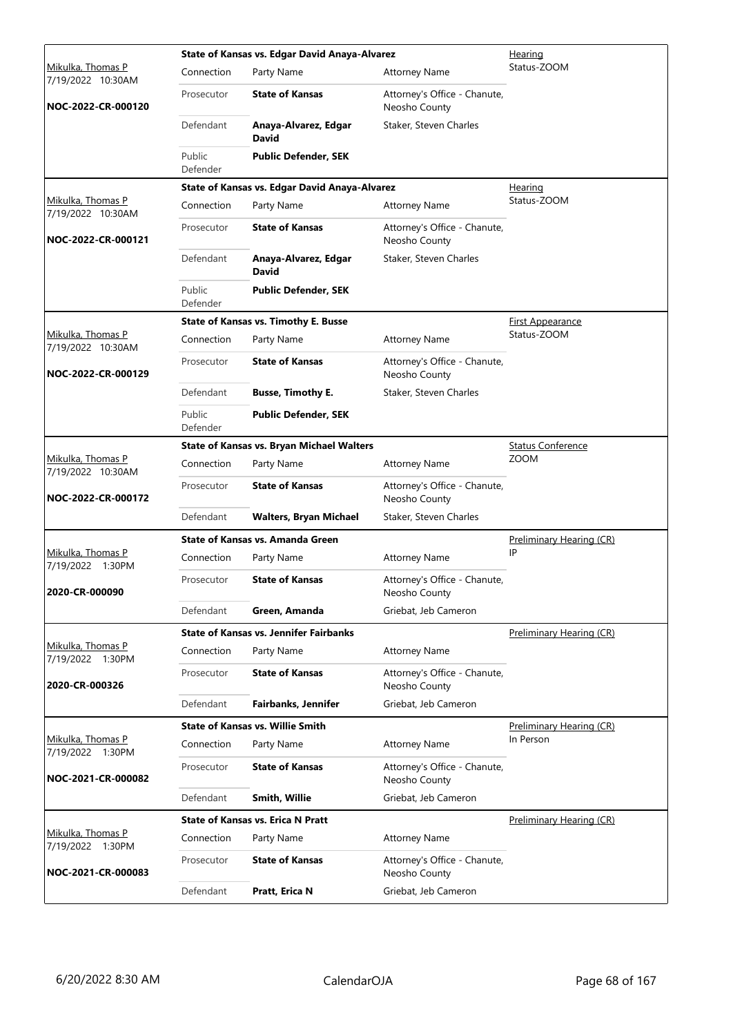| Judge / Date / Case | Case Title | Connection | Party Name | Attorney Name | Hearing Type |
|---|---|---|---|---|---|
| Mikulka, Thomas P 7/19/2022 10:30AM **NOC-2022-CR-000120** | **State of Kansas vs. Edgar David Anaya-Alvarez** | Prosecutor | **State of Kansas** | Attorney's Office - Chanute, Neosho County | Hearing Status-ZOOM |
| | | Defendant | **Anaya-Alvarez, Edgar David** | Staker, Steven Charles | |
| | | Public Defender | **Public Defender, SEK** | | |
| Mikulka, Thomas P 7/19/2022 10:30AM **NOC-2022-CR-000121** | **State of Kansas vs. Edgar David Anaya-Alvarez** | Prosecutor | **State of Kansas** | Attorney's Office - Chanute, Neosho County | Hearing Status-ZOOM |
| | | Defendant | **Anaya-Alvarez, Edgar David** | Staker, Steven Charles | |
| | | Public Defender | **Public Defender, SEK** | | |
| Mikulka, Thomas P 7/19/2022 10:30AM **NOC-2022-CR-000129** | **State of Kansas vs. Timothy E. Busse** | Prosecutor | **State of Kansas** | Attorney's Office - Chanute, Neosho County | First Appearance Status-ZOOM |
| | | Defendant | **Busse, Timothy E.** | Staker, Steven Charles | |
| | | Public Defender | **Public Defender, SEK** | | |
| Mikulka, Thomas P 7/19/2022 10:30AM **NOC-2022-CR-000172** | **State of Kansas vs. Bryan Michael Walters** | Prosecutor | **State of Kansas** | Attorney's Office - Chanute, Neosho County | Status Conference ZOOM |
| | | Defendant | **Walters, Bryan Michael** | Staker, Steven Charles | |
| Mikulka, Thomas P 7/19/2022 1:30PM **2020-CR-000090** | **State of Kansas vs. Amanda Green** | Prosecutor | **State of Kansas** | Attorney's Office - Chanute, Neosho County | Preliminary Hearing (CR) IP |
| | | Defendant | **Green, Amanda** | Griebat, Jeb Cameron | |
| Mikulka, Thomas P 7/19/2022 1:30PM **2020-CR-000326** | **State of Kansas vs. Jennifer Fairbanks** | Prosecutor | **State of Kansas** | Attorney's Office - Chanute, Neosho County | Preliminary Hearing (CR) |
| | | Defendant | **Fairbanks, Jennifer** | Griebat, Jeb Cameron | |
| Mikulka, Thomas P 7/19/2022 1:30PM **NOC-2021-CR-000082** | **State of Kansas vs. Willie Smith** | Prosecutor | **State of Kansas** | Attorney's Office - Chanute, Neosho County | Preliminary Hearing (CR) In Person |
| | | Defendant | **Smith, Willie** | Griebat, Jeb Cameron | |
| Mikulka, Thomas P 7/19/2022 1:30PM **NOC-2021-CR-000083** | **State of Kansas vs. Erica N Pratt** | Prosecutor | **State of Kansas** | Attorney's Office - Chanute, Neosho County | Preliminary Hearing (CR) |
| | | Defendant | **Pratt, Erica N** | Griebat, Jeb Cameron | |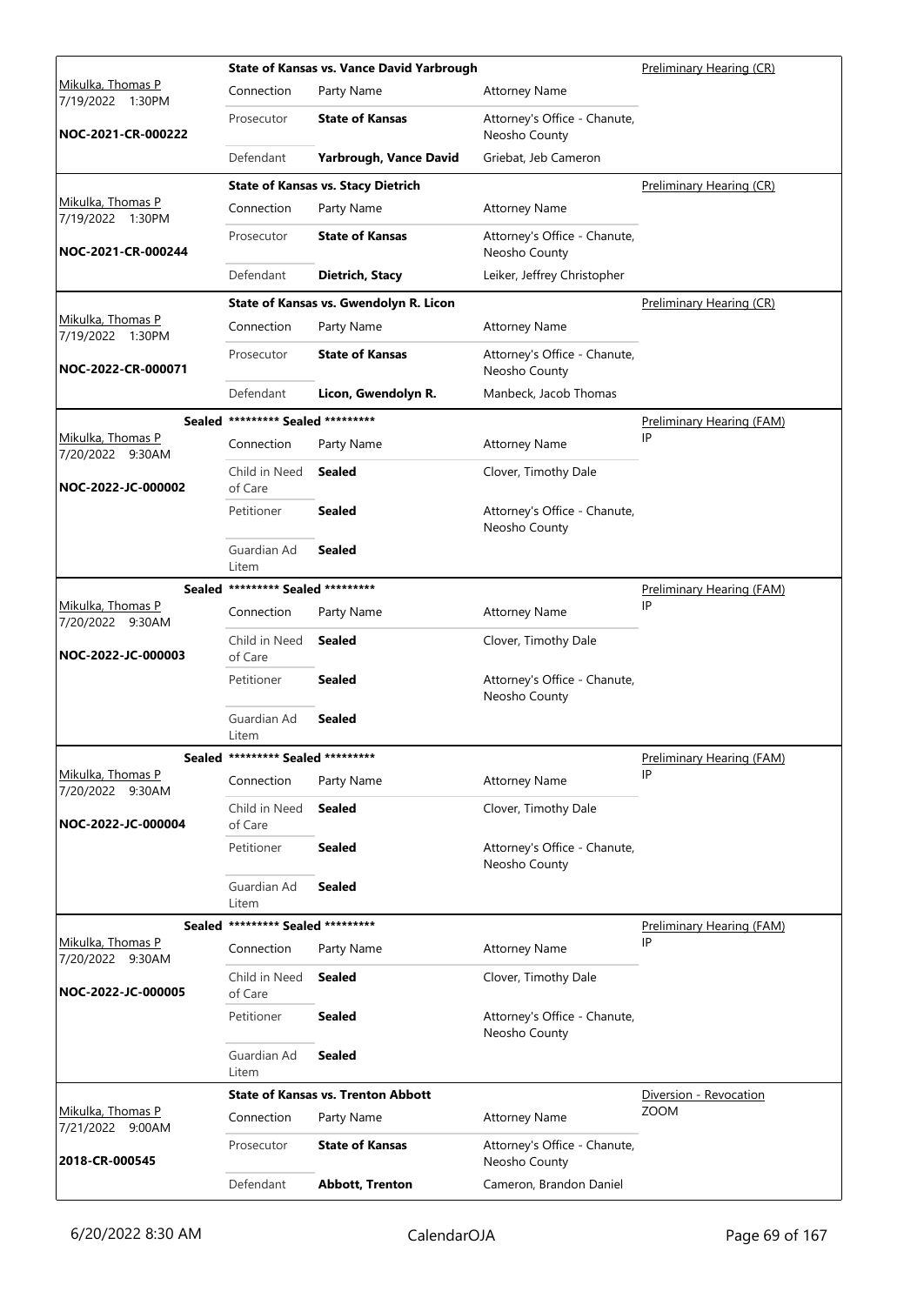| Judge / Date / Case | Case Title / Connection | Party Name | Attorney Name | Hearing Type |
|---|---|---|---|---|
| Mikulka, Thomas P<br>7/19/2022 1:30PM<br>**NOC-2021-CR-000222** | **State of Kansas vs. Vance David Yarbrough** | | | Preliminary Hearing (CR) |
| | Connection | Party Name | Attorney Name | |
| | Prosecutor | **State of Kansas** | Attorney's Office - Chanute, Neosho County | |
| | Defendant | **Yarbrough, Vance David** | Griebat, Jeb Cameron | |
| Mikulka, Thomas P<br>7/19/2022 1:30PM<br>**NOC-2021-CR-000244** | **State of Kansas vs. Stacy Dietrich** | | | Preliminary Hearing (CR) |
| | Connection | Party Name | Attorney Name | |
| | Prosecutor | **State of Kansas** | Attorney's Office - Chanute, Neosho County | |
| | Defendant | **Dietrich, Stacy** | Leiker, Jeffrey Christopher | |
| Mikulka, Thomas P<br>7/19/2022 1:30PM<br>**NOC-2022-CR-000071** | **State of Kansas vs. Gwendolyn R. Licon** | | | Preliminary Hearing (CR) |
| | Connection | Party Name | Attorney Name | |
| | Prosecutor | **State of Kansas** | Attorney's Office - Chanute, Neosho County | |
| | Defendant | **Licon, Gwendolyn R.** | Manbeck, Jacob Thomas | |
| Sealed<br>Mikulka, Thomas P<br>7/20/2022 9:30AM<br>**NOC-2022-JC-000002** | **\*\*\*\*\*\*\*\*\* Sealed \*\*\*\*\*\*\*\*\*** | | | Preliminary Hearing (FAM)<br>IP |
| | Connection | Party Name | Attorney Name | |
| | Child in Need of Care | **Sealed** | Clover, Timothy Dale | |
| | Petitioner | **Sealed** | Attorney's Office - Chanute, Neosho County | |
| | Guardian Ad Litem | **Sealed** | | |
| Sealed<br>Mikulka, Thomas P<br>7/20/2022 9:30AM<br>**NOC-2022-JC-000003** | **\*\*\*\*\*\*\*\*\* Sealed \*\*\*\*\*\*\*\*\*** | | | Preliminary Hearing (FAM)<br>IP |
| | Connection | Party Name | Attorney Name | |
| | Child in Need of Care | **Sealed** | Clover, Timothy Dale | |
| | Petitioner | **Sealed** | Attorney's Office - Chanute, Neosho County | |
| | Guardian Ad Litem | **Sealed** | | |
| Sealed<br>Mikulka, Thomas P<br>7/20/2022 9:30AM<br>**NOC-2022-JC-000004** | **\*\*\*\*\*\*\*\*\* Sealed \*\*\*\*\*\*\*\*\*** | | | Preliminary Hearing (FAM)<br>IP |
| | Connection | Party Name | Attorney Name | |
| | Child in Need of Care | **Sealed** | Clover, Timothy Dale | |
| | Petitioner | **Sealed** | Attorney's Office - Chanute, Neosho County | |
| | Guardian Ad Litem | **Sealed** | | |
| Sealed<br>Mikulka, Thomas P<br>7/20/2022 9:30AM<br>**NOC-2022-JC-000005** | **\*\*\*\*\*\*\*\*\* Sealed \*\*\*\*\*\*\*\*\*** | | | Preliminary Hearing (FAM)<br>IP |
| | Connection | Party Name | Attorney Name | |
| | Child in Need of Care | **Sealed** | Clover, Timothy Dale | |
| | Petitioner | **Sealed** | Attorney's Office - Chanute, Neosho County | |
| | Guardian Ad Litem | **Sealed** | | |
| Mikulka, Thomas P<br>7/21/2022 9:00AM<br>**2018-CR-000545** | **State of Kansas vs. Trenton Abbott** | | | Diversion - Revocation<br>ZOOM |
| | Connection | Party Name | Attorney Name | |
| | Prosecutor | **State of Kansas** | Attorney's Office - Chanute, Neosho County | |
| | Defendant | **Abbott, Trenton** | Cameron, Brandon Daniel | |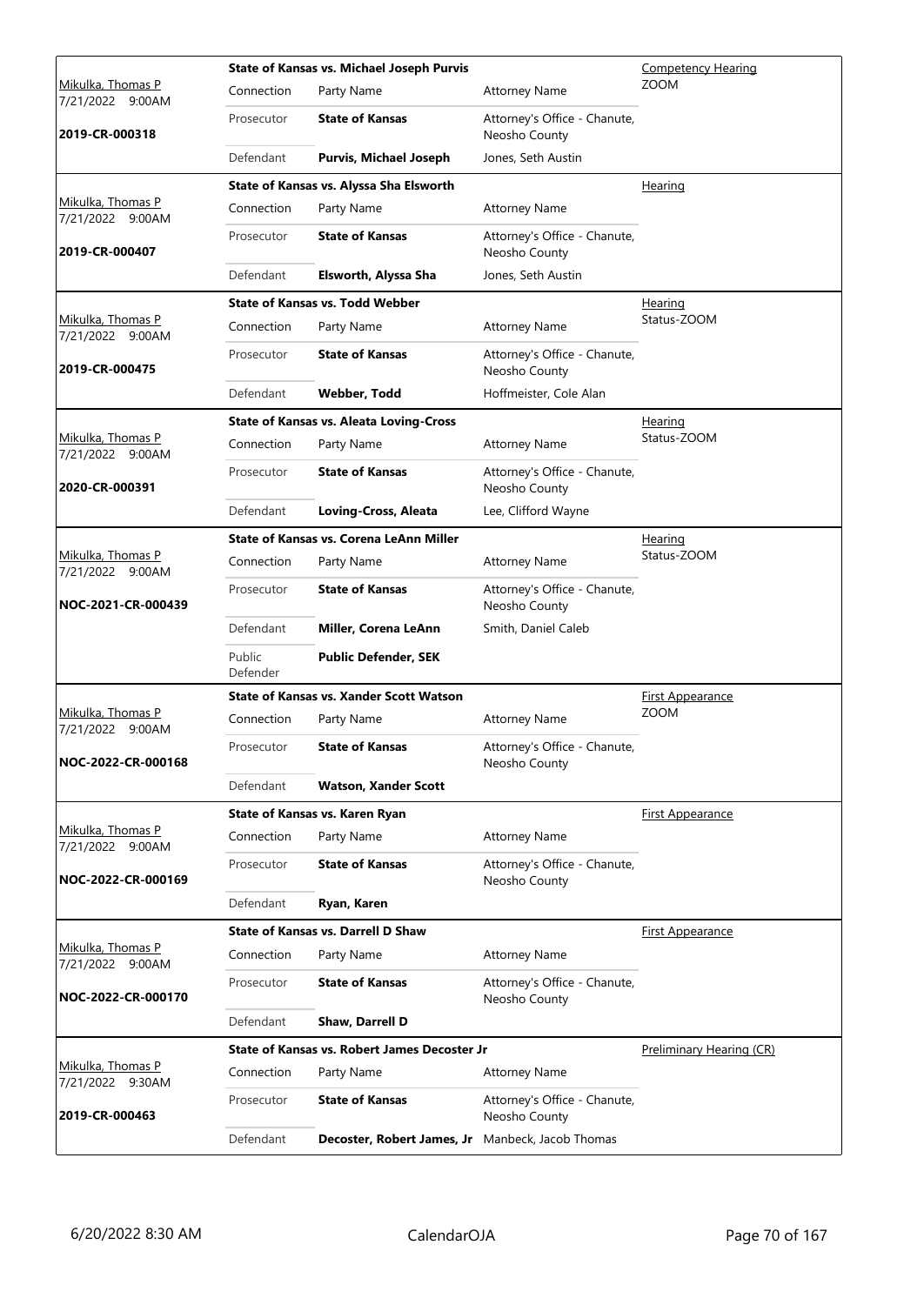| Judge / Date / Case | Case Title / Connection | Party Name | Attorney Name | Hearing Type |
|---|---|---|---|---|
| Mikulka, Thomas P 7/21/2022 9:00AM | **State of Kansas vs. Michael Joseph Purvis** | | | Competency Hearing ZOOM |
| **2019-CR-000318** | Connection | Party Name | Attorney Name | |
| | Prosecutor | **State of Kansas** | Attorney's Office - Chanute, Neosho County | |
| | Defendant | **Purvis, Michael Joseph** | Jones, Seth Austin | |
| Mikulka, Thomas P 7/21/2022 9:00AM | **State of Kansas vs. Alyssa Sha Elsworth** | | | Hearing |
| **2019-CR-000407** | Connection | Party Name | Attorney Name | |
| | Prosecutor | **State of Kansas** | Attorney's Office - Chanute, Neosho County | |
| | Defendant | **Elsworth, Alyssa Sha** | Jones, Seth Austin | |
| Mikulka, Thomas P 7/21/2022 9:00AM | **State of Kansas vs. Todd Webber** | | | Hearing Status-ZOOM |
| **2019-CR-000475** | Connection | Party Name | Attorney Name | |
| | Prosecutor | **State of Kansas** | Attorney's Office - Chanute, Neosho County | |
| | Defendant | **Webber, Todd** | Hoffmeister, Cole Alan | |
| Mikulka, Thomas P 7/21/2022 9:00AM | **State of Kansas vs. Aleata Loving-Cross** | | | Hearing Status-ZOOM |
| **2020-CR-000391** | Connection | Party Name | Attorney Name | |
| | Prosecutor | **State of Kansas** | Attorney's Office - Chanute, Neosho County | |
| | Defendant | **Loving-Cross, Aleata** | Lee, Clifford Wayne | |
| Mikulka, Thomas P 7/21/2022 9:00AM | **State of Kansas vs. Corena LeAnn Miller** | | | Hearing Status-ZOOM |
| **NOC-2021-CR-000439** | Connection | Party Name | Attorney Name | |
| | Prosecutor | **State of Kansas** | Attorney's Office - Chanute, Neosho County | |
| | Defendant | **Miller, Corena LeAnn** | Smith, Daniel Caleb | |
| | Public Defender | **Public Defender, SEK** | | |
| Mikulka, Thomas P 7/21/2022 9:00AM | **State of Kansas vs. Xander Scott Watson** | | | First Appearance ZOOM |
| **NOC-2022-CR-000168** | Connection | Party Name | Attorney Name | |
| | Prosecutor | **State of Kansas** | Attorney's Office - Chanute, Neosho County | |
| | Defendant | **Watson, Xander Scott** | | |
| Mikulka, Thomas P 7/21/2022 9:00AM | **State of Kansas vs. Karen Ryan** | | | First Appearance |
| **NOC-2022-CR-000169** | Connection | Party Name | Attorney Name | |
| | Prosecutor | **State of Kansas** | Attorney's Office - Chanute, Neosho County | |
| | Defendant | **Ryan, Karen** | | |
| Mikulka, Thomas P 7/21/2022 9:00AM | **State of Kansas vs. Darrell D Shaw** | | | First Appearance |
| **NOC-2022-CR-000170** | Connection | Party Name | Attorney Name | |
| | Prosecutor | **State of Kansas** | Attorney's Office - Chanute, Neosho County | |
| | Defendant | **Shaw, Darrell D** | | |
| Mikulka, Thomas P 7/21/2022 9:30AM | **State of Kansas vs. Robert James Decoster Jr** | | | Preliminary Hearing (CR) |
| **2019-CR-000463** | Connection | Party Name | Attorney Name | |
| | Prosecutor | **State of Kansas** | Attorney's Office - Chanute, Neosho County | |
| | Defendant | **Decoster, Robert James, Jr** | Manbeck, Jacob Thomas | |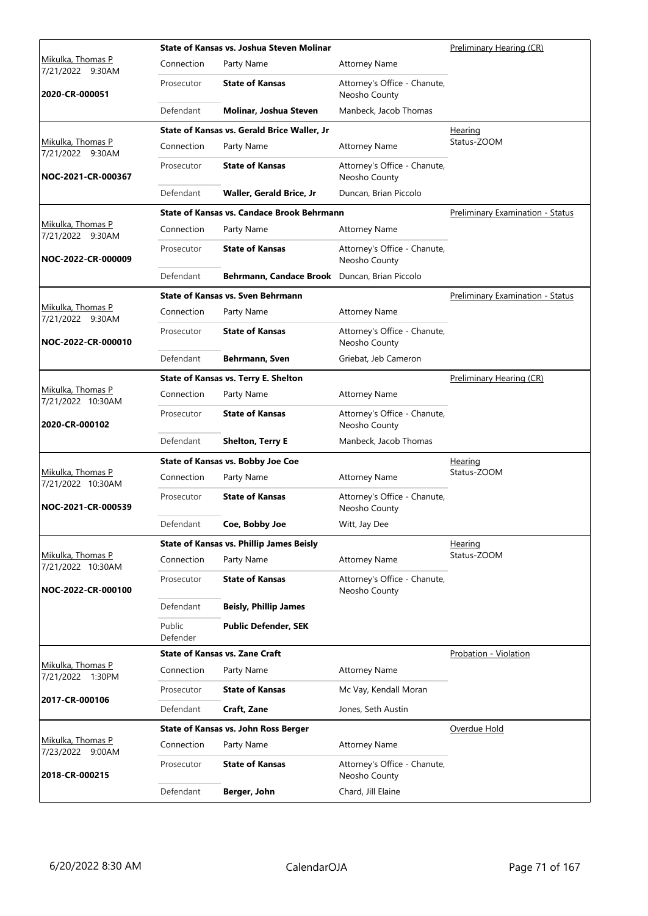| Judge / Date / Case | Case Title | | | Hearing Type |
|---|---|---|---|---|
| Mikulka, Thomas P<br>7/21/2022 9:30AM<br>**2020-CR-000051** | **State of Kansas vs. Joshua Steven Molinar** | | | Preliminary Hearing (CR) |
| | Connection | Party Name | Attorney Name | |
| | Prosecutor | **State of Kansas** | Attorney's Office - Chanute, Neosho County | |
| | Defendant | **Molinar, Joshua Steven** | Manbeck, Jacob Thomas | |
| Mikulka, Thomas P<br>7/21/2022 9:30AM<br>**NOC-2021-CR-000367** | **State of Kansas vs. Gerald Brice Waller, Jr** | | | Hearing<br>Status-ZOOM |
| | Connection | Party Name | Attorney Name | |
| | Prosecutor | **State of Kansas** | Attorney's Office - Chanute, Neosho County | |
| | Defendant | **Waller, Gerald Brice, Jr** | Duncan, Brian Piccolo | |
| Mikulka, Thomas P<br>7/21/2022 9:30AM<br>**NOC-2022-CR-000009** | **State of Kansas vs. Candace Brook Behrmann** | | | Preliminary Examination - Status |
| | Connection | Party Name | Attorney Name | |
| | Prosecutor | **State of Kansas** | Attorney's Office - Chanute, Neosho County | |
| | Defendant | **Behrmann, Candace Brook** | Duncan, Brian Piccolo | |
| Mikulka, Thomas P<br>7/21/2022 9:30AM<br>**NOC-2022-CR-000010** | **State of Kansas vs. Sven Behrmann** | | | Preliminary Examination - Status |
| | Connection | Party Name | Attorney Name | |
| | Prosecutor | **State of Kansas** | Attorney's Office - Chanute, Neosho County | |
| | Defendant | **Behrmann, Sven** | Griebat, Jeb Cameron | |
| Mikulka, Thomas P<br>7/21/2022 10:30AM<br>**2020-CR-000102** | **State of Kansas vs. Terry E. Shelton** | | | Preliminary Hearing (CR) |
| | Connection | Party Name | Attorney Name | |
| | Prosecutor | **State of Kansas** | Attorney's Office - Chanute, Neosho County | |
| | Defendant | **Shelton, Terry E** | Manbeck, Jacob Thomas | |
| Mikulka, Thomas P<br>7/21/2022 10:30AM<br>**NOC-2021-CR-000539** | **State of Kansas vs. Bobby Joe Coe** | | | Hearing<br>Status-ZOOM |
| | Connection | Party Name | Attorney Name | |
| | Prosecutor | **State of Kansas** | Attorney's Office - Chanute, Neosho County | |
| | Defendant | **Coe, Bobby Joe** | Witt, Jay Dee | |
| Mikulka, Thomas P<br>7/21/2022 10:30AM<br>**NOC-2022-CR-000100** | **State of Kansas vs. Phillip James Beisly** | | | Hearing<br>Status-ZOOM |
| | Connection | Party Name | Attorney Name | |
| | Prosecutor | **State of Kansas** | Attorney's Office - Chanute, Neosho County | |
| | Defendant | **Beisly, Phillip James** | | |
| | Public Defender | **Public Defender, SEK** | | |
| Mikulka, Thomas P<br>7/21/2022 1:30PM<br>**2017-CR-000106** | **State of Kansas vs. Zane Craft** | | | Probation - Violation |
| | Connection | Party Name | Attorney Name | |
| | Prosecutor | **State of Kansas** | Mc Vay, Kendall Moran | |
| | Defendant | **Craft, Zane** | Jones, Seth Austin | |
| Mikulka, Thomas P<br>7/23/2022 9:00AM<br>**2018-CR-000215** | **State of Kansas vs. John Ross Berger** | | | Overdue Hold |
| | Connection | Party Name | Attorney Name | |
| | Prosecutor | **State of Kansas** | Attorney's Office - Chanute, Neosho County | |
| | Defendant | **Berger, John** | Chard, Jill Elaine | |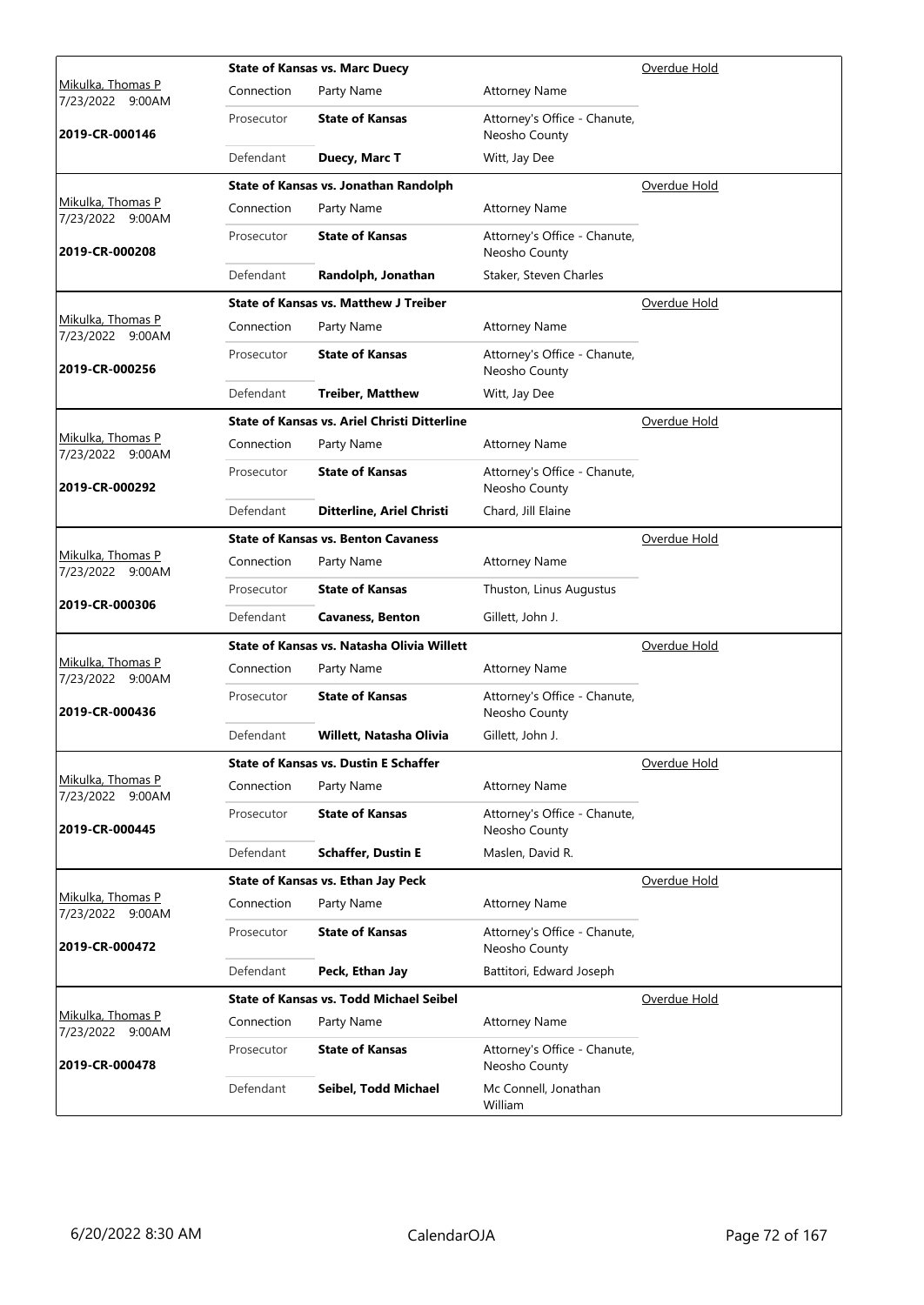| Judge / Date / Case | Case Title / Connection | Party Name | Attorney Name | Hearing |
|---|---|---|---|---|
| Mikulka, Thomas P<br>7/23/2022 9:00AM<br>**2019-CR-000146** | **State of Kansas vs. Marc Duecy** | | | Overdue Hold |
| | Connection | Party Name | Attorney Name | |
| | Prosecutor | **State of Kansas** | Attorney's Office - Chanute, Neosho County | |
| | Defendant | **Duecy, Marc T** | Witt, Jay Dee | |
| Mikulka, Thomas P<br>7/23/2022 9:00AM<br>**2019-CR-000208** | **State of Kansas vs. Jonathan Randolph** | | | Overdue Hold |
| | Connection | Party Name | Attorney Name | |
| | Prosecutor | **State of Kansas** | Attorney's Office - Chanute, Neosho County | |
| | Defendant | **Randolph, Jonathan** | Staker, Steven Charles | |
| Mikulka, Thomas P<br>7/23/2022 9:00AM<br>**2019-CR-000256** | **State of Kansas vs. Matthew J Treiber** | | | Overdue Hold |
| | Connection | Party Name | Attorney Name | |
| | Prosecutor | **State of Kansas** | Attorney's Office - Chanute, Neosho County | |
| | Defendant | **Treiber, Matthew** | Witt, Jay Dee | |
| Mikulka, Thomas P<br>7/23/2022 9:00AM<br>**2019-CR-000292** | **State of Kansas vs. Ariel Christi Ditterline** | | | Overdue Hold |
| | Connection | Party Name | Attorney Name | |
| | Prosecutor | **State of Kansas** | Attorney's Office - Chanute, Neosho County | |
| | Defendant | **Ditterline, Ariel Christi** | Chard, Jill Elaine | |
| Mikulka, Thomas P<br>7/23/2022 9:00AM<br>**2019-CR-000306** | **State of Kansas vs. Benton Cavaness** | | | Overdue Hold |
| | Connection | Party Name | Attorney Name | |
| | Prosecutor | **State of Kansas** | Thuston, Linus Augustus | |
| | Defendant | **Cavaness, Benton** | Gillett, John J. | |
| Mikulka, Thomas P<br>7/23/2022 9:00AM<br>**2019-CR-000436** | **State of Kansas vs. Natasha Olivia Willett** | | | Overdue Hold |
| | Connection | Party Name | Attorney Name | |
| | Prosecutor | **State of Kansas** | Attorney's Office - Chanute, Neosho County | |
| | Defendant | **Willett, Natasha Olivia** | Gillett, John J. | |
| Mikulka, Thomas P<br>7/23/2022 9:00AM<br>**2019-CR-000445** | **State of Kansas vs. Dustin E Schaffer** | | | Overdue Hold |
| | Connection | Party Name | Attorney Name | |
| | Prosecutor | **State of Kansas** | Attorney's Office - Chanute, Neosho County | |
| | Defendant | **Schaffer, Dustin E** | Maslen, David R. | |
| Mikulka, Thomas P<br>7/23/2022 9:00AM<br>**2019-CR-000472** | **State of Kansas vs. Ethan Jay Peck** | | | Overdue Hold |
| | Connection | Party Name | Attorney Name | |
| | Prosecutor | **State of Kansas** | Attorney's Office - Chanute, Neosho County | |
| | Defendant | **Peck, Ethan Jay** | Battitori, Edward Joseph | |
| Mikulka, Thomas P<br>7/23/2022 9:00AM<br>**2019-CR-000478** | **State of Kansas vs. Todd Michael Seibel** | | | Overdue Hold |
| | Connection | Party Name | Attorney Name | |
| | Prosecutor | **State of Kansas** | Attorney's Office - Chanute, Neosho County | |
| | Defendant | **Seibel, Todd Michael** | Mc Connell, Jonathan William | |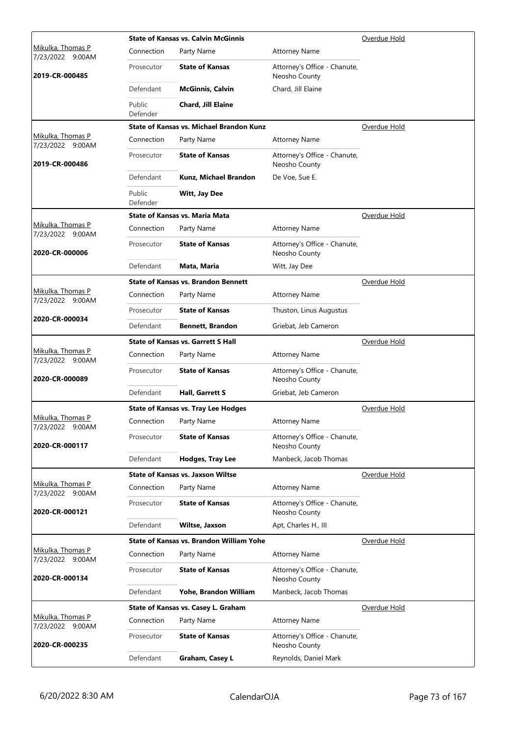| Judge / Date / Case | Case Title | | | Status |
|---|---|---|---|---|
| Mikulka, Thomas P<br>7/23/2022 9:00AM<br>**2019-CR-000485** | **State of Kansas vs. Calvin McGinnis** | | | Overdue Hold |
| | Connection | Party Name | Attorney Name | |
| | Prosecutor | **State of Kansas** | Attorney's Office - Chanute, Neosho County | |
| | Defendant | **McGinnis, Calvin** | Chard, Jill Elaine | |
| | Public Defender | **Chard, Jill Elaine** | | |
| Mikulka, Thomas P<br>7/23/2022 9:00AM<br>**2019-CR-000486** | **State of Kansas vs. Michael Brandon Kunz** | | | Overdue Hold |
| | Connection | Party Name | Attorney Name | |
| | Prosecutor | **State of Kansas** | Attorney's Office - Chanute, Neosho County | |
| | Defendant | **Kunz, Michael Brandon** | De Voe, Sue E. | |
| | Public Defender | **Witt, Jay Dee** | | |
| Mikulka, Thomas P<br>7/23/2022 9:00AM<br>**2020-CR-000006** | **State of Kansas vs. Maria Mata** | | | Overdue Hold |
| | Connection | Party Name | Attorney Name | |
| | Prosecutor | **State of Kansas** | Attorney's Office - Chanute, Neosho County | |
| | Defendant | **Mata, Maria** | Witt, Jay Dee | |
| Mikulka, Thomas P<br>7/23/2022 9:00AM<br>**2020-CR-000034** | **State of Kansas vs. Brandon Bennett** | | | Overdue Hold |
| | Connection | Party Name | Attorney Name | |
| | Prosecutor | **State of Kansas** | Thuston, Linus Augustus | |
| | Defendant | **Bennett, Brandon** | Griebat, Jeb Cameron | |
| Mikulka, Thomas P<br>7/23/2022 9:00AM<br>**2020-CR-000089** | **State of Kansas vs. Garrett S Hall** | | | Overdue Hold |
| | Connection | Party Name | Attorney Name | |
| | Prosecutor | **State of Kansas** | Attorney's Office - Chanute, Neosho County | |
| | Defendant | **Hall, Garrett S** | Griebat, Jeb Cameron | |
| Mikulka, Thomas P<br>7/23/2022 9:00AM<br>**2020-CR-000117** | **State of Kansas vs. Tray Lee Hodges** | | | Overdue Hold |
| | Connection | Party Name | Attorney Name | |
| | Prosecutor | **State of Kansas** | Attorney's Office - Chanute, Neosho County | |
| | Defendant | **Hodges, Tray Lee** | Manbeck, Jacob Thomas | |
| Mikulka, Thomas P<br>7/23/2022 9:00AM<br>**2020-CR-000121** | **State of Kansas vs. Jaxson Wiltse** | | | Overdue Hold |
| | Connection | Party Name | Attorney Name | |
| | Prosecutor | **State of Kansas** | Attorney's Office - Chanute, Neosho County | |
| | Defendant | **Wiltse, Jaxson** | Apt, Charles H., III | |
| Mikulka, Thomas P<br>7/23/2022 9:00AM<br>**2020-CR-000134** | **State of Kansas vs. Brandon William Yohe** | | | Overdue Hold |
| | Connection | Party Name | Attorney Name | |
| | Prosecutor | **State of Kansas** | Attorney's Office - Chanute, Neosho County | |
| | Defendant | **Yohe, Brandon William** | Manbeck, Jacob Thomas | |
| Mikulka, Thomas P<br>7/23/2022 9:00AM<br>**2020-CR-000235** | **State of Kansas vs. Casey L. Graham** | | | Overdue Hold |
| | Connection | Party Name | Attorney Name | |
| | Prosecutor | **State of Kansas** | Attorney's Office - Chanute, Neosho County | |
| | Defendant | **Graham, Casey L** | Reynolds, Daniel Mark | |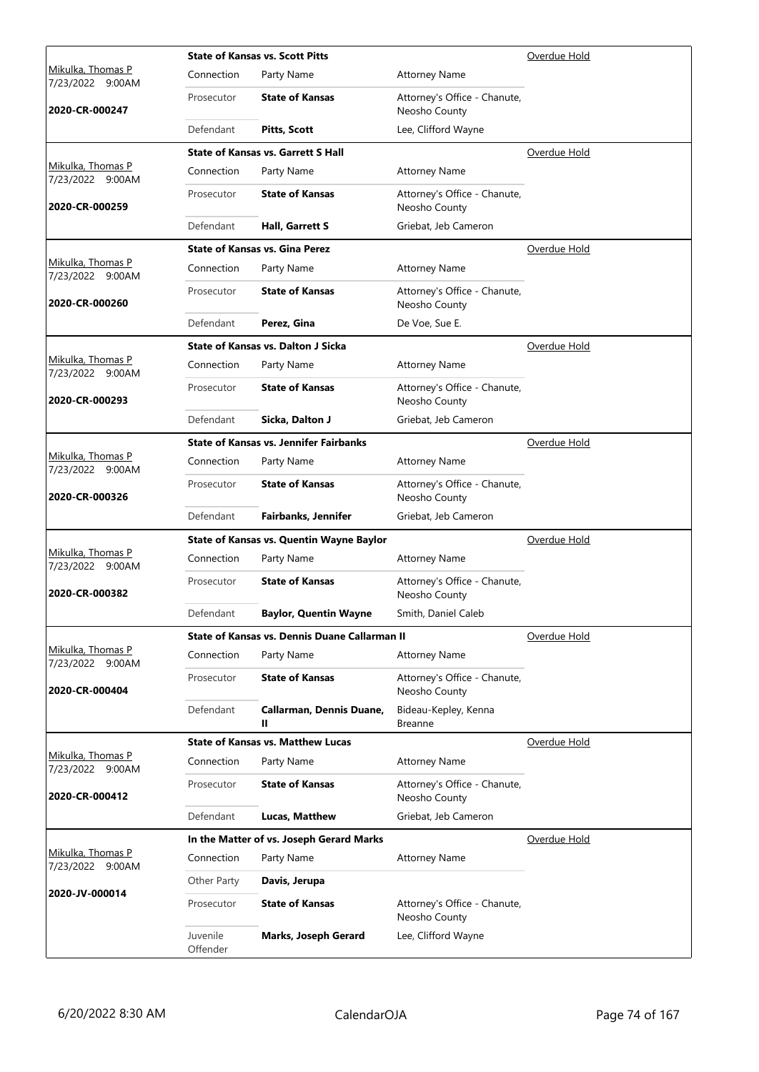| Judge / Date / Case | Case Title | | | Status |
|---|---|---|---|---|
| Mikulka, Thomas P<br>7/23/2022 9:00AM<br>**2020-CR-000247** | **State of Kansas vs. Scott Pitts** | | | Overdue Hold |
| | Connection | Party Name | Attorney Name | |
| | Prosecutor | **State of Kansas** | Attorney's Office - Chanute, Neosho County | |
| | Defendant | **Pitts, Scott** | Lee, Clifford Wayne | |
| Mikulka, Thomas P<br>7/23/2022 9:00AM<br>**2020-CR-000259** | **State of Kansas vs. Garrett S Hall** | | | Overdue Hold |
| | Connection | Party Name | Attorney Name | |
| | Prosecutor | **State of Kansas** | Attorney's Office - Chanute, Neosho County | |
| | Defendant | **Hall, Garrett S** | Griebat, Jeb Cameron | |
| Mikulka, Thomas P<br>7/23/2022 9:00AM<br>**2020-CR-000260** | **State of Kansas vs. Gina Perez** | | | Overdue Hold |
| | Connection | Party Name | Attorney Name | |
| | Prosecutor | **State of Kansas** | Attorney's Office - Chanute, Neosho County | |
| | Defendant | **Perez, Gina** | De Voe, Sue E. | |
| Mikulka, Thomas P<br>7/23/2022 9:00AM<br>**2020-CR-000293** | **State of Kansas vs. Dalton J Sicka** | | | Overdue Hold |
| | Connection | Party Name | Attorney Name | |
| | Prosecutor | **State of Kansas** | Attorney's Office - Chanute, Neosho County | |
| | Defendant | **Sicka, Dalton J** | Griebat, Jeb Cameron | |
| Mikulka, Thomas P<br>7/23/2022 9:00AM<br>**2020-CR-000326** | **State of Kansas vs. Jennifer Fairbanks** | | | Overdue Hold |
| | Connection | Party Name | Attorney Name | |
| | Prosecutor | **State of Kansas** | Attorney's Office - Chanute, Neosho County | |
| | Defendant | **Fairbanks, Jennifer** | Griebat, Jeb Cameron | |
| Mikulka, Thomas P<br>7/23/2022 9:00AM<br>**2020-CR-000382** | **State of Kansas vs. Quentin Wayne Baylor** | | | Overdue Hold |
| | Connection | Party Name | Attorney Name | |
| | Prosecutor | **State of Kansas** | Attorney's Office - Chanute, Neosho County | |
| | Defendant | **Baylor, Quentin Wayne** | Smith, Daniel Caleb | |
| Mikulka, Thomas P<br>7/23/2022 9:00AM<br>**2020-CR-000404** | **State of Kansas vs. Dennis Duane Callarman II** | | | Overdue Hold |
| | Connection | Party Name | Attorney Name | |
| | Prosecutor | **State of Kansas** | Attorney's Office - Chanute, Neosho County | |
| | Defendant | **Callarman, Dennis Duane, II** | Bideau-Kepley, Kenna Breanne | |
| Mikulka, Thomas P<br>7/23/2022 9:00AM<br>**2020-CR-000412** | **State of Kansas vs. Matthew Lucas** | | | Overdue Hold |
| | Connection | Party Name | Attorney Name | |
| | Prosecutor | **State of Kansas** | Attorney's Office - Chanute, Neosho County | |
| | Defendant | **Lucas, Matthew** | Griebat, Jeb Cameron | |
| Mikulka, Thomas P<br>7/23/2022 9:00AM<br>**2020-JV-000014** | **In the Matter of vs. Joseph Gerard Marks** | | | Overdue Hold |
| | Connection | Party Name | Attorney Name | |
| | Other Party | **Davis, Jerupa** | | |
| | Prosecutor | **State of Kansas** | Attorney's Office - Chanute, Neosho County | |
| | Juvenile Offender | **Marks, Joseph Gerard** | Lee, Clifford Wayne | |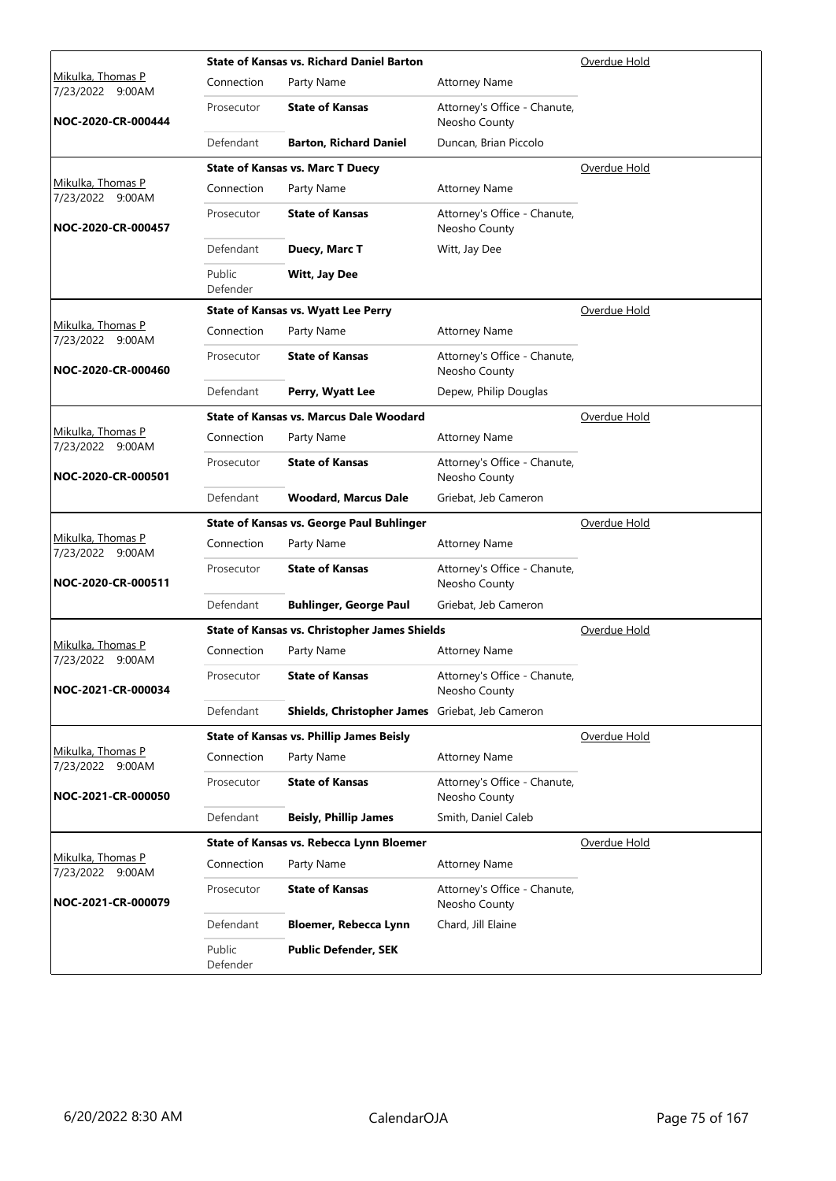| Judge / Date / Case | Case Title | | | Status |
|---|---|---|---|---|
| Mikulka, Thomas P 7/23/2022 9:00AM **NOC-2020-CR-000444** | **State of Kansas vs. Richard Daniel Barton** | | | Overdue Hold |
| | Connection | Party Name | Attorney Name | |
| | Prosecutor | **State of Kansas** | Attorney's Office - Chanute, Neosho County | |
| | Defendant | **Barton, Richard Daniel** | Duncan, Brian Piccolo | |
| Mikulka, Thomas P 7/23/2022 9:00AM **NOC-2020-CR-000457** | **State of Kansas vs. Marc T Duecy** | | | Overdue Hold |
| | Connection | Party Name | Attorney Name | |
| | Prosecutor | **State of Kansas** | Attorney's Office - Chanute, Neosho County | |
| | Defendant | **Duecy, Marc T** | Witt, Jay Dee | |
| | Public Defender | **Witt, Jay Dee** | | |
| Mikulka, Thomas P 7/23/2022 9:00AM **NOC-2020-CR-000460** | **State of Kansas vs. Wyatt Lee Perry** | | | Overdue Hold |
| | Connection | Party Name | Attorney Name | |
| | Prosecutor | **State of Kansas** | Attorney's Office - Chanute, Neosho County | |
| | Defendant | **Perry, Wyatt Lee** | Depew, Philip Douglas | |
| Mikulka, Thomas P 7/23/2022 9:00AM **NOC-2020-CR-000501** | **State of Kansas vs. Marcus Dale Woodard** | | | Overdue Hold |
| | Connection | Party Name | Attorney Name | |
| | Prosecutor | **State of Kansas** | Attorney's Office - Chanute, Neosho County | |
| | Defendant | **Woodard, Marcus Dale** | Griebat, Jeb Cameron | |
| Mikulka, Thomas P 7/23/2022 9:00AM **NOC-2020-CR-000511** | **State of Kansas vs. George Paul Buhlinger** | | | Overdue Hold |
| | Connection | Party Name | Attorney Name | |
| | Prosecutor | **State of Kansas** | Attorney's Office - Chanute, Neosho County | |
| | Defendant | **Buhlinger, George Paul** | Griebat, Jeb Cameron | |
| Mikulka, Thomas P 7/23/2022 9:00AM **NOC-2021-CR-000034** | **State of Kansas vs. Christopher James Shields** | | | Overdue Hold |
| | Connection | Party Name | Attorney Name | |
| | Prosecutor | **State of Kansas** | Attorney's Office - Chanute, Neosho County | |
| | Defendant | **Shields, Christopher James** | Griebat, Jeb Cameron | |
| Mikulka, Thomas P 7/23/2022 9:00AM **NOC-2021-CR-000050** | **State of Kansas vs. Phillip James Beisly** | | | Overdue Hold |
| | Connection | Party Name | Attorney Name | |
| | Prosecutor | **State of Kansas** | Attorney's Office - Chanute, Neosho County | |
| | Defendant | **Beisly, Phillip James** | Smith, Daniel Caleb | |
| Mikulka, Thomas P 7/23/2022 9:00AM **NOC-2021-CR-000079** | **State of Kansas vs. Rebecca Lynn Bloemer** | | | Overdue Hold |
| | Connection | Party Name | Attorney Name | |
| | Prosecutor | **State of Kansas** | Attorney's Office - Chanute, Neosho County | |
| | Defendant | **Bloemer, Rebecca Lynn** | Chard, Jill Elaine | |
| | Public Defender | **Public Defender, SEK** | | |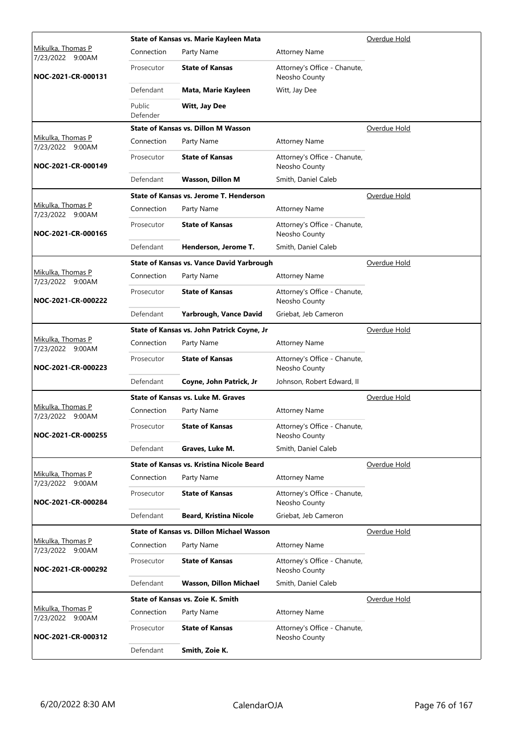| Judge / Date / Case | Connection | Party Name | Attorney Name | Status |
|---|---|---|---|---|
| Mikulka, Thomas P 7/23/2022 9:00AM **NOC-2021-CR-000131** | **State of Kansas vs. Marie Kayleen Mata** | | | Overdue Hold |
| | Connection | Party Name | Attorney Name | |
| | Prosecutor | **State of Kansas** | Attorney's Office - Chanute, Neosho County | |
| | Defendant | **Mata, Marie Kayleen** | Witt, Jay Dee | |
| | Public Defender | **Witt, Jay Dee** | | |
| Mikulka, Thomas P 7/23/2022 9:00AM **NOC-2021-CR-000149** | **State of Kansas vs. Dillon M Wasson** | | | Overdue Hold |
| | Connection | Party Name | Attorney Name | |
| | Prosecutor | **State of Kansas** | Attorney's Office - Chanute, Neosho County | |
| | Defendant | **Wasson, Dillon M** | Smith, Daniel Caleb | |
| Mikulka, Thomas P 7/23/2022 9:00AM **NOC-2021-CR-000165** | **State of Kansas vs. Jerome T. Henderson** | | | Overdue Hold |
| | Connection | Party Name | Attorney Name | |
| | Prosecutor | **State of Kansas** | Attorney's Office - Chanute, Neosho County | |
| | Defendant | **Henderson, Jerome T.** | Smith, Daniel Caleb | |
| Mikulka, Thomas P 7/23/2022 9:00AM **NOC-2021-CR-000222** | **State of Kansas vs. Vance David Yarbrough** | | | Overdue Hold |
| | Connection | Party Name | Attorney Name | |
| | Prosecutor | **State of Kansas** | Attorney's Office - Chanute, Neosho County | |
| | Defendant | **Yarbrough, Vance David** | Griebat, Jeb Cameron | |
| Mikulka, Thomas P 7/23/2022 9:00AM **NOC-2021-CR-000223** | **State of Kansas vs. John Patrick Coyne, Jr** | | | Overdue Hold |
| | Connection | Party Name | Attorney Name | |
| | Prosecutor | **State of Kansas** | Attorney's Office - Chanute, Neosho County | |
| | Defendant | **Coyne, John Patrick, Jr** | Johnson, Robert Edward, II | |
| Mikulka, Thomas P 7/23/2022 9:00AM **NOC-2021-CR-000255** | **State of Kansas vs. Luke M. Graves** | | | Overdue Hold |
| | Connection | Party Name | Attorney Name | |
| | Prosecutor | **State of Kansas** | Attorney's Office - Chanute, Neosho County | |
| | Defendant | **Graves, Luke M.** | Smith, Daniel Caleb | |
| Mikulka, Thomas P 7/23/2022 9:00AM **NOC-2021-CR-000284** | **State of Kansas vs. Kristina Nicole Beard** | | | Overdue Hold |
| | Connection | Party Name | Attorney Name | |
| | Prosecutor | **State of Kansas** | Attorney's Office - Chanute, Neosho County | |
| | Defendant | **Beard, Kristina Nicole** | Griebat, Jeb Cameron | |
| Mikulka, Thomas P 7/23/2022 9:00AM **NOC-2021-CR-000292** | **State of Kansas vs. Dillon Michael Wasson** | | | Overdue Hold |
| | Connection | Party Name | Attorney Name | |
| | Prosecutor | **State of Kansas** | Attorney's Office - Chanute, Neosho County | |
| | Defendant | **Wasson, Dillon Michael** | Smith, Daniel Caleb | |
| Mikulka, Thomas P 7/23/2022 9:00AM **NOC-2021-CR-000312** | **State of Kansas vs. Zoie K. Smith** | | | Overdue Hold |
| | Connection | Party Name | Attorney Name | |
| | Prosecutor | **State of Kansas** | Attorney's Office - Chanute, Neosho County | |
| | Defendant | **Smith, Zoie K.** | | |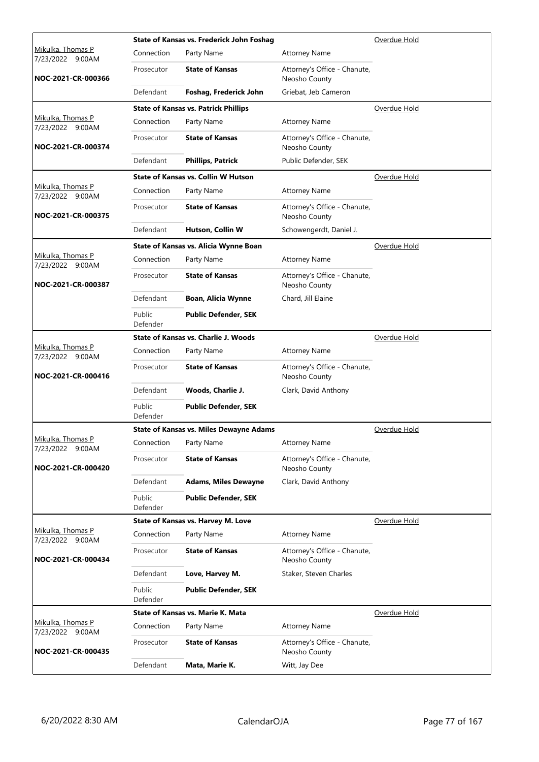| Judge / Date / Case | Connection | Party Name | Attorney Name | Status |
|---|---|---|---|---|
| Mikulka, Thomas P | | **State of Kansas vs. Frederick John Foshag** | | Overdue Hold |
| 7/23/2022 9:00AM | Connection | Party Name | Attorney Name | |
| **NOC-2021-CR-000366** | Prosecutor | **State of Kansas** | Attorney's Office - Chanute, Neosho County | |
| | Defendant | **Foshag, Frederick John** | Griebat, Jeb Cameron | |
| Mikulka, Thomas P | | **State of Kansas vs. Patrick Phillips** | | Overdue Hold |
| 7/23/2022 9:00AM | Connection | Party Name | Attorney Name | |
| **NOC-2021-CR-000374** | Prosecutor | **State of Kansas** | Attorney's Office - Chanute, Neosho County | |
| | Defendant | **Phillips, Patrick** | Public Defender, SEK | |
| Mikulka, Thomas P | | **State of Kansas vs. Collin W Hutson** | | Overdue Hold |
| 7/23/2022 9:00AM | Connection | Party Name | Attorney Name | |
| **NOC-2021-CR-000375** | Prosecutor | **State of Kansas** | Attorney's Office - Chanute, Neosho County | |
| | Defendant | **Hutson, Collin W** | Schowengerdt, Daniel J. | |
| Mikulka, Thomas P | | **State of Kansas vs. Alicia Wynne Boan** | | Overdue Hold |
| 7/23/2022 9:00AM | Connection | Party Name | Attorney Name | |
| **NOC-2021-CR-000387** | Prosecutor | **State of Kansas** | Attorney's Office - Chanute, Neosho County | |
| | Defendant | **Boan, Alicia Wynne** | Chard, Jill Elaine | |
| | Public Defender | **Public Defender, SEK** | | |
| Mikulka, Thomas P | | **State of Kansas vs. Charlie J. Woods** | | Overdue Hold |
| 7/23/2022 9:00AM | Connection | Party Name | Attorney Name | |
| **NOC-2021-CR-000416** | Prosecutor | **State of Kansas** | Attorney's Office - Chanute, Neosho County | |
| | Defendant | **Woods, Charlie J.** | Clark, David Anthony | |
| | Public Defender | **Public Defender, SEK** | | |
| Mikulka, Thomas P | | **State of Kansas vs. Miles Dewayne Adams** | | Overdue Hold |
| 7/23/2022 9:00AM | Connection | Party Name | Attorney Name | |
| **NOC-2021-CR-000420** | Prosecutor | **State of Kansas** | Attorney's Office - Chanute, Neosho County | |
| | Defendant | **Adams, Miles Dewayne** | Clark, David Anthony | |
| | Public Defender | **Public Defender, SEK** | | |
| Mikulka, Thomas P | | **State of Kansas vs. Harvey M. Love** | | Overdue Hold |
| 7/23/2022 9:00AM | Connection | Party Name | Attorney Name | |
| **NOC-2021-CR-000434** | Prosecutor | **State of Kansas** | Attorney's Office - Chanute, Neosho County | |
| | Defendant | **Love, Harvey M.** | Staker, Steven Charles | |
| | Public Defender | **Public Defender, SEK** | | |
| Mikulka, Thomas P | | **State of Kansas vs. Marie K. Mata** | | Overdue Hold |
| 7/23/2022 9:00AM | Connection | Party Name | Attorney Name | |
| **NOC-2021-CR-000435** | Prosecutor | **State of Kansas** | Attorney's Office - Chanute, Neosho County | |
| | Defendant | **Mata, Marie K.** | Witt, Jay Dee | |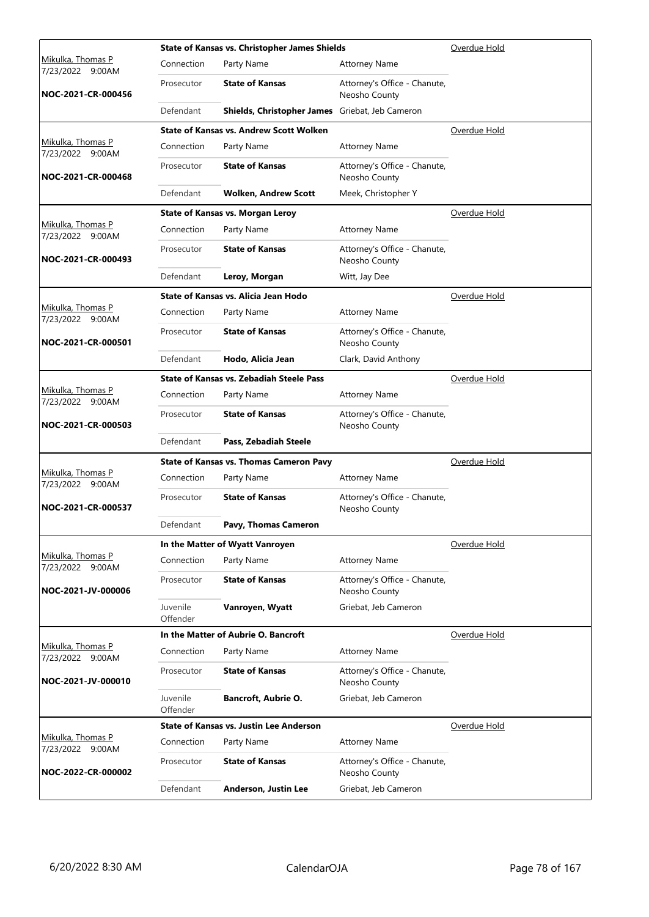| Judge / Date / Case | Connection | Party Name | Attorney Name | Status |
|---|---|---|---|---|
| Mikulka, Thomas P 7/23/2022 9:00AM NOC-2021-CR-000456 | **State of Kansas vs. Christopher James Shields** | | | Overdue Hold |
| | Connection | Party Name | Attorney Name | |
| | Prosecutor | **State of Kansas** | Attorney's Office - Chanute, Neosho County | |
| | Defendant | **Shields, Christopher James** | Griebat, Jeb Cameron | |
| Mikulka, Thomas P 7/23/2022 9:00AM NOC-2021-CR-000468 | **State of Kansas vs. Andrew Scott Wolken** | | | Overdue Hold |
| | Connection | Party Name | Attorney Name | |
| | Prosecutor | **State of Kansas** | Attorney's Office - Chanute, Neosho County | |
| | Defendant | **Wolken, Andrew Scott** | Meek, Christopher Y | |
| Mikulka, Thomas P 7/23/2022 9:00AM NOC-2021-CR-000493 | **State of Kansas vs. Morgan Leroy** | | | Overdue Hold |
| | Connection | Party Name | Attorney Name | |
| | Prosecutor | **State of Kansas** | Attorney's Office - Chanute, Neosho County | |
| | Defendant | **Leroy, Morgan** | Witt, Jay Dee | |
| Mikulka, Thomas P 7/23/2022 9:00AM NOC-2021-CR-000501 | **State of Kansas vs. Alicia Jean Hodo** | | | Overdue Hold |
| | Connection | Party Name | Attorney Name | |
| | Prosecutor | **State of Kansas** | Attorney's Office - Chanute, Neosho County | |
| | Defendant | **Hodo, Alicia Jean** | Clark, David Anthony | |
| Mikulka, Thomas P 7/23/2022 9:00AM NOC-2021-CR-000503 | **State of Kansas vs. Zebadiah Steele Pass** | | | Overdue Hold |
| | Connection | Party Name | Attorney Name | |
| | Prosecutor | **State of Kansas** | Attorney's Office - Chanute, Neosho County | |
| | Defendant | **Pass, Zebadiah Steele** | | |
| Mikulka, Thomas P 7/23/2022 9:00AM NOC-2021-CR-000537 | **State of Kansas vs. Thomas Cameron Pavy** | | | Overdue Hold |
| | Connection | Party Name | Attorney Name | |
| | Prosecutor | **State of Kansas** | Attorney's Office - Chanute, Neosho County | |
| | Defendant | **Pavy, Thomas Cameron** | | |
| Mikulka, Thomas P 7/23/2022 9:00AM NOC-2021-JV-000006 | **In the Matter of Wyatt Vanroyen** | | | Overdue Hold |
| | Connection | Party Name | Attorney Name | |
| | Prosecutor | **State of Kansas** | Attorney's Office - Chanute, Neosho County | |
| | Juvenile Offender | **Vanroyen, Wyatt** | Griebat, Jeb Cameron | |
| Mikulka, Thomas P 7/23/2022 9:00AM NOC-2021-JV-000010 | **In the Matter of Aubrie O. Bancroft** | | | Overdue Hold |
| | Connection | Party Name | Attorney Name | |
| | Prosecutor | **State of Kansas** | Attorney's Office - Chanute, Neosho County | |
| | Juvenile Offender | **Bancroft, Aubrie O.** | Griebat, Jeb Cameron | |
| Mikulka, Thomas P 7/23/2022 9:00AM NOC-2022-CR-000002 | **State of Kansas vs. Justin Lee Anderson** | | | Overdue Hold |
| | Connection | Party Name | Attorney Name | |
| | Prosecutor | **State of Kansas** | Attorney's Office - Chanute, Neosho County | |
| | Defendant | **Anderson, Justin Lee** | Griebat, Jeb Cameron | |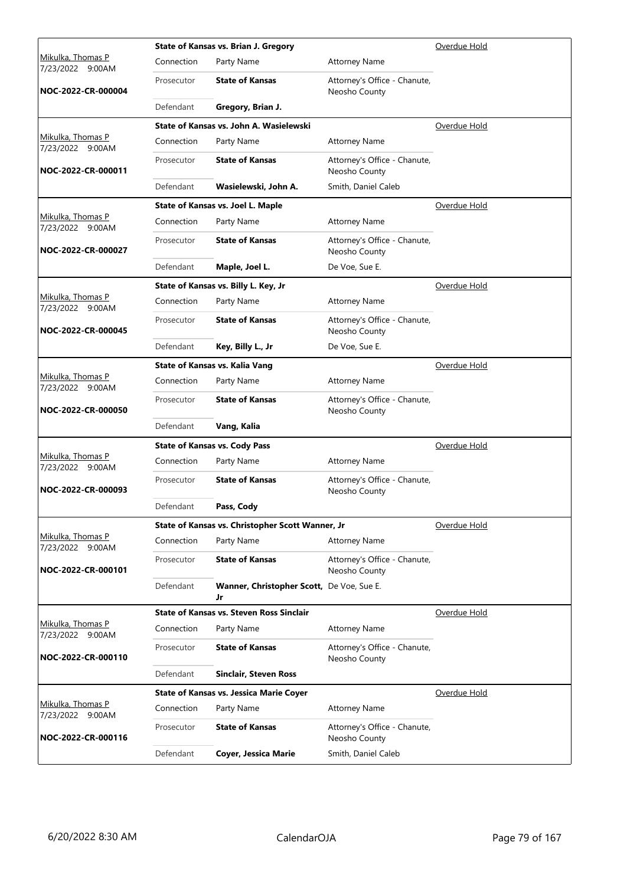| Judge / Date / Case | Case Title | | | Status |
|---|---|---|---|---|
| Mikulka, Thomas P 7/23/2022 9:00AM NOC-2022-CR-000004 | **State of Kansas vs. Brian J. Gregory** | | | Overdue Hold |
| | Connection | Party Name | Attorney Name | |
| | Prosecutor | **State of Kansas** | Attorney's Office - Chanute, Neosho County | |
| | Defendant | **Gregory, Brian J.** | | |
| Mikulka, Thomas P 7/23/2022 9:00AM NOC-2022-CR-000011 | **State of Kansas vs. John A. Wasielewski** | | | Overdue Hold |
| | Connection | Party Name | Attorney Name | |
| | Prosecutor | **State of Kansas** | Attorney's Office - Chanute, Neosho County | |
| | Defendant | **Wasielewski, John A.** | Smith, Daniel Caleb | |
| Mikulka, Thomas P 7/23/2022 9:00AM NOC-2022-CR-000027 | **State of Kansas vs. Joel L. Maple** | | | Overdue Hold |
| | Connection | Party Name | Attorney Name | |
| | Prosecutor | **State of Kansas** | Attorney's Office - Chanute, Neosho County | |
| | Defendant | **Maple, Joel L.** | De Voe, Sue E. | |
| Mikulka, Thomas P 7/23/2022 9:00AM NOC-2022-CR-000045 | **State of Kansas vs. Billy L. Key, Jr** | | | Overdue Hold |
| | Connection | Party Name | Attorney Name | |
| | Prosecutor | **State of Kansas** | Attorney's Office - Chanute, Neosho County | |
| | Defendant | **Key, Billy L., Jr** | De Voe, Sue E. | |
| Mikulka, Thomas P 7/23/2022 9:00AM NOC-2022-CR-000050 | **State of Kansas vs. Kalia Vang** | | | Overdue Hold |
| | Connection | Party Name | Attorney Name | |
| | Prosecutor | **State of Kansas** | Attorney's Office - Chanute, Neosho County | |
| | Defendant | **Vang, Kalia** | | |
| Mikulka, Thomas P 7/23/2022 9:00AM NOC-2022-CR-000093 | **State of Kansas vs. Cody Pass** | | | Overdue Hold |
| | Connection | Party Name | Attorney Name | |
| | Prosecutor | **State of Kansas** | Attorney's Office - Chanute, Neosho County | |
| | Defendant | **Pass, Cody** | | |
| Mikulka, Thomas P 7/23/2022 9:00AM NOC-2022-CR-000101 | **State of Kansas vs. Christopher Scott Wanner, Jr** | | | Overdue Hold |
| | Connection | Party Name | Attorney Name | |
| | Prosecutor | **State of Kansas** | Attorney's Office - Chanute, Neosho County | |
| | Defendant | **Wanner, Christopher Scott, Jr** | De Voe, Sue E. | |
| Mikulka, Thomas P 7/23/2022 9:00AM NOC-2022-CR-000110 | **State of Kansas vs. Steven Ross Sinclair** | | | Overdue Hold |
| | Connection | Party Name | Attorney Name | |
| | Prosecutor | **State of Kansas** | Attorney's Office - Chanute, Neosho County | |
| | Defendant | **Sinclair, Steven Ross** | | |
| Mikulka, Thomas P 7/23/2022 9:00AM NOC-2022-CR-000116 | **State of Kansas vs. Jessica Marie Coyer** | | | Overdue Hold |
| | Connection | Party Name | Attorney Name | |
| | Prosecutor | **State of Kansas** | Attorney's Office - Chanute, Neosho County | |
| | Defendant | **Coyer, Jessica Marie** | Smith, Daniel Caleb | |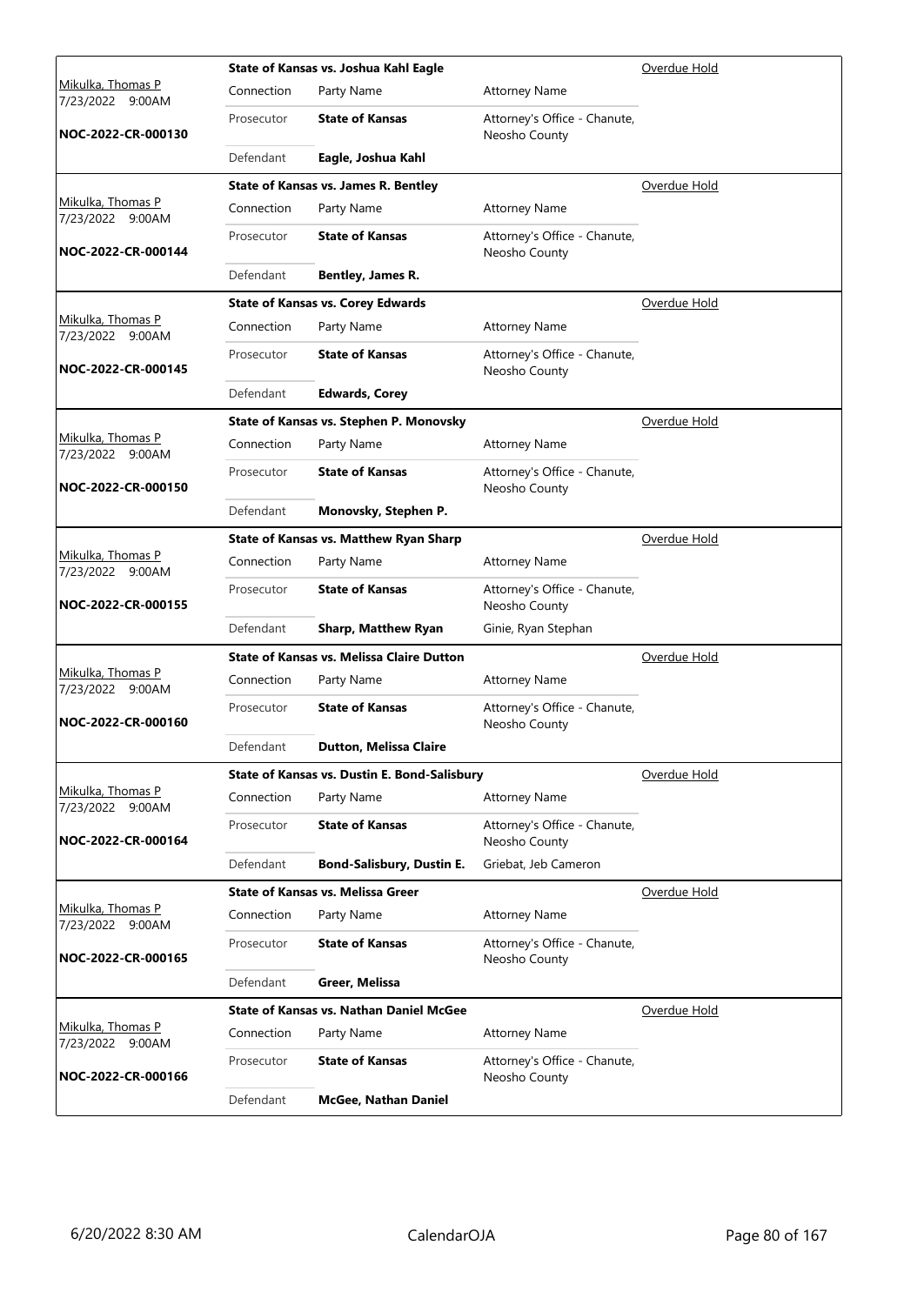| Judge / Date / Case | Case Title | | | Status |
|---|---|---|---|---|
| Mikulka, Thomas P 7/23/2022 9:00AM | **State of Kansas vs. Joshua Kahl Eagle** | | | Overdue Hold |
| | Connection | Party Name | Attorney Name | |
| **NOC-2022-CR-000130** | Prosecutor | **State of Kansas** | Attorney's Office - Chanute, Neosho County | |
| | Defendant | **Eagle, Joshua Kahl** | | |
| Mikulka, Thomas P 7/23/2022 9:00AM | **State of Kansas vs. James R. Bentley** | | | Overdue Hold |
| | Connection | Party Name | Attorney Name | |
| **NOC-2022-CR-000144** | Prosecutor | **State of Kansas** | Attorney's Office - Chanute, Neosho County | |
| | Defendant | **Bentley, James R.** | | |
| Mikulka, Thomas P 7/23/2022 9:00AM | **State of Kansas vs. Corey Edwards** | | | Overdue Hold |
| | Connection | Party Name | Attorney Name | |
| **NOC-2022-CR-000145** | Prosecutor | **State of Kansas** | Attorney's Office - Chanute, Neosho County | |
| | Defendant | **Edwards, Corey** | | |
| Mikulka, Thomas P 7/23/2022 9:00AM | **State of Kansas vs. Stephen P. Monovsky** | | | Overdue Hold |
| | Connection | Party Name | Attorney Name | |
| **NOC-2022-CR-000150** | Prosecutor | **State of Kansas** | Attorney's Office - Chanute, Neosho County | |
| | Defendant | **Monovsky, Stephen P.** | | |
| Mikulka, Thomas P 7/23/2022 9:00AM | **State of Kansas vs. Matthew Ryan Sharp** | | | Overdue Hold |
| | Connection | Party Name | Attorney Name | |
| **NOC-2022-CR-000155** | Prosecutor | **State of Kansas** | Attorney's Office - Chanute, Neosho County | |
| | Defendant | **Sharp, Matthew Ryan** | Ginie, Ryan Stephan | |
| Mikulka, Thomas P 7/23/2022 9:00AM | **State of Kansas vs. Melissa Claire Dutton** | | | Overdue Hold |
| | Connection | Party Name | Attorney Name | |
| **NOC-2022-CR-000160** | Prosecutor | **State of Kansas** | Attorney's Office - Chanute, Neosho County | |
| | Defendant | **Dutton, Melissa Claire** | | |
| Mikulka, Thomas P 7/23/2022 9:00AM | **State of Kansas vs. Dustin E. Bond-Salisbury** | | | Overdue Hold |
| | Connection | Party Name | Attorney Name | |
| **NOC-2022-CR-000164** | Prosecutor | **State of Kansas** | Attorney's Office - Chanute, Neosho County | |
| | Defendant | **Bond-Salisbury, Dustin E.** | Griebat, Jeb Cameron | |
| Mikulka, Thomas P 7/23/2022 9:00AM | **State of Kansas vs. Melissa Greer** | | | Overdue Hold |
| | Connection | Party Name | Attorney Name | |
| **NOC-2022-CR-000165** | Prosecutor | **State of Kansas** | Attorney's Office - Chanute, Neosho County | |
| | Defendant | **Greer, Melissa** | | |
| Mikulka, Thomas P 7/23/2022 9:00AM | **State of Kansas vs. Nathan Daniel McGee** | | | Overdue Hold |
| | Connection | Party Name | Attorney Name | |
| **NOC-2022-CR-000166** | Prosecutor | **State of Kansas** | Attorney's Office - Chanute, Neosho County | |
| | Defendant | **McGee, Nathan Daniel** | | |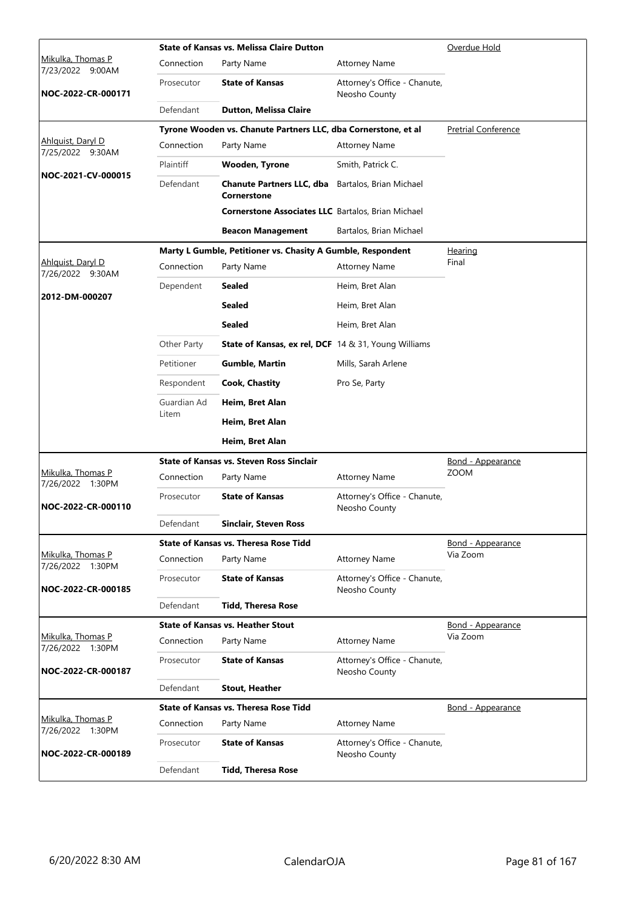| Judge / Date / Case | Case Title | | | Hearing Type |
|---|---|---|---|---|
| Mikulka, Thomas P<br>7/23/2022 9:00AM<br>**NOC-2022-CR-000171** | **State of Kansas vs. Melissa Claire Dutton** | | | Overdue Hold |
| | Connection | Party Name | Attorney Name | |
| | Prosecutor | **State of Kansas** | Attorney's Office - Chanute, Neosho County | |
| | Defendant | **Dutton, Melissa Claire** | | |
| Ahlquist, Daryl D<br>7/25/2022 9:30AM<br>**NOC-2021-CV-000015** | **Tyrone Wooden vs. Chanute Partners LLC, dba Cornerstone, et al** | | | Pretrial Conference |
| | Connection | Party Name | Attorney Name | |
| | Plaintiff | **Wooden, Tyrone** | Smith, Patrick C. | |
| | Defendant | **Chanute Partners LLC, dba Cornerstone** | Bartalos, Brian Michael | |
| | | **Cornerstone Associates LLC** | Bartalos, Brian Michael | |
| | | **Beacon Management** | Bartalos, Brian Michael | |
| Ahlquist, Daryl D<br>7/26/2022 9:30AM<br>**2012-DM-000207** | **Marty L Gumble, Petitioner vs. Chasity A Gumble, Respondent** | | | Hearing<br>Final |
| | Connection | Party Name | Attorney Name | |
| | Dependent | **Sealed** | Heim, Bret Alan | |
| | | **Sealed** | Heim, Bret Alan | |
| | | **Sealed** | Heim, Bret Alan | |
| | Other Party | **State of Kansas, ex rel, DCF** | 14 & 31, Young Williams | |
| | Petitioner | **Gumble, Martin** | Mills, Sarah Arlene | |
| | Respondent | **Cook, Chastity** | Pro Se, Party | |
| | Guardian Ad Litem | **Heim, Bret Alan** | | |
| | | **Heim, Bret Alan** | | |
| | | **Heim, Bret Alan** | | |
| Mikulka, Thomas P<br>7/26/2022 1:30PM<br>**NOC-2022-CR-000110** | **State of Kansas vs. Steven Ross Sinclair** | | | Bond - Appearance<br>ZOOM |
| | Connection | Party Name | Attorney Name | |
| | Prosecutor | **State of Kansas** | Attorney's Office - Chanute, Neosho County | |
| | Defendant | **Sinclair, Steven Ross** | | |
| Mikulka, Thomas P<br>7/26/2022 1:30PM<br>**NOC-2022-CR-000185** | **State of Kansas vs. Theresa Rose Tidd** | | | Bond - Appearance<br>Via Zoom |
| | Connection | Party Name | Attorney Name | |
| | Prosecutor | **State of Kansas** | Attorney's Office - Chanute, Neosho County | |
| | Defendant | **Tidd, Theresa Rose** | | |
| Mikulka, Thomas P<br>7/26/2022 1:30PM<br>**NOC-2022-CR-000187** | **State of Kansas vs. Heather Stout** | | | Bond - Appearance<br>Via Zoom |
| | Connection | Party Name | Attorney Name | |
| | Prosecutor | **State of Kansas** | Attorney's Office - Chanute, Neosho County | |
| | Defendant | **Stout, Heather** | | |
| Mikulka, Thomas P<br>7/26/2022 1:30PM<br>**NOC-2022-CR-000189** | **State of Kansas vs. Theresa Rose Tidd** | | | Bond - Appearance |
| | Connection | Party Name | Attorney Name | |
| | Prosecutor | **State of Kansas** | Attorney's Office - Chanute, Neosho County | |
| | Defendant | **Tidd, Theresa Rose** | | |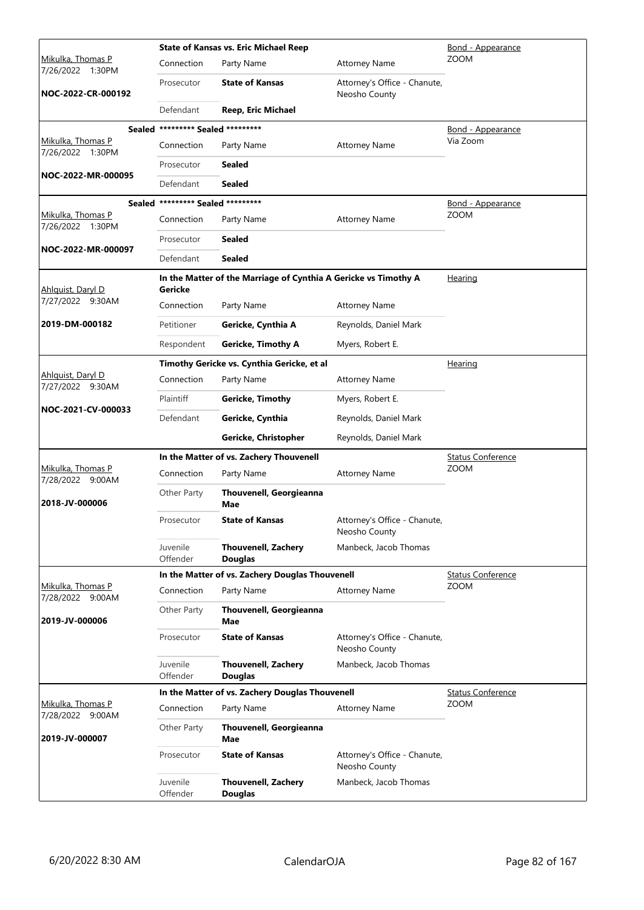| Judge / Date / Case | | | | Hearing Type |
|---|---|---|---|---|
| | **State of Kansas vs. Eric Michael Reep** | | | Bond - Appearance |
| Mikulka, Thomas P 7/26/2022 1:30PM | Connection | Party Name | Attorney Name | ZOOM |
| **NOC-2022-CR-000192** | Prosecutor | **State of Kansas** | Attorney's Office - Chanute, Neosho County | |
| | Defendant | **Reep, Eric Michael** | | |
| **Sealed** | ********* Sealed ********* | | | Bond - Appearance |
| Mikulka, Thomas P 7/26/2022 1:30PM | Connection | Party Name | Attorney Name | Via Zoom |
| **NOC-2022-MR-000095** | Prosecutor | **Sealed** | | |
| | Defendant | **Sealed** | | |
| **Sealed** | ********* Sealed ********* | | | Bond - Appearance |
| Mikulka, Thomas P 7/26/2022 1:30PM | Connection | Party Name | Attorney Name | ZOOM |
| **NOC-2022-MR-000097** | Prosecutor | **Sealed** | | |
| | Defendant | **Sealed** | | |
| | **In the Matter of the Marriage of Cynthia A Gericke vs Timothy A Gericke** | | | Hearing |
| Ahlquist, Daryl D 7/27/2022 9:30AM | Connection | Party Name | Attorney Name | |
| **2019-DM-000182** | Petitioner | **Gericke, Cynthia A** | Reynolds, Daniel Mark | |
| | Respondent | **Gericke, Timothy A** | Myers, Robert E. | |
| | **Timothy Gericke vs. Cynthia Gericke, et al** | | | Hearing |
| Ahlquist, Daryl D 7/27/2022 9:30AM | Connection | Party Name | Attorney Name | |
| **NOC-2021-CV-000033** | Plaintiff | **Gericke, Timothy** | Myers, Robert E. | |
| | Defendant | **Gericke, Cynthia** | Reynolds, Daniel Mark | |
| | | **Gericke, Christopher** | Reynolds, Daniel Mark | |
| | **In the Matter of vs. Zachery Thouvenell** | | | Status Conference |
| Mikulka, Thomas P 7/28/2022 9:00AM | Connection | Party Name | Attorney Name | ZOOM |
| **2018-JV-000006** | Other Party | **Thouvenell, Georgieanna Mae** | | |
| | Prosecutor | **State of Kansas** | Attorney's Office - Chanute, Neosho County | |
| | Juvenile Offender | **Thouvenell, Zachery Douglas** | Manbeck, Jacob Thomas | |
| | **In the Matter of vs. Zachery Douglas Thouvenell** | | | Status Conference |
| Mikulka, Thomas P 7/28/2022 9:00AM | Connection | Party Name | Attorney Name | ZOOM |
| **2019-JV-000006** | Other Party | **Thouvenell, Georgieanna Mae** | | |
| | Prosecutor | **State of Kansas** | Attorney's Office - Chanute, Neosho County | |
| | Juvenile Offender | **Thouvenell, Zachery Douglas** | Manbeck, Jacob Thomas | |
| | **In the Matter of vs. Zachery Douglas Thouvenell** | | | Status Conference |
| Mikulka, Thomas P 7/28/2022 9:00AM | Connection | Party Name | Attorney Name | ZOOM |
| **2019-JV-000007** | Other Party | **Thouvenell, Georgieanna Mae** | | |
| | Prosecutor | **State of Kansas** | Attorney's Office - Chanute, Neosho County | |
| | Juvenile Offender | **Thouvenell, Zachery Douglas** | Manbeck, Jacob Thomas | |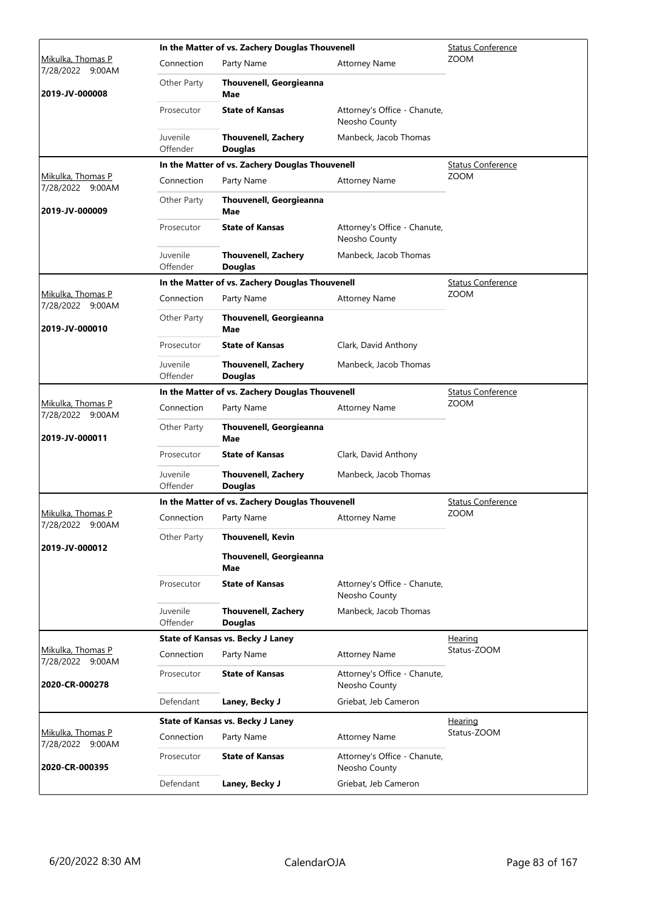| Judge / Date / Case | Case Title | | | Hearing Type |
|---|---|---|---|---|
| Mikulka, Thomas P 7/28/2022 9:00AM **2019-JV-000008** | **In the Matter of vs. Zachery Douglas Thouvenell** | | | Status Conference ZOOM |
| | Connection | Party Name | Attorney Name | |
| | Other Party | **Thouvenell, Georgieanna Mae** | | |
| | Prosecutor | **State of Kansas** | Attorney's Office - Chanute, Neosho County | |
| | Juvenile Offender | **Thouvenell, Zachery Douglas** | Manbeck, Jacob Thomas | |
| Mikulka, Thomas P 7/28/2022 9:00AM **2019-JV-000009** | **In the Matter of vs. Zachery Douglas Thouvenell** | | | Status Conference ZOOM |
| | Connection | Party Name | Attorney Name | |
| | Other Party | **Thouvenell, Georgieanna Mae** | | |
| | Prosecutor | **State of Kansas** | Attorney's Office - Chanute, Neosho County | |
| | Juvenile Offender | **Thouvenell, Zachery Douglas** | Manbeck, Jacob Thomas | |
| Mikulka, Thomas P 7/28/2022 9:00AM **2019-JV-000010** | **In the Matter of vs. Zachery Douglas Thouvenell** | | | Status Conference ZOOM |
| | Connection | Party Name | Attorney Name | |
| | Other Party | **Thouvenell, Georgieanna Mae** | | |
| | Prosecutor | **State of Kansas** | Clark, David Anthony | |
| | Juvenile Offender | **Thouvenell, Zachery Douglas** | Manbeck, Jacob Thomas | |
| Mikulka, Thomas P 7/28/2022 9:00AM **2019-JV-000011** | **In the Matter of vs. Zachery Douglas Thouvenell** | | | Status Conference ZOOM |
| | Connection | Party Name | Attorney Name | |
| | Other Party | **Thouvenell, Georgieanna Mae** | | |
| | Prosecutor | **State of Kansas** | Clark, David Anthony | |
| | Juvenile Offender | **Thouvenell, Zachery Douglas** | Manbeck, Jacob Thomas | |
| Mikulka, Thomas P 7/28/2022 9:00AM **2019-JV-000012** | **In the Matter of vs. Zachery Douglas Thouvenell** | | | Status Conference ZOOM |
| | Connection | Party Name | Attorney Name | |
| | Other Party | **Thouvenell, Kevin** | | |
| | | **Thouvenell, Georgieanna Mae** | | |
| | Prosecutor | **State of Kansas** | Attorney's Office - Chanute, Neosho County | |
| | Juvenile Offender | **Thouvenell, Zachery Douglas** | Manbeck, Jacob Thomas | |
| Mikulka, Thomas P 7/28/2022 9:00AM **2020-CR-000278** | **State of Kansas vs. Becky J Laney** | | | Hearing Status-ZOOM |
| | Connection | Party Name | Attorney Name | |
| | Prosecutor | **State of Kansas** | Attorney's Office - Chanute, Neosho County | |
| | Defendant | **Laney, Becky J** | Griebat, Jeb Cameron | |
| Mikulka, Thomas P 7/28/2022 9:00AM **2020-CR-000395** | **State of Kansas vs. Becky J Laney** | | | Hearing Status-ZOOM |
| | Connection | Party Name | Attorney Name | |
| | Prosecutor | **State of Kansas** | Attorney's Office - Chanute, Neosho County | |
| | Defendant | **Laney, Becky J** | Griebat, Jeb Cameron | |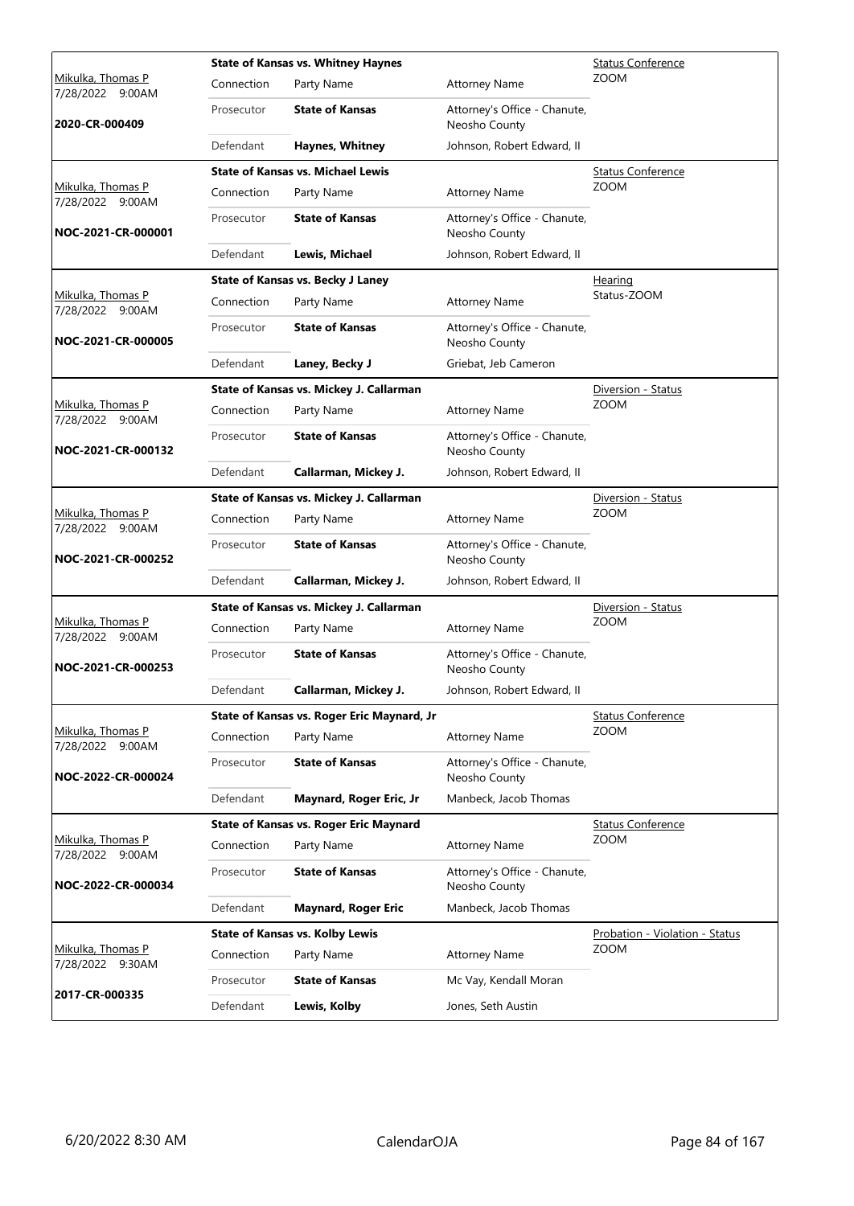| Judge / Date / Case | Case Title | | | Hearing Type / Location |
|---|---|---|---|---|
| Mikulka, Thomas P 7/28/2022 9:00AM 2020-CR-000409 | **State of Kansas vs. Whitney Haynes** | | | Status Conference ZOOM |
| | Connection | Party Name | Attorney Name | |
| | Prosecutor | **State of Kansas** | Attorney's Office - Chanute, Neosho County | |
| | Defendant | **Haynes, Whitney** | Johnson, Robert Edward, II | |
| Mikulka, Thomas P 7/28/2022 9:00AM NOC-2021-CR-000001 | **State of Kansas vs. Michael Lewis** | | | Status Conference ZOOM |
| | Connection | Party Name | Attorney Name | |
| | Prosecutor | **State of Kansas** | Attorney's Office - Chanute, Neosho County | |
| | Defendant | **Lewis, Michael** | Johnson, Robert Edward, II | |
| Mikulka, Thomas P 7/28/2022 9:00AM NOC-2021-CR-000005 | **State of Kansas vs. Becky J Laney** | | | Hearing Status-ZOOM |
| | Connection | Party Name | Attorney Name | |
| | Prosecutor | **State of Kansas** | Attorney's Office - Chanute, Neosho County | |
| | Defendant | **Laney, Becky J** | Griebat, Jeb Cameron | |
| Mikulka, Thomas P 7/28/2022 9:00AM NOC-2021-CR-000132 | **State of Kansas vs. Mickey J. Callarman** | | | Diversion - Status ZOOM |
| | Connection | Party Name | Attorney Name | |
| | Prosecutor | **State of Kansas** | Attorney's Office - Chanute, Neosho County | |
| | Defendant | **Callarman, Mickey J.** | Johnson, Robert Edward, II | |
| Mikulka, Thomas P 7/28/2022 9:00AM NOC-2021-CR-000252 | **State of Kansas vs. Mickey J. Callarman** | | | Diversion - Status ZOOM |
| | Connection | Party Name | Attorney Name | |
| | Prosecutor | **State of Kansas** | Attorney's Office - Chanute, Neosho County | |
| | Defendant | **Callarman, Mickey J.** | Johnson, Robert Edward, II | |
| Mikulka, Thomas P 7/28/2022 9:00AM NOC-2021-CR-000253 | **State of Kansas vs. Mickey J. Callarman** | | | Diversion - Status ZOOM |
| | Connection | Party Name | Attorney Name | |
| | Prosecutor | **State of Kansas** | Attorney's Office - Chanute, Neosho County | |
| | Defendant | **Callarman, Mickey J.** | Johnson, Robert Edward, II | |
| Mikulka, Thomas P 7/28/2022 9:00AM NOC-2022-CR-000024 | **State of Kansas vs. Roger Eric Maynard, Jr** | | | Status Conference ZOOM |
| | Connection | Party Name | Attorney Name | |
| | Prosecutor | **State of Kansas** | Attorney's Office - Chanute, Neosho County | |
| | Defendant | **Maynard, Roger Eric, Jr** | Manbeck, Jacob Thomas | |
| Mikulka, Thomas P 7/28/2022 9:00AM NOC-2022-CR-000034 | **State of Kansas vs. Roger Eric Maynard** | | | Status Conference ZOOM |
| | Connection | Party Name | Attorney Name | |
| | Prosecutor | **State of Kansas** | Attorney's Office - Chanute, Neosho County | |
| | Defendant | **Maynard, Roger Eric** | Manbeck, Jacob Thomas | |
| Mikulka, Thomas P 7/28/2022 9:30AM 2017-CR-000335 | **State of Kansas vs. Kolby Lewis** | | | Probation - Violation - Status ZOOM |
| | Connection | Party Name | Attorney Name | |
| | Prosecutor | **State of Kansas** | Mc Vay, Kendall Moran | |
| | Defendant | **Lewis, Kolby** | Jones, Seth Austin | |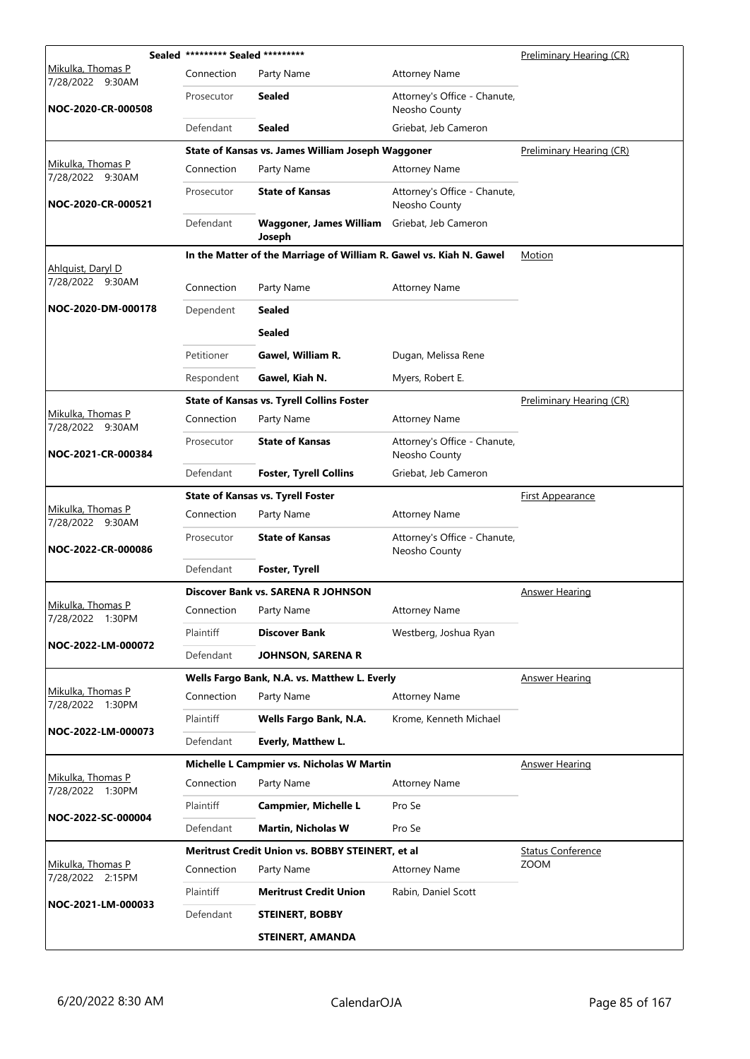| Judge / Date / Case No. | Case | | | Hearing Type |
|---|---|---|---|---|
| Mikulka, Thomas P<br>7/28/2022 9:30AM<br>**NOC-2020-CR-000508** | **Sealed \*\*\*\*\*\*\*\*\* Sealed \*\*\*\*\*\*\*\*\*** | | | Preliminary Hearing (CR) |
| | Connection | Party Name | Attorney Name | |
| | Prosecutor | **Sealed** | Attorney's Office - Chanute, Neosho County | |
| | Defendant | **Sealed** | Griebat, Jeb Cameron | |
| Mikulka, Thomas P<br>7/28/2022 9:30AM<br>**NOC-2020-CR-000521** | **State of Kansas vs. James William Joseph Waggoner** | | | Preliminary Hearing (CR) |
| | Connection | Party Name | Attorney Name | |
| | Prosecutor | **State of Kansas** | Attorney's Office - Chanute, Neosho County | |
| | Defendant | **Waggoner, James William Joseph** | Griebat, Jeb Cameron | |
| Ahlquist, Daryl D<br>7/28/2022 9:30AM<br>**NOC-2020-DM-000178** | **In the Matter of the Marriage of William R. Gawel vs. Kiah N. Gawel** | | | Motion |
| | Connection | Party Name | Attorney Name | |
| | Dependent | **Sealed** | | |
| | | **Sealed** | | |
| | Petitioner | **Gawel, William R.** | Dugan, Melissa Rene | |
| | Respondent | **Gawel, Kiah N.** | Myers, Robert E. | |
| Mikulka, Thomas P<br>7/28/2022 9:30AM<br>**NOC-2021-CR-000384** | **State of Kansas vs. Tyrell Collins Foster** | | | Preliminary Hearing (CR) |
| | Connection | Party Name | Attorney Name | |
| | Prosecutor | **State of Kansas** | Attorney's Office - Chanute, Neosho County | |
| | Defendant | **Foster, Tyrell Collins** | Griebat, Jeb Cameron | |
| Mikulka, Thomas P<br>7/28/2022 9:30AM<br>**NOC-2022-CR-000086** | **State of Kansas vs. Tyrell Foster** | | | First Appearance |
| | Connection | Party Name | Attorney Name | |
| | Prosecutor | **State of Kansas** | Attorney's Office - Chanute, Neosho County | |
| | Defendant | **Foster, Tyrell** | | |
| Mikulka, Thomas P<br>7/28/2022 1:30PM<br>**NOC-2022-LM-000072** | **Discover Bank vs. SARENA R JOHNSON** | | | Answer Hearing |
| | Connection | Party Name | Attorney Name | |
| | Plaintiff | **Discover Bank** | Westberg, Joshua Ryan | |
| | Defendant | **JOHNSON, SARENA R** | | |
| Mikulka, Thomas P<br>7/28/2022 1:30PM<br>**NOC-2022-LM-000073** | **Wells Fargo Bank, N.A. vs. Matthew L. Everly** | | | Answer Hearing |
| | Connection | Party Name | Attorney Name | |
| | Plaintiff | **Wells Fargo Bank, N.A.** | Krome, Kenneth Michael | |
| | Defendant | **Everly, Matthew L.** | | |
| Mikulka, Thomas P<br>7/28/2022 1:30PM<br>**NOC-2022-SC-000004** | **Michelle L Campmier vs. Nicholas W Martin** | | | Answer Hearing |
| | Connection | Party Name | Attorney Name | |
| | Plaintiff | **Campmier, Michelle L** | Pro Se | |
| | Defendant | **Martin, Nicholas W** | Pro Se | |
| Mikulka, Thomas P<br>7/28/2022 2:15PM<br>**NOC-2021-LM-000033** | **Meritrust Credit Union vs. BOBBY STEINERT, et al** | | | Status Conference<br>ZOOM |
| | Connection | Party Name | Attorney Name | |
| | Plaintiff | **Meritrust Credit Union** | Rabin, Daniel Scott | |
| | Defendant | **STEINERT, BOBBY** | | |
| | | **STEINERT, AMANDA** | | |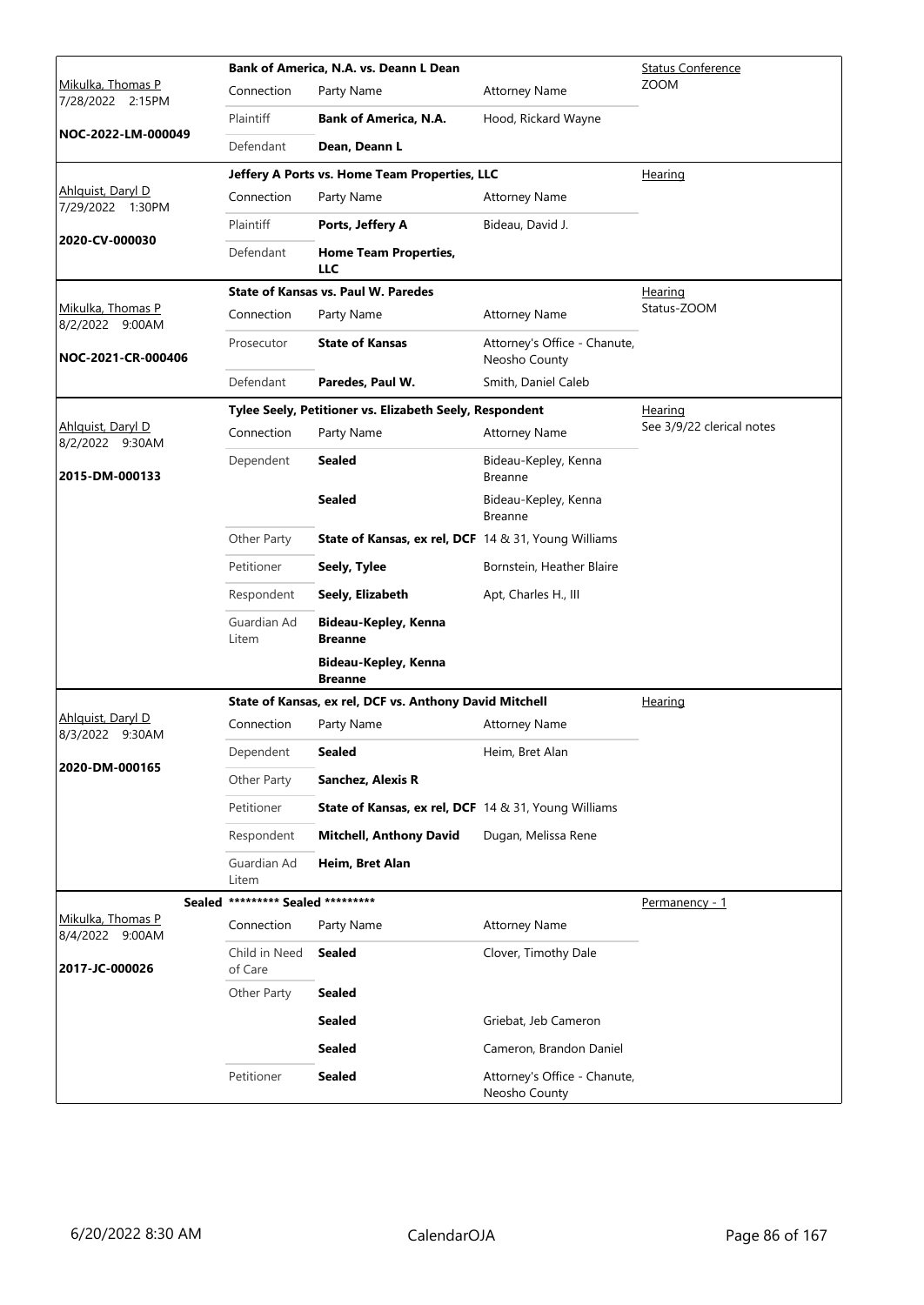| Judge / Date / Case | Case Title / Connection | Party Name | Attorney Name | Hearing Type |
|---|---|---|---|---|
| Mikulka, Thomas P 7/28/2022 2:15PM | **Bank of America, N.A. vs. Deann L Dean** | | | Status Conference ZOOM |
| **NOC-2022-LM-000049** | Connection | Party Name | Attorney Name | |
| | Plaintiff | **Bank of America, N.A.** | Hood, Rickard Wayne | |
| | Defendant | **Dean, Deann L** | | |
| Ahlquist, Daryl D 7/29/2022 1:30PM | **Jeffery A Ports vs. Home Team Properties, LLC** | | | Hearing |
| **2020-CV-000030** | Connection | Party Name | Attorney Name | |
| | Plaintiff | **Ports, Jeffery A** | Bideau, David J. | |
| | Defendant | **Home Team Properties, LLC** | | |
| Mikulka, Thomas P 8/2/2022 9:00AM | **State of Kansas vs. Paul W. Paredes** | | | Hearing Status-ZOOM |
| **NOC-2021-CR-000406** | Connection | Party Name | Attorney Name | |
| | Prosecutor | **State of Kansas** | Attorney's Office - Chanute, Neosho County | |
| | Defendant | **Paredes, Paul W.** | Smith, Daniel Caleb | |
| Ahlquist, Daryl D 8/2/2022 9:30AM | **Tylee Seely, Petitioner vs. Elizabeth Seely, Respondent** | | | Hearing See 3/9/22 clerical notes |
| **2015-DM-000133** | Connection | Party Name | Attorney Name | |
| | Dependent | **Sealed** | Bideau-Kepley, Kenna Breanne | |
| | | **Sealed** | Bideau-Kepley, Kenna Breanne | |
| | Other Party | **State of Kansas, ex rel, DCF** | 14 & 31, Young Williams | |
| | Petitioner | **Seely, Tylee** | Bornstein, Heather Blaire | |
| | Respondent | **Seely, Elizabeth** | Apt, Charles H., III | |
| | Guardian Ad Litem | **Bideau-Kepley, Kenna Breanne** | | |
| | | **Bideau-Kepley, Kenna Breanne** | | |
| Ahlquist, Daryl D 8/3/2022 9:30AM | **State of Kansas, ex rel, DCF vs. Anthony David Mitchell** | | | Hearing |
| **2020-DM-000165** | Connection | Party Name | Attorney Name | |
| | Dependent | **Sealed** | Heim, Bret Alan | |
| | Other Party | **Sanchez, Alexis R** | | |
| | Petitioner | **State of Kansas, ex rel, DCF** | 14 & 31, Young Williams | |
| | Respondent | **Mitchell, Anthony David** | Dugan, Melissa Rene | |
| | Guardian Ad Litem | **Heim, Bret Alan** | | |
| Mikulka, Thomas P 8/4/2022 9:00AM | **Sealed \*\*\*\*\*\*\*\*\* Sealed \*\*\*\*\*\*\*\*\*** | | | Permanency - 1 |
| **2017-JC-000026** | Connection | Party Name | Attorney Name | |
| | Child in Need of Care | **Sealed** | Clover, Timothy Dale | |
| | Other Party | **Sealed** | | |
| | | **Sealed** | Griebat, Jeb Cameron | |
| | | **Sealed** | Cameron, Brandon Daniel | |
| | Petitioner | **Sealed** | Attorney's Office - Chanute, Neosho County | |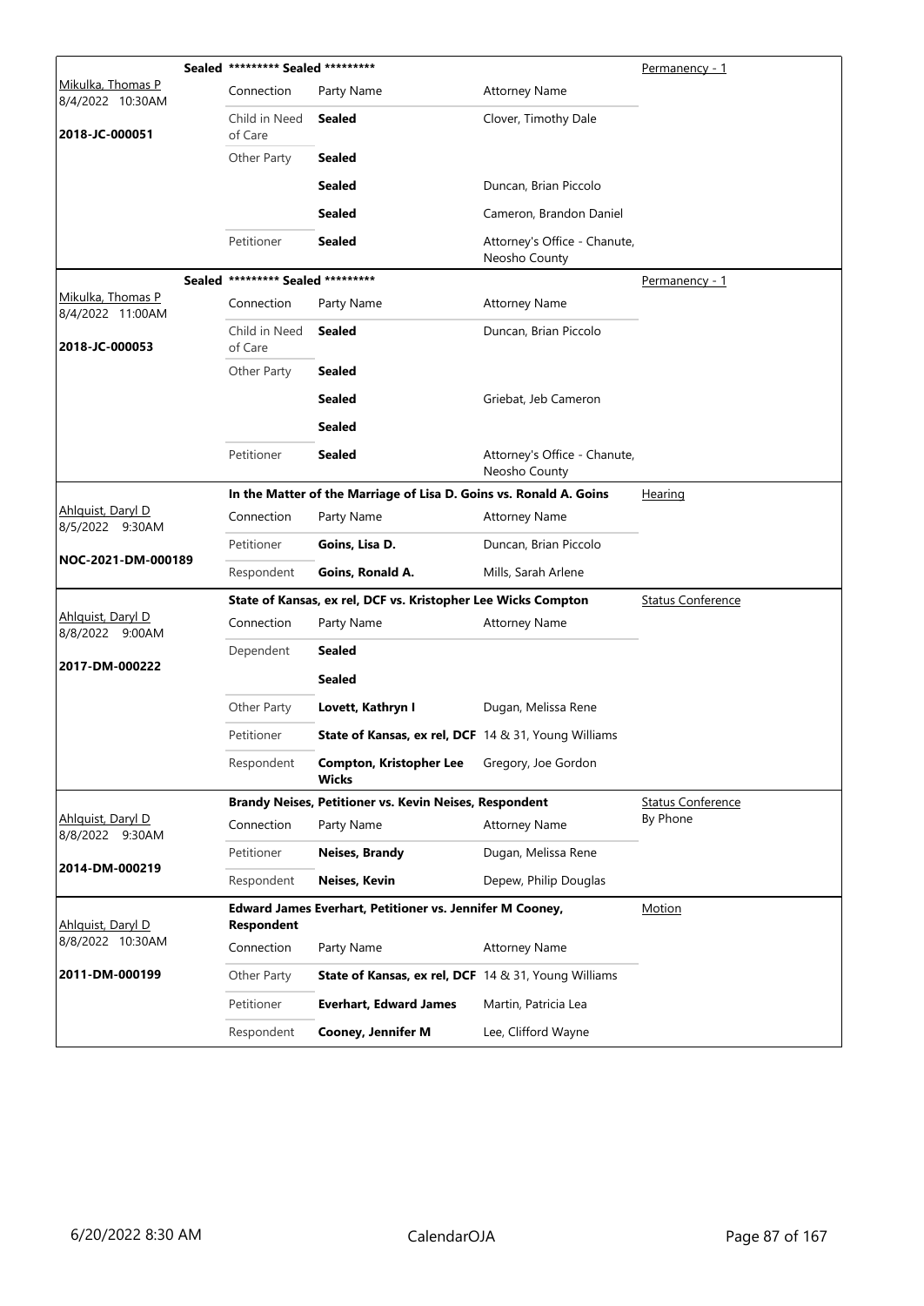| Judge / Date / Case | Connection | Party Name | Attorney Name | Hearing Type |
|---|---|---|---|---|
| Mikulka, Thomas P<br>8/4/2022 10:30AM<br>**2018-JC-000051** | **Sealed** ********* Sealed ********* | | | Permanency - 1 |
| | Connection | Party Name | Attorney Name | |
| | Child in Need of Care | **Sealed** | Clover, Timothy Dale | |
| | Other Party | **Sealed** | | |
| | | **Sealed** | Duncan, Brian Piccolo | |
| | | **Sealed** | Cameron, Brandon Daniel | |
| | Petitioner | **Sealed** | Attorney's Office - Chanute, Neosho County | |
| Mikulka, Thomas P<br>8/4/2022 11:00AM<br>**2018-JC-000053** | **Sealed** ********* Sealed ********* | | | Permanency - 1 |
| | Connection | Party Name | Attorney Name | |
| | Child in Need of Care | **Sealed** | Duncan, Brian Piccolo | |
| | Other Party | **Sealed** | | |
| | | **Sealed** | Griebat, Jeb Cameron | |
| | | **Sealed** | | |
| | Petitioner | **Sealed** | Attorney's Office - Chanute, Neosho County | |
| Ahlquist, Daryl D<br>8/5/2022 9:30AM<br>**NOC-2021-DM-000189** | **In the Matter of the Marriage of Lisa D. Goins vs. Ronald A. Goins** | | | Hearing |
| | Connection | Party Name | Attorney Name | |
| | Petitioner | **Goins, Lisa D.** | Duncan, Brian Piccolo | |
| | Respondent | **Goins, Ronald A.** | Mills, Sarah Arlene | |
| Ahlquist, Daryl D<br>8/8/2022 9:00AM<br>**2017-DM-000222** | **State of Kansas, ex rel, DCF vs. Kristopher Lee Wicks Compton** | | | Status Conference |
| | Connection | Party Name | Attorney Name | |
| | Dependent | **Sealed** | | |
| | | **Sealed** | | |
| | Other Party | **Lovett, Kathryn I** | Dugan, Melissa Rene | |
| | Petitioner | **State of Kansas, ex rel, DCF** | 14 & 31, Young Williams | |
| | Respondent | **Compton, Kristopher Lee Wicks** | Gregory, Joe Gordon | |
| Ahlquist, Daryl D<br>8/8/2022 9:30AM<br>**2014-DM-000219** | **Brandy Neises, Petitioner vs. Kevin Neises, Respondent** | | | Status Conference<br>By Phone |
| | Connection | Party Name | Attorney Name | |
| | Petitioner | **Neises, Brandy** | Dugan, Melissa Rene | |
| | Respondent | **Neises, Kevin** | Depew, Philip Douglas | |
| Ahlquist, Daryl D<br>8/8/2022 10:30AM<br>**2011-DM-000199** | **Edward James Everhart, Petitioner vs. Jennifer M Cooney, Respondent** | | | Motion |
| | Connection | Party Name | Attorney Name | |
| | Other Party | **State of Kansas, ex rel, DCF** | 14 & 31, Young Williams | |
| | Petitioner | **Everhart, Edward James** | Martin, Patricia Lea | |
| | Respondent | **Cooney, Jennifer M** | Lee, Clifford Wayne | |

6/20/2022 8:30 AM CalendarOJA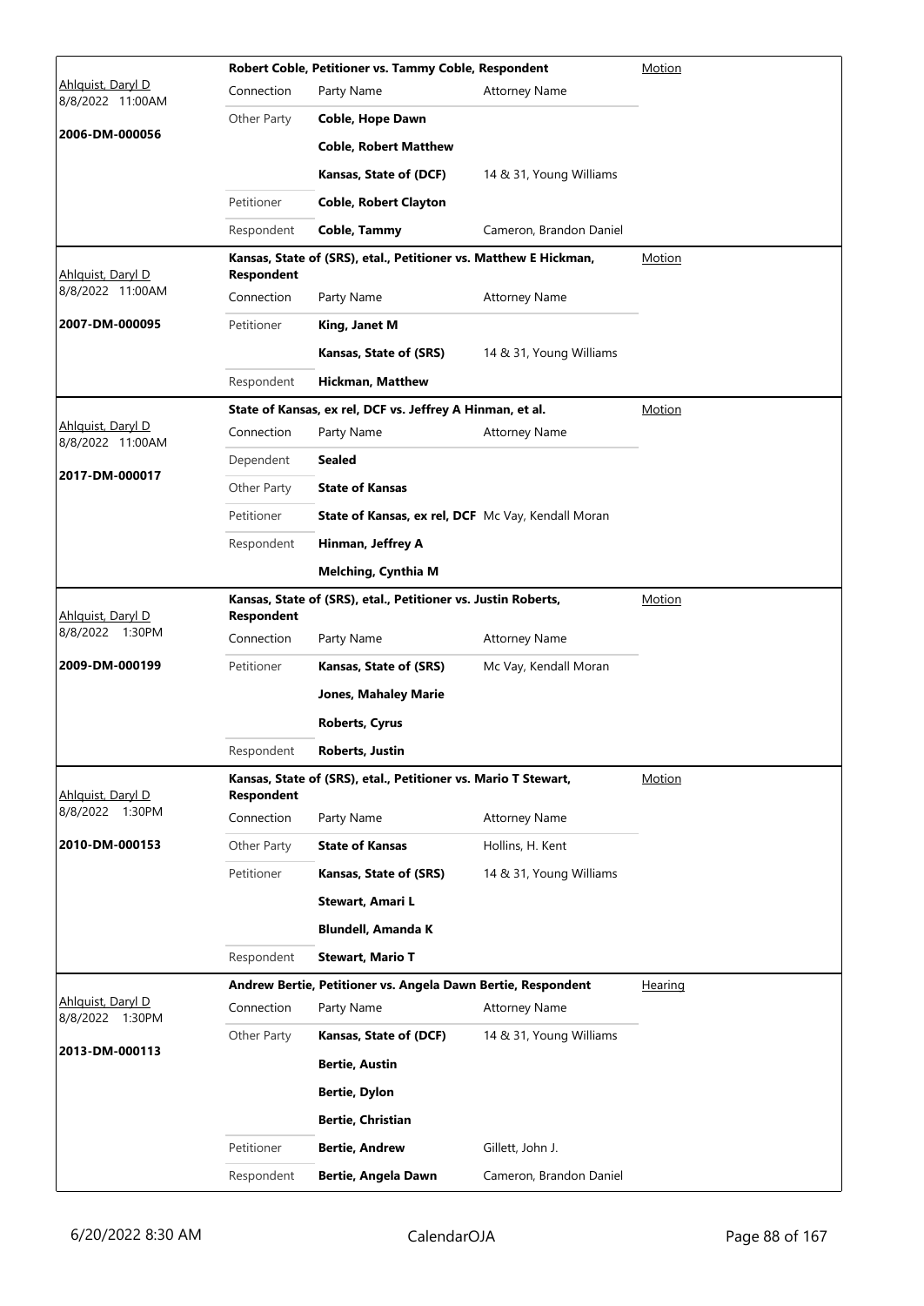| Judge / Date / Case | Case Title | | | Type |
|---|---|---|---|---|
| Ahlquist, Daryl D<br>8/8/2022 11:00AM<br>**2006-DM-000056** | **Robert Coble, Petitioner vs. Tammy Coble, Respondent** | | | Motion |
| | Connection | Party Name | Attorney Name | |
| | Other Party | **Coble, Hope Dawn** | | |
| | | **Coble, Robert Matthew** | | |
| | | **Kansas, State of (DCF)** | 14 & 31, Young Williams | |
| | Petitioner | **Coble, Robert Clayton** | | |
| | Respondent | **Coble, Tammy** | Cameron, Brandon Daniel | |
| Ahlquist, Daryl D<br>8/8/2022 11:00AM<br>**2007-DM-000095** | **Kansas, State of (SRS), etal., Petitioner vs. Matthew E Hickman, Respondent** | | | Motion |
| | Connection | Party Name | Attorney Name | |
| | Petitioner | **King, Janet M** | | |
| | | **Kansas, State of (SRS)** | 14 & 31, Young Williams | |
| | Respondent | **Hickman, Matthew** | | |
| Ahlquist, Daryl D<br>8/8/2022 11:00AM<br>**2017-DM-000017** | **State of Kansas, ex rel, DCF vs. Jeffrey A Hinman, et al.** | | | Motion |
| | Connection | Party Name | Attorney Name | |
| | Dependent | **Sealed** | | |
| | Other Party | **State of Kansas** | | |
| | Petitioner | **State of Kansas, ex rel, DCF** | Mc Vay, Kendall Moran | |
| | Respondent | **Hinman, Jeffrey A** | | |
| | | **Melching, Cynthia M** | | |
| Ahlquist, Daryl D<br>8/8/2022 1:30PM<br>**2009-DM-000199** | **Kansas, State of (SRS), etal., Petitioner vs. Justin Roberts, Respondent** | | | Motion |
| | Connection | Party Name | Attorney Name | |
| | Petitioner | **Kansas, State of (SRS)** | Mc Vay, Kendall Moran | |
| | | **Jones, Mahaley Marie** | | |
| | | **Roberts, Cyrus** | | |
| | Respondent | **Roberts, Justin** | | |
| Ahlquist, Daryl D<br>8/8/2022 1:30PM<br>**2010-DM-000153** | **Kansas, State of (SRS), etal., Petitioner vs. Mario T Stewart, Respondent** | | | Motion |
| | Connection | Party Name | Attorney Name | |
| | Other Party | **State of Kansas** | Hollins, H. Kent | |
| | Petitioner | **Kansas, State of (SRS)** | 14 & 31, Young Williams | |
| | | **Stewart, Amari L** | | |
| | | **Blundell, Amanda K** | | |
| | Respondent | **Stewart, Mario T** | | |
| Ahlquist, Daryl D<br>8/8/2022 1:30PM<br>**2013-DM-000113** | **Andrew Bertie, Petitioner vs. Angela Dawn Bertie, Respondent** | | | Hearing |
| | Connection | Party Name | Attorney Name | |
| | Other Party | **Kansas, State of (DCF)** | 14 & 31, Young Williams | |
| | | **Bertie, Austin** | | |
| | | **Bertie, Dylon** | | |
| | | **Bertie, Christian** | | |
| | Petitioner | **Bertie, Andrew** | Gillett, John J. | |
| | Respondent | **Bertie, Angela Dawn** | Cameron, Brandon Daniel | |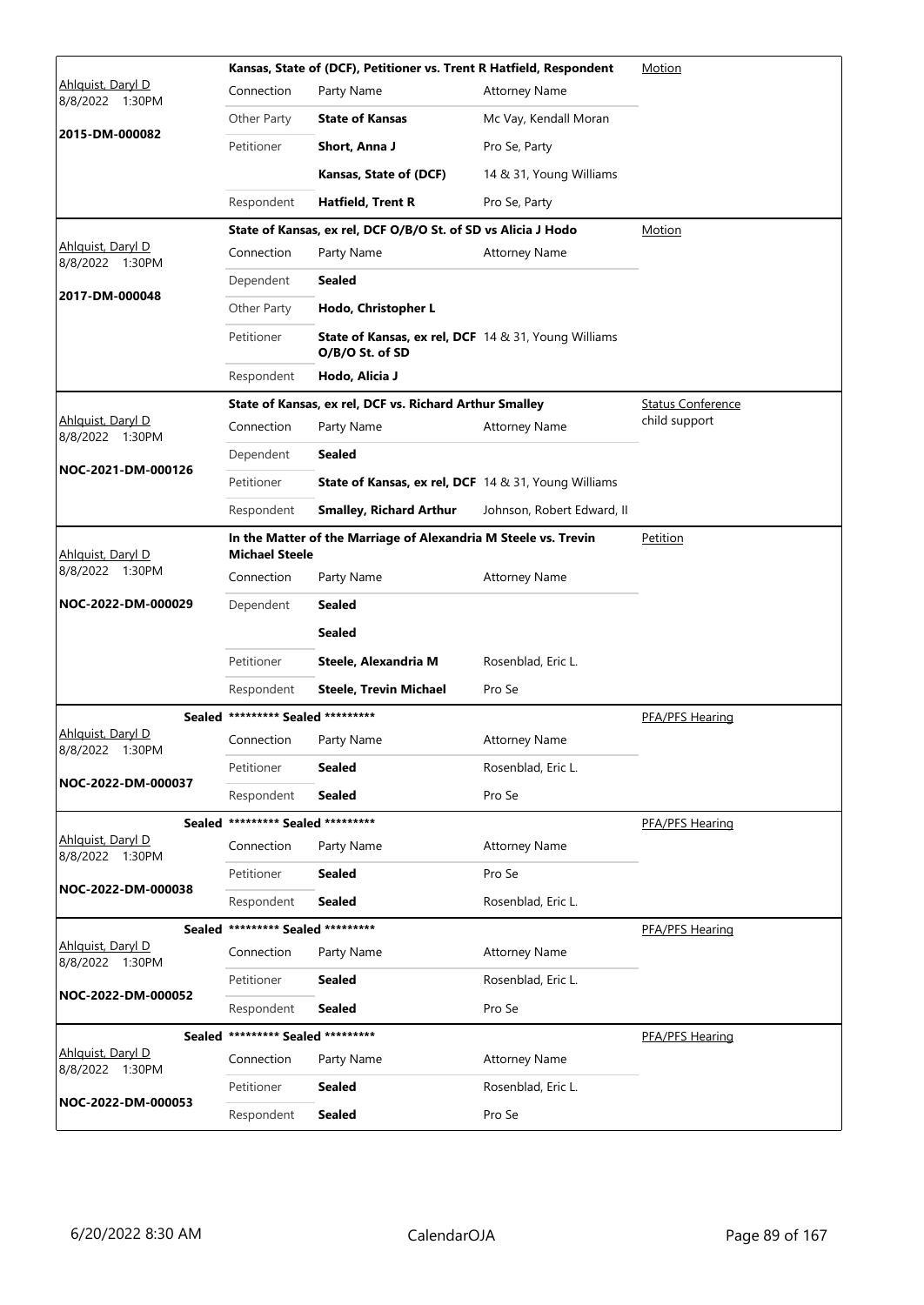| Judge / Date / Case | Connection | Party Name | Attorney Name | Hearing |
|---|---|---|---|---|
| | **Kansas, State of (DCF), Petitioner vs. Trent R Hatfield, Respondent** | | | Motion |
| Ahlquist, Daryl D 8/8/2022 1:30PM | Connection | Party Name | Attorney Name | |
| **2015-DM-000082** | Other Party | **State of Kansas** | Mc Vay, Kendall Moran | |
| | Petitioner | **Short, Anna J** | Pro Se, Party | |
| | | **Kansas, State of (DCF)** | 14 & 31, Young Williams | |
| | Respondent | **Hatfield, Trent R** | Pro Se, Party | |
| | **State of Kansas, ex rel, DCF O/B/O St. of SD vs Alicia J Hodo** | | | Motion |
| Ahlquist, Daryl D 8/8/2022 1:30PM | Connection | Party Name | Attorney Name | |
| **2017-DM-000048** | Dependent | **Sealed** | | |
| | Other Party | **Hodo, Christopher L** | | |
| | Petitioner | **State of Kansas, ex rel, DCF O/B/O St. of SD** | 14 & 31, Young Williams | |
| | Respondent | **Hodo, Alicia J** | | |
| | **State of Kansas, ex rel, DCF vs. Richard Arthur Smalley** | | | Status Conference child support |
| Ahlquist, Daryl D 8/8/2022 1:30PM | Connection | Party Name | Attorney Name | |
| **NOC-2021-DM-000126** | Dependent | **Sealed** | | |
| | Petitioner | **State of Kansas, ex rel, DCF** | 14 & 31, Young Williams | |
| | Respondent | **Smalley, Richard Arthur** | Johnson, Robert Edward, II | |
| | **In the Matter of the Marriage of Alexandria M Steele vs. Trevin Michael Steele** | | | Petition |
| Ahlquist, Daryl D 8/8/2022 1:30PM | Connection | Party Name | Attorney Name | |
| **NOC-2022-DM-000029** | Dependent | **Sealed** | | |
| | | **Sealed** | | |
| | Petitioner | **Steele, Alexandria M** | Rosenblad, Eric L. | |
| | Respondent | **Steele, Trevin Michael** | Pro Se | |
| **Sealed** | **\*\*\*\*\*\*\*\*\* Sealed \*\*\*\*\*\*\*\*\*** | | | PFA/PFS Hearing |
| Ahlquist, Daryl D 8/8/2022 1:30PM | Connection | Party Name | Attorney Name | |
| **NOC-2022-DM-000037** | Petitioner | **Sealed** | Rosenblad, Eric L. | |
| | Respondent | **Sealed** | Pro Se | |
| **Sealed** | **\*\*\*\*\*\*\*\*\* Sealed \*\*\*\*\*\*\*\*\*** | | | PFA/PFS Hearing |
| Ahlquist, Daryl D 8/8/2022 1:30PM | Connection | Party Name | Attorney Name | |
| **NOC-2022-DM-000038** | Petitioner | **Sealed** | Pro Se | |
| | Respondent | **Sealed** | Rosenblad, Eric L. | |
| **Sealed** | **\*\*\*\*\*\*\*\*\* Sealed \*\*\*\*\*\*\*\*\*** | | | PFA/PFS Hearing |
| Ahlquist, Daryl D 8/8/2022 1:30PM | Connection | Party Name | Attorney Name | |
| **NOC-2022-DM-000052** | Petitioner | **Sealed** | Rosenblad, Eric L. | |
| | Respondent | **Sealed** | Pro Se | |
| **Sealed** | **\*\*\*\*\*\*\*\*\* Sealed \*\*\*\*\*\*\*\*\*** | | | PFA/PFS Hearing |
| Ahlquist, Daryl D 8/8/2022 1:30PM | Connection | Party Name | Attorney Name | |
| **NOC-2022-DM-000053** | Petitioner | **Sealed** | Rosenblad, Eric L. | |
| | Respondent | **Sealed** | Pro Se | |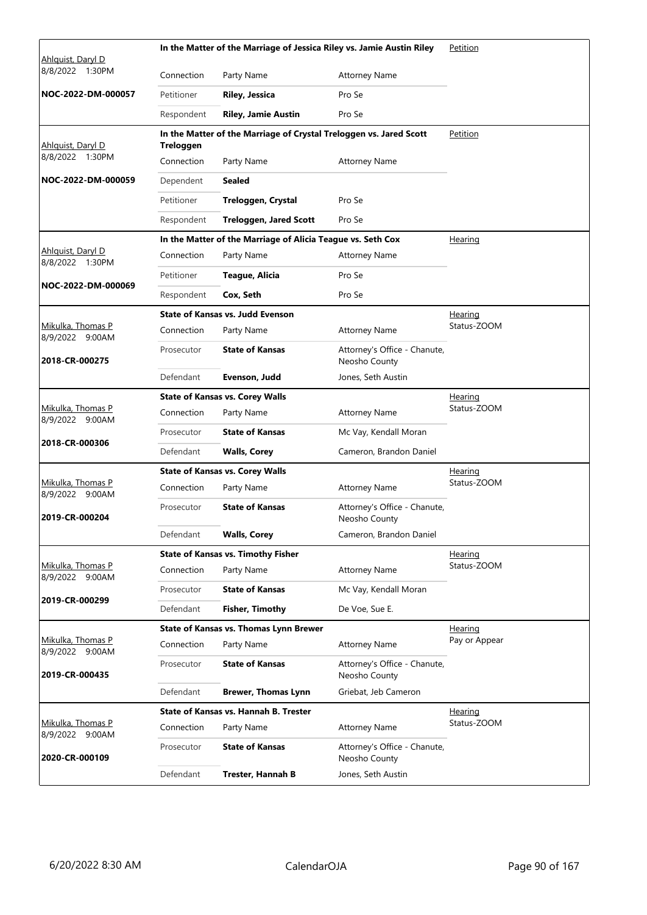| Judge / Date / Case | Case Title | Connection | Party Name | Attorney Name | Type |
|---|---|---|---|---|---|
| Ahlquist, Daryl D<br>8/8/2022 1:30PM<br>**NOC-2022-DM-000057** | **In the Matter of the Marriage of Jessica Riley vs. Jamie Austin Riley** | Petitioner | **Riley, Jessica** | Pro Se | Petition |
| | | Respondent | **Riley, Jamie Austin** | Pro Se | |
| Ahlquist, Daryl D<br>8/8/2022 1:30PM<br>**NOC-2022-DM-000059** | **In the Matter of the Marriage of Crystal Treloggen vs. Jared Scott Treloggen** | Dependent | **Sealed** | | Petition |
| | | Petitioner | **Treloggen, Crystal** | Pro Se | |
| | | Respondent | **Treloggen, Jared Scott** | Pro Se | |
| Ahlquist, Daryl D<br>8/8/2022 1:30PM<br>**NOC-2022-DM-000069** | **In the Matter of the Marriage of Alicia Teague vs. Seth Cox** | Petitioner | **Teague, Alicia** | Pro Se | Hearing |
| | | Respondent | **Cox, Seth** | Pro Se | |
| Mikulka, Thomas P<br>8/9/2022 9:00AM<br>**2018-CR-000275** | **State of Kansas vs. Judd Evenson** | Prosecutor | **State of Kansas** | Attorney's Office - Chanute, Neosho County | Hearing<br>Status-ZOOM |
| | | Defendant | **Evenson, Judd** | Jones, Seth Austin | |
| Mikulka, Thomas P<br>8/9/2022 9:00AM<br>**2018-CR-000306** | **State of Kansas vs. Corey Walls** | Prosecutor | **State of Kansas** | Mc Vay, Kendall Moran | Hearing<br>Status-ZOOM |
| | | Defendant | **Walls, Corey** | Cameron, Brandon Daniel | |
| Mikulka, Thomas P<br>8/9/2022 9:00AM<br>**2019-CR-000204** | **State of Kansas vs. Corey Walls** | Prosecutor | **State of Kansas** | Attorney's Office - Chanute, Neosho County | Hearing<br>Status-ZOOM |
| | | Defendant | **Walls, Corey** | Cameron, Brandon Daniel | |
| Mikulka, Thomas P<br>8/9/2022 9:00AM<br>**2019-CR-000299** | **State of Kansas vs. Timothy Fisher** | Prosecutor | **State of Kansas** | Mc Vay, Kendall Moran | Hearing<br>Status-ZOOM |
| | | Defendant | **Fisher, Timothy** | De Voe, Sue E. | |
| Mikulka, Thomas P<br>8/9/2022 9:00AM<br>**2019-CR-000435** | **State of Kansas vs. Thomas Lynn Brewer** | Prosecutor | **State of Kansas** | Attorney's Office - Chanute, Neosho County | Hearing<br>Pay or Appear |
| | | Defendant | **Brewer, Thomas Lynn** | Griebat, Jeb Cameron | |
| Mikulka, Thomas P<br>8/9/2022 9:00AM<br>**2020-CR-000109** | **State of Kansas vs. Hannah B. Trester** | Prosecutor | **State of Kansas** | Attorney's Office - Chanute, Neosho County | Hearing<br>Status-ZOOM |
| | | Defendant | **Trester, Hannah B** | Jones, Seth Austin | |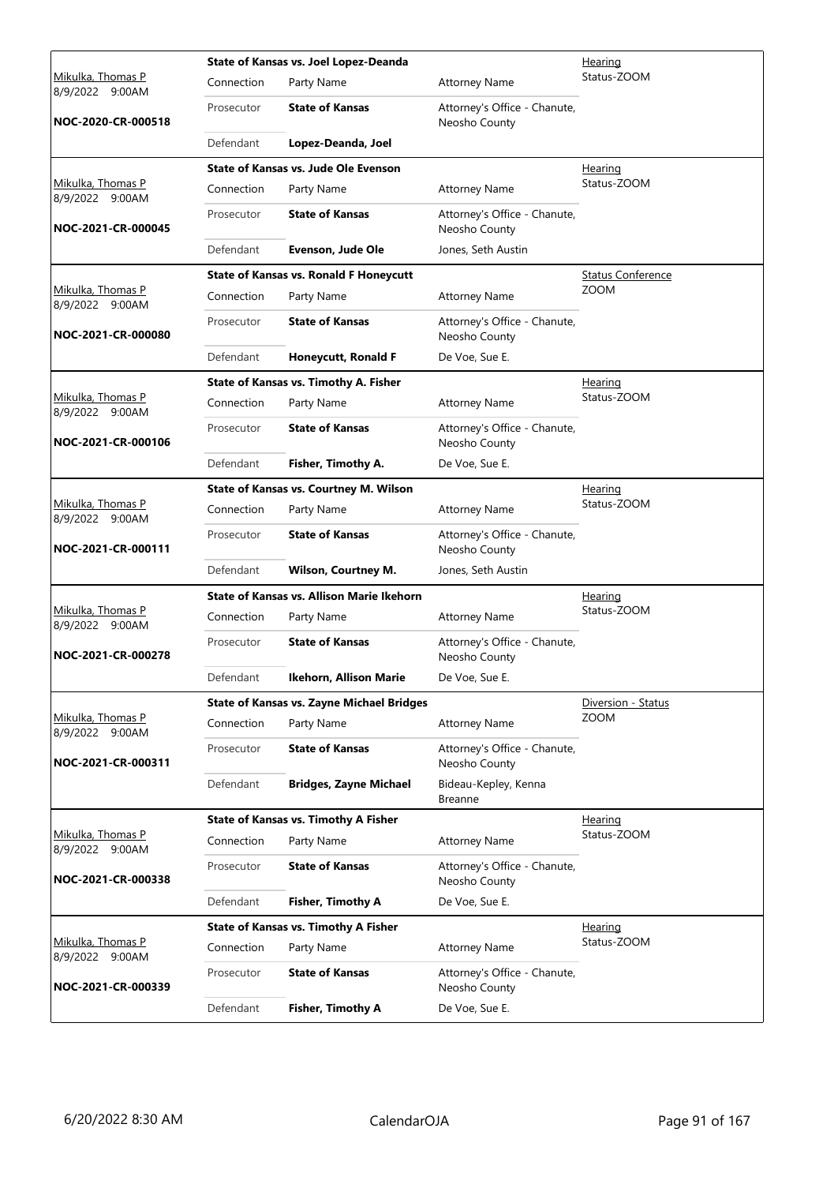| Judge / Date / Case | Case Title / Connection | Party Name | Attorney Name | Hearing Type |
|---|---|---|---|---|
| Mikulka, Thomas P<br>8/9/2022 9:00AM<br>**NOC-2020-CR-000518** | **State of Kansas vs. Joel Lopez-Deanda** | | | Hearing<br>Status-ZOOM |
| | Connection | Party Name | Attorney Name | |
| | Prosecutor | **State of Kansas** | Attorney's Office - Chanute, Neosho County | |
| | Defendant | **Lopez-Deanda, Joel** | | |
| Mikulka, Thomas P<br>8/9/2022 9:00AM<br>**NOC-2021-CR-000045** | **State of Kansas vs. Jude Ole Evenson** | | | Hearing<br>Status-ZOOM |
| | Connection | Party Name | Attorney Name | |
| | Prosecutor | **State of Kansas** | Attorney's Office - Chanute, Neosho County | |
| | Defendant | **Evenson, Jude Ole** | Jones, Seth Austin | |
| Mikulka, Thomas P<br>8/9/2022 9:00AM<br>**NOC-2021-CR-000080** | **State of Kansas vs. Ronald F Honeycutt** | | | Status Conference<br>ZOOM |
| | Connection | Party Name | Attorney Name | |
| | Prosecutor | **State of Kansas** | Attorney's Office - Chanute, Neosho County | |
| | Defendant | **Honeycutt, Ronald F** | De Voe, Sue E. | |
| Mikulka, Thomas P<br>8/9/2022 9:00AM<br>**NOC-2021-CR-000106** | **State of Kansas vs. Timothy A. Fisher** | | | Hearing<br>Status-ZOOM |
| | Connection | Party Name | Attorney Name | |
| | Prosecutor | **State of Kansas** | Attorney's Office - Chanute, Neosho County | |
| | Defendant | **Fisher, Timothy A.** | De Voe, Sue E. | |
| Mikulka, Thomas P<br>8/9/2022 9:00AM<br>**NOC-2021-CR-000111** | **State of Kansas vs. Courtney M. Wilson** | | | Hearing<br>Status-ZOOM |
| | Connection | Party Name | Attorney Name | |
| | Prosecutor | **State of Kansas** | Attorney's Office - Chanute, Neosho County | |
| | Defendant | **Wilson, Courtney M.** | Jones, Seth Austin | |
| Mikulka, Thomas P<br>8/9/2022 9:00AM<br>**NOC-2021-CR-000278** | **State of Kansas vs. Allison Marie Ikehorn** | | | Hearing<br>Status-ZOOM |
| | Connection | Party Name | Attorney Name | |
| | Prosecutor | **State of Kansas** | Attorney's Office - Chanute, Neosho County | |
| | Defendant | **Ikehorn, Allison Marie** | De Voe, Sue E. | |
| Mikulka, Thomas P<br>8/9/2022 9:00AM<br>**NOC-2021-CR-000311** | **State of Kansas vs. Zayne Michael Bridges** | | | Diversion - Status<br>ZOOM |
| | Connection | Party Name | Attorney Name | |
| | Prosecutor | **State of Kansas** | Attorney's Office - Chanute, Neosho County | |
| | Defendant | **Bridges, Zayne Michael** | Bideau-Kepley, Kenna Breanne | |
| Mikulka, Thomas P<br>8/9/2022 9:00AM<br>**NOC-2021-CR-000338** | **State of Kansas vs. Timothy A Fisher** | | | Hearing<br>Status-ZOOM |
| | Connection | Party Name | Attorney Name | |
| | Prosecutor | **State of Kansas** | Attorney's Office - Chanute, Neosho County | |
| | Defendant | **Fisher, Timothy A** | De Voe, Sue E. | |
| Mikulka, Thomas P<br>8/9/2022 9:00AM<br>**NOC-2021-CR-000339** | **State of Kansas vs. Timothy A Fisher** | | | Hearing<br>Status-ZOOM |
| | Connection | Party Name | Attorney Name | |
| | Prosecutor | **State of Kansas** | Attorney's Office - Chanute, Neosho County | |
| | Defendant | **Fisher, Timothy A** | De Voe, Sue E. | |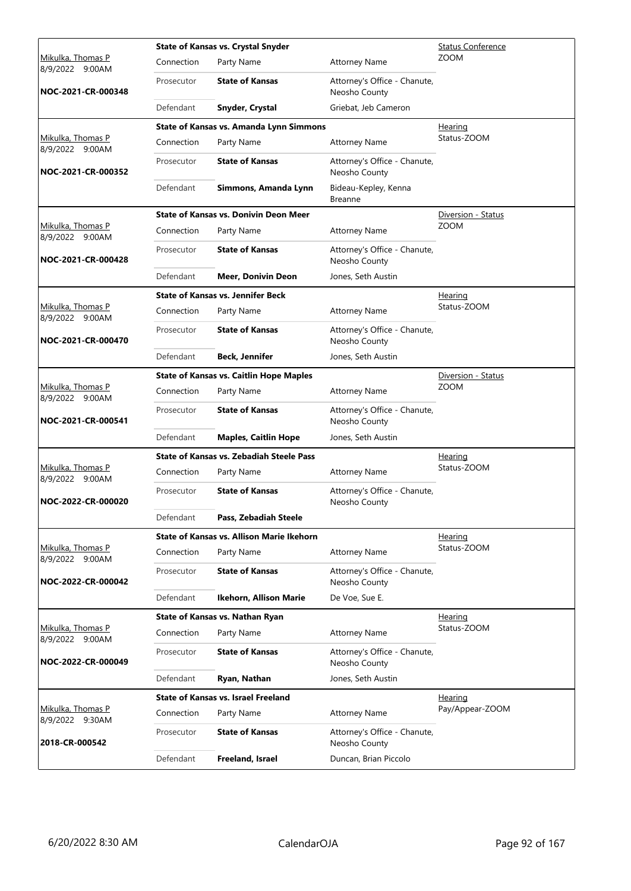| Judge / Date / Case | Case Title | Connection | Party Name | Attorney Name | Hearing Type |
|---|---|---|---|---|---|
| Mikulka, Thomas P 8/9/2022 9:00AM NOC-2021-CR-000348 | State of Kansas vs. Crystal Snyder | Connection | Party Name | Attorney Name | Status Conference ZOOM |
| | | Prosecutor | **State of Kansas** | Attorney's Office - Chanute, Neosho County | |
| | | Defendant | **Snyder, Crystal** | Griebat, Jeb Cameron | |
| Mikulka, Thomas P 8/9/2022 9:00AM NOC-2021-CR-000352 | State of Kansas vs. Amanda Lynn Simmons | Connection | Party Name | Attorney Name | Hearing Status-ZOOM |
| | | Prosecutor | **State of Kansas** | Attorney's Office - Chanute, Neosho County | |
| | | Defendant | **Simmons, Amanda Lynn** | Bideau-Kepley, Kenna Breanne | |
| Mikulka, Thomas P 8/9/2022 9:00AM NOC-2021-CR-000428 | State of Kansas vs. Donivin Deon Meer | Connection | Party Name | Attorney Name | Diversion - Status ZOOM |
| | | Prosecutor | **State of Kansas** | Attorney's Office - Chanute, Neosho County | |
| | | Defendant | **Meer, Donivin Deon** | Jones, Seth Austin | |
| Mikulka, Thomas P 8/9/2022 9:00AM NOC-2021-CR-000470 | State of Kansas vs. Jennifer Beck | Connection | Party Name | Attorney Name | Hearing Status-ZOOM |
| | | Prosecutor | **State of Kansas** | Attorney's Office - Chanute, Neosho County | |
| | | Defendant | **Beck, Jennifer** | Jones, Seth Austin | |
| Mikulka, Thomas P 8/9/2022 9:00AM NOC-2021-CR-000541 | State of Kansas vs. Caitlin Hope Maples | Connection | Party Name | Attorney Name | Diversion - Status ZOOM |
| | | Prosecutor | **State of Kansas** | Attorney's Office - Chanute, Neosho County | |
| | | Defendant | **Maples, Caitlin Hope** | Jones, Seth Austin | |
| Mikulka, Thomas P 8/9/2022 9:00AM NOC-2022-CR-000020 | State of Kansas vs. Zebadiah Steele Pass | Connection | Party Name | Attorney Name | Hearing Status-ZOOM |
| | | Prosecutor | **State of Kansas** | Attorney's Office - Chanute, Neosho County | |
| | | Defendant | **Pass, Zebadiah Steele** | | |
| Mikulka, Thomas P 8/9/2022 9:00AM NOC-2022-CR-000042 | State of Kansas vs. Allison Marie Ikehorn | Connection | Party Name | Attorney Name | Hearing Status-ZOOM |
| | | Prosecutor | **State of Kansas** | Attorney's Office - Chanute, Neosho County | |
| | | Defendant | **Ikehorn, Allison Marie** | De Voe, Sue E. | |
| Mikulka, Thomas P 8/9/2022 9:00AM NOC-2022-CR-000049 | State of Kansas vs. Nathan Ryan | Connection | Party Name | Attorney Name | Hearing Status-ZOOM |
| | | Prosecutor | **State of Kansas** | Attorney's Office - Chanute, Neosho County | |
| | | Defendant | **Ryan, Nathan** | Jones, Seth Austin | |
| Mikulka, Thomas P 8/9/2022 9:30AM 2018-CR-000542 | State of Kansas vs. Israel Freeland | Connection | Party Name | Attorney Name | Hearing Pay/Appear-ZOOM |
| | | Prosecutor | **State of Kansas** | Attorney's Office - Chanute, Neosho County | |
| | | Defendant | **Freeland, Israel** | Duncan, Brian Piccolo | |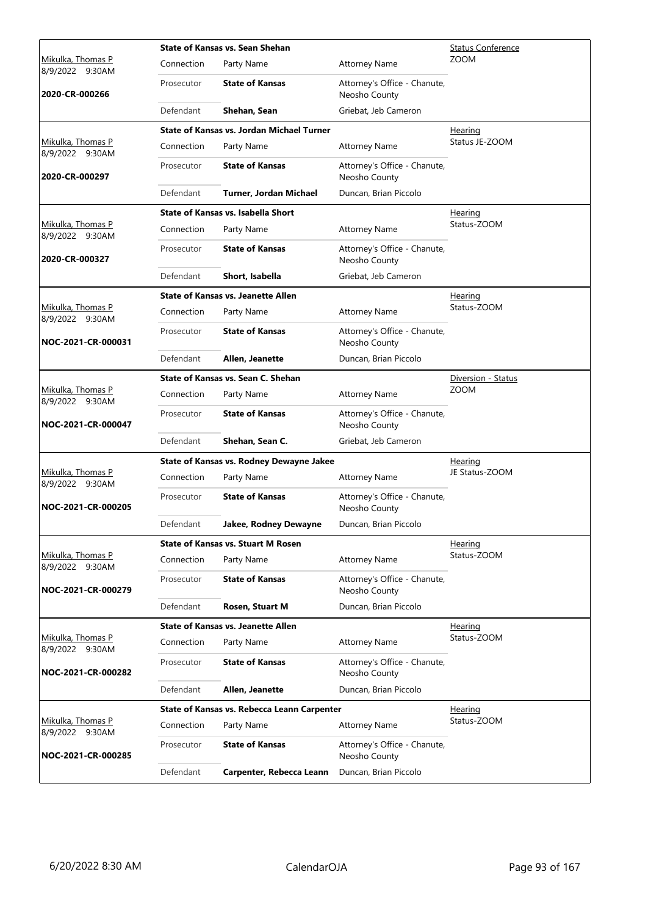| Judge / Date / Case | Case Title | Connection | Party Name | Attorney Name | Hearing Type |
|---|---|---|---|---|---|
| Mikulka, Thomas P 8/9/2022 9:30AM **2020-CR-000266** | **State of Kansas vs. Sean Shehan** | Prosecutor | **State of Kansas** | Attorney's Office - Chanute, Neosho County | Status Conference ZOOM |
| | | Defendant | **Shehan, Sean** | Griebat, Jeb Cameron | |
| Mikulka, Thomas P 8/9/2022 9:30AM **2020-CR-000297** | **State of Kansas vs. Jordan Michael Turner** | Prosecutor | **State of Kansas** | Attorney's Office - Chanute, Neosho County | Hearing Status JE-ZOOM |
| | | Defendant | **Turner, Jordan Michael** | Duncan, Brian Piccolo | |
| Mikulka, Thomas P 8/9/2022 9:30AM **2020-CR-000327** | **State of Kansas vs. Isabella Short** | Prosecutor | **State of Kansas** | Attorney's Office - Chanute, Neosho County | Hearing Status-ZOOM |
| | | Defendant | **Short, Isabella** | Griebat, Jeb Cameron | |
| Mikulka, Thomas P 8/9/2022 9:30AM **NOC-2021-CR-000031** | **State of Kansas vs. Jeanette Allen** | Prosecutor | **State of Kansas** | Attorney's Office - Chanute, Neosho County | Hearing Status-ZOOM |
| | | Defendant | **Allen, Jeanette** | Duncan, Brian Piccolo | |
| Mikulka, Thomas P 8/9/2022 9:30AM **NOC-2021-CR-000047** | **State of Kansas vs. Sean C. Shehan** | Prosecutor | **State of Kansas** | Attorney's Office - Chanute, Neosho County | Diversion - Status ZOOM |
| | | Defendant | **Shehan, Sean C.** | Griebat, Jeb Cameron | |
| Mikulka, Thomas P 8/9/2022 9:30AM **NOC-2021-CR-000205** | **State of Kansas vs. Rodney Dewayne Jakee** | Prosecutor | **State of Kansas** | Attorney's Office - Chanute, Neosho County | Hearing JE Status-ZOOM |
| | | Defendant | **Jakee, Rodney Dewayne** | Duncan, Brian Piccolo | |
| Mikulka, Thomas P 8/9/2022 9:30AM **NOC-2021-CR-000279** | **State of Kansas vs. Stuart M Rosen** | Prosecutor | **State of Kansas** | Attorney's Office - Chanute, Neosho County | Hearing Status-ZOOM |
| | | Defendant | **Rosen, Stuart M** | Duncan, Brian Piccolo | |
| Mikulka, Thomas P 8/9/2022 9:30AM **NOC-2021-CR-000282** | **State of Kansas vs. Jeanette Allen** | Prosecutor | **State of Kansas** | Attorney's Office - Chanute, Neosho County | Hearing Status-ZOOM |
| | | Defendant | **Allen, Jeanette** | Duncan, Brian Piccolo | |
| Mikulka, Thomas P 8/9/2022 9:30AM **NOC-2021-CR-000285** | **State of Kansas vs. Rebecca Leann Carpenter** | Prosecutor | **State of Kansas** | Attorney's Office - Chanute, Neosho County | Hearing Status-ZOOM |
| | | Defendant | **Carpenter, Rebecca Leann** | Duncan, Brian Piccolo | |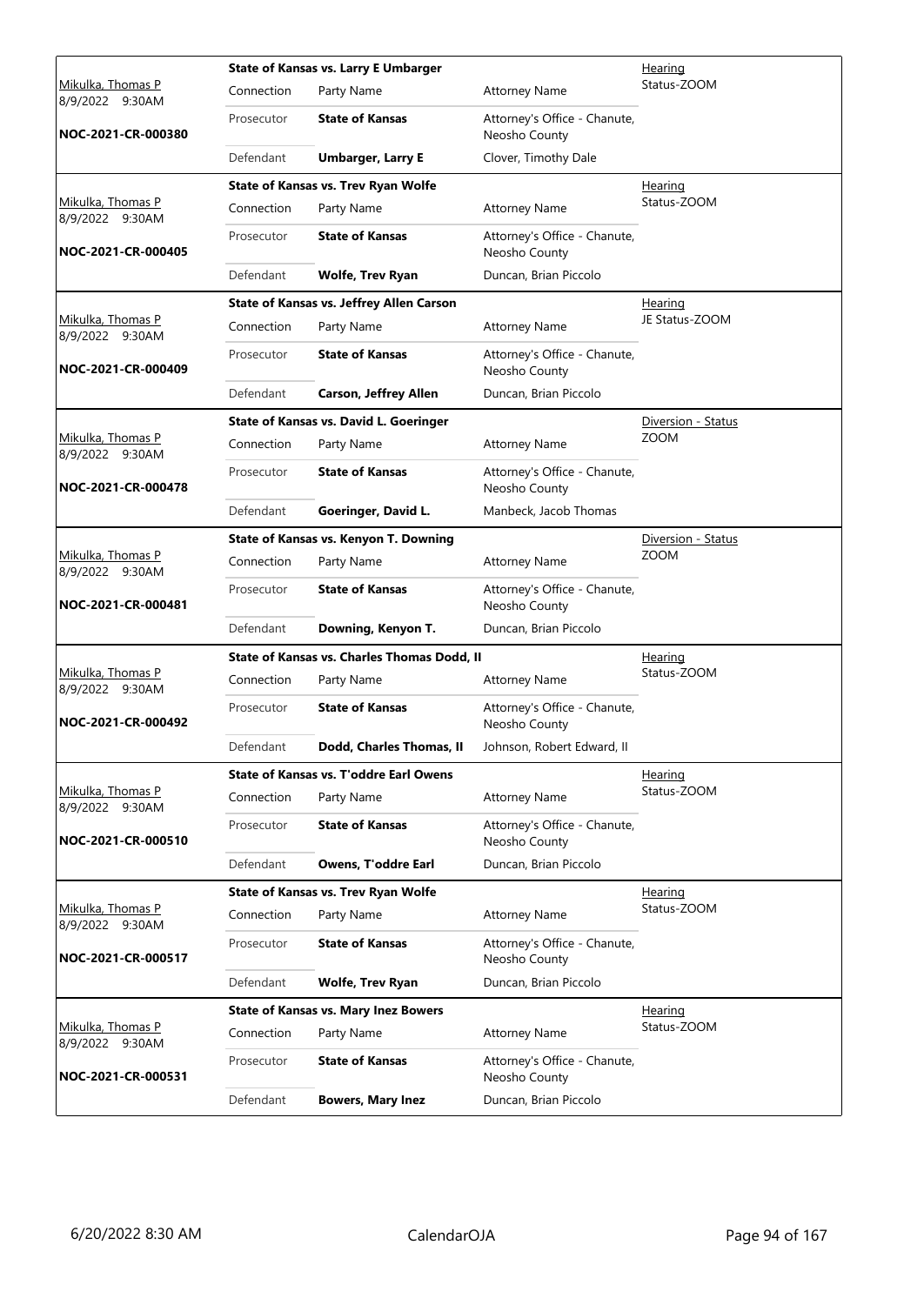| Judge / Date / Case | Case Title | | | Hearing Type |
|---|---|---|---|---|
| Mikulka, Thomas P<br>8/9/2022 9:30AM<br>**NOC-2021-CR-000380** | **State of Kansas vs. Larry E Umbarger** | | | Hearing<br>Status-ZOOM |
| | Connection | Party Name | Attorney Name | |
| | Prosecutor | **State of Kansas** | Attorney's Office - Chanute, Neosho County | |
| | Defendant | **Umbarger, Larry E** | Clover, Timothy Dale | |
| Mikulka, Thomas P<br>8/9/2022 9:30AM<br>**NOC-2021-CR-000405** | **State of Kansas vs. Trev Ryan Wolfe** | | | Hearing<br>Status-ZOOM |
| | Connection | Party Name | Attorney Name | |
| | Prosecutor | **State of Kansas** | Attorney's Office - Chanute, Neosho County | |
| | Defendant | **Wolfe, Trev Ryan** | Duncan, Brian Piccolo | |
| Mikulka, Thomas P<br>8/9/2022 9:30AM<br>**NOC-2021-CR-000409** | **State of Kansas vs. Jeffrey Allen Carson** | | | Hearing<br>JE Status-ZOOM |
| | Connection | Party Name | Attorney Name | |
| | Prosecutor | **State of Kansas** | Attorney's Office - Chanute, Neosho County | |
| | Defendant | **Carson, Jeffrey Allen** | Duncan, Brian Piccolo | |
| Mikulka, Thomas P<br>8/9/2022 9:30AM<br>**NOC-2021-CR-000478** | **State of Kansas vs. David L. Goeringer** | | | Diversion - Status<br>ZOOM |
| | Connection | Party Name | Attorney Name | |
| | Prosecutor | **State of Kansas** | Attorney's Office - Chanute, Neosho County | |
| | Defendant | **Goeringer, David L.** | Manbeck, Jacob Thomas | |
| Mikulka, Thomas P<br>8/9/2022 9:30AM<br>**NOC-2021-CR-000481** | **State of Kansas vs. Kenyon T. Downing** | | | Diversion - Status<br>ZOOM |
| | Connection | Party Name | Attorney Name | |
| | Prosecutor | **State of Kansas** | Attorney's Office - Chanute, Neosho County | |
| | Defendant | **Downing, Kenyon T.** | Duncan, Brian Piccolo | |
| Mikulka, Thomas P<br>8/9/2022 9:30AM<br>**NOC-2021-CR-000492** | **State of Kansas vs. Charles Thomas Dodd, II** | | | Hearing<br>Status-ZOOM |
| | Connection | Party Name | Attorney Name | |
| | Prosecutor | **State of Kansas** | Attorney's Office - Chanute, Neosho County | |
| | Defendant | **Dodd, Charles Thomas, II** | Johnson, Robert Edward, II | |
| Mikulka, Thomas P<br>8/9/2022 9:30AM<br>**NOC-2021-CR-000510** | **State of Kansas vs. T'oddre Earl Owens** | | | Hearing<br>Status-ZOOM |
| | Connection | Party Name | Attorney Name | |
| | Prosecutor | **State of Kansas** | Attorney's Office - Chanute, Neosho County | |
| | Defendant | **Owens, T'oddre Earl** | Duncan, Brian Piccolo | |
| Mikulka, Thomas P<br>8/9/2022 9:30AM<br>**NOC-2021-CR-000517** | **State of Kansas vs. Trev Ryan Wolfe** | | | Hearing<br>Status-ZOOM |
| | Connection | Party Name | Attorney Name | |
| | Prosecutor | **State of Kansas** | Attorney's Office - Chanute, Neosho County | |
| | Defendant | **Wolfe, Trev Ryan** | Duncan, Brian Piccolo | |
| Mikulka, Thomas P<br>8/9/2022 9:30AM<br>**NOC-2021-CR-000531** | **State of Kansas vs. Mary Inez Bowers** | | | Hearing<br>Status-ZOOM |
| | Connection | Party Name | Attorney Name | |
| | Prosecutor | **State of Kansas** | Attorney's Office - Chanute, Neosho County | |
| | Defendant | **Bowers, Mary Inez** | Duncan, Brian Piccolo | |

6/20/2022 8:30 AM CalendarOJA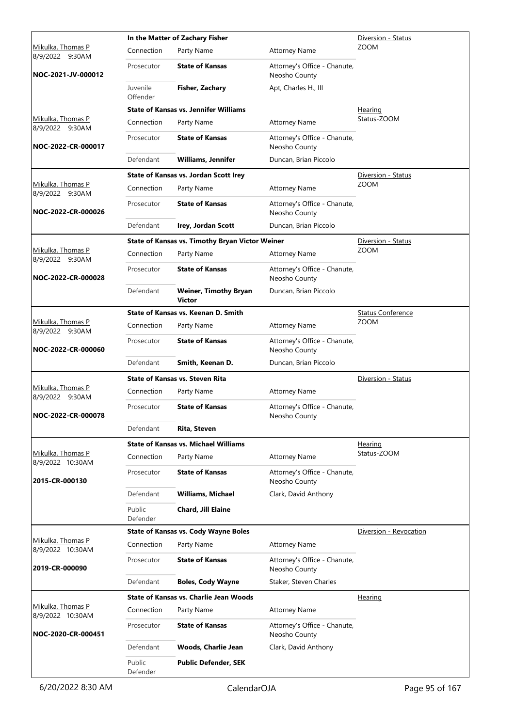| Judge / Date / Case | Case Title | | | Hearing Type |
|---|---|---|---|---|
| Mikulka, Thomas P<br>8/9/2022 9:30AM<br>**NOC-2021-JV-000012** | **In the Matter of Zachary Fisher** | | | Diversion - Status<br>ZOOM |
| | Connection | Party Name | Attorney Name | |
| | Prosecutor | **State of Kansas** | Attorney's Office - Chanute, Neosho County | |
| | Juvenile Offender | **Fisher, Zachary** | Apt, Charles H., III | |
| Mikulka, Thomas P<br>8/9/2022 9:30AM<br>**NOC-2022-CR-000017** | **State of Kansas vs. Jennifer Williams** | | | Hearing<br>Status-ZOOM |
| | Connection | Party Name | Attorney Name | |
| | Prosecutor | **State of Kansas** | Attorney's Office - Chanute, Neosho County | |
| | Defendant | **Williams, Jennifer** | Duncan, Brian Piccolo | |
| Mikulka, Thomas P<br>8/9/2022 9:30AM<br>**NOC-2022-CR-000026** | **State of Kansas vs. Jordan Scott Irey** | | | Diversion - Status<br>ZOOM |
| | Connection | Party Name | Attorney Name | |
| | Prosecutor | **State of Kansas** | Attorney's Office - Chanute, Neosho County | |
| | Defendant | **Irey, Jordan Scott** | Duncan, Brian Piccolo | |
| Mikulka, Thomas P<br>8/9/2022 9:30AM<br>**NOC-2022-CR-000028** | **State of Kansas vs. Timothy Bryan Victor Weiner** | | | Diversion - Status<br>ZOOM |
| | Connection | Party Name | Attorney Name | |
| | Prosecutor | **State of Kansas** | Attorney's Office - Chanute, Neosho County | |
| | Defendant | **Weiner, Timothy Bryan Victor** | Duncan, Brian Piccolo | |
| Mikulka, Thomas P<br>8/9/2022 9:30AM<br>**NOC-2022-CR-000060** | **State of Kansas vs. Keenan D. Smith** | | | Status Conference<br>ZOOM |
| | Connection | Party Name | Attorney Name | |
| | Prosecutor | **State of Kansas** | Attorney's Office - Chanute, Neosho County | |
| | Defendant | **Smith, Keenan D.** | Duncan, Brian Piccolo | |
| Mikulka, Thomas P<br>8/9/2022 9:30AM<br>**NOC-2022-CR-000078** | **State of Kansas vs. Steven Rita** | | | Diversion - Status |
| | Connection | Party Name | Attorney Name | |
| | Prosecutor | **State of Kansas** | Attorney's Office - Chanute, Neosho County | |
| | Defendant | **Rita, Steven** | | |
| Mikulka, Thomas P<br>8/9/2022 10:30AM<br>**2015-CR-000130** | **State of Kansas vs. Michael Williams** | | | Hearing<br>Status-ZOOM |
| | Connection | Party Name | Attorney Name | |
| | Prosecutor | **State of Kansas** | Attorney's Office - Chanute, Neosho County | |
| | Defendant | **Williams, Michael** | Clark, David Anthony | |
| | Public Defender | **Chard, Jill Elaine** | | |
| Mikulka, Thomas P<br>8/9/2022 10:30AM<br>**2019-CR-000090** | **State of Kansas vs. Cody Wayne Boles** | | | Diversion - Revocation |
| | Connection | Party Name | Attorney Name | |
| | Prosecutor | **State of Kansas** | Attorney's Office - Chanute, Neosho County | |
| | Defendant | **Boles, Cody Wayne** | Staker, Steven Charles | |
| Mikulka, Thomas P<br>8/9/2022 10:30AM<br>**NOC-2020-CR-000451** | **State of Kansas vs. Charlie Jean Woods** | | | Hearing |
| | Connection | Party Name | Attorney Name | |
| | Prosecutor | **State of Kansas** | Attorney's Office - Chanute, Neosho County | |
| | Defendant | **Woods, Charlie Jean** | Clark, David Anthony | |
| | Public Defender | **Public Defender, SEK** | | |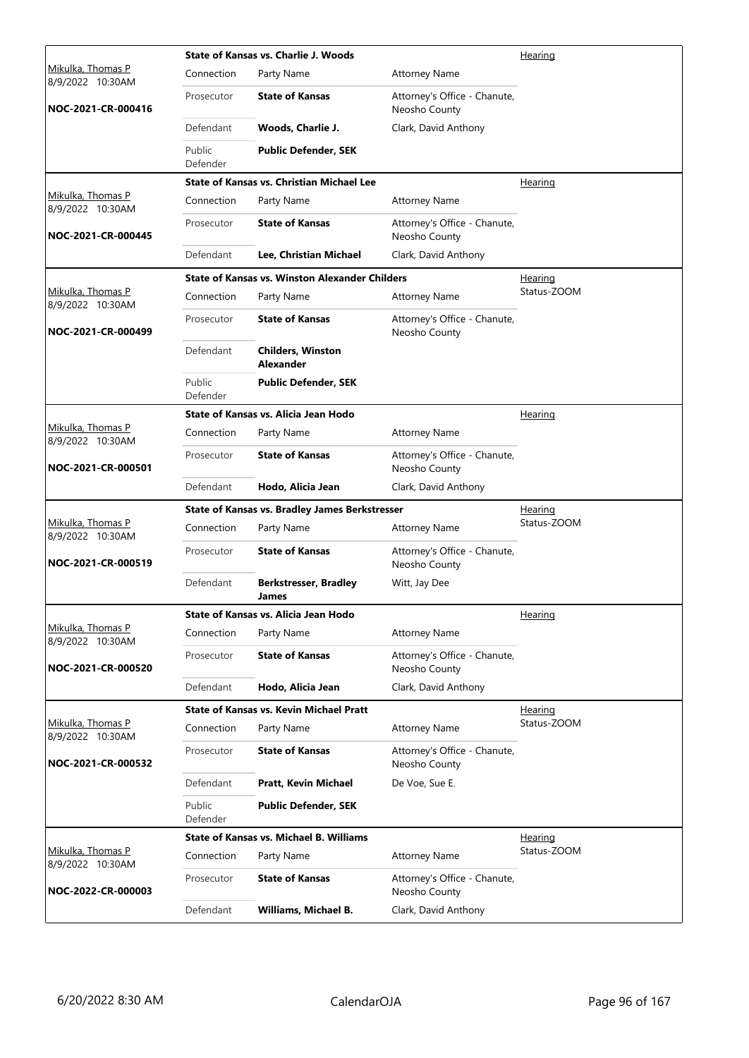| | State of Kansas vs. Charlie J. Woods | | | Hearing |
|---|---|---|---|---|
| Mikulka, Thomas P<br>8/9/2022 10:30AM | Connection | Party Name | Attorney Name | |
| NOC-2021-CR-000416 | Prosecutor | **State of Kansas** | Attorney's Office - Chanute, Neosho County | |
| | Defendant | **Woods, Charlie J.** | Clark, David Anthony | |
| | Public Defender | **Public Defender, SEK** | | |

| | State of Kansas vs. Christian Michael Lee | | | Hearing |
|---|---|---|---|---|
| Mikulka, Thomas P<br>8/9/2022 10:30AM | Connection | Party Name | Attorney Name | |
| NOC-2021-CR-000445 | Prosecutor | **State of Kansas** | Attorney's Office - Chanute, Neosho County | |
| | Defendant | **Lee, Christian Michael** | Clark, David Anthony | |

| | State of Kansas vs. Winston Alexander Childers | | | Hearing<br>Status-ZOOM |
|---|---|---|---|---|
| Mikulka, Thomas P<br>8/9/2022 10:30AM | Connection | Party Name | Attorney Name | |
| NOC-2021-CR-000499 | Prosecutor | **State of Kansas** | Attorney's Office - Chanute, Neosho County | |
| | Defendant | **Childers, Winston Alexander** | | |
| | Public Defender | **Public Defender, SEK** | | |

| | State of Kansas vs. Alicia Jean Hodo | | | Hearing |
|---|---|---|---|---|
| Mikulka, Thomas P<br>8/9/2022 10:30AM | Connection | Party Name | Attorney Name | |
| NOC-2021-CR-000501 | Prosecutor | **State of Kansas** | Attorney's Office - Chanute, Neosho County | |
| | Defendant | **Hodo, Alicia Jean** | Clark, David Anthony | |

| | State of Kansas vs. Bradley James Berkstresser | | | Hearing<br>Status-ZOOM |
|---|---|---|---|---|
| Mikulka, Thomas P<br>8/9/2022 10:30AM | Connection | Party Name | Attorney Name | |
| NOC-2021-CR-000519 | Prosecutor | **State of Kansas** | Attorney's Office - Chanute, Neosho County | |
| | Defendant | **Berkstresser, Bradley James** | Witt, Jay Dee | |

| | State of Kansas vs. Alicia Jean Hodo | | | Hearing |
|---|---|---|---|---|
| Mikulka, Thomas P<br>8/9/2022 10:30AM | Connection | Party Name | Attorney Name | |
| NOC-2021-CR-000520 | Prosecutor | **State of Kansas** | Attorney's Office - Chanute, Neosho County | |
| | Defendant | **Hodo, Alicia Jean** | Clark, David Anthony | |

| | State of Kansas vs. Kevin Michael Pratt | | | Hearing<br>Status-ZOOM |
|---|---|---|---|---|
| Mikulka, Thomas P<br>8/9/2022 10:30AM | Connection | Party Name | Attorney Name | |
| NOC-2021-CR-000532 | Prosecutor | **State of Kansas** | Attorney's Office - Chanute, Neosho County | |
| | Defendant | **Pratt, Kevin Michael** | De Voe, Sue E. | |
| | Public Defender | **Public Defender, SEK** | | |

| | State of Kansas vs. Michael B. Williams | | | Hearing<br>Status-ZOOM |
|---|---|---|---|---|
| Mikulka, Thomas P<br>8/9/2022 10:30AM | Connection | Party Name | Attorney Name | |
| NOC-2022-CR-000003 | Prosecutor | **State of Kansas** | Attorney's Office - Chanute, Neosho County | |
| | Defendant | **Williams, Michael B.** | Clark, David Anthony | |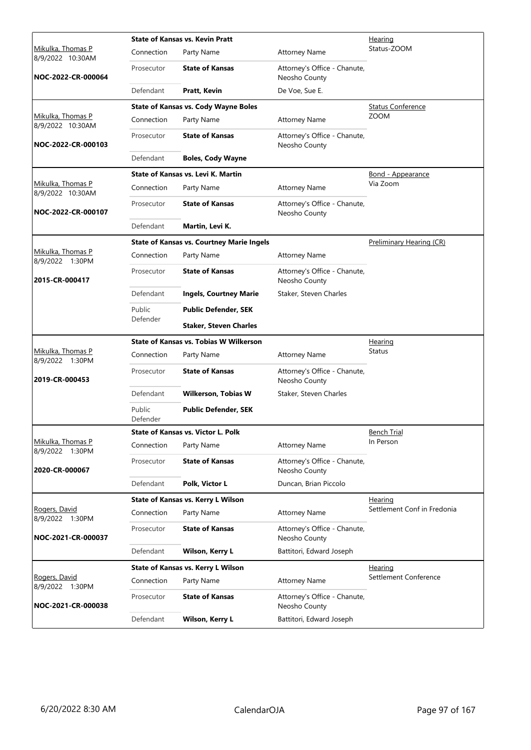| Judge / Date / Case | Case Title | | | Hearing |
|---|---|---|---|---|
| Mikulka, Thomas P<br>8/9/2022 10:30AM<br>**NOC-2022-CR-000064** | **State of Kansas vs. Kevin Pratt** | | | Hearing<br>Status-ZOOM |
| | Connection | Party Name | Attorney Name | |
| | Prosecutor | **State of Kansas** | Attorney's Office - Chanute, Neosho County | |
| | Defendant | **Pratt, Kevin** | De Voe, Sue E. | |
| Mikulka, Thomas P<br>8/9/2022 10:30AM<br>**NOC-2022-CR-000103** | **State of Kansas vs. Cody Wayne Boles** | | | Status Conference<br>ZOOM |
| | Connection | Party Name | Attorney Name | |
| | Prosecutor | **State of Kansas** | Attorney's Office - Chanute, Neosho County | |
| | Defendant | **Boles, Cody Wayne** | | |
| Mikulka, Thomas P<br>8/9/2022 10:30AM<br>**NOC-2022-CR-000107** | **State of Kansas vs. Levi K. Martin** | | | Bond - Appearance<br>Via Zoom |
| | Connection | Party Name | Attorney Name | |
| | Prosecutor | **State of Kansas** | Attorney's Office - Chanute, Neosho County | |
| | Defendant | **Martin, Levi K.** | | |
| Mikulka, Thomas P<br>8/9/2022 1:30PM<br>**2015-CR-000417** | **State of Kansas vs. Courtney Marie Ingels** | | | Preliminary Hearing (CR) |
| | Connection | Party Name | Attorney Name | |
| | Prosecutor | **State of Kansas** | Attorney's Office - Chanute, Neosho County | |
| | Defendant | **Ingels, Courtney Marie** | Staker, Steven Charles | |
| | Public Defender | **Public Defender, SEK** | | |
| | | **Staker, Steven Charles** | | |
| Mikulka, Thomas P<br>8/9/2022 1:30PM<br>**2019-CR-000453** | **State of Kansas vs. Tobias W Wilkerson** | | | Hearing<br>Status |
| | Connection | Party Name | Attorney Name | |
| | Prosecutor | **State of Kansas** | Attorney's Office - Chanute, Neosho County | |
| | Defendant | **Wilkerson, Tobias W** | Staker, Steven Charles | |
| | Public Defender | **Public Defender, SEK** | | |
| Mikulka, Thomas P<br>8/9/2022 1:30PM<br>**2020-CR-000067** | **State of Kansas vs. Victor L. Polk** | | | Bench Trial<br>In Person |
| | Connection | Party Name | Attorney Name | |
| | Prosecutor | **State of Kansas** | Attorney's Office - Chanute, Neosho County | |
| | Defendant | **Polk, Victor L** | Duncan, Brian Piccolo | |
| Rogers, David<br>8/9/2022 1:30PM<br>**NOC-2021-CR-000037** | **State of Kansas vs. Kerry L Wilson** | | | Hearing<br>Settlement Conf in Fredonia |
| | Connection | Party Name | Attorney Name | |
| | Prosecutor | **State of Kansas** | Attorney's Office - Chanute, Neosho County | |
| | Defendant | **Wilson, Kerry L** | Battitori, Edward Joseph | |
| Rogers, David<br>8/9/2022 1:30PM<br>**NOC-2021-CR-000038** | **State of Kansas vs. Kerry L Wilson** | | | Hearing<br>Settlement Conference |
| | Connection | Party Name | Attorney Name | |
| | Prosecutor | **State of Kansas** | Attorney's Office - Chanute, Neosho County | |
| | Defendant | **Wilson, Kerry L** | Battitori, Edward Joseph | |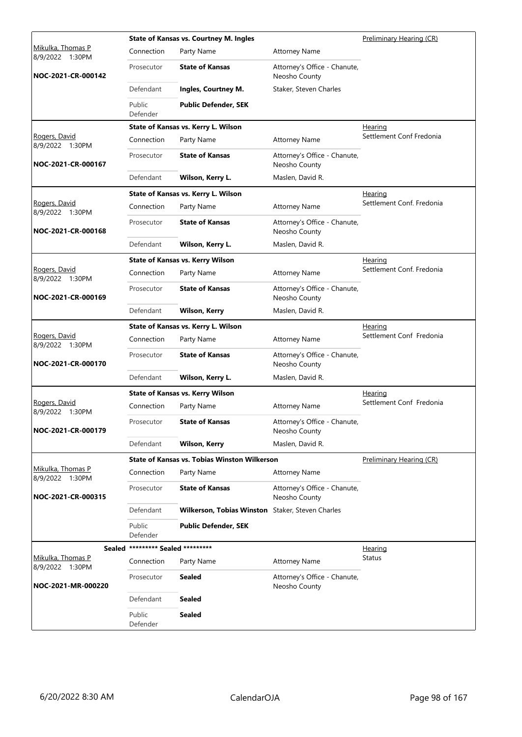| Judge / Date / Case | Case Title | | | Hearing Type |
|---|---|---|---|---|
| Mikulka, Thomas P<br>8/9/2022 1:30PM<br>**NOC-2021-CR-000142** | **State of Kansas vs. Courtney M. Ingles** | | | Preliminary Hearing (CR) |
| | Connection | Party Name | Attorney Name | |
| | Prosecutor | **State of Kansas** | Attorney's Office - Chanute, Neosho County | |
| | Defendant | **Ingles, Courtney M.** | Staker, Steven Charles | |
| | Public Defender | **Public Defender, SEK** | | |
| Rogers, David<br>8/9/2022 1:30PM<br>**NOC-2021-CR-000167** | **State of Kansas vs. Kerry L. Wilson** | | | Hearing<br>Settlement Conf Fredonia |
| | Connection | Party Name | Attorney Name | |
| | Prosecutor | **State of Kansas** | Attorney's Office - Chanute, Neosho County | |
| | Defendant | **Wilson, Kerry L.** | Maslen, David R. | |
| Rogers, David<br>8/9/2022 1:30PM<br>**NOC-2021-CR-000168** | **State of Kansas vs. Kerry L. Wilson** | | | Hearing<br>Settlement Conf. Fredonia |
| | Connection | Party Name | Attorney Name | |
| | Prosecutor | **State of Kansas** | Attorney's Office - Chanute, Neosho County | |
| | Defendant | **Wilson, Kerry L.** | Maslen, David R. | |
| Rogers, David<br>8/9/2022 1:30PM<br>**NOC-2021-CR-000169** | **State of Kansas vs. Kerry Wilson** | | | Hearing<br>Settlement Conf. Fredonia |
| | Connection | Party Name | Attorney Name | |
| | Prosecutor | **State of Kansas** | Attorney's Office - Chanute, Neosho County | |
| | Defendant | **Wilson, Kerry** | Maslen, David R. | |
| Rogers, David<br>8/9/2022 1:30PM<br>**NOC-2021-CR-000170** | **State of Kansas vs. Kerry L. Wilson** | | | Hearing<br>Settlement Conf Fredonia |
| | Connection | Party Name | Attorney Name | |
| | Prosecutor | **State of Kansas** | Attorney's Office - Chanute, Neosho County | |
| | Defendant | **Wilson, Kerry L.** | Maslen, David R. | |
| Rogers, David<br>8/9/2022 1:30PM<br>**NOC-2021-CR-000179** | **State of Kansas vs. Kerry Wilson** | | | Hearing<br>Settlement Conf Fredonia |
| | Connection | Party Name | Attorney Name | |
| | Prosecutor | **State of Kansas** | Attorney's Office - Chanute, Neosho County | |
| | Defendant | **Wilson, Kerry** | Maslen, David R. | |
| Mikulka, Thomas P<br>8/9/2022 1:30PM<br>**NOC-2021-CR-000315** | **State of Kansas vs. Tobias Winston Wilkerson** | | | Preliminary Hearing (CR) |
| | Connection | Party Name | Attorney Name | |
| | Prosecutor | **State of Kansas** | Attorney's Office - Chanute, Neosho County | |
| | Defendant | **Wilkerson, Tobias Winston** | Staker, Steven Charles | |
| | Public Defender | **Public Defender, SEK** | | |
| **Sealed**<br>Mikulka, Thomas P<br>8/9/2022 1:30PM<br>**NOC-2021-MR-000220** | **\*\*\*\*\*\*\*\*\* Sealed \*\*\*\*\*\*\*\*\*** | | | Hearing<br>Status |
| | Connection | Party Name | Attorney Name | |
| | Prosecutor | **Sealed** | Attorney's Office - Chanute, Neosho County | |
| | Defendant | **Sealed** | | |
| | Public Defender | **Sealed** | | |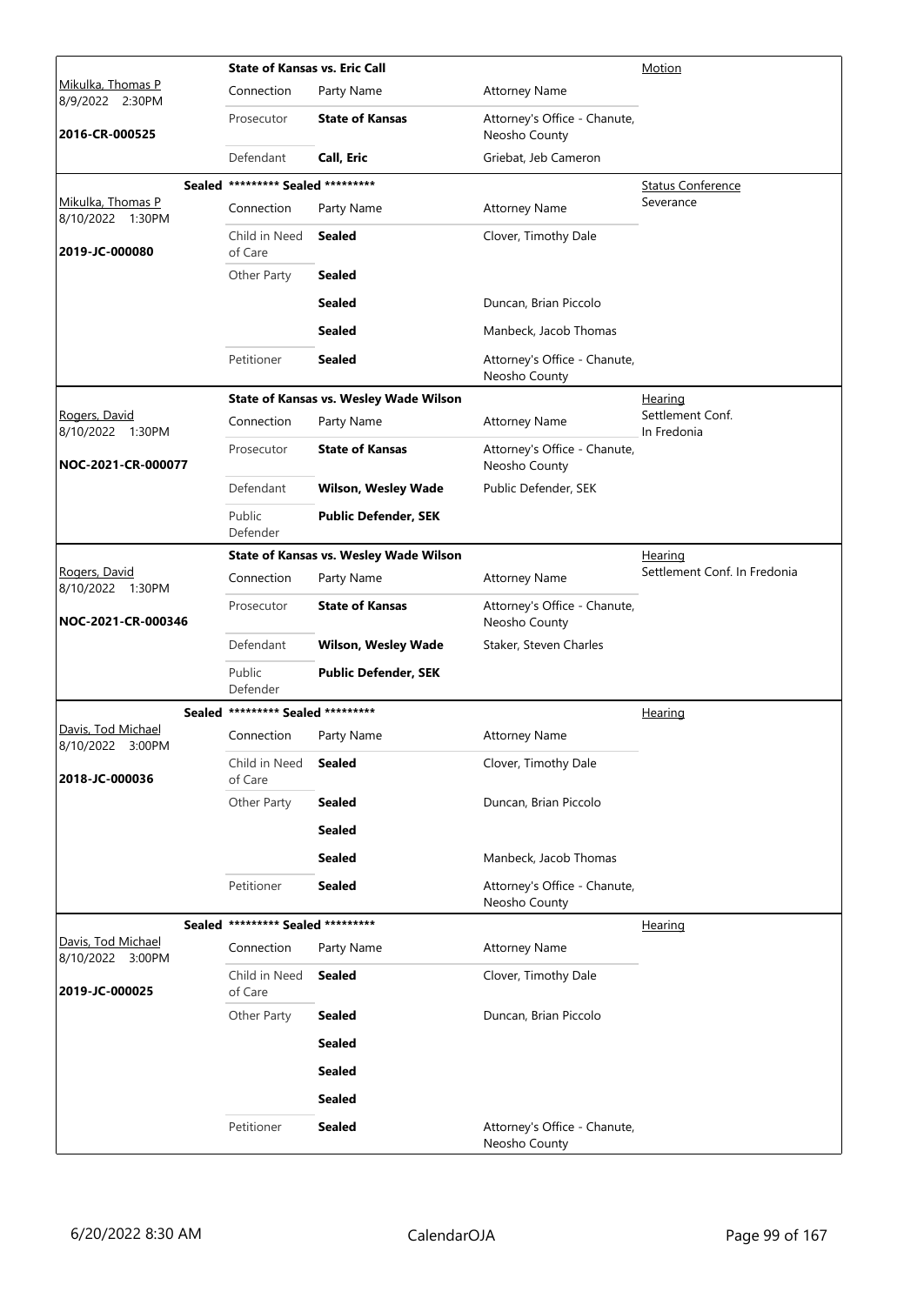| Judge / Date / Case | Case Title | Connection | Party Name | Attorney Name | Hearing Type |
|---|---|---|---|---|---|
| Mikulka, Thomas P<br>8/9/2022 2:30PM<br>**2016-CR-000525** | **State of Kansas vs. Eric Call** | Connection | Party Name | Attorney Name | Motion |
| | | Prosecutor | **State of Kansas** | Attorney's Office - Chanute, Neosho County | |
| | | Defendant | **Call, Eric** | Griebat, Jeb Cameron | |
| Mikulka, Thomas P<br>8/10/2022 1:30PM<br>**2019-JC-000080** | **Sealed** ********* Sealed ********* | Connection | Party Name | Attorney Name | Status Conference<br>Severance |
| | | Child in Need of Care | **Sealed** | Clover, Timothy Dale | |
| | | Other Party | **Sealed** | | |
| | | | **Sealed** | Duncan, Brian Piccolo | |
| | | | **Sealed** | Manbeck, Jacob Thomas | |
| | | Petitioner | **Sealed** | Attorney's Office - Chanute, Neosho County | |
| Rogers, David<br>8/10/2022 1:30PM<br>**NOC-2021-CR-000077** | **State of Kansas vs. Wesley Wade Wilson** | Connection | Party Name | Attorney Name | Hearing<br>Settlement Conf. In Fredonia |
| | | Prosecutor | **State of Kansas** | Attorney's Office - Chanute, Neosho County | |
| | | Defendant | **Wilson, Wesley Wade** | Public Defender, SEK | |
| | | Public Defender | **Public Defender, SEK** | | |
| Rogers, David<br>8/10/2022 1:30PM<br>**NOC-2021-CR-000346** | **State of Kansas vs. Wesley Wade Wilson** | Connection | Party Name | Attorney Name | Hearing<br>Settlement Conf. In Fredonia |
| | | Prosecutor | **State of Kansas** | Attorney's Office - Chanute, Neosho County | |
| | | Defendant | **Wilson, Wesley Wade** | Staker, Steven Charles | |
| | | Public Defender | **Public Defender, SEK** | | |
| Davis, Tod Michael<br>8/10/2022 3:00PM<br>**2018-JC-000036** | **Sealed** ********* Sealed ********* | Connection | Party Name | Attorney Name | Hearing |
| | | Child in Need of Care | **Sealed** | Clover, Timothy Dale | |
| | | Other Party | **Sealed** | Duncan, Brian Piccolo | |
| | | | **Sealed** | | |
| | | | **Sealed** | Manbeck, Jacob Thomas | |
| | | Petitioner | **Sealed** | Attorney's Office - Chanute, Neosho County | |
| Davis, Tod Michael<br>8/10/2022 3:00PM<br>**2019-JC-000025** | **Sealed** ********* Sealed ********* | Connection | Party Name | Attorney Name | Hearing |
| | | Child in Need of Care | **Sealed** | Clover, Timothy Dale | |
| | | Other Party | **Sealed** | Duncan, Brian Piccolo | |
| | | | **Sealed** | | |
| | | | **Sealed** | | |
| | | | **Sealed** | | |
| | | Petitioner | **Sealed** | Attorney's Office - Chanute, Neosho County | |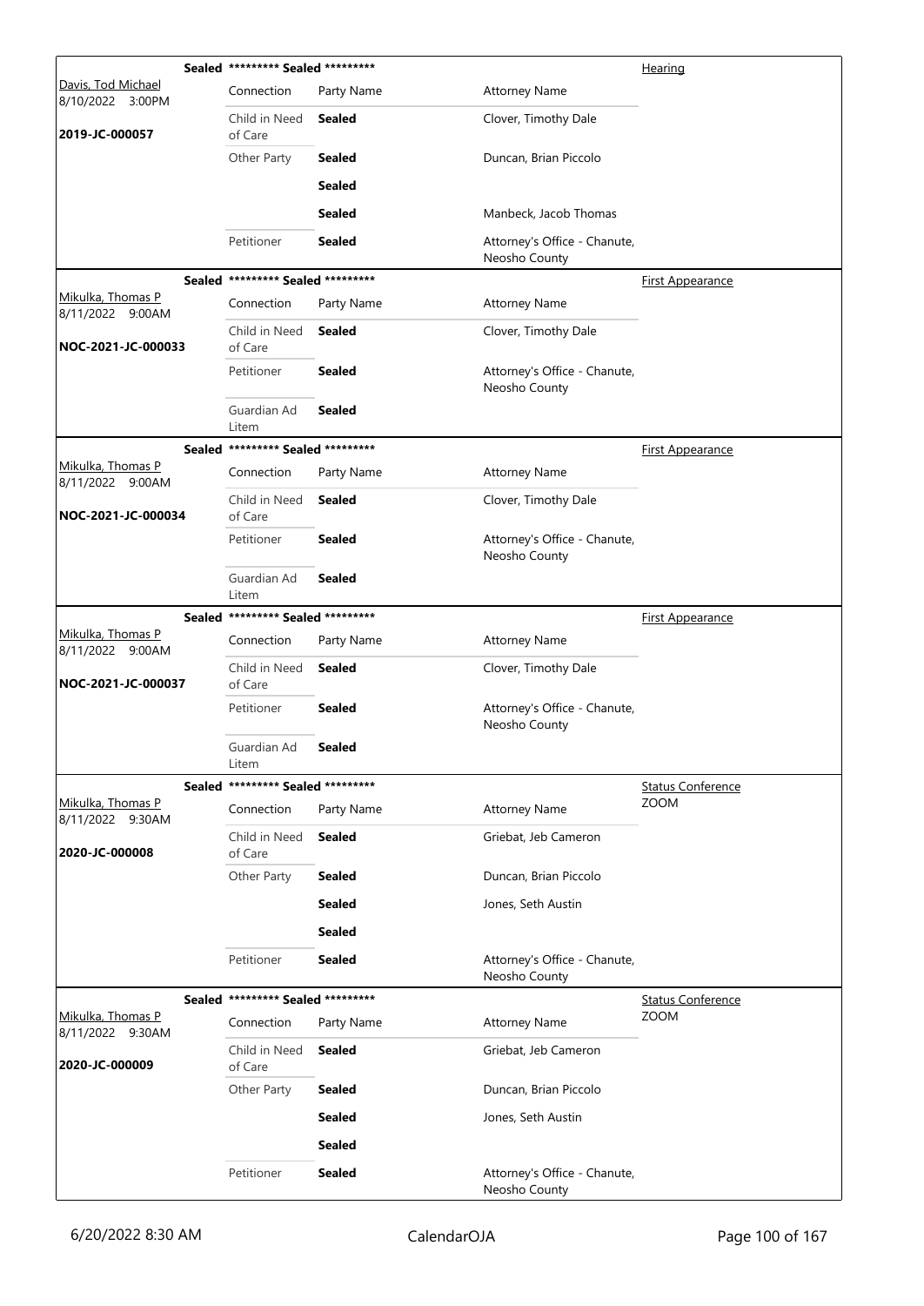| Judge / Date / Case | Sealed | Connection | Party Name | Attorney Name | Hearing Type |
|---|---|---|---|---|---|
| Davis, Tod Michael<br>8/10/2022 3:00PM<br>**2019-JC-000057** | **Sealed** ********* **Sealed** ********* | | | | Hearing |
| | | Connection | Party Name | Attorney Name | |
| | | Child in Need of Care | **Sealed** | Clover, Timothy Dale | |
| | | Other Party | **Sealed** | Duncan, Brian Piccolo | |
| | | | **Sealed** | | |
| | | | **Sealed** | Manbeck, Jacob Thomas | |
| | | Petitioner | **Sealed** | Attorney's Office - Chanute, Neosho County | |
| Mikulka, Thomas P<br>8/11/2022 9:00AM<br>**NOC-2021-JC-000033** | **Sealed** ********* **Sealed** ********* | | | | First Appearance |
| | | Connection | Party Name | Attorney Name | |
| | | Child in Need of Care | **Sealed** | Clover, Timothy Dale | |
| | | Petitioner | **Sealed** | Attorney's Office - Chanute, Neosho County | |
| | | Guardian Ad Litem | **Sealed** | | |
| Mikulka, Thomas P<br>8/11/2022 9:00AM<br>**NOC-2021-JC-000034** | **Sealed** ********* **Sealed** ********* | | | | First Appearance |
| | | Connection | Party Name | Attorney Name | |
| | | Child in Need of Care | **Sealed** | Clover, Timothy Dale | |
| | | Petitioner | **Sealed** | Attorney's Office - Chanute, Neosho County | |
| | | Guardian Ad Litem | **Sealed** | | |
| Mikulka, Thomas P<br>8/11/2022 9:00AM<br>**NOC-2021-JC-000037** | **Sealed** ********* **Sealed** ********* | | | | First Appearance |
| | | Connection | Party Name | Attorney Name | |
| | | Child in Need of Care | **Sealed** | Clover, Timothy Dale | |
| | | Petitioner | **Sealed** | Attorney's Office - Chanute, Neosho County | |
| | | Guardian Ad Litem | **Sealed** | | |
| Mikulka, Thomas P<br>8/11/2022 9:30AM<br>**2020-JC-000008** | **Sealed** ********* **Sealed** ********* | | | | Status Conference<br>ZOOM |
| | | Connection | Party Name | Attorney Name | |
| | | Child in Need of Care | **Sealed** | Griebat, Jeb Cameron | |
| | | Other Party | **Sealed** | Duncan, Brian Piccolo | |
| | | | **Sealed** | Jones, Seth Austin | |
| | | | **Sealed** | | |
| | | Petitioner | **Sealed** | Attorney's Office - Chanute, Neosho County | |
| Mikulka, Thomas P<br>8/11/2022 9:30AM<br>**2020-JC-000009** | **Sealed** ********* **Sealed** ********* | | | | Status Conference<br>ZOOM |
| | | Connection | Party Name | Attorney Name | |
| | | Child in Need of Care | **Sealed** | Griebat, Jeb Cameron | |
| | | Other Party | **Sealed** | Duncan, Brian Piccolo | |
| | | | **Sealed** | Jones, Seth Austin | |
| | | | **Sealed** | | |
| | | Petitioner | **Sealed** | Attorney's Office - Chanute, Neosho County | |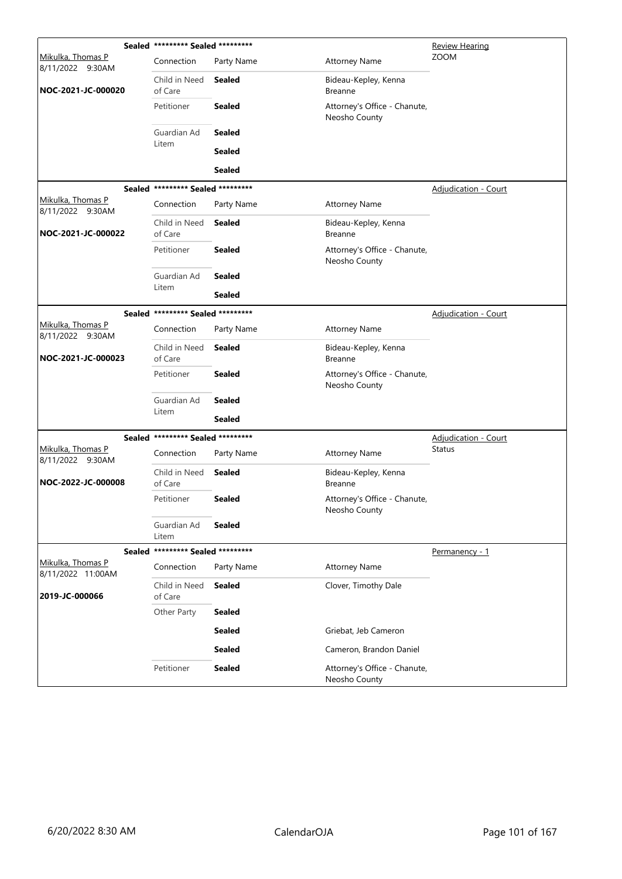| | Sealed ********* Sealed ********* | | | Review Hearing |
|---|---|---|---|---|
| Mikulka, Thomas P 8/11/2022 9:30AM | Connection | Party Name | Attorney Name | ZOOM |
| NOC-2021-JC-000020 | Child in Need of Care | **Sealed** | Bideau-Kepley, Kenna Breanne | |
| | Petitioner | **Sealed** | Attorney's Office - Chanute, Neosho County | |
| | Guardian Ad Litem | **Sealed** | | |
| | | **Sealed** | | |
| | | **Sealed** | | |

| | Sealed ********* Sealed ********* | | | Adjudication - Court |
|---|---|---|---|---|
| Mikulka, Thomas P 8/11/2022 9:30AM | Connection | Party Name | Attorney Name | |
| NOC-2021-JC-000022 | Child in Need of Care | **Sealed** | Bideau-Kepley, Kenna Breanne | |
| | Petitioner | **Sealed** | Attorney's Office - Chanute, Neosho County | |
| | Guardian Ad Litem | **Sealed** | | |
| | | **Sealed** | | |

| | Sealed ********* Sealed ********* | | | Adjudication - Court |
|---|---|---|---|---|
| Mikulka, Thomas P 8/11/2022 9:30AM | Connection | Party Name | Attorney Name | |
| NOC-2021-JC-000023 | Child in Need of Care | **Sealed** | Bideau-Kepley, Kenna Breanne | |
| | Petitioner | **Sealed** | Attorney's Office - Chanute, Neosho County | |
| | Guardian Ad Litem | **Sealed** | | |
| | | **Sealed** | | |

| | Sealed ********* Sealed ********* | | | Adjudication - Court Status |
|---|---|---|---|---|
| Mikulka, Thomas P 8/11/2022 9:30AM | Connection | Party Name | Attorney Name | |
| NOC-2022-JC-000008 | Child in Need of Care | **Sealed** | Bideau-Kepley, Kenna Breanne | |
| | Petitioner | **Sealed** | Attorney's Office - Chanute, Neosho County | |
| | Guardian Ad Litem | **Sealed** | | |

| | Sealed ********* Sealed ********* | | | Permanency - 1 |
|---|---|---|---|---|
| Mikulka, Thomas P 8/11/2022 11:00AM | Connection | Party Name | Attorney Name | |
| 2019-JC-000066 | Child in Need of Care | **Sealed** | Clover, Timothy Dale | |
| | Other Party | **Sealed** | | |
| | | **Sealed** | Griebat, Jeb Cameron | |
| | | **Sealed** | Cameron, Brandon Daniel | |
| | Petitioner | **Sealed** | Attorney's Office - Chanute, Neosho County | |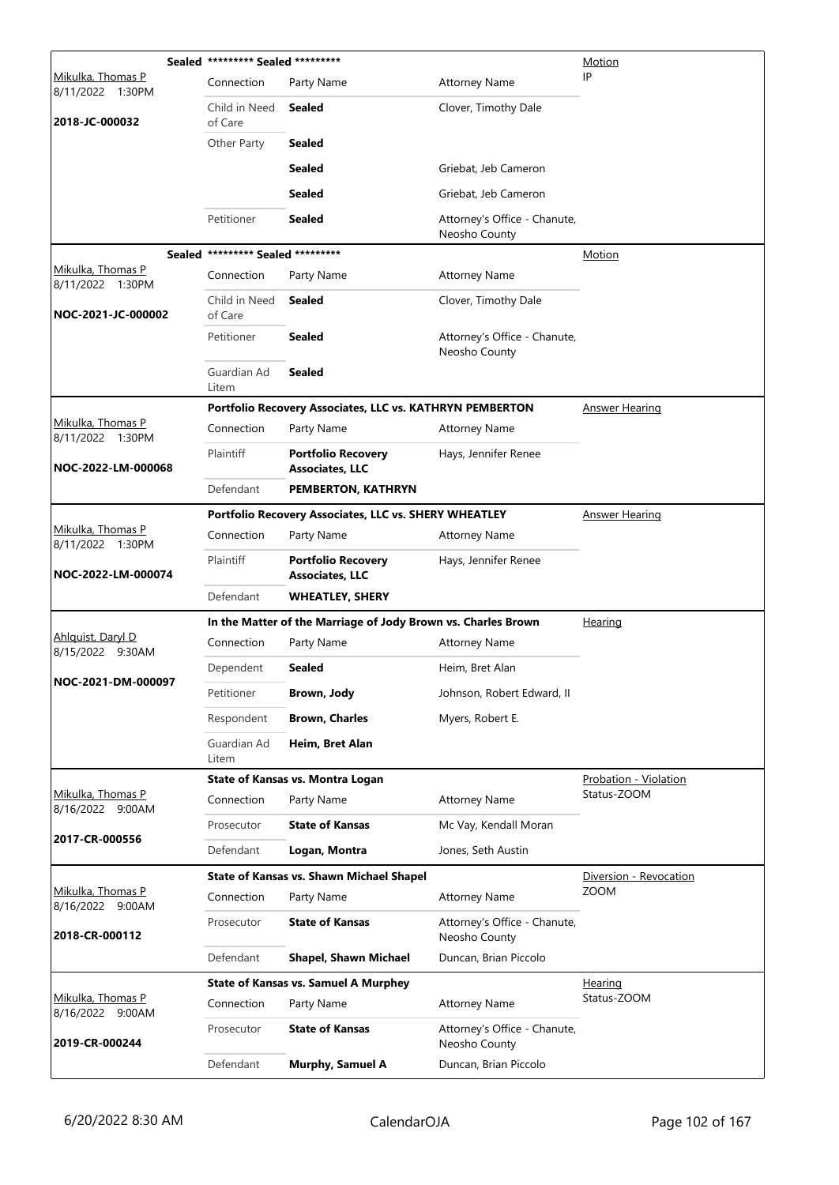| Judge / Date / Case | Case Title | | | Hearing Type |
|---|---|---|---|---|
| | **Sealed** ********* Sealed ********* | | | Motion |
| Mikulka, Thomas P 8/11/2022 1:30PM | Connection | Party Name | Attorney Name | IP |
| **2018-JC-000032** | Child in Need of Care | **Sealed** | Clover, Timothy Dale | |
| | Other Party | **Sealed** | | |
| | | **Sealed** | Griebat, Jeb Cameron | |
| | | **Sealed** | Griebat, Jeb Cameron | |
| | Petitioner | **Sealed** | Attorney's Office - Chanute, Neosho County | |
| | **Sealed** ********* Sealed ********* | | | Motion |
| Mikulka, Thomas P 8/11/2022 1:30PM | Connection | Party Name | Attorney Name | |
| **NOC-2021-JC-000002** | Child in Need of Care | **Sealed** | Clover, Timothy Dale | |
| | Petitioner | **Sealed** | Attorney's Office - Chanute, Neosho County | |
| | Guardian Ad Litem | **Sealed** | | |
| | **Portfolio Recovery Associates, LLC vs. KATHRYN PEMBERTON** | | | Answer Hearing |
| Mikulka, Thomas P 8/11/2022 1:30PM | Connection | Party Name | Attorney Name | |
| **NOC-2022-LM-000068** | Plaintiff | **Portfolio Recovery Associates, LLC** | Hays, Jennifer Renee | |
| | Defendant | **PEMBERTON, KATHRYN** | | |
| | **Portfolio Recovery Associates, LLC vs. SHERY WHEATLEY** | | | Answer Hearing |
| Mikulka, Thomas P 8/11/2022 1:30PM | Connection | Party Name | Attorney Name | |
| **NOC-2022-LM-000074** | Plaintiff | **Portfolio Recovery Associates, LLC** | Hays, Jennifer Renee | |
| | Defendant | **WHEATLEY, SHERY** | | |
| | **In the Matter of the Marriage of Jody Brown vs. Charles Brown** | | | Hearing |
| Ahlquist, Daryl D 8/15/2022 9:30AM | Connection | Party Name | Attorney Name | |
| **NOC-2021-DM-000097** | Dependent | **Sealed** | Heim, Bret Alan | |
| | Petitioner | **Brown, Jody** | Johnson, Robert Edward, II | |
| | Respondent | **Brown, Charles** | Myers, Robert E. | |
| | Guardian Ad Litem | **Heim, Bret Alan** | | |
| | **State of Kansas vs. Montra Logan** | | | Probation - Violation |
| Mikulka, Thomas P 8/16/2022 9:00AM | Connection | Party Name | Attorney Name | Status-ZOOM |
| **2017-CR-000556** | Prosecutor | **State of Kansas** | Mc Vay, Kendall Moran | |
| | Defendant | **Logan, Montra** | Jones, Seth Austin | |
| | **State of Kansas vs. Shawn Michael Shapel** | | | Diversion - Revocation |
| Mikulka, Thomas P 8/16/2022 9:00AM | Connection | Party Name | Attorney Name | ZOOM |
| **2018-CR-000112** | Prosecutor | **State of Kansas** | Attorney's Office - Chanute, Neosho County | |
| | Defendant | **Shapel, Shawn Michael** | Duncan, Brian Piccolo | |
| | **State of Kansas vs. Samuel A Murphey** | | | Hearing |
| Mikulka, Thomas P 8/16/2022 9:00AM | Connection | Party Name | Attorney Name | Status-ZOOM |
| **2019-CR-000244** | Prosecutor | **State of Kansas** | Attorney's Office - Chanute, Neosho County | |
| | Defendant | **Murphy, Samuel A** | Duncan, Brian Piccolo | |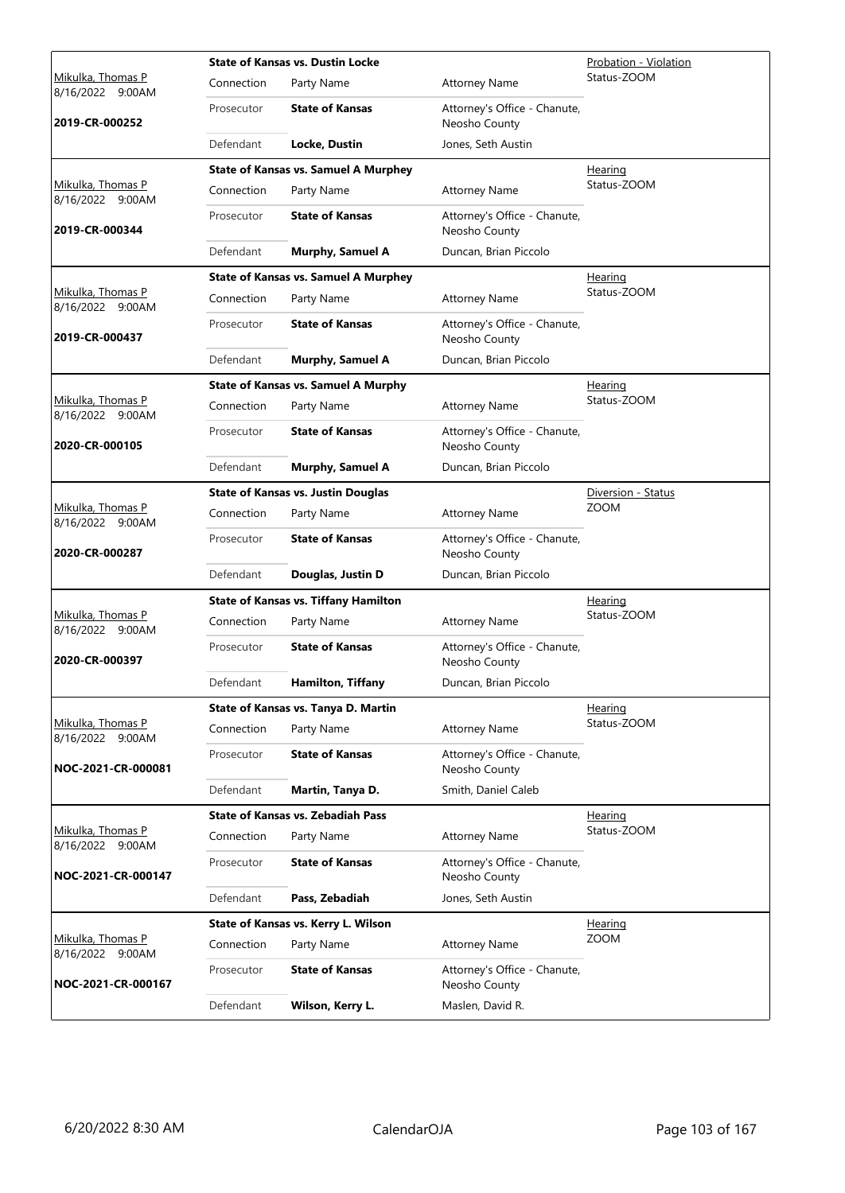| Judge / Date / Case | Case Title | Connection | Party Name | Attorney Name | Hearing Type |
|---|---|---|---|---|---|
| Mikulka, Thomas P 8/16/2022 9:00AM **2019-CR-000252** | **State of Kansas vs. Dustin Locke** | Prosecutor | **State of Kansas** | Attorney's Office - Chanute, Neosho County | Probation - Violation Status-ZOOM |
| | | Defendant | **Locke, Dustin** | Jones, Seth Austin | |
| Mikulka, Thomas P 8/16/2022 9:00AM **2019-CR-000344** | **State of Kansas vs. Samuel A Murphey** | Prosecutor | **State of Kansas** | Attorney's Office - Chanute, Neosho County | Hearing Status-ZOOM |
| | | Defendant | **Murphy, Samuel A** | Duncan, Brian Piccolo | |
| Mikulka, Thomas P 8/16/2022 9:00AM **2019-CR-000437** | **State of Kansas vs. Samuel A Murphey** | Prosecutor | **State of Kansas** | Attorney's Office - Chanute, Neosho County | Hearing Status-ZOOM |
| | | Defendant | **Murphy, Samuel A** | Duncan, Brian Piccolo | |
| Mikulka, Thomas P 8/16/2022 9:00AM **2020-CR-000105** | **State of Kansas vs. Samuel A Murphy** | Prosecutor | **State of Kansas** | Attorney's Office - Chanute, Neosho County | Hearing Status-ZOOM |
| | | Defendant | **Murphy, Samuel A** | Duncan, Brian Piccolo | |
| Mikulka, Thomas P 8/16/2022 9:00AM **2020-CR-000287** | **State of Kansas vs. Justin Douglas** | Prosecutor | **State of Kansas** | Attorney's Office - Chanute, Neosho County | Diversion - Status ZOOM |
| | | Defendant | **Douglas, Justin D** | Duncan, Brian Piccolo | |
| Mikulka, Thomas P 8/16/2022 9:00AM **2020-CR-000397** | **State of Kansas vs. Tiffany Hamilton** | Prosecutor | **State of Kansas** | Attorney's Office - Chanute, Neosho County | Hearing Status-ZOOM |
| | | Defendant | **Hamilton, Tiffany** | Duncan, Brian Piccolo | |
| Mikulka, Thomas P 8/16/2022 9:00AM **NOC-2021-CR-000081** | **State of Kansas vs. Tanya D. Martin** | Prosecutor | **State of Kansas** | Attorney's Office - Chanute, Neosho County | Hearing Status-ZOOM |
| | | Defendant | **Martin, Tanya D.** | Smith, Daniel Caleb | |
| Mikulka, Thomas P 8/16/2022 9:00AM **NOC-2021-CR-000147** | **State of Kansas vs. Zebadiah Pass** | Prosecutor | **State of Kansas** | Attorney's Office - Chanute, Neosho County | Hearing Status-ZOOM |
| | | Defendant | **Pass, Zebadiah** | Jones, Seth Austin | |
| Mikulka, Thomas P 8/16/2022 9:00AM **NOC-2021-CR-000167** | **State of Kansas vs. Kerry L. Wilson** | Prosecutor | **State of Kansas** | Attorney's Office - Chanute, Neosho County | Hearing ZOOM |
| | | Defendant | **Wilson, Kerry L.** | Maslen, David R. | |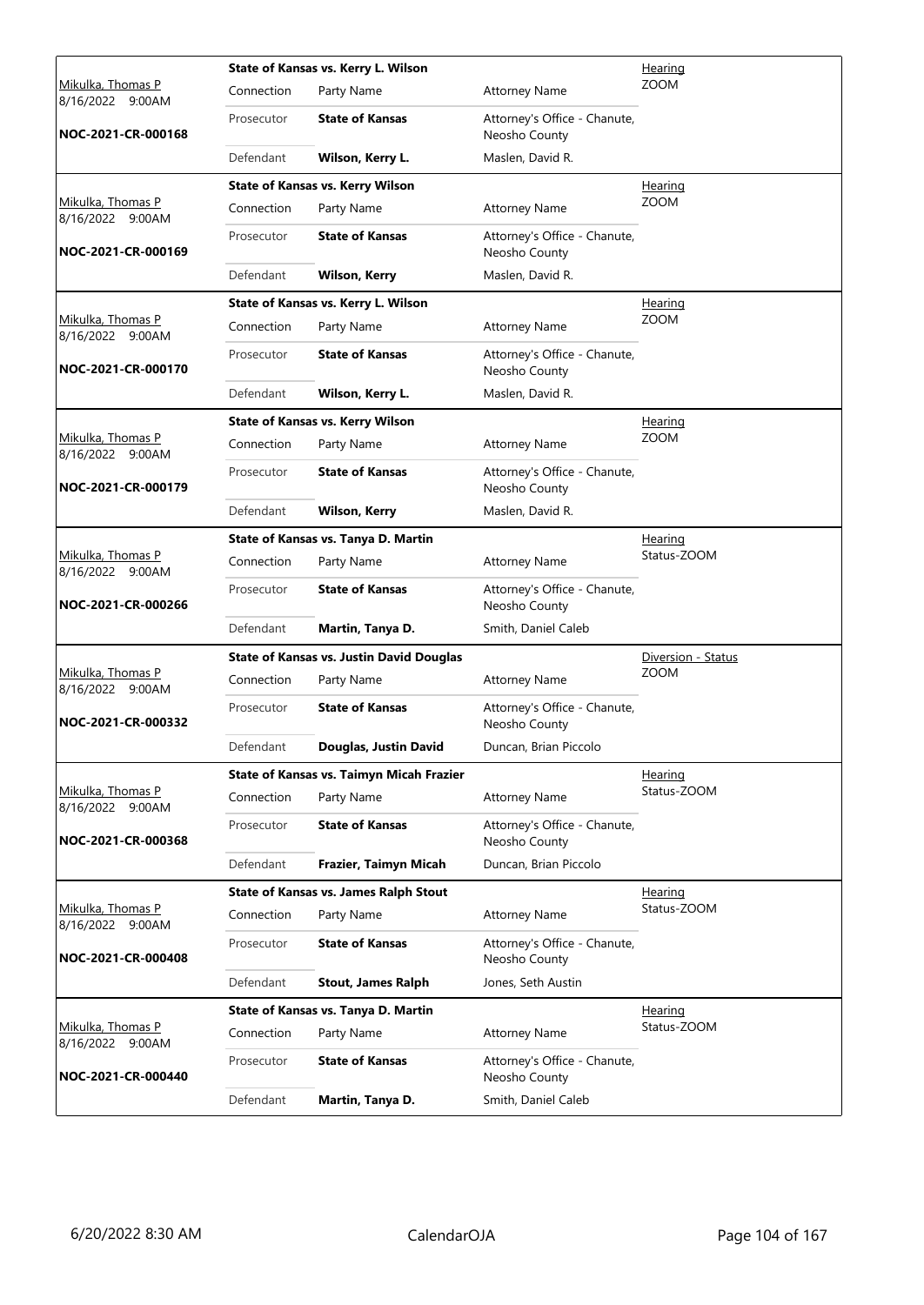| Judge / Date / Case | Case Title | | | Hearing |
|---|---|---|---|---|
| Mikulka, Thomas P 8/16/2022 9:00AM | **State of Kansas vs. Kerry L. Wilson** | | | Hearing ZOOM |
| | Connection | Party Name | Attorney Name | |
| **NOC-2021-CR-000168** | Prosecutor | **State of Kansas** | Attorney's Office - Chanute, Neosho County | |
| | Defendant | **Wilson, Kerry L.** | Maslen, David R. | |
| Mikulka, Thomas P 8/16/2022 9:00AM | **State of Kansas vs. Kerry Wilson** | | | Hearing ZOOM |
| | Connection | Party Name | Attorney Name | |
| **NOC-2021-CR-000169** | Prosecutor | **State of Kansas** | Attorney's Office - Chanute, Neosho County | |
| | Defendant | **Wilson, Kerry** | Maslen, David R. | |
| Mikulka, Thomas P 8/16/2022 9:00AM | **State of Kansas vs. Kerry L. Wilson** | | | Hearing ZOOM |
| | Connection | Party Name | Attorney Name | |
| **NOC-2021-CR-000170** | Prosecutor | **State of Kansas** | Attorney's Office - Chanute, Neosho County | |
| | Defendant | **Wilson, Kerry L.** | Maslen, David R. | |
| Mikulka, Thomas P 8/16/2022 9:00AM | **State of Kansas vs. Kerry Wilson** | | | Hearing ZOOM |
| | Connection | Party Name | Attorney Name | |
| **NOC-2021-CR-000179** | Prosecutor | **State of Kansas** | Attorney's Office - Chanute, Neosho County | |
| | Defendant | **Wilson, Kerry** | Maslen, David R. | |
| Mikulka, Thomas P 8/16/2022 9:00AM | **State of Kansas vs. Tanya D. Martin** | | | Hearing Status-ZOOM |
| | Connection | Party Name | Attorney Name | |
| **NOC-2021-CR-000266** | Prosecutor | **State of Kansas** | Attorney's Office - Chanute, Neosho County | |
| | Defendant | **Martin, Tanya D.** | Smith, Daniel Caleb | |
| Mikulka, Thomas P 8/16/2022 9:00AM | **State of Kansas vs. Justin David Douglas** | | | Diversion - Status ZOOM |
| | Connection | Party Name | Attorney Name | |
| **NOC-2021-CR-000332** | Prosecutor | **State of Kansas** | Attorney's Office - Chanute, Neosho County | |
| | Defendant | **Douglas, Justin David** | Duncan, Brian Piccolo | |
| Mikulka, Thomas P 8/16/2022 9:00AM | **State of Kansas vs. Taimyn Micah Frazier** | | | Hearing Status-ZOOM |
| | Connection | Party Name | Attorney Name | |
| **NOC-2021-CR-000368** | Prosecutor | **State of Kansas** | Attorney's Office - Chanute, Neosho County | |
| | Defendant | **Frazier, Taimyn Micah** | Duncan, Brian Piccolo | |
| Mikulka, Thomas P 8/16/2022 9:00AM | **State of Kansas vs. James Ralph Stout** | | | Hearing Status-ZOOM |
| | Connection | Party Name | Attorney Name | |
| **NOC-2021-CR-000408** | Prosecutor | **State of Kansas** | Attorney's Office - Chanute, Neosho County | |
| | Defendant | **Stout, James Ralph** | Jones, Seth Austin | |
| Mikulka, Thomas P 8/16/2022 9:00AM | **State of Kansas vs. Tanya D. Martin** | | | Hearing Status-ZOOM |
| | Connection | Party Name | Attorney Name | |
| **NOC-2021-CR-000440** | Prosecutor | **State of Kansas** | Attorney's Office - Chanute, Neosho County | |
| | Defendant | **Martin, Tanya D.** | Smith, Daniel Caleb | |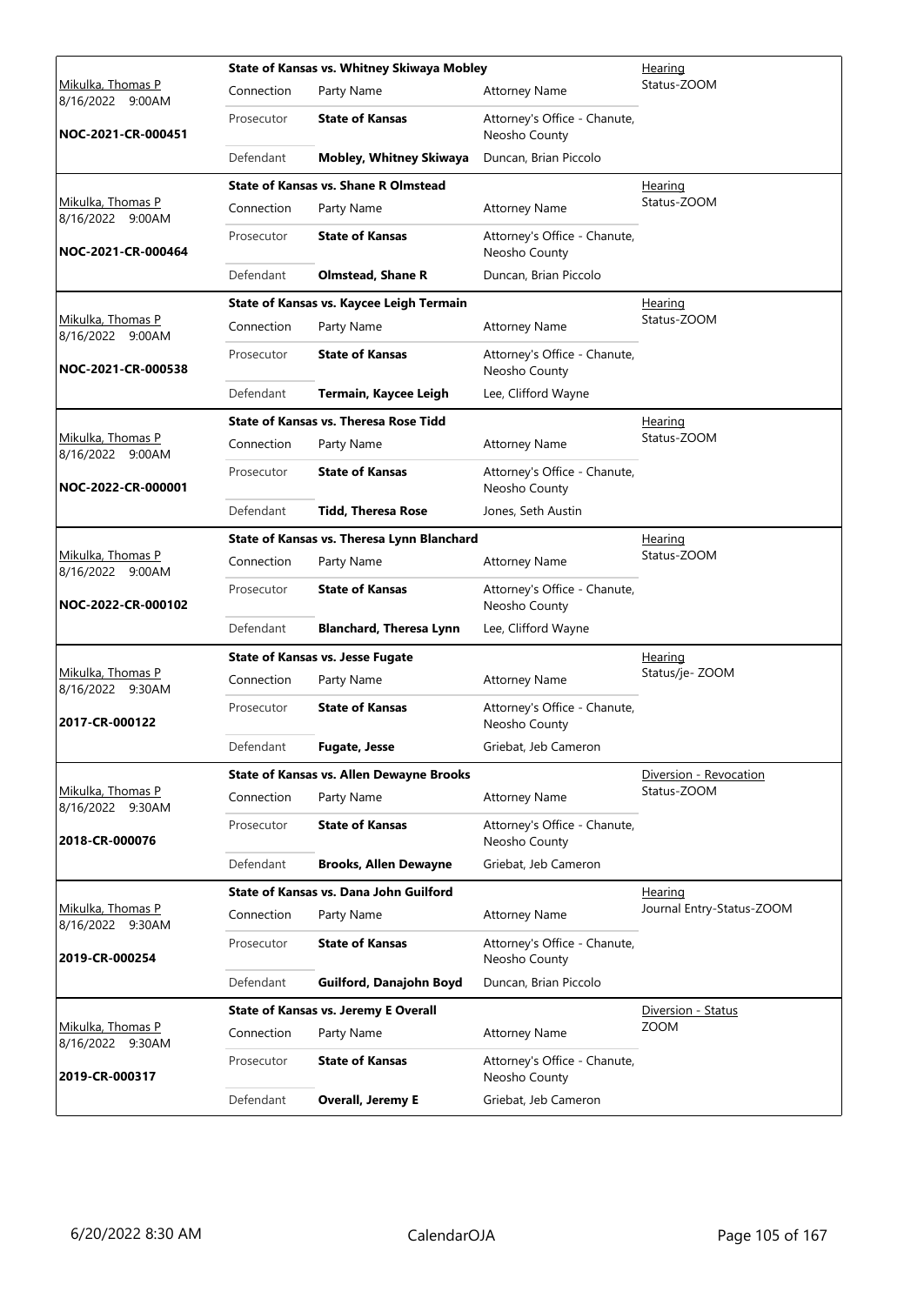| Judge / Date / Case | Case Title | Connection | Party Name | Attorney Name | Hearing |
|---|---|---|---|---|---|
| Mikulka, Thomas P<br>8/16/2022 9:00AM<br>**NOC-2021-CR-000451** | **State of Kansas vs. Whitney Skiwaya Mobley** | Prosecutor | **State of Kansas** | Attorney's Office - Chanute, Neosho County | Hearing<br>Status-ZOOM |
| | | Defendant | **Mobley, Whitney Skiwaya** | Duncan, Brian Piccolo | |
| Mikulka, Thomas P<br>8/16/2022 9:00AM<br>**NOC-2021-CR-000464** | **State of Kansas vs. Shane R Olmstead** | Prosecutor | **State of Kansas** | Attorney's Office - Chanute, Neosho County | Hearing<br>Status-ZOOM |
| | | Defendant | **Olmstead, Shane R** | Duncan, Brian Piccolo | |
| Mikulka, Thomas P<br>8/16/2022 9:00AM<br>**NOC-2021-CR-000538** | **State of Kansas vs. Kaycee Leigh Termain** | Prosecutor | **State of Kansas** | Attorney's Office - Chanute, Neosho County | Hearing<br>Status-ZOOM |
| | | Defendant | **Termain, Kaycee Leigh** | Lee, Clifford Wayne | |
| Mikulka, Thomas P<br>8/16/2022 9:00AM<br>**NOC-2022-CR-000001** | **State of Kansas vs. Theresa Rose Tidd** | Prosecutor | **State of Kansas** | Attorney's Office - Chanute, Neosho County | Hearing<br>Status-ZOOM |
| | | Defendant | **Tidd, Theresa Rose** | Jones, Seth Austin | |
| Mikulka, Thomas P<br>8/16/2022 9:00AM<br>**NOC-2022-CR-000102** | **State of Kansas vs. Theresa Lynn Blanchard** | Prosecutor | **State of Kansas** | Attorney's Office - Chanute, Neosho County | Hearing<br>Status-ZOOM |
| | | Defendant | **Blanchard, Theresa Lynn** | Lee, Clifford Wayne | |
| Mikulka, Thomas P<br>8/16/2022 9:30AM<br>**2017-CR-000122** | **State of Kansas vs. Jesse Fugate** | Prosecutor | **State of Kansas** | Attorney's Office - Chanute, Neosho County | Hearing<br>Status/je- ZOOM |
| | | Defendant | **Fugate, Jesse** | Griebat, Jeb Cameron | |
| Mikulka, Thomas P<br>8/16/2022 9:30AM<br>**2018-CR-000076** | **State of Kansas vs. Allen Dewayne Brooks** | Prosecutor | **State of Kansas** | Attorney's Office - Chanute, Neosho County | Diversion - Revocation<br>Status-ZOOM |
| | | Defendant | **Brooks, Allen Dewayne** | Griebat, Jeb Cameron | |
| Mikulka, Thomas P<br>8/16/2022 9:30AM<br>**2019-CR-000254** | **State of Kansas vs. Dana John Guilford** | Prosecutor | **State of Kansas** | Attorney's Office - Chanute, Neosho County | Hearing<br>Journal Entry-Status-ZOOM |
| | | Defendant | **Guilford, Danajohn Boyd** | Duncan, Brian Piccolo | |
| Mikulka, Thomas P<br>8/16/2022 9:30AM<br>**2019-CR-000317** | **State of Kansas vs. Jeremy E Overall** | Prosecutor | **State of Kansas** | Attorney's Office - Chanute, Neosho County | Diversion - Status<br>ZOOM |
| | | Defendant | **Overall, Jeremy E** | Griebat, Jeb Cameron | |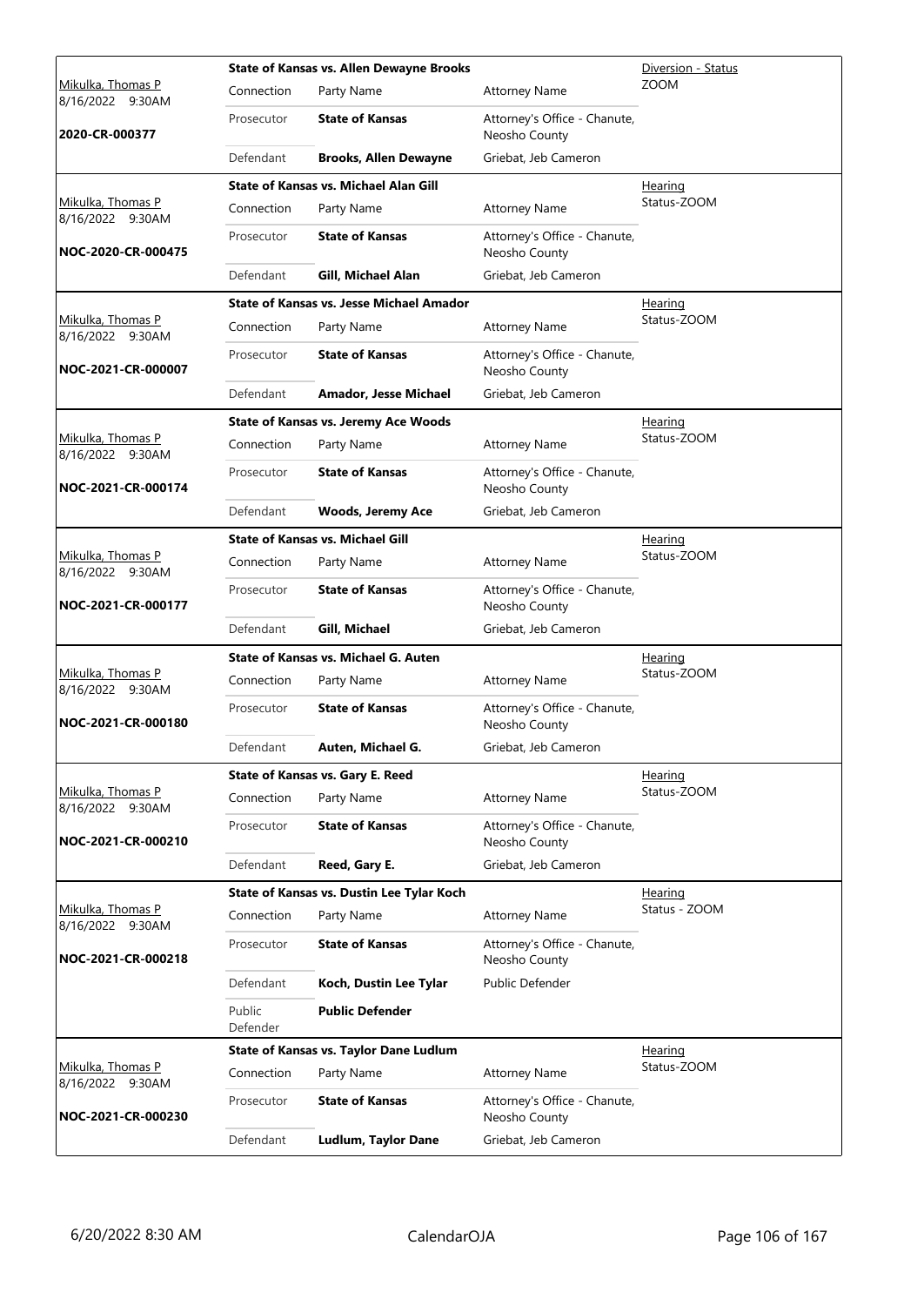| Judge / Date / Case | Connection | Party Name | Attorney Name | Hearing |
|---|---|---|---|---|
| Mikulka, Thomas P 8/16/2022 9:30AM **2020-CR-000377** | **State of Kansas vs. Allen Dewayne Brooks** | | | Diversion - Status ZOOM |
| | Prosecutor | **State of Kansas** | Attorney's Office - Chanute, Neosho County | |
| | Defendant | **Brooks, Allen Dewayne** | Griebat, Jeb Cameron | |
| Mikulka, Thomas P 8/16/2022 9:30AM **NOC-2020-CR-000475** | **State of Kansas vs. Michael Alan Gill** | | | Hearing Status-ZOOM |
| | Prosecutor | **State of Kansas** | Attorney's Office - Chanute, Neosho County | |
| | Defendant | **Gill, Michael Alan** | Griebat, Jeb Cameron | |
| Mikulka, Thomas P 8/16/2022 9:30AM **NOC-2021-CR-000007** | **State of Kansas vs. Jesse Michael Amador** | | | Hearing Status-ZOOM |
| | Prosecutor | **State of Kansas** | Attorney's Office - Chanute, Neosho County | |
| | Defendant | **Amador, Jesse Michael** | Griebat, Jeb Cameron | |
| Mikulka, Thomas P 8/16/2022 9:30AM **NOC-2021-CR-000174** | **State of Kansas vs. Jeremy Ace Woods** | | | Hearing Status-ZOOM |
| | Prosecutor | **State of Kansas** | Attorney's Office - Chanute, Neosho County | |
| | Defendant | **Woods, Jeremy Ace** | Griebat, Jeb Cameron | |
| Mikulka, Thomas P 8/16/2022 9:30AM **NOC-2021-CR-000177** | **State of Kansas vs. Michael Gill** | | | Hearing Status-ZOOM |
| | Prosecutor | **State of Kansas** | Attorney's Office - Chanute, Neosho County | |
| | Defendant | **Gill, Michael** | Griebat, Jeb Cameron | |
| Mikulka, Thomas P 8/16/2022 9:30AM **NOC-2021-CR-000180** | **State of Kansas vs. Michael G. Auten** | | | Hearing Status-ZOOM |
| | Prosecutor | **State of Kansas** | Attorney's Office - Chanute, Neosho County | |
| | Defendant | **Auten, Michael G.** | Griebat, Jeb Cameron | |
| Mikulka, Thomas P 8/16/2022 9:30AM **NOC-2021-CR-000210** | **State of Kansas vs. Gary E. Reed** | | | Hearing Status-ZOOM |
| | Prosecutor | **State of Kansas** | Attorney's Office - Chanute, Neosho County | |
| | Defendant | **Reed, Gary E.** | Griebat, Jeb Cameron | |
| Mikulka, Thomas P 8/16/2022 9:30AM **NOC-2021-CR-000218** | **State of Kansas vs. Dustin Lee Tylar Koch** | | | Hearing Status - ZOOM |
| | Prosecutor | **State of Kansas** | Attorney's Office - Chanute, Neosho County | |
| | Defendant | **Koch, Dustin Lee Tylar** | Public Defender | |
| | Public Defender | **Public Defender** | | |
| Mikulka, Thomas P 8/16/2022 9:30AM **NOC-2021-CR-000230** | **State of Kansas vs. Taylor Dane Ludlum** | | | Hearing Status-ZOOM |
| | Prosecutor | **State of Kansas** | Attorney's Office - Chanute, Neosho County | |
| | Defendant | **Ludlum, Taylor Dane** | Griebat, Jeb Cameron | |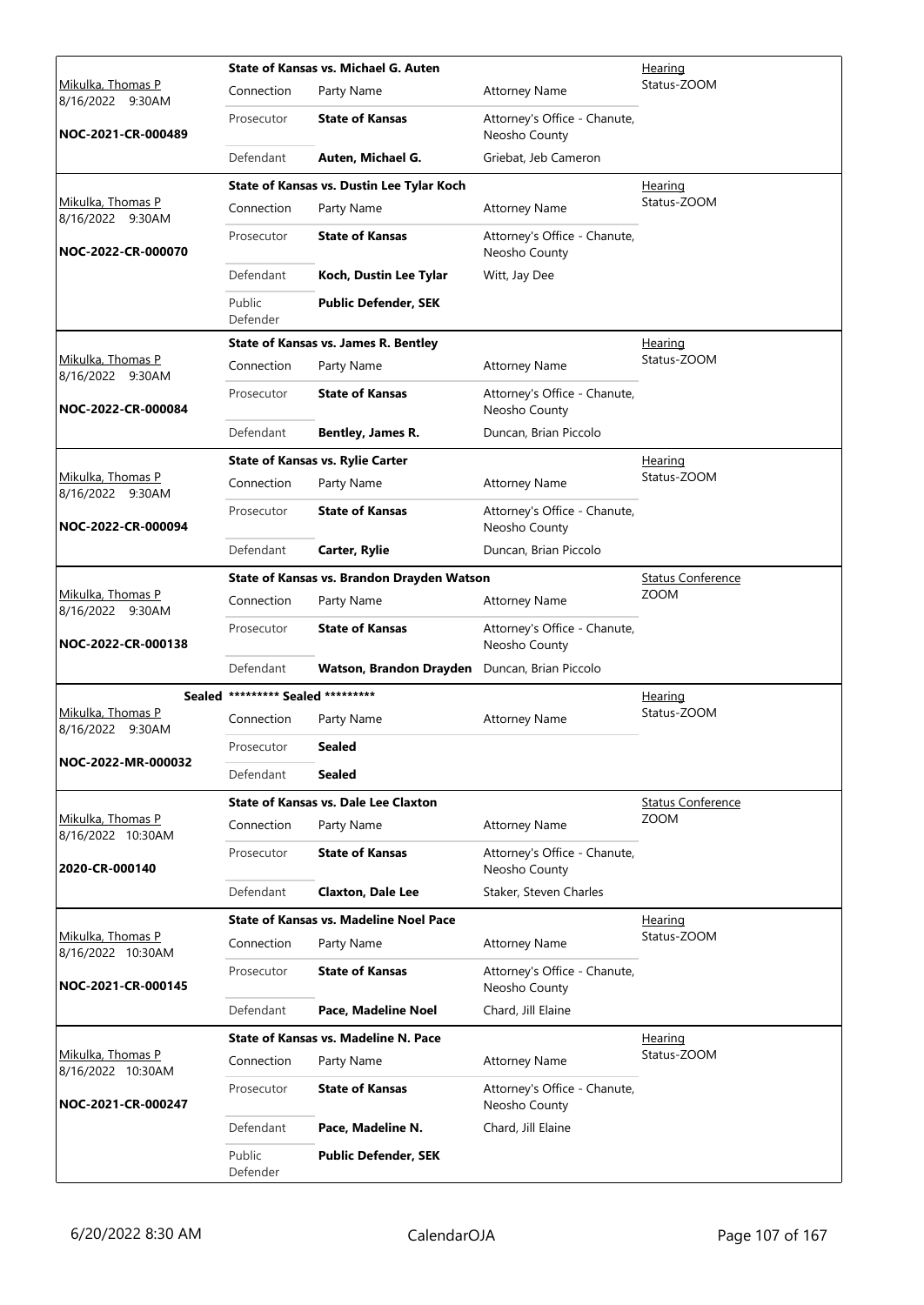| Judge / Date / Case | Case Title | | | Type |
|---|---|---|---|---|
| Mikulka, Thomas P<br>8/16/2022 9:30AM<br>**NOC-2021-CR-000489** | **State of Kansas vs. Michael G. Auten** | | | Hearing<br>Status-ZOOM |
| | Connection | Party Name | Attorney Name | |
| | Prosecutor | **State of Kansas** | Attorney's Office - Chanute, Neosho County | |
| | Defendant | **Auten, Michael G.** | Griebat, Jeb Cameron | |
| Mikulka, Thomas P<br>8/16/2022 9:30AM<br>**NOC-2022-CR-000070** | **State of Kansas vs. Dustin Lee Tylar Koch** | | | Hearing<br>Status-ZOOM |
| | Connection | Party Name | Attorney Name | |
| | Prosecutor | **State of Kansas** | Attorney's Office - Chanute, Neosho County | |
| | Defendant | **Koch, Dustin Lee Tylar** | Witt, Jay Dee | |
| | Public Defender | **Public Defender, SEK** | | |
| Mikulka, Thomas P<br>8/16/2022 9:30AM<br>**NOC-2022-CR-000084** | **State of Kansas vs. James R. Bentley** | | | Hearing<br>Status-ZOOM |
| | Connection | Party Name | Attorney Name | |
| | Prosecutor | **State of Kansas** | Attorney's Office - Chanute, Neosho County | |
| | Defendant | **Bentley, James R.** | Duncan, Brian Piccolo | |
| Mikulka, Thomas P<br>8/16/2022 9:30AM<br>**NOC-2022-CR-000094** | **State of Kansas vs. Rylie Carter** | | | Hearing<br>Status-ZOOM |
| | Connection | Party Name | Attorney Name | |
| | Prosecutor | **State of Kansas** | Attorney's Office - Chanute, Neosho County | |
| | Defendant | **Carter, Rylie** | Duncan, Brian Piccolo | |
| Mikulka, Thomas P<br>8/16/2022 9:30AM<br>**NOC-2022-CR-000138** | **State of Kansas vs. Brandon Drayden Watson** | | | Status Conference<br>ZOOM |
| | Connection | Party Name | Attorney Name | |
| | Prosecutor | **State of Kansas** | Attorney's Office - Chanute, Neosho County | |
| | Defendant | **Watson, Brandon Drayden** | Duncan, Brian Piccolo | |
| Sealed<br>Mikulka, Thomas P<br>8/16/2022 9:30AM<br>**NOC-2022-MR-000032** | **\*\*\*\*\*\*\*\*\* Sealed \*\*\*\*\*\*\*\*\*** | | | Hearing<br>Status-ZOOM |
| | Connection | Party Name | Attorney Name | |
| | Prosecutor | **Sealed** | | |
| | Defendant | **Sealed** | | |
| Mikulka, Thomas P<br>8/16/2022 10:30AM<br>**2020-CR-000140** | **State of Kansas vs. Dale Lee Claxton** | | | Status Conference<br>ZOOM |
| | Connection | Party Name | Attorney Name | |
| | Prosecutor | **State of Kansas** | Attorney's Office - Chanute, Neosho County | |
| | Defendant | **Claxton, Dale Lee** | Staker, Steven Charles | |
| Mikulka, Thomas P<br>8/16/2022 10:30AM<br>**NOC-2021-CR-000145** | **State of Kansas vs. Madeline Noel Pace** | | | Hearing<br>Status-ZOOM |
| | Connection | Party Name | Attorney Name | |
| | Prosecutor | **State of Kansas** | Attorney's Office - Chanute, Neosho County | |
| | Defendant | **Pace, Madeline Noel** | Chard, Jill Elaine | |
| Mikulka, Thomas P<br>8/16/2022 10:30AM<br>**NOC-2021-CR-000247** | **State of Kansas vs. Madeline N. Pace** | | | Hearing<br>Status-ZOOM |
| | Connection | Party Name | Attorney Name | |
| | Prosecutor | **State of Kansas** | Attorney's Office - Chanute, Neosho County | |
| | Defendant | **Pace, Madeline N.** | Chard, Jill Elaine | |
| | Public Defender | **Public Defender, SEK** | | |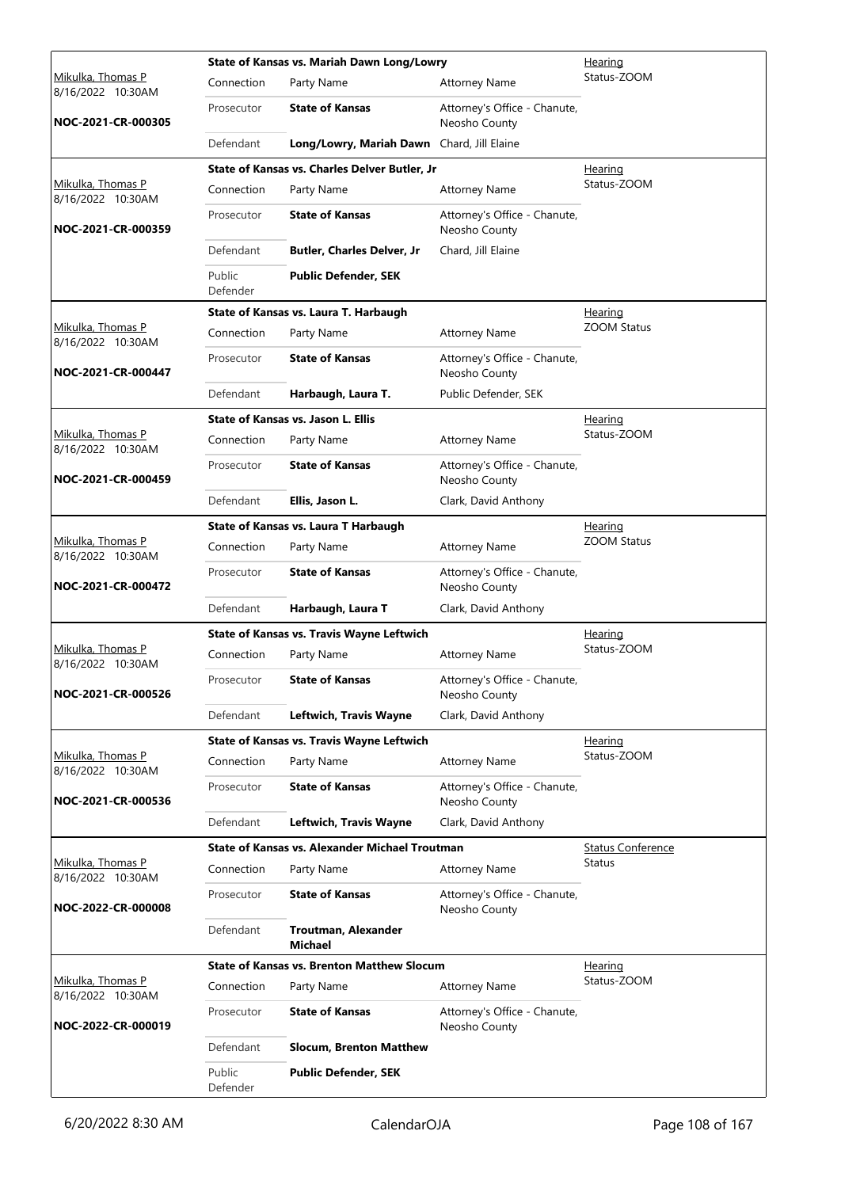| Judge / Date / Case | Case Title | Connection | Party Name | Attorney Name | Hearing |
|---|---|---|---|---|---|
| Mikulka, Thomas P 8/16/2022 10:30AM **NOC-2021-CR-000305** | **State of Kansas vs. Mariah Dawn Long/Lowry** | Prosecutor | **State of Kansas** | Attorney's Office - Chanute, Neosho County | Hearing Status-ZOOM |
| | | Defendant | **Long/Lowry, Mariah Dawn** | Chard, Jill Elaine | |
| Mikulka, Thomas P 8/16/2022 10:30AM **NOC-2021-CR-000359** | **State of Kansas vs. Charles Delver Butler, Jr** | Prosecutor | **State of Kansas** | Attorney's Office - Chanute, Neosho County | Hearing Status-ZOOM |
| | | Defendant | **Butler, Charles Delver, Jr** | Chard, Jill Elaine | |
| | | Public Defender | **Public Defender, SEK** | | |
| Mikulka, Thomas P 8/16/2022 10:30AM **NOC-2021-CR-000447** | **State of Kansas vs. Laura T. Harbaugh** | Prosecutor | **State of Kansas** | Attorney's Office - Chanute, Neosho County | Hearing ZOOM Status |
| | | Defendant | **Harbaugh, Laura T.** | Public Defender, SEK | |
| Mikulka, Thomas P 8/16/2022 10:30AM **NOC-2021-CR-000459** | **State of Kansas vs. Jason L. Ellis** | Prosecutor | **State of Kansas** | Attorney's Office - Chanute, Neosho County | Hearing Status-ZOOM |
| | | Defendant | **Ellis, Jason L.** | Clark, David Anthony | |
| Mikulka, Thomas P 8/16/2022 10:30AM **NOC-2021-CR-000472** | **State of Kansas vs. Laura T Harbaugh** | Prosecutor | **State of Kansas** | Attorney's Office - Chanute, Neosho County | Hearing ZOOM Status |
| | | Defendant | **Harbaugh, Laura T** | Clark, David Anthony | |
| Mikulka, Thomas P 8/16/2022 10:30AM **NOC-2021-CR-000526** | **State of Kansas vs. Travis Wayne Leftwich** | Prosecutor | **State of Kansas** | Attorney's Office - Chanute, Neosho County | Hearing Status-ZOOM |
| | | Defendant | **Leftwich, Travis Wayne** | Clark, David Anthony | |
| Mikulka, Thomas P 8/16/2022 10:30AM **NOC-2021-CR-000536** | **State of Kansas vs. Travis Wayne Leftwich** | Prosecutor | **State of Kansas** | Attorney's Office - Chanute, Neosho County | Hearing Status-ZOOM |
| | | Defendant | **Leftwich, Travis Wayne** | Clark, David Anthony | |
| Mikulka, Thomas P 8/16/2022 10:30AM **NOC-2022-CR-000008** | **State of Kansas vs. Alexander Michael Troutman** | Prosecutor | **State of Kansas** | Attorney's Office - Chanute, Neosho County | Status Conference Status |
| | | Defendant | **Troutman, Alexander Michael** | | |
| Mikulka, Thomas P 8/16/2022 10:30AM **NOC-2022-CR-000019** | **State of Kansas vs. Brenton Matthew Slocum** | Prosecutor | **State of Kansas** | Attorney's Office - Chanute, Neosho County | Hearing Status-ZOOM |
| | | Defendant | **Slocum, Brenton Matthew** | | |
| | | Public Defender | **Public Defender, SEK** | | |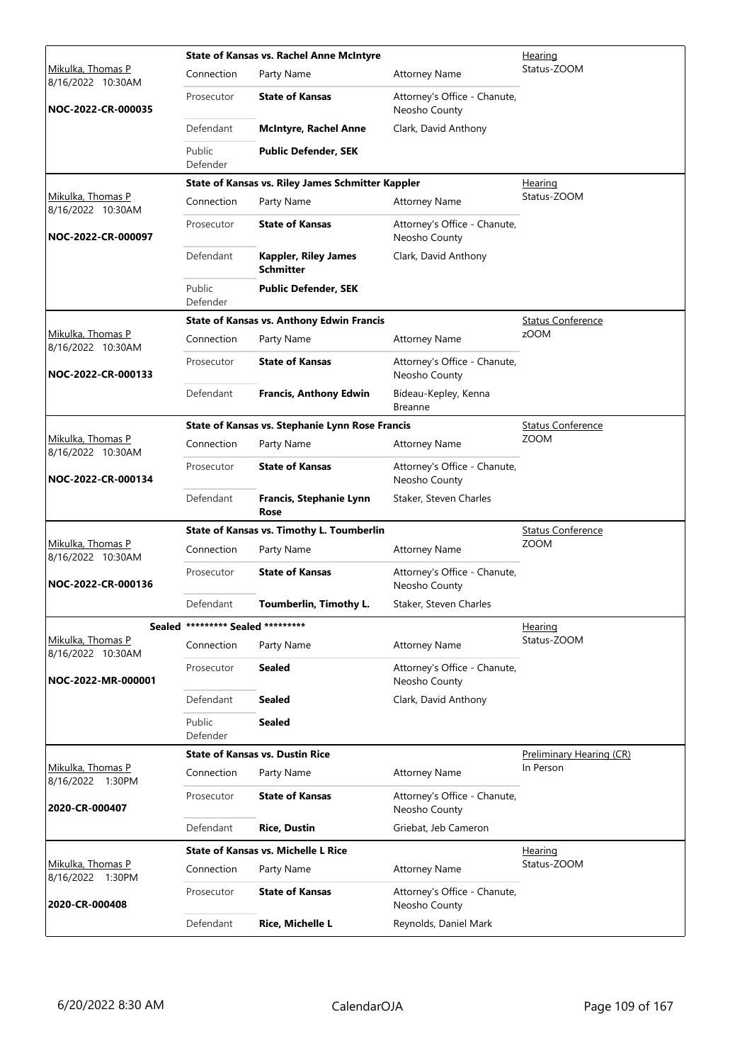| Judge / Date / Case | Case Title / Connection | Party Name | Attorney Name | Hearing Type |
|---|---|---|---|---|
| Mikulka, Thomas P 8/16/2022 10:30AM | **State of Kansas vs. Rachel Anne McIntyre** | | | Hearing Status-ZOOM |
| **NOC-2022-CR-000035** | Connection | Party Name | Attorney Name | |
| | Prosecutor | **State of Kansas** | Attorney's Office - Chanute, Neosho County | |
| | Defendant | **McIntyre, Rachel Anne** | Clark, David Anthony | |
| | Public Defender | **Public Defender, SEK** | | |
| Mikulka, Thomas P 8/16/2022 10:30AM | **State of Kansas vs. Riley James Schmitter Kappler** | | | Hearing Status-ZOOM |
| **NOC-2022-CR-000097** | Connection | Party Name | Attorney Name | |
| | Prosecutor | **State of Kansas** | Attorney's Office - Chanute, Neosho County | |
| | Defendant | **Kappler, Riley James Schmitter** | Clark, David Anthony | |
| | Public Defender | **Public Defender, SEK** | | |
| Mikulka, Thomas P 8/16/2022 10:30AM | **State of Kansas vs. Anthony Edwin Francis** | | | Status Conference zOOM |
| **NOC-2022-CR-000133** | Connection | Party Name | Attorney Name | |
| | Prosecutor | **State of Kansas** | Attorney's Office - Chanute, Neosho County | |
| | Defendant | **Francis, Anthony Edwin** | Bideau-Kepley, Kenna Breanne | |
| Mikulka, Thomas P 8/16/2022 10:30AM | **State of Kansas vs. Stephanie Lynn Rose Francis** | | | Status Conference ZOOM |
| **NOC-2022-CR-000134** | Connection | Party Name | Attorney Name | |
| | Prosecutor | **State of Kansas** | Attorney's Office - Chanute, Neosho County | |
| | Defendant | **Francis, Stephanie Lynn Rose** | Staker, Steven Charles | |
| Mikulka, Thomas P 8/16/2022 10:30AM | **State of Kansas vs. Timothy L. Toumberlin** | | | Status Conference ZOOM |
| **NOC-2022-CR-000136** | Connection | Party Name | Attorney Name | |
| | Prosecutor | **State of Kansas** | Attorney's Office - Chanute, Neosho County | |
| | Defendant | **Toumberlin, Timothy L.** | Staker, Steven Charles | |
| Mikulka, Thomas P 8/16/2022 10:30AM | **Sealed \*\*\*\*\*\*\*\*\* Sealed \*\*\*\*\*\*\*\*\*** | | | Hearing Status-ZOOM |
| **NOC-2022-MR-000001** | Connection | Party Name | Attorney Name | |
| | Prosecutor | **Sealed** | Attorney's Office - Chanute, Neosho County | |
| | Defendant | **Sealed** | Clark, David Anthony | |
| | Public Defender | **Sealed** | | |
| Mikulka, Thomas P 8/16/2022 1:30PM | **State of Kansas vs. Dustin Rice** | | | Preliminary Hearing (CR) In Person |
| **2020-CR-000407** | Connection | Party Name | Attorney Name | |
| | Prosecutor | **State of Kansas** | Attorney's Office - Chanute, Neosho County | |
| | Defendant | **Rice, Dustin** | Griebat, Jeb Cameron | |
| Mikulka, Thomas P 8/16/2022 1:30PM | **State of Kansas vs. Michelle L Rice** | | | Hearing Status-ZOOM |
| **2020-CR-000408** | Connection | Party Name | Attorney Name | |
| | Prosecutor | **State of Kansas** | Attorney's Office - Chanute, Neosho County | |
| | Defendant | **Rice, Michelle L** | Reynolds, Daniel Mark | |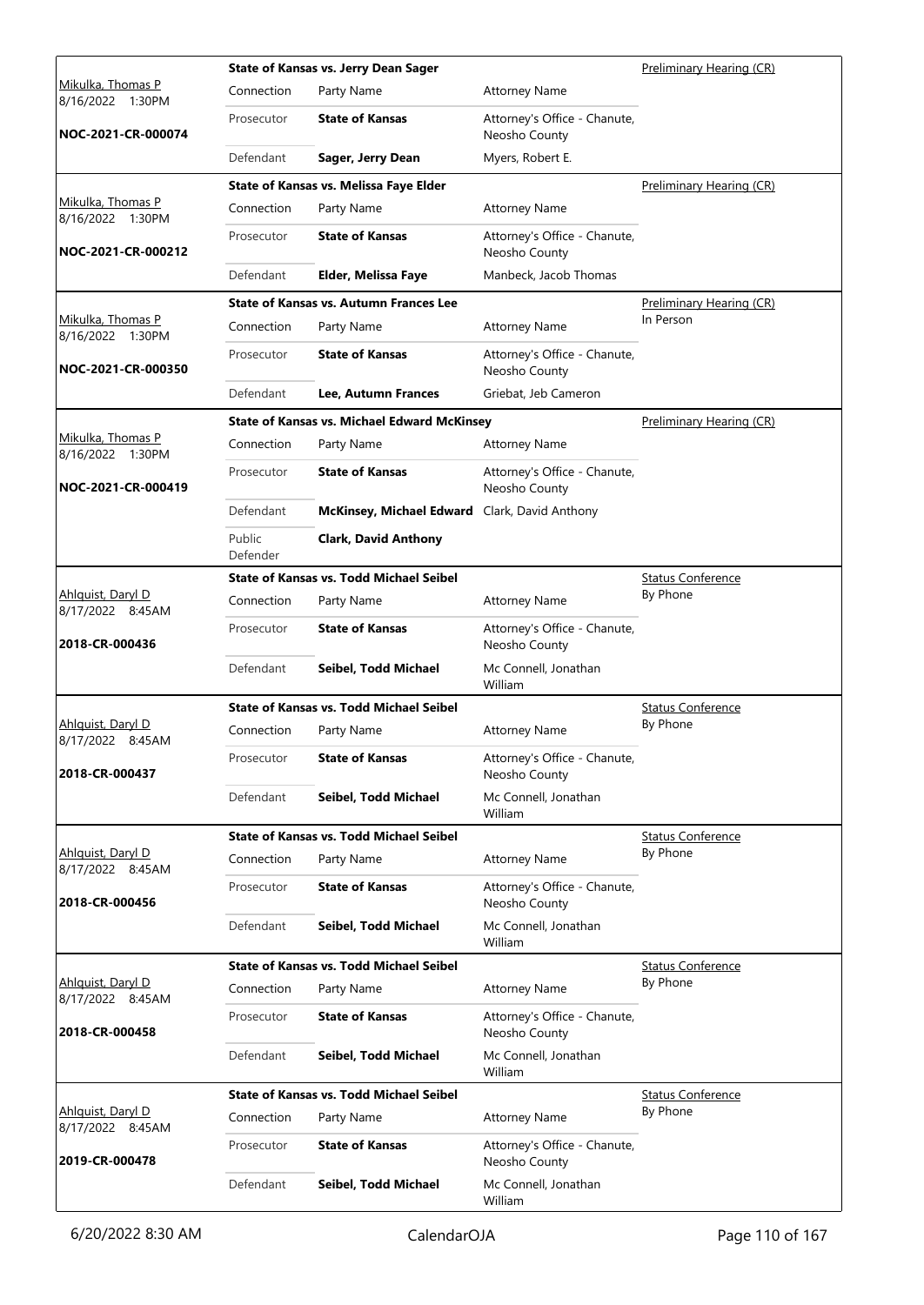| Judge / Date / Case | Case Title | | | Hearing Type |
|---|---|---|---|---|
| Mikulka, Thomas P 8/16/2022 1:30PM **NOC-2021-CR-000074** | **State of Kansas vs. Jerry Dean Sager** | | | Preliminary Hearing (CR) |
| | Connection | Party Name | Attorney Name | |
| | Prosecutor | **State of Kansas** | Attorney's Office - Chanute, Neosho County | |
| | Defendant | **Sager, Jerry Dean** | Myers, Robert E. | |
| Mikulka, Thomas P 8/16/2022 1:30PM **NOC-2021-CR-000212** | **State of Kansas vs. Melissa Faye Elder** | | | Preliminary Hearing (CR) |
| | Connection | Party Name | Attorney Name | |
| | Prosecutor | **State of Kansas** | Attorney's Office - Chanute, Neosho County | |
| | Defendant | **Elder, Melissa Faye** | Manbeck, Jacob Thomas | |
| Mikulka, Thomas P 8/16/2022 1:30PM **NOC-2021-CR-000350** | **State of Kansas vs. Autumn Frances Lee** | | | Preliminary Hearing (CR) In Person |
| | Connection | Party Name | Attorney Name | |
| | Prosecutor | **State of Kansas** | Attorney's Office - Chanute, Neosho County | |
| | Defendant | **Lee, Autumn Frances** | Griebat, Jeb Cameron | |
| Mikulka, Thomas P 8/16/2022 1:30PM **NOC-2021-CR-000419** | **State of Kansas vs. Michael Edward McKinsey** | | | Preliminary Hearing (CR) |
| | Connection | Party Name | Attorney Name | |
| | Prosecutor | **State of Kansas** | Attorney's Office - Chanute, Neosho County | |
| | Defendant | **McKinsey, Michael Edward** | Clark, David Anthony | |
| | Public Defender | **Clark, David Anthony** | | |
| Ahlquist, Daryl D 8/17/2022 8:45AM **2018-CR-000436** | **State of Kansas vs. Todd Michael Seibel** | | | Status Conference By Phone |
| | Connection | Party Name | Attorney Name | |
| | Prosecutor | **State of Kansas** | Attorney's Office - Chanute, Neosho County | |
| | Defendant | **Seibel, Todd Michael** | Mc Connell, Jonathan William | |
| Ahlquist, Daryl D 8/17/2022 8:45AM **2018-CR-000437** | **State of Kansas vs. Todd Michael Seibel** | | | Status Conference By Phone |
| | Connection | Party Name | Attorney Name | |
| | Prosecutor | **State of Kansas** | Attorney's Office - Chanute, Neosho County | |
| | Defendant | **Seibel, Todd Michael** | Mc Connell, Jonathan William | |
| Ahlquist, Daryl D 8/17/2022 8:45AM **2018-CR-000456** | **State of Kansas vs. Todd Michael Seibel** | | | Status Conference By Phone |
| | Connection | Party Name | Attorney Name | |
| | Prosecutor | **State of Kansas** | Attorney's Office - Chanute, Neosho County | |
| | Defendant | **Seibel, Todd Michael** | Mc Connell, Jonathan William | |
| Ahlquist, Daryl D 8/17/2022 8:45AM **2018-CR-000458** | **State of Kansas vs. Todd Michael Seibel** | | | Status Conference By Phone |
| | Connection | Party Name | Attorney Name | |
| | Prosecutor | **State of Kansas** | Attorney's Office - Chanute, Neosho County | |
| | Defendant | **Seibel, Todd Michael** | Mc Connell, Jonathan William | |
| Ahlquist, Daryl D 8/17/2022 8:45AM **2019-CR-000478** | **State of Kansas vs. Todd Michael Seibel** | | | Status Conference By Phone |
| | Connection | Party Name | Attorney Name | |
| | Prosecutor | **State of Kansas** | Attorney's Office - Chanute, Neosho County | |
| | Defendant | **Seibel, Todd Michael** | Mc Connell, Jonathan William | |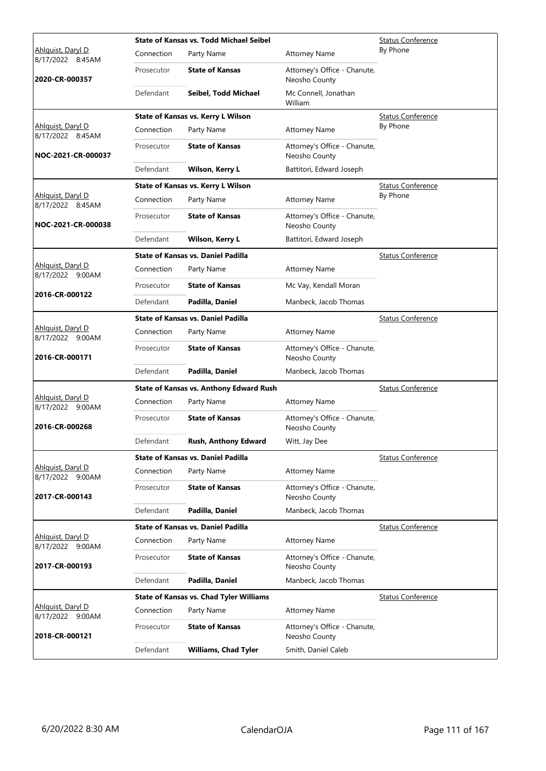| Judge / Date / Case | Connection | Party Name | Attorney Name | Hearing |
|---|---|---|---|---|
| Ahlquist, Daryl D 8/17/2022 8:45AM | **State of Kansas vs. Todd Michael Seibel** | | | Status Conference By Phone |
| 2020-CR-000357 | Prosecutor | **State of Kansas** | Attorney's Office - Chanute, Neosho County | |
| | Defendant | **Seibel, Todd Michael** | Mc Connell, Jonathan William | |
| Ahlquist, Daryl D 8/17/2022 8:45AM | **State of Kansas vs. Kerry L Wilson** | | | Status Conference By Phone |
| NOC-2021-CR-000037 | Prosecutor | **State of Kansas** | Attorney's Office - Chanute, Neosho County | |
| | Defendant | **Wilson, Kerry L** | Battitori, Edward Joseph | |
| Ahlquist, Daryl D 8/17/2022 8:45AM | **State of Kansas vs. Kerry L Wilson** | | | Status Conference By Phone |
| NOC-2021-CR-000038 | Prosecutor | **State of Kansas** | Attorney's Office - Chanute, Neosho County | |
| | Defendant | **Wilson, Kerry L** | Battitori, Edward Joseph | |
| Ahlquist, Daryl D 8/17/2022 9:00AM | **State of Kansas vs. Daniel Padilla** | | | Status Conference |
| 2016-CR-000122 | Prosecutor | **State of Kansas** | Mc Vay, Kendall Moran | |
| | Defendant | **Padilla, Daniel** | Manbeck, Jacob Thomas | |
| Ahlquist, Daryl D 8/17/2022 9:00AM | **State of Kansas vs. Daniel Padilla** | | | Status Conference |
| 2016-CR-000171 | Prosecutor | **State of Kansas** | Attorney's Office - Chanute, Neosho County | |
| | Defendant | **Padilla, Daniel** | Manbeck, Jacob Thomas | |
| Ahlquist, Daryl D 8/17/2022 9:00AM | **State of Kansas vs. Anthony Edward Rush** | | | Status Conference |
| 2016-CR-000268 | Prosecutor | **State of Kansas** | Attorney's Office - Chanute, Neosho County | |
| | Defendant | **Rush, Anthony Edward** | Witt, Jay Dee | |
| Ahlquist, Daryl D 8/17/2022 9:00AM | **State of Kansas vs. Daniel Padilla** | | | Status Conference |
| 2017-CR-000143 | Prosecutor | **State of Kansas** | Attorney's Office - Chanute, Neosho County | |
| | Defendant | **Padilla, Daniel** | Manbeck, Jacob Thomas | |
| Ahlquist, Daryl D 8/17/2022 9:00AM | **State of Kansas vs. Daniel Padilla** | | | Status Conference |
| 2017-CR-000193 | Prosecutor | **State of Kansas** | Attorney's Office - Chanute, Neosho County | |
| | Defendant | **Padilla, Daniel** | Manbeck, Jacob Thomas | |
| Ahlquist, Daryl D 8/17/2022 9:00AM | **State of Kansas vs. Chad Tyler Williams** | | | Status Conference |
| 2018-CR-000121 | Prosecutor | **State of Kansas** | Attorney's Office - Chanute, Neosho County | |
| | Defendant | **Williams, Chad Tyler** | Smith, Daniel Caleb | |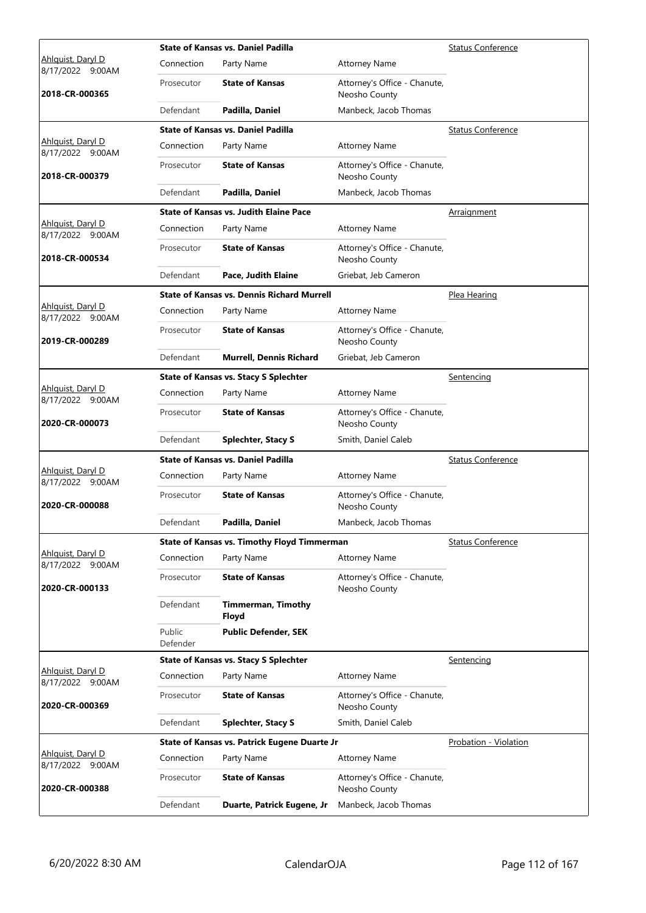| Judge / Date / Case | Case Title | Connection | Party Name | Attorney Name | Hearing Type |
|---|---|---|---|---|---|
| Ahlquist, Daryl D 8/17/2022 9:00AM 2018-CR-000365 | State of Kansas vs. Daniel Padilla | Prosecutor | **State of Kansas** | Attorney's Office - Chanute, Neosho County | Status Conference |
| | | Defendant | **Padilla, Daniel** | Manbeck, Jacob Thomas | |
| Ahlquist, Daryl D 8/17/2022 9:00AM 2018-CR-000379 | State of Kansas vs. Daniel Padilla | Prosecutor | **State of Kansas** | Attorney's Office - Chanute, Neosho County | Status Conference |
| | | Defendant | **Padilla, Daniel** | Manbeck, Jacob Thomas | |
| Ahlquist, Daryl D 8/17/2022 9:00AM 2018-CR-000534 | State of Kansas vs. Judith Elaine Pace | Prosecutor | **State of Kansas** | Attorney's Office - Chanute, Neosho County | Arraignment |
| | | Defendant | **Pace, Judith Elaine** | Griebat, Jeb Cameron | |
| Ahlquist, Daryl D 8/17/2022 9:00AM 2019-CR-000289 | State of Kansas vs. Dennis Richard Murrell | Prosecutor | **State of Kansas** | Attorney's Office - Chanute, Neosho County | Plea Hearing |
| | | Defendant | **Murrell, Dennis Richard** | Griebat, Jeb Cameron | |
| Ahlquist, Daryl D 8/17/2022 9:00AM 2020-CR-000073 | State of Kansas vs. Stacy S Splechter | Prosecutor | **State of Kansas** | Attorney's Office - Chanute, Neosho County | Sentencing |
| | | Defendant | **Splechter, Stacy S** | Smith, Daniel Caleb | |
| Ahlquist, Daryl D 8/17/2022 9:00AM 2020-CR-000088 | State of Kansas vs. Daniel Padilla | Prosecutor | **State of Kansas** | Attorney's Office - Chanute, Neosho County | Status Conference |
| | | Defendant | **Padilla, Daniel** | Manbeck, Jacob Thomas | |
| Ahlquist, Daryl D 8/17/2022 9:00AM 2020-CR-000133 | State of Kansas vs. Timothy Floyd Timmerman | Prosecutor | **State of Kansas** | Attorney's Office - Chanute, Neosho County | Status Conference |
| | | Defendant | **Timmerman, Timothy Floyd** | | |
| | | Public Defender | **Public Defender, SEK** | | |
| Ahlquist, Daryl D 8/17/2022 9:00AM 2020-CR-000369 | State of Kansas vs. Stacy S Splechter | Prosecutor | **State of Kansas** | Attorney's Office - Chanute, Neosho County | Sentencing |
| | | Defendant | **Splechter, Stacy S** | Smith, Daniel Caleb | |
| Ahlquist, Daryl D 8/17/2022 9:00AM 2020-CR-000388 | State of Kansas vs. Patrick Eugene Duarte Jr | Prosecutor | **State of Kansas** | Attorney's Office - Chanute, Neosho County | Probation - Violation |
| | | Defendant | **Duarte, Patrick Eugene, Jr** | Manbeck, Jacob Thomas | |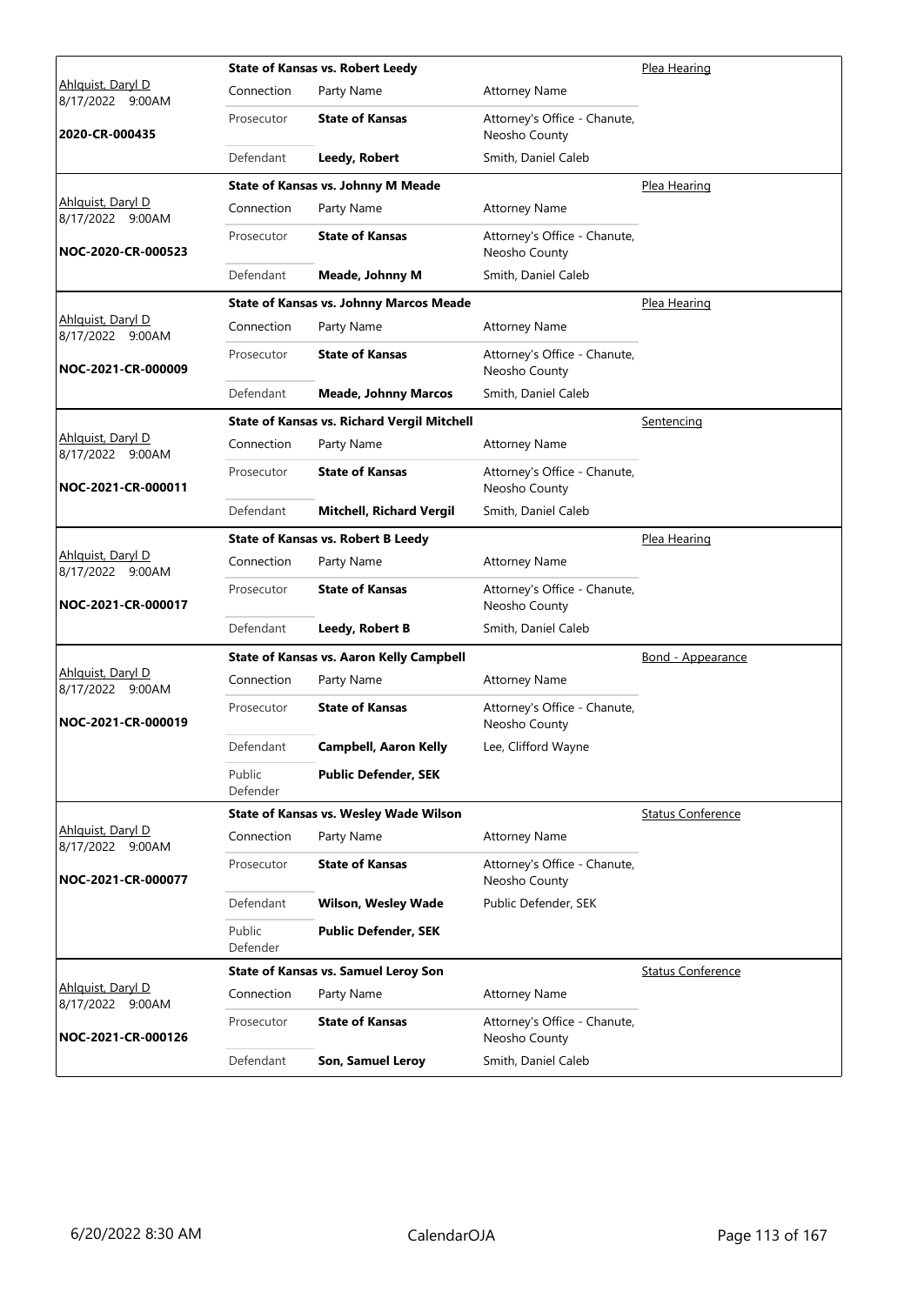| Judge / Date / Case | Case Title | | | Hearing Type |
|---|---|---|---|---|
| Ahlquist, Daryl D<br>8/17/2022 9:00AM<br>**2020-CR-000435** | **State of Kansas vs. Robert Leedy** | | | Plea Hearing |
| | Connection | Party Name | Attorney Name | |
| | Prosecutor | **State of Kansas** | Attorney's Office - Chanute, Neosho County | |
| | Defendant | **Leedy, Robert** | Smith, Daniel Caleb | |
| Ahlquist, Daryl D<br>8/17/2022 9:00AM<br>**NOC-2020-CR-000523** | **State of Kansas vs. Johnny M Meade** | | | Plea Hearing |
| | Connection | Party Name | Attorney Name | |
| | Prosecutor | **State of Kansas** | Attorney's Office - Chanute, Neosho County | |
| | Defendant | **Meade, Johnny M** | Smith, Daniel Caleb | |
| Ahlquist, Daryl D<br>8/17/2022 9:00AM<br>**NOC-2021-CR-000009** | **State of Kansas vs. Johnny Marcos Meade** | | | Plea Hearing |
| | Connection | Party Name | Attorney Name | |
| | Prosecutor | **State of Kansas** | Attorney's Office - Chanute, Neosho County | |
| | Defendant | **Meade, Johnny Marcos** | Smith, Daniel Caleb | |
| Ahlquist, Daryl D<br>8/17/2022 9:00AM<br>**NOC-2021-CR-000011** | **State of Kansas vs. Richard Vergil Mitchell** | | | Sentencing |
| | Connection | Party Name | Attorney Name | |
| | Prosecutor | **State of Kansas** | Attorney's Office - Chanute, Neosho County | |
| | Defendant | **Mitchell, Richard Vergil** | Smith, Daniel Caleb | |
| Ahlquist, Daryl D<br>8/17/2022 9:00AM<br>**NOC-2021-CR-000017** | **State of Kansas vs. Robert B Leedy** | | | Plea Hearing |
| | Connection | Party Name | Attorney Name | |
| | Prosecutor | **State of Kansas** | Attorney's Office - Chanute, Neosho County | |
| | Defendant | **Leedy, Robert B** | Smith, Daniel Caleb | |
| Ahlquist, Daryl D<br>8/17/2022 9:00AM<br>**NOC-2021-CR-000019** | **State of Kansas vs. Aaron Kelly Campbell** | | | Bond - Appearance |
| | Connection | Party Name | Attorney Name | |
| | Prosecutor | **State of Kansas** | Attorney's Office - Chanute, Neosho County | |
| | Defendant | **Campbell, Aaron Kelly** | Lee, Clifford Wayne | |
| | Public Defender | **Public Defender, SEK** | | |
| Ahlquist, Daryl D<br>8/17/2022 9:00AM<br>**NOC-2021-CR-000077** | **State of Kansas vs. Wesley Wade Wilson** | | | Status Conference |
| | Connection | Party Name | Attorney Name | |
| | Prosecutor | **State of Kansas** | Attorney's Office - Chanute, Neosho County | |
| | Defendant | **Wilson, Wesley Wade** | Public Defender, SEK | |
| | Public Defender | **Public Defender, SEK** | | |
| Ahlquist, Daryl D<br>8/17/2022 9:00AM<br>**NOC-2021-CR-000126** | **State of Kansas vs. Samuel Leroy Son** | | | Status Conference |
| | Connection | Party Name | Attorney Name | |
| | Prosecutor | **State of Kansas** | Attorney's Office - Chanute, Neosho County | |
| | Defendant | **Son, Samuel Leroy** | Smith, Daniel Caleb | |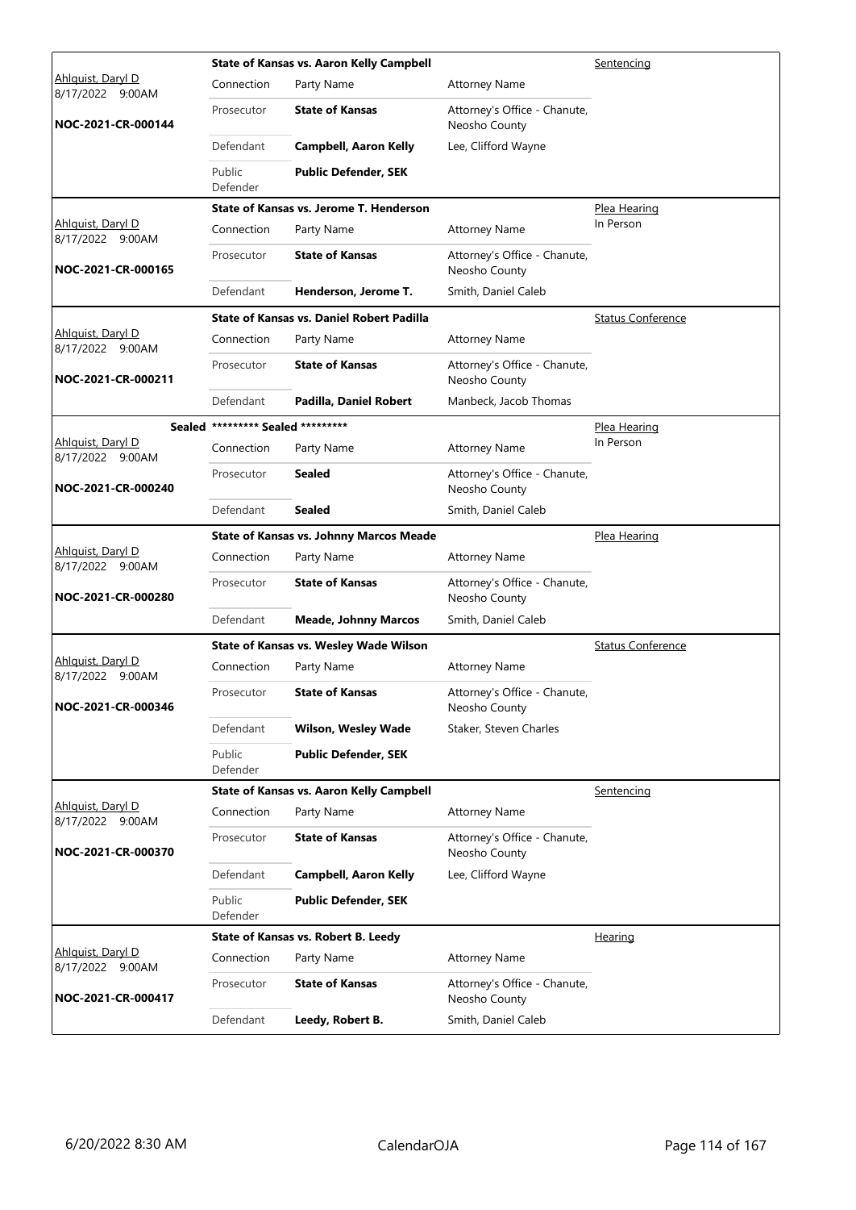| Judge / Date / Case No. | Connection | Party Name | Attorney Name | Hearing Type |
|---|---|---|---|---|
| Ahlquist, Daryl D 8/17/2022 9:00AM **NOC-2021-CR-000144** | **State of Kansas vs. Aaron Kelly Campbell** | | | Sentencing |
| | Prosecutor | **State of Kansas** | Attorney's Office - Chanute, Neosho County | |
| | Defendant | **Campbell, Aaron Kelly** | Lee, Clifford Wayne | |
| | Public Defender | **Public Defender, SEK** | | |
| Ahlquist, Daryl D 8/17/2022 9:00AM **NOC-2021-CR-000165** | **State of Kansas vs. Jerome T. Henderson** | | | Plea Hearing In Person |
| | Prosecutor | **State of Kansas** | Attorney's Office - Chanute, Neosho County | |
| | Defendant | **Henderson, Jerome T.** | Smith, Daniel Caleb | |
| Ahlquist, Daryl D 8/17/2022 9:00AM **NOC-2021-CR-000211** | **State of Kansas vs. Daniel Robert Padilla** | | | Status Conference |
| | Prosecutor | **State of Kansas** | Attorney's Office - Chanute, Neosho County | |
| | Defendant | **Padilla, Daniel Robert** | Manbeck, Jacob Thomas | |
| Ahlquist, Daryl D 8/17/2022 9:00AM **NOC-2021-CR-000240** | **Sealed \*\*\*\*\*\*\*\*\* Sealed \*\*\*\*\*\*\*\*\*** | | | Plea Hearing In Person |
| | Prosecutor | **Sealed** | Attorney's Office - Chanute, Neosho County | |
| | Defendant | **Sealed** | Smith, Daniel Caleb | |
| Ahlquist, Daryl D 8/17/2022 9:00AM **NOC-2021-CR-000280** | **State of Kansas vs. Johnny Marcos Meade** | | | Plea Hearing |
| | Prosecutor | **State of Kansas** | Attorney's Office - Chanute, Neosho County | |
| | Defendant | **Meade, Johnny Marcos** | Smith, Daniel Caleb | |
| Ahlquist, Daryl D 8/17/2022 9:00AM **NOC-2021-CR-000346** | **State of Kansas vs. Wesley Wade Wilson** | | | Status Conference |
| | Prosecutor | **State of Kansas** | Attorney's Office - Chanute, Neosho County | |
| | Defendant | **Wilson, Wesley Wade** | Staker, Steven Charles | |
| | Public Defender | **Public Defender, SEK** | | |
| Ahlquist, Daryl D 8/17/2022 9:00AM **NOC-2021-CR-000370** | **State of Kansas vs. Aaron Kelly Campbell** | | | Sentencing |
| | Prosecutor | **State of Kansas** | Attorney's Office - Chanute, Neosho County | |
| | Defendant | **Campbell, Aaron Kelly** | Lee, Clifford Wayne | |
| | Public Defender | **Public Defender, SEK** | | |
| Ahlquist, Daryl D 8/17/2022 9:00AM **NOC-2021-CR-000417** | **State of Kansas vs. Robert B. Leedy** | | | Hearing |
| | Prosecutor | **State of Kansas** | Attorney's Office - Chanute, Neosho County | |
| | Defendant | **Leedy, Robert B.** | Smith, Daniel Caleb | |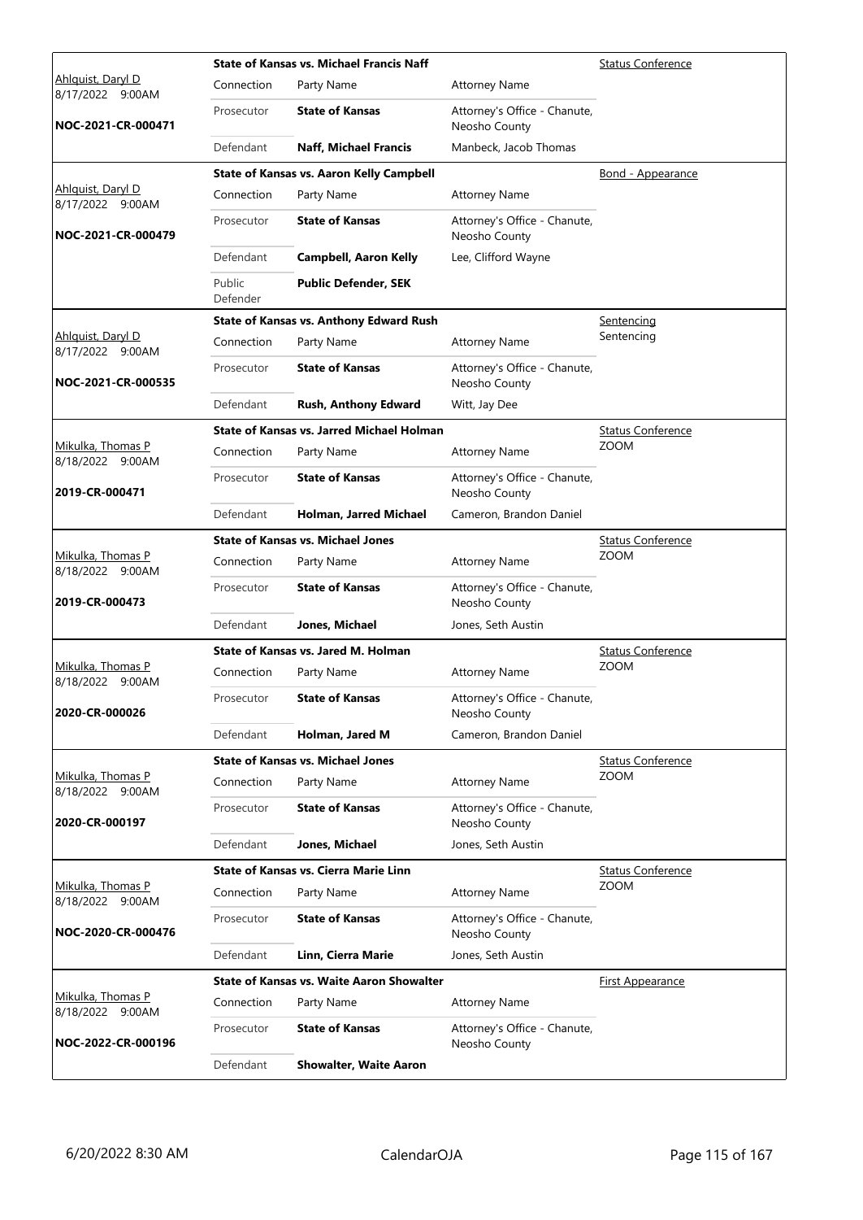| Judge / Date / Case | Case Title | Connection | Party Name | Attorney Name | Hearing Type |
|---|---|---|---|---|---|
| Ahlquist, Daryl D 8/17/2022 9:00AM NOC-2021-CR-000471 | State of Kansas vs. Michael Francis Naff | Connection | Party Name | Attorney Name | Status Conference |
| | | Prosecutor | **State of Kansas** | Attorney's Office - Chanute, Neosho County | |
| | | Defendant | **Naff, Michael Francis** | Manbeck, Jacob Thomas | |
| Ahlquist, Daryl D 8/17/2022 9:00AM NOC-2021-CR-000479 | State of Kansas vs. Aaron Kelly Campbell | Connection | Party Name | Attorney Name | Bond - Appearance |
| | | Prosecutor | **State of Kansas** | Attorney's Office - Chanute, Neosho County | |
| | | Defendant | **Campbell, Aaron Kelly** | Lee, Clifford Wayne | |
| | | Public Defender | **Public Defender, SEK** | | |
| Ahlquist, Daryl D 8/17/2022 9:00AM NOC-2021-CR-000535 | State of Kansas vs. Anthony Edward Rush | Connection | Party Name | Attorney Name | Sentencing Sentencing |
| | | Prosecutor | **State of Kansas** | Attorney's Office - Chanute, Neosho County | |
| | | Defendant | **Rush, Anthony Edward** | Witt, Jay Dee | |
| Mikulka, Thomas P 8/18/2022 9:00AM 2019-CR-000471 | State of Kansas vs. Jarred Michael Holman | Connection | Party Name | Attorney Name | Status Conference ZOOM |
| | | Prosecutor | **State of Kansas** | Attorney's Office - Chanute, Neosho County | |
| | | Defendant | **Holman, Jarred Michael** | Cameron, Brandon Daniel | |
| Mikulka, Thomas P 8/18/2022 9:00AM 2019-CR-000473 | State of Kansas vs. Michael Jones | Connection | Party Name | Attorney Name | Status Conference ZOOM |
| | | Prosecutor | **State of Kansas** | Attorney's Office - Chanute, Neosho County | |
| | | Defendant | **Jones, Michael** | Jones, Seth Austin | |
| Mikulka, Thomas P 8/18/2022 9:00AM 2020-CR-000026 | State of Kansas vs. Jared M. Holman | Connection | Party Name | Attorney Name | Status Conference ZOOM |
| | | Prosecutor | **State of Kansas** | Attorney's Office - Chanute, Neosho County | |
| | | Defendant | **Holman, Jared M** | Cameron, Brandon Daniel | |
| Mikulka, Thomas P 8/18/2022 9:00AM 2020-CR-000197 | State of Kansas vs. Michael Jones | Connection | Party Name | Attorney Name | Status Conference ZOOM |
| | | Prosecutor | **State of Kansas** | Attorney's Office - Chanute, Neosho County | |
| | | Defendant | **Jones, Michael** | Jones, Seth Austin | |
| Mikulka, Thomas P 8/18/2022 9:00AM NOC-2020-CR-000476 | State of Kansas vs. Cierra Marie Linn | Connection | Party Name | Attorney Name | Status Conference ZOOM |
| | | Prosecutor | **State of Kansas** | Attorney's Office - Chanute, Neosho County | |
| | | Defendant | **Linn, Cierra Marie** | Jones, Seth Austin | |
| Mikulka, Thomas P 8/18/2022 9:00AM NOC-2022-CR-000196 | State of Kansas vs. Waite Aaron Showalter | Connection | Party Name | Attorney Name | First Appearance |
| | | Prosecutor | **State of Kansas** | Attorney's Office - Chanute, Neosho County | |
| | | Defendant | **Showalter, Waite Aaron** | | |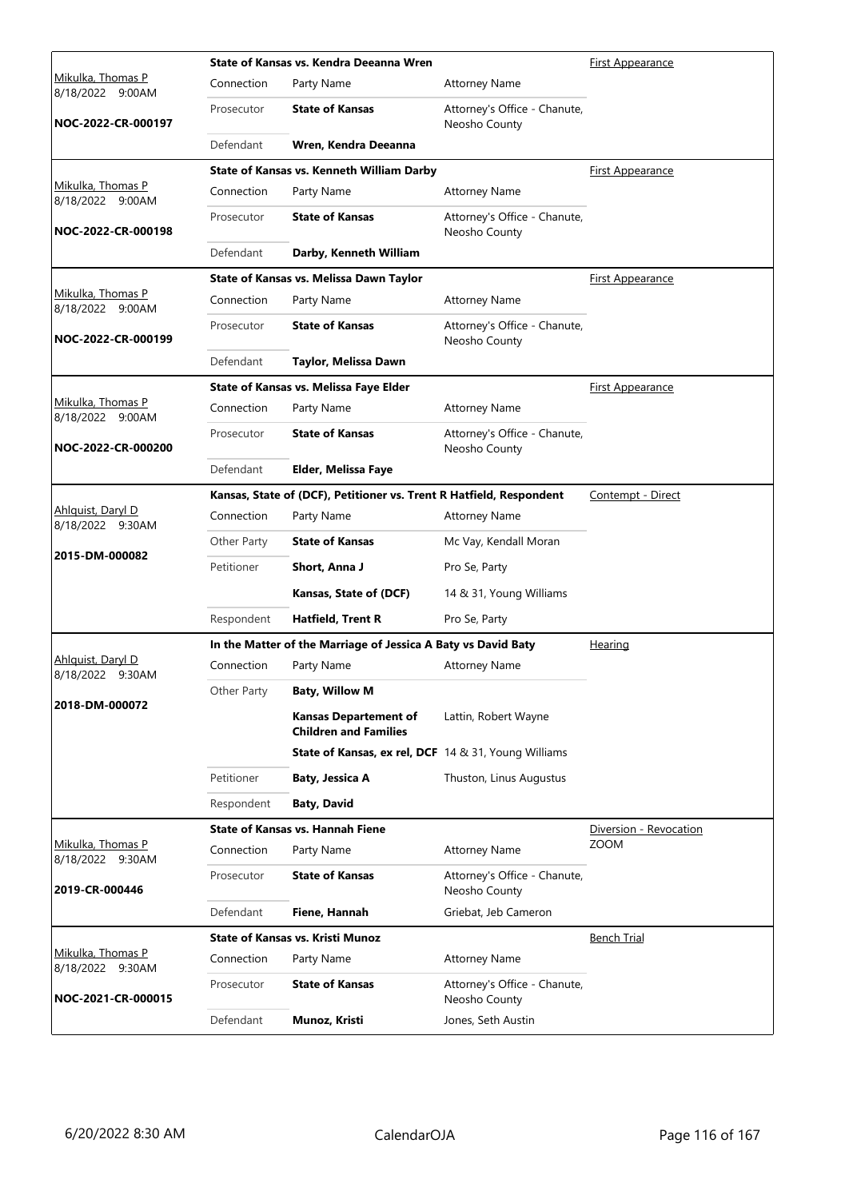| Judge / Date / Case | Connection | Party Name | Attorney Name | Hearing Type |
|---|---|---|---|---|
| Mikulka, Thomas P 8/18/2022 9:00AM | | **State of Kansas vs. Kendra Deeanna Wren** | | First Appearance |
| | Connection | Party Name | Attorney Name | |
| | Prosecutor | **State of Kansas** | Attorney's Office - Chanute, Neosho County | |
| **NOC-2022-CR-000197** | Defendant | **Wren, Kendra Deeanna** | | |
| Mikulka, Thomas P 8/18/2022 9:00AM | | **State of Kansas vs. Kenneth William Darby** | | First Appearance |
| | Connection | Party Name | Attorney Name | |
| | Prosecutor | **State of Kansas** | Attorney's Office - Chanute, Neosho County | |
| **NOC-2022-CR-000198** | Defendant | **Darby, Kenneth William** | | |
| Mikulka, Thomas P 8/18/2022 9:00AM | | **State of Kansas vs. Melissa Dawn Taylor** | | First Appearance |
| | Connection | Party Name | Attorney Name | |
| | Prosecutor | **State of Kansas** | Attorney's Office - Chanute, Neosho County | |
| **NOC-2022-CR-000199** | Defendant | **Taylor, Melissa Dawn** | | |
| Mikulka, Thomas P 8/18/2022 9:00AM | | **State of Kansas vs. Melissa Faye Elder** | | First Appearance |
| | Connection | Party Name | Attorney Name | |
| | Prosecutor | **State of Kansas** | Attorney's Office - Chanute, Neosho County | |
| **NOC-2022-CR-000200** | Defendant | **Elder, Melissa Faye** | | |
| Ahlquist, Daryl D 8/18/2022 9:30AM | | **Kansas, State of (DCF), Petitioner vs. Trent R Hatfield, Respondent** | | Contempt - Direct |
| | Connection | Party Name | Attorney Name | |
| | Other Party | **State of Kansas** | Mc Vay, Kendall Moran | |
| **2015-DM-000082** | Petitioner | **Short, Anna J** | Pro Se, Party | |
| | | **Kansas, State of (DCF)** | 14 & 31, Young Williams | |
| | Respondent | **Hatfield, Trent R** | Pro Se, Party | |
| Ahlquist, Daryl D 8/18/2022 9:30AM | | **In the Matter of the Marriage of Jessica A Baty vs David Baty** | | Hearing |
| | Connection | Party Name | Attorney Name | |
| | Other Party | **Baty, Willow M** | | |
| **2018-DM-000072** | | **Kansas Departement of Children and Families** | Lattin, Robert Wayne | |
| | | **State of Kansas, ex rel, DCF** | 14 & 31, Young Williams | |
| | Petitioner | **Baty, Jessica A** | Thuston, Linus Augustus | |
| | Respondent | **Baty, David** | | |
| Mikulka, Thomas P 8/18/2022 9:30AM | | **State of Kansas vs. Hannah Fiene** | | Diversion - Revocation ZOOM |
| | Connection | Party Name | Attorney Name | |
| | Prosecutor | **State of Kansas** | Attorney's Office - Chanute, Neosho County | |
| **2019-CR-000446** | Defendant | **Fiene, Hannah** | Griebat, Jeb Cameron | |
| Mikulka, Thomas P 8/18/2022 9:30AM | | **State of Kansas vs. Kristi Munoz** | | Bench Trial |
| | Connection | Party Name | Attorney Name | |
| | Prosecutor | **State of Kansas** | Attorney's Office - Chanute, Neosho County | |
| **NOC-2021-CR-000015** | Defendant | **Munoz, Kristi** | Jones, Seth Austin | |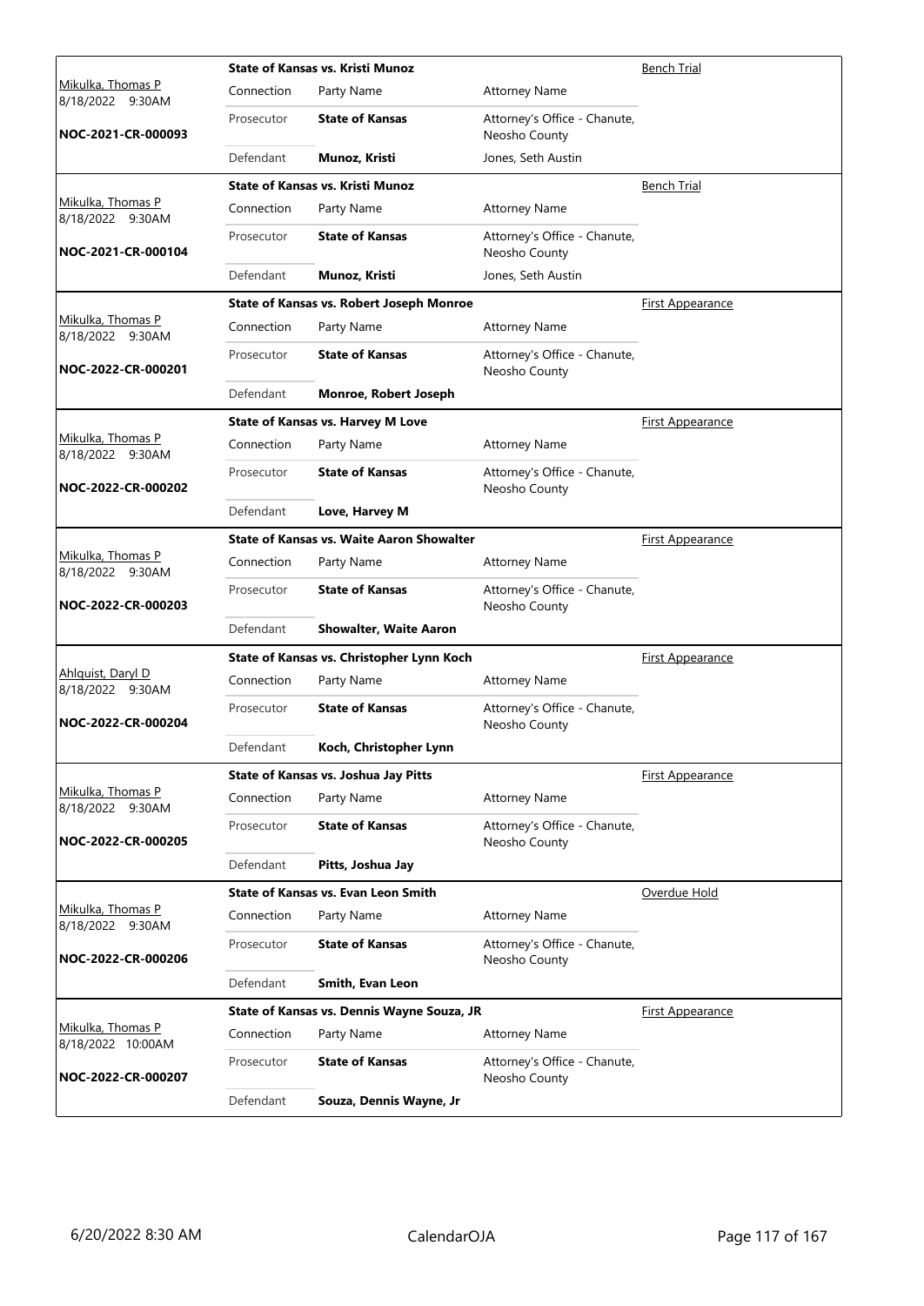| Judge / Date / Case | Case Title | Connection | Party Name | Attorney Name | Hearing Type |
|---|---|---|---|---|---|
| Mikulka, Thomas P<br>8/18/2022 9:30AM<br>**NOC-2021-CR-000093** | **State of Kansas vs. Kristi Munoz** | Prosecutor | **State of Kansas** | Attorney's Office - Chanute, Neosho County | Bench Trial |
| | | Defendant | **Munoz, Kristi** | Jones, Seth Austin | |
| Mikulka, Thomas P<br>8/18/2022 9:30AM<br>**NOC-2021-CR-000104** | **State of Kansas vs. Kristi Munoz** | Prosecutor | **State of Kansas** | Attorney's Office - Chanute, Neosho County | Bench Trial |
| | | Defendant | **Munoz, Kristi** | Jones, Seth Austin | |
| Mikulka, Thomas P<br>8/18/2022 9:30AM<br>**NOC-2022-CR-000201** | **State of Kansas vs. Robert Joseph Monroe** | Prosecutor | **State of Kansas** | Attorney's Office - Chanute, Neosho County | First Appearance |
| | | Defendant | **Monroe, Robert Joseph** | | |
| Mikulka, Thomas P<br>8/18/2022 9:30AM<br>**NOC-2022-CR-000202** | **State of Kansas vs. Harvey M Love** | Prosecutor | **State of Kansas** | Attorney's Office - Chanute, Neosho County | First Appearance |
| | | Defendant | **Love, Harvey M** | | |
| Mikulka, Thomas P<br>8/18/2022 9:30AM<br>**NOC-2022-CR-000203** | **State of Kansas vs. Waite Aaron Showalter** | Prosecutor | **State of Kansas** | Attorney's Office - Chanute, Neosho County | First Appearance |
| | | Defendant | **Showalter, Waite Aaron** | | |
| Ahlquist, Daryl D<br>8/18/2022 9:30AM<br>**NOC-2022-CR-000204** | **State of Kansas vs. Christopher Lynn Koch** | Prosecutor | **State of Kansas** | Attorney's Office - Chanute, Neosho County | First Appearance |
| | | Defendant | **Koch, Christopher Lynn** | | |
| Mikulka, Thomas P<br>8/18/2022 9:30AM<br>**NOC-2022-CR-000205** | **State of Kansas vs. Joshua Jay Pitts** | Prosecutor | **State of Kansas** | Attorney's Office - Chanute, Neosho County | First Appearance |
| | | Defendant | **Pitts, Joshua Jay** | | |
| Mikulka, Thomas P<br>8/18/2022 9:30AM<br>**NOC-2022-CR-000206** | **State of Kansas vs. Evan Leon Smith** | Prosecutor | **State of Kansas** | Attorney's Office - Chanute, Neosho County | Overdue Hold |
| | | Defendant | **Smith, Evan Leon** | | |
| Mikulka, Thomas P<br>8/18/2022 10:00AM<br>**NOC-2022-CR-000207** | **State of Kansas vs. Dennis Wayne Souza, JR** | Prosecutor | **State of Kansas** | Attorney's Office - Chanute, Neosho County | First Appearance |
| | | Defendant | **Souza, Dennis Wayne, Jr** | | |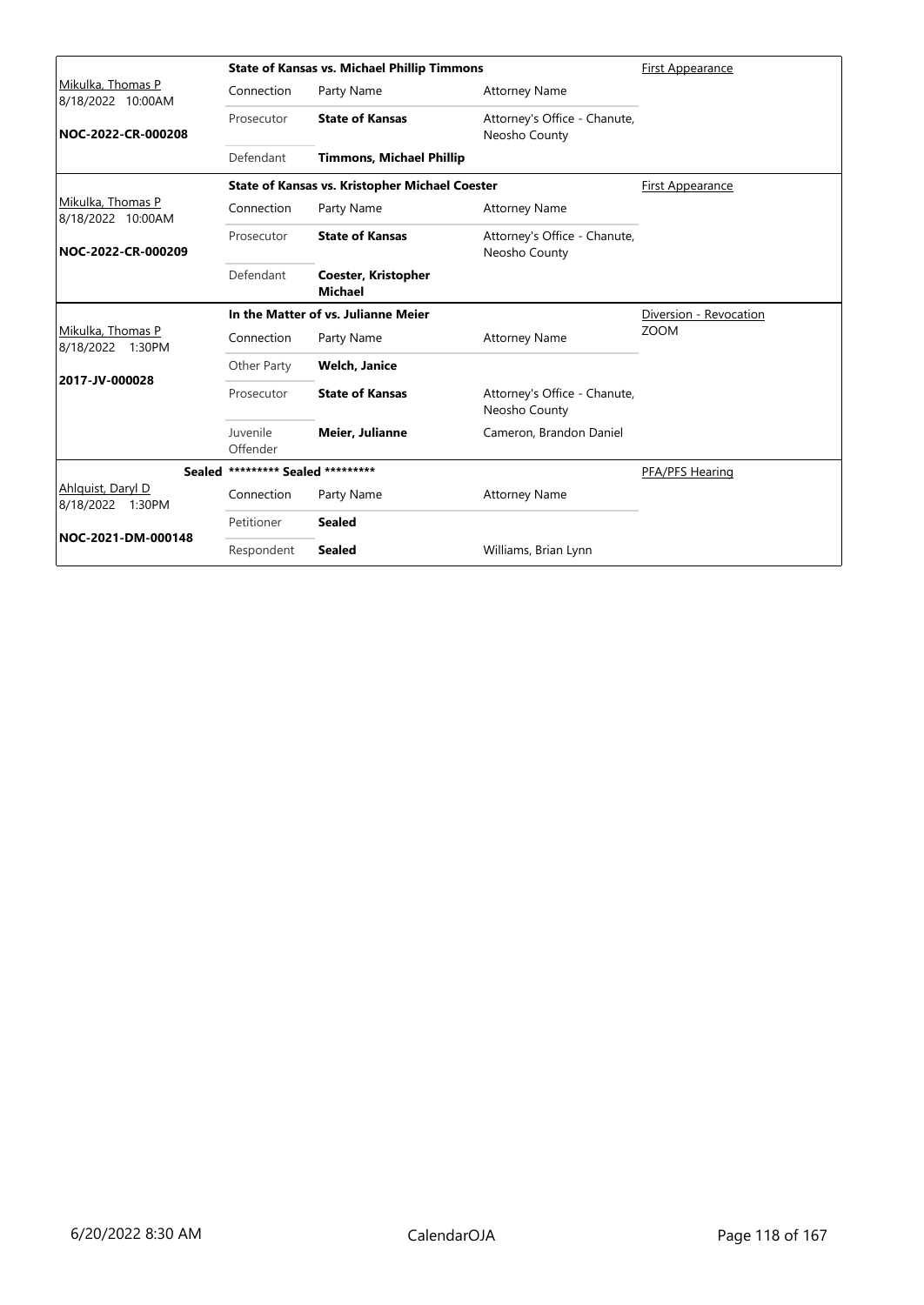| | State of Kansas vs. Michael Phillip Timmons | | | First Appearance |
|---|---|---|---|---|
| Mikulka, Thomas P<br>8/18/2022 10:00AM | Connection | Party Name | Attorney Name | |
| NOC-2022-CR-000208 | Prosecutor | **State of Kansas** | Attorney's Office - Chanute, Neosho County | |
| | Defendant | **Timmons, Michael Phillip** | | |

| | State of Kansas vs. Kristopher Michael Coester | | | First Appearance |
|---|---|---|---|---|
| Mikulka, Thomas P<br>8/18/2022 10:00AM | Connection | Party Name | Attorney Name | |
| NOC-2022-CR-000209 | Prosecutor | **State of Kansas** | Attorney's Office - Chanute, Neosho County | |
| | Defendant | **Coester, Kristopher Michael** | | |

| | In the Matter of vs. Julianne Meier | | | Diversion - Revocation<br>ZOOM |
|---|---|---|---|---|
| Mikulka, Thomas P<br>8/18/2022 1:30PM | Connection | Party Name | Attorney Name | |
| 2017-JV-000028 | Other Party | **Welch, Janice** | | |
| | Prosecutor | **State of Kansas** | Attorney's Office - Chanute, Neosho County | |
| | Juvenile Offender | **Meier, Julianne** | Cameron, Brandon Daniel | |

| Sealed | ********* Sealed ********* | | | PFA/PFS Hearing |
|---|---|---|---|---|
| Ahlquist, Daryl D<br>8/18/2022 1:30PM | Connection | Party Name | Attorney Name | |
| NOC-2021-DM-000148 | Petitioner | **Sealed** | | |
| | Respondent | **Sealed** | Williams, Brian Lynn | |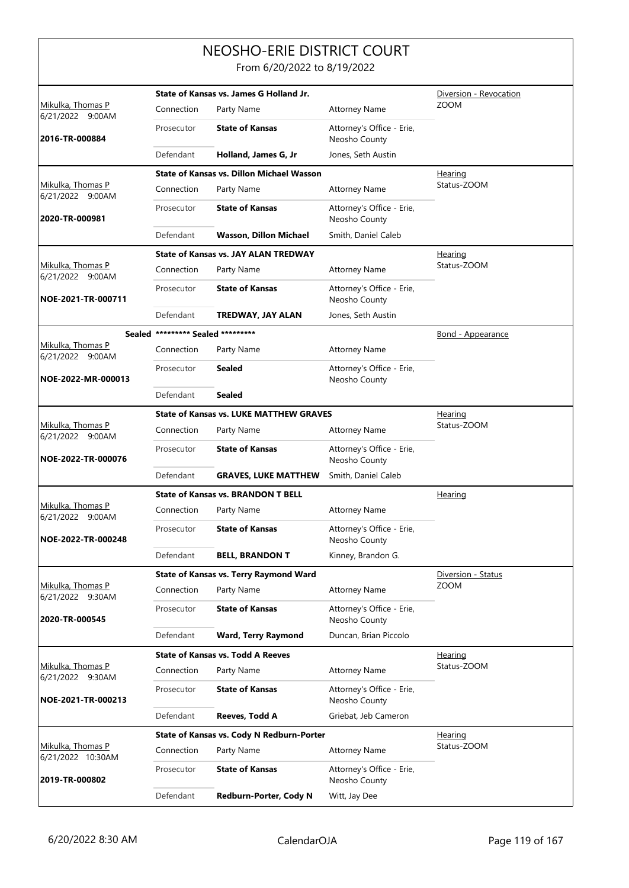# NEOSHO-ERIE DISTRICT COURT

From 6/20/2022 to 8/19/2022

| Judge / Date / Case | Case Title | | | Hearing Type |
|---|---|---|---|---|
| Mikulka, Thomas P<br>6/21/2022 9:00AM<br>**2016-TR-000884** | **State of Kansas vs. James G Holland Jr.** | | | Diversion - Revocation<br>ZOOM |
| | Connection | Party Name | Attorney Name | |
| | Prosecutor | **State of Kansas** | Attorney's Office - Erie, Neosho County | |
| | Defendant | **Holland, James G, Jr** | Jones, Seth Austin | |
| Mikulka, Thomas P<br>6/21/2022 9:00AM<br>**2020-TR-000981** | **State of Kansas vs. Dillon Michael Wasson** | | | Hearing<br>Status-ZOOM |
| | Connection | Party Name | Attorney Name | |
| | Prosecutor | **State of Kansas** | Attorney's Office - Erie, Neosho County | |
| | Defendant | **Wasson, Dillon Michael** | Smith, Daniel Caleb | |
| Mikulka, Thomas P<br>6/21/2022 9:00AM<br>**NOE-2021-TR-000711** | **State of Kansas vs. JAY ALAN TREDWAY** | | | Hearing<br>Status-ZOOM |
| | Connection | Party Name | Attorney Name | |
| | Prosecutor | **State of Kansas** | Attorney's Office - Erie, Neosho County | |
| | Defendant | **TREDWAY, JAY ALAN** | Jones, Seth Austin | |
| Sealed<br>Mikulka, Thomas P<br>6/21/2022 9:00AM<br>**NOE-2022-MR-000013** | **\*\*\*\*\*\*\*\*\* Sealed \*\*\*\*\*\*\*\*\*** | | | Bond - Appearance |
| | Connection | Party Name | Attorney Name | |
| | Prosecutor | **Sealed** | Attorney's Office - Erie, Neosho County | |
| | Defendant | **Sealed** | | |
| Mikulka, Thomas P<br>6/21/2022 9:00AM<br>**NOE-2022-TR-000076** | **State of Kansas vs. LUKE MATTHEW GRAVES** | | | Hearing<br>Status-ZOOM |
| | Connection | Party Name | Attorney Name | |
| | Prosecutor | **State of Kansas** | Attorney's Office - Erie, Neosho County | |
| | Defendant | **GRAVES, LUKE MATTHEW** | Smith, Daniel Caleb | |
| Mikulka, Thomas P<br>6/21/2022 9:00AM<br>**NOE-2022-TR-000248** | **State of Kansas vs. BRANDON T BELL** | | | Hearing |
| | Connection | Party Name | Attorney Name | |
| | Prosecutor | **State of Kansas** | Attorney's Office - Erie, Neosho County | |
| | Defendant | **BELL, BRANDON T** | Kinney, Brandon G. | |
| Mikulka, Thomas P<br>6/21/2022 9:30AM<br>**2020-TR-000545** | **State of Kansas vs. Terry Raymond Ward** | | | Diversion - Status<br>ZOOM |
| | Connection | Party Name | Attorney Name | |
| | Prosecutor | **State of Kansas** | Attorney's Office - Erie, Neosho County | |
| | Defendant | **Ward, Terry Raymond** | Duncan, Brian Piccolo | |
| Mikulka, Thomas P<br>6/21/2022 9:30AM<br>**NOE-2021-TR-000213** | **State of Kansas vs. Todd A Reeves** | | | Hearing<br>Status-ZOOM |
| | Connection | Party Name | Attorney Name | |
| | Prosecutor | **State of Kansas** | Attorney's Office - Erie, Neosho County | |
| | Defendant | **Reeves, Todd A** | Griebat, Jeb Cameron | |
| Mikulka, Thomas P<br>6/21/2022 10:30AM<br>**2019-TR-000802** | **State of Kansas vs. Cody N Redburn-Porter** | | | Hearing<br>Status-ZOOM |
| | Connection | Party Name | Attorney Name | |
| | Prosecutor | **State of Kansas** | Attorney's Office - Erie, Neosho County | |
| | Defendant | **Redburn-Porter, Cody N** | Witt, Jay Dee | |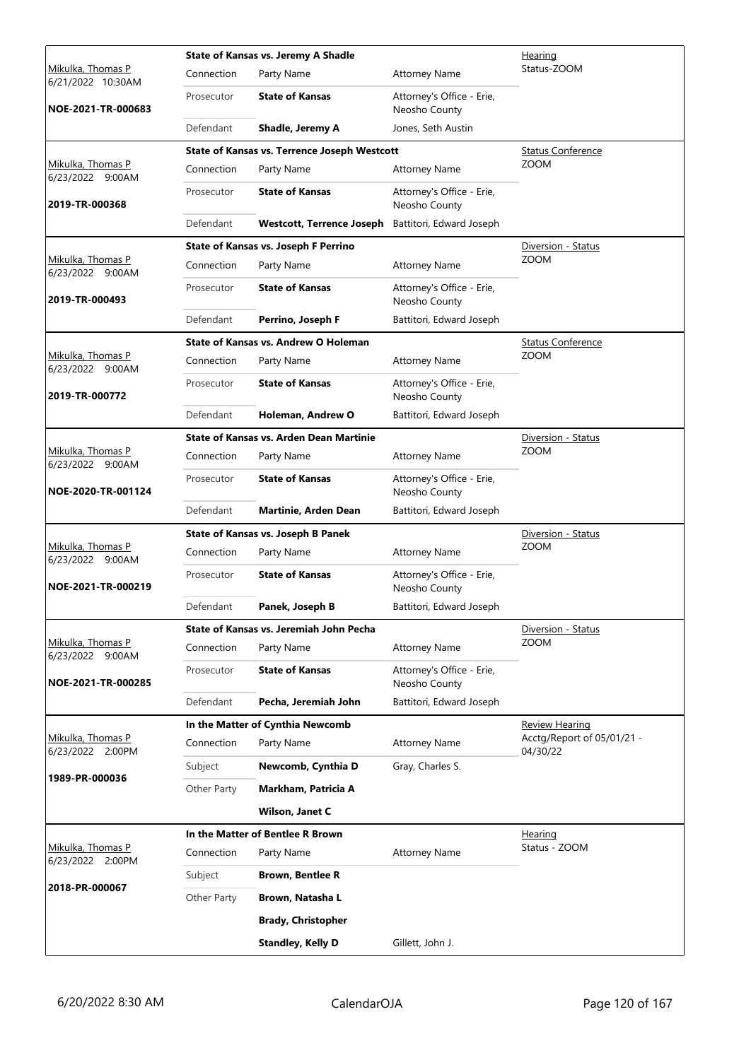| Judge / Date / Case | Case Title | | | Hearing Type |
|---|---|---|---|---|
| Mikulka, Thomas P<br>6/21/2022 10:30AM<br>**NOE-2021-TR-000683** | **State of Kansas vs. Jeremy A Shadle** | | | Hearing<br>Status-ZOOM |
| | Connection | Party Name | Attorney Name | |
| | Prosecutor | **State of Kansas** | Attorney's Office - Erie, Neosho County | |
| | Defendant | **Shadle, Jeremy A** | Jones, Seth Austin | |
| Mikulka, Thomas P<br>6/23/2022 9:00AM<br>**2019-TR-000368** | **State of Kansas vs. Terrence Joseph Westcott** | | | Status Conference<br>ZOOM |
| | Connection | Party Name | Attorney Name | |
| | Prosecutor | **State of Kansas** | Attorney's Office - Erie, Neosho County | |
| | Defendant | **Westcott, Terrence Joseph** | Battitori, Edward Joseph | |
| Mikulka, Thomas P<br>6/23/2022 9:00AM<br>**2019-TR-000493** | **State of Kansas vs. Joseph F Perrino** | | | Diversion - Status<br>ZOOM |
| | Connection | Party Name | Attorney Name | |
| | Prosecutor | **State of Kansas** | Attorney's Office - Erie, Neosho County | |
| | Defendant | **Perrino, Joseph F** | Battitori, Edward Joseph | |
| Mikulka, Thomas P<br>6/23/2022 9:00AM<br>**2019-TR-000772** | **State of Kansas vs. Andrew O Holeman** | | | Status Conference<br>ZOOM |
| | Connection | Party Name | Attorney Name | |
| | Prosecutor | **State of Kansas** | Attorney's Office - Erie, Neosho County | |
| | Defendant | **Holeman, Andrew O** | Battitori, Edward Joseph | |
| Mikulka, Thomas P<br>6/23/2022 9:00AM<br>**NOE-2020-TR-001124** | **State of Kansas vs. Arden Dean Martinie** | | | Diversion - Status<br>ZOOM |
| | Connection | Party Name | Attorney Name | |
| | Prosecutor | **State of Kansas** | Attorney's Office - Erie, Neosho County | |
| | Defendant | **Martinie, Arden Dean** | Battitori, Edward Joseph | |
| Mikulka, Thomas P<br>6/23/2022 9:00AM<br>**NOE-2021-TR-000219** | **State of Kansas vs. Joseph B Panek** | | | Diversion - Status<br>ZOOM |
| | Connection | Party Name | Attorney Name | |
| | Prosecutor | **State of Kansas** | Attorney's Office - Erie, Neosho County | |
| | Defendant | **Panek, Joseph B** | Battitori, Edward Joseph | |
| Mikulka, Thomas P<br>6/23/2022 9:00AM<br>**NOE-2021-TR-000285** | **State of Kansas vs. Jeremiah John Pecha** | | | Diversion - Status<br>ZOOM |
| | Connection | Party Name | Attorney Name | |
| | Prosecutor | **State of Kansas** | Attorney's Office - Erie, Neosho County | |
| | Defendant | **Pecha, Jeremiah John** | Battitori, Edward Joseph | |
| Mikulka, Thomas P<br>6/23/2022 2:00PM<br>**1989-PR-000036** | **In the Matter of Cynthia Newcomb** | | | Review Hearing<br>Acctg/Report of 05/01/21 - 04/30/22 |
| | Connection | Party Name | Attorney Name | |
| | Subject | **Newcomb, Cynthia D** | Gray, Charles S. | |
| | Other Party | **Markham, Patricia A** | | |
| | | **Wilson, Janet C** | | |
| Mikulka, Thomas P<br>6/23/2022 2:00PM<br>**2018-PR-000067** | **In the Matter of Bentlee R Brown** | | | Hearing<br>Status - ZOOM |
| | Connection | Party Name | Attorney Name | |
| | Subject | **Brown, Bentlee R** | | |
| | Other Party | **Brown, Natasha L** | | |
| | | **Brady, Christopher** | | |
| | | **Standley, Kelly D** | Gillett, John J. | |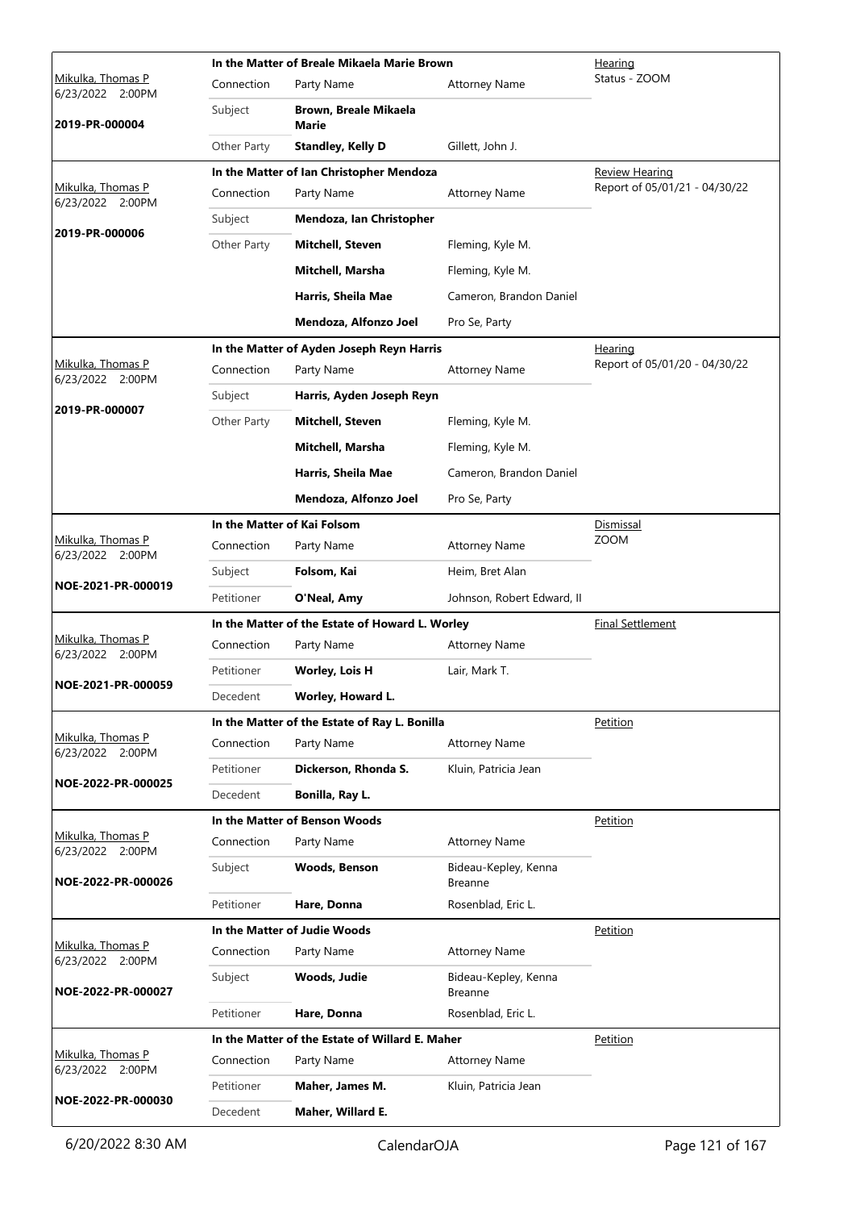| Judge / Date / Case No. | Case / Connection | Party Name | Attorney Name | Hearing Type / Description |
|---|---|---|---|---|
| Mikulka, Thomas P 6/23/2022 2:00PM **2019-PR-000004** | **In the Matter of Breale Mikaela Marie Brown** | | | Hearing Status - ZOOM |
| | Subject | **Brown, Breale Mikaela Marie** | | |
| | Other Party | **Standley, Kelly D** | Gillett, John J. | |
| Mikulka, Thomas P 6/23/2022 2:00PM **2019-PR-000006** | **In the Matter of Ian Christopher Mendoza** | | | Review Hearing Report of 05/01/21 - 04/30/22 |
| | Subject | **Mendoza, Ian Christopher** | | |
| | Other Party | **Mitchell, Steven** | Fleming, Kyle M. | |
| | | **Mitchell, Marsha** | Fleming, Kyle M. | |
| | | **Harris, Sheila Mae** | Cameron, Brandon Daniel | |
| | | **Mendoza, Alfonzo Joel** | Pro Se, Party | |
| Mikulka, Thomas P 6/23/2022 2:00PM **2019-PR-000007** | **In the Matter of Ayden Joseph Reyn Harris** | | | Hearing Report of 05/01/20 - 04/30/22 |
| | Subject | **Harris, Ayden Joseph Reyn** | | |
| | Other Party | **Mitchell, Steven** | Fleming, Kyle M. | |
| | | **Mitchell, Marsha** | Fleming, Kyle M. | |
| | | **Harris, Sheila Mae** | Cameron, Brandon Daniel | |
| | | **Mendoza, Alfonzo Joel** | Pro Se, Party | |
| Mikulka, Thomas P 6/23/2022 2:00PM **NOE-2021-PR-000019** | **In the Matter of Kai Folsom** | | | Dismissal ZOOM |
| | Subject | **Folsom, Kai** | Heim, Bret Alan | |
| | Petitioner | **O'Neal, Amy** | Johnson, Robert Edward, II | |
| Mikulka, Thomas P 6/23/2022 2:00PM **NOE-2021-PR-000059** | **In the Matter of the Estate of Howard L. Worley** | | | Final Settlement |
| | Petitioner | **Worley, Lois H** | Lair, Mark T. | |
| | Decedent | **Worley, Howard L.** | | |
| Mikulka, Thomas P 6/23/2022 2:00PM **NOE-2022-PR-000025** | **In the Matter of the Estate of Ray L. Bonilla** | | | Petition |
| | Petitioner | **Dickerson, Rhonda S.** | Kluin, Patricia Jean | |
| | Decedent | **Bonilla, Ray L.** | | |
| Mikulka, Thomas P 6/23/2022 2:00PM **NOE-2022-PR-000026** | **In the Matter of Benson Woods** | | | Petition |
| | Subject | **Woods, Benson** | Bideau-Kepley, Kenna Breanne | |
| | Petitioner | **Hare, Donna** | Rosenblad, Eric L. | |
| Mikulka, Thomas P 6/23/2022 2:00PM **NOE-2022-PR-000027** | **In the Matter of Judie Woods** | | | Petition |
| | Subject | **Woods, Judie** | Bideau-Kepley, Kenna Breanne | |
| | Petitioner | **Hare, Donna** | Rosenblad, Eric L. | |
| Mikulka, Thomas P 6/23/2022 2:00PM **NOE-2022-PR-000030** | **In the Matter of the Estate of Willard E. Maher** | | | Petition |
| | Petitioner | **Maher, James M.** | Kluin, Patricia Jean | |
| | Decedent | **Maher, Willard E.** | | |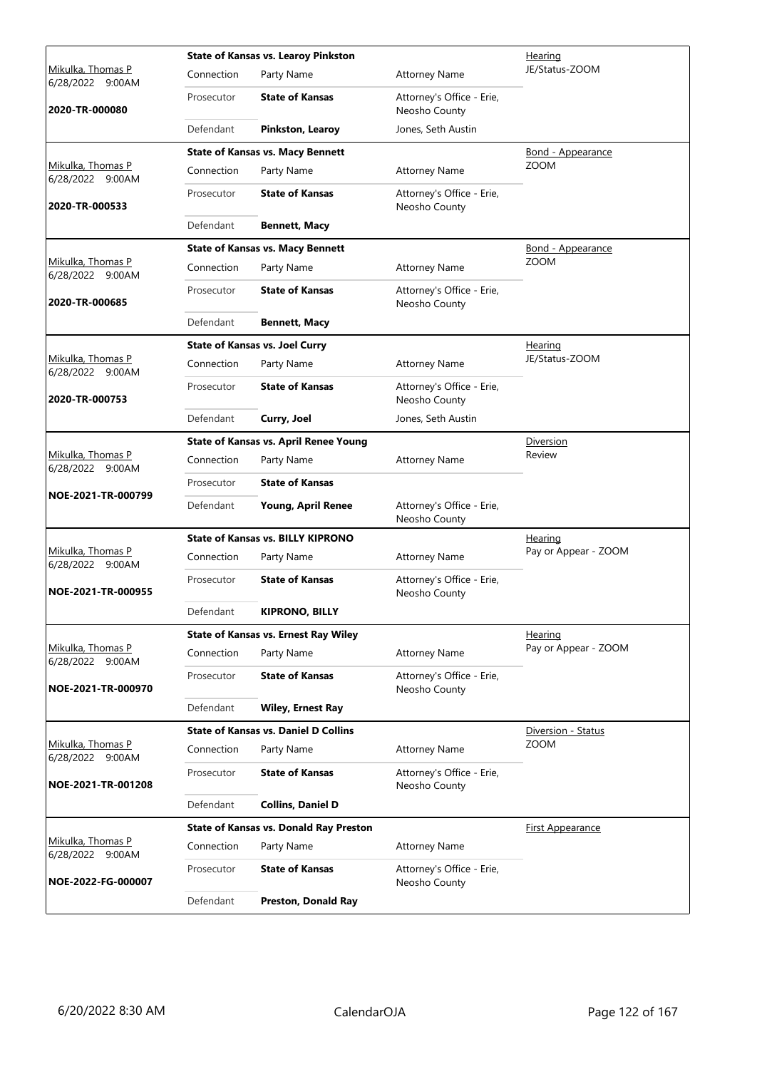| Judge / Date / Case | Case Title | Connection | Party Name | Attorney Name | Hearing Type |
|---|---|---|---|---|---|
| Mikulka, Thomas P 6/28/2022 9:00AM **2020-TR-000080** | **State of Kansas vs. Learoy Pinkston** | Prosecutor | **State of Kansas** | Attorney's Office - Erie, Neosho County | Hearing JE/Status-ZOOM |
| | | Defendant | **Pinkston, Learoy** | Jones, Seth Austin | |
| Mikulka, Thomas P 6/28/2022 9:00AM **2020-TR-000533** | **State of Kansas vs. Macy Bennett** | Prosecutor | **State of Kansas** | Attorney's Office - Erie, Neosho County | Bond - Appearance ZOOM |
| | | Defendant | **Bennett, Macy** | | |
| Mikulka, Thomas P 6/28/2022 9:00AM **2020-TR-000685** | **State of Kansas vs. Macy Bennett** | Prosecutor | **State of Kansas** | Attorney's Office - Erie, Neosho County | Bond - Appearance ZOOM |
| | | Defendant | **Bennett, Macy** | | |
| Mikulka, Thomas P 6/28/2022 9:00AM **2020-TR-000753** | **State of Kansas vs. Joel Curry** | Prosecutor | **State of Kansas** | Attorney's Office - Erie, Neosho County | Hearing JE/Status-ZOOM |
| | | Defendant | **Curry, Joel** | Jones, Seth Austin | |
| Mikulka, Thomas P 6/28/2022 9:00AM **NOE-2021-TR-000799** | **State of Kansas vs. April Renee Young** | Prosecutor | **State of Kansas** | | Diversion Review |
| | | Defendant | **Young, April Renee** | Attorney's Office - Erie, Neosho County | |
| Mikulka, Thomas P 6/28/2022 9:00AM **NOE-2021-TR-000955** | **State of Kansas vs. BILLY KIPRONO** | Prosecutor | **State of Kansas** | Attorney's Office - Erie, Neosho County | Hearing Pay or Appear - ZOOM |
| | | Defendant | **KIPRONO, BILLY** | | |
| Mikulka, Thomas P 6/28/2022 9:00AM **NOE-2021-TR-000970** | **State of Kansas vs. Ernest Ray Wiley** | Prosecutor | **State of Kansas** | Attorney's Office - Erie, Neosho County | Hearing Pay or Appear - ZOOM |
| | | Defendant | **Wiley, Ernest Ray** | | |
| Mikulka, Thomas P 6/28/2022 9:00AM **NOE-2021-TR-001208** | **State of Kansas vs. Daniel D Collins** | Prosecutor | **State of Kansas** | Attorney's Office - Erie, Neosho County | Diversion - Status ZOOM |
| | | Defendant | **Collins, Daniel D** | | |
| Mikulka, Thomas P 6/28/2022 9:00AM **NOE-2022-FG-000007** | **State of Kansas vs. Donald Ray Preston** | Prosecutor | **State of Kansas** | Attorney's Office - Erie, Neosho County | First Appearance |
| | | Defendant | **Preston, Donald Ray** | | |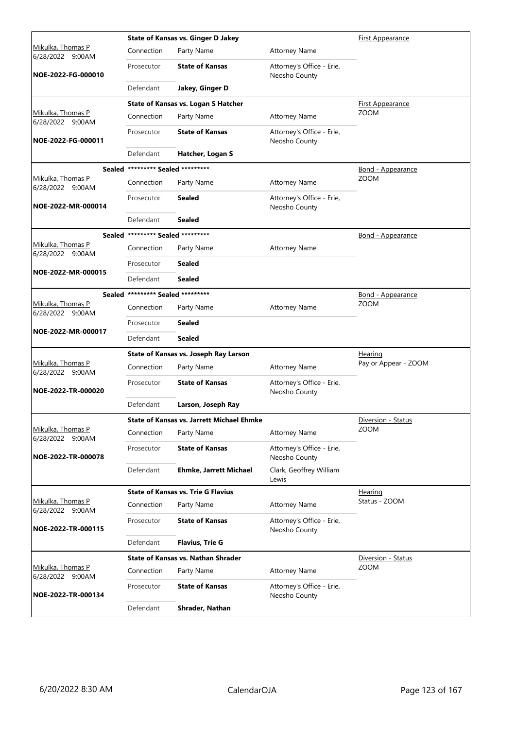| Judge / Date / Case | Case Title | | | Hearing Type |
|---|---|---|---|---|
| Mikulka, Thomas P<br>6/28/2022 9:00AM<br>**NOE-2022-FG-000010** | **State of Kansas vs. Ginger D Jakey** | | | First Appearance |
| | Connection | Party Name | Attorney Name | |
| | Prosecutor | **State of Kansas** | Attorney's Office - Erie, Neosho County | |
| | Defendant | **Jakey, Ginger D** | | |
| Mikulka, Thomas P<br>6/28/2022 9:00AM<br>**NOE-2022-FG-000011** | **State of Kansas vs. Logan S Hatcher** | | | First Appearance<br>ZOOM |
| | Connection | Party Name | Attorney Name | |
| | Prosecutor | **State of Kansas** | Attorney's Office - Erie, Neosho County | |
| | Defendant | **Hatcher, Logan S** | | |
| Mikulka, Thomas P<br>6/28/2022 9:00AM<br>**NOE-2022-MR-000014** | **Sealed** ********* **Sealed** ********* | | | Bond - Appearance<br>ZOOM |
| | Connection | Party Name | Attorney Name | |
| | Prosecutor | **Sealed** | Attorney's Office - Erie, Neosho County | |
| | Defendant | **Sealed** | | |
| Mikulka, Thomas P<br>6/28/2022 9:00AM<br>**NOE-2022-MR-000015** | **Sealed** ********* **Sealed** ********* | | | Bond - Appearance |
| | Connection | Party Name | Attorney Name | |
| | Prosecutor | **Sealed** | | |
| | Defendant | **Sealed** | | |
| Mikulka, Thomas P<br>6/28/2022 9:00AM<br>**NOE-2022-MR-000017** | **Sealed** ********* **Sealed** ********* | | | Bond - Appearance<br>ZOOM |
| | Connection | Party Name | Attorney Name | |
| | Prosecutor | **Sealed** | | |
| | Defendant | **Sealed** | | |
| Mikulka, Thomas P<br>6/28/2022 9:00AM<br>**NOE-2022-TR-000020** | **State of Kansas vs. Joseph Ray Larson** | | | Hearing<br>Pay or Appear - ZOOM |
| | Connection | Party Name | Attorney Name | |
| | Prosecutor | **State of Kansas** | Attorney's Office - Erie, Neosho County | |
| | Defendant | **Larson, Joseph Ray** | | |
| Mikulka, Thomas P<br>6/28/2022 9:00AM<br>**NOE-2022-TR-000078** | **State of Kansas vs. Jarrett Michael Ehmke** | | | Diversion - Status<br>ZOOM |
| | Connection | Party Name | Attorney Name | |
| | Prosecutor | **State of Kansas** | Attorney's Office - Erie, Neosho County | |
| | Defendant | **Ehmke, Jarrett Michael** | Clark, Geoffrey William Lewis | |
| Mikulka, Thomas P<br>6/28/2022 9:00AM<br>**NOE-2022-TR-000115** | **State of Kansas vs. Trie G Flavius** | | | Hearing<br>Status - ZOOM |
| | Connection | Party Name | Attorney Name | |
| | Prosecutor | **State of Kansas** | Attorney's Office - Erie, Neosho County | |
| | Defendant | **Flavius, Trie G** | | |
| Mikulka, Thomas P<br>6/28/2022 9:00AM<br>**NOE-2022-TR-000134** | **State of Kansas vs. Nathan Shrader** | | | Diversion - Status<br>ZOOM |
| | Connection | Party Name | Attorney Name | |
| | Prosecutor | **State of Kansas** | Attorney's Office - Erie, Neosho County | |
| | Defendant | **Shrader, Nathan** | | |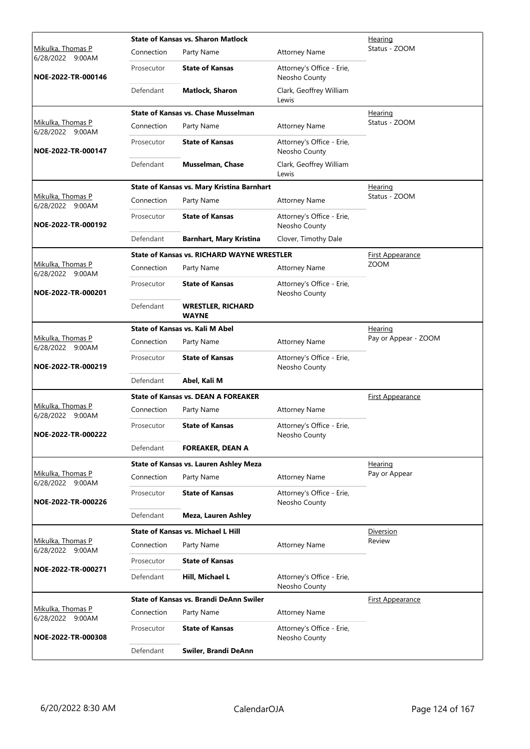| Judge / Date / Case No. | Case | | | Type |
|---|---|---|---|---|
| Mikulka, Thomas P<br>6/28/2022 9:00AM<br>**NOE-2022-TR-000146** | **State of Kansas vs. Sharon Matlock** | | | Hearing<br>Status - ZOOM |
| | Connection | Party Name | Attorney Name | |
| | Prosecutor | **State of Kansas** | Attorney's Office - Erie, Neosho County | |
| | Defendant | **Matlock, Sharon** | Clark, Geoffrey William Lewis | |
| Mikulka, Thomas P<br>6/28/2022 9:00AM<br>**NOE-2022-TR-000147** | **State of Kansas vs. Chase Musselman** | | | Hearing<br>Status - ZOOM |
| | Connection | Party Name | Attorney Name | |
| | Prosecutor | **State of Kansas** | Attorney's Office - Erie, Neosho County | |
| | Defendant | **Musselman, Chase** | Clark, Geoffrey William Lewis | |
| Mikulka, Thomas P<br>6/28/2022 9:00AM<br>**NOE-2022-TR-000192** | **State of Kansas vs. Mary Kristina Barnhart** | | | Hearing<br>Status - ZOOM |
| | Connection | Party Name | Attorney Name | |
| | Prosecutor | **State of Kansas** | Attorney's Office - Erie, Neosho County | |
| | Defendant | **Barnhart, Mary Kristina** | Clover, Timothy Dale | |
| Mikulka, Thomas P<br>6/28/2022 9:00AM<br>**NOE-2022-TR-000201** | **State of Kansas vs. RICHARD WAYNE WRESTLER** | | | First Appearance<br>ZOOM |
| | Connection | Party Name | Attorney Name | |
| | Prosecutor | **State of Kansas** | Attorney's Office - Erie, Neosho County | |
| | Defendant | **WRESTLER, RICHARD WAYNE** | | |
| Mikulka, Thomas P<br>6/28/2022 9:00AM<br>**NOE-2022-TR-000219** | **State of Kansas vs. Kali M Abel** | | | Hearing<br>Pay or Appear - ZOOM |
| | Connection | Party Name | Attorney Name | |
| | Prosecutor | **State of Kansas** | Attorney's Office - Erie, Neosho County | |
| | Defendant | **Abel, Kali M** | | |
| Mikulka, Thomas P<br>6/28/2022 9:00AM<br>**NOE-2022-TR-000222** | **State of Kansas vs. DEAN A FOREAKER** | | | First Appearance |
| | Connection | Party Name | Attorney Name | |
| | Prosecutor | **State of Kansas** | Attorney's Office - Erie, Neosho County | |
| | Defendant | **FOREAKER, DEAN A** | | |
| Mikulka, Thomas P<br>6/28/2022 9:00AM<br>**NOE-2022-TR-000226** | **State of Kansas vs. Lauren Ashley Meza** | | | Hearing<br>Pay or Appear |
| | Connection | Party Name | Attorney Name | |
| | Prosecutor | **State of Kansas** | Attorney's Office - Erie, Neosho County | |
| | Defendant | **Meza, Lauren Ashley** | | |
| Mikulka, Thomas P<br>6/28/2022 9:00AM<br>**NOE-2022-TR-000271** | **State of Kansas vs. Michael L Hill** | | | Diversion<br>Review |
| | Connection | Party Name | Attorney Name | |
| | Prosecutor | **State of Kansas** | | |
| | Defendant | **Hill, Michael L** | Attorney's Office - Erie, Neosho County | |
| Mikulka, Thomas P<br>6/28/2022 9:00AM<br>**NOE-2022-TR-000308** | **State of Kansas vs. Brandi DeAnn Swiler** | | | First Appearance |
| | Connection | Party Name | Attorney Name | |
| | Prosecutor | **State of Kansas** | Attorney's Office - Erie, Neosho County | |
| | Defendant | **Swiler, Brandi DeAnn** | | |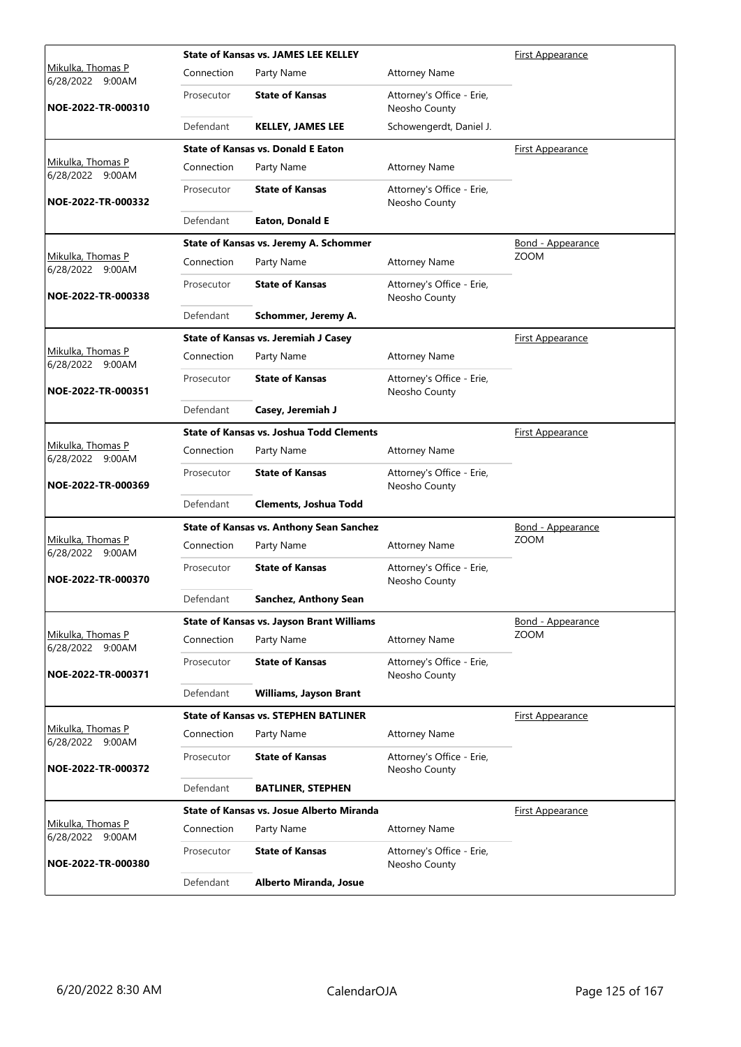| Judge / Date / Case | Connection | Party Name | Attorney Name | Hearing Type |
|---|---|---|---|---|
| Mikulka, Thomas P 6/28/2022 9:00AM **NOE-2022-TR-000310** | **State of Kansas vs. JAMES LEE KELLEY** | | | First Appearance |
| | Connection | Party Name | Attorney Name | |
| | Prosecutor | **State of Kansas** | Attorney's Office - Erie, Neosho County | |
| | Defendant | **KELLEY, JAMES LEE** | Schowengerdt, Daniel J. | |
| Mikulka, Thomas P 6/28/2022 9:00AM **NOE-2022-TR-000332** | **State of Kansas vs. Donald E Eaton** | | | First Appearance |
| | Connection | Party Name | Attorney Name | |
| | Prosecutor | **State of Kansas** | Attorney's Office - Erie, Neosho County | |
| | Defendant | **Eaton, Donald E** | | |
| Mikulka, Thomas P 6/28/2022 9:00AM **NOE-2022-TR-000338** | **State of Kansas vs. Jeremy A. Schommer** | | | Bond - Appearance ZOOM |
| | Connection | Party Name | Attorney Name | |
| | Prosecutor | **State of Kansas** | Attorney's Office - Erie, Neosho County | |
| | Defendant | **Schommer, Jeremy A.** | | |
| Mikulka, Thomas P 6/28/2022 9:00AM **NOE-2022-TR-000351** | **State of Kansas vs. Jeremiah J Casey** | | | First Appearance |
| | Connection | Party Name | Attorney Name | |
| | Prosecutor | **State of Kansas** | Attorney's Office - Erie, Neosho County | |
| | Defendant | **Casey, Jeremiah J** | | |
| Mikulka, Thomas P 6/28/2022 9:00AM **NOE-2022-TR-000369** | **State of Kansas vs. Joshua Todd Clements** | | | First Appearance |
| | Connection | Party Name | Attorney Name | |
| | Prosecutor | **State of Kansas** | Attorney's Office - Erie, Neosho County | |
| | Defendant | **Clements, Joshua Todd** | | |
| Mikulka, Thomas P 6/28/2022 9:00AM **NOE-2022-TR-000370** | **State of Kansas vs. Anthony Sean Sanchez** | | | Bond - Appearance ZOOM |
| | Connection | Party Name | Attorney Name | |
| | Prosecutor | **State of Kansas** | Attorney's Office - Erie, Neosho County | |
| | Defendant | **Sanchez, Anthony Sean** | | |
| Mikulka, Thomas P 6/28/2022 9:00AM **NOE-2022-TR-000371** | **State of Kansas vs. Jayson Brant Williams** | | | Bond - Appearance ZOOM |
| | Connection | Party Name | Attorney Name | |
| | Prosecutor | **State of Kansas** | Attorney's Office - Erie, Neosho County | |
| | Defendant | **Williams, Jayson Brant** | | |
| Mikulka, Thomas P 6/28/2022 9:00AM **NOE-2022-TR-000372** | **State of Kansas vs. STEPHEN BATLINER** | | | First Appearance |
| | Connection | Party Name | Attorney Name | |
| | Prosecutor | **State of Kansas** | Attorney's Office - Erie, Neosho County | |
| | Defendant | **BATLINER, STEPHEN** | | |
| Mikulka, Thomas P 6/28/2022 9:00AM **NOE-2022-TR-000380** | **State of Kansas vs. Josue Alberto Miranda** | | | First Appearance |
| | Connection | Party Name | Attorney Name | |
| | Prosecutor | **State of Kansas** | Attorney's Office - Erie, Neosho County | |
| | Defendant | **Alberto Miranda, Josue** | | |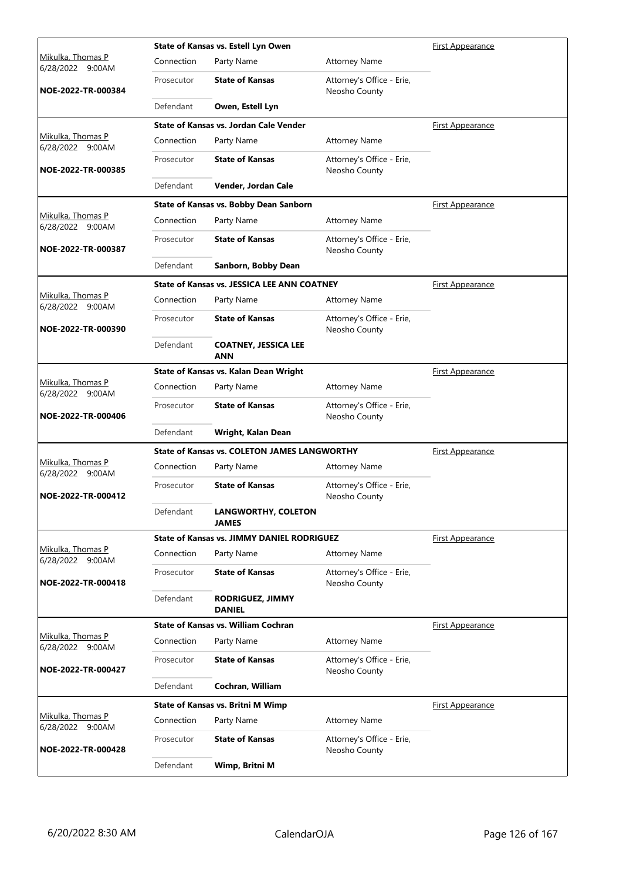| Judge / Date / Case | Case Title | | | Hearing Type |
|---|---|---|---|---|
| Mikulka, Thomas P<br>6/28/2022 9:00AM<br>**NOE-2022-TR-000384** | **State of Kansas vs. Estell Lyn Owen** | | | First Appearance |
| | Connection | Party Name | Attorney Name | |
| | Prosecutor | **State of Kansas** | Attorney's Office - Erie, Neosho County | |
| | Defendant | **Owen, Estell Lyn** | | |
| Mikulka, Thomas P<br>6/28/2022 9:00AM<br>**NOE-2022-TR-000385** | **State of Kansas vs. Jordan Cale Vender** | | | First Appearance |
| | Connection | Party Name | Attorney Name | |
| | Prosecutor | **State of Kansas** | Attorney's Office - Erie, Neosho County | |
| | Defendant | **Vender, Jordan Cale** | | |
| Mikulka, Thomas P<br>6/28/2022 9:00AM<br>**NOE-2022-TR-000387** | **State of Kansas vs. Bobby Dean Sanborn** | | | First Appearance |
| | Connection | Party Name | Attorney Name | |
| | Prosecutor | **State of Kansas** | Attorney's Office - Erie, Neosho County | |
| | Defendant | **Sanborn, Bobby Dean** | | |
| Mikulka, Thomas P<br>6/28/2022 9:00AM<br>**NOE-2022-TR-000390** | **State of Kansas vs. JESSICA LEE ANN COATNEY** | | | First Appearance |
| | Connection | Party Name | Attorney Name | |
| | Prosecutor | **State of Kansas** | Attorney's Office - Erie, Neosho County | |
| | Defendant | **COATNEY, JESSICA LEE ANN** | | |
| Mikulka, Thomas P<br>6/28/2022 9:00AM<br>**NOE-2022-TR-000406** | **State of Kansas vs. Kalan Dean Wright** | | | First Appearance |
| | Connection | Party Name | Attorney Name | |
| | Prosecutor | **State of Kansas** | Attorney's Office - Erie, Neosho County | |
| | Defendant | **Wright, Kalan Dean** | | |
| Mikulka, Thomas P<br>6/28/2022 9:00AM<br>**NOE-2022-TR-000412** | **State of Kansas vs. COLETON JAMES LANGWORTHY** | | | First Appearance |
| | Connection | Party Name | Attorney Name | |
| | Prosecutor | **State of Kansas** | Attorney's Office - Erie, Neosho County | |
| | Defendant | **LANGWORTHY, COLETON JAMES** | | |
| Mikulka, Thomas P<br>6/28/2022 9:00AM<br>**NOE-2022-TR-000418** | **State of Kansas vs. JIMMY DANIEL RODRIGUEZ** | | | First Appearance |
| | Connection | Party Name | Attorney Name | |
| | Prosecutor | **State of Kansas** | Attorney's Office - Erie, Neosho County | |
| | Defendant | **RODRIGUEZ, JIMMY DANIEL** | | |
| Mikulka, Thomas P<br>6/28/2022 9:00AM<br>**NOE-2022-TR-000427** | **State of Kansas vs. William Cochran** | | | First Appearance |
| | Connection | Party Name | Attorney Name | |
| | Prosecutor | **State of Kansas** | Attorney's Office - Erie, Neosho County | |
| | Defendant | **Cochran, William** | | |
| Mikulka, Thomas P<br>6/28/2022 9:00AM<br>**NOE-2022-TR-000428** | **State of Kansas vs. Britni M Wimp** | | | First Appearance |
| | Connection | Party Name | Attorney Name | |
| | Prosecutor | **State of Kansas** | Attorney's Office - Erie, Neosho County | |
| | Defendant | **Wimp, Britni M** | | |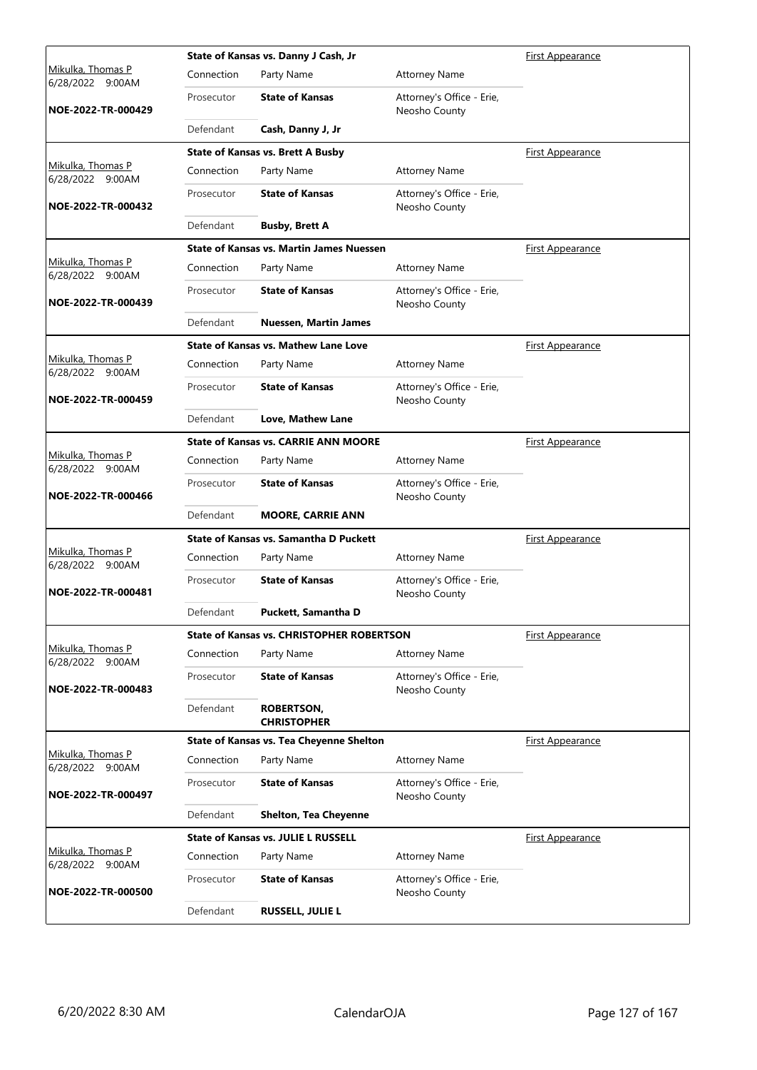| Judge / Date / Case | Case Title | | | Hearing Type |
|---|---|---|---|---|
| Mikulka, Thomas P 6/28/2022 9:00AM NOE-2022-TR-000429 | **State of Kansas vs. Danny J Cash, Jr** | | | First Appearance |
| | Connection | Party Name | Attorney Name | |
| | Prosecutor | **State of Kansas** | Attorney's Office - Erie, Neosho County | |
| | Defendant | **Cash, Danny J, Jr** | | |
| Mikulka, Thomas P 6/28/2022 9:00AM NOE-2022-TR-000432 | **State of Kansas vs. Brett A Busby** | | | First Appearance |
| | Connection | Party Name | Attorney Name | |
| | Prosecutor | **State of Kansas** | Attorney's Office - Erie, Neosho County | |
| | Defendant | **Busby, Brett A** | | |
| Mikulka, Thomas P 6/28/2022 9:00AM NOE-2022-TR-000439 | **State of Kansas vs. Martin James Nuessen** | | | First Appearance |
| | Connection | Party Name | Attorney Name | |
| | Prosecutor | **State of Kansas** | Attorney's Office - Erie, Neosho County | |
| | Defendant | **Nuessen, Martin James** | | |
| Mikulka, Thomas P 6/28/2022 9:00AM NOE-2022-TR-000459 | **State of Kansas vs. Mathew Lane Love** | | | First Appearance |
| | Connection | Party Name | Attorney Name | |
| | Prosecutor | **State of Kansas** | Attorney's Office - Erie, Neosho County | |
| | Defendant | **Love, Mathew Lane** | | |
| Mikulka, Thomas P 6/28/2022 9:00AM NOE-2022-TR-000466 | **State of Kansas vs. CARRIE ANN MOORE** | | | First Appearance |
| | Connection | Party Name | Attorney Name | |
| | Prosecutor | **State of Kansas** | Attorney's Office - Erie, Neosho County | |
| | Defendant | **MOORE, CARRIE ANN** | | |
| Mikulka, Thomas P 6/28/2022 9:00AM NOE-2022-TR-000481 | **State of Kansas vs. Samantha D Puckett** | | | First Appearance |
| | Connection | Party Name | Attorney Name | |
| | Prosecutor | **State of Kansas** | Attorney's Office - Erie, Neosho County | |
| | Defendant | **Puckett, Samantha D** | | |
| Mikulka, Thomas P 6/28/2022 9:00AM NOE-2022-TR-000483 | **State of Kansas vs. CHRISTOPHER ROBERTSON** | | | First Appearance |
| | Connection | Party Name | Attorney Name | |
| | Prosecutor | **State of Kansas** | Attorney's Office - Erie, Neosho County | |
| | Defendant | **ROBERTSON, CHRISTOPHER** | | |
| Mikulka, Thomas P 6/28/2022 9:00AM NOE-2022-TR-000497 | **State of Kansas vs. Tea Cheyenne Shelton** | | | First Appearance |
| | Connection | Party Name | Attorney Name | |
| | Prosecutor | **State of Kansas** | Attorney's Office - Erie, Neosho County | |
| | Defendant | **Shelton, Tea Cheyenne** | | |
| Mikulka, Thomas P 6/28/2022 9:00AM NOE-2022-TR-000500 | **State of Kansas vs. JULIE L RUSSELL** | | | First Appearance |
| | Connection | Party Name | Attorney Name | |
| | Prosecutor | **State of Kansas** | Attorney's Office - Erie, Neosho County | |
| | Defendant | **RUSSELL, JULIE L** | | |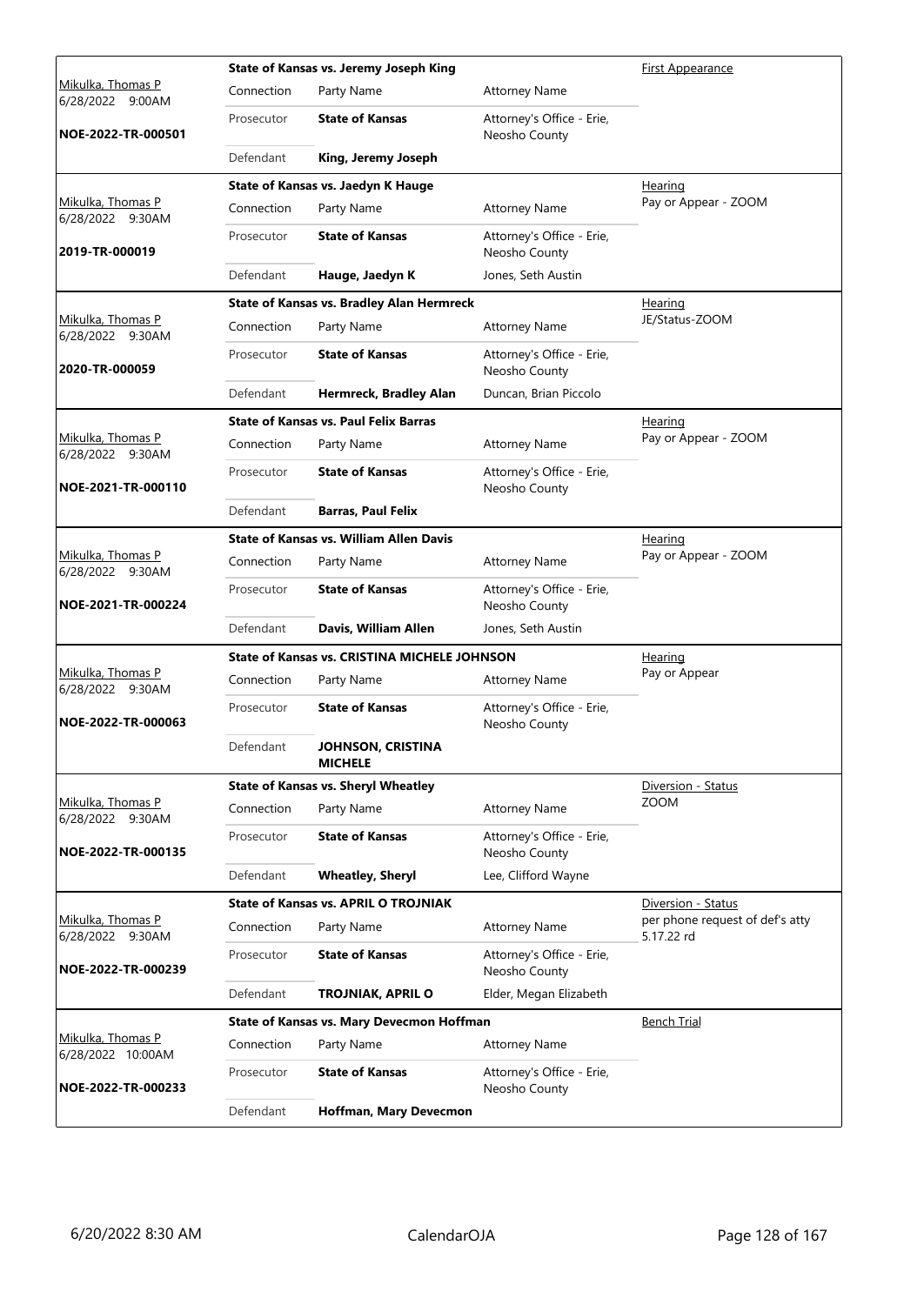| Judge / Date / Case | Case Title / Connection | Party Name | Attorney Name | Event |
|---|---|---|---|---|
| Mikulka, Thomas P 6/28/2022 9:00AM NOE-2022-TR-000501 | **State of Kansas vs. Jeremy Joseph King** | | | First Appearance |
| | Connection | Party Name | Attorney Name | |
| | Prosecutor | **State of Kansas** | Attorney's Office - Erie, Neosho County | |
| | Defendant | **King, Jeremy Joseph** | | |
| Mikulka, Thomas P 6/28/2022 9:30AM 2019-TR-000019 | **State of Kansas vs. Jaedyn K Hauge** | | | Hearing Pay or Appear - ZOOM |
| | Connection | Party Name | Attorney Name | |
| | Prosecutor | **State of Kansas** | Attorney's Office - Erie, Neosho County | |
| | Defendant | **Hauge, Jaedyn K** | Jones, Seth Austin | |
| Mikulka, Thomas P 6/28/2022 9:30AM 2020-TR-000059 | **State of Kansas vs. Bradley Alan Hermreck** | | | Hearing JE/Status-ZOOM |
| | Connection | Party Name | Attorney Name | |
| | Prosecutor | **State of Kansas** | Attorney's Office - Erie, Neosho County | |
| | Defendant | **Hermreck, Bradley Alan** | Duncan, Brian Piccolo | |
| Mikulka, Thomas P 6/28/2022 9:30AM NOE-2021-TR-000110 | **State of Kansas vs. Paul Felix Barras** | | | Hearing Pay or Appear - ZOOM |
| | Connection | Party Name | Attorney Name | |
| | Prosecutor | **State of Kansas** | Attorney's Office - Erie, Neosho County | |
| | Defendant | **Barras, Paul Felix** | | |
| Mikulka, Thomas P 6/28/2022 9:30AM NOE-2021-TR-000224 | **State of Kansas vs. William Allen Davis** | | | Hearing Pay or Appear - ZOOM |
| | Connection | Party Name | Attorney Name | |
| | Prosecutor | **State of Kansas** | Attorney's Office - Erie, Neosho County | |
| | Defendant | **Davis, William Allen** | Jones, Seth Austin | |
| Mikulka, Thomas P 6/28/2022 9:30AM NOE-2022-TR-000063 | **State of Kansas vs. CRISTINA MICHELE JOHNSON** | | | Hearing Pay or Appear |
| | Connection | Party Name | Attorney Name | |
| | Prosecutor | **State of Kansas** | Attorney's Office - Erie, Neosho County | |
| | Defendant | **JOHNSON, CRISTINA MICHELE** | | |
| Mikulka, Thomas P 6/28/2022 9:30AM NOE-2022-TR-000135 | **State of Kansas vs. Sheryl Wheatley** | | | Diversion - Status ZOOM |
| | Connection | Party Name | Attorney Name | |
| | Prosecutor | **State of Kansas** | Attorney's Office - Erie, Neosho County | |
| | Defendant | **Wheatley, Sheryl** | Lee, Clifford Wayne | |
| Mikulka, Thomas P 6/28/2022 9:30AM NOE-2022-TR-000239 | **State of Kansas vs. APRIL O TROJNIAK** | | | Diversion - Status per phone request of def's atty 5.17.22 rd |
| | Connection | Party Name | Attorney Name | |
| | Prosecutor | **State of Kansas** | Attorney's Office - Erie, Neosho County | |
| | Defendant | **TROJNIAK, APRIL O** | Elder, Megan Elizabeth | |
| Mikulka, Thomas P 6/28/2022 10:00AM NOE-2022-TR-000233 | **State of Kansas vs. Mary Devecmon Hoffman** | | | Bench Trial |
| | Connection | Party Name | Attorney Name | |
| | Prosecutor | **State of Kansas** | Attorney's Office - Erie, Neosho County | |
| | Defendant | **Hoffman, Mary Devecmon** | | |

6/20/2022 8:30 AM CalendarOJA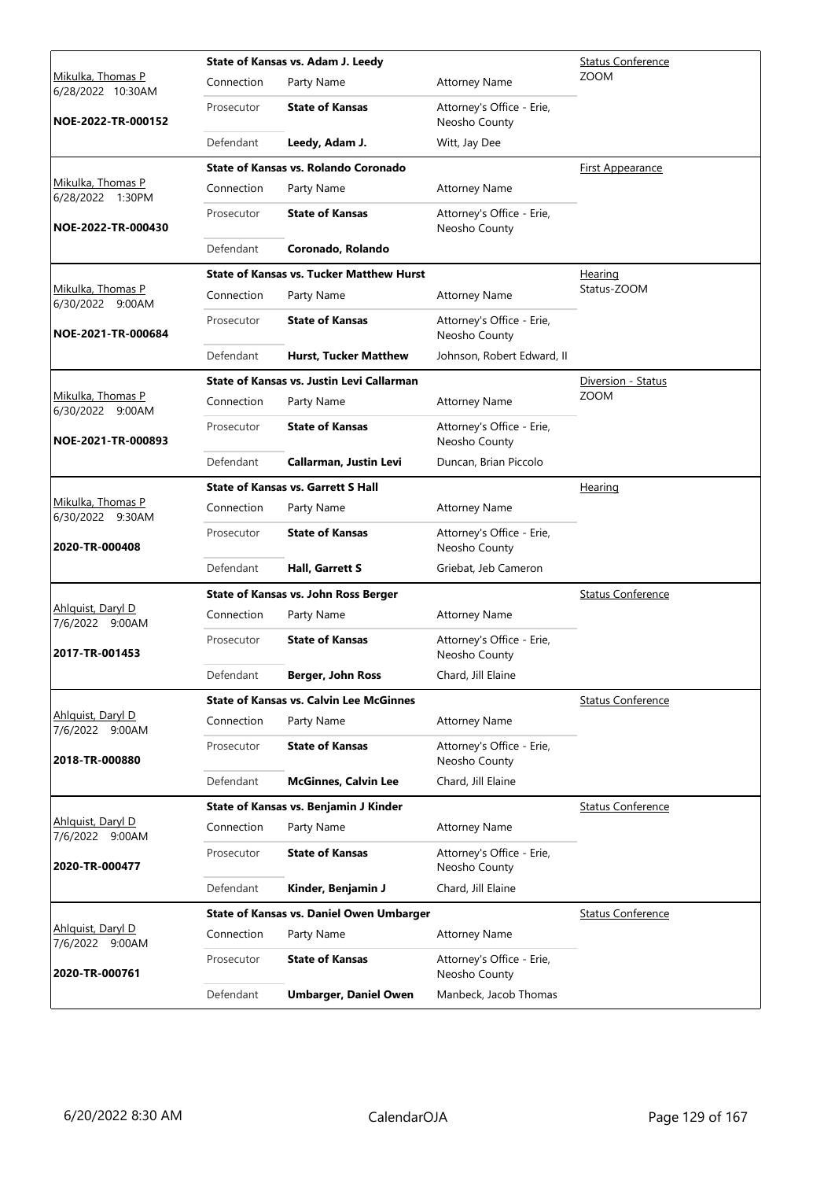| Judge / Date / Case | Case Title | Connection | Party Name | Attorney Name | Hearing Type |
|---|---|---|---|---|---|
| Mikulka, Thomas P 6/28/2022 10:30AM NOE-2022-TR-000152 | State of Kansas vs. Adam J. Leedy | Prosecutor | **State of Kansas** | Attorney's Office - Erie, Neosho County | Status Conference ZOOM |
| | | Defendant | **Leedy, Adam J.** | Witt, Jay Dee | |
| Mikulka, Thomas P 6/28/2022 1:30PM NOE-2022-TR-000430 | State of Kansas vs. Rolando Coronado | Prosecutor | **State of Kansas** | Attorney's Office - Erie, Neosho County | First Appearance |
| | | Defendant | **Coronado, Rolando** | | |
| Mikulka, Thomas P 6/30/2022 9:00AM NOE-2021-TR-000684 | State of Kansas vs. Tucker Matthew Hurst | Prosecutor | **State of Kansas** | Attorney's Office - Erie, Neosho County | Hearing Status-ZOOM |
| | | Defendant | **Hurst, Tucker Matthew** | Johnson, Robert Edward, II | |
| Mikulka, Thomas P 6/30/2022 9:00AM NOE-2021-TR-000893 | State of Kansas vs. Justin Levi Callarman | Prosecutor | **State of Kansas** | Attorney's Office - Erie, Neosho County | Diversion - Status ZOOM |
| | | Defendant | **Callarman, Justin Levi** | Duncan, Brian Piccolo | |
| Mikulka, Thomas P 6/30/2022 9:30AM 2020-TR-000408 | State of Kansas vs. Garrett S Hall | Prosecutor | **State of Kansas** | Attorney's Office - Erie, Neosho County | Hearing |
| | | Defendant | **Hall, Garrett S** | Griebat, Jeb Cameron | |
| Ahlquist, Daryl D 7/6/2022 9:00AM 2017-TR-001453 | State of Kansas vs. John Ross Berger | Prosecutor | **State of Kansas** | Attorney's Office - Erie, Neosho County | Status Conference |
| | | Defendant | **Berger, John Ross** | Chard, Jill Elaine | |
| Ahlquist, Daryl D 7/6/2022 9:00AM 2018-TR-000880 | State of Kansas vs. Calvin Lee McGinnes | Prosecutor | **State of Kansas** | Attorney's Office - Erie, Neosho County | Status Conference |
| | | Defendant | **McGinnes, Calvin Lee** | Chard, Jill Elaine | |
| Ahlquist, Daryl D 7/6/2022 9:00AM 2020-TR-000477 | State of Kansas vs. Benjamin J Kinder | Prosecutor | **State of Kansas** | Attorney's Office - Erie, Neosho County | Status Conference |
| | | Defendant | **Kinder, Benjamin J** | Chard, Jill Elaine | |
| Ahlquist, Daryl D 7/6/2022 9:00AM 2020-TR-000761 | State of Kansas vs. Daniel Owen Umbarger | Prosecutor | **State of Kansas** | Attorney's Office - Erie, Neosho County | Status Conference |
| | | Defendant | **Umbarger, Daniel Owen** | Manbeck, Jacob Thomas | |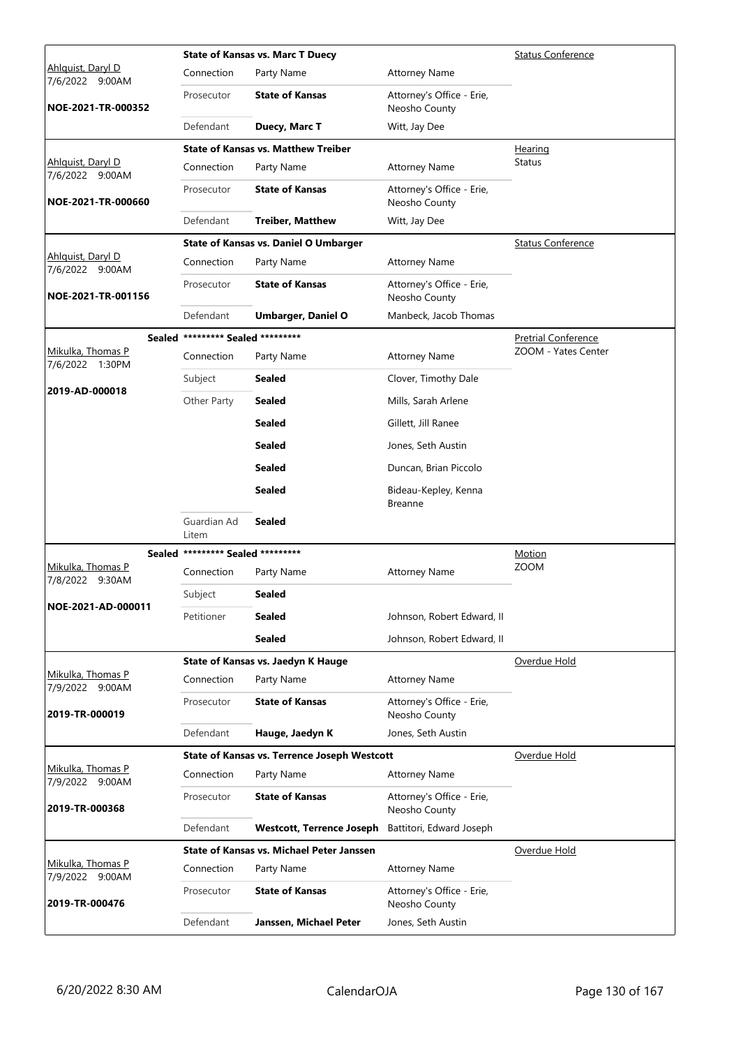| Judge / Date / Case | Connection | Party Name | Attorney Name | Hearing Type |
|---|---|---|---|---|
| | **State of Kansas vs. Marc T Duecy** | | | Status Conference |
| Ahlquist, Daryl D 7/6/2022 9:00AM | Connection | Party Name | Attorney Name | |
| NOE-2021-TR-000352 | Prosecutor | **State of Kansas** | Attorney's Office - Erie, Neosho County | |
| | Defendant | **Duecy, Marc T** | Witt, Jay Dee | |
| | **State of Kansas vs. Matthew Treiber** | | | Hearing Status |
| Ahlquist, Daryl D 7/6/2022 9:00AM | Connection | Party Name | Attorney Name | |
| NOE-2021-TR-000660 | Prosecutor | **State of Kansas** | Attorney's Office - Erie, Neosho County | |
| | Defendant | **Treiber, Matthew** | Witt, Jay Dee | |
| | **State of Kansas vs. Daniel O Umbarger** | | | Status Conference |
| Ahlquist, Daryl D 7/6/2022 9:00AM | Connection | Party Name | Attorney Name | |
| NOE-2021-TR-001156 | Prosecutor | **State of Kansas** | Attorney's Office - Erie, Neosho County | |
| | Defendant | **Umbarger, Daniel O** | Manbeck, Jacob Thomas | |
| Sealed | **\*\*\*\*\*\*\*\*\* Sealed \*\*\*\*\*\*\*\*\*** | | | Pretrial Conference ZOOM - Yates Center |
| Mikulka, Thomas P 7/6/2022 1:30PM | Connection | Party Name | Attorney Name | |
| 2019-AD-000018 | Subject | **Sealed** | Clover, Timothy Dale | |
| | Other Party | **Sealed** | Mills, Sarah Arlene | |
| | | **Sealed** | Gillett, Jill Ranee | |
| | | **Sealed** | Jones, Seth Austin | |
| | | **Sealed** | Duncan, Brian Piccolo | |
| | | **Sealed** | Bideau-Kepley, Kenna Breanne | |
| | Guardian Ad Litem | **Sealed** | | |
| Sealed | **\*\*\*\*\*\*\*\*\* Sealed \*\*\*\*\*\*\*\*\*** | | | Motion ZOOM |
| Mikulka, Thomas P 7/8/2022 9:30AM | Connection | Party Name | Attorney Name | |
| NOE-2021-AD-000011 | Subject | **Sealed** | | |
| | Petitioner | **Sealed** | Johnson, Robert Edward, II | |
| | | **Sealed** | Johnson, Robert Edward, II | |
| | **State of Kansas vs. Jaedyn K Hauge** | | | Overdue Hold |
| Mikulka, Thomas P 7/9/2022 9:00AM | Connection | Party Name | Attorney Name | |
| 2019-TR-000019 | Prosecutor | **State of Kansas** | Attorney's Office - Erie, Neosho County | |
| | Defendant | **Hauge, Jaedyn K** | Jones, Seth Austin | |
| | **State of Kansas vs. Terrence Joseph Westcott** | | | Overdue Hold |
| Mikulka, Thomas P 7/9/2022 9:00AM | Connection | Party Name | Attorney Name | |
| 2019-TR-000368 | Prosecutor | **State of Kansas** | Attorney's Office - Erie, Neosho County | |
| | Defendant | **Westcott, Terrence Joseph** | Battitori, Edward Joseph | |
| | **State of Kansas vs. Michael Peter Janssen** | | | Overdue Hold |
| Mikulka, Thomas P 7/9/2022 9:00AM | Connection | Party Name | Attorney Name | |
| 2019-TR-000476 | Prosecutor | **State of Kansas** | Attorney's Office - Erie, Neosho County | |
| | Defendant | **Janssen, Michael Peter** | Jones, Seth Austin | |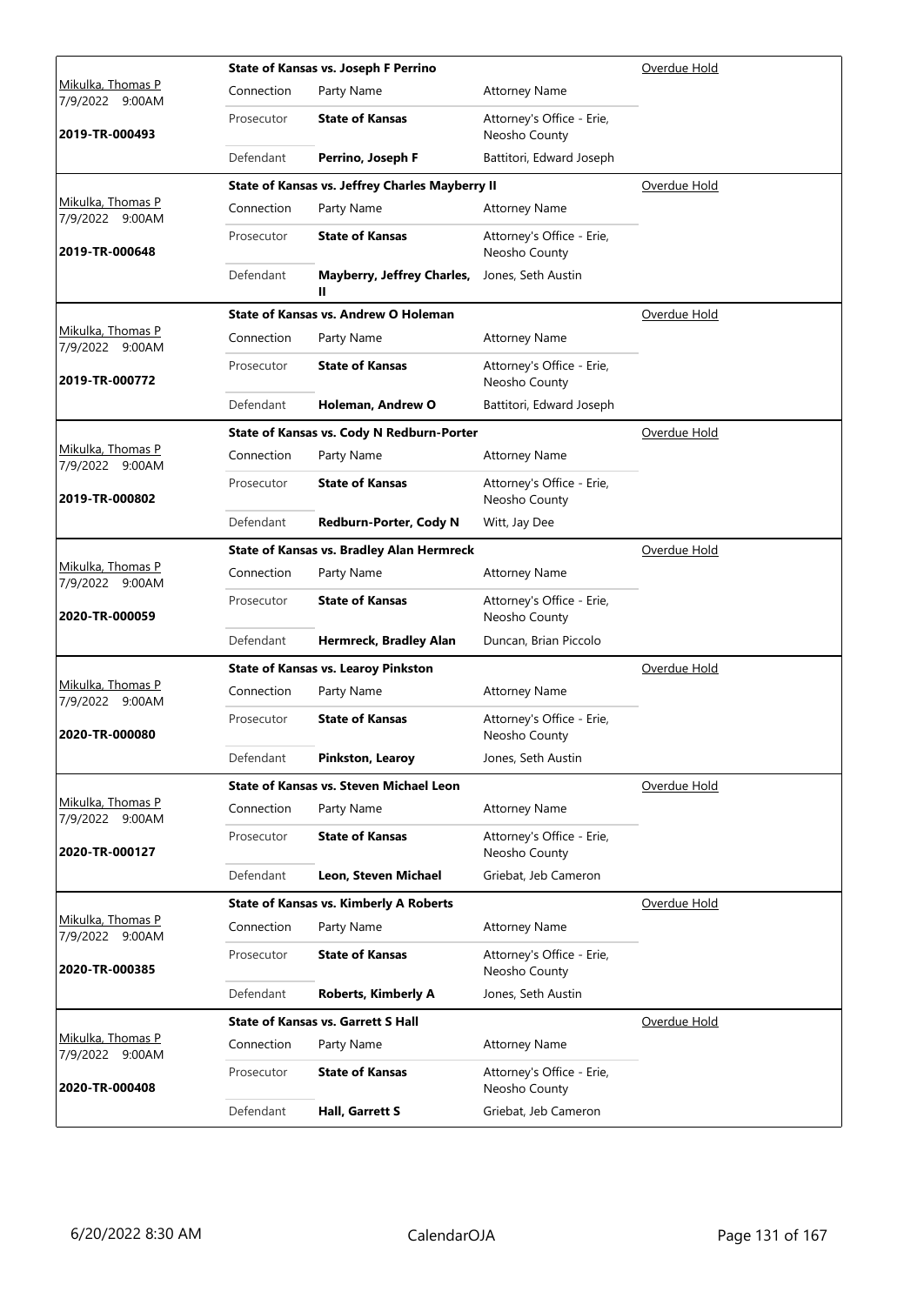| Judge / Date / Case | Case Title | | | Status |
|---|---|---|---|---|
| Mikulka, Thomas P<br>7/9/2022 9:00AM<br>**2019-TR-000493** | **State of Kansas vs. Joseph F Perrino** | | | Overdue Hold |
| | Connection | Party Name | Attorney Name | |
| | Prosecutor | **State of Kansas** | Attorney's Office - Erie, Neosho County | |
| | Defendant | **Perrino, Joseph F** | Battitori, Edward Joseph | |
| Mikulka, Thomas P<br>7/9/2022 9:00AM<br>**2019-TR-000648** | **State of Kansas vs. Jeffrey Charles Mayberry II** | | | Overdue Hold |
| | Connection | Party Name | Attorney Name | |
| | Prosecutor | **State of Kansas** | Attorney's Office - Erie, Neosho County | |
| | Defendant | **Mayberry, Jeffrey Charles, II** | Jones, Seth Austin | |
| Mikulka, Thomas P<br>7/9/2022 9:00AM<br>**2019-TR-000772** | **State of Kansas vs. Andrew O Holeman** | | | Overdue Hold |
| | Connection | Party Name | Attorney Name | |
| | Prosecutor | **State of Kansas** | Attorney's Office - Erie, Neosho County | |
| | Defendant | **Holeman, Andrew O** | Battitori, Edward Joseph | |
| Mikulka, Thomas P<br>7/9/2022 9:00AM<br>**2019-TR-000802** | **State of Kansas vs. Cody N Redburn-Porter** | | | Overdue Hold |
| | Connection | Party Name | Attorney Name | |
| | Prosecutor | **State of Kansas** | Attorney's Office - Erie, Neosho County | |
| | Defendant | **Redburn-Porter, Cody N** | Witt, Jay Dee | |
| Mikulka, Thomas P<br>7/9/2022 9:00AM<br>**2020-TR-000059** | **State of Kansas vs. Bradley Alan Hermreck** | | | Overdue Hold |
| | Connection | Party Name | Attorney Name | |
| | Prosecutor | **State of Kansas** | Attorney's Office - Erie, Neosho County | |
| | Defendant | **Hermreck, Bradley Alan** | Duncan, Brian Piccolo | |
| Mikulka, Thomas P<br>7/9/2022 9:00AM<br>**2020-TR-000080** | **State of Kansas vs. Learoy Pinkston** | | | Overdue Hold |
| | Connection | Party Name | Attorney Name | |
| | Prosecutor | **State of Kansas** | Attorney's Office - Erie, Neosho County | |
| | Defendant | **Pinkston, Learoy** | Jones, Seth Austin | |
| Mikulka, Thomas P<br>7/9/2022 9:00AM<br>**2020-TR-000127** | **State of Kansas vs. Steven Michael Leon** | | | Overdue Hold |
| | Connection | Party Name | Attorney Name | |
| | Prosecutor | **State of Kansas** | Attorney's Office - Erie, Neosho County | |
| | Defendant | **Leon, Steven Michael** | Griebat, Jeb Cameron | |
| Mikulka, Thomas P<br>7/9/2022 9:00AM<br>**2020-TR-000385** | **State of Kansas vs. Kimberly A Roberts** | | | Overdue Hold |
| | Connection | Party Name | Attorney Name | |
| | Prosecutor | **State of Kansas** | Attorney's Office - Erie, Neosho County | |
| | Defendant | **Roberts, Kimberly A** | Jones, Seth Austin | |
| Mikulka, Thomas P<br>7/9/2022 9:00AM<br>**2020-TR-000408** | **State of Kansas vs. Garrett S Hall** | | | Overdue Hold |
| | Connection | Party Name | Attorney Name | |
| | Prosecutor | **State of Kansas** | Attorney's Office - Erie, Neosho County | |
| | Defendant | **Hall, Garrett S** | Griebat, Jeb Cameron | |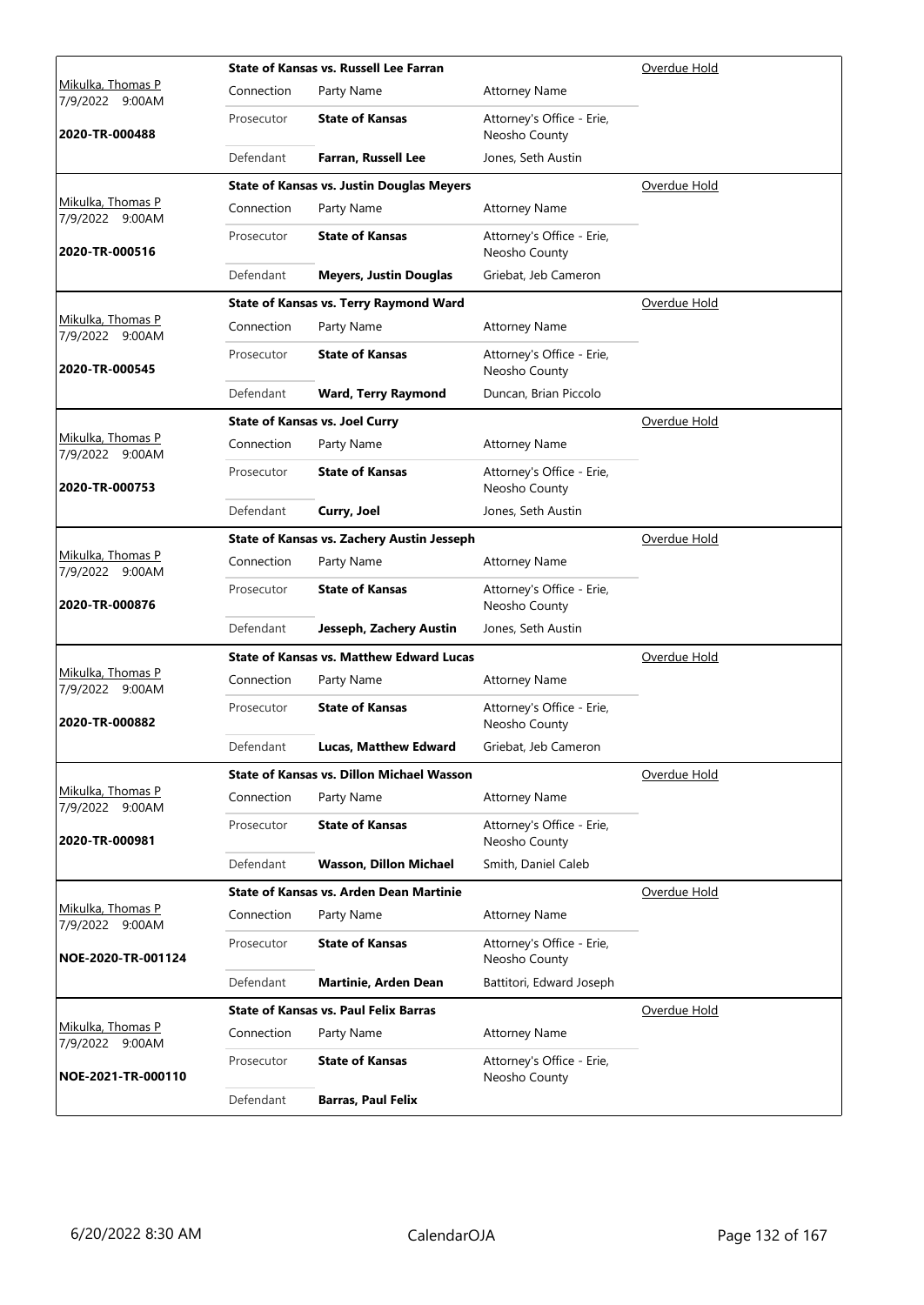| Judge / Date / Case | Case Title | Connection | Party Name | Attorney Name | Status |
|---|---|---|---|---|---|
| Mikulka, Thomas P<br>7/9/2022 9:00AM<br>**2020-TR-000488** | **State of Kansas vs. Russell Lee Farran** | Prosecutor | **State of Kansas** | Attorney's Office - Erie, Neosho County | Overdue Hold |
| | | Defendant | **Farran, Russell Lee** | Jones, Seth Austin | |
| Mikulka, Thomas P<br>7/9/2022 9:00AM<br>**2020-TR-000516** | **State of Kansas vs. Justin Douglas Meyers** | Prosecutor | **State of Kansas** | Attorney's Office - Erie, Neosho County | Overdue Hold |
| | | Defendant | **Meyers, Justin Douglas** | Griebat, Jeb Cameron | |
| Mikulka, Thomas P<br>7/9/2022 9:00AM<br>**2020-TR-000545** | **State of Kansas vs. Terry Raymond Ward** | Prosecutor | **State of Kansas** | Attorney's Office - Erie, Neosho County | Overdue Hold |
| | | Defendant | **Ward, Terry Raymond** | Duncan, Brian Piccolo | |
| Mikulka, Thomas P<br>7/9/2022 9:00AM<br>**2020-TR-000753** | **State of Kansas vs. Joel Curry** | Prosecutor | **State of Kansas** | Attorney's Office - Erie, Neosho County | Overdue Hold |
| | | Defendant | **Curry, Joel** | Jones, Seth Austin | |
| Mikulka, Thomas P<br>7/9/2022 9:00AM<br>**2020-TR-000876** | **State of Kansas vs. Zachery Austin Jesseph** | Prosecutor | **State of Kansas** | Attorney's Office - Erie, Neosho County | Overdue Hold |
| | | Defendant | **Jesseph, Zachery Austin** | Jones, Seth Austin | |
| Mikulka, Thomas P<br>7/9/2022 9:00AM<br>**2020-TR-000882** | **State of Kansas vs. Matthew Edward Lucas** | Prosecutor | **State of Kansas** | Attorney's Office - Erie, Neosho County | Overdue Hold |
| | | Defendant | **Lucas, Matthew Edward** | Griebat, Jeb Cameron | |
| Mikulka, Thomas P<br>7/9/2022 9:00AM<br>**2020-TR-000981** | **State of Kansas vs. Dillon Michael Wasson** | Prosecutor | **State of Kansas** | Attorney's Office - Erie, Neosho County | Overdue Hold |
| | | Defendant | **Wasson, Dillon Michael** | Smith, Daniel Caleb | |
| Mikulka, Thomas P<br>7/9/2022 9:00AM<br>**NOE-2020-TR-001124** | **State of Kansas vs. Arden Dean Martinie** | Prosecutor | **State of Kansas** | Attorney's Office - Erie, Neosho County | Overdue Hold |
| | | Defendant | **Martinie, Arden Dean** | Battitori, Edward Joseph | |
| Mikulka, Thomas P<br>7/9/2022 9:00AM<br>**NOE-2021-TR-000110** | **State of Kansas vs. Paul Felix Barras** | Prosecutor | **State of Kansas** | Attorney's Office - Erie, Neosho County | Overdue Hold |
| | | Defendant | **Barras, Paul Felix** | | |

6/20/2022 8:30 AM CalendarOJA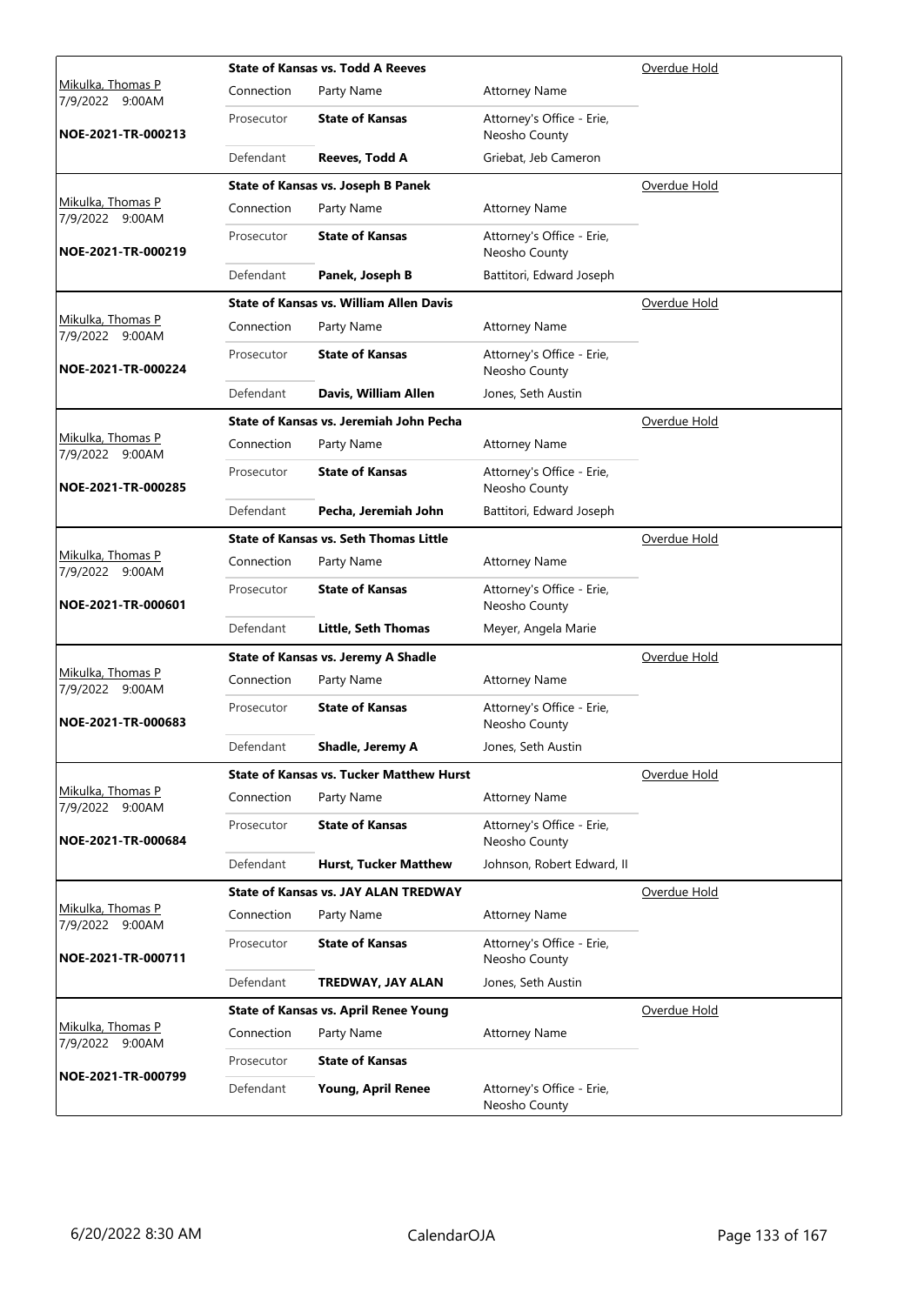| Judge / Date / Case | Case Title | | | Status |
|---|---|---|---|---|
| Mikulka, Thomas P 7/9/2022 9:00AM NOE-2021-TR-000213 | **State of Kansas vs. Todd A Reeves** | | | Overdue Hold |
| | Connection | Party Name | Attorney Name | |
| | Prosecutor | **State of Kansas** | Attorney's Office - Erie, Neosho County | |
| | Defendant | **Reeves, Todd A** | Griebat, Jeb Cameron | |
| Mikulka, Thomas P 7/9/2022 9:00AM NOE-2021-TR-000219 | **State of Kansas vs. Joseph B Panek** | | | Overdue Hold |
| | Connection | Party Name | Attorney Name | |
| | Prosecutor | **State of Kansas** | Attorney's Office - Erie, Neosho County | |
| | Defendant | **Panek, Joseph B** | Battitori, Edward Joseph | |
| Mikulka, Thomas P 7/9/2022 9:00AM NOE-2021-TR-000224 | **State of Kansas vs. William Allen Davis** | | | Overdue Hold |
| | Connection | Party Name | Attorney Name | |
| | Prosecutor | **State of Kansas** | Attorney's Office - Erie, Neosho County | |
| | Defendant | **Davis, William Allen** | Jones, Seth Austin | |
| Mikulka, Thomas P 7/9/2022 9:00AM NOE-2021-TR-000285 | **State of Kansas vs. Jeremiah John Pecha** | | | Overdue Hold |
| | Connection | Party Name | Attorney Name | |
| | Prosecutor | **State of Kansas** | Attorney's Office - Erie, Neosho County | |
| | Defendant | **Pecha, Jeremiah John** | Battitori, Edward Joseph | |
| Mikulka, Thomas P 7/9/2022 9:00AM NOE-2021-TR-000601 | **State of Kansas vs. Seth Thomas Little** | | | Overdue Hold |
| | Connection | Party Name | Attorney Name | |
| | Prosecutor | **State of Kansas** | Attorney's Office - Erie, Neosho County | |
| | Defendant | **Little, Seth Thomas** | Meyer, Angela Marie | |
| Mikulka, Thomas P 7/9/2022 9:00AM NOE-2021-TR-000683 | **State of Kansas vs. Jeremy A Shadle** | | | Overdue Hold |
| | Connection | Party Name | Attorney Name | |
| | Prosecutor | **State of Kansas** | Attorney's Office - Erie, Neosho County | |
| | Defendant | **Shadle, Jeremy A** | Jones, Seth Austin | |
| Mikulka, Thomas P 7/9/2022 9:00AM NOE-2021-TR-000684 | **State of Kansas vs. Tucker Matthew Hurst** | | | Overdue Hold |
| | Connection | Party Name | Attorney Name | |
| | Prosecutor | **State of Kansas** | Attorney's Office - Erie, Neosho County | |
| | Defendant | **Hurst, Tucker Matthew** | Johnson, Robert Edward, II | |
| Mikulka, Thomas P 7/9/2022 9:00AM NOE-2021-TR-000711 | **State of Kansas vs. JAY ALAN TREDWAY** | | | Overdue Hold |
| | Connection | Party Name | Attorney Name | |
| | Prosecutor | **State of Kansas** | Attorney's Office - Erie, Neosho County | |
| | Defendant | **TREDWAY, JAY ALAN** | Jones, Seth Austin | |
| Mikulka, Thomas P 7/9/2022 9:00AM NOE-2021-TR-000799 | **State of Kansas vs. April Renee Young** | | | Overdue Hold |
| | Connection | Party Name | Attorney Name | |
| | Prosecutor | **State of Kansas** | | |
| | Defendant | **Young, April Renee** | Attorney's Office - Erie, Neosho County | |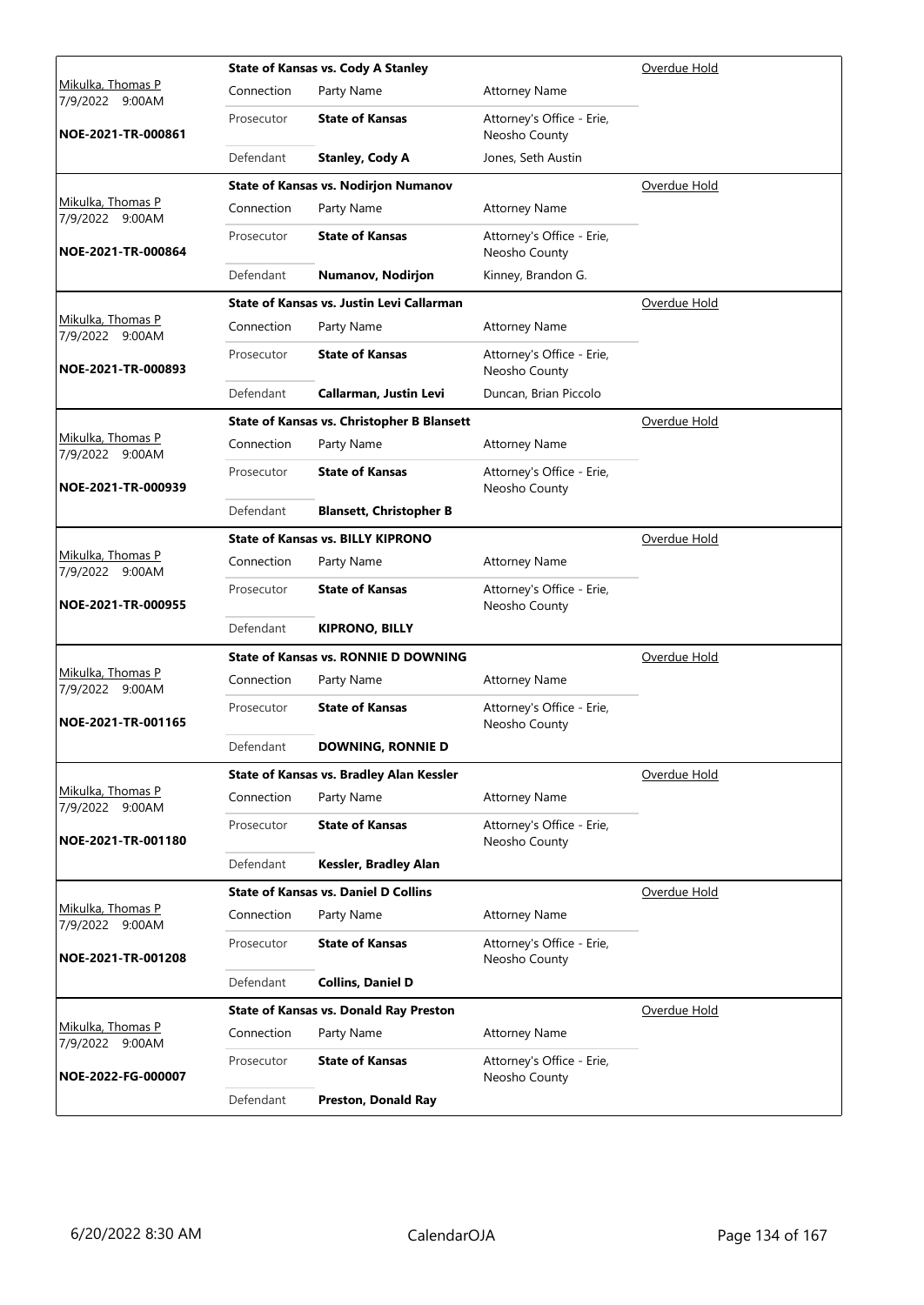| Judge / Date / Case | Case Title | | | Status |
|---|---|---|---|---|
| Mikulka, Thomas P<br>7/9/2022 9:00AM<br>**NOE-2021-TR-000861** | **State of Kansas vs. Cody A Stanley** | | | Overdue Hold |
| | Connection | Party Name | Attorney Name | |
| | Prosecutor | **State of Kansas** | Attorney's Office - Erie, Neosho County | |
| | Defendant | **Stanley, Cody A** | Jones, Seth Austin | |
| Mikulka, Thomas P<br>7/9/2022 9:00AM<br>**NOE-2021-TR-000864** | **State of Kansas vs. Nodirjon Numanov** | | | Overdue Hold |
| | Connection | Party Name | Attorney Name | |
| | Prosecutor | **State of Kansas** | Attorney's Office - Erie, Neosho County | |
| | Defendant | **Numanov, Nodirjon** | Kinney, Brandon G. | |
| Mikulka, Thomas P<br>7/9/2022 9:00AM<br>**NOE-2021-TR-000893** | **State of Kansas vs. Justin Levi Callarman** | | | Overdue Hold |
| | Connection | Party Name | Attorney Name | |
| | Prosecutor | **State of Kansas** | Attorney's Office - Erie, Neosho County | |
| | Defendant | **Callarman, Justin Levi** | Duncan, Brian Piccolo | |
| Mikulka, Thomas P<br>7/9/2022 9:00AM<br>**NOE-2021-TR-000939** | **State of Kansas vs. Christopher B Blansett** | | | Overdue Hold |
| | Connection | Party Name | Attorney Name | |
| | Prosecutor | **State of Kansas** | Attorney's Office - Erie, Neosho County | |
| | Defendant | **Blansett, Christopher B** | | |
| Mikulka, Thomas P<br>7/9/2022 9:00AM<br>**NOE-2021-TR-000955** | **State of Kansas vs. BILLY KIPRONO** | | | Overdue Hold |
| | Connection | Party Name | Attorney Name | |
| | Prosecutor | **State of Kansas** | Attorney's Office - Erie, Neosho County | |
| | Defendant | **KIPRONO, BILLY** | | |
| Mikulka, Thomas P<br>7/9/2022 9:00AM<br>**NOE-2021-TR-001165** | **State of Kansas vs. RONNIE D DOWNING** | | | Overdue Hold |
| | Connection | Party Name | Attorney Name | |
| | Prosecutor | **State of Kansas** | Attorney's Office - Erie, Neosho County | |
| | Defendant | **DOWNING, RONNIE D** | | |
| Mikulka, Thomas P<br>7/9/2022 9:00AM<br>**NOE-2021-TR-001180** | **State of Kansas vs. Bradley Alan Kessler** | | | Overdue Hold |
| | Connection | Party Name | Attorney Name | |
| | Prosecutor | **State of Kansas** | Attorney's Office - Erie, Neosho County | |
| | Defendant | **Kessler, Bradley Alan** | | |
| Mikulka, Thomas P<br>7/9/2022 9:00AM<br>**NOE-2021-TR-001208** | **State of Kansas vs. Daniel D Collins** | | | Overdue Hold |
| | Connection | Party Name | Attorney Name | |
| | Prosecutor | **State of Kansas** | Attorney's Office - Erie, Neosho County | |
| | Defendant | **Collins, Daniel D** | | |
| Mikulka, Thomas P<br>7/9/2022 9:00AM<br>**NOE-2022-FG-000007** | **State of Kansas vs. Donald Ray Preston** | | | Overdue Hold |
| | Connection | Party Name | Attorney Name | |
| | Prosecutor | **State of Kansas** | Attorney's Office - Erie, Neosho County | |
| | Defendant | **Preston, Donald Ray** | | |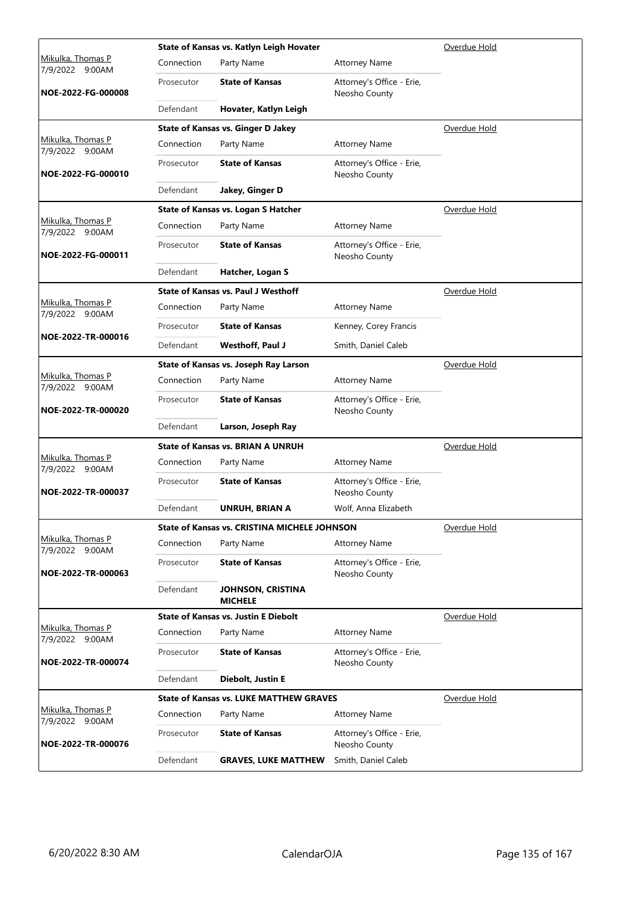| Judge / Date / Case | Case Title | | | Status |
|---|---|---|---|---|
| Mikulka, Thomas P 7/9/2022 9:00AM | State of Kansas vs. Katlyn Leigh Hovater | | | Overdue Hold |
| | Connection | Party Name | Attorney Name | |
| **NOE-2022-FG-000008** | Prosecutor | **State of Kansas** | Attorney's Office - Erie, Neosho County | |
| | Defendant | **Hovater, Katlyn Leigh** | | |
| Mikulka, Thomas P 7/9/2022 9:00AM | State of Kansas vs. Ginger D Jakey | | | Overdue Hold |
| | Connection | Party Name | Attorney Name | |
| **NOE-2022-FG-000010** | Prosecutor | **State of Kansas** | Attorney's Office - Erie, Neosho County | |
| | Defendant | **Jakey, Ginger D** | | |
| Mikulka, Thomas P 7/9/2022 9:00AM | State of Kansas vs. Logan S Hatcher | | | Overdue Hold |
| | Connection | Party Name | Attorney Name | |
| **NOE-2022-FG-000011** | Prosecutor | **State of Kansas** | Attorney's Office - Erie, Neosho County | |
| | Defendant | **Hatcher, Logan S** | | |
| Mikulka, Thomas P 7/9/2022 9:00AM | State of Kansas vs. Paul J Westhoff | | | Overdue Hold |
| | Connection | Party Name | Attorney Name | |
| **NOE-2022-TR-000016** | Prosecutor | **State of Kansas** | Kenney, Corey Francis | |
| | Defendant | **Westhoff, Paul J** | Smith, Daniel Caleb | |
| Mikulka, Thomas P 7/9/2022 9:00AM | State of Kansas vs. Joseph Ray Larson | | | Overdue Hold |
| | Connection | Party Name | Attorney Name | |
| **NOE-2022-TR-000020** | Prosecutor | **State of Kansas** | Attorney's Office - Erie, Neosho County | |
| | Defendant | **Larson, Joseph Ray** | | |
| Mikulka, Thomas P 7/9/2022 9:00AM | State of Kansas vs. BRIAN A UNRUH | | | Overdue Hold |
| | Connection | Party Name | Attorney Name | |
| **NOE-2022-TR-000037** | Prosecutor | **State of Kansas** | Attorney's Office - Erie, Neosho County | |
| | Defendant | **UNRUH, BRIAN A** | Wolf, Anna Elizabeth | |
| Mikulka, Thomas P 7/9/2022 9:00AM | State of Kansas vs. CRISTINA MICHELE JOHNSON | | | Overdue Hold |
| | Connection | Party Name | Attorney Name | |
| **NOE-2022-TR-000063** | Prosecutor | **State of Kansas** | Attorney's Office - Erie, Neosho County | |
| | Defendant | **JOHNSON, CRISTINA MICHELE** | | |
| Mikulka, Thomas P 7/9/2022 9:00AM | State of Kansas vs. Justin E Diebolt | | | Overdue Hold |
| | Connection | Party Name | Attorney Name | |
| **NOE-2022-TR-000074** | Prosecutor | **State of Kansas** | Attorney's Office - Erie, Neosho County | |
| | Defendant | **Diebolt, Justin E** | | |
| Mikulka, Thomas P 7/9/2022 9:00AM | State of Kansas vs. LUKE MATTHEW GRAVES | | | Overdue Hold |
| | Connection | Party Name | Attorney Name | |
| **NOE-2022-TR-000076** | Prosecutor | **State of Kansas** | Attorney's Office - Erie, Neosho County | |
| | Defendant | **GRAVES, LUKE MATTHEW** | Smith, Daniel Caleb | |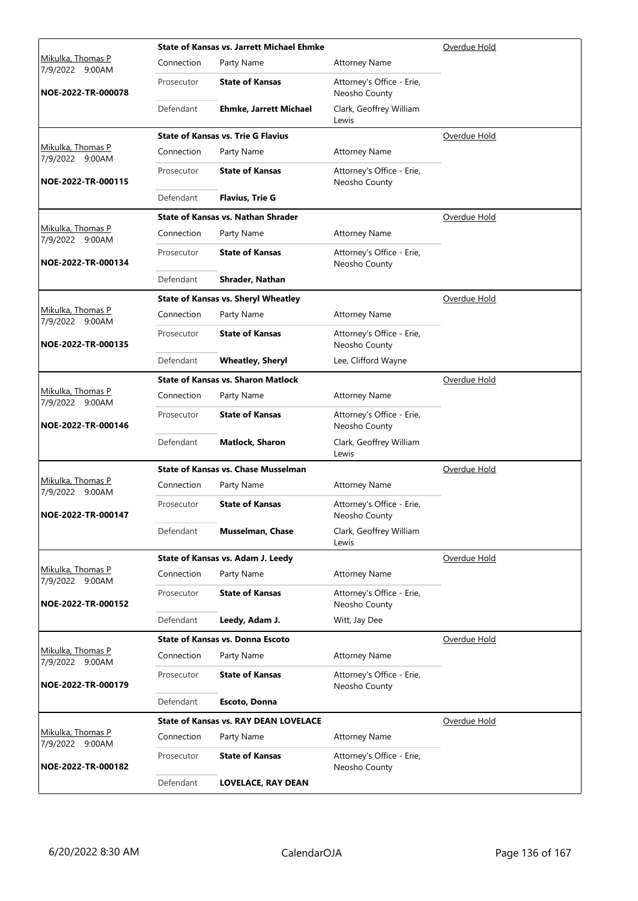| Judge / Date / Case | Case Title | Connection | Party Name | Attorney Name | Status |
|---|---|---|---|---|---|
| Mikulka, Thomas P 7/9/2022 9:00AM **NOE-2022-TR-000078** | **State of Kansas vs. Jarrett Michael Ehmke** | Prosecutor | **State of Kansas** | Attorney's Office - Erie, Neosho County | Overdue Hold |
| | | Defendant | **Ehmke, Jarrett Michael** | Clark, Geoffrey William Lewis | |
| Mikulka, Thomas P 7/9/2022 9:00AM **NOE-2022-TR-000115** | **State of Kansas vs. Trie G Flavius** | Prosecutor | **State of Kansas** | Attorney's Office - Erie, Neosho County | Overdue Hold |
| | | Defendant | **Flavius, Trie G** | | |
| Mikulka, Thomas P 7/9/2022 9:00AM **NOE-2022-TR-000134** | **State of Kansas vs. Nathan Shrader** | Prosecutor | **State of Kansas** | Attorney's Office - Erie, Neosho County | Overdue Hold |
| | | Defendant | **Shrader, Nathan** | | |
| Mikulka, Thomas P 7/9/2022 9:00AM **NOE-2022-TR-000135** | **State of Kansas vs. Sheryl Wheatley** | Prosecutor | **State of Kansas** | Attorney's Office - Erie, Neosho County | Overdue Hold |
| | | Defendant | **Wheatley, Sheryl** | Lee, Clifford Wayne | |
| Mikulka, Thomas P 7/9/2022 9:00AM **NOE-2022-TR-000146** | **State of Kansas vs. Sharon Matlock** | Prosecutor | **State of Kansas** | Attorney's Office - Erie, Neosho County | Overdue Hold |
| | | Defendant | **Matlock, Sharon** | Clark, Geoffrey William Lewis | |
| Mikulka, Thomas P 7/9/2022 9:00AM **NOE-2022-TR-000147** | **State of Kansas vs. Chase Musselman** | Prosecutor | **State of Kansas** | Attorney's Office - Erie, Neosho County | Overdue Hold |
| | | Defendant | **Musselman, Chase** | Clark, Geoffrey William Lewis | |
| Mikulka, Thomas P 7/9/2022 9:00AM **NOE-2022-TR-000152** | **State of Kansas vs. Adam J. Leedy** | Prosecutor | **State of Kansas** | Attorney's Office - Erie, Neosho County | Overdue Hold |
| | | Defendant | **Leedy, Adam J.** | Witt, Jay Dee | |
| Mikulka, Thomas P 7/9/2022 9:00AM **NOE-2022-TR-000179** | **State of Kansas vs. Donna Escoto** | Prosecutor | **State of Kansas** | Attorney's Office - Erie, Neosho County | Overdue Hold |
| | | Defendant | **Escoto, Donna** | | |
| Mikulka, Thomas P 7/9/2022 9:00AM **NOE-2022-TR-000182** | **State of Kansas vs. RAY DEAN LOVELACE** | Prosecutor | **State of Kansas** | Attorney's Office - Erie, Neosho County | Overdue Hold |
| | | Defendant | **LOVELACE, RAY DEAN** | | |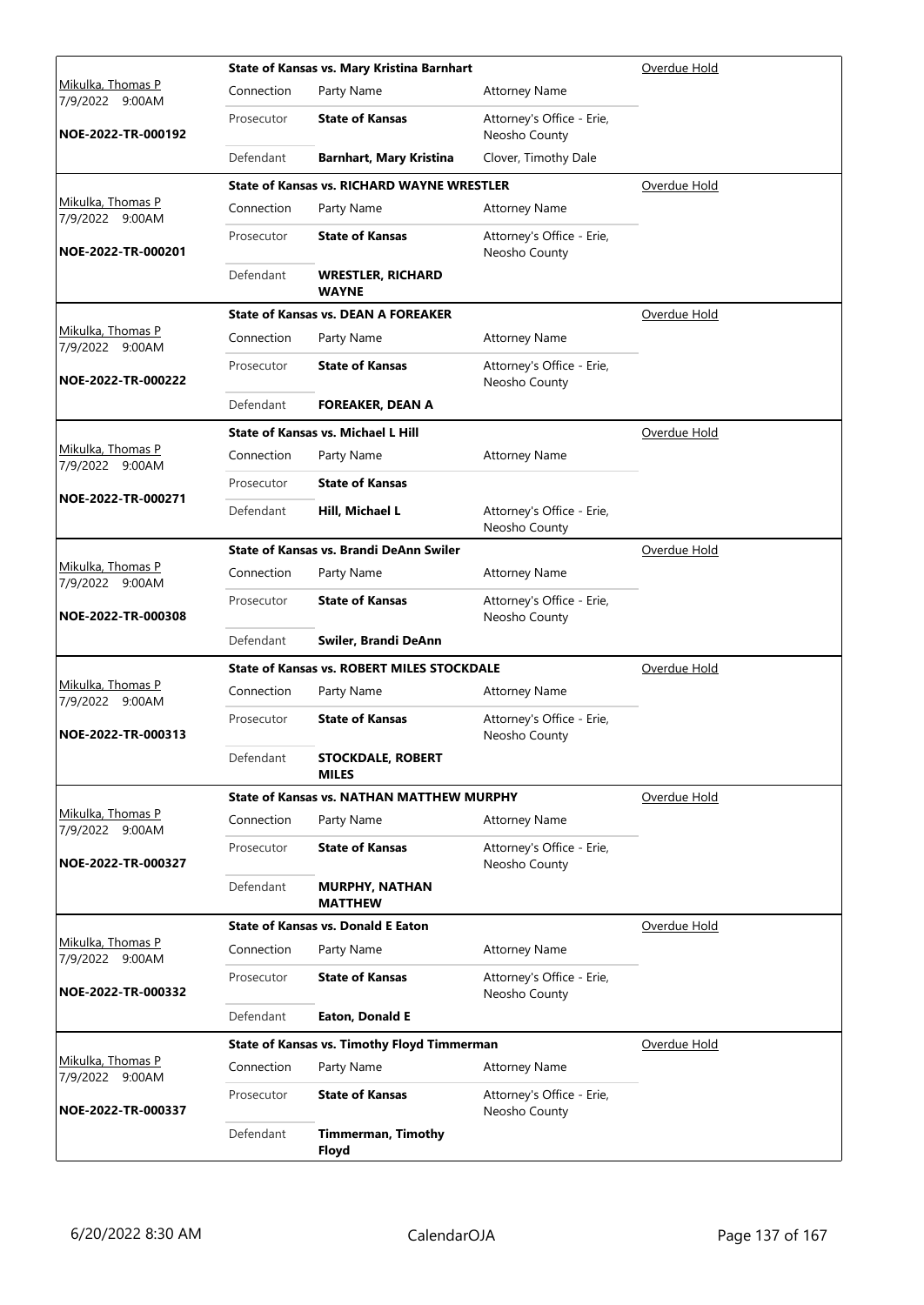| Judge / Date / Case | Case Title | | | Status |
|---|---|---|---|---|
| Mikulka, Thomas P 7/9/2022 9:00AM | **State of Kansas vs. Mary Kristina Barnhart** | | | Overdue Hold |
| | Connection | Party Name | Attorney Name | |
| **NOE-2022-TR-000192** | Prosecutor | **State of Kansas** | Attorney's Office - Erie, Neosho County | |
| | Defendant | **Barnhart, Mary Kristina** | Clover, Timothy Dale | |
| Mikulka, Thomas P 7/9/2022 9:00AM | **State of Kansas vs. RICHARD WAYNE WRESTLER** | | | Overdue Hold |
| | Connection | Party Name | Attorney Name | |
| **NOE-2022-TR-000201** | Prosecutor | **State of Kansas** | Attorney's Office - Erie, Neosho County | |
| | Defendant | **WRESTLER, RICHARD WAYNE** | | |
| Mikulka, Thomas P 7/9/2022 9:00AM | **State of Kansas vs. DEAN A FOREAKER** | | | Overdue Hold |
| | Connection | Party Name | Attorney Name | |
| **NOE-2022-TR-000222** | Prosecutor | **State of Kansas** | Attorney's Office - Erie, Neosho County | |
| | Defendant | **FOREAKER, DEAN A** | | |
| Mikulka, Thomas P 7/9/2022 9:00AM | **State of Kansas vs. Michael L Hill** | | | Overdue Hold |
| | Connection | Party Name | Attorney Name | |
| **NOE-2022-TR-000271** | Prosecutor | **State of Kansas** | | |
| | Defendant | **Hill, Michael L** | Attorney's Office - Erie, Neosho County | |
| Mikulka, Thomas P 7/9/2022 9:00AM | **State of Kansas vs. Brandi DeAnn Swiler** | | | Overdue Hold |
| | Connection | Party Name | Attorney Name | |
| **NOE-2022-TR-000308** | Prosecutor | **State of Kansas** | Attorney's Office - Erie, Neosho County | |
| | Defendant | **Swiler, Brandi DeAnn** | | |
| Mikulka, Thomas P 7/9/2022 9:00AM | **State of Kansas vs. ROBERT MILES STOCKDALE** | | | Overdue Hold |
| | Connection | Party Name | Attorney Name | |
| **NOE-2022-TR-000313** | Prosecutor | **State of Kansas** | Attorney's Office - Erie, Neosho County | |
| | Defendant | **STOCKDALE, ROBERT MILES** | | |
| Mikulka, Thomas P 7/9/2022 9:00AM | **State of Kansas vs. NATHAN MATTHEW MURPHY** | | | Overdue Hold |
| | Connection | Party Name | Attorney Name | |
| **NOE-2022-TR-000327** | Prosecutor | **State of Kansas** | Attorney's Office - Erie, Neosho County | |
| | Defendant | **MURPHY, NATHAN MATTHEW** | | |
| Mikulka, Thomas P 7/9/2022 9:00AM | **State of Kansas vs. Donald E Eaton** | | | Overdue Hold |
| | Connection | Party Name | Attorney Name | |
| **NOE-2022-TR-000332** | Prosecutor | **State of Kansas** | Attorney's Office - Erie, Neosho County | |
| | Defendant | **Eaton, Donald E** | | |
| Mikulka, Thomas P 7/9/2022 9:00AM | **State of Kansas vs. Timothy Floyd Timmerman** | | | Overdue Hold |
| | Connection | Party Name | Attorney Name | |
| **NOE-2022-TR-000337** | Prosecutor | **State of Kansas** | Attorney's Office - Erie, Neosho County | |
| | Defendant | **Timmerman, Timothy Floyd** | | |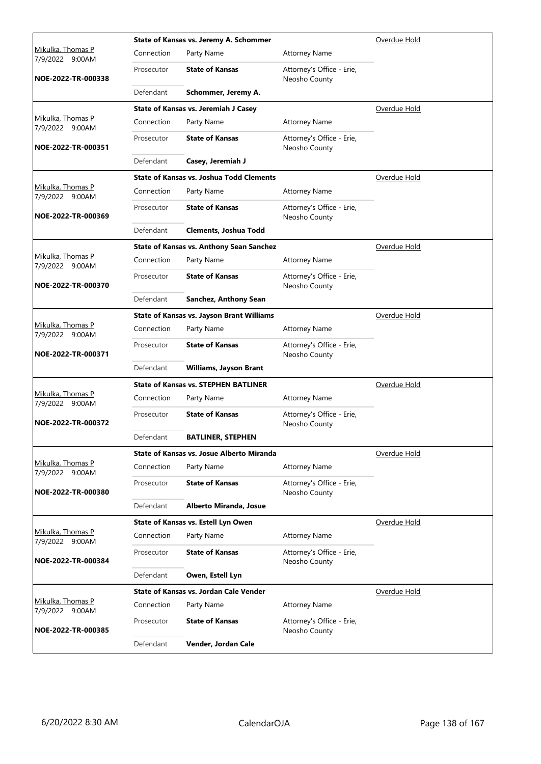| Judge / Date / Case | | Case Title / Parties | | Type |
|---|---|---|---|---|
| Mikulka, Thomas P<br>7/9/2022 9:00AM<br>**NOE-2022-TR-000338** | | **State of Kansas vs. Jeremy A. Schommer** | | Overdue Hold |
| | Connection | Party Name | Attorney Name | |
| | Prosecutor | **State of Kansas** | Attorney's Office - Erie, Neosho County | |
| | Defendant | **Schommer, Jeremy A.** | | |
| Mikulka, Thomas P<br>7/9/2022 9:00AM<br>**NOE-2022-TR-000351** | | **State of Kansas vs. Jeremiah J Casey** | | Overdue Hold |
| | Connection | Party Name | Attorney Name | |
| | Prosecutor | **State of Kansas** | Attorney's Office - Erie, Neosho County | |
| | Defendant | **Casey, Jeremiah J** | | |
| Mikulka, Thomas P<br>7/9/2022 9:00AM<br>**NOE-2022-TR-000369** | | **State of Kansas vs. Joshua Todd Clements** | | Overdue Hold |
| | Connection | Party Name | Attorney Name | |
| | Prosecutor | **State of Kansas** | Attorney's Office - Erie, Neosho County | |
| | Defendant | **Clements, Joshua Todd** | | |
| Mikulka, Thomas P<br>7/9/2022 9:00AM<br>**NOE-2022-TR-000370** | | **State of Kansas vs. Anthony Sean Sanchez** | | Overdue Hold |
| | Connection | Party Name | Attorney Name | |
| | Prosecutor | **State of Kansas** | Attorney's Office - Erie, Neosho County | |
| | Defendant | **Sanchez, Anthony Sean** | | |
| Mikulka, Thomas P<br>7/9/2022 9:00AM<br>**NOE-2022-TR-000371** | | **State of Kansas vs. Jayson Brant Williams** | | Overdue Hold |
| | Connection | Party Name | Attorney Name | |
| | Prosecutor | **State of Kansas** | Attorney's Office - Erie, Neosho County | |
| | Defendant | **Williams, Jayson Brant** | | |
| Mikulka, Thomas P<br>7/9/2022 9:00AM<br>**NOE-2022-TR-000372** | | **State of Kansas vs. STEPHEN BATLINER** | | Overdue Hold |
| | Connection | Party Name | Attorney Name | |
| | Prosecutor | **State of Kansas** | Attorney's Office - Erie, Neosho County | |
| | Defendant | **BATLINER, STEPHEN** | | |
| Mikulka, Thomas P<br>7/9/2022 9:00AM<br>**NOE-2022-TR-000380** | | **State of Kansas vs. Josue Alberto Miranda** | | Overdue Hold |
| | Connection | Party Name | Attorney Name | |
| | Prosecutor | **State of Kansas** | Attorney's Office - Erie, Neosho County | |
| | Defendant | **Alberto Miranda, Josue** | | |
| Mikulka, Thomas P<br>7/9/2022 9:00AM<br>**NOE-2022-TR-000384** | | **State of Kansas vs. Estell Lyn Owen** | | Overdue Hold |
| | Connection | Party Name | Attorney Name | |
| | Prosecutor | **State of Kansas** | Attorney's Office - Erie, Neosho County | |
| | Defendant | **Owen, Estell Lyn** | | |
| Mikulka, Thomas P<br>7/9/2022 9:00AM<br>**NOE-2022-TR-000385** | | **State of Kansas vs. Jordan Cale Vender** | | Overdue Hold |
| | Connection | Party Name | Attorney Name | |
| | Prosecutor | **State of Kansas** | Attorney's Office - Erie, Neosho County | |
| | Defendant | **Vender, Jordan Cale** | | |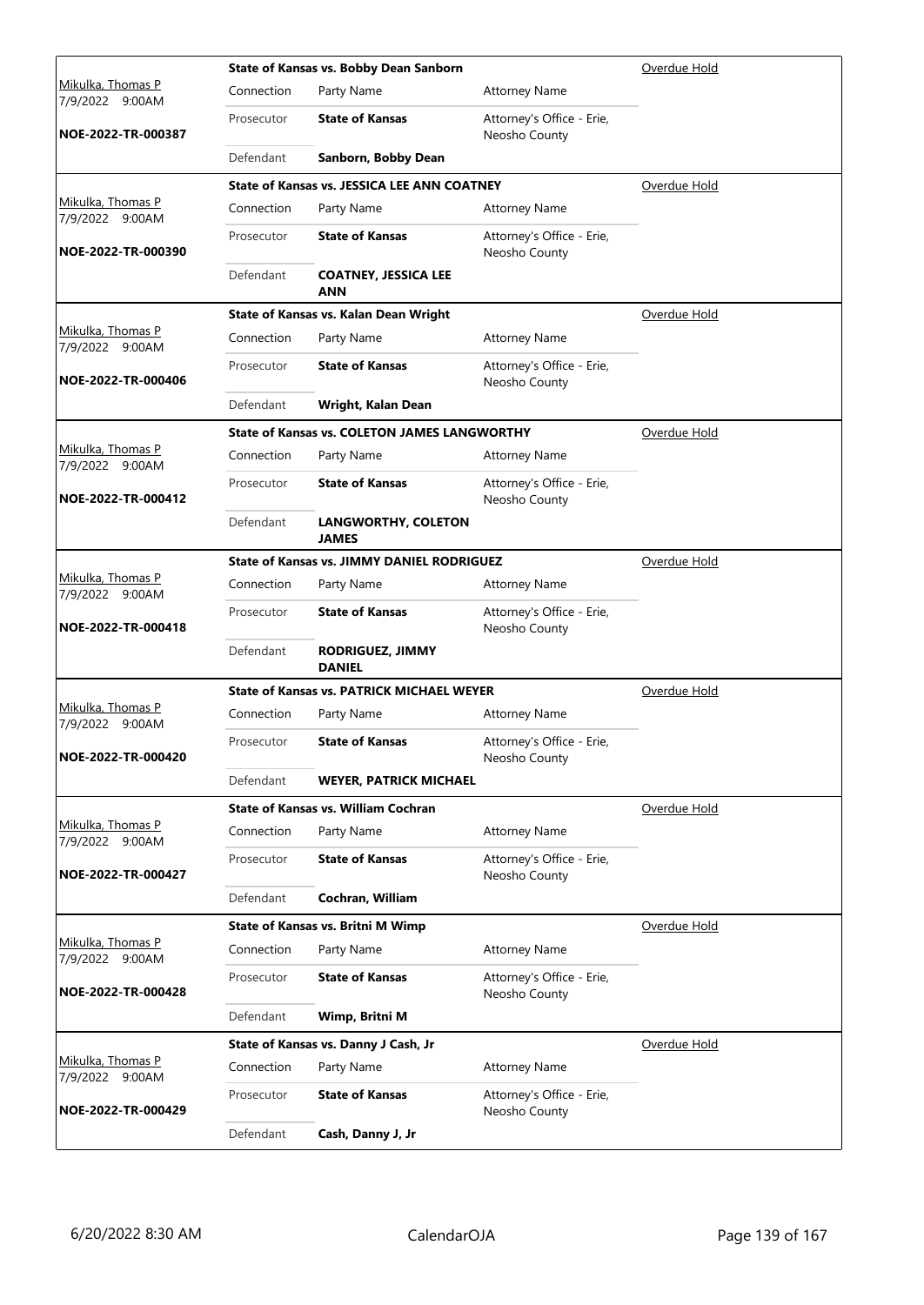| Judge / Date / Case | | State of Kansas vs. Bobby Dean Sanborn | | Overdue Hold |
|---|---|---|---|---|
| Mikulka, Thomas P 7/9/2022 9:00AM | Connection | Party Name | Attorney Name | |
| NOE-2022-TR-000387 | Prosecutor | **State of Kansas** | Attorney's Office - Erie, Neosho County | |
| | Defendant | **Sanborn, Bobby Dean** | | |

| Judge / Date / Case | | State of Kansas vs. JESSICA LEE ANN COATNEY | | Overdue Hold |
|---|---|---|---|---|
| Mikulka, Thomas P 7/9/2022 9:00AM | Connection | Party Name | Attorney Name | |
| NOE-2022-TR-000390 | Prosecutor | **State of Kansas** | Attorney's Office - Erie, Neosho County | |
| | Defendant | **COATNEY, JESSICA LEE ANN** | | |

| Judge / Date / Case | | State of Kansas vs. Kalan Dean Wright | | Overdue Hold |
|---|---|---|---|---|
| Mikulka, Thomas P 7/9/2022 9:00AM | Connection | Party Name | Attorney Name | |
| NOE-2022-TR-000406 | Prosecutor | **State of Kansas** | Attorney's Office - Erie, Neosho County | |
| | Defendant | **Wright, Kalan Dean** | | |

| Judge / Date / Case | | State of Kansas vs. COLETON JAMES LANGWORTHY | | Overdue Hold |
|---|---|---|---|---|
| Mikulka, Thomas P 7/9/2022 9:00AM | Connection | Party Name | Attorney Name | |
| NOE-2022-TR-000412 | Prosecutor | **State of Kansas** | Attorney's Office - Erie, Neosho County | |
| | Defendant | **LANGWORTHY, COLETON JAMES** | | |

| Judge / Date / Case | | State of Kansas vs. JIMMY DANIEL RODRIGUEZ | | Overdue Hold |
|---|---|---|---|---|
| Mikulka, Thomas P 7/9/2022 9:00AM | Connection | Party Name | Attorney Name | |
| NOE-2022-TR-000418 | Prosecutor | **State of Kansas** | Attorney's Office - Erie, Neosho County | |
| | Defendant | **RODRIGUEZ, JIMMY DANIEL** | | |

| Judge / Date / Case | | State of Kansas vs. PATRICK MICHAEL WEYER | | Overdue Hold |
|---|---|---|---|---|
| Mikulka, Thomas P 7/9/2022 9:00AM | Connection | Party Name | Attorney Name | |
| NOE-2022-TR-000420 | Prosecutor | **State of Kansas** | Attorney's Office - Erie, Neosho County | |
| | Defendant | **WEYER, PATRICK MICHAEL** | | |

| Judge / Date / Case | | State of Kansas vs. William Cochran | | Overdue Hold |
|---|---|---|---|---|
| Mikulka, Thomas P 7/9/2022 9:00AM | Connection | Party Name | Attorney Name | |
| NOE-2022-TR-000427 | Prosecutor | **State of Kansas** | Attorney's Office - Erie, Neosho County | |
| | Defendant | **Cochran, William** | | |

| Judge / Date / Case | | State of Kansas vs. Britni M Wimp | | Overdue Hold |
|---|---|---|---|---|
| Mikulka, Thomas P 7/9/2022 9:00AM | Connection | Party Name | Attorney Name | |
| NOE-2022-TR-000428 | Prosecutor | **State of Kansas** | Attorney's Office - Erie, Neosho County | |
| | Defendant | **Wimp, Britni M** | | |

| Judge / Date / Case | | State of Kansas vs. Danny J Cash, Jr | | Overdue Hold |
|---|---|---|---|---|
| Mikulka, Thomas P 7/9/2022 9:00AM | Connection | Party Name | Attorney Name | |
| NOE-2022-TR-000429 | Prosecutor | **State of Kansas** | Attorney's Office - Erie, Neosho County | |
| | Defendant | **Cash, Danny J, Jr** | | |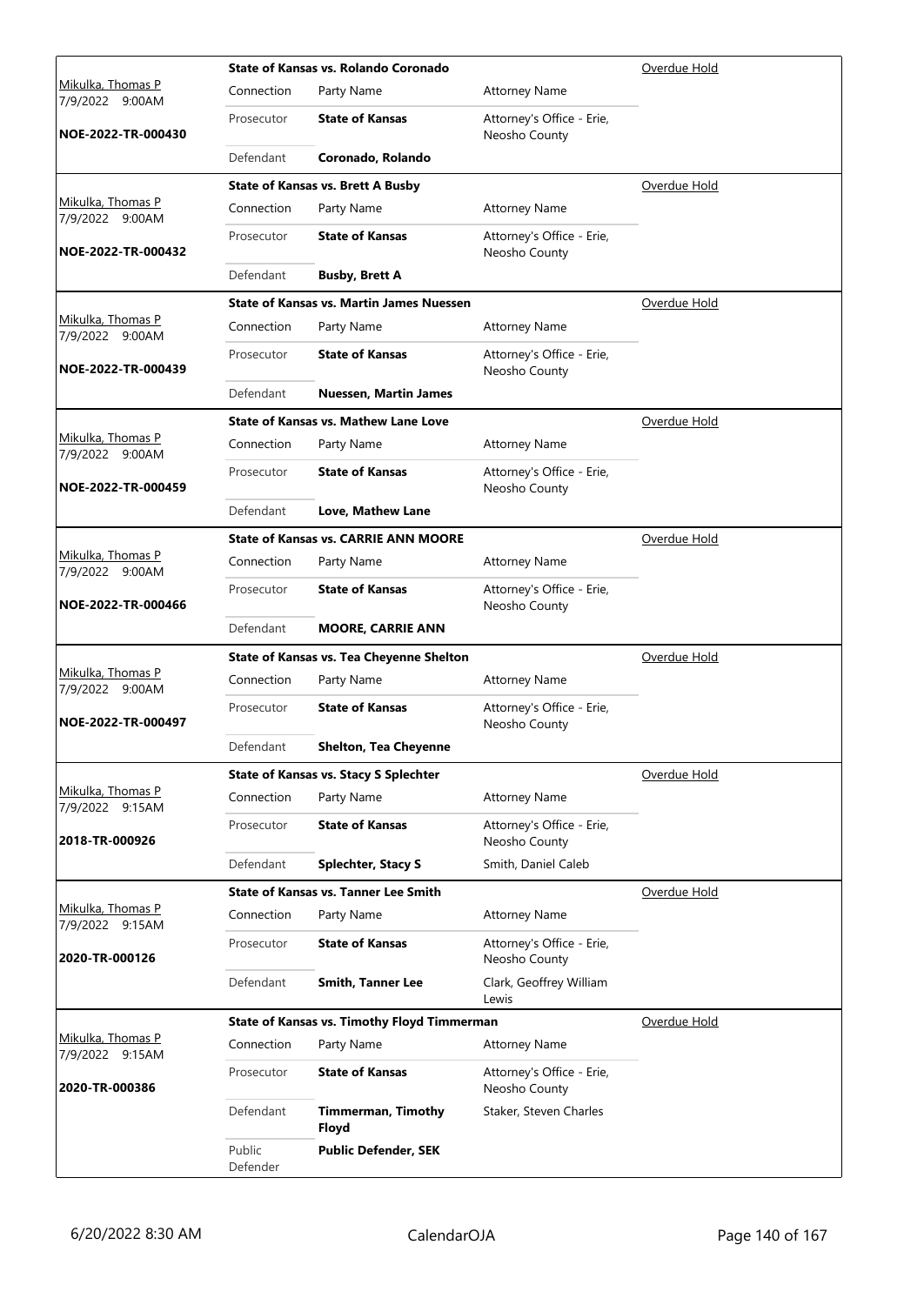| Judge / Date / Case | Case Title | | | Status |
|---|---|---|---|---|
| Mikulka, Thomas P 7/9/2022 9:00AM **NOE-2022-TR-000430** | **State of Kansas vs. Rolando Coronado** | | | Overdue Hold |
| | Connection | Party Name | Attorney Name | |
| | Prosecutor | **State of Kansas** | Attorney's Office - Erie, Neosho County | |
| | Defendant | **Coronado, Rolando** | | |
| Mikulka, Thomas P 7/9/2022 9:00AM **NOE-2022-TR-000432** | **State of Kansas vs. Brett A Busby** | | | Overdue Hold |
| | Connection | Party Name | Attorney Name | |
| | Prosecutor | **State of Kansas** | Attorney's Office - Erie, Neosho County | |
| | Defendant | **Busby, Brett A** | | |
| Mikulka, Thomas P 7/9/2022 9:00AM **NOE-2022-TR-000439** | **State of Kansas vs. Martin James Nuessen** | | | Overdue Hold |
| | Connection | Party Name | Attorney Name | |
| | Prosecutor | **State of Kansas** | Attorney's Office - Erie, Neosho County | |
| | Defendant | **Nuessen, Martin James** | | |
| Mikulka, Thomas P 7/9/2022 9:00AM **NOE-2022-TR-000459** | **State of Kansas vs. Mathew Lane Love** | | | Overdue Hold |
| | Connection | Party Name | Attorney Name | |
| | Prosecutor | **State of Kansas** | Attorney's Office - Erie, Neosho County | |
| | Defendant | **Love, Mathew Lane** | | |
| Mikulka, Thomas P 7/9/2022 9:00AM **NOE-2022-TR-000466** | **State of Kansas vs. CARRIE ANN MOORE** | | | Overdue Hold |
| | Connection | Party Name | Attorney Name | |
| | Prosecutor | **State of Kansas** | Attorney's Office - Erie, Neosho County | |
| | Defendant | **MOORE, CARRIE ANN** | | |
| Mikulka, Thomas P 7/9/2022 9:00AM **NOE-2022-TR-000497** | **State of Kansas vs. Tea Cheyenne Shelton** | | | Overdue Hold |
| | Connection | Party Name | Attorney Name | |
| | Prosecutor | **State of Kansas** | Attorney's Office - Erie, Neosho County | |
| | Defendant | **Shelton, Tea Cheyenne** | | |
| Mikulka, Thomas P 7/9/2022 9:15AM **2018-TR-000926** | **State of Kansas vs. Stacy S Splechter** | | | Overdue Hold |
| | Connection | Party Name | Attorney Name | |
| | Prosecutor | **State of Kansas** | Attorney's Office - Erie, Neosho County | |
| | Defendant | **Splechter, Stacy S** | Smith, Daniel Caleb | |
| Mikulka, Thomas P 7/9/2022 9:15AM **2020-TR-000126** | **State of Kansas vs. Tanner Lee Smith** | | | Overdue Hold |
| | Connection | Party Name | Attorney Name | |
| | Prosecutor | **State of Kansas** | Attorney's Office - Erie, Neosho County | |
| | Defendant | **Smith, Tanner Lee** | Clark, Geoffrey William Lewis | |
| Mikulka, Thomas P 7/9/2022 9:15AM **2020-TR-000386** | **State of Kansas vs. Timothy Floyd Timmerman** | | | Overdue Hold |
| | Connection | Party Name | Attorney Name | |
| | Prosecutor | **State of Kansas** | Attorney's Office - Erie, Neosho County | |
| | Defendant | **Timmerman, Timothy Floyd** | Staker, Steven Charles | |
| | Public Defender | **Public Defender, SEK** | | |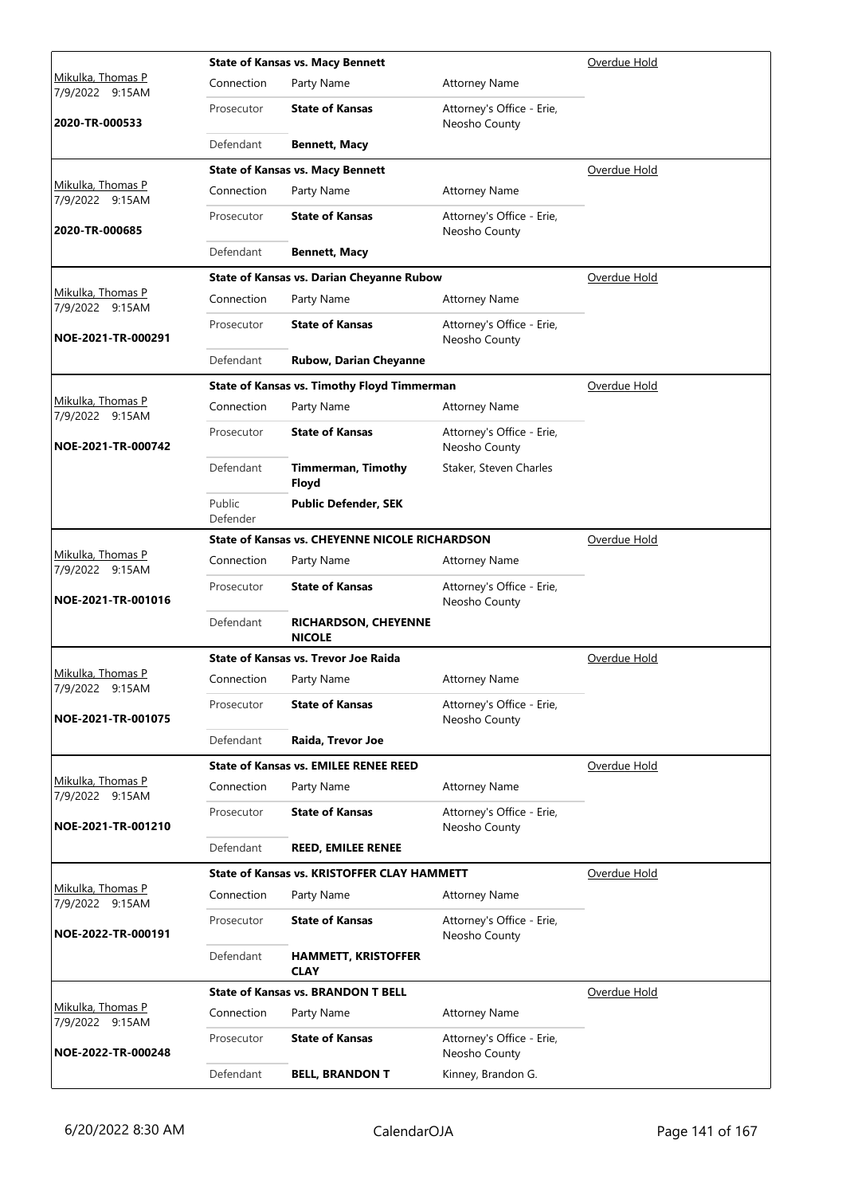| Judge / Date / Case | Connection | Party Name | Attorney Name | Status |
|---|---|---|---|---|
| Mikulka, Thomas P 7/9/2022 9:15AM **2020-TR-000533** | **State of Kansas vs. Macy Bennett** | | | Overdue Hold |
| | Connection | Party Name | Attorney Name | |
| | Prosecutor | **State of Kansas** | Attorney's Office - Erie, Neosho County | |
| | Defendant | **Bennett, Macy** | | |
| Mikulka, Thomas P 7/9/2022 9:15AM **2020-TR-000685** | **State of Kansas vs. Macy Bennett** | | | Overdue Hold |
| | Connection | Party Name | Attorney Name | |
| | Prosecutor | **State of Kansas** | Attorney's Office - Erie, Neosho County | |
| | Defendant | **Bennett, Macy** | | |
| Mikulka, Thomas P 7/9/2022 9:15AM **NOE-2021-TR-000291** | **State of Kansas vs. Darian Cheyanne Rubow** | | | Overdue Hold |
| | Connection | Party Name | Attorney Name | |
| | Prosecutor | **State of Kansas** | Attorney's Office - Erie, Neosho County | |
| | Defendant | **Rubow, Darian Cheyanne** | | |
| Mikulka, Thomas P 7/9/2022 9:15AM **NOE-2021-TR-000742** | **State of Kansas vs. Timothy Floyd Timmerman** | | | Overdue Hold |
| | Connection | Party Name | Attorney Name | |
| | Prosecutor | **State of Kansas** | Attorney's Office - Erie, Neosho County | |
| | Defendant | **Timmerman, Timothy Floyd** | Staker, Steven Charles | |
| | Public Defender | **Public Defender, SEK** | | |
| Mikulka, Thomas P 7/9/2022 9:15AM **NOE-2021-TR-001016** | **State of Kansas vs. CHEYENNE NICOLE RICHARDSON** | | | Overdue Hold |
| | Connection | Party Name | Attorney Name | |
| | Prosecutor | **State of Kansas** | Attorney's Office - Erie, Neosho County | |
| | Defendant | **RICHARDSON, CHEYENNE NICOLE** | | |
| Mikulka, Thomas P 7/9/2022 9:15AM **NOE-2021-TR-001075** | **State of Kansas vs. Trevor Joe Raida** | | | Overdue Hold |
| | Connection | Party Name | Attorney Name | |
| | Prosecutor | **State of Kansas** | Attorney's Office - Erie, Neosho County | |
| | Defendant | **Raida, Trevor Joe** | | |
| Mikulka, Thomas P 7/9/2022 9:15AM **NOE-2021-TR-001210** | **State of Kansas vs. EMILEE RENEE REED** | | | Overdue Hold |
| | Connection | Party Name | Attorney Name | |
| | Prosecutor | **State of Kansas** | Attorney's Office - Erie, Neosho County | |
| | Defendant | **REED, EMILEE RENEE** | | |
| Mikulka, Thomas P 7/9/2022 9:15AM **NOE-2022-TR-000191** | **State of Kansas vs. KRISTOFFER CLAY HAMMETT** | | | Overdue Hold |
| | Connection | Party Name | Attorney Name | |
| | Prosecutor | **State of Kansas** | Attorney's Office - Erie, Neosho County | |
| | Defendant | **HAMMETT, KRISTOFFER CLAY** | | |
| Mikulka, Thomas P 7/9/2022 9:15AM **NOE-2022-TR-000248** | **State of Kansas vs. BRANDON T BELL** | | | Overdue Hold |
| | Connection | Party Name | Attorney Name | |
| | Prosecutor | **State of Kansas** | Attorney's Office - Erie, Neosho County | |
| | Defendant | **BELL, BRANDON T** | Kinney, Brandon G. | |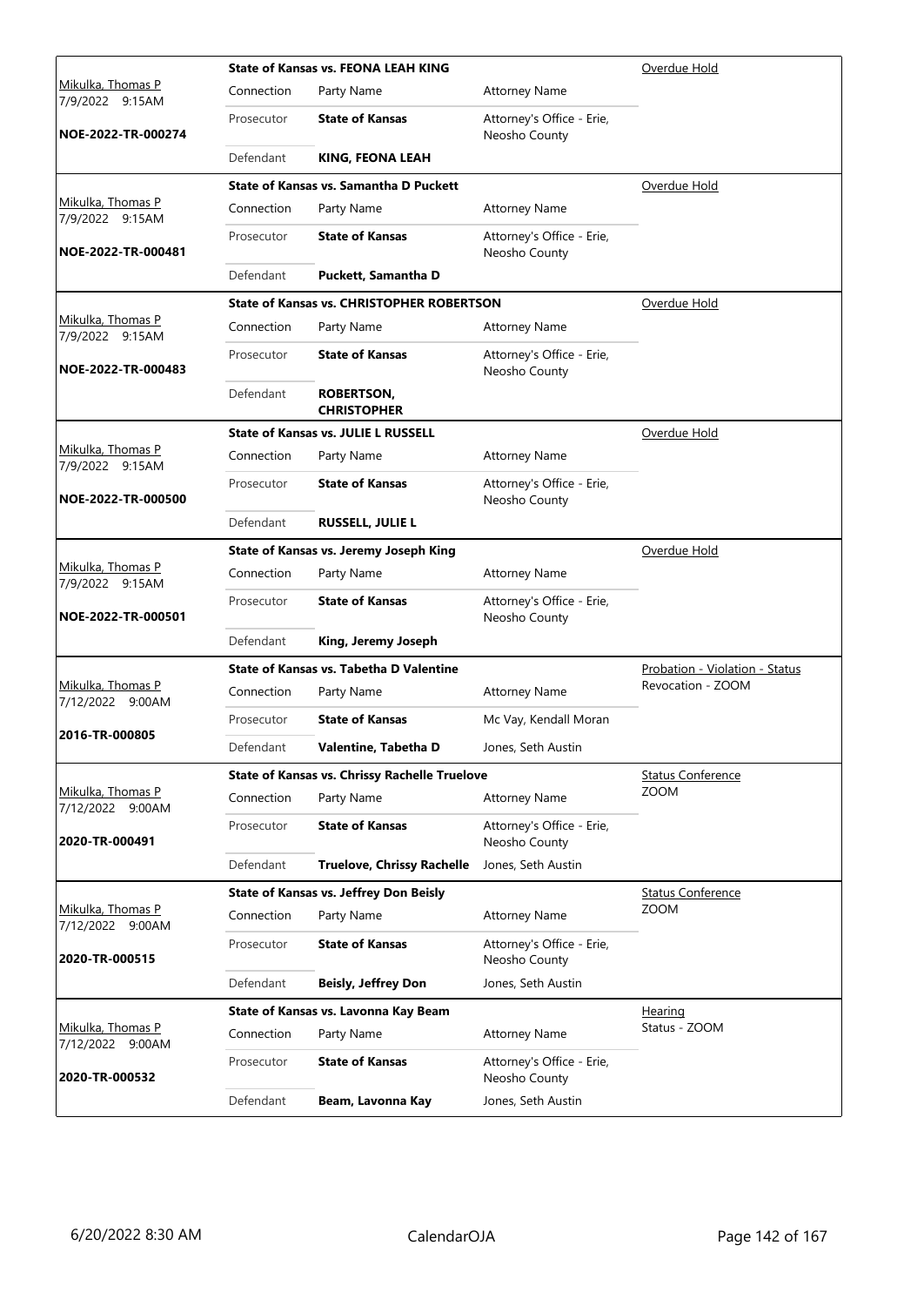| Judge / Date / Case | Case Title | | | Hearing Type |
|---|---|---|---|---|
| Mikulka, Thomas P<br>7/9/2022 9:15AM<br>**NOE-2022-TR-000274** | **State of Kansas vs. FEONA LEAH KING** | | | Overdue Hold |
| | Connection | Party Name | Attorney Name | |
| | Prosecutor | **State of Kansas** | Attorney's Office - Erie, Neosho County | |
| | Defendant | **KING, FEONA LEAH** | | |
| Mikulka, Thomas P<br>7/9/2022 9:15AM<br>**NOE-2022-TR-000481** | **State of Kansas vs. Samantha D Puckett** | | | Overdue Hold |
| | Connection | Party Name | Attorney Name | |
| | Prosecutor | **State of Kansas** | Attorney's Office - Erie, Neosho County | |
| | Defendant | **Puckett, Samantha D** | | |
| Mikulka, Thomas P<br>7/9/2022 9:15AM<br>**NOE-2022-TR-000483** | **State of Kansas vs. CHRISTOPHER ROBERTSON** | | | Overdue Hold |
| | Connection | Party Name | Attorney Name | |
| | Prosecutor | **State of Kansas** | Attorney's Office - Erie, Neosho County | |
| | Defendant | **ROBERTSON, CHRISTOPHER** | | |
| Mikulka, Thomas P<br>7/9/2022 9:15AM<br>**NOE-2022-TR-000500** | **State of Kansas vs. JULIE L RUSSELL** | | | Overdue Hold |
| | Connection | Party Name | Attorney Name | |
| | Prosecutor | **State of Kansas** | Attorney's Office - Erie, Neosho County | |
| | Defendant | **RUSSELL, JULIE L** | | |
| Mikulka, Thomas P<br>7/9/2022 9:15AM<br>**NOE-2022-TR-000501** | **State of Kansas vs. Jeremy Joseph King** | | | Overdue Hold |
| | Connection | Party Name | Attorney Name | |
| | Prosecutor | **State of Kansas** | Attorney's Office - Erie, Neosho County | |
| | Defendant | **King, Jeremy Joseph** | | |
| Mikulka, Thomas P<br>7/12/2022 9:00AM<br>**2016-TR-000805** | **State of Kansas vs. Tabetha D Valentine** | | | Probation - Violation - Status Revocation - ZOOM |
| | Connection | Party Name | Attorney Name | |
| | Prosecutor | **State of Kansas** | Mc Vay, Kendall Moran | |
| | Defendant | **Valentine, Tabetha D** | Jones, Seth Austin | |
| Mikulka, Thomas P<br>7/12/2022 9:00AM<br>**2020-TR-000491** | **State of Kansas vs. Chrissy Rachelle Truelove** | | | Status Conference ZOOM |
| | Connection | Party Name | Attorney Name | |
| | Prosecutor | **State of Kansas** | Attorney's Office - Erie, Neosho County | |
| | Defendant | **Truelove, Chrissy Rachelle** | Jones, Seth Austin | |
| Mikulka, Thomas P<br>7/12/2022 9:00AM<br>**2020-TR-000515** | **State of Kansas vs. Jeffrey Don Beisly** | | | Status Conference ZOOM |
| | Connection | Party Name | Attorney Name | |
| | Prosecutor | **State of Kansas** | Attorney's Office - Erie, Neosho County | |
| | Defendant | **Beisly, Jeffrey Don** | Jones, Seth Austin | |
| Mikulka, Thomas P<br>7/12/2022 9:00AM<br>**2020-TR-000532** | **State of Kansas vs. Lavonna Kay Beam** | | | Hearing Status - ZOOM |
| | Connection | Party Name | Attorney Name | |
| | Prosecutor | **State of Kansas** | Attorney's Office - Erie, Neosho County | |
| | Defendant | **Beam, Lavonna Kay** | Jones, Seth Austin | |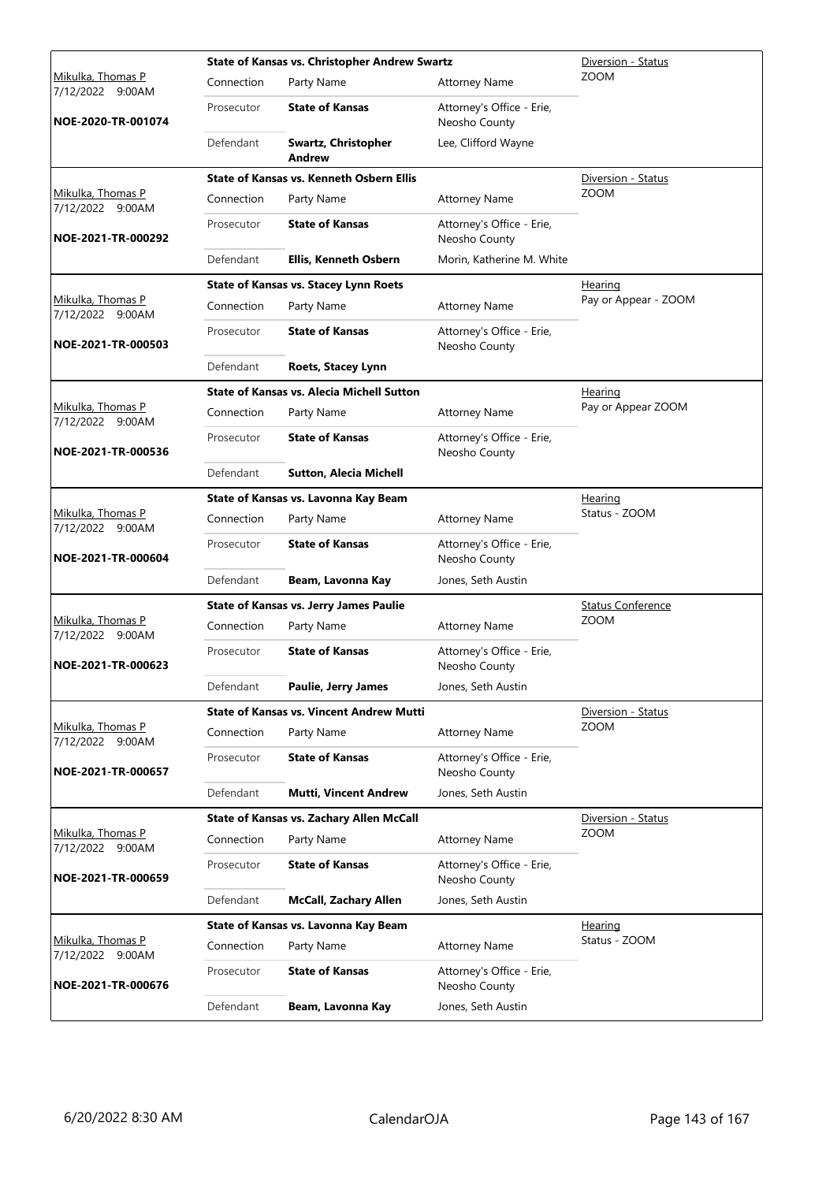| Judge / Date / Case | Case Title | | | Hearing Type |
|---|---|---|---|---|
| Mikulka, Thomas P<br>7/12/2022 9:00AM<br>**NOE-2020-TR-001074** | **State of Kansas vs. Christopher Andrew Swartz** | | | Diversion - Status<br>ZOOM |
| | Connection | Party Name | Attorney Name | |
| | Prosecutor | **State of Kansas** | Attorney's Office - Erie, Neosho County | |
| | Defendant | **Swartz, Christopher Andrew** | Lee, Clifford Wayne | |
| Mikulka, Thomas P<br>7/12/2022 9:00AM<br>**NOE-2021-TR-000292** | **State of Kansas vs. Kenneth Osbern Ellis** | | | Diversion - Status<br>ZOOM |
| | Connection | Party Name | Attorney Name | |
| | Prosecutor | **State of Kansas** | Attorney's Office - Erie, Neosho County | |
| | Defendant | **Ellis, Kenneth Osbern** | Morin, Katherine M. White | |
| Mikulka, Thomas P<br>7/12/2022 9:00AM<br>**NOE-2021-TR-000503** | **State of Kansas vs. Stacey Lynn Roets** | | | Hearing<br>Pay or Appear - ZOOM |
| | Connection | Party Name | Attorney Name | |
| | Prosecutor | **State of Kansas** | Attorney's Office - Erie, Neosho County | |
| | Defendant | **Roets, Stacey Lynn** | | |
| Mikulka, Thomas P<br>7/12/2022 9:00AM<br>**NOE-2021-TR-000536** | **State of Kansas vs. Alecia Michell Sutton** | | | Hearing<br>Pay or Appear ZOOM |
| | Connection | Party Name | Attorney Name | |
| | Prosecutor | **State of Kansas** | Attorney's Office - Erie, Neosho County | |
| | Defendant | **Sutton, Alecia Michell** | | |
| Mikulka, Thomas P<br>7/12/2022 9:00AM<br>**NOE-2021-TR-000604** | **State of Kansas vs. Lavonna Kay Beam** | | | Hearing<br>Status - ZOOM |
| | Connection | Party Name | Attorney Name | |
| | Prosecutor | **State of Kansas** | Attorney's Office - Erie, Neosho County | |
| | Defendant | **Beam, Lavonna Kay** | Jones, Seth Austin | |
| Mikulka, Thomas P<br>7/12/2022 9:00AM<br>**NOE-2021-TR-000623** | **State of Kansas vs. Jerry James Paulie** | | | Status Conference<br>ZOOM |
| | Connection | Party Name | Attorney Name | |
| | Prosecutor | **State of Kansas** | Attorney's Office - Erie, Neosho County | |
| | Defendant | **Paulie, Jerry James** | Jones, Seth Austin | |
| Mikulka, Thomas P<br>7/12/2022 9:00AM<br>**NOE-2021-TR-000657** | **State of Kansas vs. Vincent Andrew Mutti** | | | Diversion - Status<br>ZOOM |
| | Connection | Party Name | Attorney Name | |
| | Prosecutor | **State of Kansas** | Attorney's Office - Erie, Neosho County | |
| | Defendant | **Mutti, Vincent Andrew** | Jones, Seth Austin | |
| Mikulka, Thomas P<br>7/12/2022 9:00AM<br>**NOE-2021-TR-000659** | **State of Kansas vs. Zachary Allen McCall** | | | Diversion - Status<br>ZOOM |
| | Connection | Party Name | Attorney Name | |
| | Prosecutor | **State of Kansas** | Attorney's Office - Erie, Neosho County | |
| | Defendant | **McCall, Zachary Allen** | Jones, Seth Austin | |
| Mikulka, Thomas P<br>7/12/2022 9:00AM<br>**NOE-2021-TR-000676** | **State of Kansas vs. Lavonna Kay Beam** | | | Hearing<br>Status - ZOOM |
| | Connection | Party Name | Attorney Name | |
| | Prosecutor | **State of Kansas** | Attorney's Office - Erie, Neosho County | |
| | Defendant | **Beam, Lavonna Kay** | Jones, Seth Austin | |

6/20/2022 8:30 AM CalendarOJA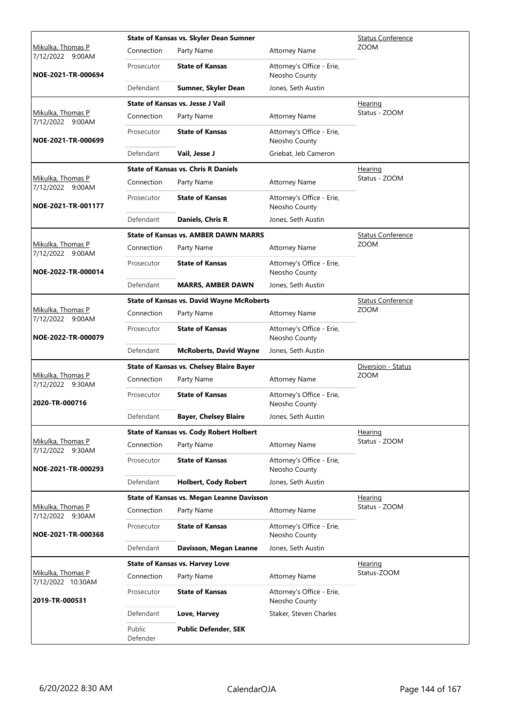| Judge / Date / Case | Case Title | Connection | Party Name | Attorney Name | Hearing Type |
|---|---|---|---|---|---|
| Mikulka, Thomas P 7/12/2022 9:00AM **NOE-2021-TR-000694** | **State of Kansas vs. Skyler Dean Sumner** | Prosecutor | **State of Kansas** | Attorney's Office - Erie, Neosho County | Status Conference ZOOM |
| | | Defendant | **Sumner, Skyler Dean** | Jones, Seth Austin | |
| Mikulka, Thomas P 7/12/2022 9:00AM **NOE-2021-TR-000699** | **State of Kansas vs. Jesse J Vail** | Prosecutor | **State of Kansas** | Attorney's Office - Erie, Neosho County | Hearing Status - ZOOM |
| | | Defendant | **Vail, Jesse J** | Griebat, Jeb Cameron | |
| Mikulka, Thomas P 7/12/2022 9:00AM **NOE-2021-TR-001177** | **State of Kansas vs. Chris R Daniels** | Prosecutor | **State of Kansas** | Attorney's Office - Erie, Neosho County | Hearing Status - ZOOM |
| | | Defendant | **Daniels, Chris R** | Jones, Seth Austin | |
| Mikulka, Thomas P 7/12/2022 9:00AM **NOE-2022-TR-000014** | **State of Kansas vs. AMBER DAWN MARRS** | Prosecutor | **State of Kansas** | Attorney's Office - Erie, Neosho County | Status Conference ZOOM |
| | | Defendant | **MARRS, AMBER DAWN** | Jones, Seth Austin | |
| Mikulka, Thomas P 7/12/2022 9:00AM **NOE-2022-TR-000079** | **State of Kansas vs. David Wayne McRoberts** | Prosecutor | **State of Kansas** | Attorney's Office - Erie, Neosho County | Status Conference ZOOM |
| | | Defendant | **McRoberts, David Wayne** | Jones, Seth Austin | |
| Mikulka, Thomas P 7/12/2022 9:30AM **2020-TR-000716** | **State of Kansas vs. Chelsey Blaire Bayer** | Prosecutor | **State of Kansas** | Attorney's Office - Erie, Neosho County | Diversion - Status ZOOM |
| | | Defendant | **Bayer, Chelsey Blaire** | Jones, Seth Austin | |
| Mikulka, Thomas P 7/12/2022 9:30AM **NOE-2021-TR-000293** | **State of Kansas vs. Cody Robert Holbert** | Prosecutor | **State of Kansas** | Attorney's Office - Erie, Neosho County | Hearing Status - ZOOM |
| | | Defendant | **Holbert, Cody Robert** | Jones, Seth Austin | |
| Mikulka, Thomas P 7/12/2022 9:30AM **NOE-2021-TR-000368** | **State of Kansas vs. Megan Leanne Davisson** | Prosecutor | **State of Kansas** | Attorney's Office - Erie, Neosho County | Hearing Status - ZOOM |
| | | Defendant | **Davisson, Megan Leanne** | Jones, Seth Austin | |
| Mikulka, Thomas P 7/12/2022 10:30AM **2019-TR-000531** | **State of Kansas vs. Harvey Love** | Prosecutor | **State of Kansas** | Attorney's Office - Erie, Neosho County | Hearing Status-ZOOM |
| | | Defendant | **Love, Harvey** | Staker, Steven Charles | |
| | | Public Defender | **Public Defender, SEK** | | |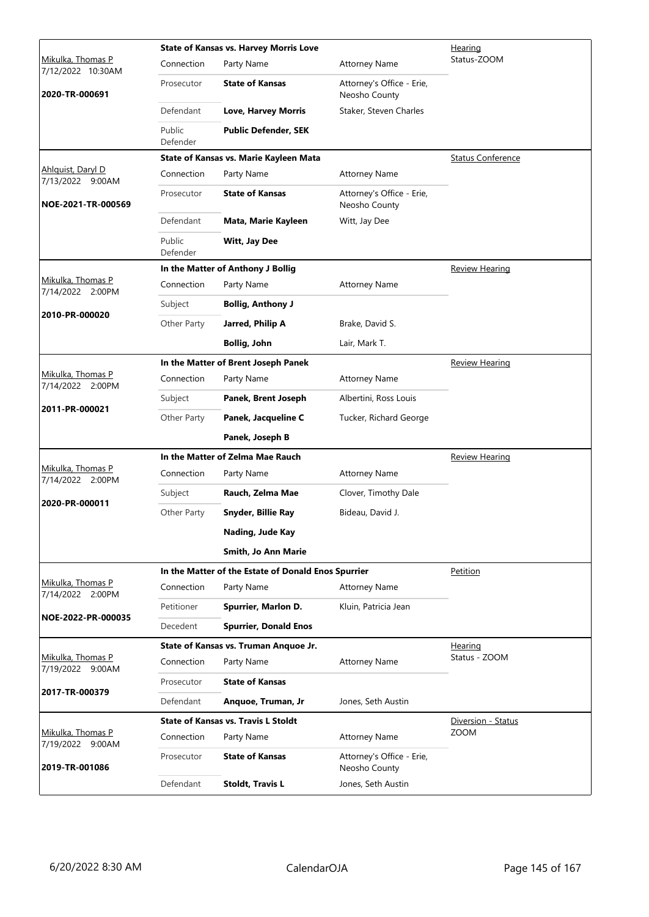| Judge / Date / Case | Case Title | | | Hearing Type |
|---|---|---|---|---|
| Mikulka, Thomas P<br>7/12/2022 10:30AM<br>**2020-TR-000691** | **State of Kansas vs. Harvey Morris Love** | | | Hearing<br>Status-ZOOM |
| | Connection | Party Name | Attorney Name | |
| | Prosecutor | **State of Kansas** | Attorney's Office - Erie, Neosho County | |
| | Defendant | **Love, Harvey Morris** | Staker, Steven Charles | |
| | Public Defender | **Public Defender, SEK** | | |
| Ahlquist, Daryl D<br>7/13/2022 9:00AM<br>**NOE-2021-TR-000569** | **State of Kansas vs. Marie Kayleen Mata** | | | Status Conference |
| | Connection | Party Name | Attorney Name | |
| | Prosecutor | **State of Kansas** | Attorney's Office - Erie, Neosho County | |
| | Defendant | **Mata, Marie Kayleen** | Witt, Jay Dee | |
| | Public Defender | **Witt, Jay Dee** | | |
| Mikulka, Thomas P<br>7/14/2022 2:00PM<br>**2010-PR-000020** | **In the Matter of Anthony J Bollig** | | | Review Hearing |
| | Connection | Party Name | Attorney Name | |
| | Subject | **Bollig, Anthony J** | | |
| | Other Party | **Jarred, Philip A** | Brake, David S. | |
| | | **Bollig, John** | Lair, Mark T. | |
| Mikulka, Thomas P<br>7/14/2022 2:00PM<br>**2011-PR-000021** | **In the Matter of Brent Joseph Panek** | | | Review Hearing |
| | Connection | Party Name | Attorney Name | |
| | Subject | **Panek, Brent Joseph** | Albertini, Ross Louis | |
| | Other Party | **Panek, Jacqueline C** | Tucker, Richard George | |
| | | **Panek, Joseph B** | | |
| Mikulka, Thomas P<br>7/14/2022 2:00PM<br>**2020-PR-000011** | **In the Matter of Zelma Mae Rauch** | | | Review Hearing |
| | Connection | Party Name | Attorney Name | |
| | Subject | **Rauch, Zelma Mae** | Clover, Timothy Dale | |
| | Other Party | **Snyder, Billie Ray** | Bideau, David J. | |
| | | **Nading, Jude Kay** | | |
| | | **Smith, Jo Ann Marie** | | |
| Mikulka, Thomas P<br>7/14/2022 2:00PM<br>**NOE-2022-PR-000035** | **In the Matter of the Estate of Donald Enos Spurrier** | | | Petition |
| | Connection | Party Name | Attorney Name | |
| | Petitioner | **Spurrier, Marlon D.** | Kluin, Patricia Jean | |
| | Decedent | **Spurrier, Donald Enos** | | |
| Mikulka, Thomas P<br>7/19/2022 9:00AM<br>**2017-TR-000379** | **State of Kansas vs. Truman Anquoe Jr.** | | | Hearing<br>Status - ZOOM |
| | Connection | Party Name | Attorney Name | |
| | Prosecutor | **State of Kansas** | | |
| | Defendant | **Anquoe, Truman, Jr** | Jones, Seth Austin | |
| Mikulka, Thomas P<br>7/19/2022 9:00AM<br>**2019-TR-001086** | **State of Kansas vs. Travis L Stoldt** | | | Diversion - Status<br>ZOOM |
| | Connection | Party Name | Attorney Name | |
| | Prosecutor | **State of Kansas** | Attorney's Office - Erie, Neosho County | |
| | Defendant | **Stoldt, Travis L** | Jones, Seth Austin | |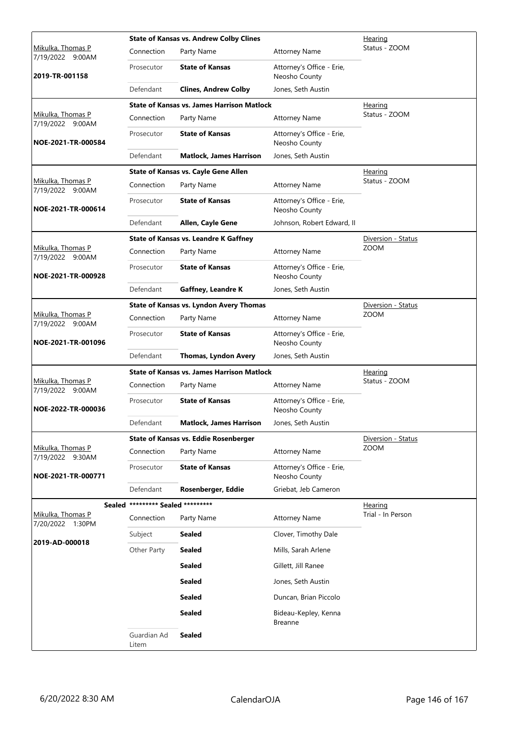| Judge / Date / Case | Case Title / Connection | Party Name | Attorney Name | Hearing |
|---|---|---|---|---|
| Mikulka, Thomas P 7/19/2022 9:00AM | **State of Kansas vs. Andrew Colby Clines** | | | Hearing Status - ZOOM |
| **2019-TR-001158** | Connection | Party Name | Attorney Name | |
| | Prosecutor | **State of Kansas** | Attorney's Office - Erie, Neosho County | |
| | Defendant | **Clines, Andrew Colby** | Jones, Seth Austin | |
| Mikulka, Thomas P 7/19/2022 9:00AM | **State of Kansas vs. James Harrison Matlock** | | | Hearing Status - ZOOM |
| **NOE-2021-TR-000584** | Connection | Party Name | Attorney Name | |
| | Prosecutor | **State of Kansas** | Attorney's Office - Erie, Neosho County | |
| | Defendant | **Matlock, James Harrison** | Jones, Seth Austin | |
| Mikulka, Thomas P 7/19/2022 9:00AM | **State of Kansas vs. Cayle Gene Allen** | | | Hearing Status - ZOOM |
| **NOE-2021-TR-000614** | Connection | Party Name | Attorney Name | |
| | Prosecutor | **State of Kansas** | Attorney's Office - Erie, Neosho County | |
| | Defendant | **Allen, Cayle Gene** | Johnson, Robert Edward, II | |
| Mikulka, Thomas P 7/19/2022 9:00AM | **State of Kansas vs. Leandre K Gaffney** | | | Diversion - Status ZOOM |
| **NOE-2021-TR-000928** | Connection | Party Name | Attorney Name | |
| | Prosecutor | **State of Kansas** | Attorney's Office - Erie, Neosho County | |
| | Defendant | **Gaffney, Leandre K** | Jones, Seth Austin | |
| Mikulka, Thomas P 7/19/2022 9:00AM | **State of Kansas vs. Lyndon Avery Thomas** | | | Diversion - Status ZOOM |
| **NOE-2021-TR-001096** | Connection | Party Name | Attorney Name | |
| | Prosecutor | **State of Kansas** | Attorney's Office - Erie, Neosho County | |
| | Defendant | **Thomas, Lyndon Avery** | Jones, Seth Austin | |
| Mikulka, Thomas P 7/19/2022 9:00AM | **State of Kansas vs. James Harrison Matlock** | | | Hearing Status - ZOOM |
| **NOE-2022-TR-000036** | Connection | Party Name | Attorney Name | |
| | Prosecutor | **State of Kansas** | Attorney's Office - Erie, Neosho County | |
| | Defendant | **Matlock, James Harrison** | Jones, Seth Austin | |
| Mikulka, Thomas P 7/19/2022 9:30AM | **State of Kansas vs. Eddie Rosenberger** | | | Diversion - Status ZOOM |
| **NOE-2021-TR-000771** | Connection | Party Name | Attorney Name | |
| | Prosecutor | **State of Kansas** | Attorney's Office - Erie, Neosho County | |
| | Defendant | **Rosenberger, Eddie** | Griebat, Jeb Cameron | |
| Mikulka, Thomas P 7/20/2022 1:30PM | **Sealed** ********* Sealed ********* | | | Hearing Trial - In Person |
| **2019-AD-000018** | Connection | Party Name | Attorney Name | |
| | Subject | **Sealed** | Clover, Timothy Dale | |
| | Other Party | **Sealed** | Mills, Sarah Arlene | |
| | | **Sealed** | Gillett, Jill Ranee | |
| | | **Sealed** | Jones, Seth Austin | |
| | | **Sealed** | Duncan, Brian Piccolo | |
| | | **Sealed** | Bideau-Kepley, Kenna Breanne | |
| | Guardian Ad Litem | **Sealed** | | |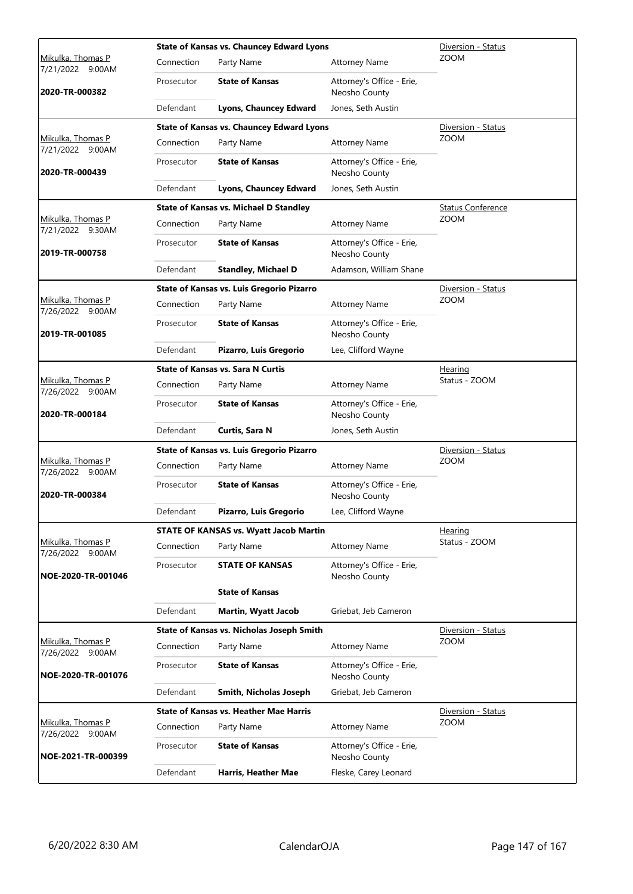| Judge / Date / Case | Case Title | | | Hearing Type |
|---|---|---|---|---|
| Mikulka, Thomas P<br>7/21/2022 9:00AM<br>**2020-TR-000382** | **State of Kansas vs. Chauncey Edward Lyons** | | | Diversion - Status<br>ZOOM |
| | Connection | Party Name | Attorney Name | |
| | Prosecutor | **State of Kansas** | Attorney's Office - Erie, Neosho County | |
| | Defendant | **Lyons, Chauncey Edward** | Jones, Seth Austin | |
| Mikulka, Thomas P<br>7/21/2022 9:00AM<br>**2020-TR-000439** | **State of Kansas vs. Chauncey Edward Lyons** | | | Diversion - Status<br>ZOOM |
| | Connection | Party Name | Attorney Name | |
| | Prosecutor | **State of Kansas** | Attorney's Office - Erie, Neosho County | |
| | Defendant | **Lyons, Chauncey Edward** | Jones, Seth Austin | |
| Mikulka, Thomas P<br>7/21/2022 9:30AM<br>**2019-TR-000758** | **State of Kansas vs. Michael D Standley** | | | Status Conference<br>ZOOM |
| | Connection | Party Name | Attorney Name | |
| | Prosecutor | **State of Kansas** | Attorney's Office - Erie, Neosho County | |
| | Defendant | **Standley, Michael D** | Adamson, William Shane | |
| Mikulka, Thomas P<br>7/26/2022 9:00AM<br>**2019-TR-001085** | **State of Kansas vs. Luis Gregorio Pizarro** | | | Diversion - Status<br>ZOOM |
| | Connection | Party Name | Attorney Name | |
| | Prosecutor | **State of Kansas** | Attorney's Office - Erie, Neosho County | |
| | Defendant | **Pizarro, Luis Gregorio** | Lee, Clifford Wayne | |
| Mikulka, Thomas P<br>7/26/2022 9:00AM<br>**2020-TR-000184** | **State of Kansas vs. Sara N Curtis** | | | Hearing<br>Status - ZOOM |
| | Connection | Party Name | Attorney Name | |
| | Prosecutor | **State of Kansas** | Attorney's Office - Erie, Neosho County | |
| | Defendant | **Curtis, Sara N** | Jones, Seth Austin | |
| Mikulka, Thomas P<br>7/26/2022 9:00AM<br>**2020-TR-000384** | **State of Kansas vs. Luis Gregorio Pizarro** | | | Diversion - Status<br>ZOOM |
| | Connection | Party Name | Attorney Name | |
| | Prosecutor | **State of Kansas** | Attorney's Office - Erie, Neosho County | |
| | Defendant | **Pizarro, Luis Gregorio** | Lee, Clifford Wayne | |
| Mikulka, Thomas P<br>7/26/2022 9:00AM<br>**NOE-2020-TR-001046** | **STATE OF KANSAS vs. Wyatt Jacob Martin** | | | Hearing<br>Status - ZOOM |
| | Connection | Party Name | Attorney Name | |
| | Prosecutor | **STATE OF KANSAS** | Attorney's Office - Erie, Neosho County | |
| | | **State of Kansas** | | |
| | Defendant | **Martin, Wyatt Jacob** | Griebat, Jeb Cameron | |
| Mikulka, Thomas P<br>7/26/2022 9:00AM<br>**NOE-2020-TR-001076** | **State of Kansas vs. Nicholas Joseph Smith** | | | Diversion - Status<br>ZOOM |
| | Connection | Party Name | Attorney Name | |
| | Prosecutor | **State of Kansas** | Attorney's Office - Erie, Neosho County | |
| | Defendant | **Smith, Nicholas Joseph** | Griebat, Jeb Cameron | |
| Mikulka, Thomas P<br>7/26/2022 9:00AM<br>**NOE-2021-TR-000399** | **State of Kansas vs. Heather Mae Harris** | | | Diversion - Status<br>ZOOM |
| | Connection | Party Name | Attorney Name | |
| | Prosecutor | **State of Kansas** | Attorney's Office - Erie, Neosho County | |
| | Defendant | **Harris, Heather Mae** | Fleske, Carey Leonard | |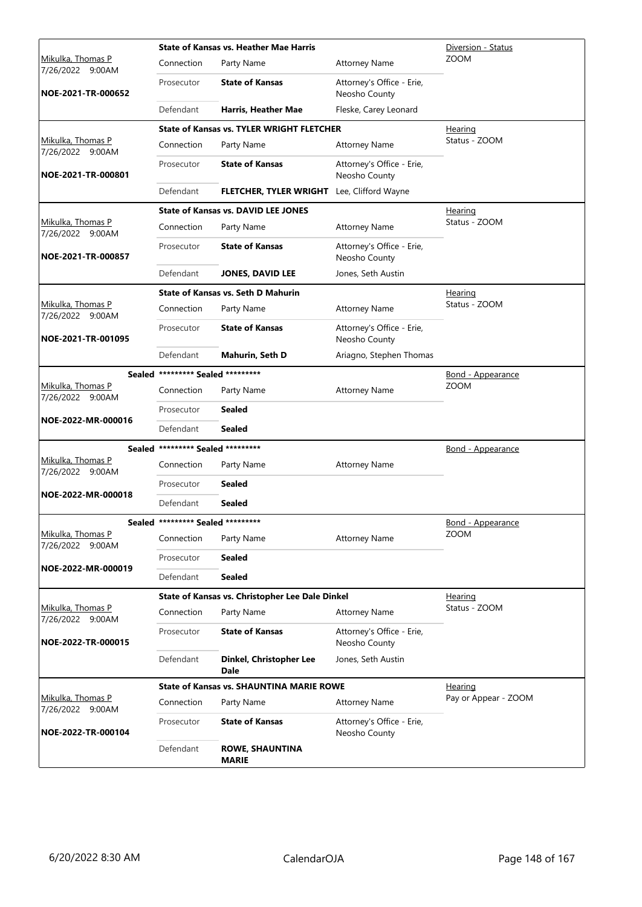| Judge / Date / Case | Case Title | | | Type |
|---|---|---|---|---|
| Mikulka, Thomas P 7/26/2022 9:00AM NOE-2021-TR-000652 | **State of Kansas vs. Heather Mae Harris** | | | Diversion - Status ZOOM |
| | Connection | Party Name | Attorney Name | |
| | Prosecutor | **State of Kansas** | Attorney's Office - Erie, Neosho County | |
| | Defendant | **Harris, Heather Mae** | Fleske, Carey Leonard | |
| Mikulka, Thomas P 7/26/2022 9:00AM NOE-2021-TR-000801 | **State of Kansas vs. TYLER WRIGHT FLETCHER** | | | Hearing Status - ZOOM |
| | Connection | Party Name | Attorney Name | |
| | Prosecutor | **State of Kansas** | Attorney's Office - Erie, Neosho County | |
| | Defendant | **FLETCHER, TYLER WRIGHT** | Lee, Clifford Wayne | |
| Mikulka, Thomas P 7/26/2022 9:00AM NOE-2021-TR-000857 | **State of Kansas vs. DAVID LEE JONES** | | | Hearing Status - ZOOM |
| | Connection | Party Name | Attorney Name | |
| | Prosecutor | **State of Kansas** | Attorney's Office - Erie, Neosho County | |
| | Defendant | **JONES, DAVID LEE** | Jones, Seth Austin | |
| Mikulka, Thomas P 7/26/2022 9:00AM NOE-2021-TR-001095 | **State of Kansas vs. Seth D Mahurin** | | | Hearing Status - ZOOM |
| | Connection | Party Name | Attorney Name | |
| | Prosecutor | **State of Kansas** | Attorney's Office - Erie, Neosho County | |
| | Defendant | **Mahurin, Seth D** | Ariagno, Stephen Thomas | |
| Mikulka, Thomas P 7/26/2022 9:00AM NOE-2022-MR-000016 | **Sealed ********* Sealed ********* ** | | | Bond - Appearance ZOOM |
| | Connection | Party Name | Attorney Name | |
| | Prosecutor | **Sealed** | | |
| | Defendant | **Sealed** | | |
| Mikulka, Thomas P 7/26/2022 9:00AM NOE-2022-MR-000018 | **Sealed ********* Sealed ********* ** | | | Bond - Appearance |
| | Connection | Party Name | Attorney Name | |
| | Prosecutor | **Sealed** | | |
| | Defendant | **Sealed** | | |
| Mikulka, Thomas P 7/26/2022 9:00AM NOE-2022-MR-000019 | **Sealed ********* Sealed ********* ** | | | Bond - Appearance ZOOM |
| | Connection | Party Name | Attorney Name | |
| | Prosecutor | **Sealed** | | |
| | Defendant | **Sealed** | | |
| Mikulka, Thomas P 7/26/2022 9:00AM NOE-2022-TR-000015 | **State of Kansas vs. Christopher Lee Dale Dinkel** | | | Hearing Status - ZOOM |
| | Connection | Party Name | Attorney Name | |
| | Prosecutor | **State of Kansas** | Attorney's Office - Erie, Neosho County | |
| | Defendant | **Dinkel, Christopher Lee Dale** | Jones, Seth Austin | |
| Mikulka, Thomas P 7/26/2022 9:00AM NOE-2022-TR-000104 | **State of Kansas vs. SHAUNTINA MARIE ROWE** | | | Hearing Pay or Appear - ZOOM |
| | Connection | Party Name | Attorney Name | |
| | Prosecutor | **State of Kansas** | Attorney's Office - Erie, Neosho County | |
| | Defendant | **ROWE, SHAUNTINA MARIE** | | |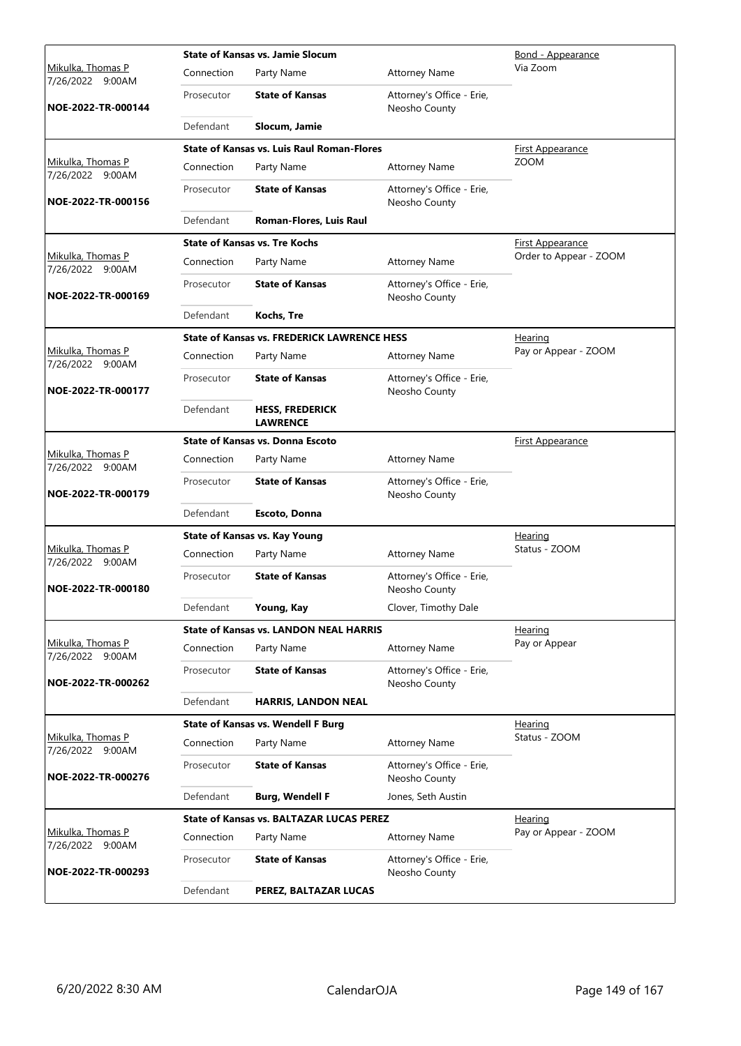| Judge / Date / Case | Case Title | | | Hearing Type |
|---|---|---|---|---|
| Mikulka, Thomas P<br>7/26/2022 9:00AM<br>**NOE-2022-TR-000144** | **State of Kansas vs. Jamie Slocum** | | | Bond - Appearance<br>Via Zoom |
| | Connection | Party Name | Attorney Name | |
| | Prosecutor | **State of Kansas** | Attorney's Office - Erie, Neosho County | |
| | Defendant | **Slocum, Jamie** | | |
| Mikulka, Thomas P<br>7/26/2022 9:00AM<br>**NOE-2022-TR-000156** | **State of Kansas vs. Luis Raul Roman-Flores** | | | First Appearance<br>ZOOM |
| | Connection | Party Name | Attorney Name | |
| | Prosecutor | **State of Kansas** | Attorney's Office - Erie, Neosho County | |
| | Defendant | **Roman-Flores, Luis Raul** | | |
| Mikulka, Thomas P<br>7/26/2022 9:00AM<br>**NOE-2022-TR-000169** | **State of Kansas vs. Tre Kochs** | | | First Appearance<br>Order to Appear - ZOOM |
| | Connection | Party Name | Attorney Name | |
| | Prosecutor | **State of Kansas** | Attorney's Office - Erie, Neosho County | |
| | Defendant | **Kochs, Tre** | | |
| Mikulka, Thomas P<br>7/26/2022 9:00AM<br>**NOE-2022-TR-000177** | **State of Kansas vs. FREDERICK LAWRENCE HESS** | | | Hearing<br>Pay or Appear - ZOOM |
| | Connection | Party Name | Attorney Name | |
| | Prosecutor | **State of Kansas** | Attorney's Office - Erie, Neosho County | |
| | Defendant | **HESS, FREDERICK LAWRENCE** | | |
| Mikulka, Thomas P<br>7/26/2022 9:00AM<br>**NOE-2022-TR-000179** | **State of Kansas vs. Donna Escoto** | | | First Appearance |
| | Connection | Party Name | Attorney Name | |
| | Prosecutor | **State of Kansas** | Attorney's Office - Erie, Neosho County | |
| | Defendant | **Escoto, Donna** | | |
| Mikulka, Thomas P<br>7/26/2022 9:00AM<br>**NOE-2022-TR-000180** | **State of Kansas vs. Kay Young** | | | Hearing<br>Status - ZOOM |
| | Connection | Party Name | Attorney Name | |
| | Prosecutor | **State of Kansas** | Attorney's Office - Erie, Neosho County | |
| | Defendant | **Young, Kay** | Clover, Timothy Dale | |
| Mikulka, Thomas P<br>7/26/2022 9:00AM<br>**NOE-2022-TR-000262** | **State of Kansas vs. LANDON NEAL HARRIS** | | | Hearing<br>Pay or Appear |
| | Connection | Party Name | Attorney Name | |
| | Prosecutor | **State of Kansas** | Attorney's Office - Erie, Neosho County | |
| | Defendant | **HARRIS, LANDON NEAL** | | |
| Mikulka, Thomas P<br>7/26/2022 9:00AM<br>**NOE-2022-TR-000276** | **State of Kansas vs. Wendell F Burg** | | | Hearing<br>Status - ZOOM |
| | Connection | Party Name | Attorney Name | |
| | Prosecutor | **State of Kansas** | Attorney's Office - Erie, Neosho County | |
| | Defendant | **Burg, Wendell F** | Jones, Seth Austin | |
| Mikulka, Thomas P<br>7/26/2022 9:00AM<br>**NOE-2022-TR-000293** | **State of Kansas vs. BALTAZAR LUCAS PEREZ** | | | Hearing<br>Pay or Appear - ZOOM |
| | Connection | Party Name | Attorney Name | |
| | Prosecutor | **State of Kansas** | Attorney's Office - Erie, Neosho County | |
| | Defendant | **PEREZ, BALTAZAR LUCAS** | | |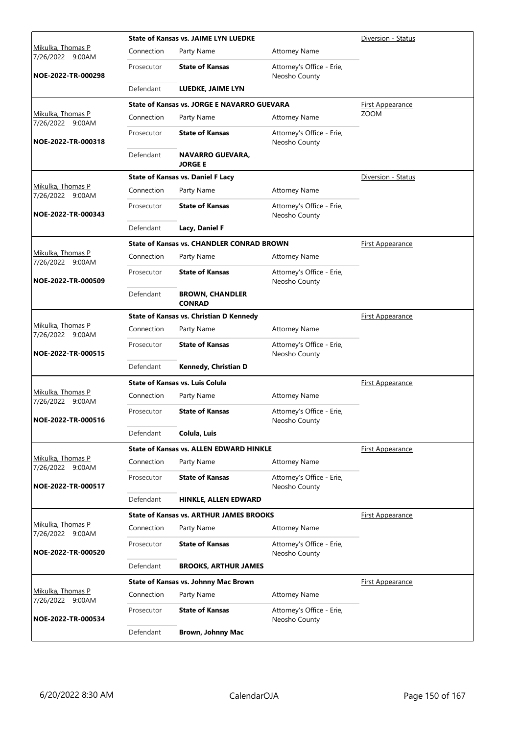| Judge / Date / Case | Case Title | | | Hearing Type |
|---|---|---|---|---|
| Mikulka, Thomas P 7/26/2022 9:00AM **NOE-2022-TR-000298** | **State of Kansas vs. JAIME LYN LUEDKE** | | | Diversion - Status |
| | Connection | Party Name | Attorney Name | |
| | Prosecutor | **State of Kansas** | Attorney's Office - Erie, Neosho County | |
| | Defendant | **LUEDKE, JAIME LYN** | | |
| Mikulka, Thomas P 7/26/2022 9:00AM **NOE-2022-TR-000318** | **State of Kansas vs. JORGE E NAVARRO GUEVARA** | | | First Appearance ZOOM |
| | Connection | Party Name | Attorney Name | |
| | Prosecutor | **State of Kansas** | Attorney's Office - Erie, Neosho County | |
| | Defendant | **NAVARRO GUEVARA, JORGE E** | | |
| Mikulka, Thomas P 7/26/2022 9:00AM **NOE-2022-TR-000343** | **State of Kansas vs. Daniel F Lacy** | | | Diversion - Status |
| | Connection | Party Name | Attorney Name | |
| | Prosecutor | **State of Kansas** | Attorney's Office - Erie, Neosho County | |
| | Defendant | **Lacy, Daniel F** | | |
| Mikulka, Thomas P 7/26/2022 9:00AM **NOE-2022-TR-000509** | **State of Kansas vs. CHANDLER CONRAD BROWN** | | | First Appearance |
| | Connection | Party Name | Attorney Name | |
| | Prosecutor | **State of Kansas** | Attorney's Office - Erie, Neosho County | |
| | Defendant | **BROWN, CHANDLER CONRAD** | | |
| Mikulka, Thomas P 7/26/2022 9:00AM **NOE-2022-TR-000515** | **State of Kansas vs. Christian D Kennedy** | | | First Appearance |
| | Connection | Party Name | Attorney Name | |
| | Prosecutor | **State of Kansas** | Attorney's Office - Erie, Neosho County | |
| | Defendant | **Kennedy, Christian D** | | |
| Mikulka, Thomas P 7/26/2022 9:00AM **NOE-2022-TR-000516** | **State of Kansas vs. Luis Colula** | | | First Appearance |
| | Connection | Party Name | Attorney Name | |
| | Prosecutor | **State of Kansas** | Attorney's Office - Erie, Neosho County | |
| | Defendant | **Colula, Luis** | | |
| Mikulka, Thomas P 7/26/2022 9:00AM **NOE-2022-TR-000517** | **State of Kansas vs. ALLEN EDWARD HINKLE** | | | First Appearance |
| | Connection | Party Name | Attorney Name | |
| | Prosecutor | **State of Kansas** | Attorney's Office - Erie, Neosho County | |
| | Defendant | **HINKLE, ALLEN EDWARD** | | |
| Mikulka, Thomas P 7/26/2022 9:00AM **NOE-2022-TR-000520** | **State of Kansas vs. ARTHUR JAMES BROOKS** | | | First Appearance |
| | Connection | Party Name | Attorney Name | |
| | Prosecutor | **State of Kansas** | Attorney's Office - Erie, Neosho County | |
| | Defendant | **BROOKS, ARTHUR JAMES** | | |
| Mikulka, Thomas P 7/26/2022 9:00AM **NOE-2022-TR-000534** | **State of Kansas vs. Johnny Mac Brown** | | | First Appearance |
| | Connection | Party Name | Attorney Name | |
| | Prosecutor | **State of Kansas** | Attorney's Office - Erie, Neosho County | |
| | Defendant | **Brown, Johnny Mac** | | |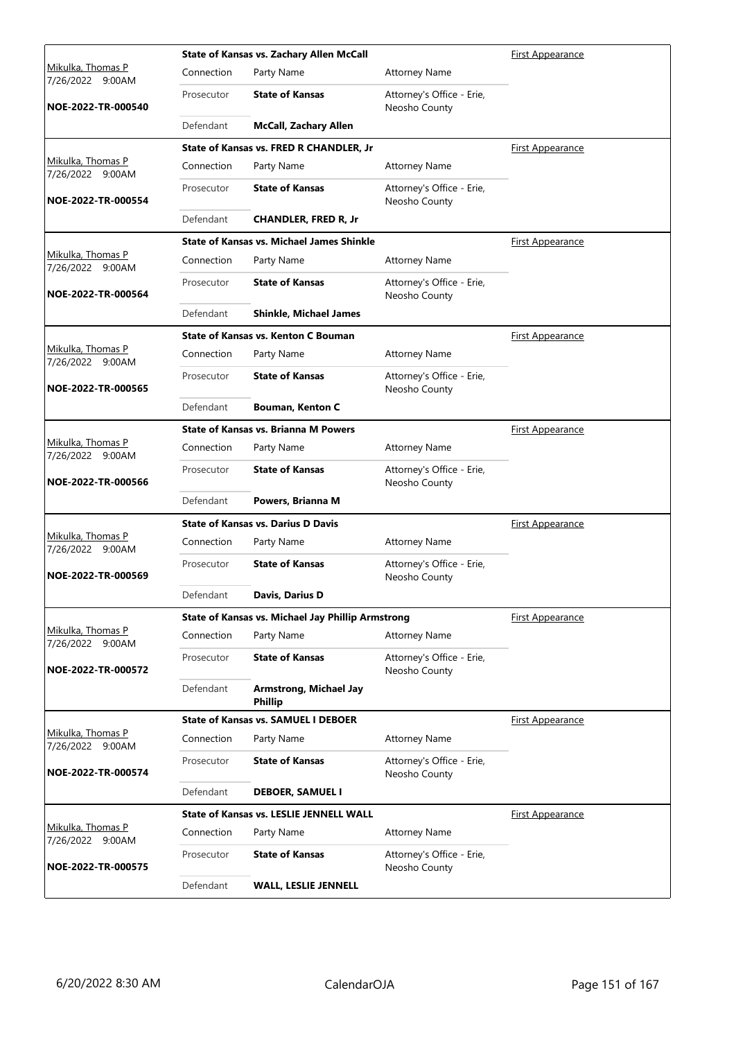| Judge / Date / Case | Case Title | | | Hearing Type |
|---|---|---|---|---|
| Mikulka, Thomas P<br>7/26/2022 9:00AM<br>**NOE-2022-TR-000540** | **State of Kansas vs. Zachary Allen McCall** | | | First Appearance |
| | Connection | Party Name | Attorney Name | |
| | Prosecutor | **State of Kansas** | Attorney's Office - Erie, Neosho County | |
| | Defendant | **McCall, Zachary Allen** | | |
| Mikulka, Thomas P<br>7/26/2022 9:00AM<br>**NOE-2022-TR-000554** | **State of Kansas vs. FRED R CHANDLER, Jr** | | | First Appearance |
| | Connection | Party Name | Attorney Name | |
| | Prosecutor | **State of Kansas** | Attorney's Office - Erie, Neosho County | |
| | Defendant | **CHANDLER, FRED R, Jr** | | |
| Mikulka, Thomas P<br>7/26/2022 9:00AM<br>**NOE-2022-TR-000564** | **State of Kansas vs. Michael James Shinkle** | | | First Appearance |
| | Connection | Party Name | Attorney Name | |
| | Prosecutor | **State of Kansas** | Attorney's Office - Erie, Neosho County | |
| | Defendant | **Shinkle, Michael James** | | |
| Mikulka, Thomas P<br>7/26/2022 9:00AM<br>**NOE-2022-TR-000565** | **State of Kansas vs. Kenton C Bouman** | | | First Appearance |
| | Connection | Party Name | Attorney Name | |
| | Prosecutor | **State of Kansas** | Attorney's Office - Erie, Neosho County | |
| | Defendant | **Bouman, Kenton C** | | |
| Mikulka, Thomas P<br>7/26/2022 9:00AM<br>**NOE-2022-TR-000566** | **State of Kansas vs. Brianna M Powers** | | | First Appearance |
| | Connection | Party Name | Attorney Name | |
| | Prosecutor | **State of Kansas** | Attorney's Office - Erie, Neosho County | |
| | Defendant | **Powers, Brianna M** | | |
| Mikulka, Thomas P<br>7/26/2022 9:00AM<br>**NOE-2022-TR-000569** | **State of Kansas vs. Darius D Davis** | | | First Appearance |
| | Connection | Party Name | Attorney Name | |
| | Prosecutor | **State of Kansas** | Attorney's Office - Erie, Neosho County | |
| | Defendant | **Davis, Darius D** | | |
| Mikulka, Thomas P<br>7/26/2022 9:00AM<br>**NOE-2022-TR-000572** | **State of Kansas vs. Michael Jay Phillip Armstrong** | | | First Appearance |
| | Connection | Party Name | Attorney Name | |
| | Prosecutor | **State of Kansas** | Attorney's Office - Erie, Neosho County | |
| | Defendant | **Armstrong, Michael Jay Phillip** | | |
| Mikulka, Thomas P<br>7/26/2022 9:00AM<br>**NOE-2022-TR-000574** | **State of Kansas vs. SAMUEL I DEBOER** | | | First Appearance |
| | Connection | Party Name | Attorney Name | |
| | Prosecutor | **State of Kansas** | Attorney's Office - Erie, Neosho County | |
| | Defendant | **DEBOER, SAMUEL I** | | |
| Mikulka, Thomas P<br>7/26/2022 9:00AM<br>**NOE-2022-TR-000575** | **State of Kansas vs. LESLIE JENNELL WALL** | | | First Appearance |
| | Connection | Party Name | Attorney Name | |
| | Prosecutor | **State of Kansas** | Attorney's Office - Erie, Neosho County | |
| | Defendant | **WALL, LESLIE JENNELL** | | |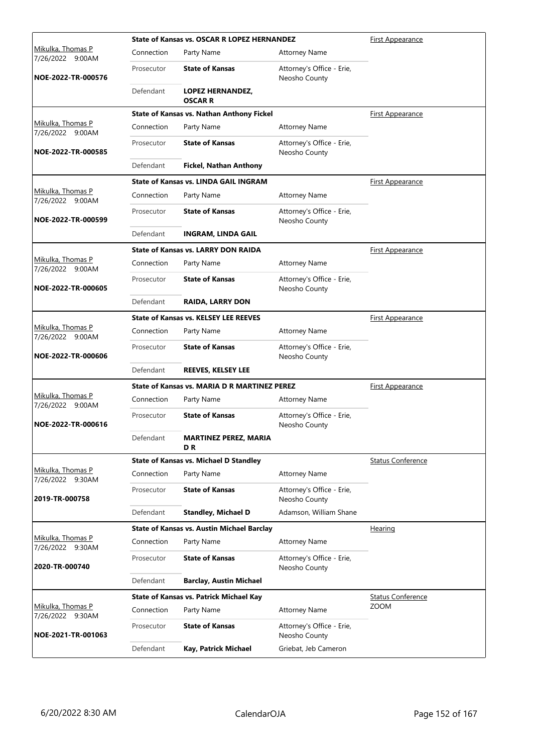| Judge / Date / Case | Case Title | Connection | Party Name | Attorney Name | Hearing Type |
|---|---|---|---|---|---|
| Mikulka, Thomas P<br>7/26/2022 9:00AM<br>**NOE-2022-TR-000576** | **State of Kansas vs. OSCAR R LOPEZ HERNANDEZ** | Prosecutor | **State of Kansas** | Attorney's Office - Erie, Neosho County | First Appearance |
| | | Defendant | **LOPEZ HERNANDEZ, OSCAR R** | | |
| Mikulka, Thomas P<br>7/26/2022 9:00AM<br>**NOE-2022-TR-000585** | **State of Kansas vs. Nathan Anthony Fickel** | Prosecutor | **State of Kansas** | Attorney's Office - Erie, Neosho County | First Appearance |
| | | Defendant | **Fickel, Nathan Anthony** | | |
| Mikulka, Thomas P<br>7/26/2022 9:00AM<br>**NOE-2022-TR-000599** | **State of Kansas vs. LINDA GAIL INGRAM** | Prosecutor | **State of Kansas** | Attorney's Office - Erie, Neosho County | First Appearance |
| | | Defendant | **INGRAM, LINDA GAIL** | | |
| Mikulka, Thomas P<br>7/26/2022 9:00AM<br>**NOE-2022-TR-000605** | **State of Kansas vs. LARRY DON RAIDA** | Prosecutor | **State of Kansas** | Attorney's Office - Erie, Neosho County | First Appearance |
| | | Defendant | **RAIDA, LARRY DON** | | |
| Mikulka, Thomas P<br>7/26/2022 9:00AM<br>**NOE-2022-TR-000606** | **State of Kansas vs. KELSEY LEE REEVES** | Prosecutor | **State of Kansas** | Attorney's Office - Erie, Neosho County | First Appearance |
| | | Defendant | **REEVES, KELSEY LEE** | | |
| Mikulka, Thomas P<br>7/26/2022 9:00AM<br>**NOE-2022-TR-000616** | **State of Kansas vs. MARIA D R MARTINEZ PEREZ** | Prosecutor | **State of Kansas** | Attorney's Office - Erie, Neosho County | First Appearance |
| | | Defendant | **MARTINEZ PEREZ, MARIA D R** | | |
| Mikulka, Thomas P<br>7/26/2022 9:30AM<br>**2019-TR-000758** | **State of Kansas vs. Michael D Standley** | Prosecutor | **State of Kansas** | Attorney's Office - Erie, Neosho County | Status Conference |
| | | Defendant | **Standley, Michael D** | Adamson, William Shane | |
| Mikulka, Thomas P<br>7/26/2022 9:30AM<br>**2020-TR-000740** | **State of Kansas vs. Austin Michael Barclay** | Prosecutor | **State of Kansas** | Attorney's Office - Erie, Neosho County | Hearing |
| | | Defendant | **Barclay, Austin Michael** | | |
| Mikulka, Thomas P<br>7/26/2022 9:30AM<br>**NOE-2021-TR-001063** | **State of Kansas vs. Patrick Michael Kay** | Prosecutor | **State of Kansas** | Attorney's Office - Erie, Neosho County | Status Conference<br>ZOOM |
| | | Defendant | **Kay, Patrick Michael** | Griebat, Jeb Cameron | |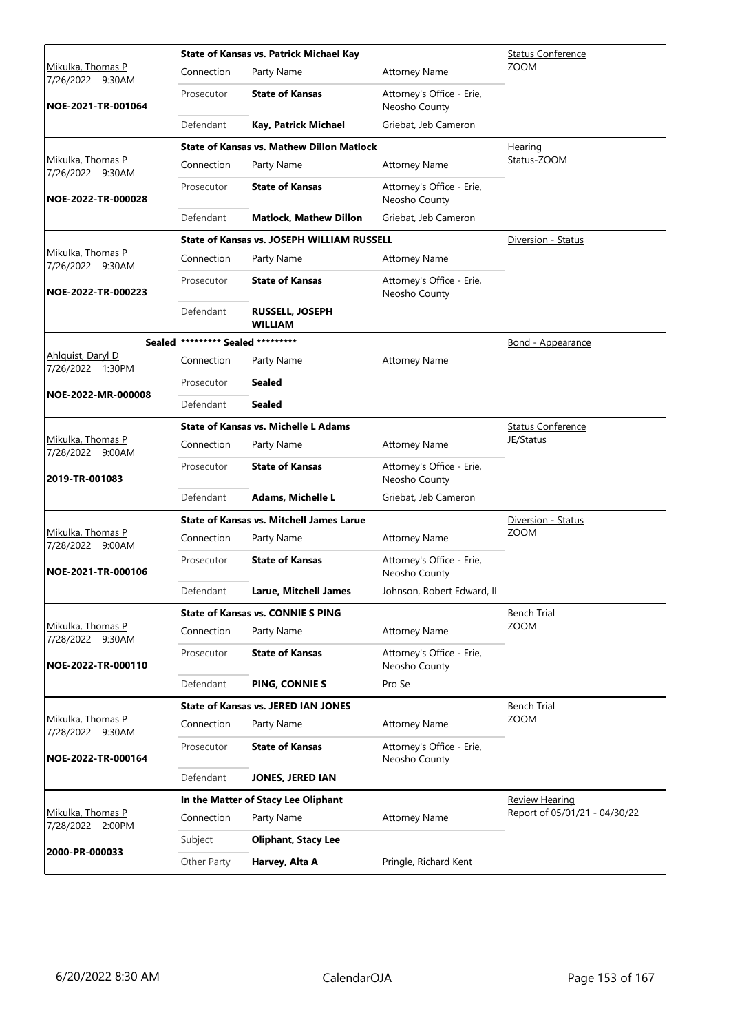| Judge / Date / Case | Case Title / Connection | Party Name | Attorney Name | Hearing Type |
|---|---|---|---|---|
| Mikulka, Thomas P<br>7/26/2022 9:30AM<br>**NOE-2021-TR-001064** | **State of Kansas vs. Patrick Michael Kay** | | | Status Conference<br>ZOOM |
| | Connection | Party Name | Attorney Name | |
| | Prosecutor | **State of Kansas** | Attorney's Office - Erie, Neosho County | |
| | Defendant | **Kay, Patrick Michael** | Griebat, Jeb Cameron | |
| Mikulka, Thomas P<br>7/26/2022 9:30AM<br>**NOE-2022-TR-000028** | **State of Kansas vs. Mathew Dillon Matlock** | | | Hearing<br>Status-ZOOM |
| | Connection | Party Name | Attorney Name | |
| | Prosecutor | **State of Kansas** | Attorney's Office - Erie, Neosho County | |
| | Defendant | **Matlock, Mathew Dillon** | Griebat, Jeb Cameron | |
| Mikulka, Thomas P<br>7/26/2022 9:30AM<br>**NOE-2022-TR-000223** | **State of Kansas vs. JOSEPH WILLIAM RUSSELL** | | | Diversion - Status |
| | Connection | Party Name | Attorney Name | |
| | Prosecutor | **State of Kansas** | Attorney's Office - Erie, Neosho County | |
| | Defendant | **RUSSELL, JOSEPH WILLIAM** | | |
| Sealed<br>Ahlquist, Daryl D<br>7/26/2022 1:30PM<br>**NOE-2022-MR-000008** | ********* Sealed ********* | | | Bond - Appearance |
| | Connection | Party Name | Attorney Name | |
| | Prosecutor | **Sealed** | | |
| | Defendant | **Sealed** | | |
| Mikulka, Thomas P<br>7/28/2022 9:00AM<br>**2019-TR-001083** | **State of Kansas vs. Michelle L Adams** | | | Status Conference<br>JE/Status |
| | Connection | Party Name | Attorney Name | |
| | Prosecutor | **State of Kansas** | Attorney's Office - Erie, Neosho County | |
| | Defendant | **Adams, Michelle L** | Griebat, Jeb Cameron | |
| Mikulka, Thomas P<br>7/28/2022 9:00AM<br>**NOE-2021-TR-000106** | **State of Kansas vs. Mitchell James Larue** | | | Diversion - Status<br>ZOOM |
| | Connection | Party Name | Attorney Name | |
| | Prosecutor | **State of Kansas** | Attorney's Office - Erie, Neosho County | |
| | Defendant | **Larue, Mitchell James** | Johnson, Robert Edward, II | |
| Mikulka, Thomas P<br>7/28/2022 9:30AM<br>**NOE-2022-TR-000110** | **State of Kansas vs. CONNIE S PING** | | | Bench Trial<br>ZOOM |
| | Connection | Party Name | Attorney Name | |
| | Prosecutor | **State of Kansas** | Attorney's Office - Erie, Neosho County | |
| | Defendant | **PING, CONNIE S** | Pro Se | |
| Mikulka, Thomas P<br>7/28/2022 9:30AM<br>**NOE-2022-TR-000164** | **State of Kansas vs. JERED IAN JONES** | | | Bench Trial<br>ZOOM |
| | Connection | Party Name | Attorney Name | |
| | Prosecutor | **State of Kansas** | Attorney's Office - Erie, Neosho County | |
| | Defendant | **JONES, JERED IAN** | | |
| Mikulka, Thomas P<br>7/28/2022 2:00PM<br>**2000-PR-000033** | **In the Matter of Stacy Lee Oliphant** | | | Review Hearing<br>Report of 05/01/21 - 04/30/22 |
| | Connection | Party Name | Attorney Name | |
| | Subject | **Oliphant, Stacy Lee** | | |
| | Other Party | **Harvey, Alta A** | Pringle, Richard Kent | |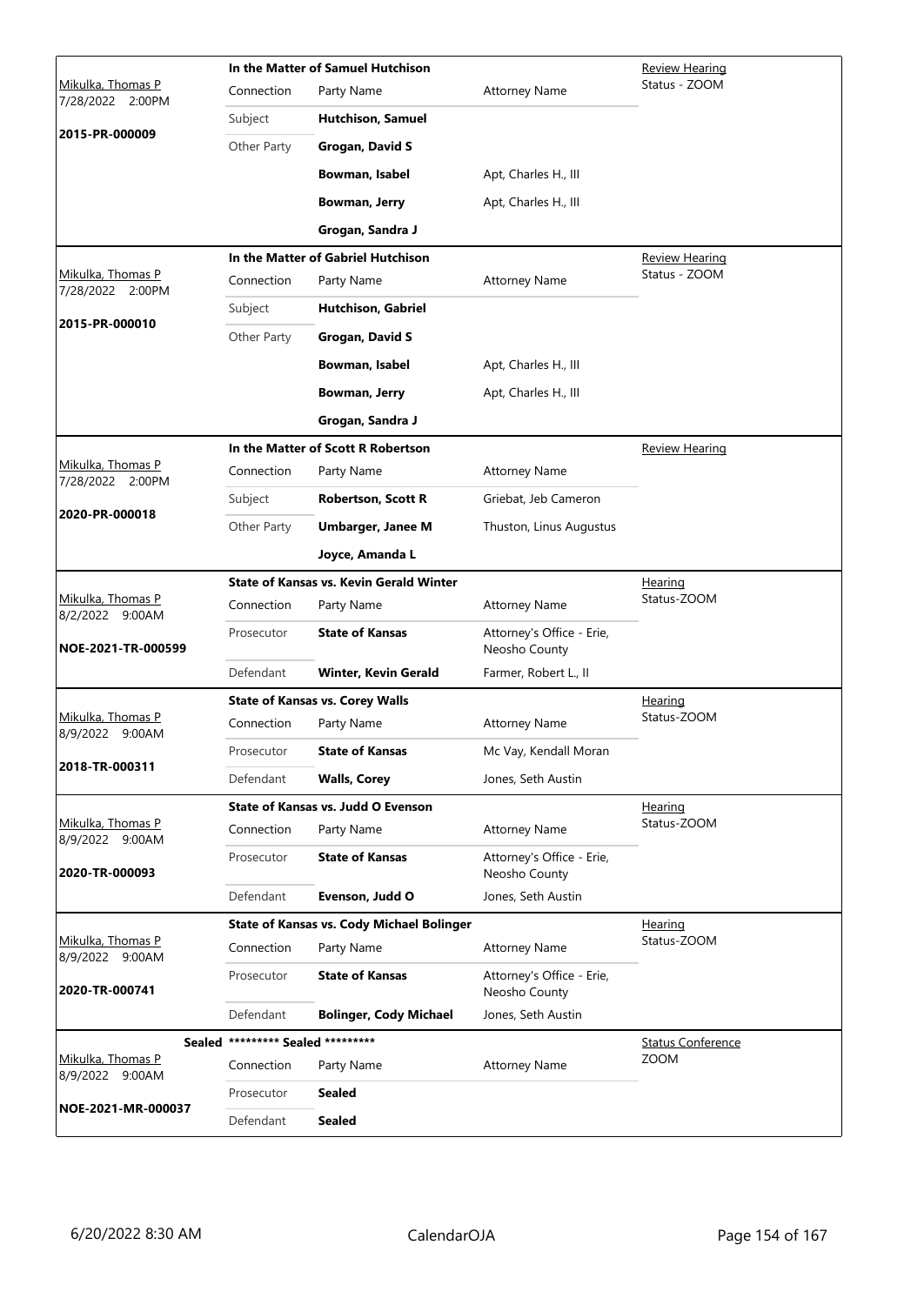| Judge / Date / Case | Case Title | Connection | Party Name | Attorney Name | Hearing Type |
|---|---|---|---|---|---|
| Mikulka, Thomas P 7/28/2022 2:00PM **2015-PR-000009** | **In the Matter of Samuel Hutchison** | Subject | **Hutchison, Samuel** | | Review Hearing Status - ZOOM |
| | | Other Party | **Grogan, David S** | | |
| | | | **Bowman, Isabel** | Apt, Charles H., III | |
| | | | **Bowman, Jerry** | Apt, Charles H., III | |
| | | | **Grogan, Sandra J** | | |
| Mikulka, Thomas P 7/28/2022 2:00PM **2015-PR-000010** | **In the Matter of Gabriel Hutchison** | Subject | **Hutchison, Gabriel** | | Review Hearing Status - ZOOM |
| | | Other Party | **Grogan, David S** | | |
| | | | **Bowman, Isabel** | Apt, Charles H., III | |
| | | | **Bowman, Jerry** | Apt, Charles H., III | |
| | | | **Grogan, Sandra J** | | |
| Mikulka, Thomas P 7/28/2022 2:00PM **2020-PR-000018** | **In the Matter of Scott R Robertson** | Subject | **Robertson, Scott R** | Griebat, Jeb Cameron | Review Hearing |
| | | Other Party | **Umbarger, Janee M** | Thuston, Linus Augustus | |
| | | | **Joyce, Amanda L** | | |
| Mikulka, Thomas P 8/2/2022 9:00AM **NOE-2021-TR-000599** | **State of Kansas vs. Kevin Gerald Winter** | Prosecutor | **State of Kansas** | Attorney's Office - Erie, Neosho County | Hearing Status-ZOOM |
| | | Defendant | **Winter, Kevin Gerald** | Farmer, Robert L., II | |
| Mikulka, Thomas P 8/9/2022 9:00AM **2018-TR-000311** | **State of Kansas vs. Corey Walls** | Prosecutor | **State of Kansas** | Mc Vay, Kendall Moran | Hearing Status-ZOOM |
| | | Defendant | **Walls, Corey** | Jones, Seth Austin | |
| Mikulka, Thomas P 8/9/2022 9:00AM **2020-TR-000093** | **State of Kansas vs. Judd O Evenson** | Prosecutor | **State of Kansas** | Attorney's Office - Erie, Neosho County | Hearing Status-ZOOM |
| | | Defendant | **Evenson, Judd O** | Jones, Seth Austin | |
| Mikulka, Thomas P 8/9/2022 9:00AM **2020-TR-000741** | **State of Kansas vs. Cody Michael Bolinger** | Prosecutor | **State of Kansas** | Attorney's Office - Erie, Neosho County | Hearing Status-ZOOM |
| | | Defendant | **Bolinger, Cody Michael** | Jones, Seth Austin | |
| **Sealed** Mikulka, Thomas P 8/9/2022 9:00AM **NOE-2021-MR-000037** | **\*\*\*\*\*\*\*\*\* Sealed \*\*\*\*\*\*\*\*\*** | Prosecutor | **Sealed** | | Status Conference ZOOM |
| | | Defendant | **Sealed** | | |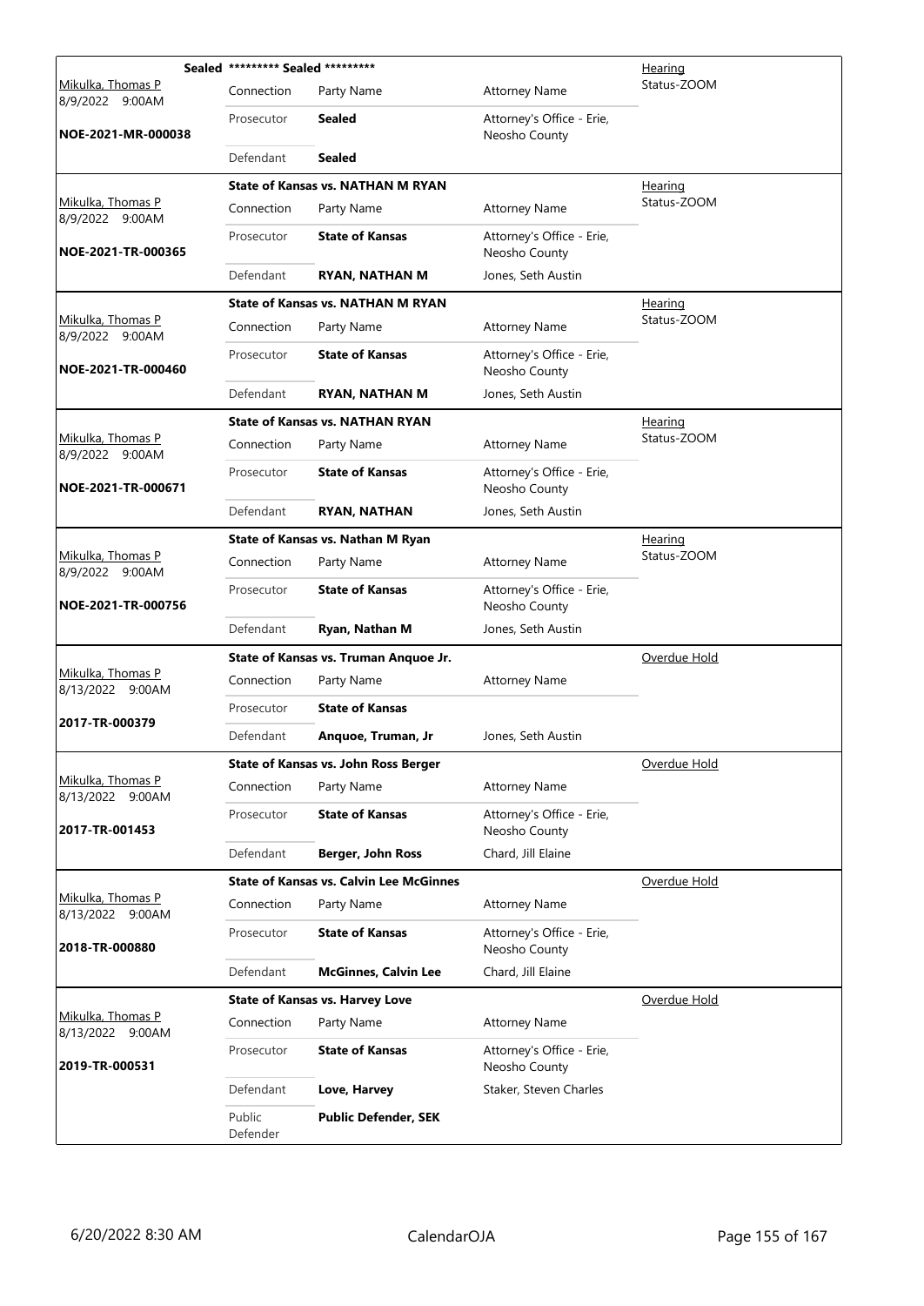| Judge / Date / Case | Connection | Party Name | Attorney Name | Hearing Type |
|---|---|---|---|---|
| | **Sealed** | **\*\*\*\*\*\*\*\*\* Sealed \*\*\*\*\*\*\*\*\*** | | Hearing |
| Mikulka, Thomas P 8/9/2022 9:00AM | Connection | Party Name | Attorney Name | Status-ZOOM |
| NOE-2021-MR-000038 | Prosecutor | **Sealed** | Attorney's Office - Erie, Neosho County | |
| | Defendant | **Sealed** | | |
| | | **State of Kansas vs. NATHAN M RYAN** | | Hearing |
| Mikulka, Thomas P 8/9/2022 9:00AM | Connection | Party Name | Attorney Name | Status-ZOOM |
| NOE-2021-TR-000365 | Prosecutor | **State of Kansas** | Attorney's Office - Erie, Neosho County | |
| | Defendant | **RYAN, NATHAN M** | Jones, Seth Austin | |
| | | **State of Kansas vs. NATHAN M RYAN** | | Hearing |
| Mikulka, Thomas P 8/9/2022 9:00AM | Connection | Party Name | Attorney Name | Status-ZOOM |
| NOE-2021-TR-000460 | Prosecutor | **State of Kansas** | Attorney's Office - Erie, Neosho County | |
| | Defendant | **RYAN, NATHAN M** | Jones, Seth Austin | |
| | | **State of Kansas vs. NATHAN RYAN** | | Hearing |
| Mikulka, Thomas P 8/9/2022 9:00AM | Connection | Party Name | Attorney Name | Status-ZOOM |
| NOE-2021-TR-000671 | Prosecutor | **State of Kansas** | Attorney's Office - Erie, Neosho County | |
| | Defendant | **RYAN, NATHAN** | Jones, Seth Austin | |
| | | **State of Kansas vs. Nathan M Ryan** | | Hearing |
| Mikulka, Thomas P 8/9/2022 9:00AM | Connection | Party Name | Attorney Name | Status-ZOOM |
| NOE-2021-TR-000756 | Prosecutor | **State of Kansas** | Attorney's Office - Erie, Neosho County | |
| | Defendant | **Ryan, Nathan M** | Jones, Seth Austin | |
| | | **State of Kansas vs. Truman Anquoe Jr.** | | Overdue Hold |
| Mikulka, Thomas P 8/13/2022 9:00AM | Connection | Party Name | Attorney Name | |
| 2017-TR-000379 | Prosecutor | **State of Kansas** | | |
| | Defendant | **Anquoe, Truman, Jr** | Jones, Seth Austin | |
| | | **State of Kansas vs. John Ross Berger** | | Overdue Hold |
| Mikulka, Thomas P 8/13/2022 9:00AM | Connection | Party Name | Attorney Name | |
| 2017-TR-001453 | Prosecutor | **State of Kansas** | Attorney's Office - Erie, Neosho County | |
| | Defendant | **Berger, John Ross** | Chard, Jill Elaine | |
| | | **State of Kansas vs. Calvin Lee McGinnes** | | Overdue Hold |
| Mikulka, Thomas P 8/13/2022 9:00AM | Connection | Party Name | Attorney Name | |
| 2018-TR-000880 | Prosecutor | **State of Kansas** | Attorney's Office - Erie, Neosho County | |
| | Defendant | **McGinnes, Calvin Lee** | Chard, Jill Elaine | |
| | | **State of Kansas vs. Harvey Love** | | Overdue Hold |
| Mikulka, Thomas P 8/13/2022 9:00AM | Connection | Party Name | Attorney Name | |
| 2019-TR-000531 | Prosecutor | **State of Kansas** | Attorney's Office - Erie, Neosho County | |
| | Defendant | **Love, Harvey** | Staker, Steven Charles | |
| | Public Defender | **Public Defender, SEK** | | |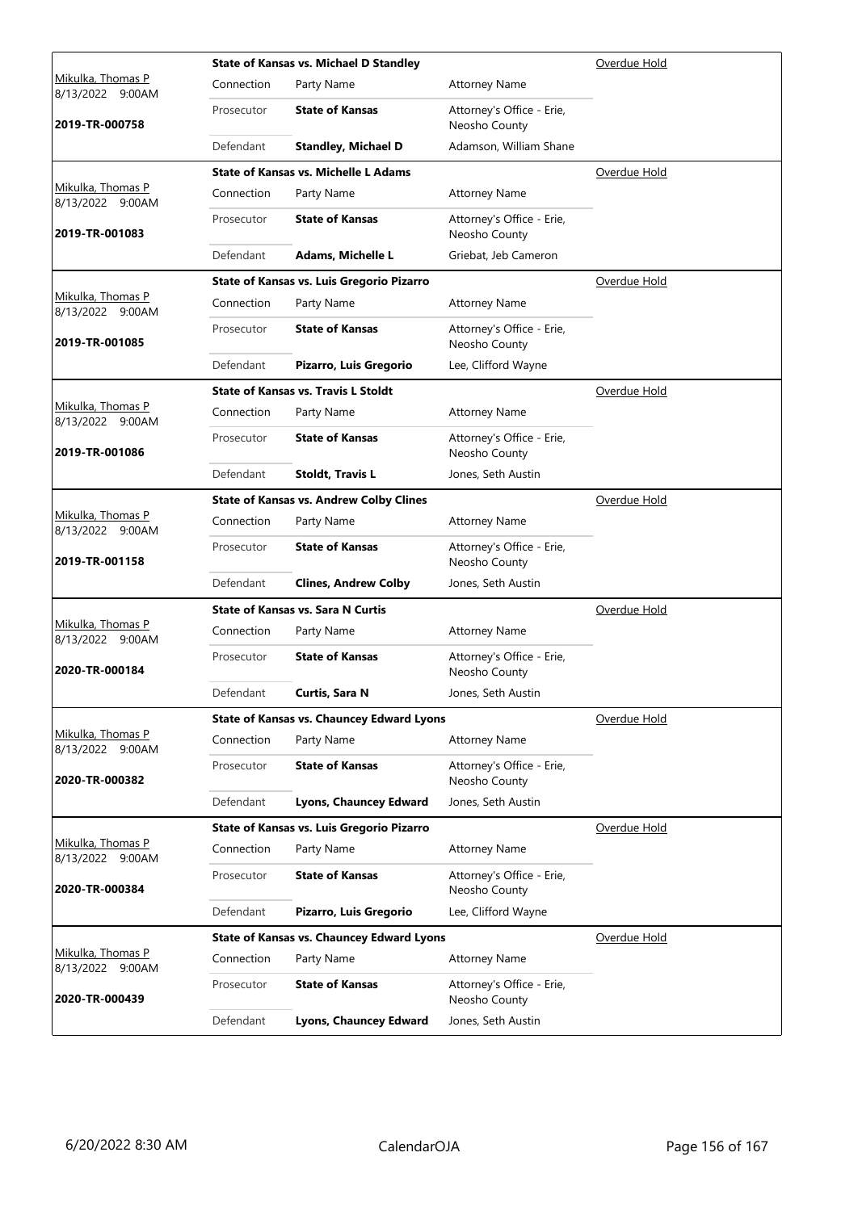| | State of Kansas vs. Michael D Standley | | | Overdue Hold |
|---|---|---|---|---|
| Mikulka, Thomas P 8/13/2022 9:00AM | Connection | Party Name | Attorney Name | |
| 2019-TR-000758 | Prosecutor | **State of Kansas** | Attorney's Office - Erie, Neosho County | |
| | Defendant | **Standley, Michael D** | Adamson, William Shane | |

| | State of Kansas vs. Michelle L Adams | | | Overdue Hold |
|---|---|---|---|---|
| Mikulka, Thomas P 8/13/2022 9:00AM | Connection | Party Name | Attorney Name | |
| 2019-TR-001083 | Prosecutor | **State of Kansas** | Attorney's Office - Erie, Neosho County | |
| | Defendant | **Adams, Michelle L** | Griebat, Jeb Cameron | |

| | State of Kansas vs. Luis Gregorio Pizarro | | | Overdue Hold |
|---|---|---|---|---|
| Mikulka, Thomas P 8/13/2022 9:00AM | Connection | Party Name | Attorney Name | |
| 2019-TR-001085 | Prosecutor | **State of Kansas** | Attorney's Office - Erie, Neosho County | |
| | Defendant | **Pizarro, Luis Gregorio** | Lee, Clifford Wayne | |

| | State of Kansas vs. Travis L Stoldt | | | Overdue Hold |
|---|---|---|---|---|
| Mikulka, Thomas P 8/13/2022 9:00AM | Connection | Party Name | Attorney Name | |
| 2019-TR-001086 | Prosecutor | **State of Kansas** | Attorney's Office - Erie, Neosho County | |
| | Defendant | **Stoldt, Travis L** | Jones, Seth Austin | |

| | State of Kansas vs. Andrew Colby Clines | | | Overdue Hold |
|---|---|---|---|---|
| Mikulka, Thomas P 8/13/2022 9:00AM | Connection | Party Name | Attorney Name | |
| 2019-TR-001158 | Prosecutor | **State of Kansas** | Attorney's Office - Erie, Neosho County | |
| | Defendant | **Clines, Andrew Colby** | Jones, Seth Austin | |

| | State of Kansas vs. Sara N Curtis | | | Overdue Hold |
|---|---|---|---|---|
| Mikulka, Thomas P 8/13/2022 9:00AM | Connection | Party Name | Attorney Name | |
| 2020-TR-000184 | Prosecutor | **State of Kansas** | Attorney's Office - Erie, Neosho County | |
| | Defendant | **Curtis, Sara N** | Jones, Seth Austin | |

| | State of Kansas vs. Chauncey Edward Lyons | | | Overdue Hold |
|---|---|---|---|---|
| Mikulka, Thomas P 8/13/2022 9:00AM | Connection | Party Name | Attorney Name | |
| 2020-TR-000382 | Prosecutor | **State of Kansas** | Attorney's Office - Erie, Neosho County | |
| | Defendant | **Lyons, Chauncey Edward** | Jones, Seth Austin | |

| | State of Kansas vs. Luis Gregorio Pizarro | | | Overdue Hold |
|---|---|---|---|---|
| Mikulka, Thomas P 8/13/2022 9:00AM | Connection | Party Name | Attorney Name | |
| 2020-TR-000384 | Prosecutor | **State of Kansas** | Attorney's Office - Erie, Neosho County | |
| | Defendant | **Pizarro, Luis Gregorio** | Lee, Clifford Wayne | |

| | State of Kansas vs. Chauncey Edward Lyons | | | Overdue Hold |
|---|---|---|---|---|
| Mikulka, Thomas P 8/13/2022 9:00AM | Connection | Party Name | Attorney Name | |
| 2020-TR-000439 | Prosecutor | **State of Kansas** | Attorney's Office - Erie, Neosho County | |
| | Defendant | **Lyons, Chauncey Edward** | Jones, Seth Austin | |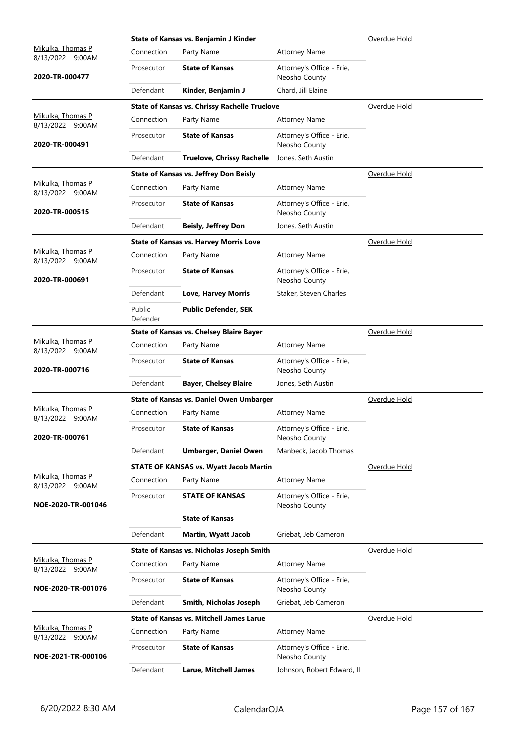| Judge / Date / Case | Case Title / Connection | Party Name | Attorney Name | Status |
|---|---|---|---|---|
| Mikulka, Thomas P<br>8/13/2022 9:00AM<br>**2020-TR-000477** | **State of Kansas vs. Benjamin J Kinder** | | | Overdue Hold |
| | Connection | Party Name | Attorney Name | |
| | Prosecutor | **State of Kansas** | Attorney's Office - Erie, Neosho County | |
| | Defendant | **Kinder, Benjamin J** | Chard, Jill Elaine | |
| Mikulka, Thomas P<br>8/13/2022 9:00AM<br>**2020-TR-000491** | **State of Kansas vs. Chrissy Rachelle Truelove** | | | Overdue Hold |
| | Connection | Party Name | Attorney Name | |
| | Prosecutor | **State of Kansas** | Attorney's Office - Erie, Neosho County | |
| | Defendant | **Truelove, Chrissy Rachelle** | Jones, Seth Austin | |
| Mikulka, Thomas P<br>8/13/2022 9:00AM<br>**2020-TR-000515** | **State of Kansas vs. Jeffrey Don Beisly** | | | Overdue Hold |
| | Connection | Party Name | Attorney Name | |
| | Prosecutor | **State of Kansas** | Attorney's Office - Erie, Neosho County | |
| | Defendant | **Beisly, Jeffrey Don** | Jones, Seth Austin | |
| Mikulka, Thomas P<br>8/13/2022 9:00AM<br>**2020-TR-000691** | **State of Kansas vs. Harvey Morris Love** | | | Overdue Hold |
| | Connection | Party Name | Attorney Name | |
| | Prosecutor | **State of Kansas** | Attorney's Office - Erie, Neosho County | |
| | Defendant | **Love, Harvey Morris** | Staker, Steven Charles | |
| | Public Defender | **Public Defender, SEK** | | |
| Mikulka, Thomas P<br>8/13/2022 9:00AM<br>**2020-TR-000716** | **State of Kansas vs. Chelsey Blaire Bayer** | | | Overdue Hold |
| | Connection | Party Name | Attorney Name | |
| | Prosecutor | **State of Kansas** | Attorney's Office - Erie, Neosho County | |
| | Defendant | **Bayer, Chelsey Blaire** | Jones, Seth Austin | |
| Mikulka, Thomas P<br>8/13/2022 9:00AM<br>**2020-TR-000761** | **State of Kansas vs. Daniel Owen Umbarger** | | | Overdue Hold |
| | Connection | Party Name | Attorney Name | |
| | Prosecutor | **State of Kansas** | Attorney's Office - Erie, Neosho County | |
| | Defendant | **Umbarger, Daniel Owen** | Manbeck, Jacob Thomas | |
| Mikulka, Thomas P<br>8/13/2022 9:00AM<br>**NOE-2020-TR-001046** | **STATE OF KANSAS vs. Wyatt Jacob Martin** | | | Overdue Hold |
| | Connection | Party Name | Attorney Name | |
| | Prosecutor | **STATE OF KANSAS** | Attorney's Office - Erie, Neosho County | |
| | | **State of Kansas** | | |
| | Defendant | **Martin, Wyatt Jacob** | Griebat, Jeb Cameron | |
| Mikulka, Thomas P<br>8/13/2022 9:00AM<br>**NOE-2020-TR-001076** | **State of Kansas vs. Nicholas Joseph Smith** | | | Overdue Hold |
| | Connection | Party Name | Attorney Name | |
| | Prosecutor | **State of Kansas** | Attorney's Office - Erie, Neosho County | |
| | Defendant | **Smith, Nicholas Joseph** | Griebat, Jeb Cameron | |
| Mikulka, Thomas P<br>8/13/2022 9:00AM<br>**NOE-2021-TR-000106** | **State of Kansas vs. Mitchell James Larue** | | | Overdue Hold |
| | Connection | Party Name | Attorney Name | |
| | Prosecutor | **State of Kansas** | Attorney's Office - Erie, Neosho County | |
| | Defendant | **Larue, Mitchell James** | Johnson, Robert Edward, II | |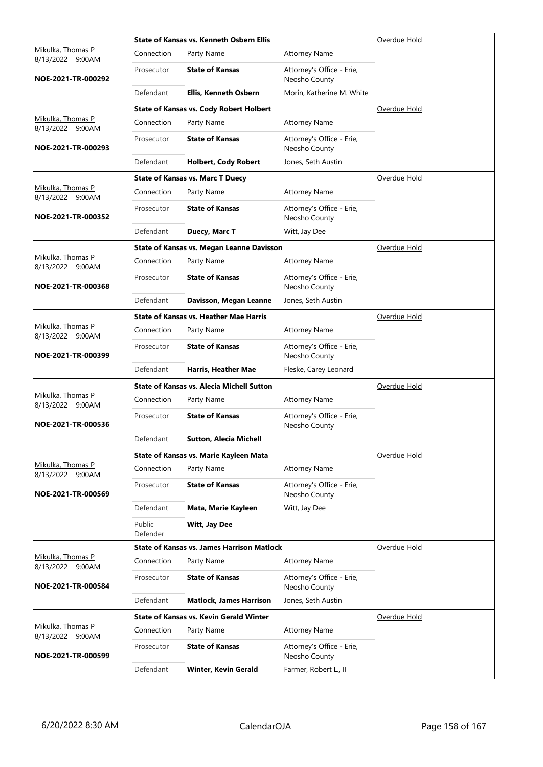| Judge / Date / Case | Case Title | | | Status |
|---|---|---|---|---|
| Mikulka, Thomas P<br>8/13/2022 9:00AM<br>**NOE-2021-TR-000292** | **State of Kansas vs. Kenneth Osbern Ellis** | | | Overdue Hold |
| | Connection | Party Name | Attorney Name | |
| | Prosecutor | **State of Kansas** | Attorney's Office - Erie, Neosho County | |
| | Defendant | **Ellis, Kenneth Osbern** | Morin, Katherine M. White | |
| Mikulka, Thomas P<br>8/13/2022 9:00AM<br>**NOE-2021-TR-000293** | **State of Kansas vs. Cody Robert Holbert** | | | Overdue Hold |
| | Connection | Party Name | Attorney Name | |
| | Prosecutor | **State of Kansas** | Attorney's Office - Erie, Neosho County | |
| | Defendant | **Holbert, Cody Robert** | Jones, Seth Austin | |
| Mikulka, Thomas P<br>8/13/2022 9:00AM<br>**NOE-2021-TR-000352** | **State of Kansas vs. Marc T Duecy** | | | Overdue Hold |
| | Connection | Party Name | Attorney Name | |
| | Prosecutor | **State of Kansas** | Attorney's Office - Erie, Neosho County | |
| | Defendant | **Duecy, Marc T** | Witt, Jay Dee | |
| Mikulka, Thomas P<br>8/13/2022 9:00AM<br>**NOE-2021-TR-000368** | **State of Kansas vs. Megan Leanne Davisson** | | | Overdue Hold |
| | Connection | Party Name | Attorney Name | |
| | Prosecutor | **State of Kansas** | Attorney's Office - Erie, Neosho County | |
| | Defendant | **Davisson, Megan Leanne** | Jones, Seth Austin | |
| Mikulka, Thomas P<br>8/13/2022 9:00AM<br>**NOE-2021-TR-000399** | **State of Kansas vs. Heather Mae Harris** | | | Overdue Hold |
| | Connection | Party Name | Attorney Name | |
| | Prosecutor | **State of Kansas** | Attorney's Office - Erie, Neosho County | |
| | Defendant | **Harris, Heather Mae** | Fleske, Carey Leonard | |
| Mikulka, Thomas P<br>8/13/2022 9:00AM<br>**NOE-2021-TR-000536** | **State of Kansas vs. Alecia Michell Sutton** | | | Overdue Hold |
| | Connection | Party Name | Attorney Name | |
| | Prosecutor | **State of Kansas** | Attorney's Office - Erie, Neosho County | |
| | Defendant | **Sutton, Alecia Michell** | | |
| Mikulka, Thomas P<br>8/13/2022 9:00AM<br>**NOE-2021-TR-000569** | **State of Kansas vs. Marie Kayleen Mata** | | | Overdue Hold |
| | Connection | Party Name | Attorney Name | |
| | Prosecutor | **State of Kansas** | Attorney's Office - Erie, Neosho County | |
| | Defendant | **Mata, Marie Kayleen** | Witt, Jay Dee | |
| | Public Defender | **Witt, Jay Dee** | | |
| Mikulka, Thomas P<br>8/13/2022 9:00AM<br>**NOE-2021-TR-000584** | **State of Kansas vs. James Harrison Matlock** | | | Overdue Hold |
| | Connection | Party Name | Attorney Name | |
| | Prosecutor | **State of Kansas** | Attorney's Office - Erie, Neosho County | |
| | Defendant | **Matlock, James Harrison** | Jones, Seth Austin | |
| Mikulka, Thomas P<br>8/13/2022 9:00AM<br>**NOE-2021-TR-000599** | **State of Kansas vs. Kevin Gerald Winter** | | | Overdue Hold |
| | Connection | Party Name | Attorney Name | |
| | Prosecutor | **State of Kansas** | Attorney's Office - Erie, Neosho County | |
| | Defendant | **Winter, Kevin Gerald** | Farmer, Robert L., II | |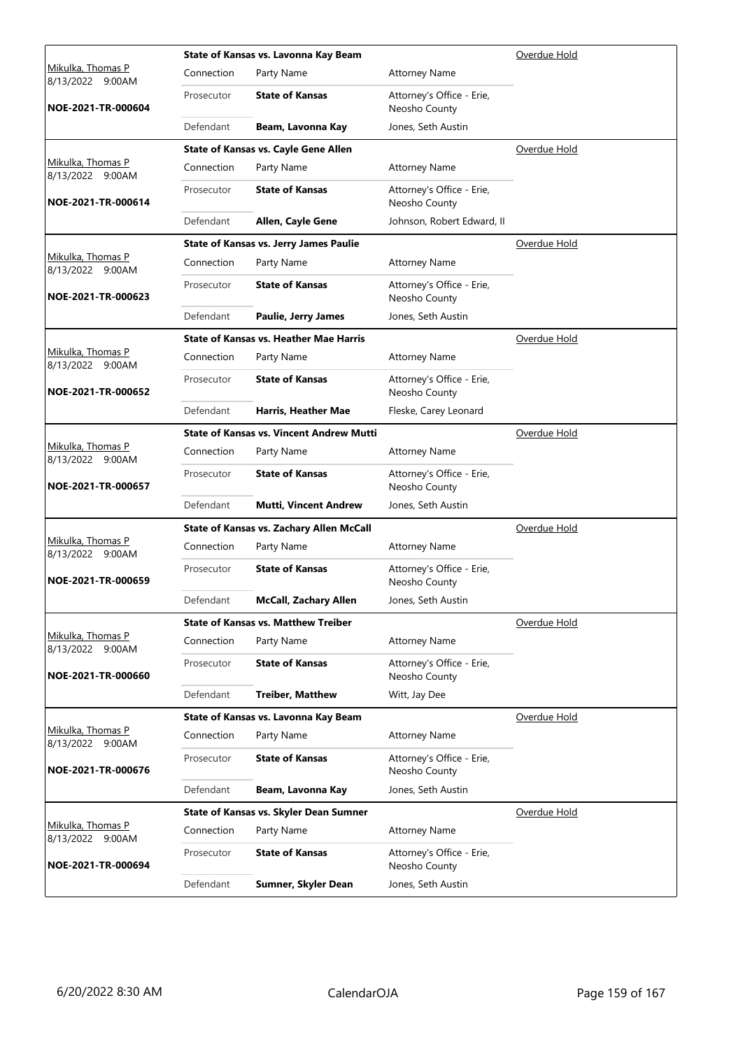| Judge / Date / Case | Case Title | | | Hearing Type |
|---|---|---|---|---|
| Mikulka, Thomas P 8/13/2022 9:00AM **NOE-2021-TR-000604** | **State of Kansas vs. Lavonna Kay Beam** | | | Overdue Hold |
| | Connection | Party Name | Attorney Name | |
| | Prosecutor | **State of Kansas** | Attorney's Office - Erie, Neosho County | |
| | Defendant | **Beam, Lavonna Kay** | Jones, Seth Austin | |
| Mikulka, Thomas P 8/13/2022 9:00AM **NOE-2021-TR-000614** | **State of Kansas vs. Cayle Gene Allen** | | | Overdue Hold |
| | Connection | Party Name | Attorney Name | |
| | Prosecutor | **State of Kansas** | Attorney's Office - Erie, Neosho County | |
| | Defendant | **Allen, Cayle Gene** | Johnson, Robert Edward, II | |
| Mikulka, Thomas P 8/13/2022 9:00AM **NOE-2021-TR-000623** | **State of Kansas vs. Jerry James Paulie** | | | Overdue Hold |
| | Connection | Party Name | Attorney Name | |
| | Prosecutor | **State of Kansas** | Attorney's Office - Erie, Neosho County | |
| | Defendant | **Paulie, Jerry James** | Jones, Seth Austin | |
| Mikulka, Thomas P 8/13/2022 9:00AM **NOE-2021-TR-000652** | **State of Kansas vs. Heather Mae Harris** | | | Overdue Hold |
| | Connection | Party Name | Attorney Name | |
| | Prosecutor | **State of Kansas** | Attorney's Office - Erie, Neosho County | |
| | Defendant | **Harris, Heather Mae** | Fleske, Carey Leonard | |
| Mikulka, Thomas P 8/13/2022 9:00AM **NOE-2021-TR-000657** | **State of Kansas vs. Vincent Andrew Mutti** | | | Overdue Hold |
| | Connection | Party Name | Attorney Name | |
| | Prosecutor | **State of Kansas** | Attorney's Office - Erie, Neosho County | |
| | Defendant | **Mutti, Vincent Andrew** | Jones, Seth Austin | |
| Mikulka, Thomas P 8/13/2022 9:00AM **NOE-2021-TR-000659** | **State of Kansas vs. Zachary Allen McCall** | | | Overdue Hold |
| | Connection | Party Name | Attorney Name | |
| | Prosecutor | **State of Kansas** | Attorney's Office - Erie, Neosho County | |
| | Defendant | **McCall, Zachary Allen** | Jones, Seth Austin | |
| Mikulka, Thomas P 8/13/2022 9:00AM **NOE-2021-TR-000660** | **State of Kansas vs. Matthew Treiber** | | | Overdue Hold |
| | Connection | Party Name | Attorney Name | |
| | Prosecutor | **State of Kansas** | Attorney's Office - Erie, Neosho County | |
| | Defendant | **Treiber, Matthew** | Witt, Jay Dee | |
| Mikulka, Thomas P 8/13/2022 9:00AM **NOE-2021-TR-000676** | **State of Kansas vs. Lavonna Kay Beam** | | | Overdue Hold |
| | Connection | Party Name | Attorney Name | |
| | Prosecutor | **State of Kansas** | Attorney's Office - Erie, Neosho County | |
| | Defendant | **Beam, Lavonna Kay** | Jones, Seth Austin | |
| Mikulka, Thomas P 8/13/2022 9:00AM **NOE-2021-TR-000694** | **State of Kansas vs. Skyler Dean Sumner** | | | Overdue Hold |
| | Connection | Party Name | Attorney Name | |
| | Prosecutor | **State of Kansas** | Attorney's Office - Erie, Neosho County | |
| | Defendant | **Sumner, Skyler Dean** | Jones, Seth Austin | |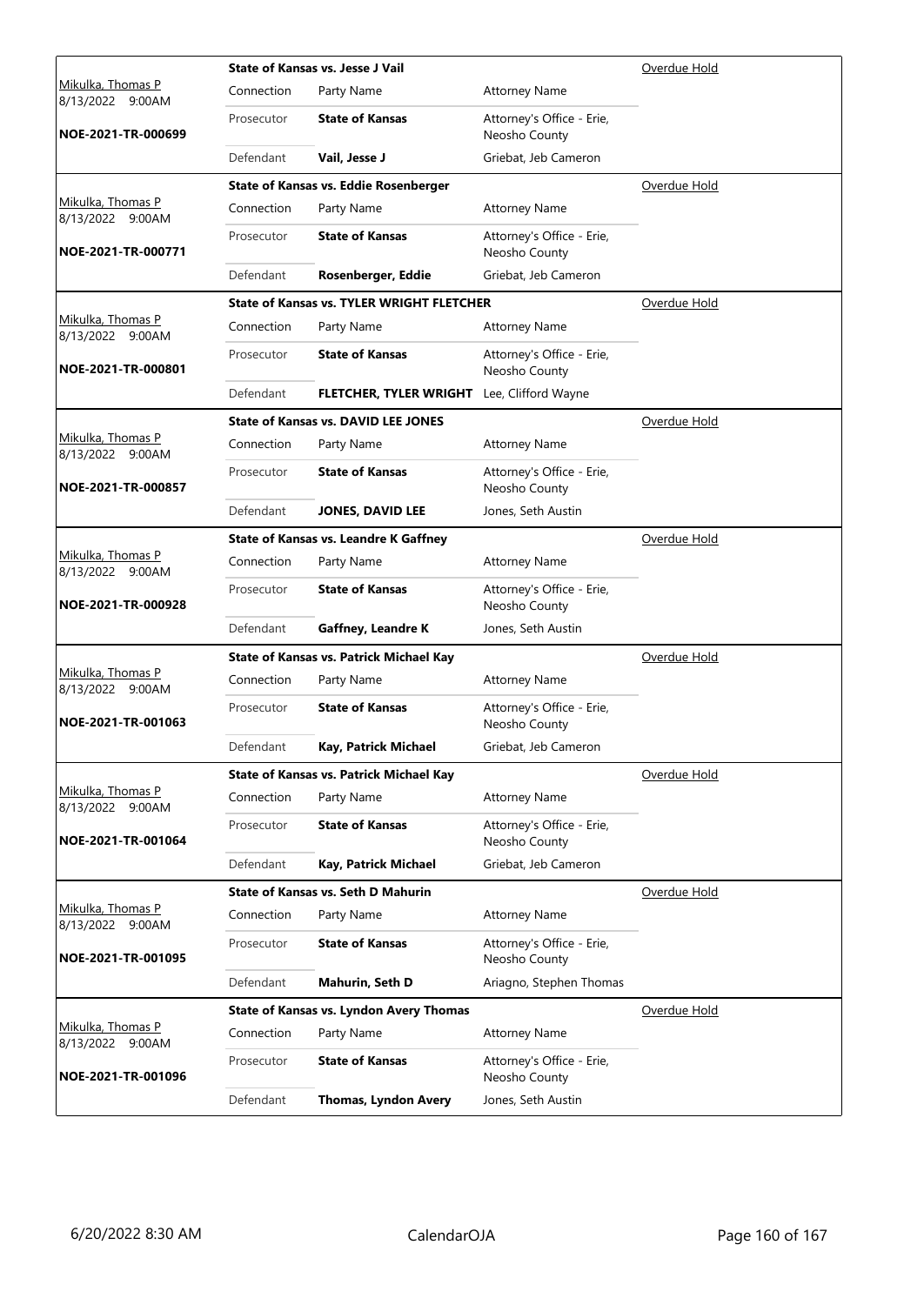| Judge / Date / Case | Case Title | | | Status |
|---|---|---|---|---|
| Mikulka, Thomas P<br>8/13/2022 9:00AM<br>**NOE-2021-TR-000699** | **State of Kansas vs. Jesse J Vail** | | | Overdue Hold |
| | Connection | Party Name | Attorney Name | |
| | Prosecutor | **State of Kansas** | Attorney's Office - Erie, Neosho County | |
| | Defendant | **Vail, Jesse J** | Griebat, Jeb Cameron | |
| Mikulka, Thomas P<br>8/13/2022 9:00AM<br>**NOE-2021-TR-000771** | **State of Kansas vs. Eddie Rosenberger** | | | Overdue Hold |
| | Connection | Party Name | Attorney Name | |
| | Prosecutor | **State of Kansas** | Attorney's Office - Erie, Neosho County | |
| | Defendant | **Rosenberger, Eddie** | Griebat, Jeb Cameron | |
| Mikulka, Thomas P<br>8/13/2022 9:00AM<br>**NOE-2021-TR-000801** | **State of Kansas vs. TYLER WRIGHT FLETCHER** | | | Overdue Hold |
| | Connection | Party Name | Attorney Name | |
| | Prosecutor | **State of Kansas** | Attorney's Office - Erie, Neosho County | |
| | Defendant | **FLETCHER, TYLER WRIGHT** | Lee, Clifford Wayne | |
| Mikulka, Thomas P<br>8/13/2022 9:00AM<br>**NOE-2021-TR-000857** | **State of Kansas vs. DAVID LEE JONES** | | | Overdue Hold |
| | Connection | Party Name | Attorney Name | |
| | Prosecutor | **State of Kansas** | Attorney's Office - Erie, Neosho County | |
| | Defendant | **JONES, DAVID LEE** | Jones, Seth Austin | |
| Mikulka, Thomas P<br>8/13/2022 9:00AM<br>**NOE-2021-TR-000928** | **State of Kansas vs. Leandre K Gaffney** | | | Overdue Hold |
| | Connection | Party Name | Attorney Name | |
| | Prosecutor | **State of Kansas** | Attorney's Office - Erie, Neosho County | |
| | Defendant | **Gaffney, Leandre K** | Jones, Seth Austin | |
| Mikulka, Thomas P<br>8/13/2022 9:00AM<br>**NOE-2021-TR-001063** | **State of Kansas vs. Patrick Michael Kay** | | | Overdue Hold |
| | Connection | Party Name | Attorney Name | |
| | Prosecutor | **State of Kansas** | Attorney's Office - Erie, Neosho County | |
| | Defendant | **Kay, Patrick Michael** | Griebat, Jeb Cameron | |
| Mikulka, Thomas P<br>8/13/2022 9:00AM<br>**NOE-2021-TR-001064** | **State of Kansas vs. Patrick Michael Kay** | | | Overdue Hold |
| | Connection | Party Name | Attorney Name | |
| | Prosecutor | **State of Kansas** | Attorney's Office - Erie, Neosho County | |
| | Defendant | **Kay, Patrick Michael** | Griebat, Jeb Cameron | |
| Mikulka, Thomas P<br>8/13/2022 9:00AM<br>**NOE-2021-TR-001095** | **State of Kansas vs. Seth D Mahurin** | | | Overdue Hold |
| | Connection | Party Name | Attorney Name | |
| | Prosecutor | **State of Kansas** | Attorney's Office - Erie, Neosho County | |
| | Defendant | **Mahurin, Seth D** | Ariagno, Stephen Thomas | |
| Mikulka, Thomas P<br>8/13/2022 9:00AM<br>**NOE-2021-TR-001096** | **State of Kansas vs. Lyndon Avery Thomas** | | | Overdue Hold |
| | Connection | Party Name | Attorney Name | |
| | Prosecutor | **State of Kansas** | Attorney's Office - Erie, Neosho County | |
| | Defendant | **Thomas, Lyndon Avery** | Jones, Seth Austin | |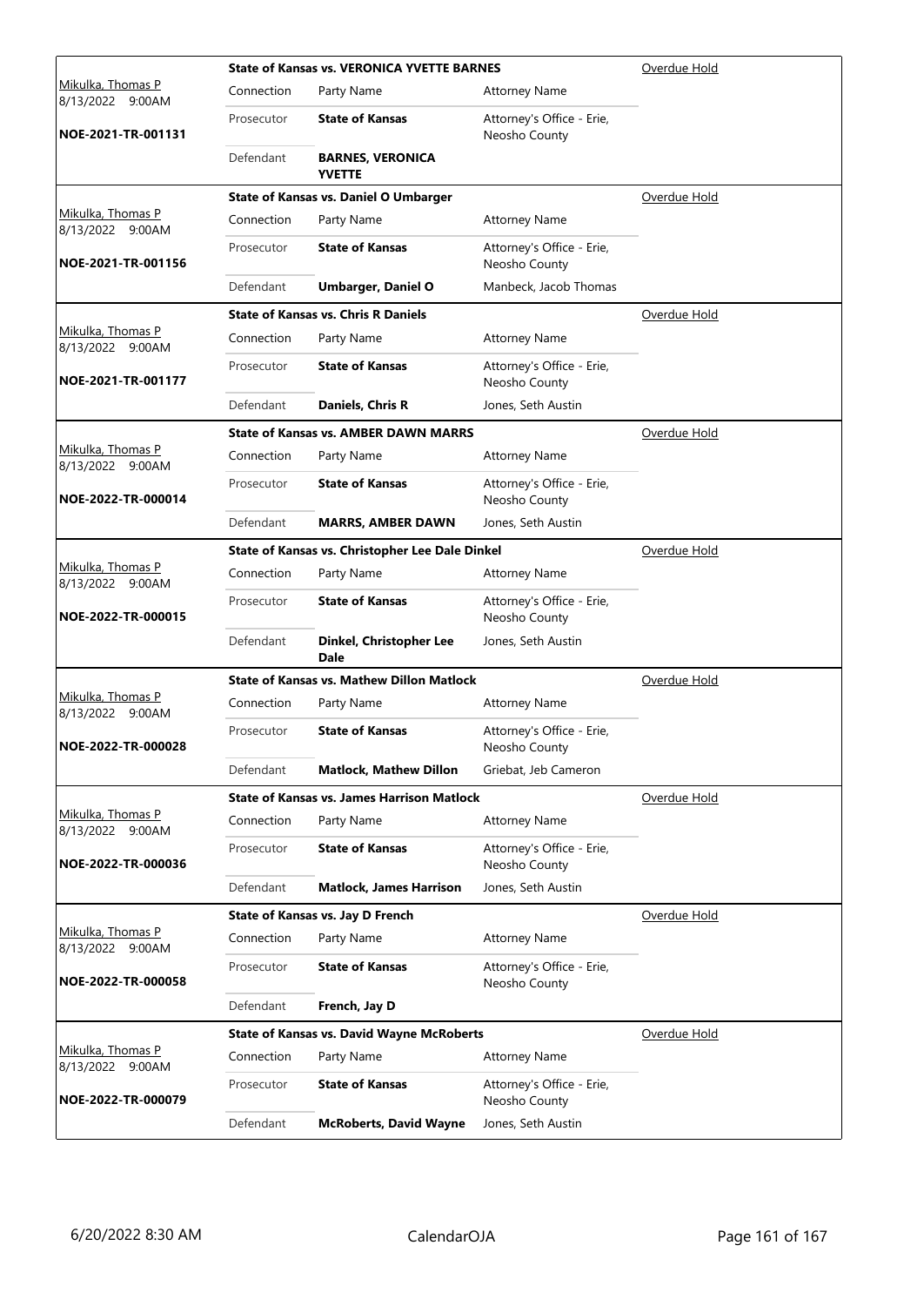| Judge / Date / Case | Connection | Party Name | Attorney Name | Status |
|---|---|---|---|---|
| **State of Kansas vs. VERONICA YVETTE BARNES** | | | | Overdue Hold |
| Mikulka, Thomas P 8/13/2022 9:00AM | Connection | Party Name | Attorney Name | |
| **NOE-2021-TR-001131** | Prosecutor | **State of Kansas** | Attorney's Office - Erie, Neosho County | |
| | Defendant | **BARNES, VERONICA YVETTE** | | |
| **State of Kansas vs. Daniel O Umbarger** | | | | Overdue Hold |
| Mikulka, Thomas P 8/13/2022 9:00AM | Connection | Party Name | Attorney Name | |
| **NOE-2021-TR-001156** | Prosecutor | **State of Kansas** | Attorney's Office - Erie, Neosho County | |
| | Defendant | **Umbarger, Daniel O** | Manbeck, Jacob Thomas | |
| **State of Kansas vs. Chris R Daniels** | | | | Overdue Hold |
| Mikulka, Thomas P 8/13/2022 9:00AM | Connection | Party Name | Attorney Name | |
| **NOE-2021-TR-001177** | Prosecutor | **State of Kansas** | Attorney's Office - Erie, Neosho County | |
| | Defendant | **Daniels, Chris R** | Jones, Seth Austin | |
| **State of Kansas vs. AMBER DAWN MARRS** | | | | Overdue Hold |
| Mikulka, Thomas P 8/13/2022 9:00AM | Connection | Party Name | Attorney Name | |
| **NOE-2022-TR-000014** | Prosecutor | **State of Kansas** | Attorney's Office - Erie, Neosho County | |
| | Defendant | **MARRS, AMBER DAWN** | Jones, Seth Austin | |
| **State of Kansas vs. Christopher Lee Dale Dinkel** | | | | Overdue Hold |
| Mikulka, Thomas P 8/13/2022 9:00AM | Connection | Party Name | Attorney Name | |
| **NOE-2022-TR-000015** | Prosecutor | **State of Kansas** | Attorney's Office - Erie, Neosho County | |
| | Defendant | **Dinkel, Christopher Lee Dale** | Jones, Seth Austin | |
| **State of Kansas vs. Mathew Dillon Matlock** | | | | Overdue Hold |
| Mikulka, Thomas P 8/13/2022 9:00AM | Connection | Party Name | Attorney Name | |
| **NOE-2022-TR-000028** | Prosecutor | **State of Kansas** | Attorney's Office - Erie, Neosho County | |
| | Defendant | **Matlock, Mathew Dillon** | Griebat, Jeb Cameron | |
| **State of Kansas vs. James Harrison Matlock** | | | | Overdue Hold |
| Mikulka, Thomas P 8/13/2022 9:00AM | Connection | Party Name | Attorney Name | |
| **NOE-2022-TR-000036** | Prosecutor | **State of Kansas** | Attorney's Office - Erie, Neosho County | |
| | Defendant | **Matlock, James Harrison** | Jones, Seth Austin | |
| **State of Kansas vs. Jay D French** | | | | Overdue Hold |
| Mikulka, Thomas P 8/13/2022 9:00AM | Connection | Party Name | Attorney Name | |
| **NOE-2022-TR-000058** | Prosecutor | **State of Kansas** | Attorney's Office - Erie, Neosho County | |
| | Defendant | **French, Jay D** | | |
| **State of Kansas vs. David Wayne McRoberts** | | | | Overdue Hold |
| Mikulka, Thomas P 8/13/2022 9:00AM | Connection | Party Name | Attorney Name | |
| **NOE-2022-TR-000079** | Prosecutor | **State of Kansas** | Attorney's Office - Erie, Neosho County | |
| | Defendant | **McRoberts, David Wayne** | Jones, Seth Austin | |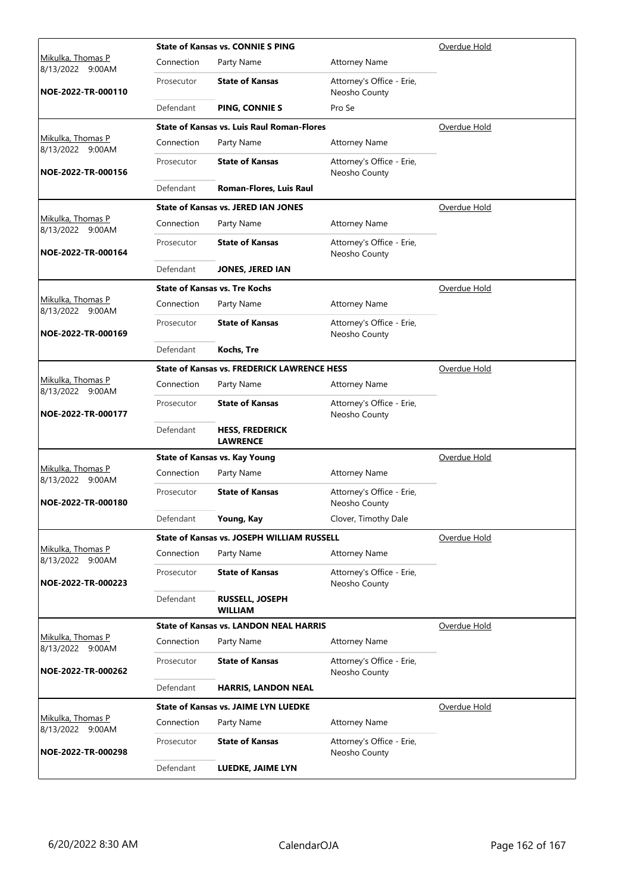| Judge / Date / Case | Case Title | | | Status |
|---|---|---|---|---|
| Mikulka, Thomas P<br>8/13/2022 9:00AM<br>**NOE-2022-TR-000110** | **State of Kansas vs. CONNIE S PING** | | | Overdue Hold |
| | Connection | Party Name | Attorney Name | |
| | Prosecutor | **State of Kansas** | Attorney's Office - Erie, Neosho County | |
| | Defendant | **PING, CONNIE S** | Pro Se | |
| Mikulka, Thomas P<br>8/13/2022 9:00AM<br>**NOE-2022-TR-000156** | **State of Kansas vs. Luis Raul Roman-Flores** | | | Overdue Hold |
| | Connection | Party Name | Attorney Name | |
| | Prosecutor | **State of Kansas** | Attorney's Office - Erie, Neosho County | |
| | Defendant | **Roman-Flores, Luis Raul** | | |
| Mikulka, Thomas P<br>8/13/2022 9:00AM<br>**NOE-2022-TR-000164** | **State of Kansas vs. JERED IAN JONES** | | | Overdue Hold |
| | Connection | Party Name | Attorney Name | |
| | Prosecutor | **State of Kansas** | Attorney's Office - Erie, Neosho County | |
| | Defendant | **JONES, JERED IAN** | | |
| Mikulka, Thomas P<br>8/13/2022 9:00AM<br>**NOE-2022-TR-000169** | **State of Kansas vs. Tre Kochs** | | | Overdue Hold |
| | Connection | Party Name | Attorney Name | |
| | Prosecutor | **State of Kansas** | Attorney's Office - Erie, Neosho County | |
| | Defendant | **Kochs, Tre** | | |
| Mikulka, Thomas P<br>8/13/2022 9:00AM<br>**NOE-2022-TR-000177** | **State of Kansas vs. FREDERICK LAWRENCE HESS** | | | Overdue Hold |
| | Connection | Party Name | Attorney Name | |
| | Prosecutor | **State of Kansas** | Attorney's Office - Erie, Neosho County | |
| | Defendant | **HESS, FREDERICK LAWRENCE** | | |
| Mikulka, Thomas P<br>8/13/2022 9:00AM<br>**NOE-2022-TR-000180** | **State of Kansas vs. Kay Young** | | | Overdue Hold |
| | Connection | Party Name | Attorney Name | |
| | Prosecutor | **State of Kansas** | Attorney's Office - Erie, Neosho County | |
| | Defendant | **Young, Kay** | Clover, Timothy Dale | |
| Mikulka, Thomas P<br>8/13/2022 9:00AM<br>**NOE-2022-TR-000223** | **State of Kansas vs. JOSEPH WILLIAM RUSSELL** | | | Overdue Hold |
| | Connection | Party Name | Attorney Name | |
| | Prosecutor | **State of Kansas** | Attorney's Office - Erie, Neosho County | |
| | Defendant | **RUSSELL, JOSEPH WILLIAM** | | |
| Mikulka, Thomas P<br>8/13/2022 9:00AM<br>**NOE-2022-TR-000262** | **State of Kansas vs. LANDON NEAL HARRIS** | | | Overdue Hold |
| | Connection | Party Name | Attorney Name | |
| | Prosecutor | **State of Kansas** | Attorney's Office - Erie, Neosho County | |
| | Defendant | **HARRIS, LANDON NEAL** | | |
| Mikulka, Thomas P<br>8/13/2022 9:00AM<br>**NOE-2022-TR-000298** | **State of Kansas vs. JAIME LYN LUEDKE** | | | Overdue Hold |
| | Connection | Party Name | Attorney Name | |
| | Prosecutor | **State of Kansas** | Attorney's Office - Erie, Neosho County | |
| | Defendant | **LUEDKE, JAIME LYN** | | |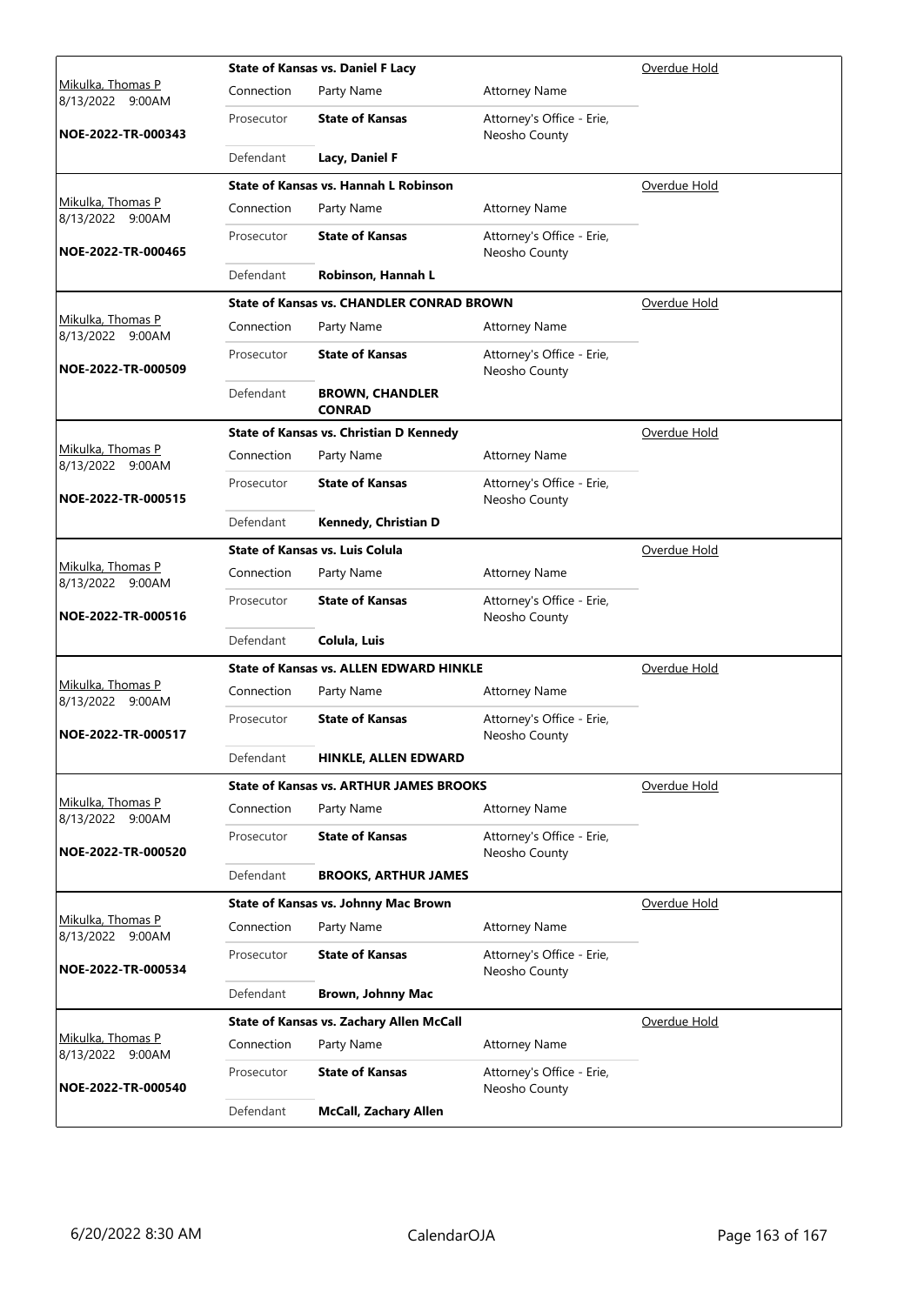| Judge / Date / Case | Case Title | | | Status |
|---|---|---|---|---|
| Mikulka, Thomas P 8/13/2022 9:00AM | **State of Kansas vs. Daniel F Lacy** | | | Overdue Hold |
| | Connection | Party Name | Attorney Name | |
| **NOE-2022-TR-000343** | Prosecutor | **State of Kansas** | Attorney's Office - Erie, Neosho County | |
| | Defendant | **Lacy, Daniel F** | | |
| Mikulka, Thomas P 8/13/2022 9:00AM | **State of Kansas vs. Hannah L Robinson** | | | Overdue Hold |
| | Connection | Party Name | Attorney Name | |
| **NOE-2022-TR-000465** | Prosecutor | **State of Kansas** | Attorney's Office - Erie, Neosho County | |
| | Defendant | **Robinson, Hannah L** | | |
| Mikulka, Thomas P 8/13/2022 9:00AM | **State of Kansas vs. CHANDLER CONRAD BROWN** | | | Overdue Hold |
| | Connection | Party Name | Attorney Name | |
| **NOE-2022-TR-000509** | Prosecutor | **State of Kansas** | Attorney's Office - Erie, Neosho County | |
| | Defendant | **BROWN, CHANDLER CONRAD** | | |
| Mikulka, Thomas P 8/13/2022 9:00AM | **State of Kansas vs. Christian D Kennedy** | | | Overdue Hold |
| | Connection | Party Name | Attorney Name | |
| **NOE-2022-TR-000515** | Prosecutor | **State of Kansas** | Attorney's Office - Erie, Neosho County | |
| | Defendant | **Kennedy, Christian D** | | |
| Mikulka, Thomas P 8/13/2022 9:00AM | **State of Kansas vs. Luis Colula** | | | Overdue Hold |
| | Connection | Party Name | Attorney Name | |
| **NOE-2022-TR-000516** | Prosecutor | **State of Kansas** | Attorney's Office - Erie, Neosho County | |
| | Defendant | **Colula, Luis** | | |
| Mikulka, Thomas P 8/13/2022 9:00AM | **State of Kansas vs. ALLEN EDWARD HINKLE** | | | Overdue Hold |
| | Connection | Party Name | Attorney Name | |
| **NOE-2022-TR-000517** | Prosecutor | **State of Kansas** | Attorney's Office - Erie, Neosho County | |
| | Defendant | **HINKLE, ALLEN EDWARD** | | |
| Mikulka, Thomas P 8/13/2022 9:00AM | **State of Kansas vs. ARTHUR JAMES BROOKS** | | | Overdue Hold |
| | Connection | Party Name | Attorney Name | |
| **NOE-2022-TR-000520** | Prosecutor | **State of Kansas** | Attorney's Office - Erie, Neosho County | |
| | Defendant | **BROOKS, ARTHUR JAMES** | | |
| Mikulka, Thomas P 8/13/2022 9:00AM | **State of Kansas vs. Johnny Mac Brown** | | | Overdue Hold |
| | Connection | Party Name | Attorney Name | |
| **NOE-2022-TR-000534** | Prosecutor | **State of Kansas** | Attorney's Office - Erie, Neosho County | |
| | Defendant | **Brown, Johnny Mac** | | |
| Mikulka, Thomas P 8/13/2022 9:00AM | **State of Kansas vs. Zachary Allen McCall** | | | Overdue Hold |
| | Connection | Party Name | Attorney Name | |
| **NOE-2022-TR-000540** | Prosecutor | **State of Kansas** | Attorney's Office - Erie, Neosho County | |
| | Defendant | **McCall, Zachary Allen** | | |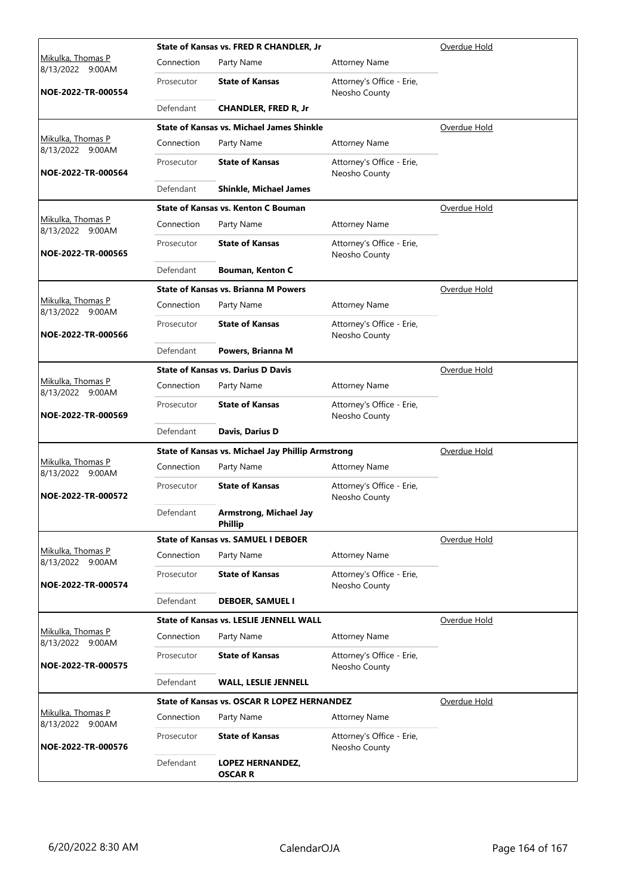| Judge / Date / Case | Connection | Party Name | Attorney Name | Status |
|---|---|---|---|---|
| Mikulka, Thomas P 8/13/2022 9:00AM NOE-2022-TR-000554 | **State of Kansas vs. FRED R CHANDLER, Jr** | | | Overdue Hold |
| | Connection | Party Name | Attorney Name | |
| | Prosecutor | **State of Kansas** | Attorney's Office - Erie, Neosho County | |
| | Defendant | **CHANDLER, FRED R, Jr** | | |
| Mikulka, Thomas P 8/13/2022 9:00AM NOE-2022-TR-000564 | **State of Kansas vs. Michael James Shinkle** | | | Overdue Hold |
| | Connection | Party Name | Attorney Name | |
| | Prosecutor | **State of Kansas** | Attorney's Office - Erie, Neosho County | |
| | Defendant | **Shinkle, Michael James** | | |
| Mikulka, Thomas P 8/13/2022 9:00AM NOE-2022-TR-000565 | **State of Kansas vs. Kenton C Bouman** | | | Overdue Hold |
| | Connection | Party Name | Attorney Name | |
| | Prosecutor | **State of Kansas** | Attorney's Office - Erie, Neosho County | |
| | Defendant | **Bouman, Kenton C** | | |
| Mikulka, Thomas P 8/13/2022 9:00AM NOE-2022-TR-000566 | **State of Kansas vs. Brianna M Powers** | | | Overdue Hold |
| | Connection | Party Name | Attorney Name | |
| | Prosecutor | **State of Kansas** | Attorney's Office - Erie, Neosho County | |
| | Defendant | **Powers, Brianna M** | | |
| Mikulka, Thomas P 8/13/2022 9:00AM NOE-2022-TR-000569 | **State of Kansas vs. Darius D Davis** | | | Overdue Hold |
| | Connection | Party Name | Attorney Name | |
| | Prosecutor | **State of Kansas** | Attorney's Office - Erie, Neosho County | |
| | Defendant | **Davis, Darius D** | | |
| Mikulka, Thomas P 8/13/2022 9:00AM NOE-2022-TR-000572 | **State of Kansas vs. Michael Jay Phillip Armstrong** | | | Overdue Hold |
| | Connection | Party Name | Attorney Name | |
| | Prosecutor | **State of Kansas** | Attorney's Office - Erie, Neosho County | |
| | Defendant | **Armstrong, Michael Jay Phillip** | | |
| Mikulka, Thomas P 8/13/2022 9:00AM NOE-2022-TR-000574 | **State of Kansas vs. SAMUEL I DEBOER** | | | Overdue Hold |
| | Connection | Party Name | Attorney Name | |
| | Prosecutor | **State of Kansas** | Attorney's Office - Erie, Neosho County | |
| | Defendant | **DEBOER, SAMUEL I** | | |
| Mikulka, Thomas P 8/13/2022 9:00AM NOE-2022-TR-000575 | **State of Kansas vs. LESLIE JENNELL WALL** | | | Overdue Hold |
| | Connection | Party Name | Attorney Name | |
| | Prosecutor | **State of Kansas** | Attorney's Office - Erie, Neosho County | |
| | Defendant | **WALL, LESLIE JENNELL** | | |
| Mikulka, Thomas P 8/13/2022 9:00AM NOE-2022-TR-000576 | **State of Kansas vs. OSCAR R LOPEZ HERNANDEZ** | | | Overdue Hold |
| | Connection | Party Name | Attorney Name | |
| | Prosecutor | **State of Kansas** | Attorney's Office - Erie, Neosho County | |
| | Defendant | **LOPEZ HERNANDEZ, OSCAR R** | | |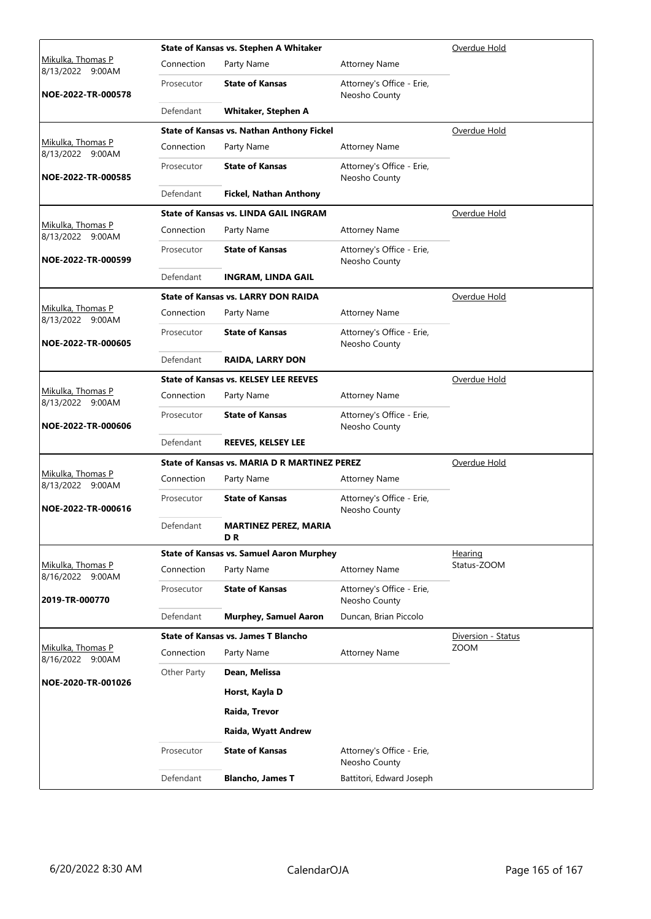| Judge / Date / Case | Case Title | | | Type |
|---|---|---|---|---|
| Mikulka, Thomas P 8/13/2022 9:00AM **NOE-2022-TR-000578** | **State of Kansas vs. Stephen A Whitaker** | | | Overdue Hold |
| | Connection | Party Name | Attorney Name | |
| | Prosecutor | **State of Kansas** | Attorney's Office - Erie, Neosho County | |
| | Defendant | **Whitaker, Stephen A** | | |
| Mikulka, Thomas P 8/13/2022 9:00AM **NOE-2022-TR-000585** | **State of Kansas vs. Nathan Anthony Fickel** | | | Overdue Hold |
| | Connection | Party Name | Attorney Name | |
| | Prosecutor | **State of Kansas** | Attorney's Office - Erie, Neosho County | |
| | Defendant | **Fickel, Nathan Anthony** | | |
| Mikulka, Thomas P 8/13/2022 9:00AM **NOE-2022-TR-000599** | **State of Kansas vs. LINDA GAIL INGRAM** | | | Overdue Hold |
| | Connection | Party Name | Attorney Name | |
| | Prosecutor | **State of Kansas** | Attorney's Office - Erie, Neosho County | |
| | Defendant | **INGRAM, LINDA GAIL** | | |
| Mikulka, Thomas P 8/13/2022 9:00AM **NOE-2022-TR-000605** | **State of Kansas vs. LARRY DON RAIDA** | | | Overdue Hold |
| | Connection | Party Name | Attorney Name | |
| | Prosecutor | **State of Kansas** | Attorney's Office - Erie, Neosho County | |
| | Defendant | **RAIDA, LARRY DON** | | |
| Mikulka, Thomas P 8/13/2022 9:00AM **NOE-2022-TR-000606** | **State of Kansas vs. KELSEY LEE REEVES** | | | Overdue Hold |
| | Connection | Party Name | Attorney Name | |
| | Prosecutor | **State of Kansas** | Attorney's Office - Erie, Neosho County | |
| | Defendant | **REEVES, KELSEY LEE** | | |
| Mikulka, Thomas P 8/13/2022 9:00AM **NOE-2022-TR-000616** | **State of Kansas vs. MARIA D R MARTINEZ PEREZ** | | | Overdue Hold |
| | Connection | Party Name | Attorney Name | |
| | Prosecutor | **State of Kansas** | Attorney's Office - Erie, Neosho County | |
| | Defendant | **MARTINEZ PEREZ, MARIA D R** | | |
| Mikulka, Thomas P 8/16/2022 9:00AM **2019-TR-000770** | **State of Kansas vs. Samuel Aaron Murphey** | | | Hearing Status-ZOOM |
| | Connection | Party Name | Attorney Name | |
| | Prosecutor | **State of Kansas** | Attorney's Office - Erie, Neosho County | |
| | Defendant | **Murphey, Samuel Aaron** | Duncan, Brian Piccolo | |
| Mikulka, Thomas P 8/16/2022 9:00AM **NOE-2020-TR-001026** | **State of Kansas vs. James T Blancho** | | | Diversion - Status ZOOM |
| | Connection | Party Name | Attorney Name | |
| | Other Party | **Dean, Melissa** | | |
| | | **Horst, Kayla D** | | |
| | | **Raida, Trevor** | | |
| | | **Raida, Wyatt Andrew** | | |
| | Prosecutor | **State of Kansas** | Attorney's Office - Erie, Neosho County | |
| | Defendant | **Blancho, James T** | Battitori, Edward Joseph | |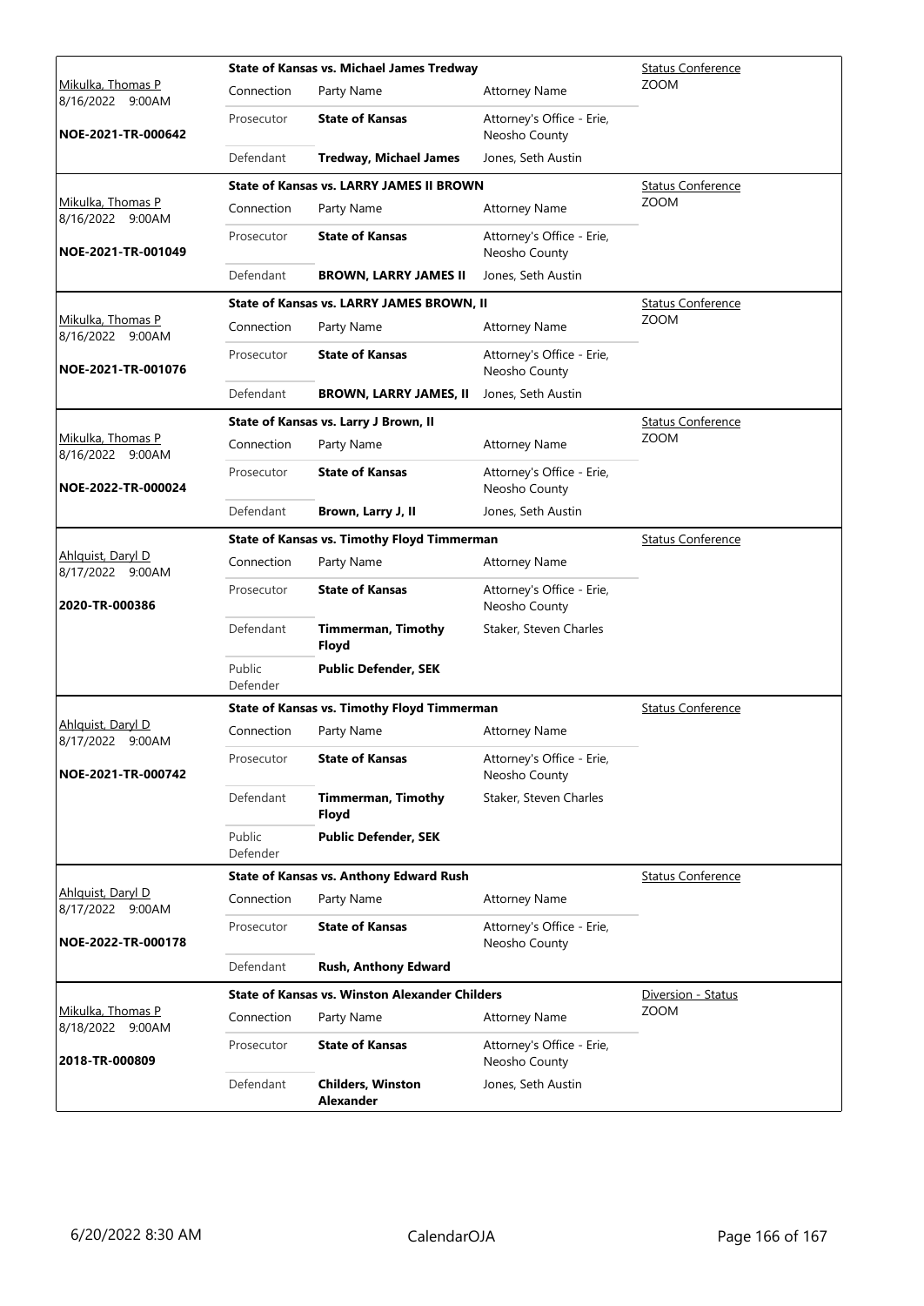| Judge / Date / Case | Case Title / Connection | Party Name | Attorney Name | Hearing Type / Location |
|---|---|---|---|---|
| Mikulka, Thomas P<br>8/16/2022 9:00AM<br>**NOE-2021-TR-000642** | **State of Kansas vs. Michael James Tredway** | | | Status Conference<br>ZOOM |
| | Connection | Party Name | Attorney Name | |
| | Prosecutor | **State of Kansas** | Attorney's Office - Erie, Neosho County | |
| | Defendant | **Tredway, Michael James** | Jones, Seth Austin | |
| Mikulka, Thomas P<br>8/16/2022 9:00AM<br>**NOE-2021-TR-001049** | **State of Kansas vs. LARRY JAMES II BROWN** | | | Status Conference<br>ZOOM |
| | Connection | Party Name | Attorney Name | |
| | Prosecutor | **State of Kansas** | Attorney's Office - Erie, Neosho County | |
| | Defendant | **BROWN, LARRY JAMES II** | Jones, Seth Austin | |
| Mikulka, Thomas P<br>8/16/2022 9:00AM<br>**NOE-2021-TR-001076** | **State of Kansas vs. LARRY JAMES BROWN, II** | | | Status Conference<br>ZOOM |
| | Connection | Party Name | Attorney Name | |
| | Prosecutor | **State of Kansas** | Attorney's Office - Erie, Neosho County | |
| | Defendant | **BROWN, LARRY JAMES, II** | Jones, Seth Austin | |
| Mikulka, Thomas P<br>8/16/2022 9:00AM<br>**NOE-2022-TR-000024** | **State of Kansas vs. Larry J Brown, II** | | | Status Conference<br>ZOOM |
| | Connection | Party Name | Attorney Name | |
| | Prosecutor | **State of Kansas** | Attorney's Office - Erie, Neosho County | |
| | Defendant | **Brown, Larry J, II** | Jones, Seth Austin | |
| Ahlquist, Daryl D<br>8/17/2022 9:00AM<br>**2020-TR-000386** | **State of Kansas vs. Timothy Floyd Timmerman** | | | Status Conference |
| | Connection | Party Name | Attorney Name | |
| | Prosecutor | **State of Kansas** | Attorney's Office - Erie, Neosho County | |
| | Defendant | **Timmerman, Timothy Floyd** | Staker, Steven Charles | |
| | Public Defender | **Public Defender, SEK** | | |
| Ahlquist, Daryl D<br>8/17/2022 9:00AM<br>**NOE-2021-TR-000742** | **State of Kansas vs. Timothy Floyd Timmerman** | | | Status Conference |
| | Connection | Party Name | Attorney Name | |
| | Prosecutor | **State of Kansas** | Attorney's Office - Erie, Neosho County | |
| | Defendant | **Timmerman, Timothy Floyd** | Staker, Steven Charles | |
| | Public Defender | **Public Defender, SEK** | | |
| Ahlquist, Daryl D<br>8/17/2022 9:00AM<br>**NOE-2022-TR-000178** | **State of Kansas vs. Anthony Edward Rush** | | | Status Conference |
| | Connection | Party Name | Attorney Name | |
| | Prosecutor | **State of Kansas** | Attorney's Office - Erie, Neosho County | |
| | Defendant | **Rush, Anthony Edward** | | |
| Mikulka, Thomas P<br>8/18/2022 9:00AM<br>**2018-TR-000809** | **State of Kansas vs. Winston Alexander Childers** | | | Diversion - Status<br>ZOOM |
| | Connection | Party Name | Attorney Name | |
| | Prosecutor | **State of Kansas** | Attorney's Office - Erie, Neosho County | |
| | Defendant | **Childers, Winston Alexander** | Jones, Seth Austin | |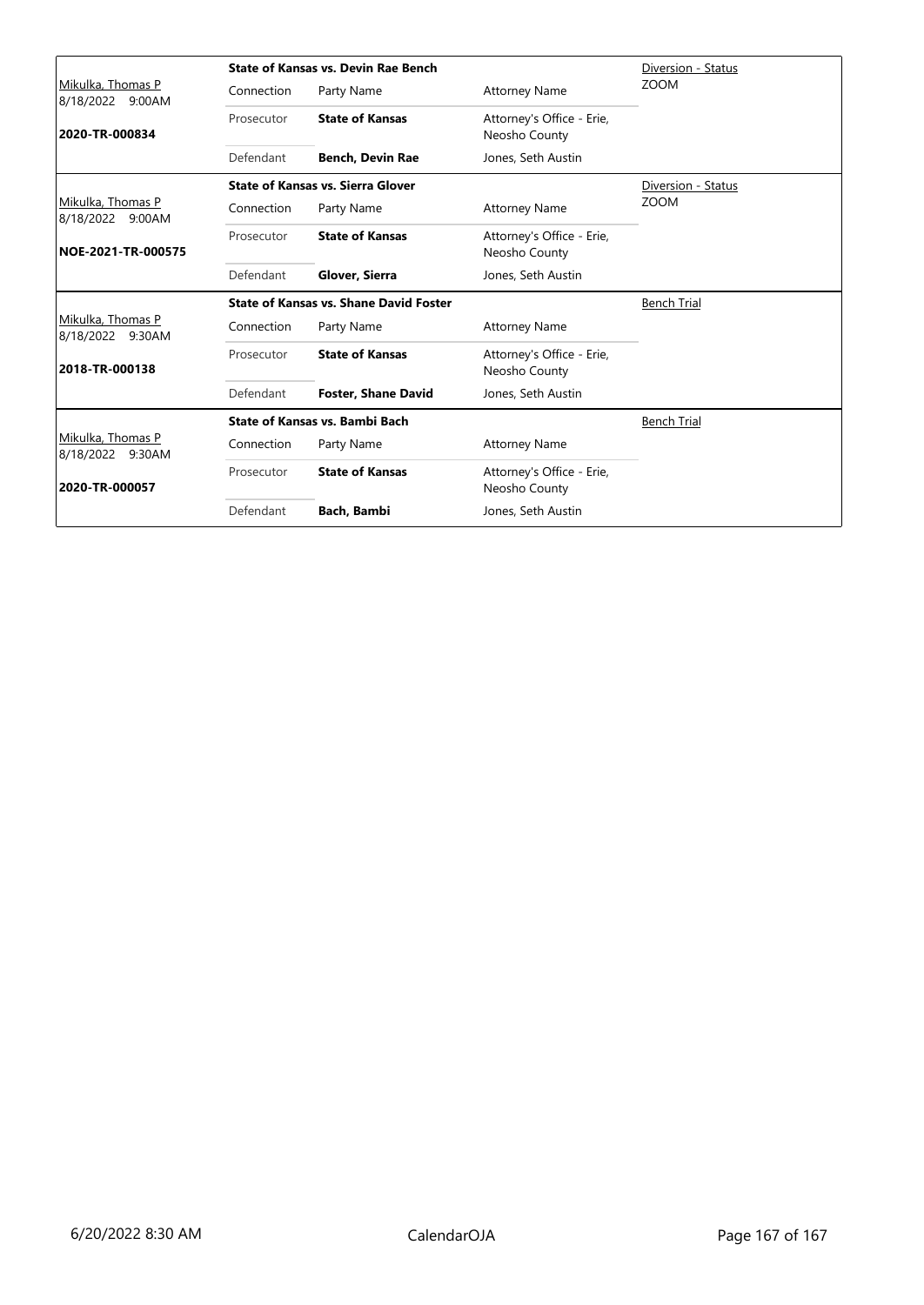| | | | | |
|---|---|---|---|---|
| Mikulka, Thomas P 8/18/2022 9:00AM **2020-TR-000834** | **State of Kansas vs. Devin Rae Bench** | | | Diversion - Status ZOOM |
| | Connection | Party Name | Attorney Name | |
| | Prosecutor | **State of Kansas** | Attorney's Office - Erie, Neosho County | |
| | Defendant | **Bench, Devin Rae** | Jones, Seth Austin | |
| Mikulka, Thomas P 8/18/2022 9:00AM **NOE-2021-TR-000575** | **State of Kansas vs. Sierra Glover** | | | Diversion - Status ZOOM |
| | Connection | Party Name | Attorney Name | |
| | Prosecutor | **State of Kansas** | Attorney's Office - Erie, Neosho County | |
| | Defendant | **Glover, Sierra** | Jones, Seth Austin | |
| Mikulka, Thomas P 8/18/2022 9:30AM **2018-TR-000138** | **State of Kansas vs. Shane David Foster** | | | Bench Trial |
| | Connection | Party Name | Attorney Name | |
| | Prosecutor | **State of Kansas** | Attorney's Office - Erie, Neosho County | |
| | Defendant | **Foster, Shane David** | Jones, Seth Austin | |
| Mikulka, Thomas P 8/18/2022 9:30AM **2020-TR-000057** | **State of Kansas vs. Bambi Bach** | | | Bench Trial |
| | Connection | Party Name | Attorney Name | |
| | Prosecutor | **State of Kansas** | Attorney's Office - Erie, Neosho County | |
| | Defendant | **Bach, Bambi** | Jones, Seth Austin | |